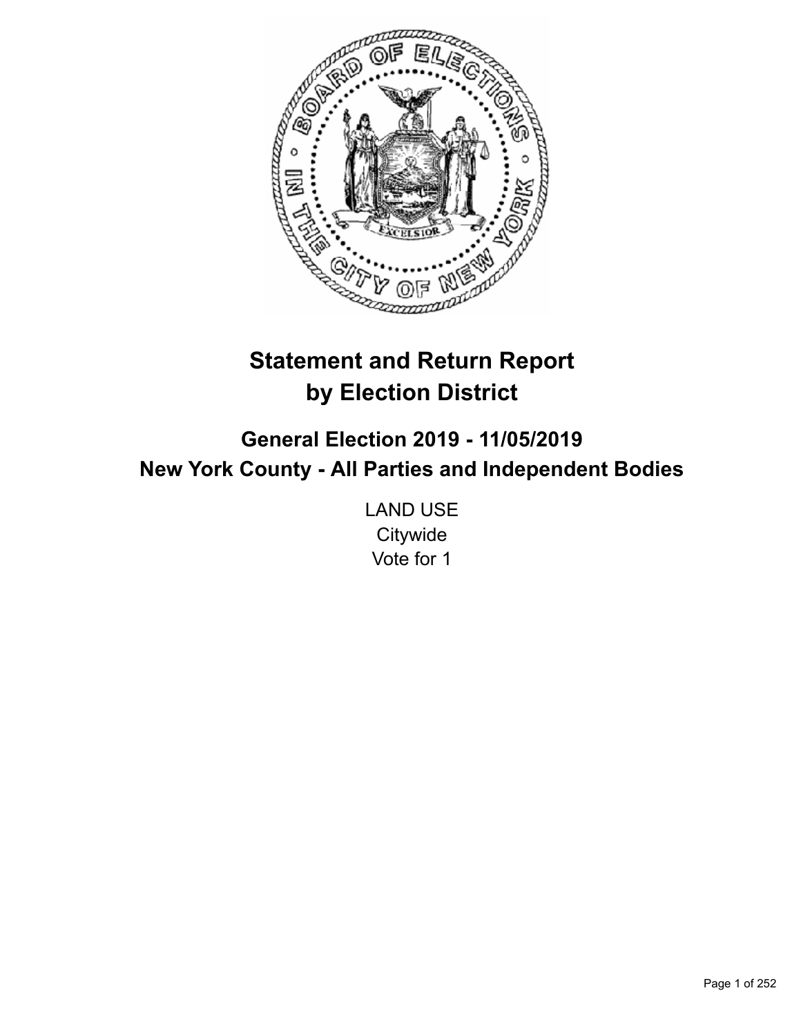# Statement and Return Report by Election District

## General Election 2019 - 11/05/2019

## New York County - All Parties and Independent Bodies

LAND USE
Citywide
Vote for 1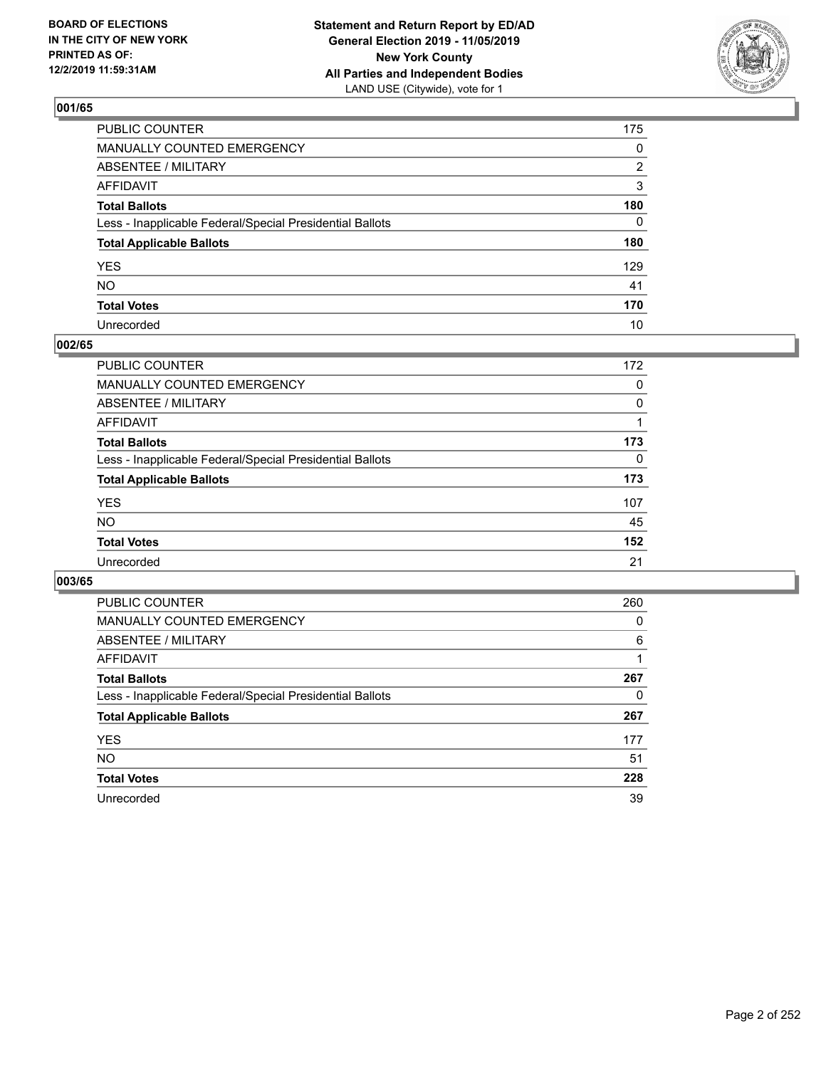BOARD OF ELECTIONS
IN THE CITY OF NEW YORK
PRINTED AS OF:
12/2/2019 11:59:31AM

**Statement and Return Report by ED/AD**
**General Election 2019 - 11/05/2019**
**New York County**
**All Parties and Independent Bodies**
LAND USE (Citywide), vote for 1

## 001/65

| | |
|---|---|
| PUBLIC COUNTER | 175 |
| MANUALLY COUNTED EMERGENCY | 0 |
| ABSENTEE / MILITARY | 2 |
| AFFIDAVIT | 3 |
| **Total Ballots** | **180** |
| Less - Inapplicable Federal/Special Presidential Ballots | 0 |
| **Total Applicable Ballots** | **180** |
| YES | 129 |
| NO | 41 |
| **Total Votes** | **170** |
| Unrecorded | 10 |

## 002/65

| | |
|---|---|
| PUBLIC COUNTER | 172 |
| MANUALLY COUNTED EMERGENCY | 0 |
| ABSENTEE / MILITARY | 0 |
| AFFIDAVIT | 1 |
| **Total Ballots** | **173** |
| Less - Inapplicable Federal/Special Presidential Ballots | 0 |
| **Total Applicable Ballots** | **173** |
| YES | 107 |
| NO | 45 |
| **Total Votes** | **152** |
| Unrecorded | 21 |

## 003/65

| | |
|---|---|
| PUBLIC COUNTER | 260 |
| MANUALLY COUNTED EMERGENCY | 0 |
| ABSENTEE / MILITARY | 6 |
| AFFIDAVIT | 1 |
| **Total Ballots** | **267** |
| Less - Inapplicable Federal/Special Presidential Ballots | 0 |
| **Total Applicable Ballots** | **267** |
| YES | 177 |
| NO | 51 |
| **Total Votes** | **228** |
| Unrecorded | 39 |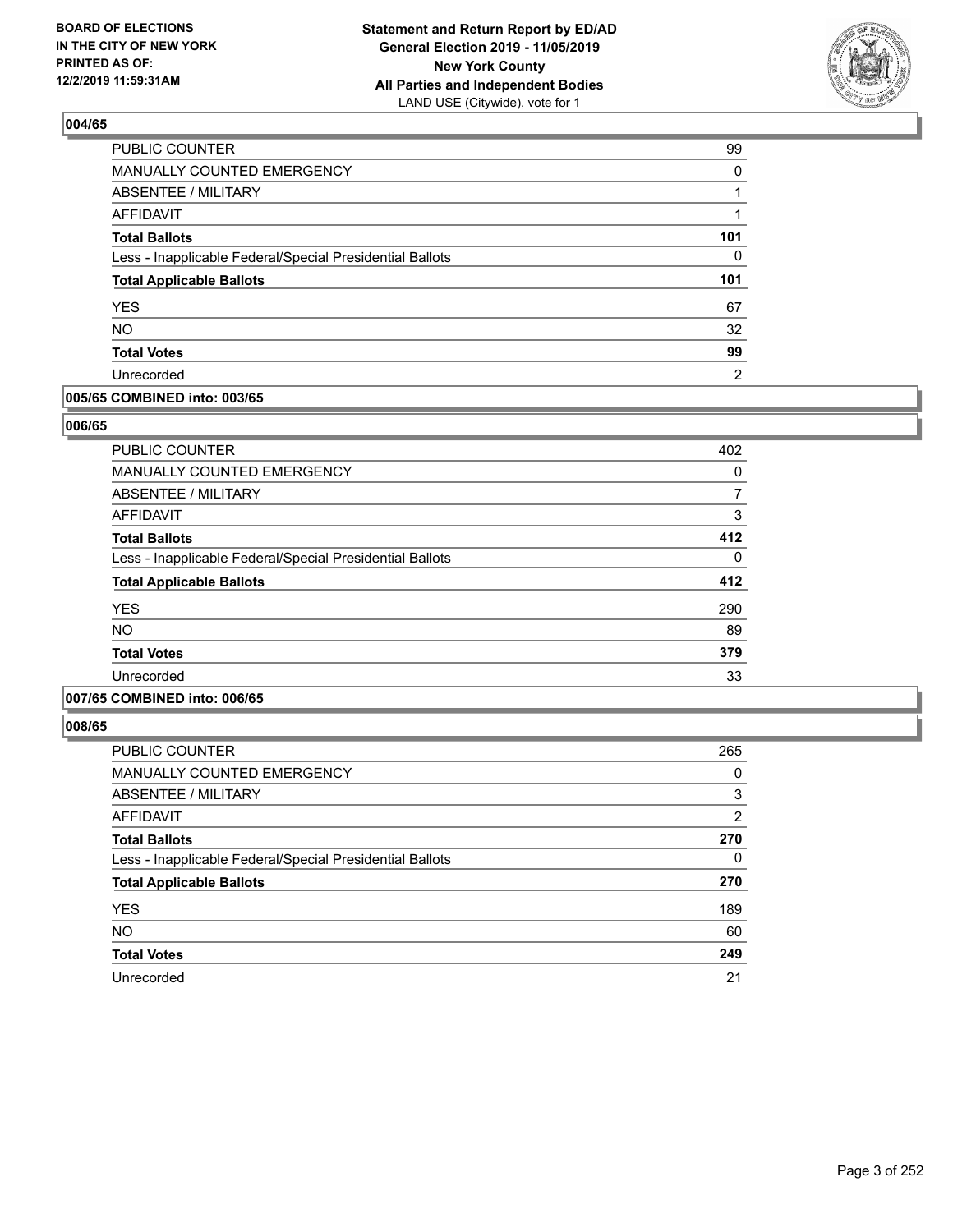## 004/65

| | |
|---|---|
| PUBLIC COUNTER | 99 |
| MANUALLY COUNTED EMERGENCY | 0 |
| ABSENTEE / MILITARY | 1 |
| AFFIDAVIT | 1 |
| **Total Ballots** | **101** |
| Less - Inapplicable Federal/Special Presidential Ballots | 0 |
| **Total Applicable Ballots** | **101** |
| YES | 67 |
| NO | 32 |
| **Total Votes** | **99** |
| Unrecorded | 2 |

## 005/65 COMBINED into: 003/65

## 006/65

| | |
|---|---|
| PUBLIC COUNTER | 402 |
| MANUALLY COUNTED EMERGENCY | 0 |
| ABSENTEE / MILITARY | 7 |
| AFFIDAVIT | 3 |
| **Total Ballots** | **412** |
| Less - Inapplicable Federal/Special Presidential Ballots | 0 |
| **Total Applicable Ballots** | **412** |
| YES | 290 |
| NO | 89 |
| **Total Votes** | **379** |
| Unrecorded | 33 |

## 007/65 COMBINED into: 006/65

## 008/65

| | |
|---|---|
| PUBLIC COUNTER | 265 |
| MANUALLY COUNTED EMERGENCY | 0 |
| ABSENTEE / MILITARY | 3 |
| AFFIDAVIT | 2 |
| **Total Ballots** | **270** |
| Less - Inapplicable Federal/Special Presidential Ballots | 0 |
| **Total Applicable Ballots** | **270** |
| YES | 189 |
| NO | 60 |
| **Total Votes** | **249** |
| Unrecorded | 21 |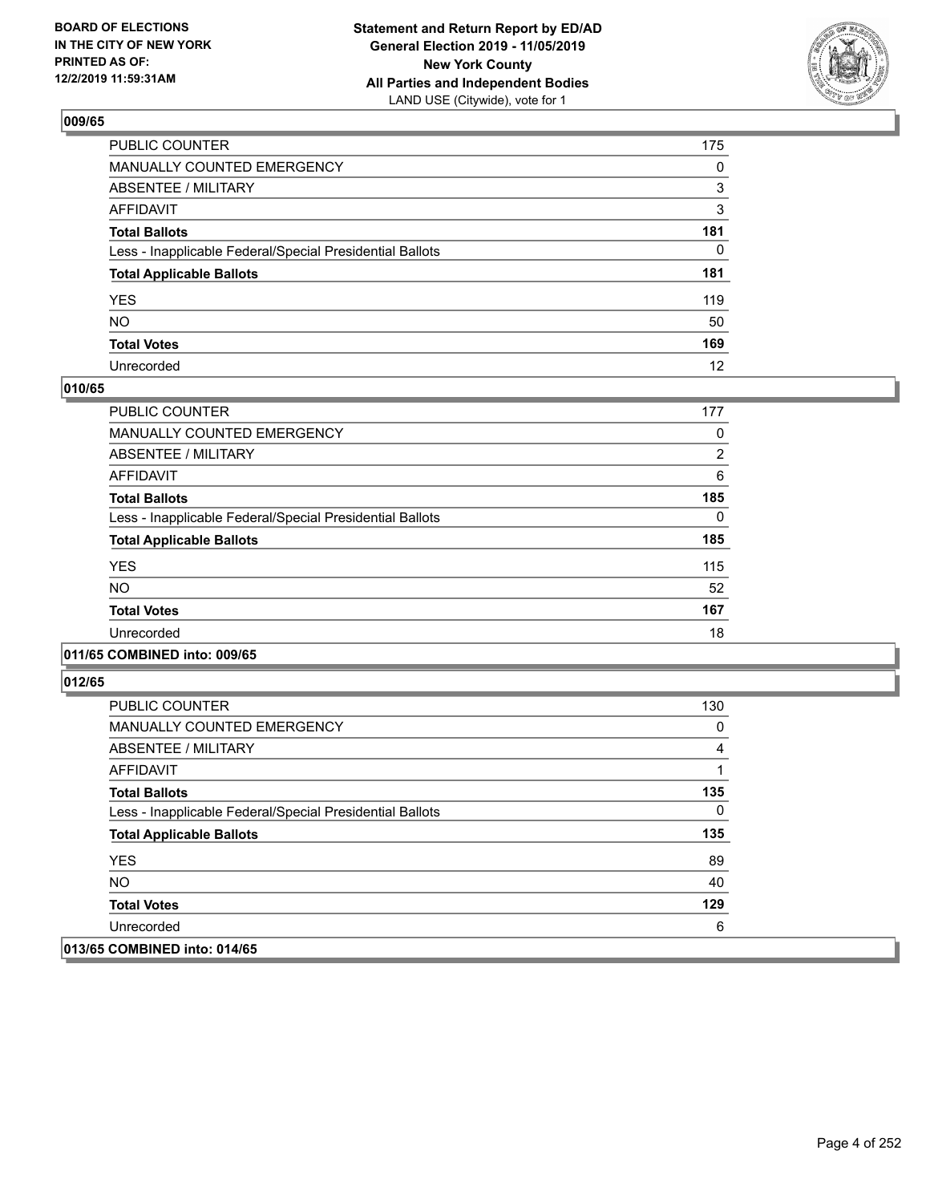### 009/65

| | |
|---|---|
| PUBLIC COUNTER | 175 |
| MANUALLY COUNTED EMERGENCY | 0 |
| ABSENTEE / MILITARY | 3 |
| AFFIDAVIT | 3 |
| **Total Ballots** | **181** |
| Less - Inapplicable Federal/Special Presidential Ballots | 0 |
| **Total Applicable Ballots** | **181** |
| YES | 119 |
| NO | 50 |
| **Total Votes** | **169** |
| Unrecorded | 12 |

### 010/65

| | |
|---|---|
| PUBLIC COUNTER | 177 |
| MANUALLY COUNTED EMERGENCY | 0 |
| ABSENTEE / MILITARY | 2 |
| AFFIDAVIT | 6 |
| **Total Ballots** | **185** |
| Less - Inapplicable Federal/Special Presidential Ballots | 0 |
| **Total Applicable Ballots** | **185** |
| YES | 115 |
| NO | 52 |
| **Total Votes** | **167** |
| Unrecorded | 18 |

### 011/65 COMBINED into: 009/65

### 012/65

| | |
|---|---|
| PUBLIC COUNTER | 130 |
| MANUALLY COUNTED EMERGENCY | 0 |
| ABSENTEE / MILITARY | 4 |
| AFFIDAVIT | 1 |
| **Total Ballots** | **135** |
| Less - Inapplicable Federal/Special Presidential Ballots | 0 |
| **Total Applicable Ballots** | **135** |
| YES | 89 |
| NO | 40 |
| **Total Votes** | **129** |
| Unrecorded | 6 |

### 013/65 COMBINED into: 014/65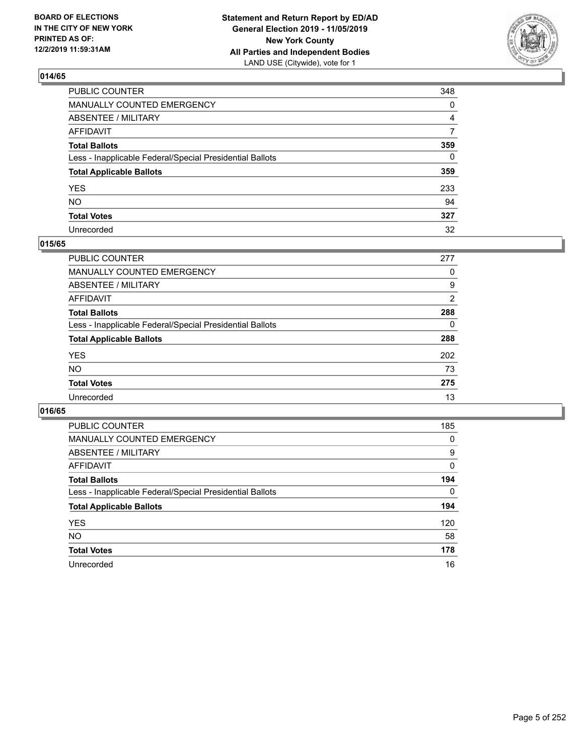**BOARD OF ELECTIONS IN THE CITY OF NEW YORK PRINTED AS OF: 12/2/2019 11:59:31AM**

**Statement and Return Report by ED/AD General Election 2019 - 11/05/2019 New York County All Parties and Independent Bodies**
LAND USE (Citywide), vote for 1

## 014/65

| | |
|---|---|
| PUBLIC COUNTER | 348 |
| MANUALLY COUNTED EMERGENCY | 0 |
| ABSENTEE / MILITARY | 4 |
| AFFIDAVIT | 7 |
| **Total Ballots** | **359** |
| Less - Inapplicable Federal/Special Presidential Ballots | 0 |
| **Total Applicable Ballots** | **359** |
| YES | 233 |
| NO | 94 |
| **Total Votes** | **327** |
| Unrecorded | 32 |

## 015/65

| | |
|---|---|
| PUBLIC COUNTER | 277 |
| MANUALLY COUNTED EMERGENCY | 0 |
| ABSENTEE / MILITARY | 9 |
| AFFIDAVIT | 2 |
| **Total Ballots** | **288** |
| Less - Inapplicable Federal/Special Presidential Ballots | 0 |
| **Total Applicable Ballots** | **288** |
| YES | 202 |
| NO | 73 |
| **Total Votes** | **275** |
| Unrecorded | 13 |

## 016/65

| | |
|---|---|
| PUBLIC COUNTER | 185 |
| MANUALLY COUNTED EMERGENCY | 0 |
| ABSENTEE / MILITARY | 9 |
| AFFIDAVIT | 0 |
| **Total Ballots** | **194** |
| Less - Inapplicable Federal/Special Presidential Ballots | 0 |
| **Total Applicable Ballots** | **194** |
| YES | 120 |
| NO | 58 |
| **Total Votes** | **178** |
| Unrecorded | 16 |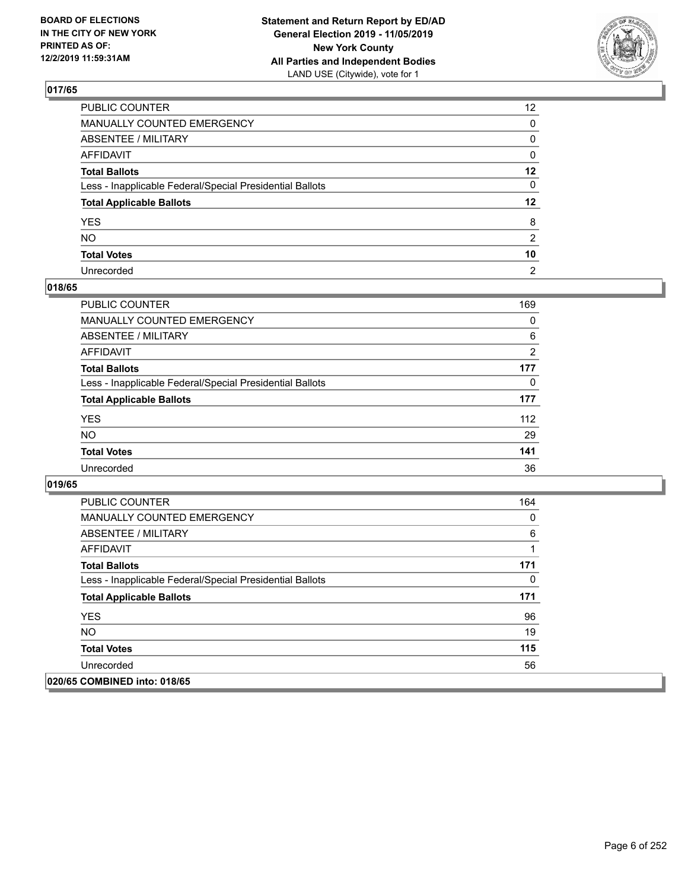BOARD OF ELECTIONS
IN THE CITY OF NEW YORK
PRINTED AS OF:
12/2/2019 11:59:31AM

**Statement and Return Report by ED/AD**
**General Election 2019 - 11/05/2019**
**New York County**
**All Parties and Independent Bodies**
LAND USE (Citywide), vote for 1

### 017/65

| | |
|---|---|
| PUBLIC COUNTER | 12 |
| MANUALLY COUNTED EMERGENCY | 0 |
| ABSENTEE / MILITARY | 0 |
| AFFIDAVIT | 0 |
| **Total Ballots** | **12** |
| Less - Inapplicable Federal/Special Presidential Ballots | 0 |
| **Total Applicable Ballots** | **12** |
| YES | 8 |
| NO | 2 |
| **Total Votes** | **10** |
| Unrecorded | 2 |

### 018/65

| | |
|---|---|
| PUBLIC COUNTER | 169 |
| MANUALLY COUNTED EMERGENCY | 0 |
| ABSENTEE / MILITARY | 6 |
| AFFIDAVIT | 2 |
| **Total Ballots** | **177** |
| Less - Inapplicable Federal/Special Presidential Ballots | 0 |
| **Total Applicable Ballots** | **177** |
| YES | 112 |
| NO | 29 |
| **Total Votes** | **141** |
| Unrecorded | 36 |

### 019/65

| | |
|---|---|
| PUBLIC COUNTER | 164 |
| MANUALLY COUNTED EMERGENCY | 0 |
| ABSENTEE / MILITARY | 6 |
| AFFIDAVIT | 1 |
| **Total Ballots** | **171** |
| Less - Inapplicable Federal/Special Presidential Ballots | 0 |
| **Total Applicable Ballots** | **171** |
| YES | 96 |
| NO | 19 |
| **Total Votes** | **115** |
| Unrecorded | 56 |

### 020/65 COMBINED into: 018/65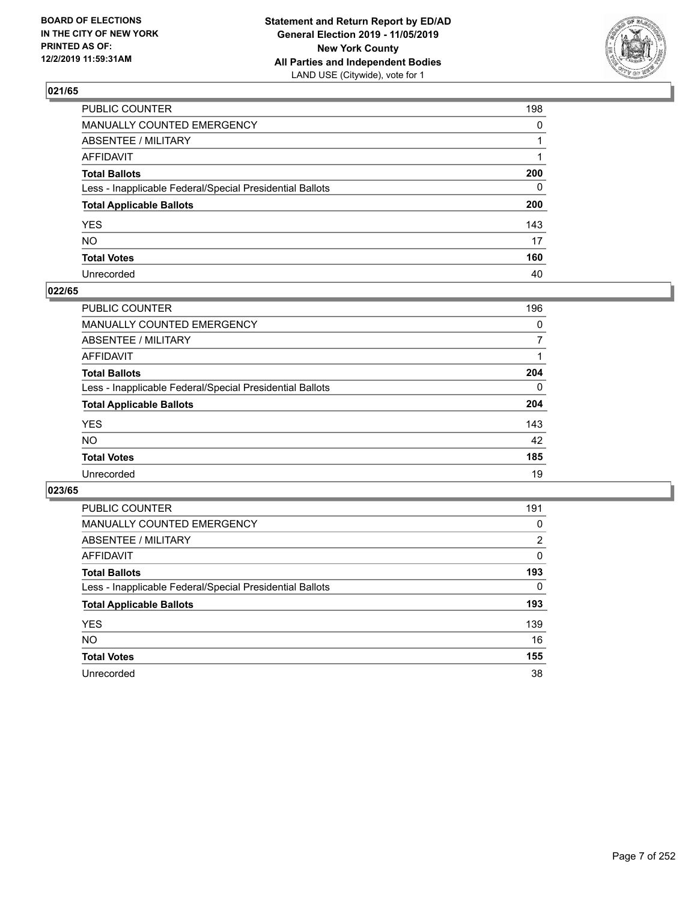BOARD OF ELECTIONS
IN THE CITY OF NEW YORK
PRINTED AS OF:
12/2/2019 11:59:31AM

**Statement and Return Report by ED/AD**
**General Election 2019 - 11/05/2019**
**New York County**
**All Parties and Independent Bodies**
LAND USE (Citywide), vote for 1

### 021/65

| | |
|---|---|
| PUBLIC COUNTER | 198 |
| MANUALLY COUNTED EMERGENCY | 0 |
| ABSENTEE / MILITARY | 1 |
| AFFIDAVIT | 1 |
| **Total Ballots** | **200** |
| Less - Inapplicable Federal/Special Presidential Ballots | 0 |
| **Total Applicable Ballots** | **200** |
| YES | 143 |
| NO | 17 |
| **Total Votes** | **160** |
| Unrecorded | 40 |

### 022/65

| | |
|---|---|
| PUBLIC COUNTER | 196 |
| MANUALLY COUNTED EMERGENCY | 0 |
| ABSENTEE / MILITARY | 7 |
| AFFIDAVIT | 1 |
| **Total Ballots** | **204** |
| Less - Inapplicable Federal/Special Presidential Ballots | 0 |
| **Total Applicable Ballots** | **204** |
| YES | 143 |
| NO | 42 |
| **Total Votes** | **185** |
| Unrecorded | 19 |

### 023/65

| | |
|---|---|
| PUBLIC COUNTER | 191 |
| MANUALLY COUNTED EMERGENCY | 0 |
| ABSENTEE / MILITARY | 2 |
| AFFIDAVIT | 0 |
| **Total Ballots** | **193** |
| Less - Inapplicable Federal/Special Presidential Ballots | 0 |
| **Total Applicable Ballots** | **193** |
| YES | 139 |
| NO | 16 |
| **Total Votes** | **155** |
| Unrecorded | 38 |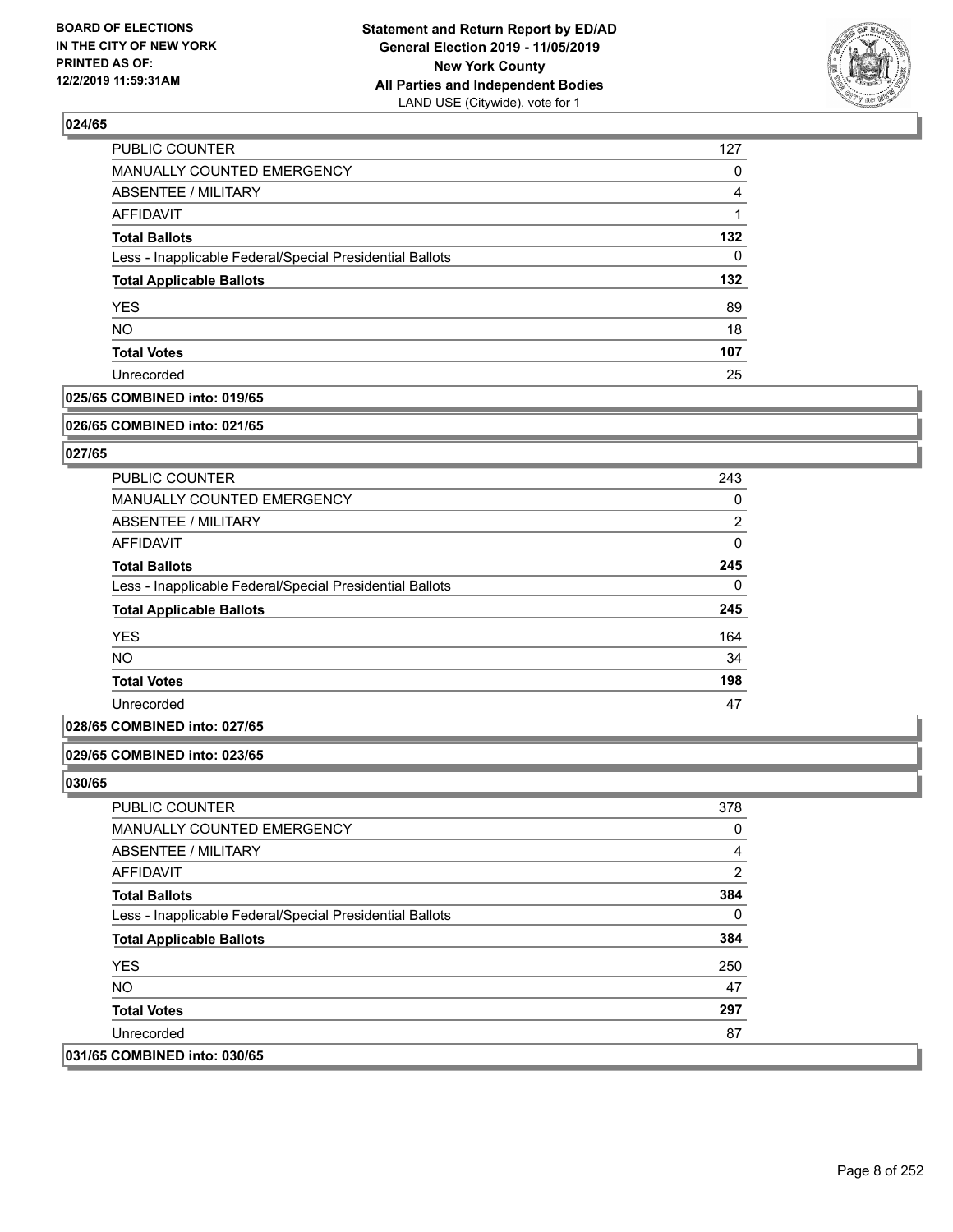### 024/65

| | |
|---|---|
| PUBLIC COUNTER | 127 |
| MANUALLY COUNTED EMERGENCY | 0 |
| ABSENTEE / MILITARY | 4 |
| AFFIDAVIT | 1 |
| **Total Ballots** | **132** |
| Less - Inapplicable Federal/Special Presidential Ballots | 0 |
| **Total Applicable Ballots** | **132** |
| YES | 89 |
| NO | 18 |
| **Total Votes** | **107** |
| Unrecorded | 25 |

### 025/65 COMBINED into: 019/65

### 026/65 COMBINED into: 021/65

### 027/65

| | |
|---|---|
| PUBLIC COUNTER | 243 |
| MANUALLY COUNTED EMERGENCY | 0 |
| ABSENTEE / MILITARY | 2 |
| AFFIDAVIT | 0 |
| **Total Ballots** | **245** |
| Less - Inapplicable Federal/Special Presidential Ballots | 0 |
| **Total Applicable Ballots** | **245** |
| YES | 164 |
| NO | 34 |
| **Total Votes** | **198** |
| Unrecorded | 47 |

### 028/65 COMBINED into: 027/65

### 029/65 COMBINED into: 023/65

### 030/65

| | |
|---|---|
| PUBLIC COUNTER | 378 |
| MANUALLY COUNTED EMERGENCY | 0 |
| ABSENTEE / MILITARY | 4 |
| AFFIDAVIT | 2 |
| **Total Ballots** | **384** |
| Less - Inapplicable Federal/Special Presidential Ballots | 0 |
| **Total Applicable Ballots** | **384** |
| YES | 250 |
| NO | 47 |
| **Total Votes** | **297** |
| Unrecorded | 87 |

### 031/65 COMBINED into: 030/65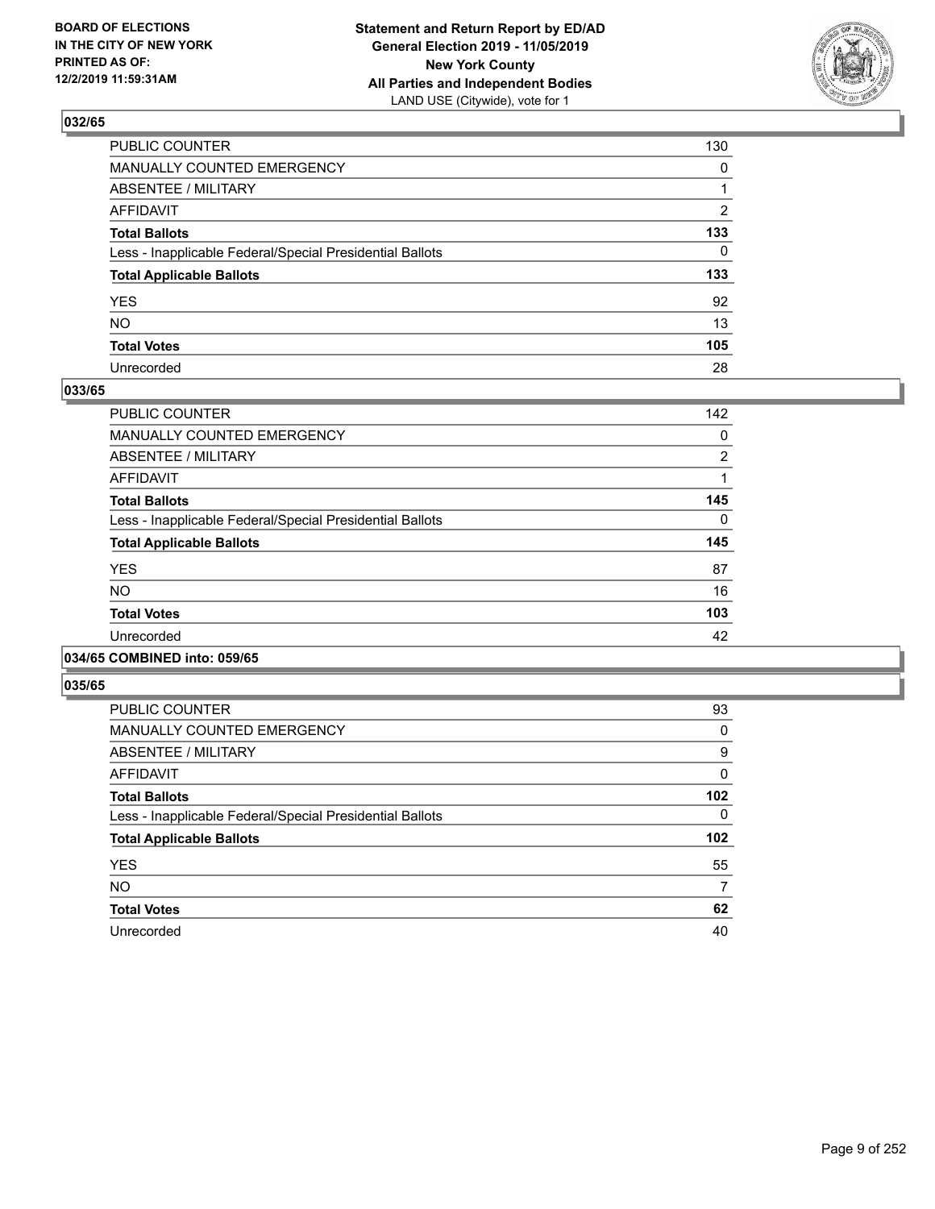### 032/65

| | |
|---|---|
| PUBLIC COUNTER | 130 |
| MANUALLY COUNTED EMERGENCY | 0 |
| ABSENTEE / MILITARY | 1 |
| AFFIDAVIT | 2 |
| **Total Ballots** | **133** |
| Less - Inapplicable Federal/Special Presidential Ballots | 0 |
| **Total Applicable Ballots** | **133** |
| YES | 92 |
| NO | 13 |
| **Total Votes** | **105** |
| Unrecorded | 28 |

### 033/65

| | |
|---|---|
| PUBLIC COUNTER | 142 |
| MANUALLY COUNTED EMERGENCY | 0 |
| ABSENTEE / MILITARY | 2 |
| AFFIDAVIT | 1 |
| **Total Ballots** | **145** |
| Less - Inapplicable Federal/Special Presidential Ballots | 0 |
| **Total Applicable Ballots** | **145** |
| YES | 87 |
| NO | 16 |
| **Total Votes** | **103** |
| Unrecorded | 42 |

### 034/65 COMBINED into: 059/65

### 035/65

| | |
|---|---|
| PUBLIC COUNTER | 93 |
| MANUALLY COUNTED EMERGENCY | 0 |
| ABSENTEE / MILITARY | 9 |
| AFFIDAVIT | 0 |
| **Total Ballots** | **102** |
| Less - Inapplicable Federal/Special Presidential Ballots | 0 |
| **Total Applicable Ballots** | **102** |
| YES | 55 |
| NO | 7 |
| **Total Votes** | **62** |
| Unrecorded | 40 |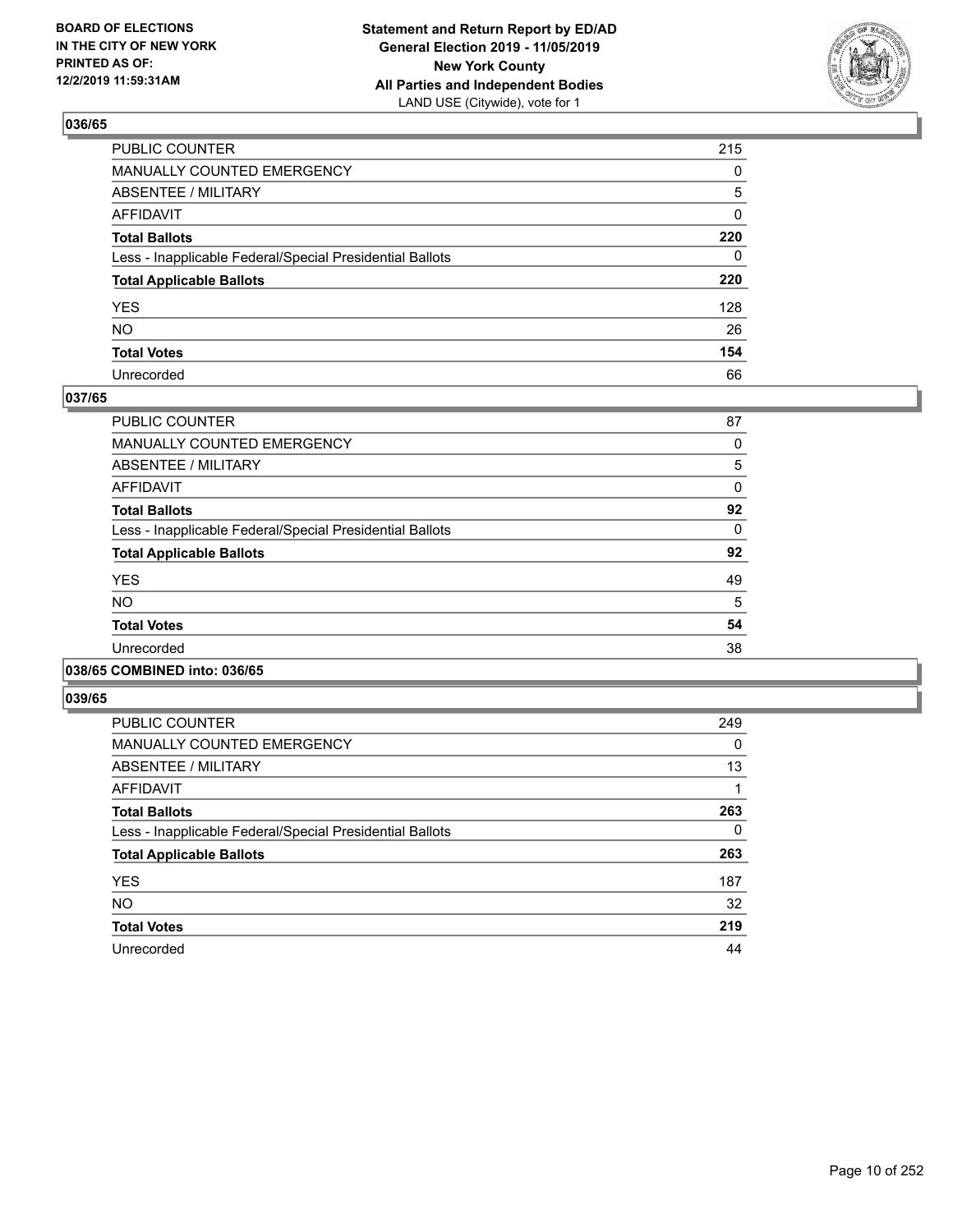### 036/65

| | |
|---|---|
| PUBLIC COUNTER | 215 |
| MANUALLY COUNTED EMERGENCY | 0 |
| ABSENTEE / MILITARY | 5 |
| AFFIDAVIT | 0 |
| **Total Ballots** | **220** |
| Less - Inapplicable Federal/Special Presidential Ballots | 0 |
| **Total Applicable Ballots** | **220** |
| YES | 128 |
| NO | 26 |
| **Total Votes** | **154** |
| Unrecorded | 66 |

### 037/65

| | |
|---|---|
| PUBLIC COUNTER | 87 |
| MANUALLY COUNTED EMERGENCY | 0 |
| ABSENTEE / MILITARY | 5 |
| AFFIDAVIT | 0 |
| **Total Ballots** | **92** |
| Less - Inapplicable Federal/Special Presidential Ballots | 0 |
| **Total Applicable Ballots** | **92** |
| YES | 49 |
| NO | 5 |
| **Total Votes** | **54** |
| Unrecorded | 38 |

### 038/65 COMBINED into: 036/65

### 039/65

| | |
|---|---|
| PUBLIC COUNTER | 249 |
| MANUALLY COUNTED EMERGENCY | 0 |
| ABSENTEE / MILITARY | 13 |
| AFFIDAVIT | 1 |
| **Total Ballots** | **263** |
| Less - Inapplicable Federal/Special Presidential Ballots | 0 |
| **Total Applicable Ballots** | **263** |
| YES | 187 |
| NO | 32 |
| **Total Votes** | **219** |
| Unrecorded | 44 |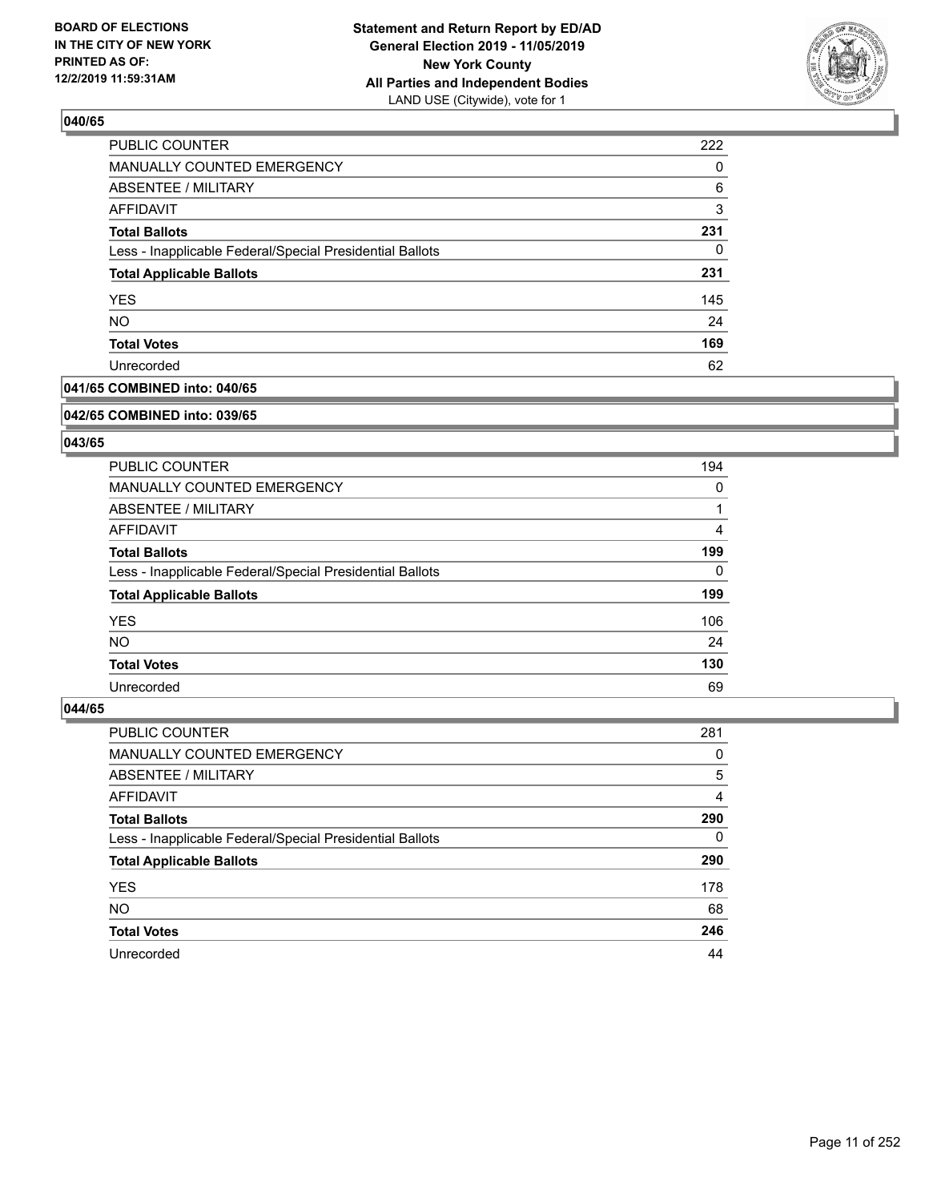**Statement and Return Report by ED/AD**
**General Election 2019 - 11/05/2019**
**New York County**
**All Parties and Independent Bodies**
LAND USE (Citywide), vote for 1

BOARD OF ELECTIONS IN THE CITY OF NEW YORK PRINTED AS OF: 12/2/2019 11:59:31AM

### 040/65

| | |
|---|---|
| PUBLIC COUNTER | 222 |
| MANUALLY COUNTED EMERGENCY | 0 |
| ABSENTEE / MILITARY | 6 |
| AFFIDAVIT | 3 |
| **Total Ballots** | **231** |
| Less - Inapplicable Federal/Special Presidential Ballots | 0 |
| **Total Applicable Ballots** | **231** |
| YES | 145 |
| NO | 24 |
| **Total Votes** | **169** |
| Unrecorded | 62 |

### 041/65 COMBINED into: 040/65

### 042/65 COMBINED into: 039/65

### 043/65

| | |
|---|---|
| PUBLIC COUNTER | 194 |
| MANUALLY COUNTED EMERGENCY | 0 |
| ABSENTEE / MILITARY | 1 |
| AFFIDAVIT | 4 |
| **Total Ballots** | **199** |
| Less - Inapplicable Federal/Special Presidential Ballots | 0 |
| **Total Applicable Ballots** | **199** |
| YES | 106 |
| NO | 24 |
| **Total Votes** | **130** |
| Unrecorded | 69 |

### 044/65

| | |
|---|---|
| PUBLIC COUNTER | 281 |
| MANUALLY COUNTED EMERGENCY | 0 |
| ABSENTEE / MILITARY | 5 |
| AFFIDAVIT | 4 |
| **Total Ballots** | **290** |
| Less - Inapplicable Federal/Special Presidential Ballots | 0 |
| **Total Applicable Ballots** | **290** |
| YES | 178 |
| NO | 68 |
| **Total Votes** | **246** |
| Unrecorded | 44 |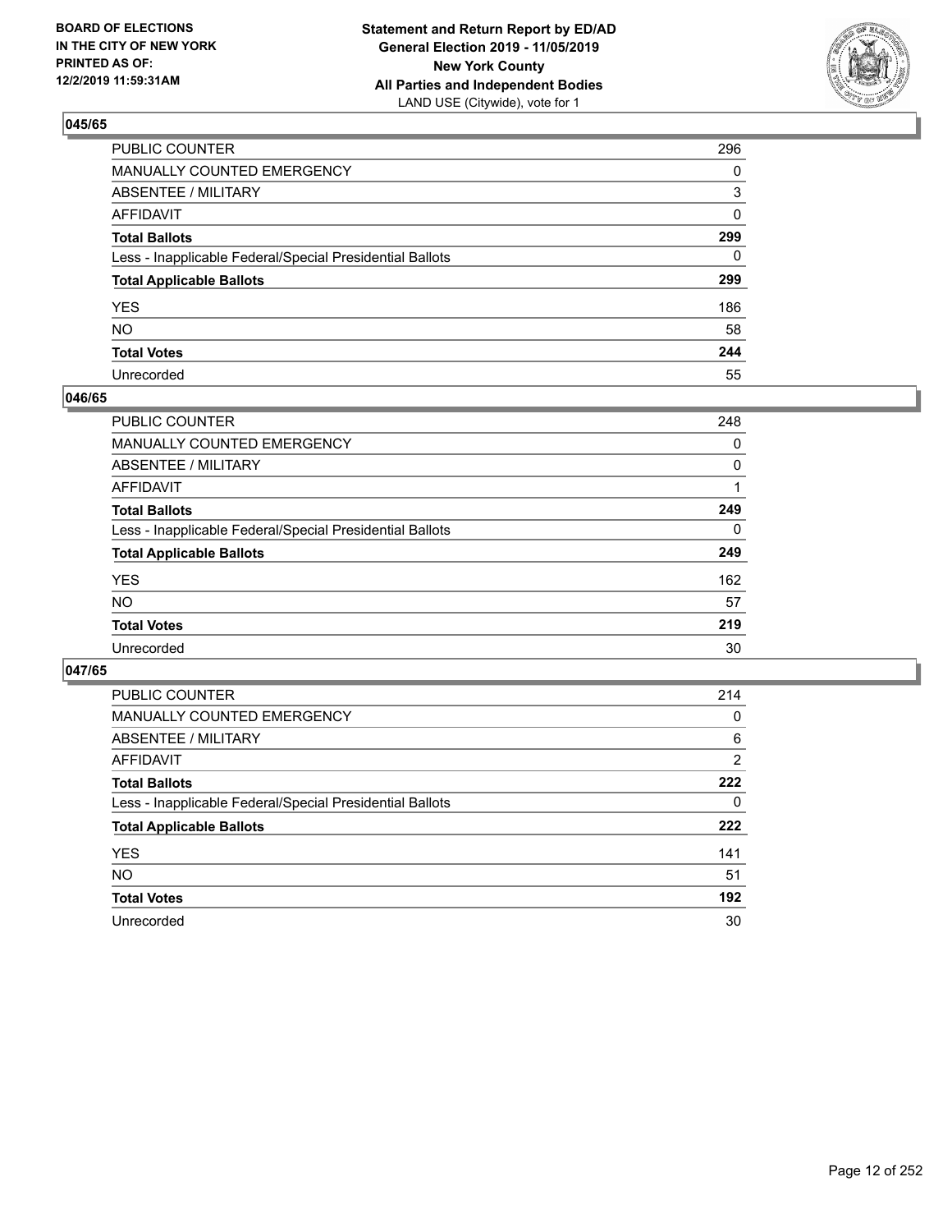BOARD OF ELECTIONS
IN THE CITY OF NEW YORK
PRINTED AS OF:
12/2/2019 11:59:31AM

**Statement and Return Report by ED/AD**
**General Election 2019 - 11/05/2019**
**New York County**
**All Parties and Independent Bodies**
LAND USE (Citywide), vote for 1

### 045/65

| | |
|---|---|
| PUBLIC COUNTER | 296 |
| MANUALLY COUNTED EMERGENCY | 0 |
| ABSENTEE / MILITARY | 3 |
| AFFIDAVIT | 0 |
| **Total Ballots** | **299** |
| Less - Inapplicable Federal/Special Presidential Ballots | 0 |
| **Total Applicable Ballots** | **299** |
| YES | 186 |
| NO | 58 |
| **Total Votes** | **244** |
| Unrecorded | 55 |

### 046/65

| | |
|---|---|
| PUBLIC COUNTER | 248 |
| MANUALLY COUNTED EMERGENCY | 0 |
| ABSENTEE / MILITARY | 0 |
| AFFIDAVIT | 1 |
| **Total Ballots** | **249** |
| Less - Inapplicable Federal/Special Presidential Ballots | 0 |
| **Total Applicable Ballots** | **249** |
| YES | 162 |
| NO | 57 |
| **Total Votes** | **219** |
| Unrecorded | 30 |

### 047/65

| | |
|---|---|
| PUBLIC COUNTER | 214 |
| MANUALLY COUNTED EMERGENCY | 0 |
| ABSENTEE / MILITARY | 6 |
| AFFIDAVIT | 2 |
| **Total Ballots** | **222** |
| Less - Inapplicable Federal/Special Presidential Ballots | 0 |
| **Total Applicable Ballots** | **222** |
| YES | 141 |
| NO | 51 |
| **Total Votes** | **192** |
| Unrecorded | 30 |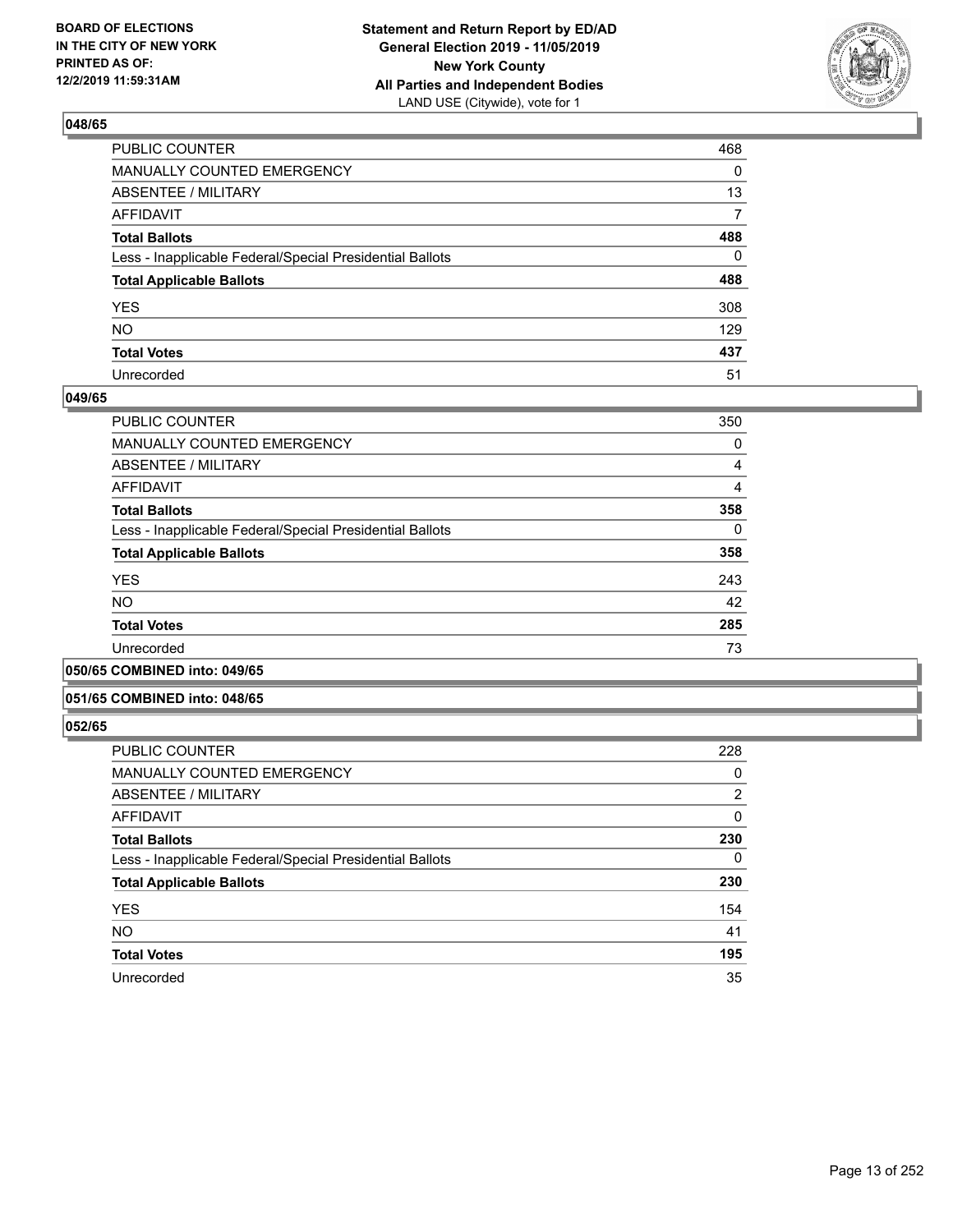**BOARD OF ELECTIONS IN THE CITY OF NEW YORK PRINTED AS OF: 12/2/2019 11:59:31AM**

**Statement and Return Report by ED/AD General Election 2019 - 11/05/2019 New York County All Parties and Independent Bodies**
LAND USE (Citywide), vote for 1

### 048/65

| | |
|---|---|
| PUBLIC COUNTER | 468 |
| MANUALLY COUNTED EMERGENCY | 0 |
| ABSENTEE / MILITARY | 13 |
| AFFIDAVIT | 7 |
| **Total Ballots** | **488** |
| Less - Inapplicable Federal/Special Presidential Ballots | 0 |
| **Total Applicable Ballots** | **488** |
| YES | 308 |
| NO | 129 |
| **Total Votes** | **437** |
| Unrecorded | 51 |

### 049/65

| | |
|---|---|
| PUBLIC COUNTER | 350 |
| MANUALLY COUNTED EMERGENCY | 0 |
| ABSENTEE / MILITARY | 4 |
| AFFIDAVIT | 4 |
| **Total Ballots** | **358** |
| Less - Inapplicable Federal/Special Presidential Ballots | 0 |
| **Total Applicable Ballots** | **358** |
| YES | 243 |
| NO | 42 |
| **Total Votes** | **285** |
| Unrecorded | 73 |

### 050/65 COMBINED into: 049/65

### 051/65 COMBINED into: 048/65

### 052/65

| | |
|---|---|
| PUBLIC COUNTER | 228 |
| MANUALLY COUNTED EMERGENCY | 0 |
| ABSENTEE / MILITARY | 2 |
| AFFIDAVIT | 0 |
| **Total Ballots** | **230** |
| Less - Inapplicable Federal/Special Presidential Ballots | 0 |
| **Total Applicable Ballots** | **230** |
| YES | 154 |
| NO | 41 |
| **Total Votes** | **195** |
| Unrecorded | 35 |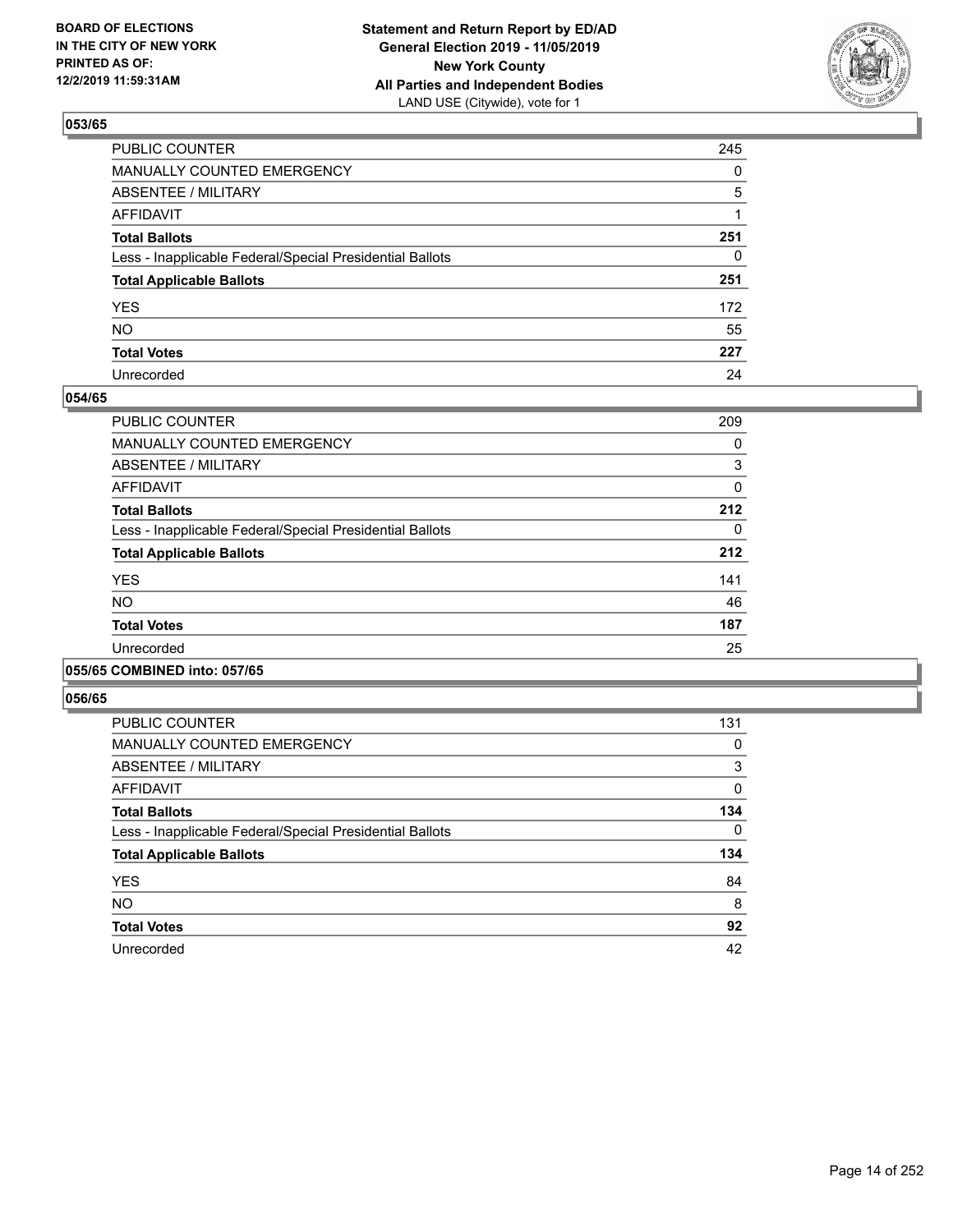## 053/65

| | |
|---|---|
| PUBLIC COUNTER | 245 |
| MANUALLY COUNTED EMERGENCY | 0 |
| ABSENTEE / MILITARY | 5 |
| AFFIDAVIT | 1 |
| **Total Ballots** | **251** |
| Less - Inapplicable Federal/Special Presidential Ballots | 0 |
| **Total Applicable Ballots** | **251** |
| YES | 172 |
| NO | 55 |
| **Total Votes** | **227** |
| Unrecorded | 24 |

## 054/65

| | |
|---|---|
| PUBLIC COUNTER | 209 |
| MANUALLY COUNTED EMERGENCY | 0 |
| ABSENTEE / MILITARY | 3 |
| AFFIDAVIT | 0 |
| **Total Ballots** | **212** |
| Less - Inapplicable Federal/Special Presidential Ballots | 0 |
| **Total Applicable Ballots** | **212** |
| YES | 141 |
| NO | 46 |
| **Total Votes** | **187** |
| Unrecorded | 25 |

## 055/65 COMBINED into: 057/65

## 056/65

| | |
|---|---|
| PUBLIC COUNTER | 131 |
| MANUALLY COUNTED EMERGENCY | 0 |
| ABSENTEE / MILITARY | 3 |
| AFFIDAVIT | 0 |
| **Total Ballots** | **134** |
| Less - Inapplicable Federal/Special Presidential Ballots | 0 |
| **Total Applicable Ballots** | **134** |
| YES | 84 |
| NO | 8 |
| **Total Votes** | **92** |
| Unrecorded | 42 |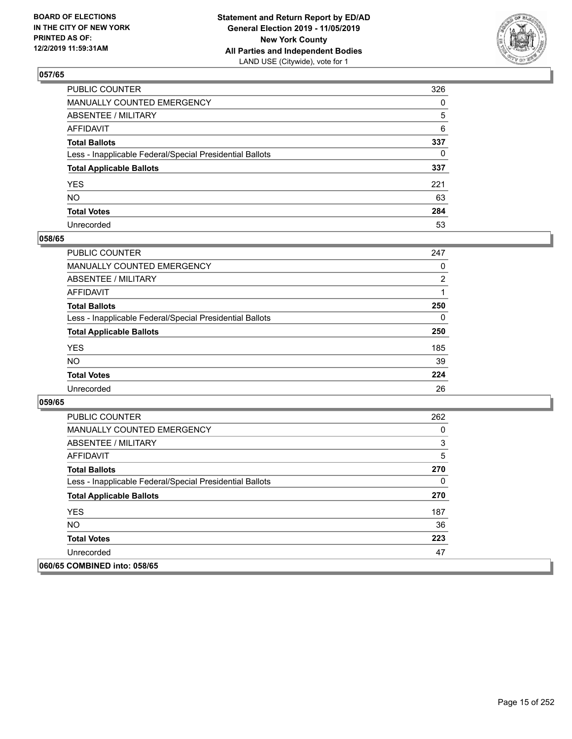## 057/65

| | |
|---|---|
| PUBLIC COUNTER | 326 |
| MANUALLY COUNTED EMERGENCY | 0 |
| ABSENTEE / MILITARY | 5 |
| AFFIDAVIT | 6 |
| **Total Ballots** | **337** |
| Less - Inapplicable Federal/Special Presidential Ballots | 0 |
| **Total Applicable Ballots** | **337** |
| YES | 221 |
| NO | 63 |
| **Total Votes** | **284** |
| Unrecorded | 53 |

## 058/65

| | |
|---|---|
| PUBLIC COUNTER | 247 |
| MANUALLY COUNTED EMERGENCY | 0 |
| ABSENTEE / MILITARY | 2 |
| AFFIDAVIT | 1 |
| **Total Ballots** | **250** |
| Less - Inapplicable Federal/Special Presidential Ballots | 0 |
| **Total Applicable Ballots** | **250** |
| YES | 185 |
| NO | 39 |
| **Total Votes** | **224** |
| Unrecorded | 26 |

## 059/65

| | |
|---|---|
| PUBLIC COUNTER | 262 |
| MANUALLY COUNTED EMERGENCY | 0 |
| ABSENTEE / MILITARY | 3 |
| AFFIDAVIT | 5 |
| **Total Ballots** | **270** |
| Less - Inapplicable Federal/Special Presidential Ballots | 0 |
| **Total Applicable Ballots** | **270** |
| YES | 187 |
| NO | 36 |
| **Total Votes** | **223** |
| Unrecorded | 47 |

## 060/65 COMBINED into: 058/65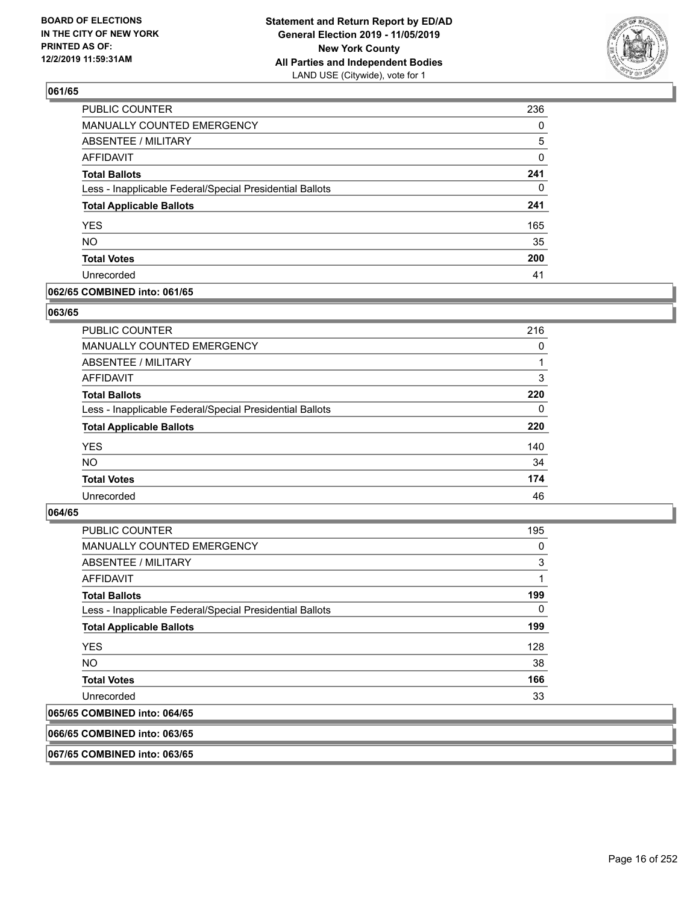**BOARD OF ELECTIONS IN THE CITY OF NEW YORK PRINTED AS OF: 12/2/2019 11:59:31AM**

**Statement and Return Report by ED/AD General Election 2019 - 11/05/2019 New York County All Parties and Independent Bodies**
LAND USE (Citywide), vote for 1

## 061/65

| | |
|---|---|
| PUBLIC COUNTER | 236 |
| MANUALLY COUNTED EMERGENCY | 0 |
| ABSENTEE / MILITARY | 5 |
| AFFIDAVIT | 0 |
| **Total Ballots** | **241** |
| Less - Inapplicable Federal/Special Presidential Ballots | 0 |
| **Total Applicable Ballots** | **241** |
| YES | 165 |
| NO | 35 |
| **Total Votes** | **200** |
| Unrecorded | 41 |

## 062/65 COMBINED into: 061/65

## 063/65

| | |
|---|---|
| PUBLIC COUNTER | 216 |
| MANUALLY COUNTED EMERGENCY | 0 |
| ABSENTEE / MILITARY | 1 |
| AFFIDAVIT | 3 |
| **Total Ballots** | **220** |
| Less - Inapplicable Federal/Special Presidential Ballots | 0 |
| **Total Applicable Ballots** | **220** |
| YES | 140 |
| NO | 34 |
| **Total Votes** | **174** |
| Unrecorded | 46 |

## 064/65

| | |
|---|---|
| PUBLIC COUNTER | 195 |
| MANUALLY COUNTED EMERGENCY | 0 |
| ABSENTEE / MILITARY | 3 |
| AFFIDAVIT | 1 |
| **Total Ballots** | **199** |
| Less - Inapplicable Federal/Special Presidential Ballots | 0 |
| **Total Applicable Ballots** | **199** |
| YES | 128 |
| NO | 38 |
| **Total Votes** | **166** |
| Unrecorded | 33 |

## 065/65 COMBINED into: 064/65

## 066/65 COMBINED into: 063/65

## 067/65 COMBINED into: 063/65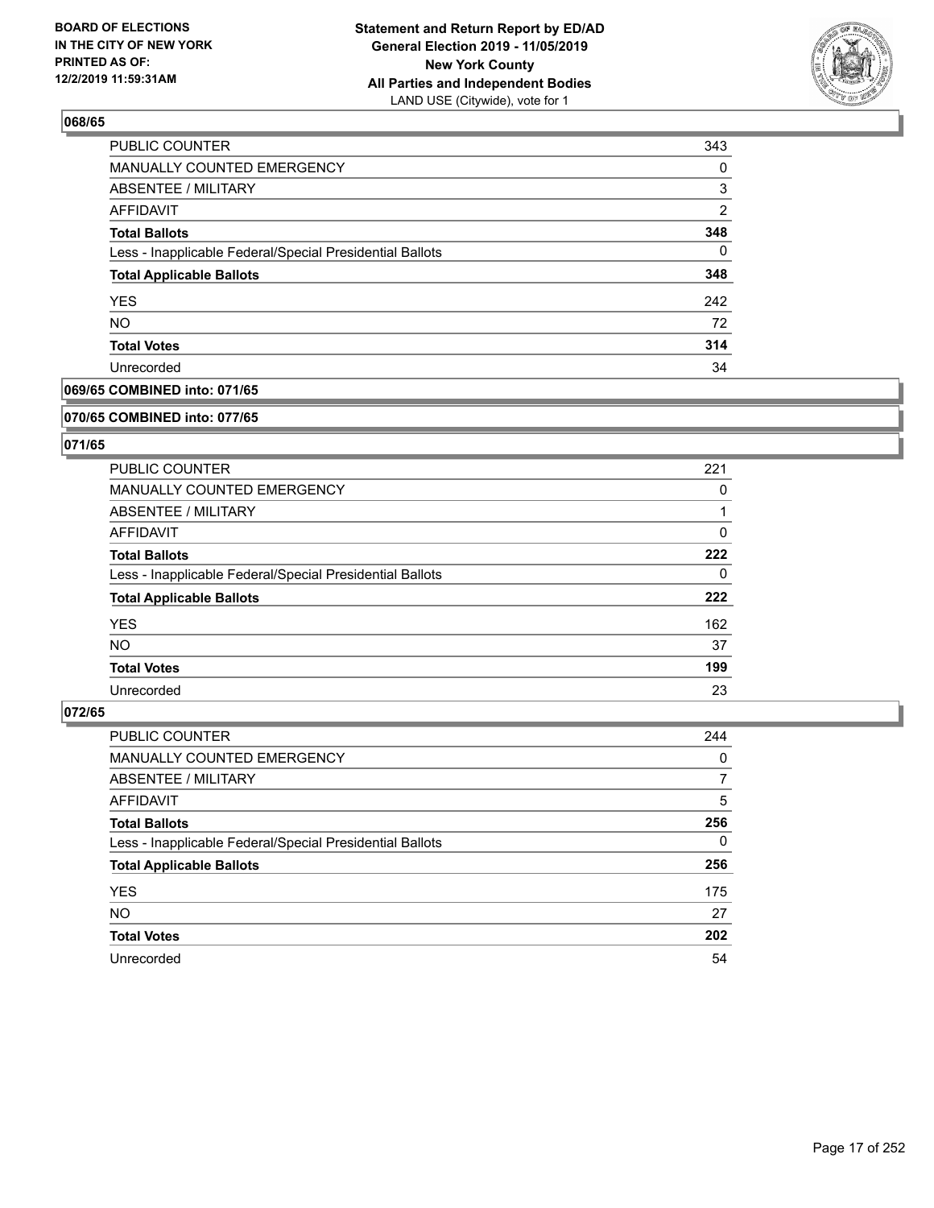**BOARD OF ELECTIONS IN THE CITY OF NEW YORK PRINTED AS OF: 12/2/2019 11:59:31AM**

**Statement and Return Report by ED/AD General Election 2019 - 11/05/2019 New York County All Parties and Independent Bodies** LAND USE (Citywide), vote for 1

## 068/65

| | |
|---|---|
| PUBLIC COUNTER | 343 |
| MANUALLY COUNTED EMERGENCY | 0 |
| ABSENTEE / MILITARY | 3 |
| AFFIDAVIT | 2 |
| **Total Ballots** | **348** |
| Less - Inapplicable Federal/Special Presidential Ballots | 0 |
| **Total Applicable Ballots** | **348** |
| YES | 242 |
| NO | 72 |
| **Total Votes** | **314** |
| Unrecorded | 34 |

## 069/65 COMBINED into: 071/65

## 070/65 COMBINED into: 077/65

## 071/65

| | |
|---|---|
| PUBLIC COUNTER | 221 |
| MANUALLY COUNTED EMERGENCY | 0 |
| ABSENTEE / MILITARY | 1 |
| AFFIDAVIT | 0 |
| **Total Ballots** | **222** |
| Less - Inapplicable Federal/Special Presidential Ballots | 0 |
| **Total Applicable Ballots** | **222** |
| YES | 162 |
| NO | 37 |
| **Total Votes** | **199** |
| Unrecorded | 23 |

## 072/65

| | |
|---|---|
| PUBLIC COUNTER | 244 |
| MANUALLY COUNTED EMERGENCY | 0 |
| ABSENTEE / MILITARY | 7 |
| AFFIDAVIT | 5 |
| **Total Ballots** | **256** |
| Less - Inapplicable Federal/Special Presidential Ballots | 0 |
| **Total Applicable Ballots** | **256** |
| YES | 175 |
| NO | 27 |
| **Total Votes** | **202** |
| Unrecorded | 54 |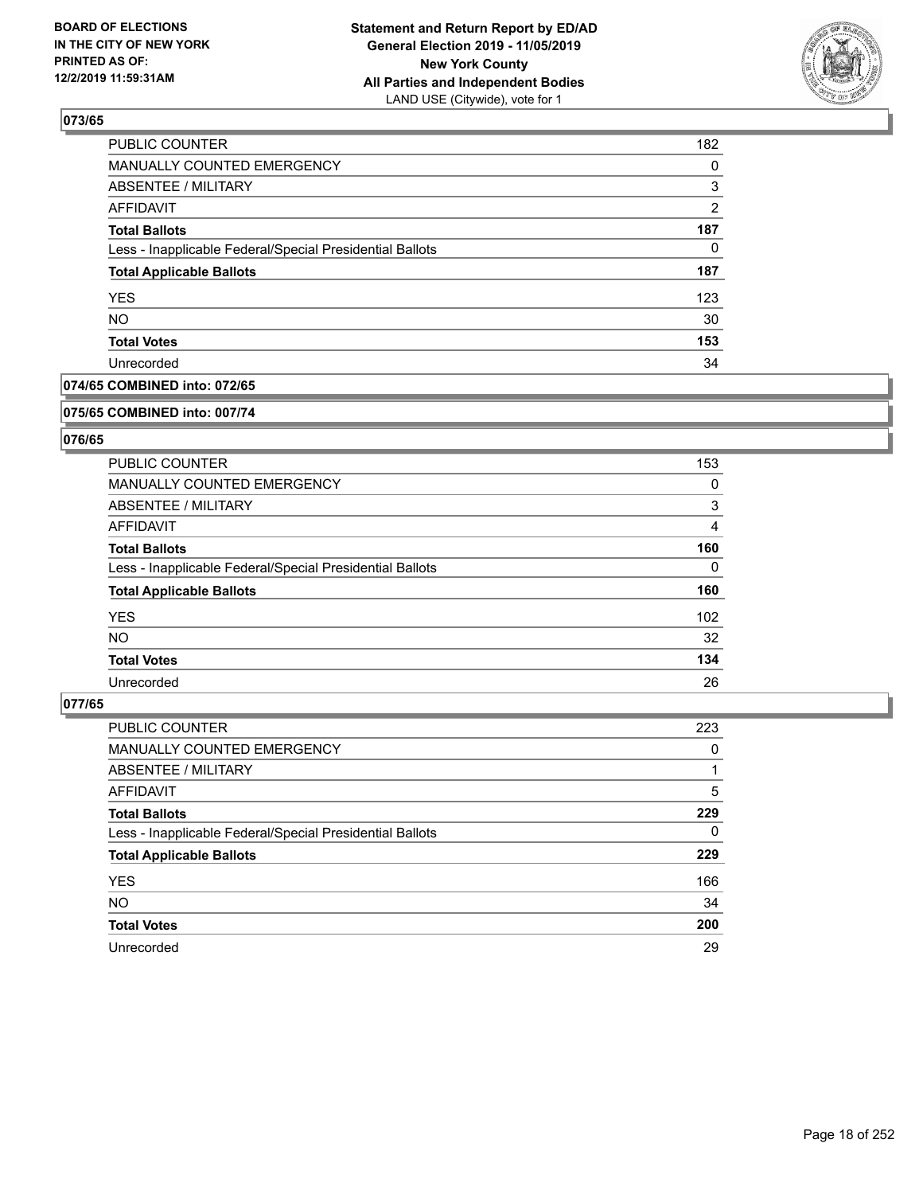## 073/65

| | |
|---|---|
| PUBLIC COUNTER | 182 |
| MANUALLY COUNTED EMERGENCY | 0 |
| ABSENTEE / MILITARY | 3 |
| AFFIDAVIT | 2 |
| **Total Ballots** | **187** |
| Less - Inapplicable Federal/Special Presidential Ballots | 0 |
| **Total Applicable Ballots** | **187** |
| YES | 123 |
| NO | 30 |
| **Total Votes** | **153** |
| Unrecorded | 34 |

## 074/65 COMBINED into: 072/65

## 075/65 COMBINED into: 007/74

## 076/65

| | |
|---|---|
| PUBLIC COUNTER | 153 |
| MANUALLY COUNTED EMERGENCY | 0 |
| ABSENTEE / MILITARY | 3 |
| AFFIDAVIT | 4 |
| **Total Ballots** | **160** |
| Less - Inapplicable Federal/Special Presidential Ballots | 0 |
| **Total Applicable Ballots** | **160** |
| YES | 102 |
| NO | 32 |
| **Total Votes** | **134** |
| Unrecorded | 26 |

## 077/65

| | |
|---|---|
| PUBLIC COUNTER | 223 |
| MANUALLY COUNTED EMERGENCY | 0 |
| ABSENTEE / MILITARY | 1 |
| AFFIDAVIT | 5 |
| **Total Ballots** | **229** |
| Less - Inapplicable Federal/Special Presidential Ballots | 0 |
| **Total Applicable Ballots** | **229** |
| YES | 166 |
| NO | 34 |
| **Total Votes** | **200** |
| Unrecorded | 29 |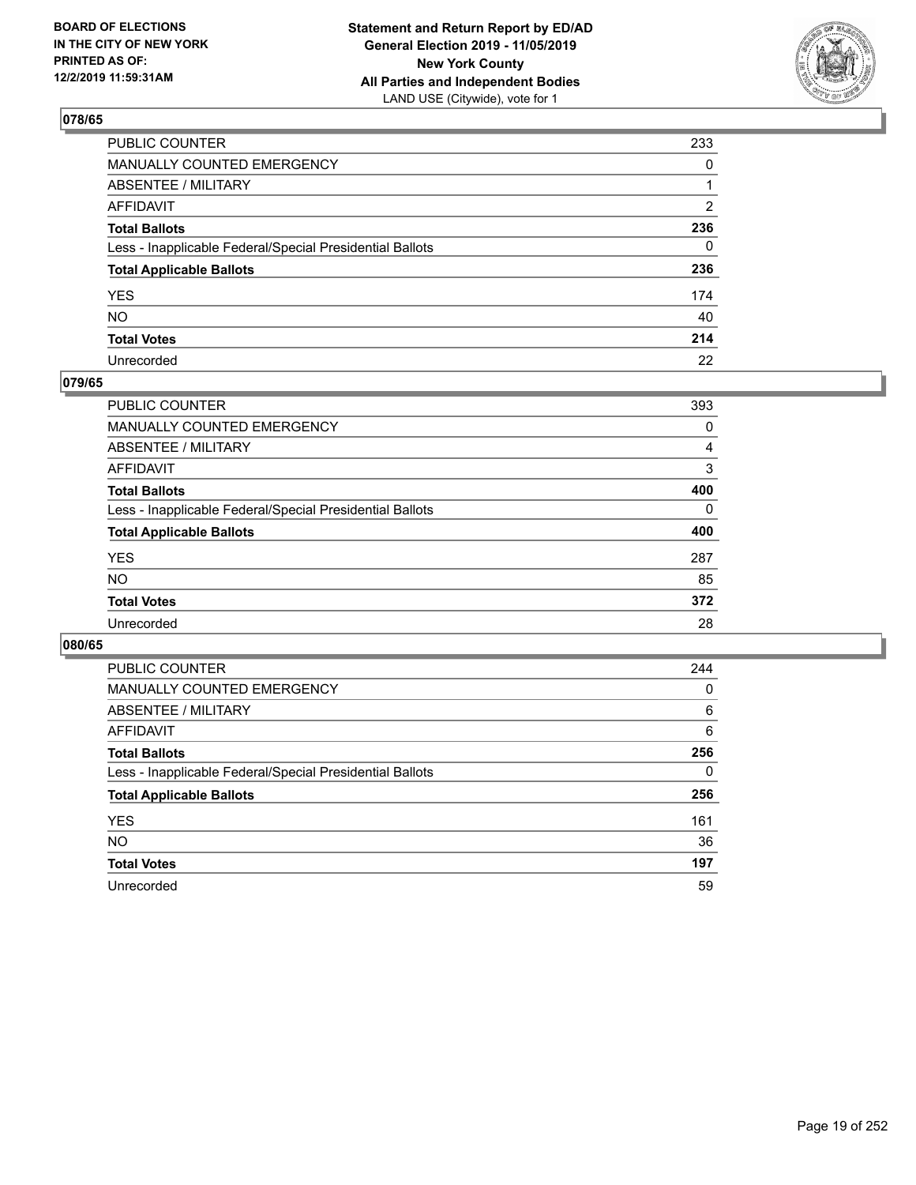BOARD OF ELECTIONS
IN THE CITY OF NEW YORK
PRINTED AS OF:
12/2/2019 11:59:31AM

**Statement and Return Report by ED/AD**
**General Election 2019 - 11/05/2019**
**New York County**
**All Parties and Independent Bodies**
LAND USE (Citywide), vote for 1

## 078/65

| | |
|---|---|
| PUBLIC COUNTER | 233 |
| MANUALLY COUNTED EMERGENCY | 0 |
| ABSENTEE / MILITARY | 1 |
| AFFIDAVIT | 2 |
| **Total Ballots** | **236** |
| Less - Inapplicable Federal/Special Presidential Ballots | 0 |
| **Total Applicable Ballots** | **236** |
| YES | 174 |
| NO | 40 |
| **Total Votes** | **214** |
| Unrecorded | 22 |

## 079/65

| | |
|---|---|
| PUBLIC COUNTER | 393 |
| MANUALLY COUNTED EMERGENCY | 0 |
| ABSENTEE / MILITARY | 4 |
| AFFIDAVIT | 3 |
| **Total Ballots** | **400** |
| Less - Inapplicable Federal/Special Presidential Ballots | 0 |
| **Total Applicable Ballots** | **400** |
| YES | 287 |
| NO | 85 |
| **Total Votes** | **372** |
| Unrecorded | 28 |

## 080/65

| | |
|---|---|
| PUBLIC COUNTER | 244 |
| MANUALLY COUNTED EMERGENCY | 0 |
| ABSENTEE / MILITARY | 6 |
| AFFIDAVIT | 6 |
| **Total Ballots** | **256** |
| Less - Inapplicable Federal/Special Presidential Ballots | 0 |
| **Total Applicable Ballots** | **256** |
| YES | 161 |
| NO | 36 |
| **Total Votes** | **197** |
| Unrecorded | 59 |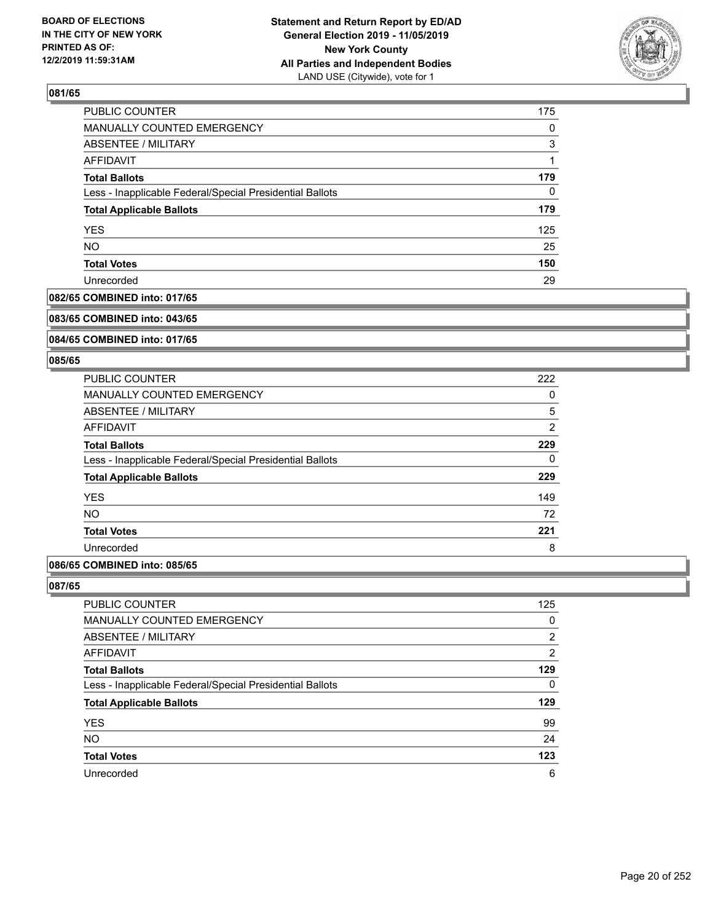### 081/65

| | |
|---|---|
| PUBLIC COUNTER | 175 |
| MANUALLY COUNTED EMERGENCY | 0 |
| ABSENTEE / MILITARY | 3 |
| AFFIDAVIT | 1 |
| **Total Ballots** | **179** |
| Less - Inapplicable Federal/Special Presidential Ballots | 0 |
| **Total Applicable Ballots** | **179** |
| YES | 125 |
| NO | 25 |
| **Total Votes** | **150** |
| Unrecorded | 29 |

### 082/65 COMBINED into: 017/65

### 083/65 COMBINED into: 043/65

### 084/65 COMBINED into: 017/65

### 085/65

| | |
|---|---|
| PUBLIC COUNTER | 222 |
| MANUALLY COUNTED EMERGENCY | 0 |
| ABSENTEE / MILITARY | 5 |
| AFFIDAVIT | 2 |
| **Total Ballots** | **229** |
| Less - Inapplicable Federal/Special Presidential Ballots | 0 |
| **Total Applicable Ballots** | **229** |
| YES | 149 |
| NO | 72 |
| **Total Votes** | **221** |
| Unrecorded | 8 |

### 086/65 COMBINED into: 085/65

### 087/65

| | |
|---|---|
| PUBLIC COUNTER | 125 |
| MANUALLY COUNTED EMERGENCY | 0 |
| ABSENTEE / MILITARY | 2 |
| AFFIDAVIT | 2 |
| **Total Ballots** | **129** |
| Less - Inapplicable Federal/Special Presidential Ballots | 0 |
| **Total Applicable Ballots** | **129** |
| YES | 99 |
| NO | 24 |
| **Total Votes** | **123** |
| Unrecorded | 6 |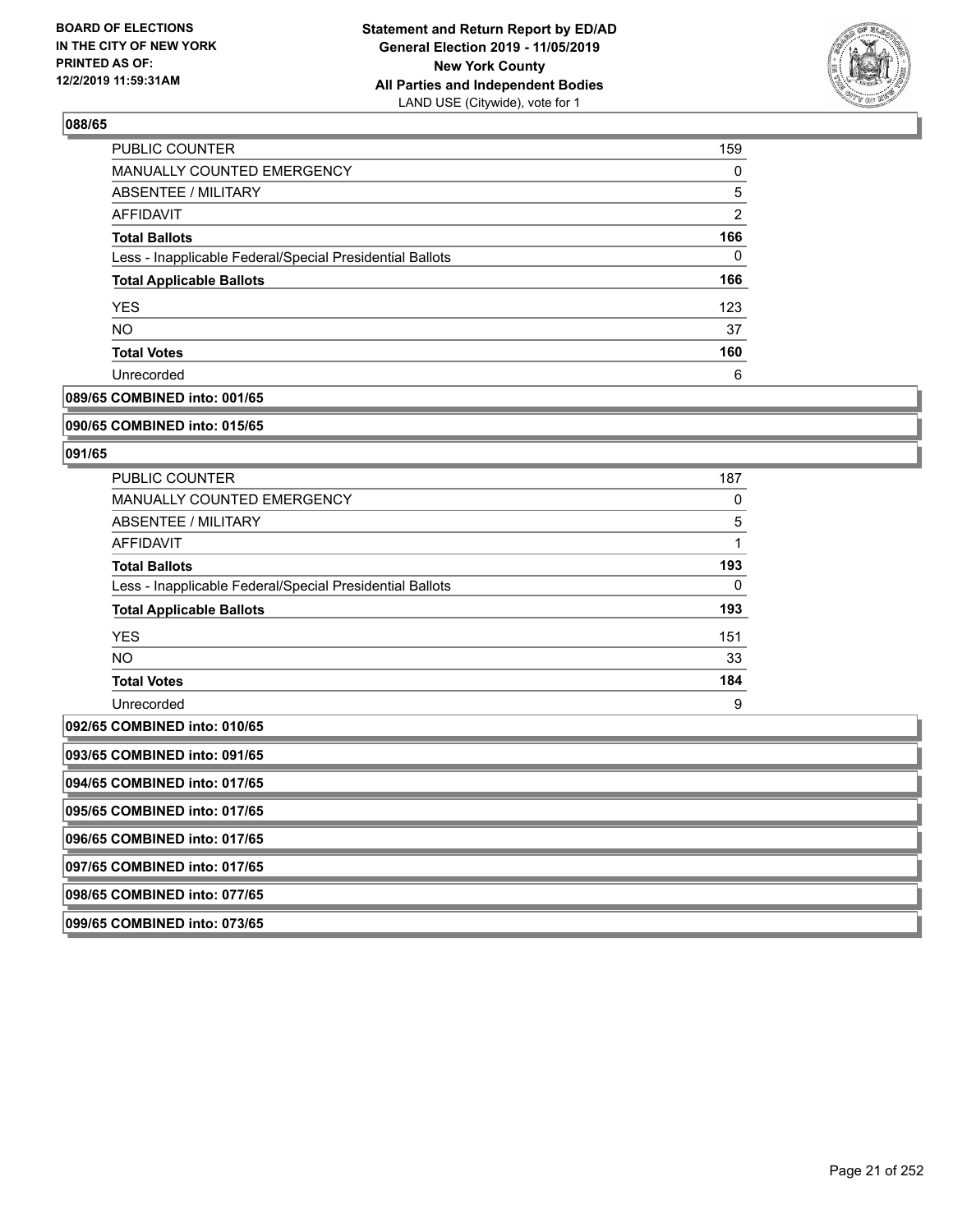### 088/65

| | |
|---|---|
| PUBLIC COUNTER | 159 |
| MANUALLY COUNTED EMERGENCY | 0 |
| ABSENTEE / MILITARY | 5 |
| AFFIDAVIT | 2 |
| **Total Ballots** | **166** |
| Less - Inapplicable Federal/Special Presidential Ballots | 0 |
| **Total Applicable Ballots** | **166** |
| YES | 123 |
| NO | 37 |
| **Total Votes** | **160** |
| Unrecorded | 6 |

### 089/65 COMBINED into: 001/65

### 090/65 COMBINED into: 015/65

### 091/65

| | |
|---|---|
| PUBLIC COUNTER | 187 |
| MANUALLY COUNTED EMERGENCY | 0 |
| ABSENTEE / MILITARY | 5 |
| AFFIDAVIT | 1 |
| **Total Ballots** | **193** |
| Less - Inapplicable Federal/Special Presidential Ballots | 0 |
| **Total Applicable Ballots** | **193** |
| YES | 151 |
| NO | 33 |
| **Total Votes** | **184** |
| Unrecorded | 9 |

### 092/65 COMBINED into: 010/65

### 093/65 COMBINED into: 091/65

### 094/65 COMBINED into: 017/65

### 095/65 COMBINED into: 017/65

### 096/65 COMBINED into: 017/65

### 097/65 COMBINED into: 017/65

### 098/65 COMBINED into: 077/65

### 099/65 COMBINED into: 073/65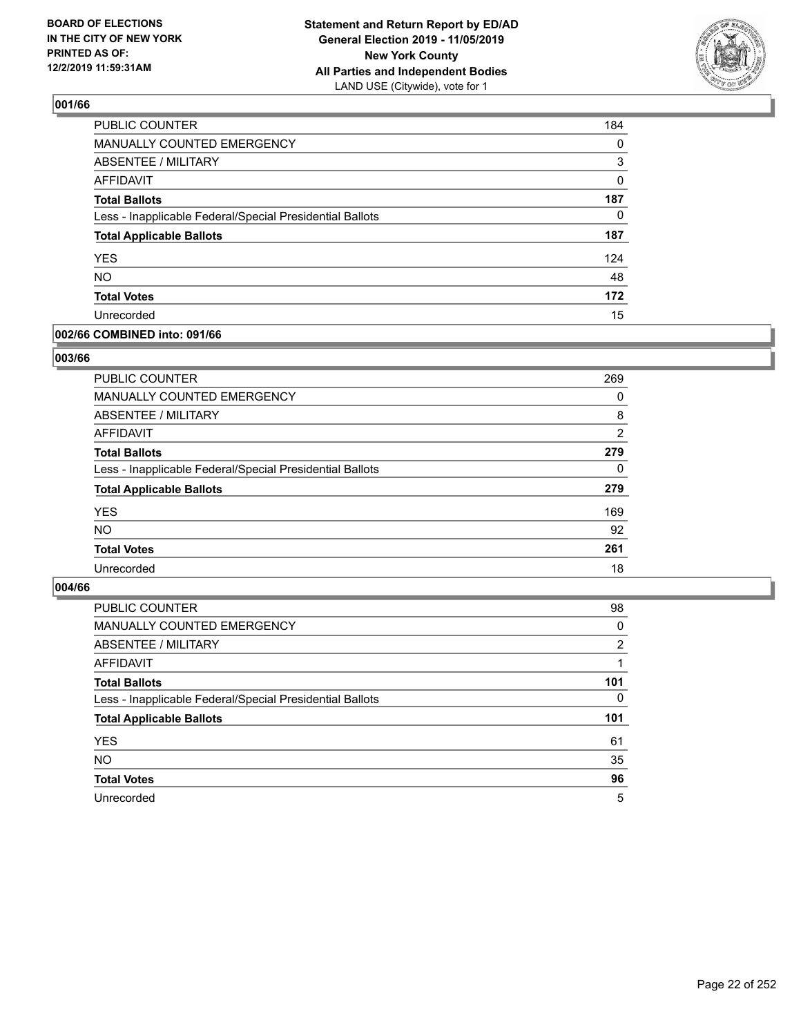**BOARD OF ELECTIONS IN THE CITY OF NEW YORK PRINTED AS OF: 12/2/2019 11:59:31AM**

**Statement and Return Report by ED/AD General Election 2019 - 11/05/2019 New York County All Parties and Independent Bodies**
LAND USE (Citywide), vote for 1

### 001/66

| | |
|---|---|
| PUBLIC COUNTER | 184 |
| MANUALLY COUNTED EMERGENCY | 0 |
| ABSENTEE / MILITARY | 3 |
| AFFIDAVIT | 0 |
| **Total Ballots** | **187** |
| Less - Inapplicable Federal/Special Presidential Ballots | 0 |
| **Total Applicable Ballots** | **187** |
| YES | 124 |
| NO | 48 |
| **Total Votes** | **172** |
| Unrecorded | 15 |

### 002/66 COMBINED into: 091/66

### 003/66

| | |
|---|---|
| PUBLIC COUNTER | 269 |
| MANUALLY COUNTED EMERGENCY | 0 |
| ABSENTEE / MILITARY | 8 |
| AFFIDAVIT | 2 |
| **Total Ballots** | **279** |
| Less - Inapplicable Federal/Special Presidential Ballots | 0 |
| **Total Applicable Ballots** | **279** |
| YES | 169 |
| NO | 92 |
| **Total Votes** | **261** |
| Unrecorded | 18 |

### 004/66

| | |
|---|---|
| PUBLIC COUNTER | 98 |
| MANUALLY COUNTED EMERGENCY | 0 |
| ABSENTEE / MILITARY | 2 |
| AFFIDAVIT | 1 |
| **Total Ballots** | **101** |
| Less - Inapplicable Federal/Special Presidential Ballots | 0 |
| **Total Applicable Ballots** | **101** |
| YES | 61 |
| NO | 35 |
| **Total Votes** | **96** |
| Unrecorded | 5 |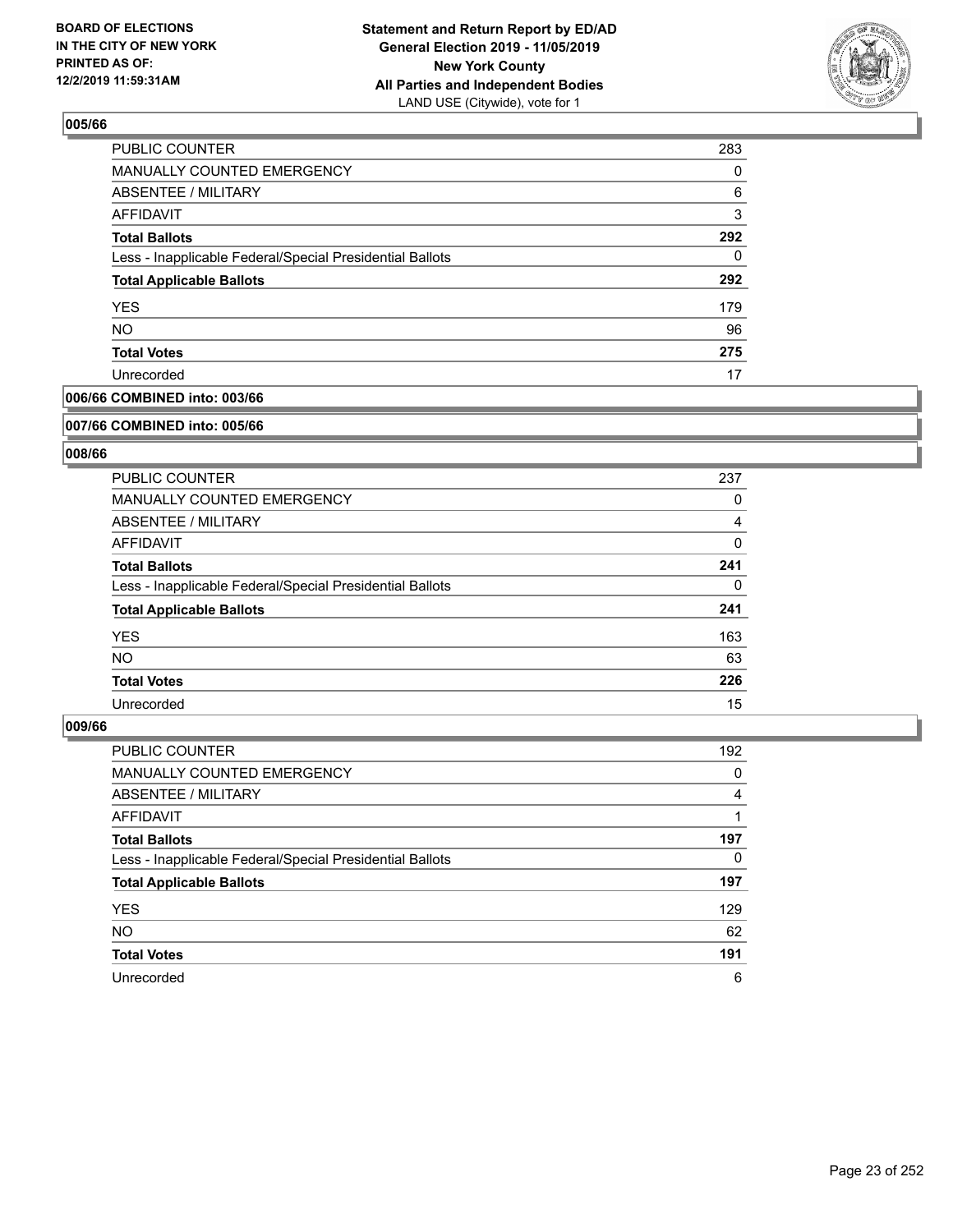## 005/66

| | |
|---|---|
| PUBLIC COUNTER | 283 |
| MANUALLY COUNTED EMERGENCY | 0 |
| ABSENTEE / MILITARY | 6 |
| AFFIDAVIT | 3 |
| **Total Ballots** | **292** |
| Less - Inapplicable Federal/Special Presidential Ballots | 0 |
| **Total Applicable Ballots** | **292** |
| YES | 179 |
| NO | 96 |
| **Total Votes** | **275** |
| Unrecorded | 17 |

## 006/66 COMBINED into: 003/66

## 007/66 COMBINED into: 005/66

## 008/66

| | |
|---|---|
| PUBLIC COUNTER | 237 |
| MANUALLY COUNTED EMERGENCY | 0 |
| ABSENTEE / MILITARY | 4 |
| AFFIDAVIT | 0 |
| **Total Ballots** | **241** |
| Less - Inapplicable Federal/Special Presidential Ballots | 0 |
| **Total Applicable Ballots** | **241** |
| YES | 163 |
| NO | 63 |
| **Total Votes** | **226** |
| Unrecorded | 15 |

## 009/66

| | |
|---|---|
| PUBLIC COUNTER | 192 |
| MANUALLY COUNTED EMERGENCY | 0 |
| ABSENTEE / MILITARY | 4 |
| AFFIDAVIT | 1 |
| **Total Ballots** | **197** |
| Less - Inapplicable Federal/Special Presidential Ballots | 0 |
| **Total Applicable Ballots** | **197** |
| YES | 129 |
| NO | 62 |
| **Total Votes** | **191** |
| Unrecorded | 6 |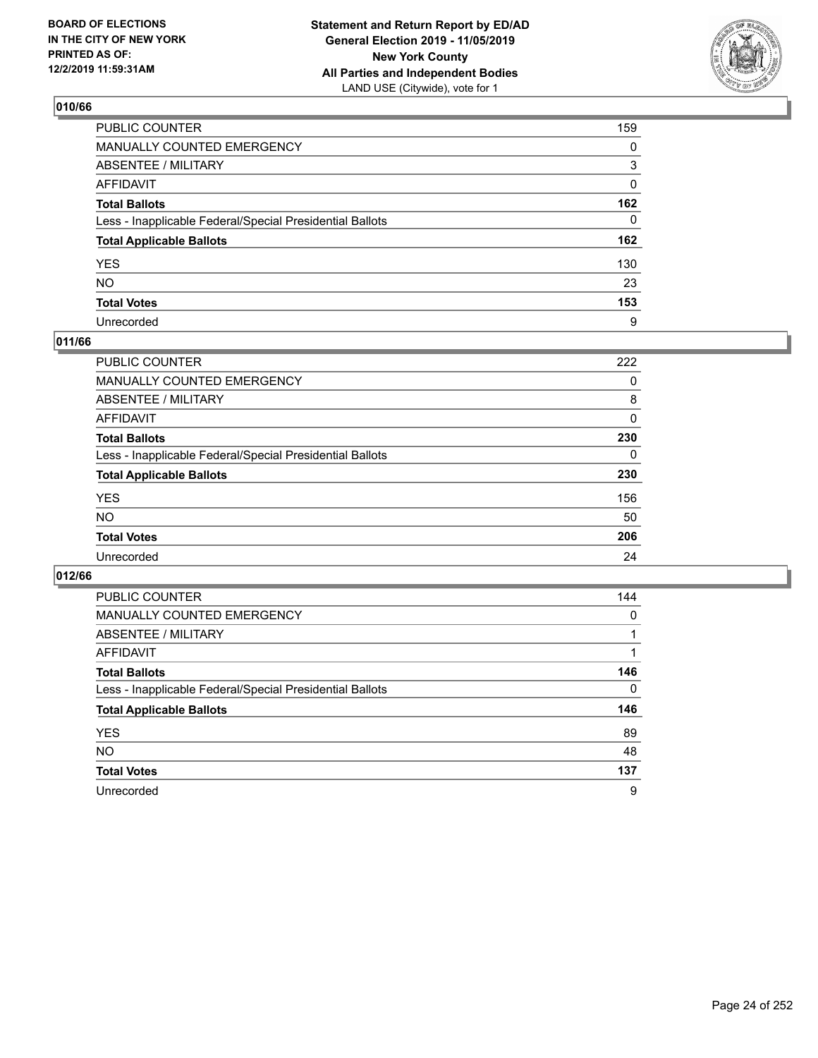BOARD OF ELECTIONS
IN THE CITY OF NEW YORK
PRINTED AS OF:
12/2/2019 11:59:31AM

**Statement and Return Report by ED/AD**
**General Election 2019 - 11/05/2019**
**New York County**
**All Parties and Independent Bodies**
LAND USE (Citywide), vote for 1

## 010/66

| | |
|---|---|
| PUBLIC COUNTER | 159 |
| MANUALLY COUNTED EMERGENCY | 0 |
| ABSENTEE / MILITARY | 3 |
| AFFIDAVIT | 0 |
| **Total Ballots** | **162** |
| Less - Inapplicable Federal/Special Presidential Ballots | 0 |
| **Total Applicable Ballots** | **162** |
| YES | 130 |
| NO | 23 |
| **Total Votes** | **153** |
| Unrecorded | 9 |

## 011/66

| | |
|---|---|
| PUBLIC COUNTER | 222 |
| MANUALLY COUNTED EMERGENCY | 0 |
| ABSENTEE / MILITARY | 8 |
| AFFIDAVIT | 0 |
| **Total Ballots** | **230** |
| Less - Inapplicable Federal/Special Presidential Ballots | 0 |
| **Total Applicable Ballots** | **230** |
| YES | 156 |
| NO | 50 |
| **Total Votes** | **206** |
| Unrecorded | 24 |

## 012/66

| | |
|---|---|
| PUBLIC COUNTER | 144 |
| MANUALLY COUNTED EMERGENCY | 0 |
| ABSENTEE / MILITARY | 1 |
| AFFIDAVIT | 1 |
| **Total Ballots** | **146** |
| Less - Inapplicable Federal/Special Presidential Ballots | 0 |
| **Total Applicable Ballots** | **146** |
| YES | 89 |
| NO | 48 |
| **Total Votes** | **137** |
| Unrecorded | 9 |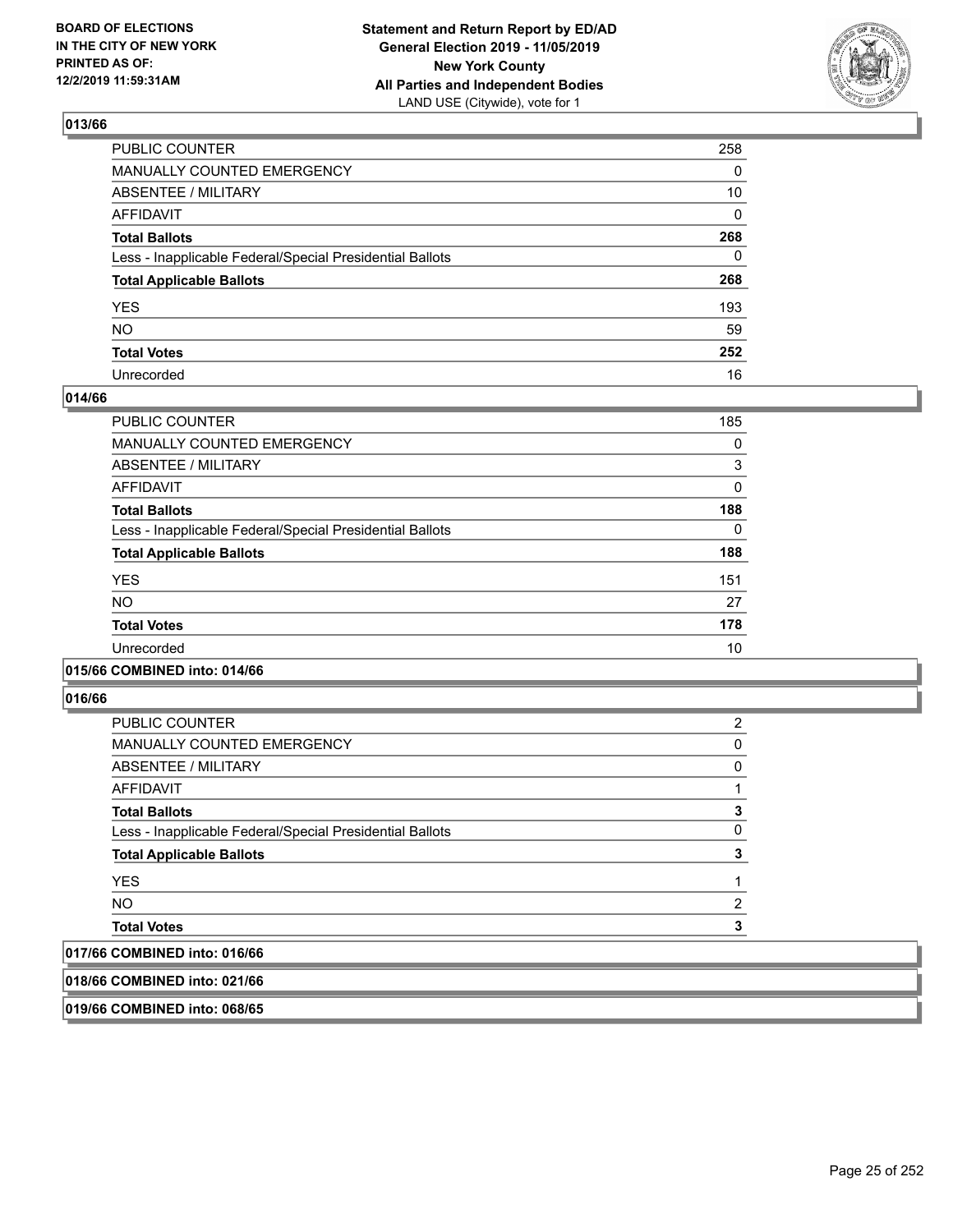**Statement and Return Report by ED/AD**
**General Election 2019 - 11/05/2019**
**New York County**
**All Parties and Independent Bodies**
LAND USE (Citywide), vote for 1

BOARD OF ELECTIONS
IN THE CITY OF NEW YORK
PRINTED AS OF:
12/2/2019 11:59:31AM

### 013/66

| | |
|---|---|
| PUBLIC COUNTER | 258 |
| MANUALLY COUNTED EMERGENCY | 0 |
| ABSENTEE / MILITARY | 10 |
| AFFIDAVIT | 0 |
| **Total Ballots** | **268** |
| Less - Inapplicable Federal/Special Presidential Ballots | 0 |
| **Total Applicable Ballots** | **268** |
| YES | 193 |
| NO | 59 |
| **Total Votes** | **252** |
| Unrecorded | 16 |

### 014/66

| | |
|---|---|
| PUBLIC COUNTER | 185 |
| MANUALLY COUNTED EMERGENCY | 0 |
| ABSENTEE / MILITARY | 3 |
| AFFIDAVIT | 0 |
| **Total Ballots** | **188** |
| Less - Inapplicable Federal/Special Presidential Ballots | 0 |
| **Total Applicable Ballots** | **188** |
| YES | 151 |
| NO | 27 |
| **Total Votes** | **178** |
| Unrecorded | 10 |

### 015/66 COMBINED into: 014/66

### 016/66

| | |
|---|---|
| PUBLIC COUNTER | 2 |
| MANUALLY COUNTED EMERGENCY | 0 |
| ABSENTEE / MILITARY | 0 |
| AFFIDAVIT | 1 |
| **Total Ballots** | **3** |
| Less - Inapplicable Federal/Special Presidential Ballots | 0 |
| **Total Applicable Ballots** | **3** |
| YES | 1 |
| NO | 2 |
| **Total Votes** | **3** |

### 017/66 COMBINED into: 016/66

### 018/66 COMBINED into: 021/66

### 019/66 COMBINED into: 068/65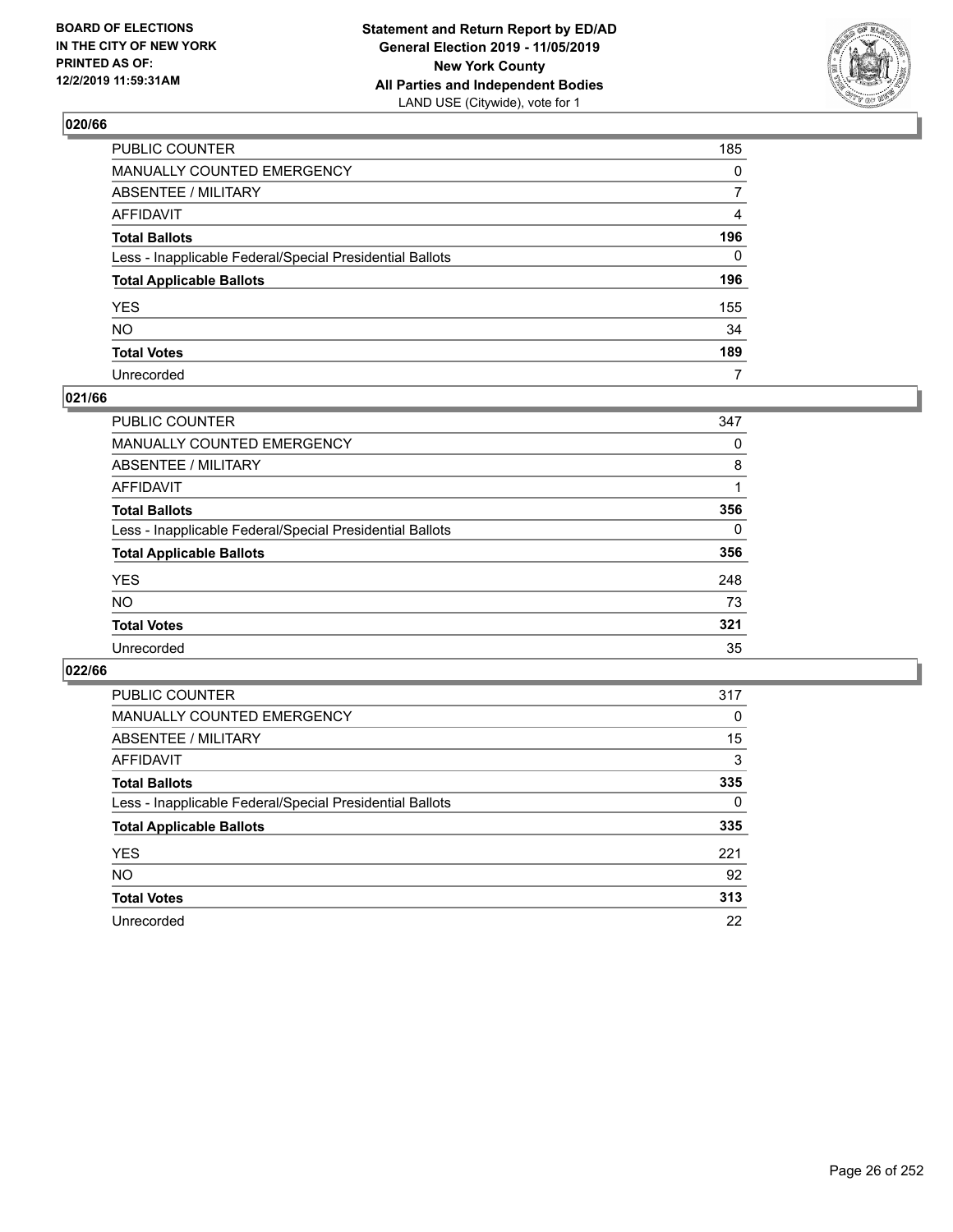BOARD OF ELECTIONS
IN THE CITY OF NEW YORK
PRINTED AS OF:
12/2/2019 11:59:31AM

**Statement and Return Report by ED/AD**
**General Election 2019 - 11/05/2019**
**New York County**
**All Parties and Independent Bodies**
LAND USE (Citywide), vote for 1

## 020/66

| | |
|---|---|
| PUBLIC COUNTER | 185 |
| MANUALLY COUNTED EMERGENCY | 0 |
| ABSENTEE / MILITARY | 7 |
| AFFIDAVIT | 4 |
| **Total Ballots** | **196** |
| Less - Inapplicable Federal/Special Presidential Ballots | 0 |
| **Total Applicable Ballots** | **196** |
| YES | 155 |
| NO | 34 |
| **Total Votes** | **189** |
| Unrecorded | 7 |

## 021/66

| | |
|---|---|
| PUBLIC COUNTER | 347 |
| MANUALLY COUNTED EMERGENCY | 0 |
| ABSENTEE / MILITARY | 8 |
| AFFIDAVIT | 1 |
| **Total Ballots** | **356** |
| Less - Inapplicable Federal/Special Presidential Ballots | 0 |
| **Total Applicable Ballots** | **356** |
| YES | 248 |
| NO | 73 |
| **Total Votes** | **321** |
| Unrecorded | 35 |

## 022/66

| | |
|---|---|
| PUBLIC COUNTER | 317 |
| MANUALLY COUNTED EMERGENCY | 0 |
| ABSENTEE / MILITARY | 15 |
| AFFIDAVIT | 3 |
| **Total Ballots** | **335** |
| Less - Inapplicable Federal/Special Presidential Ballots | 0 |
| **Total Applicable Ballots** | **335** |
| YES | 221 |
| NO | 92 |
| **Total Votes** | **313** |
| Unrecorded | 22 |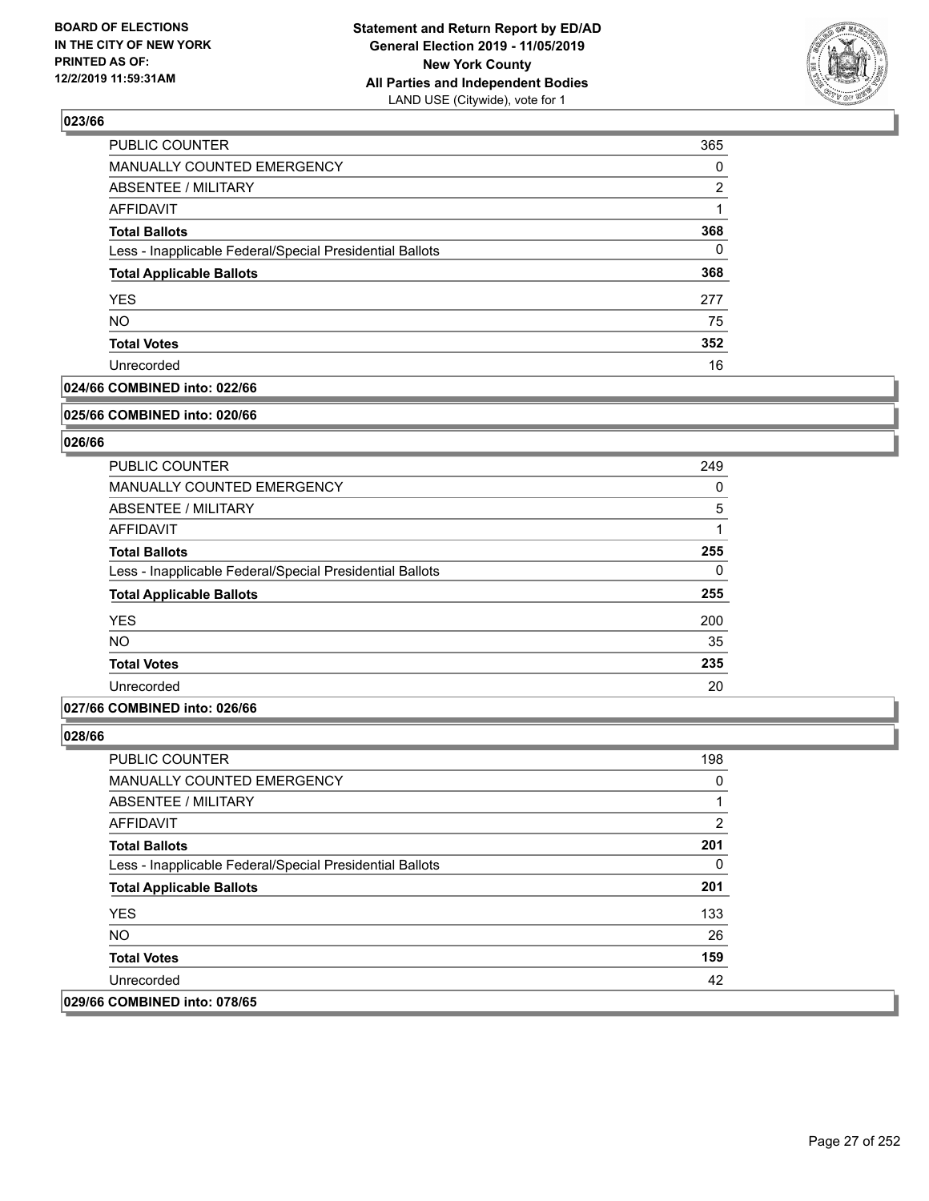### 023/66

| | |
|---|---|
| PUBLIC COUNTER | 365 |
| MANUALLY COUNTED EMERGENCY | 0 |
| ABSENTEE / MILITARY | 2 |
| AFFIDAVIT | 1 |
| **Total Ballots** | **368** |
| Less - Inapplicable Federal/Special Presidential Ballots | 0 |
| **Total Applicable Ballots** | **368** |
| YES | 277 |
| NO | 75 |
| **Total Votes** | **352** |
| Unrecorded | 16 |

### 024/66 COMBINED into: 022/66

### 025/66 COMBINED into: 020/66

### 026/66

| | |
|---|---|
| PUBLIC COUNTER | 249 |
| MANUALLY COUNTED EMERGENCY | 0 |
| ABSENTEE / MILITARY | 5 |
| AFFIDAVIT | 1 |
| **Total Ballots** | **255** |
| Less - Inapplicable Federal/Special Presidential Ballots | 0 |
| **Total Applicable Ballots** | **255** |
| YES | 200 |
| NO | 35 |
| **Total Votes** | **235** |
| Unrecorded | 20 |

### 027/66 COMBINED into: 026/66

### 028/66

| | |
|---|---|
| PUBLIC COUNTER | 198 |
| MANUALLY COUNTED EMERGENCY | 0 |
| ABSENTEE / MILITARY | 1 |
| AFFIDAVIT | 2 |
| **Total Ballots** | **201** |
| Less - Inapplicable Federal/Special Presidential Ballots | 0 |
| **Total Applicable Ballots** | **201** |
| YES | 133 |
| NO | 26 |
| **Total Votes** | **159** |
| Unrecorded | 42 |

### 029/66 COMBINED into: 078/65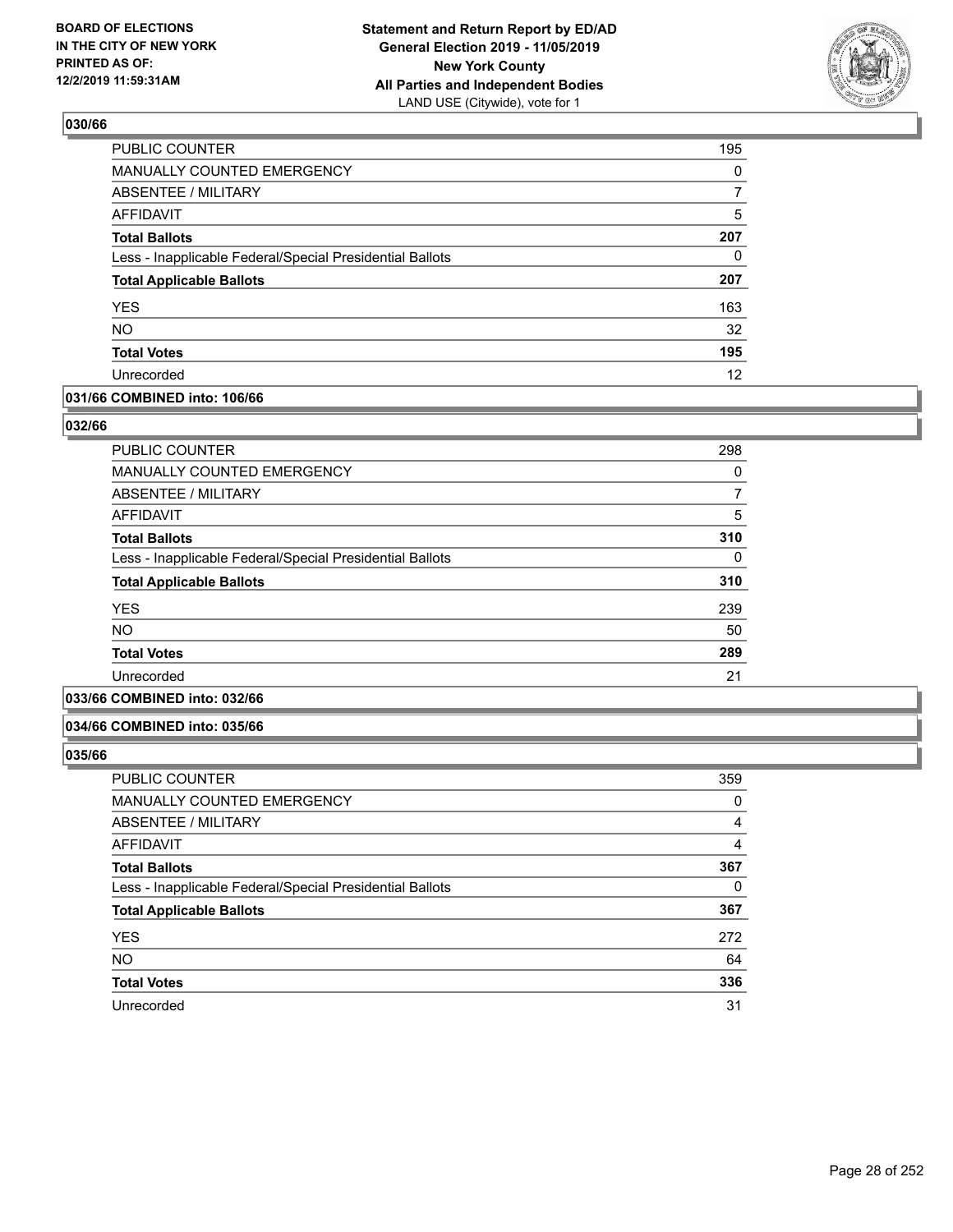## 030/66

| | |
|---|---|
| PUBLIC COUNTER | 195 |
| MANUALLY COUNTED EMERGENCY | 0 |
| ABSENTEE / MILITARY | 7 |
| AFFIDAVIT | 5 |
| **Total Ballots** | **207** |
| Less - Inapplicable Federal/Special Presidential Ballots | 0 |
| **Total Applicable Ballots** | **207** |
| YES | 163 |
| NO | 32 |
| **Total Votes** | **195** |
| Unrecorded | 12 |

## 031/66 COMBINED into: 106/66

## 032/66

| | |
|---|---|
| PUBLIC COUNTER | 298 |
| MANUALLY COUNTED EMERGENCY | 0 |
| ABSENTEE / MILITARY | 7 |
| AFFIDAVIT | 5 |
| **Total Ballots** | **310** |
| Less - Inapplicable Federal/Special Presidential Ballots | 0 |
| **Total Applicable Ballots** | **310** |
| YES | 239 |
| NO | 50 |
| **Total Votes** | **289** |
| Unrecorded | 21 |

## 033/66 COMBINED into: 032/66

## 034/66 COMBINED into: 035/66

## 035/66

| | |
|---|---|
| PUBLIC COUNTER | 359 |
| MANUALLY COUNTED EMERGENCY | 0 |
| ABSENTEE / MILITARY | 4 |
| AFFIDAVIT | 4 |
| **Total Ballots** | **367** |
| Less - Inapplicable Federal/Special Presidential Ballots | 0 |
| **Total Applicable Ballots** | **367** |
| YES | 272 |
| NO | 64 |
| **Total Votes** | **336** |
| Unrecorded | 31 |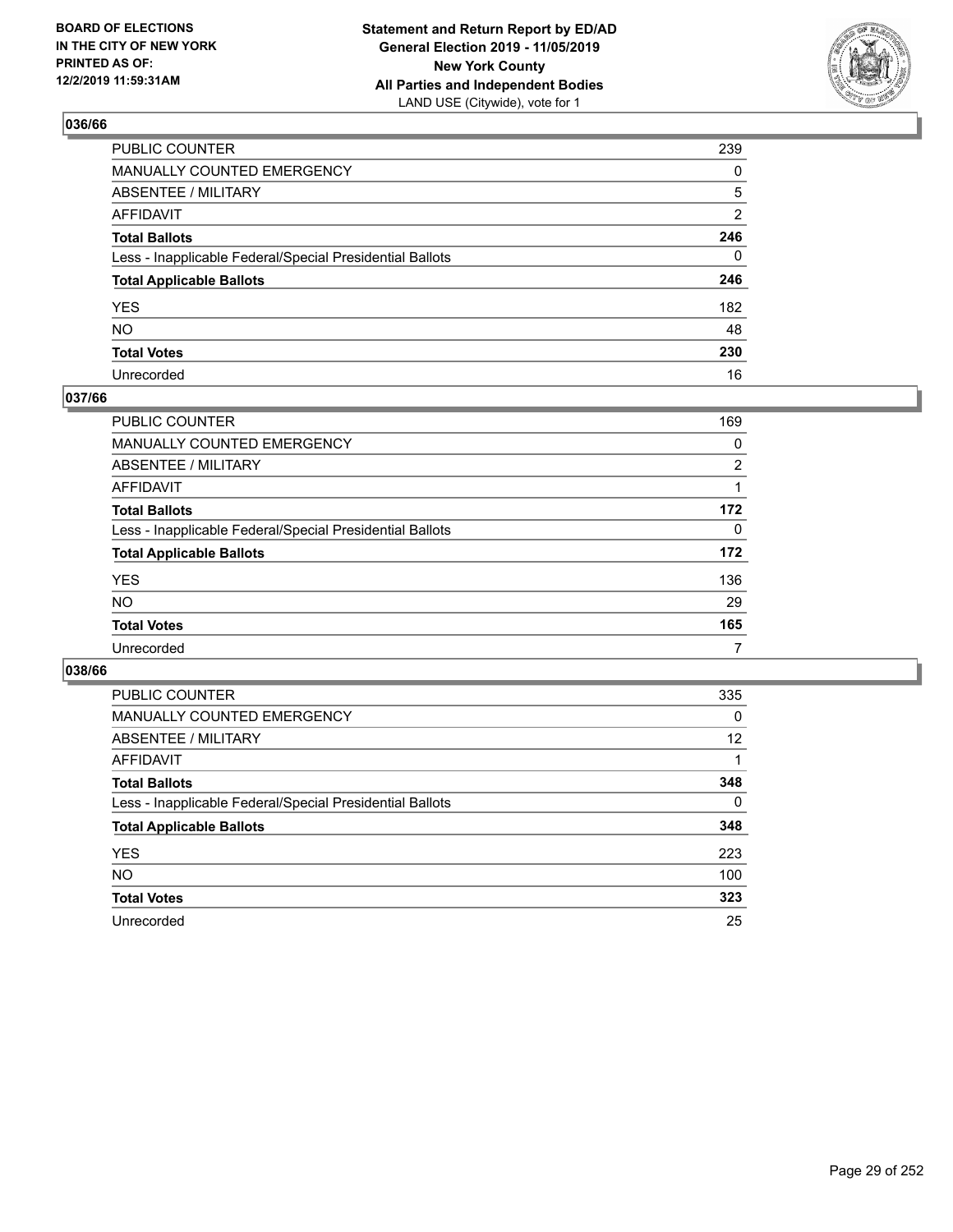BOARD OF ELECTIONS
IN THE CITY OF NEW YORK
PRINTED AS OF:
12/2/2019 11:59:31AM

**Statement and Return Report by ED/AD**
**General Election 2019 - 11/05/2019**
**New York County**
**All Parties and Independent Bodies**
LAND USE (Citywide), vote for 1

### 036/66

| | |
|---|---|
| PUBLIC COUNTER | 239 |
| MANUALLY COUNTED EMERGENCY | 0 |
| ABSENTEE / MILITARY | 5 |
| AFFIDAVIT | 2 |
| **Total Ballots** | **246** |
| Less - Inapplicable Federal/Special Presidential Ballots | 0 |
| **Total Applicable Ballots** | **246** |
| YES | 182 |
| NO | 48 |
| **Total Votes** | **230** |
| Unrecorded | 16 |

### 037/66

| | |
|---|---|
| PUBLIC COUNTER | 169 |
| MANUALLY COUNTED EMERGENCY | 0 |
| ABSENTEE / MILITARY | 2 |
| AFFIDAVIT | 1 |
| **Total Ballots** | **172** |
| Less - Inapplicable Federal/Special Presidential Ballots | 0 |
| **Total Applicable Ballots** | **172** |
| YES | 136 |
| NO | 29 |
| **Total Votes** | **165** |
| Unrecorded | 7 |

### 038/66

| | |
|---|---|
| PUBLIC COUNTER | 335 |
| MANUALLY COUNTED EMERGENCY | 0 |
| ABSENTEE / MILITARY | 12 |
| AFFIDAVIT | 1 |
| **Total Ballots** | **348** |
| Less - Inapplicable Federal/Special Presidential Ballots | 0 |
| **Total Applicable Ballots** | **348** |
| YES | 223 |
| NO | 100 |
| **Total Votes** | **323** |
| Unrecorded | 25 |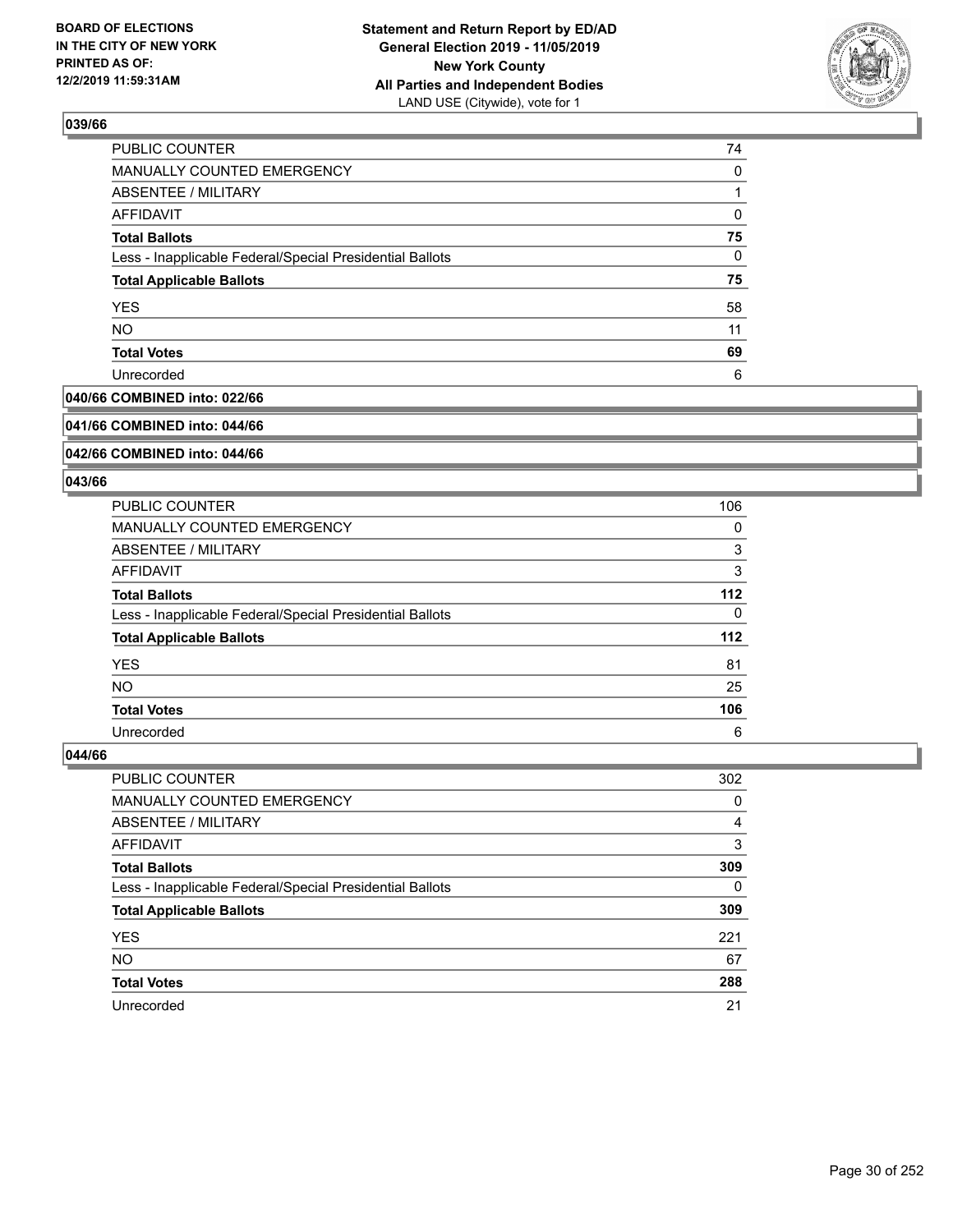### 039/66

| | |
|---|---|
| PUBLIC COUNTER | 74 |
| MANUALLY COUNTED EMERGENCY | 0 |
| ABSENTEE / MILITARY | 1 |
| AFFIDAVIT | 0 |
| **Total Ballots** | **75** |
| Less - Inapplicable Federal/Special Presidential Ballots | 0 |
| **Total Applicable Ballots** | **75** |
| YES | 58 |
| NO | 11 |
| **Total Votes** | **69** |
| Unrecorded | 6 |

### 040/66 COMBINED into: 022/66

### 041/66 COMBINED into: 044/66

### 042/66 COMBINED into: 044/66

### 043/66

| | |
|---|---|
| PUBLIC COUNTER | 106 |
| MANUALLY COUNTED EMERGENCY | 0 |
| ABSENTEE / MILITARY | 3 |
| AFFIDAVIT | 3 |
| **Total Ballots** | **112** |
| Less - Inapplicable Federal/Special Presidential Ballots | 0 |
| **Total Applicable Ballots** | **112** |
| YES | 81 |
| NO | 25 |
| **Total Votes** | **106** |
| Unrecorded | 6 |

### 044/66

| | |
|---|---|
| PUBLIC COUNTER | 302 |
| MANUALLY COUNTED EMERGENCY | 0 |
| ABSENTEE / MILITARY | 4 |
| AFFIDAVIT | 3 |
| **Total Ballots** | **309** |
| Less - Inapplicable Federal/Special Presidential Ballots | 0 |
| **Total Applicable Ballots** | **309** |
| YES | 221 |
| NO | 67 |
| **Total Votes** | **288** |
| Unrecorded | 21 |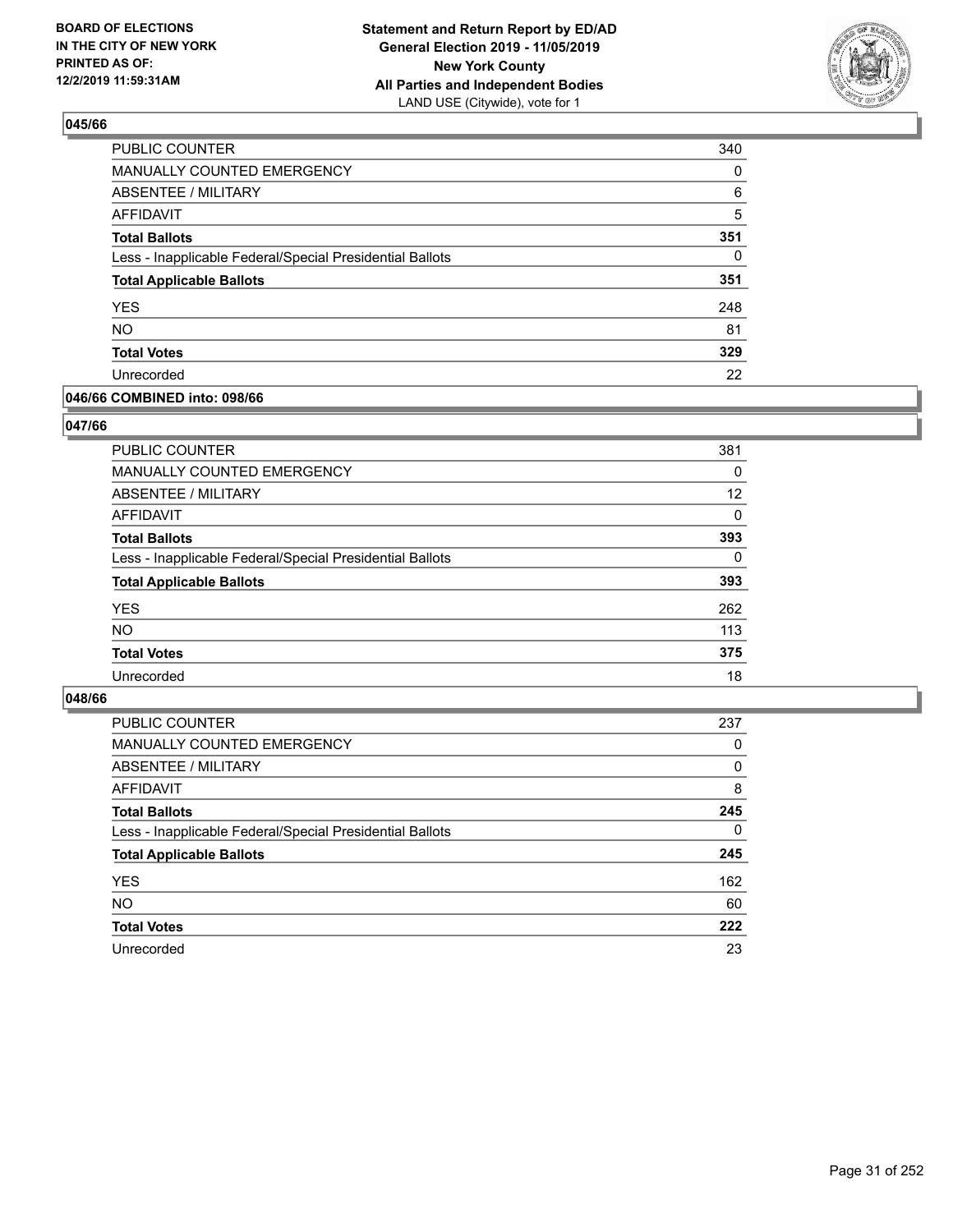**BOARD OF ELECTIONS IN THE CITY OF NEW YORK PRINTED AS OF: 12/2/2019 11:59:31AM**

**Statement and Return Report by ED/AD General Election 2019 - 11/05/2019 New York County All Parties and Independent Bodies** LAND USE (Citywide), vote for 1

### 045/66

| | |
|---|---|
| PUBLIC COUNTER | 340 |
| MANUALLY COUNTED EMERGENCY | 0 |
| ABSENTEE / MILITARY | 6 |
| AFFIDAVIT | 5 |
| **Total Ballots** | **351** |
| Less - Inapplicable Federal/Special Presidential Ballots | 0 |
| **Total Applicable Ballots** | **351** |
| YES | 248 |
| NO | 81 |
| **Total Votes** | **329** |
| Unrecorded | 22 |

### 046/66 COMBINED into: 098/66

### 047/66

| | |
|---|---|
| PUBLIC COUNTER | 381 |
| MANUALLY COUNTED EMERGENCY | 0 |
| ABSENTEE / MILITARY | 12 |
| AFFIDAVIT | 0 |
| **Total Ballots** | **393** |
| Less - Inapplicable Federal/Special Presidential Ballots | 0 |
| **Total Applicable Ballots** | **393** |
| YES | 262 |
| NO | 113 |
| **Total Votes** | **375** |
| Unrecorded | 18 |

### 048/66

| | |
|---|---|
| PUBLIC COUNTER | 237 |
| MANUALLY COUNTED EMERGENCY | 0 |
| ABSENTEE / MILITARY | 0 |
| AFFIDAVIT | 8 |
| **Total Ballots** | **245** |
| Less - Inapplicable Federal/Special Presidential Ballots | 0 |
| **Total Applicable Ballots** | **245** |
| YES | 162 |
| NO | 60 |
| **Total Votes** | **222** |
| Unrecorded | 23 |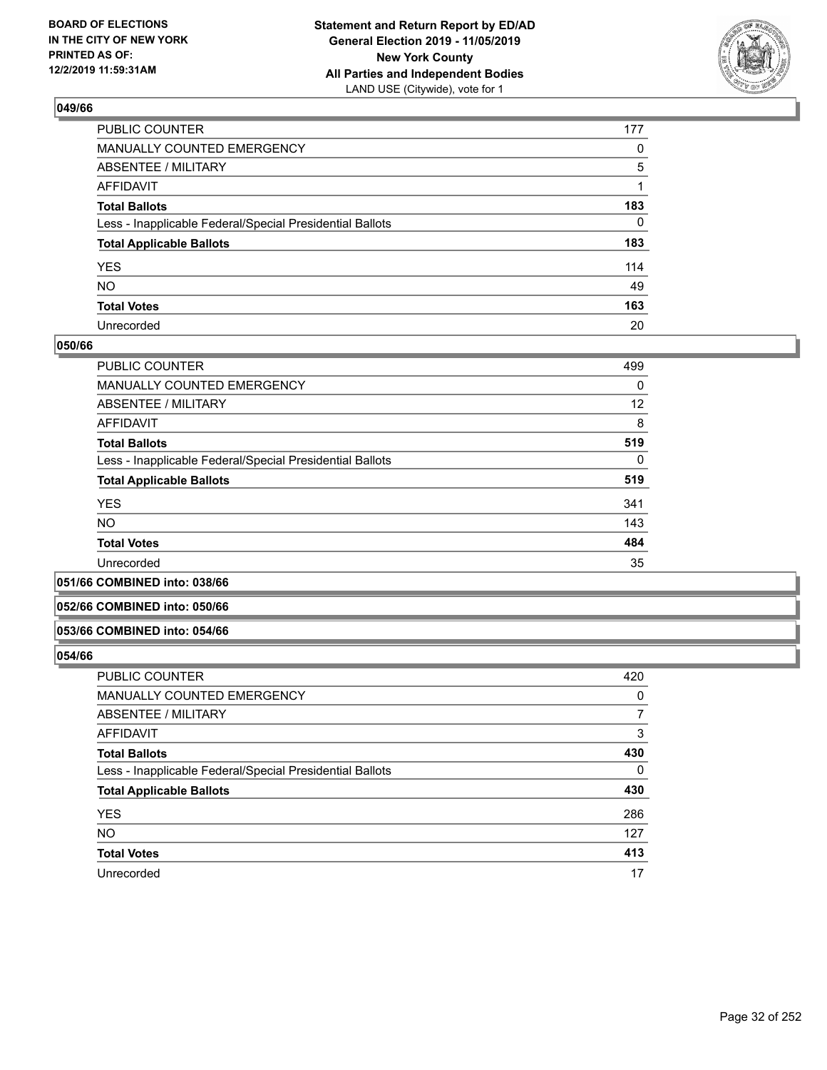## 049/66

| | |
|---|---|
| PUBLIC COUNTER | 177 |
| MANUALLY COUNTED EMERGENCY | 0 |
| ABSENTEE / MILITARY | 5 |
| AFFIDAVIT | 1 |
| **Total Ballots** | **183** |
| Less - Inapplicable Federal/Special Presidential Ballots | 0 |
| **Total Applicable Ballots** | **183** |
| YES | 114 |
| NO | 49 |
| **Total Votes** | **163** |
| Unrecorded | 20 |

## 050/66

| | |
|---|---|
| PUBLIC COUNTER | 499 |
| MANUALLY COUNTED EMERGENCY | 0 |
| ABSENTEE / MILITARY | 12 |
| AFFIDAVIT | 8 |
| **Total Ballots** | **519** |
| Less - Inapplicable Federal/Special Presidential Ballots | 0 |
| **Total Applicable Ballots** | **519** |
| YES | 341 |
| NO | 143 |
| **Total Votes** | **484** |
| Unrecorded | 35 |

## 051/66 COMBINED into: 038/66

## 052/66 COMBINED into: 050/66

## 053/66 COMBINED into: 054/66

## 054/66

| | |
|---|---|
| PUBLIC COUNTER | 420 |
| MANUALLY COUNTED EMERGENCY | 0 |
| ABSENTEE / MILITARY | 7 |
| AFFIDAVIT | 3 |
| **Total Ballots** | **430** |
| Less - Inapplicable Federal/Special Presidential Ballots | 0 |
| **Total Applicable Ballots** | **430** |
| YES | 286 |
| NO | 127 |
| **Total Votes** | **413** |
| Unrecorded | 17 |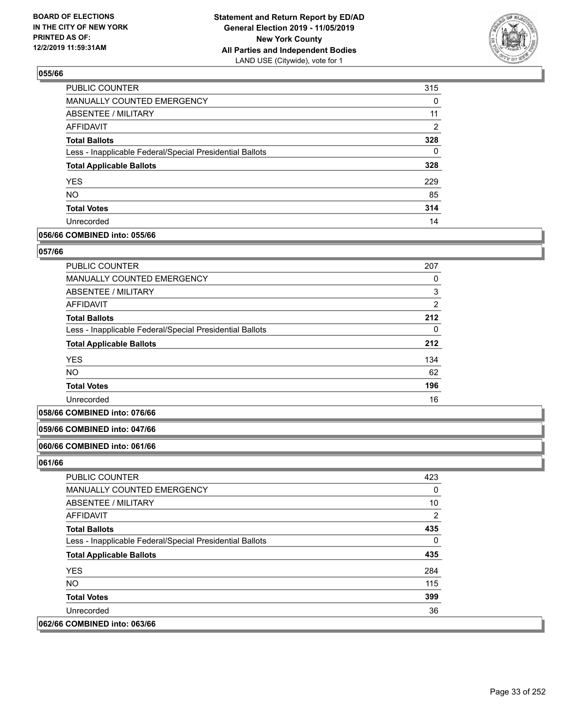### 055/66

| | |
|---|---|
| PUBLIC COUNTER | 315 |
| MANUALLY COUNTED EMERGENCY | 0 |
| ABSENTEE / MILITARY | 11 |
| AFFIDAVIT | 2 |
| **Total Ballots** | **328** |
| Less - Inapplicable Federal/Special Presidential Ballots | 0 |
| **Total Applicable Ballots** | **328** |
| YES | 229 |
| NO | 85 |
| **Total Votes** | **314** |
| Unrecorded | 14 |

### 056/66 COMBINED into: 055/66

### 057/66

| | |
|---|---|
| PUBLIC COUNTER | 207 |
| MANUALLY COUNTED EMERGENCY | 0 |
| ABSENTEE / MILITARY | 3 |
| AFFIDAVIT | 2 |
| **Total Ballots** | **212** |
| Less - Inapplicable Federal/Special Presidential Ballots | 0 |
| **Total Applicable Ballots** | **212** |
| YES | 134 |
| NO | 62 |
| **Total Votes** | **196** |
| Unrecorded | 16 |

### 058/66 COMBINED into: 076/66

### 059/66 COMBINED into: 047/66

### 060/66 COMBINED into: 061/66

### 061/66

| | |
|---|---|
| PUBLIC COUNTER | 423 |
| MANUALLY COUNTED EMERGENCY | 0 |
| ABSENTEE / MILITARY | 10 |
| AFFIDAVIT | 2 |
| **Total Ballots** | **435** |
| Less - Inapplicable Federal/Special Presidential Ballots | 0 |
| **Total Applicable Ballots** | **435** |
| YES | 284 |
| NO | 115 |
| **Total Votes** | **399** |
| Unrecorded | 36 |

### 062/66 COMBINED into: 063/66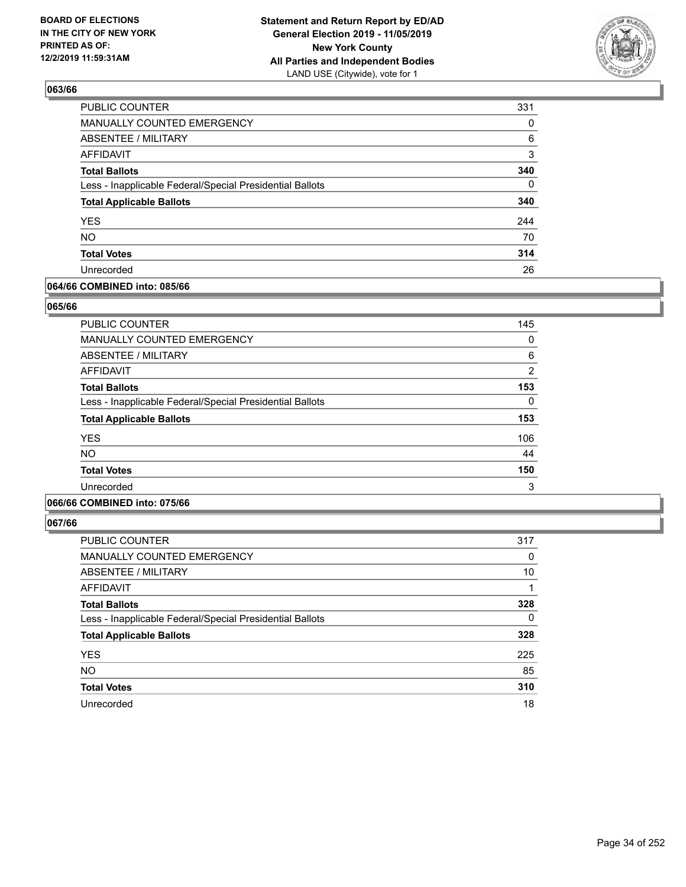**BOARD OF ELECTIONS IN THE CITY OF NEW YORK PRINTED AS OF: 12/2/2019 11:59:31AM**

**Statement and Return Report by ED/AD General Election 2019 - 11/05/2019 New York County All Parties and Independent Bodies** LAND USE (Citywide), vote for 1

## 063/66

| | |
|---|---|
| PUBLIC COUNTER | 331 |
| MANUALLY COUNTED EMERGENCY | 0 |
| ABSENTEE / MILITARY | 6 |
| AFFIDAVIT | 3 |
| **Total Ballots** | **340** |
| Less - Inapplicable Federal/Special Presidential Ballots | 0 |
| **Total Applicable Ballots** | **340** |
| YES | 244 |
| NO | 70 |
| **Total Votes** | **314** |
| Unrecorded | 26 |

## 064/66 COMBINED into: 085/66

## 065/66

| | |
|---|---|
| PUBLIC COUNTER | 145 |
| MANUALLY COUNTED EMERGENCY | 0 |
| ABSENTEE / MILITARY | 6 |
| AFFIDAVIT | 2 |
| **Total Ballots** | **153** |
| Less - Inapplicable Federal/Special Presidential Ballots | 0 |
| **Total Applicable Ballots** | **153** |
| YES | 106 |
| NO | 44 |
| **Total Votes** | **150** |
| Unrecorded | 3 |

## 066/66 COMBINED into: 075/66

## 067/66

| | |
|---|---|
| PUBLIC COUNTER | 317 |
| MANUALLY COUNTED EMERGENCY | 0 |
| ABSENTEE / MILITARY | 10 |
| AFFIDAVIT | 1 |
| **Total Ballots** | **328** |
| Less - Inapplicable Federal/Special Presidential Ballots | 0 |
| **Total Applicable Ballots** | **328** |
| YES | 225 |
| NO | 85 |
| **Total Votes** | **310** |
| Unrecorded | 18 |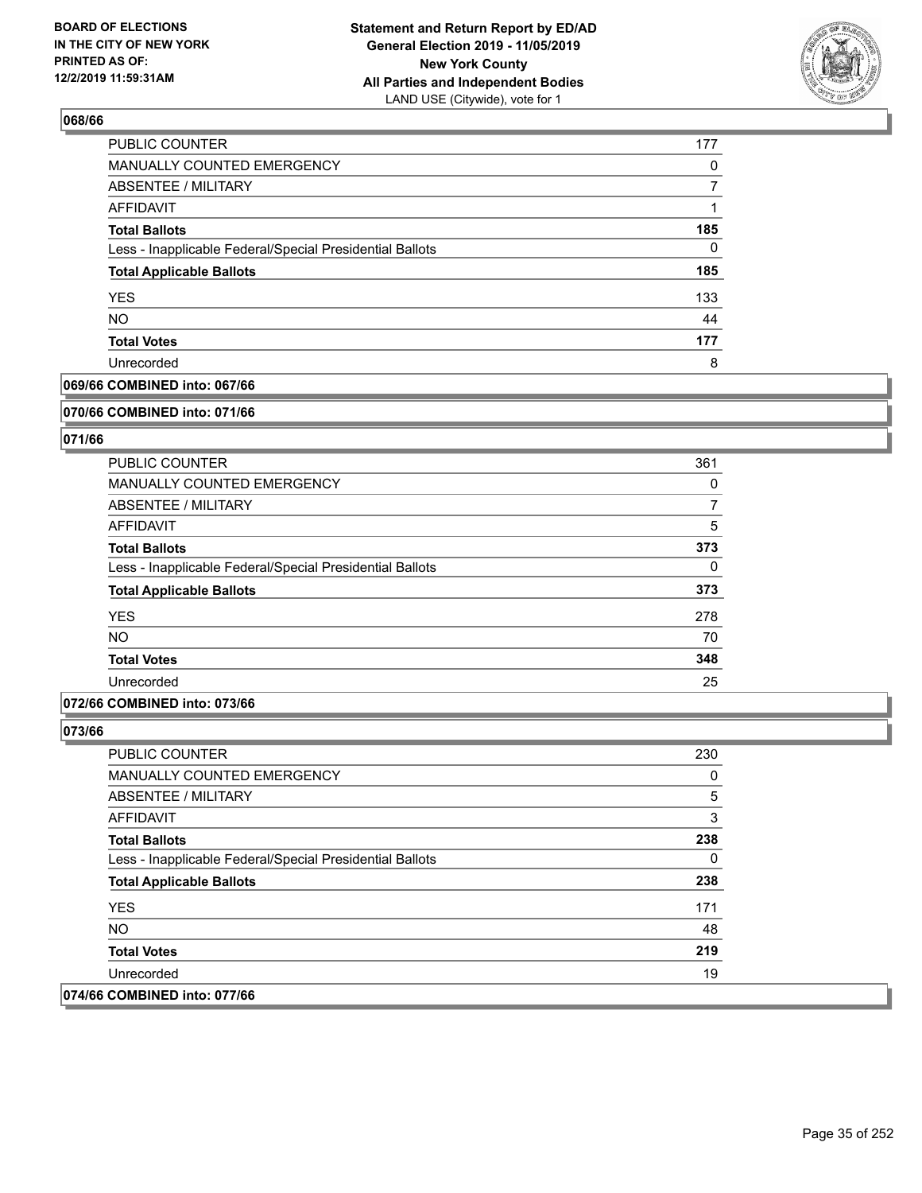**068/66**

| | |
|---|---|
| PUBLIC COUNTER | 177 |
| MANUALLY COUNTED EMERGENCY | 0 |
| ABSENTEE / MILITARY | 7 |
| AFFIDAVIT | 1 |
| **Total Ballots** | **185** |
| Less - Inapplicable Federal/Special Presidential Ballots | 0 |
| **Total Applicable Ballots** | **185** |
| YES | 133 |
| NO | 44 |
| **Total Votes** | **177** |
| Unrecorded | 8 |

**069/66 COMBINED into: 067/66**

**070/66 COMBINED into: 071/66**

**071/66**

| | |
|---|---|
| PUBLIC COUNTER | 361 |
| MANUALLY COUNTED EMERGENCY | 0 |
| ABSENTEE / MILITARY | 7 |
| AFFIDAVIT | 5 |
| **Total Ballots** | **373** |
| Less - Inapplicable Federal/Special Presidential Ballots | 0 |
| **Total Applicable Ballots** | **373** |
| YES | 278 |
| NO | 70 |
| **Total Votes** | **348** |
| Unrecorded | 25 |

**072/66 COMBINED into: 073/66**

**073/66**

| | |
|---|---|
| PUBLIC COUNTER | 230 |
| MANUALLY COUNTED EMERGENCY | 0 |
| ABSENTEE / MILITARY | 5 |
| AFFIDAVIT | 3 |
| **Total Ballots** | **238** |
| Less - Inapplicable Federal/Special Presidential Ballots | 0 |
| **Total Applicable Ballots** | **238** |
| YES | 171 |
| NO | 48 |
| **Total Votes** | **219** |
| Unrecorded | 19 |

**074/66 COMBINED into: 077/66**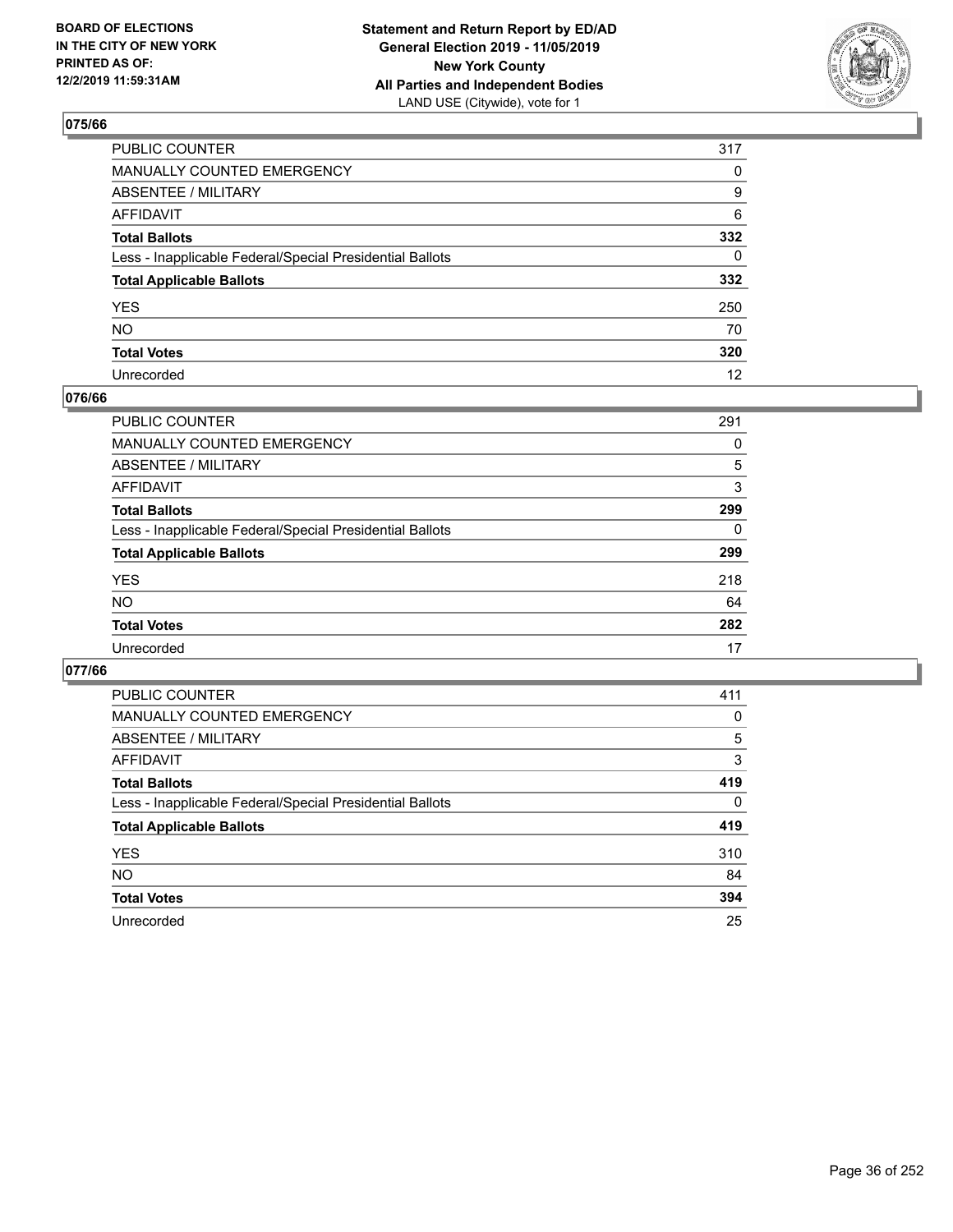BOARD OF ELECTIONS
IN THE CITY OF NEW YORK
PRINTED AS OF:
12/2/2019 11:59:31AM

**Statement and Return Report by ED/AD**
**General Election 2019 - 11/05/2019**
**New York County**
**All Parties and Independent Bodies**
LAND USE (Citywide), vote for 1

### 075/66

| | |
|---|---|
| PUBLIC COUNTER | 317 |
| MANUALLY COUNTED EMERGENCY | 0 |
| ABSENTEE / MILITARY | 9 |
| AFFIDAVIT | 6 |
| **Total Ballots** | **332** |
| Less - Inapplicable Federal/Special Presidential Ballots | 0 |
| **Total Applicable Ballots** | **332** |
| YES | 250 |
| NO | 70 |
| **Total Votes** | **320** |
| Unrecorded | 12 |

### 076/66

| | |
|---|---|
| PUBLIC COUNTER | 291 |
| MANUALLY COUNTED EMERGENCY | 0 |
| ABSENTEE / MILITARY | 5 |
| AFFIDAVIT | 3 |
| **Total Ballots** | **299** |
| Less - Inapplicable Federal/Special Presidential Ballots | 0 |
| **Total Applicable Ballots** | **299** |
| YES | 218 |
| NO | 64 |
| **Total Votes** | **282** |
| Unrecorded | 17 |

### 077/66

| | |
|---|---|
| PUBLIC COUNTER | 411 |
| MANUALLY COUNTED EMERGENCY | 0 |
| ABSENTEE / MILITARY | 5 |
| AFFIDAVIT | 3 |
| **Total Ballots** | **419** |
| Less - Inapplicable Federal/Special Presidential Ballots | 0 |
| **Total Applicable Ballots** | **419** |
| YES | 310 |
| NO | 84 |
| **Total Votes** | **394** |
| Unrecorded | 25 |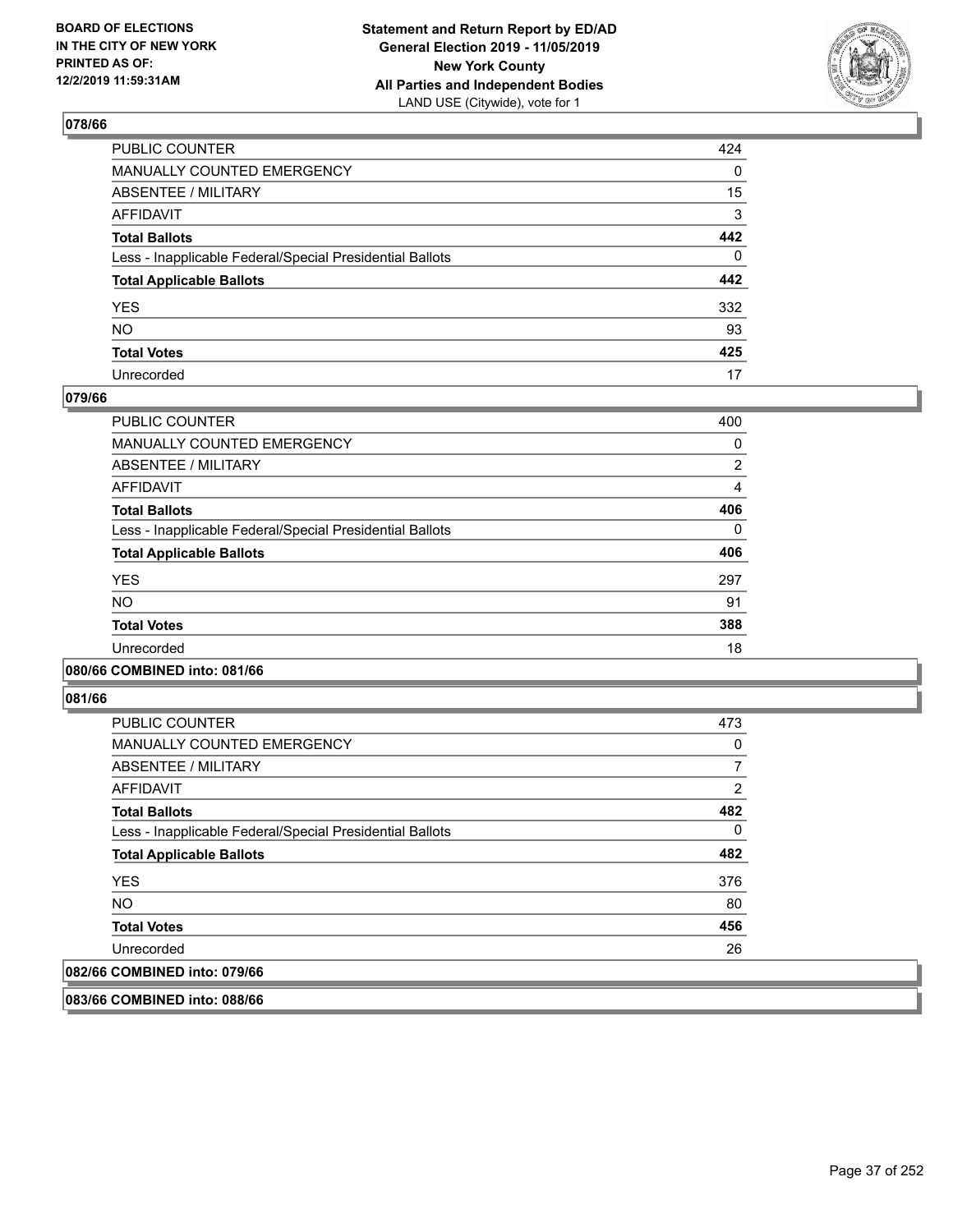### 078/66

| | |
|---|---|
| PUBLIC COUNTER | 424 |
| MANUALLY COUNTED EMERGENCY | 0 |
| ABSENTEE / MILITARY | 15 |
| AFFIDAVIT | 3 |
| **Total Ballots** | **442** |
| Less - Inapplicable Federal/Special Presidential Ballots | 0 |
| **Total Applicable Ballots** | **442** |
| YES | 332 |
| NO | 93 |
| **Total Votes** | **425** |
| Unrecorded | 17 |

### 079/66

| | |
|---|---|
| PUBLIC COUNTER | 400 |
| MANUALLY COUNTED EMERGENCY | 0 |
| ABSENTEE / MILITARY | 2 |
| AFFIDAVIT | 4 |
| **Total Ballots** | **406** |
| Less - Inapplicable Federal/Special Presidential Ballots | 0 |
| **Total Applicable Ballots** | **406** |
| YES | 297 |
| NO | 91 |
| **Total Votes** | **388** |
| Unrecorded | 18 |

### 080/66 COMBINED into: 081/66

### 081/66

| | |
|---|---|
| PUBLIC COUNTER | 473 |
| MANUALLY COUNTED EMERGENCY | 0 |
| ABSENTEE / MILITARY | 7 |
| AFFIDAVIT | 2 |
| **Total Ballots** | **482** |
| Less - Inapplicable Federal/Special Presidential Ballots | 0 |
| **Total Applicable Ballots** | **482** |
| YES | 376 |
| NO | 80 |
| **Total Votes** | **456** |
| Unrecorded | 26 |

### 082/66 COMBINED into: 079/66

### 083/66 COMBINED into: 088/66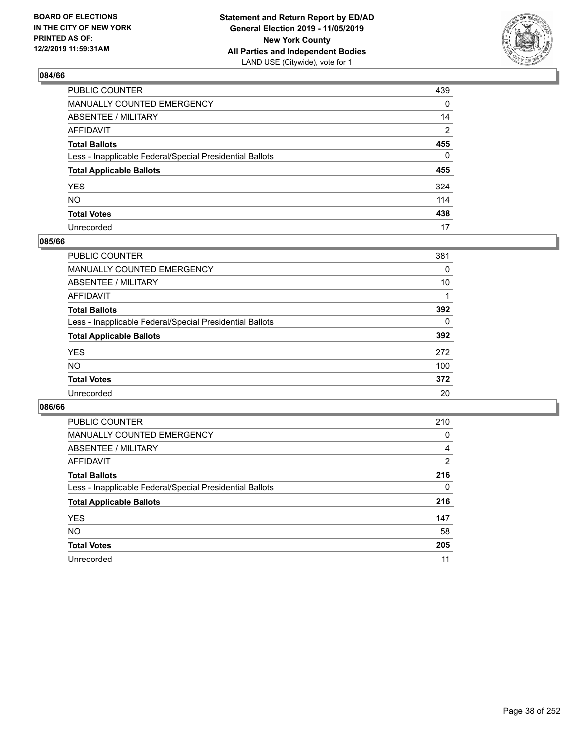BOARD OF ELECTIONS
IN THE CITY OF NEW YORK
PRINTED AS OF:
12/2/2019 11:59:31AM

**Statement and Return Report by ED/AD**
**General Election 2019 - 11/05/2019**
**New York County**
**All Parties and Independent Bodies**
LAND USE (Citywide), vote for 1

## 084/66

| | |
|---|---|
| PUBLIC COUNTER | 439 |
| MANUALLY COUNTED EMERGENCY | 0 |
| ABSENTEE / MILITARY | 14 |
| AFFIDAVIT | 2 |
| **Total Ballots** | **455** |
| Less - Inapplicable Federal/Special Presidential Ballots | 0 |
| **Total Applicable Ballots** | **455** |
| YES | 324 |
| NO | 114 |
| **Total Votes** | **438** |
| Unrecorded | 17 |

## 085/66

| | |
|---|---|
| PUBLIC COUNTER | 381 |
| MANUALLY COUNTED EMERGENCY | 0 |
| ABSENTEE / MILITARY | 10 |
| AFFIDAVIT | 1 |
| **Total Ballots** | **392** |
| Less - Inapplicable Federal/Special Presidential Ballots | 0 |
| **Total Applicable Ballots** | **392** |
| YES | 272 |
| NO | 100 |
| **Total Votes** | **372** |
| Unrecorded | 20 |

## 086/66

| | |
|---|---|
| PUBLIC COUNTER | 210 |
| MANUALLY COUNTED EMERGENCY | 0 |
| ABSENTEE / MILITARY | 4 |
| AFFIDAVIT | 2 |
| **Total Ballots** | **216** |
| Less - Inapplicable Federal/Special Presidential Ballots | 0 |
| **Total Applicable Ballots** | **216** |
| YES | 147 |
| NO | 58 |
| **Total Votes** | **205** |
| Unrecorded | 11 |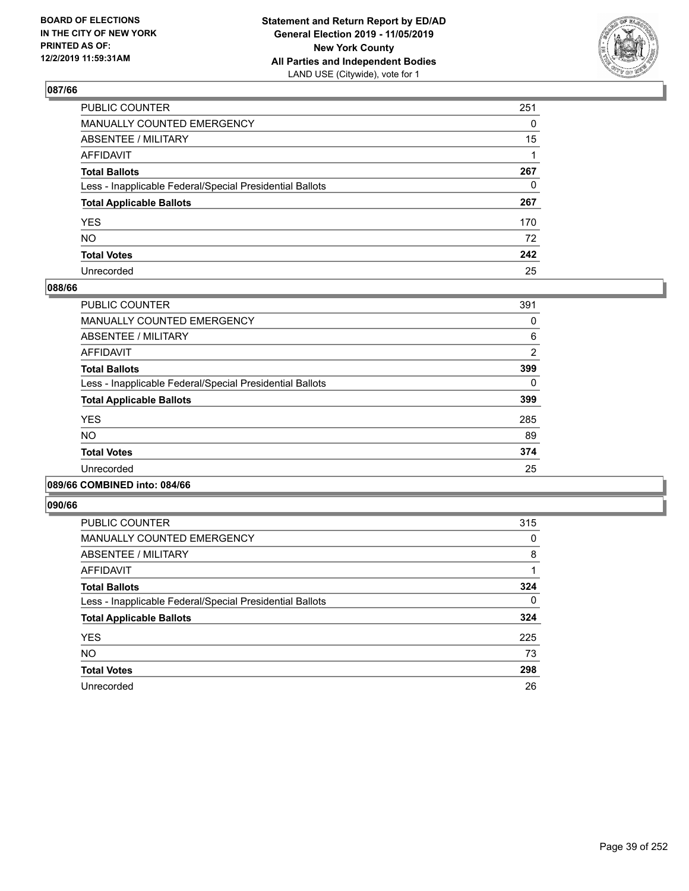**BOARD OF ELECTIONS IN THE CITY OF NEW YORK PRINTED AS OF: 12/2/2019 11:59:31AM**

**Statement and Return Report by ED/AD General Election 2019 - 11/05/2019 New York County All Parties and Independent Bodies**
LAND USE (Citywide), vote for 1

## 087/66

| | |
|---|---|
| PUBLIC COUNTER | 251 |
| MANUALLY COUNTED EMERGENCY | 0 |
| ABSENTEE / MILITARY | 15 |
| AFFIDAVIT | 1 |
| **Total Ballots** | **267** |
| Less - Inapplicable Federal/Special Presidential Ballots | 0 |
| **Total Applicable Ballots** | **267** |
| YES | 170 |
| NO | 72 |
| **Total Votes** | **242** |
| Unrecorded | 25 |

## 088/66

| | |
|---|---|
| PUBLIC COUNTER | 391 |
| MANUALLY COUNTED EMERGENCY | 0 |
| ABSENTEE / MILITARY | 6 |
| AFFIDAVIT | 2 |
| **Total Ballots** | **399** |
| Less - Inapplicable Federal/Special Presidential Ballots | 0 |
| **Total Applicable Ballots** | **399** |
| YES | 285 |
| NO | 89 |
| **Total Votes** | **374** |
| Unrecorded | 25 |

## 089/66 COMBINED into: 084/66

## 090/66

| | |
|---|---|
| PUBLIC COUNTER | 315 |
| MANUALLY COUNTED EMERGENCY | 0 |
| ABSENTEE / MILITARY | 8 |
| AFFIDAVIT | 1 |
| **Total Ballots** | **324** |
| Less - Inapplicable Federal/Special Presidential Ballots | 0 |
| **Total Applicable Ballots** | **324** |
| YES | 225 |
| NO | 73 |
| **Total Votes** | **298** |
| Unrecorded | 26 |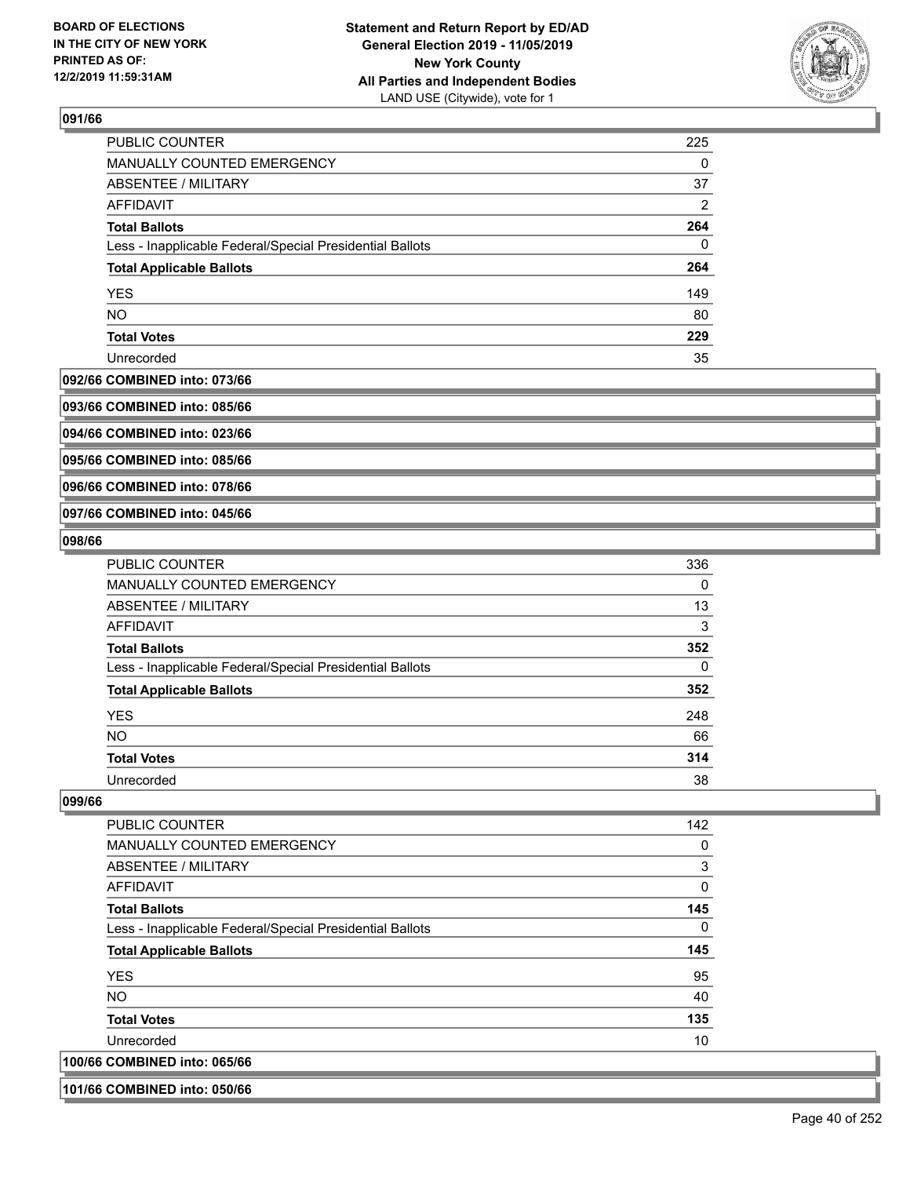## 091/66

| | |
|---|---|
| PUBLIC COUNTER | 225 |
| MANUALLY COUNTED EMERGENCY | 0 |
| ABSENTEE / MILITARY | 37 |
| AFFIDAVIT | 2 |
| **Total Ballots** | **264** |
| Less - Inapplicable Federal/Special Presidential Ballots | 0 |
| **Total Applicable Ballots** | **264** |
| YES | 149 |
| NO | 80 |
| **Total Votes** | **229** |
| Unrecorded | 35 |

**092/66 COMBINED into: 073/66**

**093/66 COMBINED into: 085/66**

**094/66 COMBINED into: 023/66**

**095/66 COMBINED into: 085/66**

**096/66 COMBINED into: 078/66**

**097/66 COMBINED into: 045/66**

## 098/66

| | |
|---|---|
| PUBLIC COUNTER | 336 |
| MANUALLY COUNTED EMERGENCY | 0 |
| ABSENTEE / MILITARY | 13 |
| AFFIDAVIT | 3 |
| **Total Ballots** | **352** |
| Less - Inapplicable Federal/Special Presidential Ballots | 0 |
| **Total Applicable Ballots** | **352** |
| YES | 248 |
| NO | 66 |
| **Total Votes** | **314** |
| Unrecorded | 38 |

## 099/66

| | |
|---|---|
| PUBLIC COUNTER | 142 |
| MANUALLY COUNTED EMERGENCY | 0 |
| ABSENTEE / MILITARY | 3 |
| AFFIDAVIT | 0 |
| **Total Ballots** | **145** |
| Less - Inapplicable Federal/Special Presidential Ballots | 0 |
| **Total Applicable Ballots** | **145** |
| YES | 95 |
| NO | 40 |
| **Total Votes** | **135** |
| Unrecorded | 10 |

**100/66 COMBINED into: 065/66**

**101/66 COMBINED into: 050/66**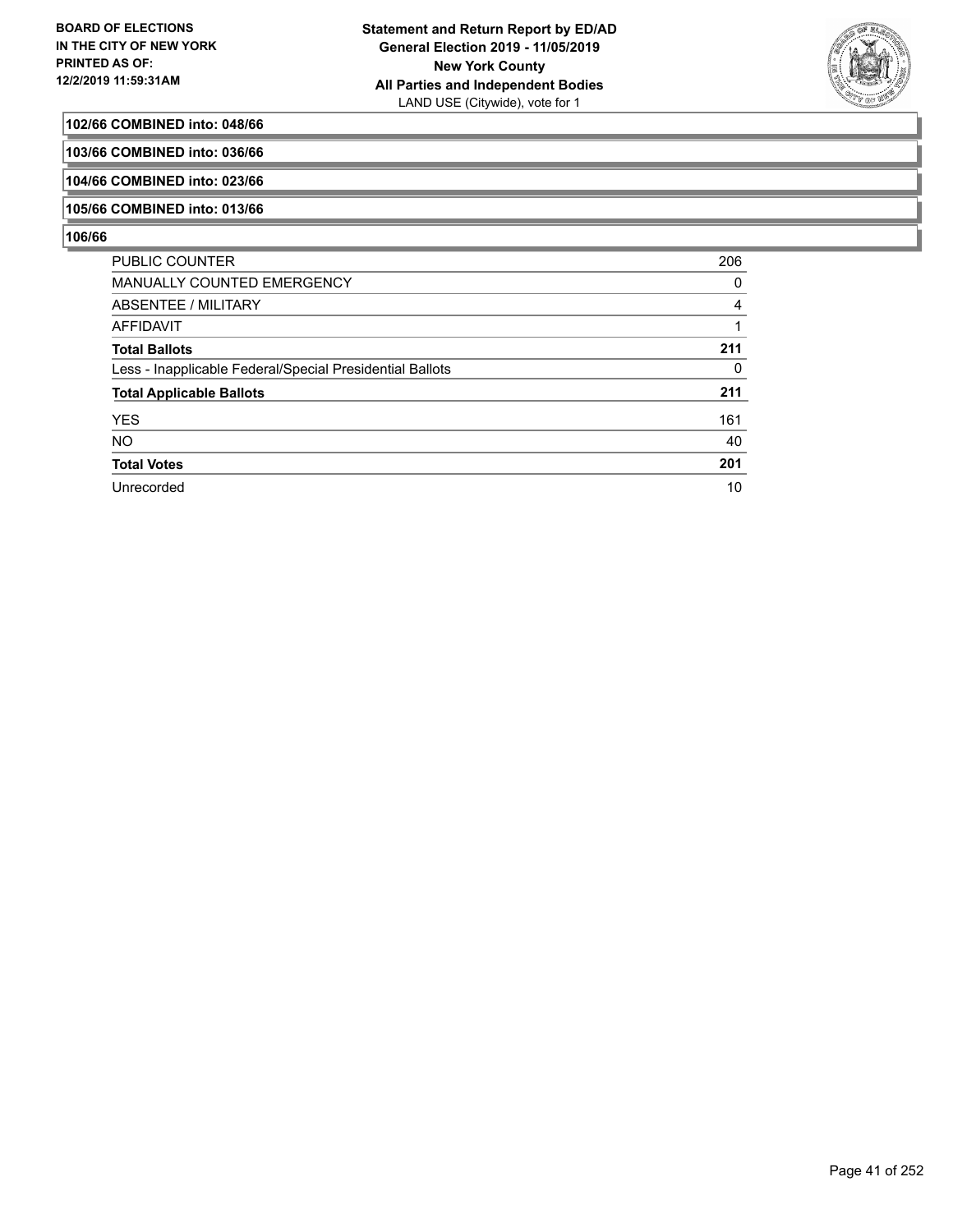**102/66 COMBINED into: 048/66**

**103/66 COMBINED into: 036/66**

**104/66 COMBINED into: 023/66**

**105/66 COMBINED into: 013/66**

**106/66**

| | |
|---|---|
| PUBLIC COUNTER | 206 |
| MANUALLY COUNTED EMERGENCY | 0 |
| ABSENTEE / MILITARY | 4 |
| AFFIDAVIT | 1 |
| **Total Ballots** | **211** |
| Less - Inapplicable Federal/Special Presidential Ballots | 0 |
| **Total Applicable Ballots** | **211** |
| YES | 161 |
| NO | 40 |
| **Total Votes** | **201** |
| Unrecorded | 10 |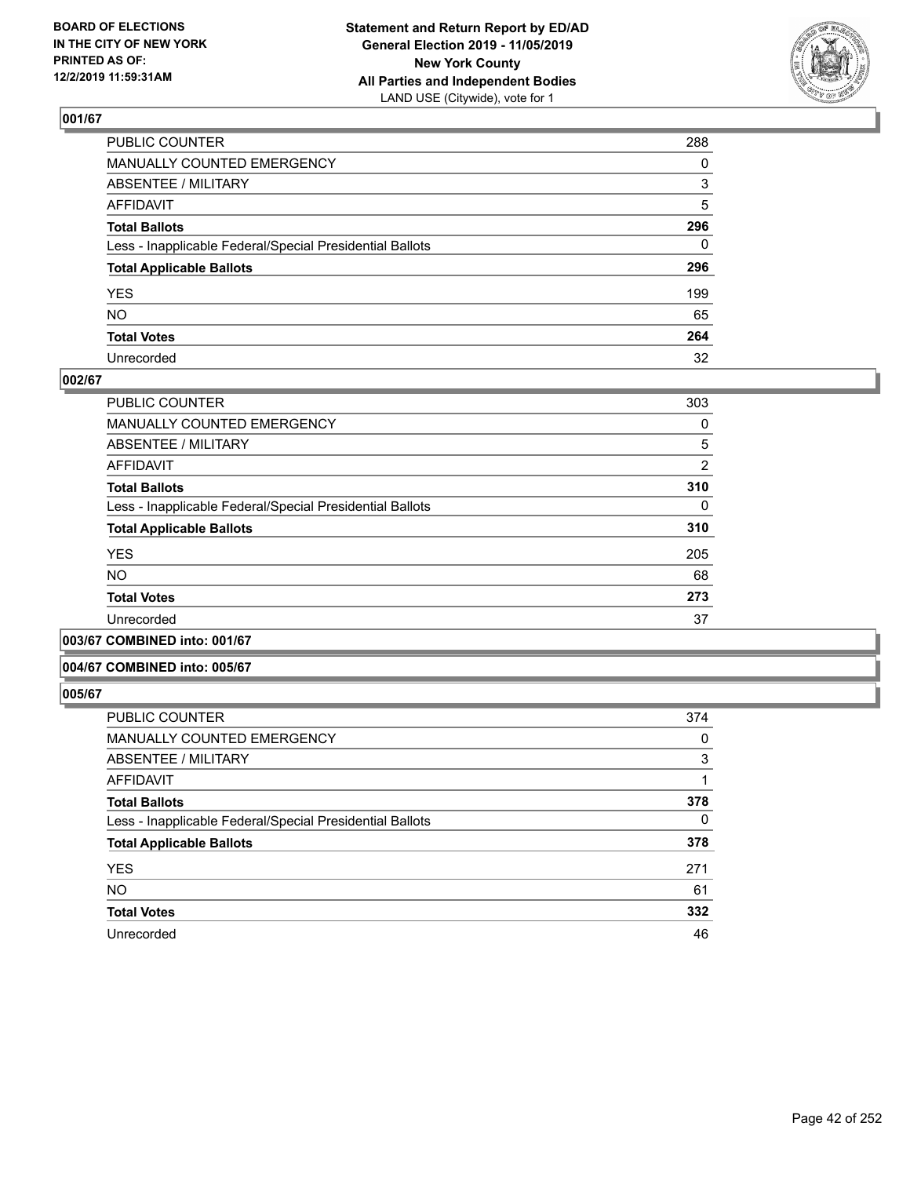BOARD OF ELECTIONS
IN THE CITY OF NEW YORK
PRINTED AS OF:
12/2/2019 11:59:31AM

**Statement and Return Report by ED/AD**
**General Election 2019 - 11/05/2019**
**New York County**
**All Parties and Independent Bodies**
LAND USE (Citywide), vote for 1

## 001/67

| | |
|---|---|
| PUBLIC COUNTER | 288 |
| MANUALLY COUNTED EMERGENCY | 0 |
| ABSENTEE / MILITARY | 3 |
| AFFIDAVIT | 5 |
| **Total Ballots** | **296** |
| Less - Inapplicable Federal/Special Presidential Ballots | 0 |
| **Total Applicable Ballots** | **296** |
| YES | 199 |
| NO | 65 |
| **Total Votes** | **264** |
| Unrecorded | 32 |

## 002/67

| | |
|---|---|
| PUBLIC COUNTER | 303 |
| MANUALLY COUNTED EMERGENCY | 0 |
| ABSENTEE / MILITARY | 5 |
| AFFIDAVIT | 2 |
| **Total Ballots** | **310** |
| Less - Inapplicable Federal/Special Presidential Ballots | 0 |
| **Total Applicable Ballots** | **310** |
| YES | 205 |
| NO | 68 |
| **Total Votes** | **273** |
| Unrecorded | 37 |

## 003/67 COMBINED into: 001/67

## 004/67 COMBINED into: 005/67

## 005/67

| | |
|---|---|
| PUBLIC COUNTER | 374 |
| MANUALLY COUNTED EMERGENCY | 0 |
| ABSENTEE / MILITARY | 3 |
| AFFIDAVIT | 1 |
| **Total Ballots** | **378** |
| Less - Inapplicable Federal/Special Presidential Ballots | 0 |
| **Total Applicable Ballots** | **378** |
| YES | 271 |
| NO | 61 |
| **Total Votes** | **332** |
| Unrecorded | 46 |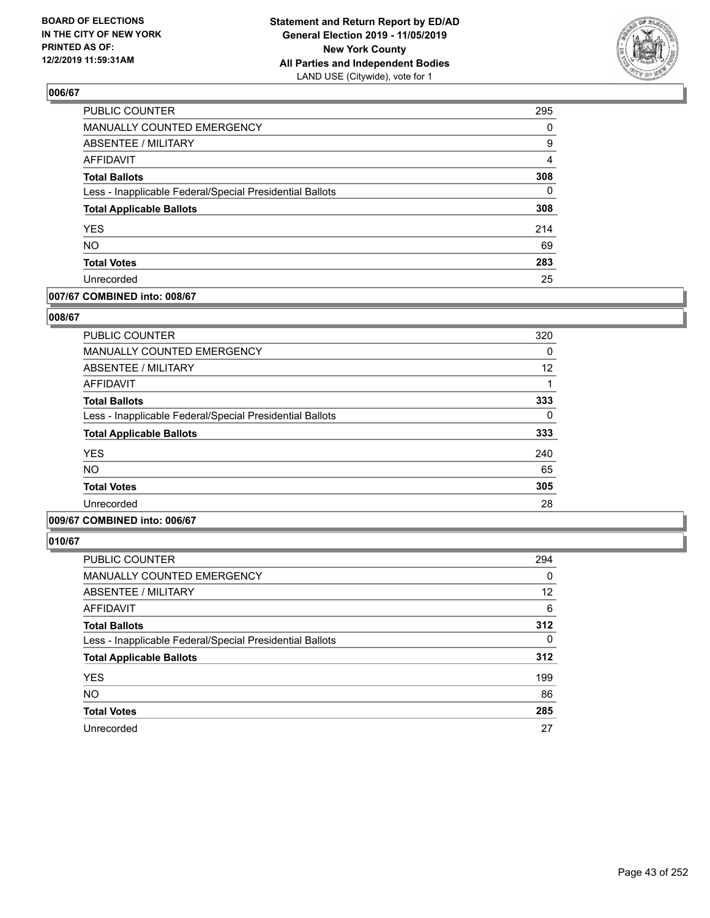**BOARD OF ELECTIONS IN THE CITY OF NEW YORK PRINTED AS OF: 12/2/2019 11:59:31AM**

**Statement and Return Report by ED/AD General Election 2019 - 11/05/2019 New York County All Parties and Independent Bodies**
LAND USE (Citywide), vote for 1

### 006/67

| | |
|---|---|
| PUBLIC COUNTER | 295 |
| MANUALLY COUNTED EMERGENCY | 0 |
| ABSENTEE / MILITARY | 9 |
| AFFIDAVIT | 4 |
| **Total Ballots** | **308** |
| Less - Inapplicable Federal/Special Presidential Ballots | 0 |
| **Total Applicable Ballots** | **308** |
| YES | 214 |
| NO | 69 |
| **Total Votes** | **283** |
| Unrecorded | 25 |

### 007/67 COMBINED into: 008/67

### 008/67

| | |
|---|---|
| PUBLIC COUNTER | 320 |
| MANUALLY COUNTED EMERGENCY | 0 |
| ABSENTEE / MILITARY | 12 |
| AFFIDAVIT | 1 |
| **Total Ballots** | **333** |
| Less - Inapplicable Federal/Special Presidential Ballots | 0 |
| **Total Applicable Ballots** | **333** |
| YES | 240 |
| NO | 65 |
| **Total Votes** | **305** |
| Unrecorded | 28 |

### 009/67 COMBINED into: 006/67

### 010/67

| | |
|---|---|
| PUBLIC COUNTER | 294 |
| MANUALLY COUNTED EMERGENCY | 0 |
| ABSENTEE / MILITARY | 12 |
| AFFIDAVIT | 6 |
| **Total Ballots** | **312** |
| Less - Inapplicable Federal/Special Presidential Ballots | 0 |
| **Total Applicable Ballots** | **312** |
| YES | 199 |
| NO | 86 |
| **Total Votes** | **285** |
| Unrecorded | 27 |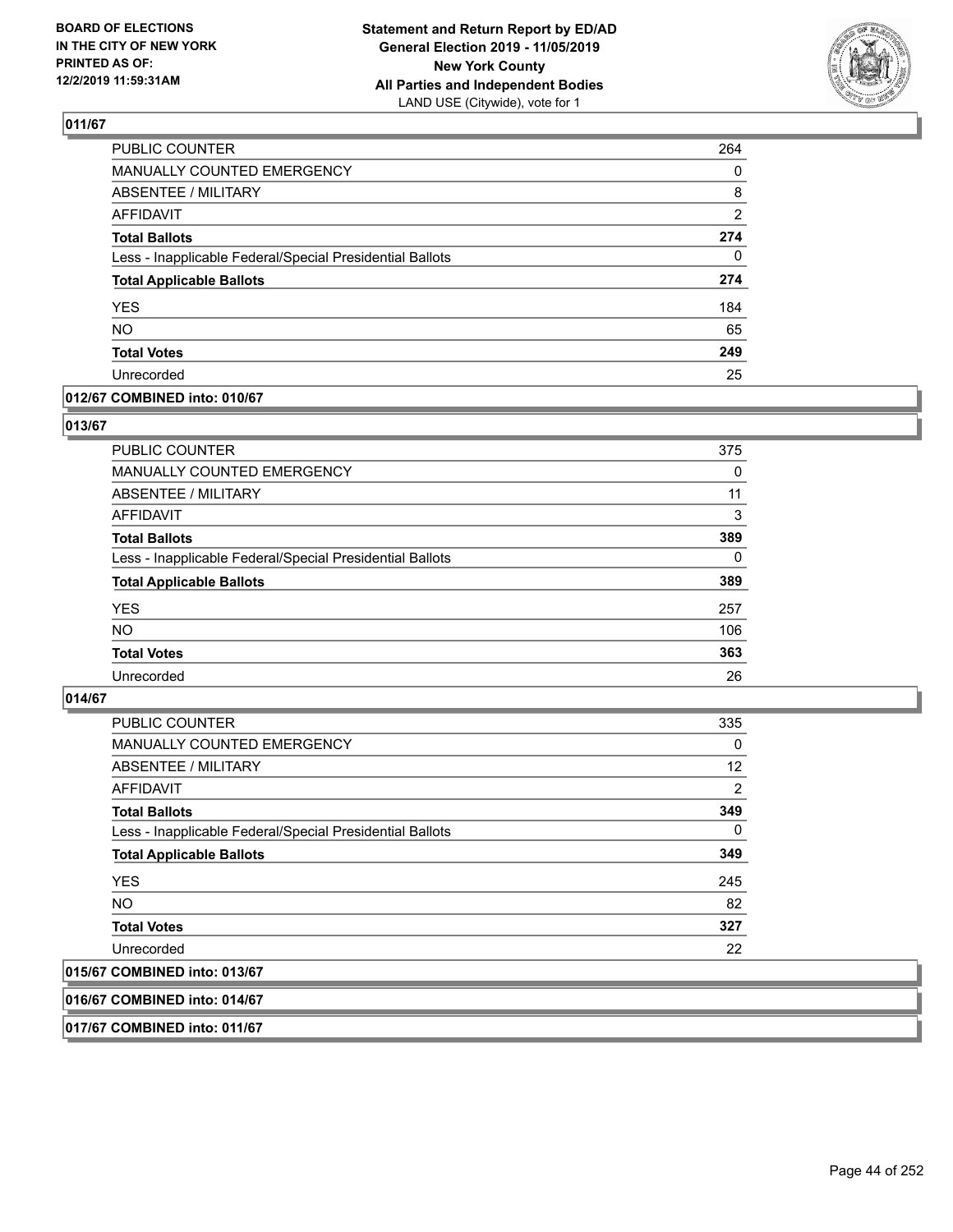## 011/67

| | |
|---|---|
| PUBLIC COUNTER | 264 |
| MANUALLY COUNTED EMERGENCY | 0 |
| ABSENTEE / MILITARY | 8 |
| AFFIDAVIT | 2 |
| **Total Ballots** | **274** |
| Less - Inapplicable Federal/Special Presidential Ballots | 0 |
| **Total Applicable Ballots** | **274** |
| YES | 184 |
| NO | 65 |
| **Total Votes** | **249** |
| Unrecorded | 25 |

## 012/67 COMBINED into: 010/67

## 013/67

| | |
|---|---|
| PUBLIC COUNTER | 375 |
| MANUALLY COUNTED EMERGENCY | 0 |
| ABSENTEE / MILITARY | 11 |
| AFFIDAVIT | 3 |
| **Total Ballots** | **389** |
| Less - Inapplicable Federal/Special Presidential Ballots | 0 |
| **Total Applicable Ballots** | **389** |
| YES | 257 |
| NO | 106 |
| **Total Votes** | **363** |
| Unrecorded | 26 |

## 014/67

| | |
|---|---|
| PUBLIC COUNTER | 335 |
| MANUALLY COUNTED EMERGENCY | 0 |
| ABSENTEE / MILITARY | 12 |
| AFFIDAVIT | 2 |
| **Total Ballots** | **349** |
| Less - Inapplicable Federal/Special Presidential Ballots | 0 |
| **Total Applicable Ballots** | **349** |
| YES | 245 |
| NO | 82 |
| **Total Votes** | **327** |
| Unrecorded | 22 |

## 015/67 COMBINED into: 013/67

## 016/67 COMBINED into: 014/67

## 017/67 COMBINED into: 011/67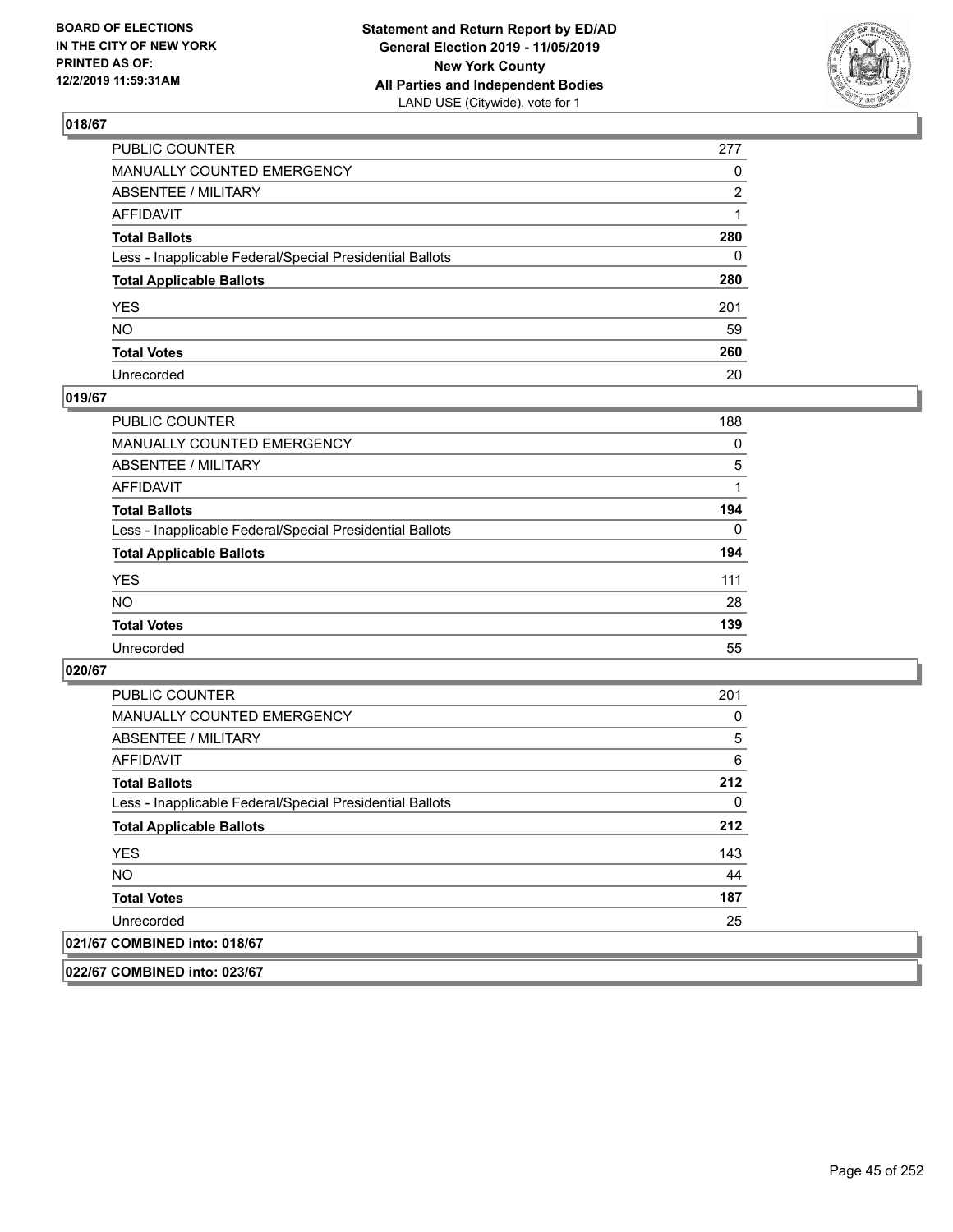**BOARD OF ELECTIONS IN THE CITY OF NEW YORK PRINTED AS OF: 12/2/2019 11:59:31AM**

**Statement and Return Report by ED/AD General Election 2019 - 11/05/2019 New York County All Parties and Independent Bodies** LAND USE (Citywide), vote for 1

## 018/67

| | |
|---|---|
| PUBLIC COUNTER | 277 |
| MANUALLY COUNTED EMERGENCY | 0 |
| ABSENTEE / MILITARY | 2 |
| AFFIDAVIT | 1 |
| **Total Ballots** | **280** |
| Less - Inapplicable Federal/Special Presidential Ballots | 0 |
| **Total Applicable Ballots** | **280** |
| YES | 201 |
| NO | 59 |
| **Total Votes** | **260** |
| Unrecorded | 20 |

## 019/67

| | |
|---|---|
| PUBLIC COUNTER | 188 |
| MANUALLY COUNTED EMERGENCY | 0 |
| ABSENTEE / MILITARY | 5 |
| AFFIDAVIT | 1 |
| **Total Ballots** | **194** |
| Less - Inapplicable Federal/Special Presidential Ballots | 0 |
| **Total Applicable Ballots** | **194** |
| YES | 111 |
| NO | 28 |
| **Total Votes** | **139** |
| Unrecorded | 55 |

## 020/67

| | |
|---|---|
| PUBLIC COUNTER | 201 |
| MANUALLY COUNTED EMERGENCY | 0 |
| ABSENTEE / MILITARY | 5 |
| AFFIDAVIT | 6 |
| **Total Ballots** | **212** |
| Less - Inapplicable Federal/Special Presidential Ballots | 0 |
| **Total Applicable Ballots** | **212** |
| YES | 143 |
| NO | 44 |
| **Total Votes** | **187** |
| Unrecorded | 25 |

## 021/67 COMBINED into: 018/67

## 022/67 COMBINED into: 023/67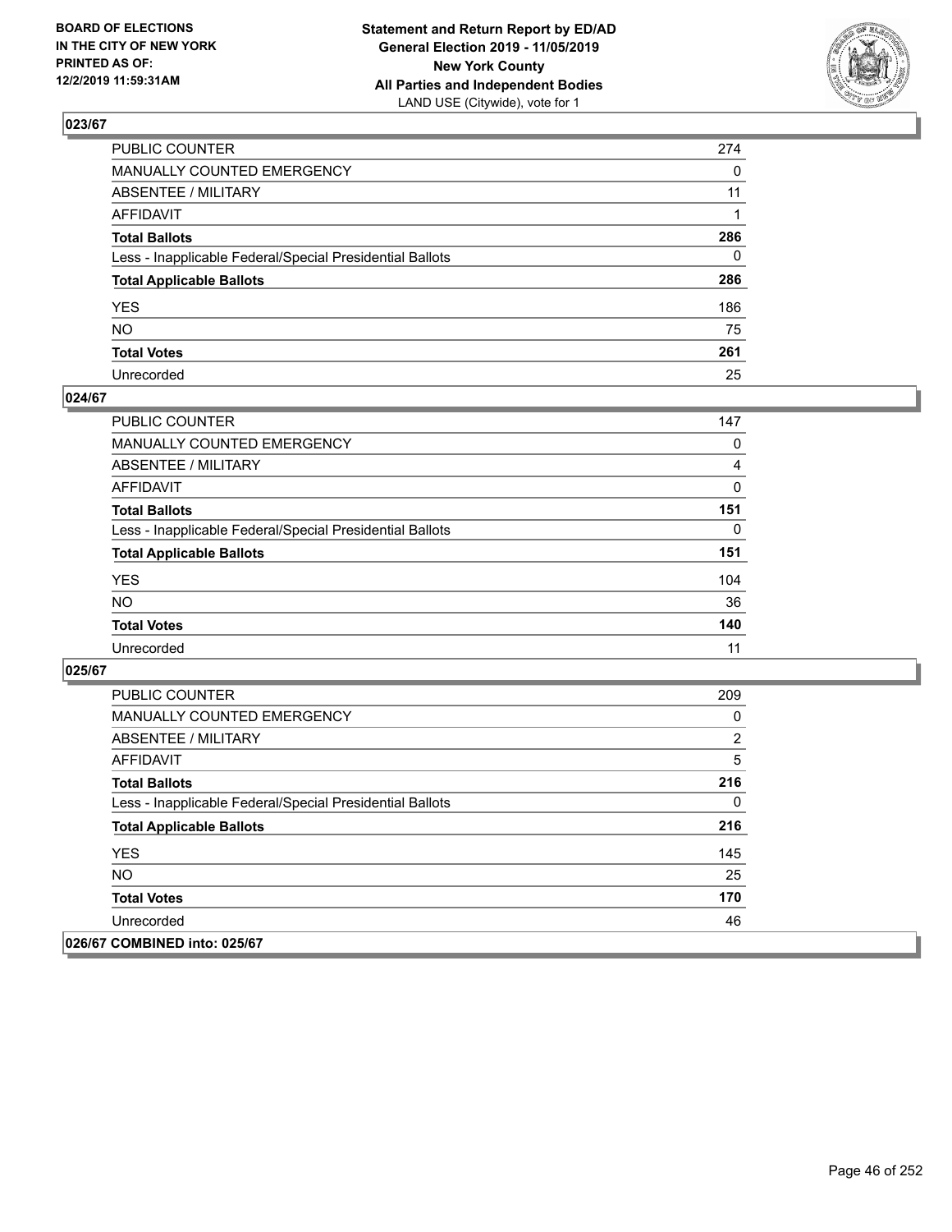## 023/67

| | |
|---|---|
| PUBLIC COUNTER | 274 |
| MANUALLY COUNTED EMERGENCY | 0 |
| ABSENTEE / MILITARY | 11 |
| AFFIDAVIT | 1 |
| **Total Ballots** | **286** |
| Less - Inapplicable Federal/Special Presidential Ballots | 0 |
| **Total Applicable Ballots** | **286** |
| YES | 186 |
| NO | 75 |
| **Total Votes** | **261** |
| Unrecorded | 25 |

## 024/67

| | |
|---|---|
| PUBLIC COUNTER | 147 |
| MANUALLY COUNTED EMERGENCY | 0 |
| ABSENTEE / MILITARY | 4 |
| AFFIDAVIT | 0 |
| **Total Ballots** | **151** |
| Less - Inapplicable Federal/Special Presidential Ballots | 0 |
| **Total Applicable Ballots** | **151** |
| YES | 104 |
| NO | 36 |
| **Total Votes** | **140** |
| Unrecorded | 11 |

## 025/67

| | |
|---|---|
| PUBLIC COUNTER | 209 |
| MANUALLY COUNTED EMERGENCY | 0 |
| ABSENTEE / MILITARY | 2 |
| AFFIDAVIT | 5 |
| **Total Ballots** | **216** |
| Less - Inapplicable Federal/Special Presidential Ballots | 0 |
| **Total Applicable Ballots** | **216** |
| YES | 145 |
| NO | 25 |
| **Total Votes** | **170** |
| Unrecorded | 46 |

## 026/67 COMBINED into: 025/67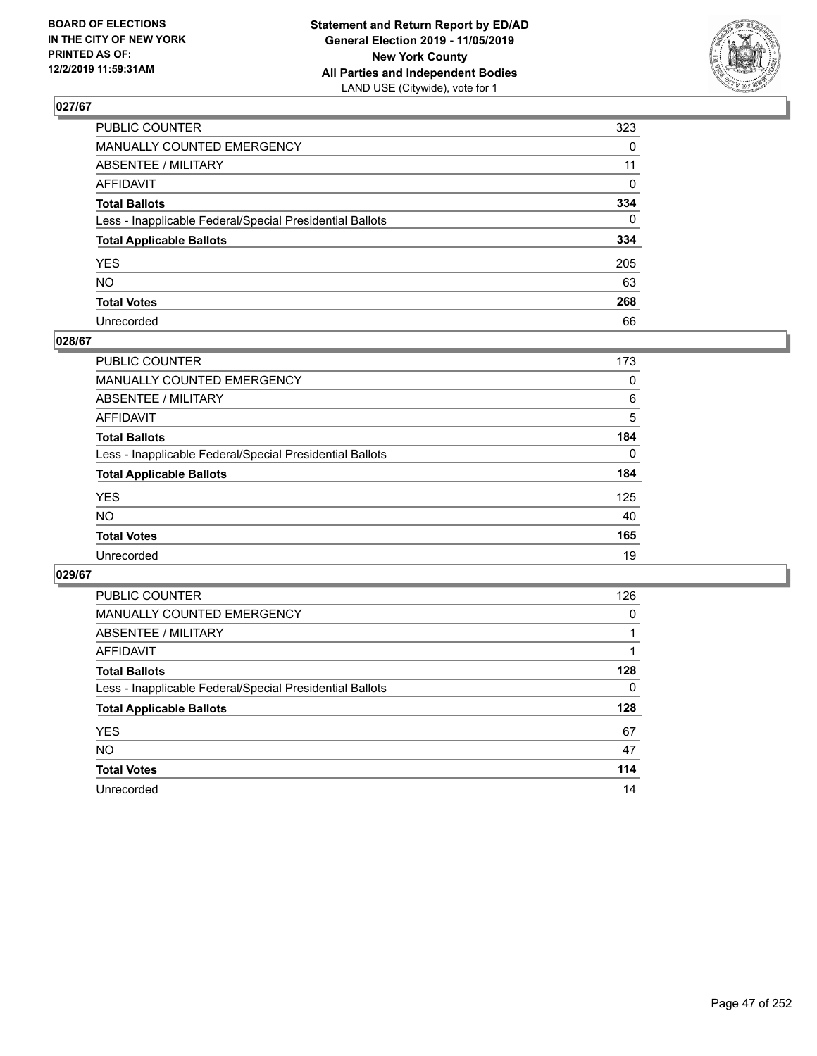BOARD OF ELECTIONS
IN THE CITY OF NEW YORK
PRINTED AS OF:
12/2/2019 11:59:31AM

**Statement and Return Report by ED/AD**
**General Election 2019 - 11/05/2019**
**New York County**
**All Parties and Independent Bodies**
LAND USE (Citywide), vote for 1

## 027/67

| | |
|---|---|
| PUBLIC COUNTER | 323 |
| MANUALLY COUNTED EMERGENCY | 0 |
| ABSENTEE / MILITARY | 11 |
| AFFIDAVIT | 0 |
| **Total Ballots** | **334** |
| Less - Inapplicable Federal/Special Presidential Ballots | 0 |
| **Total Applicable Ballots** | **334** |
| YES | 205 |
| NO | 63 |
| **Total Votes** | **268** |
| Unrecorded | 66 |

## 028/67

| | |
|---|---|
| PUBLIC COUNTER | 173 |
| MANUALLY COUNTED EMERGENCY | 0 |
| ABSENTEE / MILITARY | 6 |
| AFFIDAVIT | 5 |
| **Total Ballots** | **184** |
| Less - Inapplicable Federal/Special Presidential Ballots | 0 |
| **Total Applicable Ballots** | **184** |
| YES | 125 |
| NO | 40 |
| **Total Votes** | **165** |
| Unrecorded | 19 |

## 029/67

| | |
|---|---|
| PUBLIC COUNTER | 126 |
| MANUALLY COUNTED EMERGENCY | 0 |
| ABSENTEE / MILITARY | 1 |
| AFFIDAVIT | 1 |
| **Total Ballots** | **128** |
| Less - Inapplicable Federal/Special Presidential Ballots | 0 |
| **Total Applicable Ballots** | **128** |
| YES | 67 |
| NO | 47 |
| **Total Votes** | **114** |
| Unrecorded | 14 |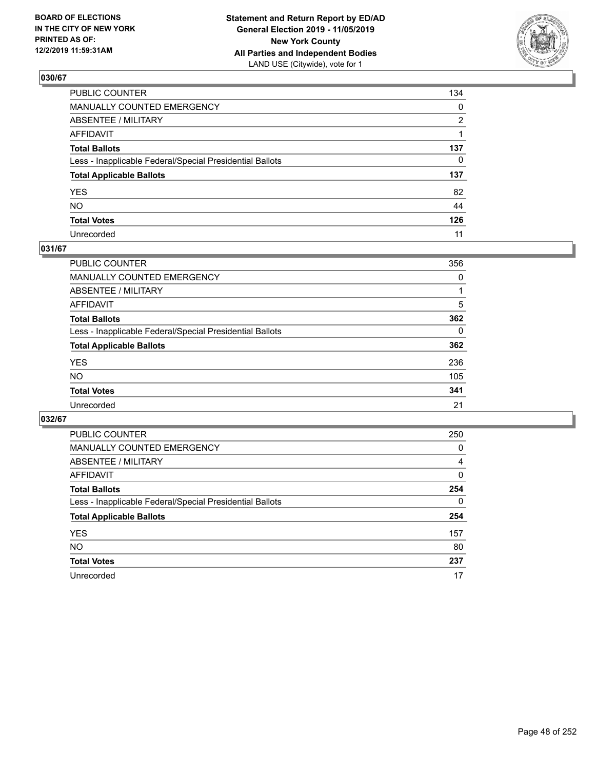BOARD OF ELECTIONS
IN THE CITY OF NEW YORK
PRINTED AS OF:
12/2/2019 11:59:31AM

**Statement and Return Report by ED/AD**
**General Election 2019 - 11/05/2019**
**New York County**
**All Parties and Independent Bodies**
LAND USE (Citywide), vote for 1

## 030/67

| | |
|---|---|
| PUBLIC COUNTER | 134 |
| MANUALLY COUNTED EMERGENCY | 0 |
| ABSENTEE / MILITARY | 2 |
| AFFIDAVIT | 1 |
| **Total Ballots** | **137** |
| Less - Inapplicable Federal/Special Presidential Ballots | 0 |
| **Total Applicable Ballots** | **137** |
| YES | 82 |
| NO | 44 |
| **Total Votes** | **126** |
| Unrecorded | 11 |

## 031/67

| | |
|---|---|
| PUBLIC COUNTER | 356 |
| MANUALLY COUNTED EMERGENCY | 0 |
| ABSENTEE / MILITARY | 1 |
| AFFIDAVIT | 5 |
| **Total Ballots** | **362** |
| Less - Inapplicable Federal/Special Presidential Ballots | 0 |
| **Total Applicable Ballots** | **362** |
| YES | 236 |
| NO | 105 |
| **Total Votes** | **341** |
| Unrecorded | 21 |

## 032/67

| | |
|---|---|
| PUBLIC COUNTER | 250 |
| MANUALLY COUNTED EMERGENCY | 0 |
| ABSENTEE / MILITARY | 4 |
| AFFIDAVIT | 0 |
| **Total Ballots** | **254** |
| Less - Inapplicable Federal/Special Presidential Ballots | 0 |
| **Total Applicable Ballots** | **254** |
| YES | 157 |
| NO | 80 |
| **Total Votes** | **237** |
| Unrecorded | 17 |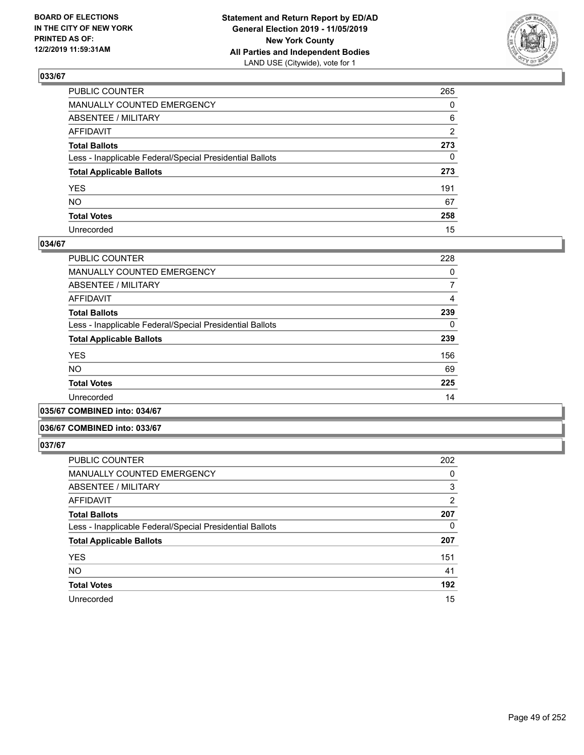BOARD OF ELECTIONS
IN THE CITY OF NEW YORK
PRINTED AS OF:
12/2/2019 11:59:31AM

**Statement and Return Report by ED/AD**
**General Election 2019 - 11/05/2019**
**New York County**
**All Parties and Independent Bodies**
LAND USE (Citywide), vote for 1

### 033/67

| | |
|---|---|
| PUBLIC COUNTER | 265 |
| MANUALLY COUNTED EMERGENCY | 0 |
| ABSENTEE / MILITARY | 6 |
| AFFIDAVIT | 2 |
| **Total Ballots** | **273** |
| Less - Inapplicable Federal/Special Presidential Ballots | 0 |
| **Total Applicable Ballots** | **273** |
| YES | 191 |
| NO | 67 |
| **Total Votes** | **258** |
| Unrecorded | 15 |

### 034/67

| | |
|---|---|
| PUBLIC COUNTER | 228 |
| MANUALLY COUNTED EMERGENCY | 0 |
| ABSENTEE / MILITARY | 7 |
| AFFIDAVIT | 4 |
| **Total Ballots** | **239** |
| Less - Inapplicable Federal/Special Presidential Ballots | 0 |
| **Total Applicable Ballots** | **239** |
| YES | 156 |
| NO | 69 |
| **Total Votes** | **225** |
| Unrecorded | 14 |

### 035/67 COMBINED into: 034/67

### 036/67 COMBINED into: 033/67

### 037/67

| | |
|---|---|
| PUBLIC COUNTER | 202 |
| MANUALLY COUNTED EMERGENCY | 0 |
| ABSENTEE / MILITARY | 3 |
| AFFIDAVIT | 2 |
| **Total Ballots** | **207** |
| Less - Inapplicable Federal/Special Presidential Ballots | 0 |
| **Total Applicable Ballots** | **207** |
| YES | 151 |
| NO | 41 |
| **Total Votes** | **192** |
| Unrecorded | 15 |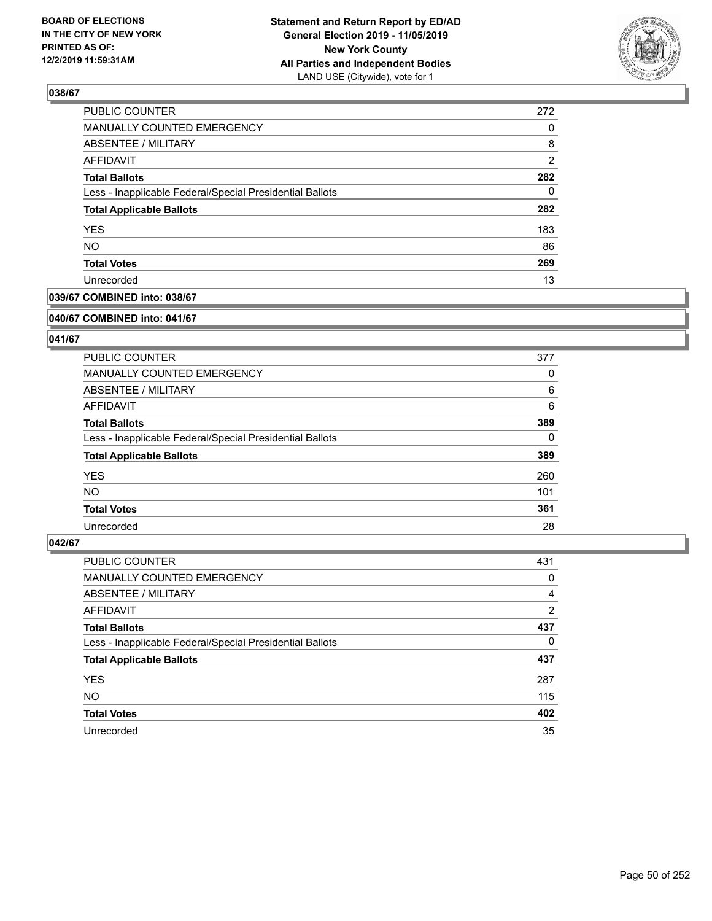BOARD OF ELECTIONS
IN THE CITY OF NEW YORK
PRINTED AS OF:
12/2/2019 11:59:31AM

**Statement and Return Report by ED/AD**
**General Election 2019 - 11/05/2019**
**New York County**
**All Parties and Independent Bodies**
LAND USE (Citywide), vote for 1

### 038/67

| | |
|---|---|
| PUBLIC COUNTER | 272 |
| MANUALLY COUNTED EMERGENCY | 0 |
| ABSENTEE / MILITARY | 8 |
| AFFIDAVIT | 2 |
| **Total Ballots** | **282** |
| Less - Inapplicable Federal/Special Presidential Ballots | 0 |
| **Total Applicable Ballots** | **282** |
| YES | 183 |
| NO | 86 |
| **Total Votes** | **269** |
| Unrecorded | 13 |

### 039/67 COMBINED into: 038/67

### 040/67 COMBINED into: 041/67

### 041/67

| | |
|---|---|
| PUBLIC COUNTER | 377 |
| MANUALLY COUNTED EMERGENCY | 0 |
| ABSENTEE / MILITARY | 6 |
| AFFIDAVIT | 6 |
| **Total Ballots** | **389** |
| Less - Inapplicable Federal/Special Presidential Ballots | 0 |
| **Total Applicable Ballots** | **389** |
| YES | 260 |
| NO | 101 |
| **Total Votes** | **361** |
| Unrecorded | 28 |

### 042/67

| | |
|---|---|
| PUBLIC COUNTER | 431 |
| MANUALLY COUNTED EMERGENCY | 0 |
| ABSENTEE / MILITARY | 4 |
| AFFIDAVIT | 2 |
| **Total Ballots** | **437** |
| Less - Inapplicable Federal/Special Presidential Ballots | 0 |
| **Total Applicable Ballots** | **437** |
| YES | 287 |
| NO | 115 |
| **Total Votes** | **402** |
| Unrecorded | 35 |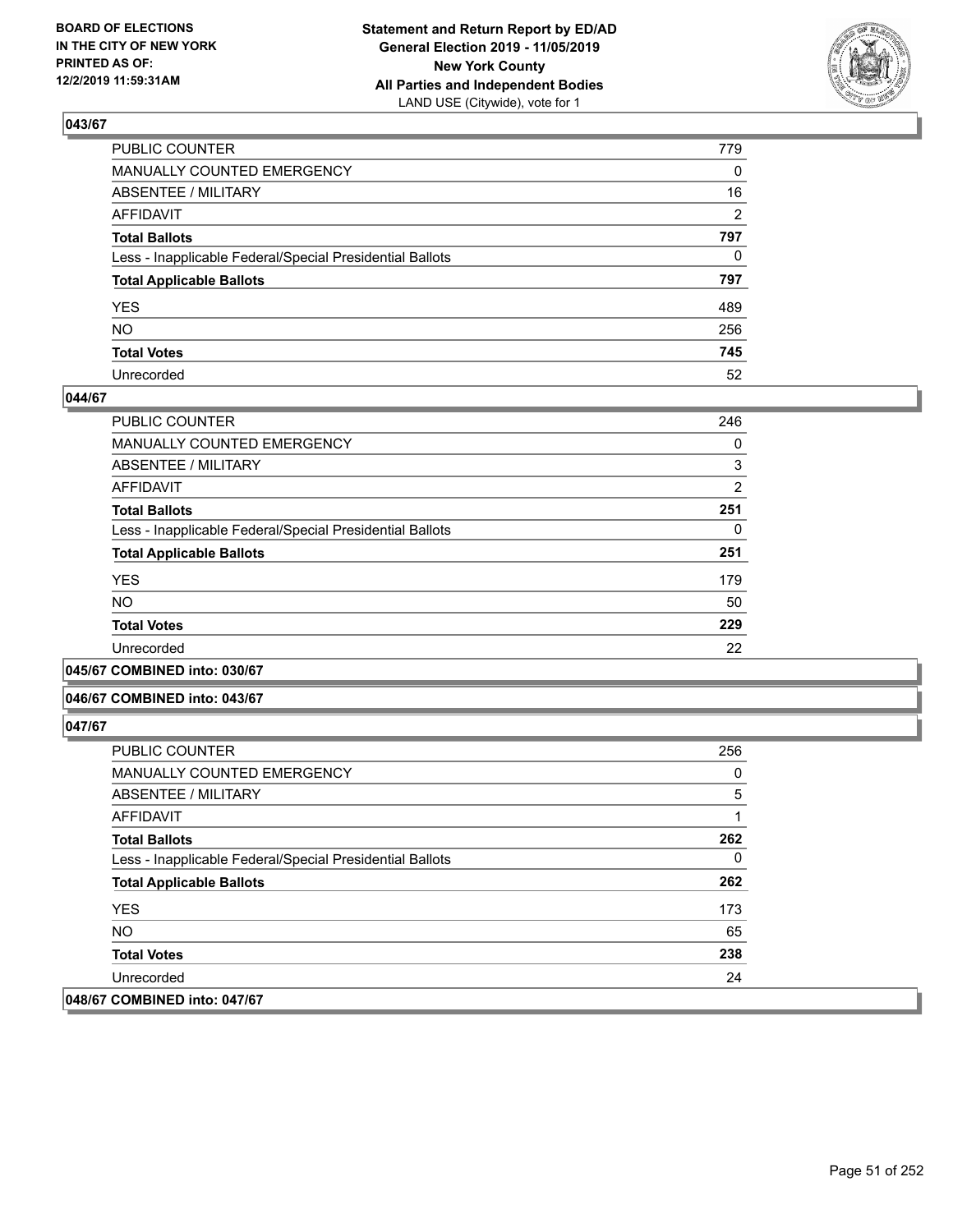## 043/67

| | |
|---|---|
| PUBLIC COUNTER | 779 |
| MANUALLY COUNTED EMERGENCY | 0 |
| ABSENTEE / MILITARY | 16 |
| AFFIDAVIT | 2 |
| **Total Ballots** | **797** |
| Less - Inapplicable Federal/Special Presidential Ballots | 0 |
| **Total Applicable Ballots** | **797** |
| YES | 489 |
| NO | 256 |
| **Total Votes** | **745** |
| Unrecorded | 52 |

## 044/67

| | |
|---|---|
| PUBLIC COUNTER | 246 |
| MANUALLY COUNTED EMERGENCY | 0 |
| ABSENTEE / MILITARY | 3 |
| AFFIDAVIT | 2 |
| **Total Ballots** | **251** |
| Less - Inapplicable Federal/Special Presidential Ballots | 0 |
| **Total Applicable Ballots** | **251** |
| YES | 179 |
| NO | 50 |
| **Total Votes** | **229** |
| Unrecorded | 22 |

## 045/67 COMBINED into: 030/67

## 046/67 COMBINED into: 043/67

## 047/67

| | |
|---|---|
| PUBLIC COUNTER | 256 |
| MANUALLY COUNTED EMERGENCY | 0 |
| ABSENTEE / MILITARY | 5 |
| AFFIDAVIT | 1 |
| **Total Ballots** | **262** |
| Less - Inapplicable Federal/Special Presidential Ballots | 0 |
| **Total Applicable Ballots** | **262** |
| YES | 173 |
| NO | 65 |
| **Total Votes** | **238** |
| Unrecorded | 24 |

## 048/67 COMBINED into: 047/67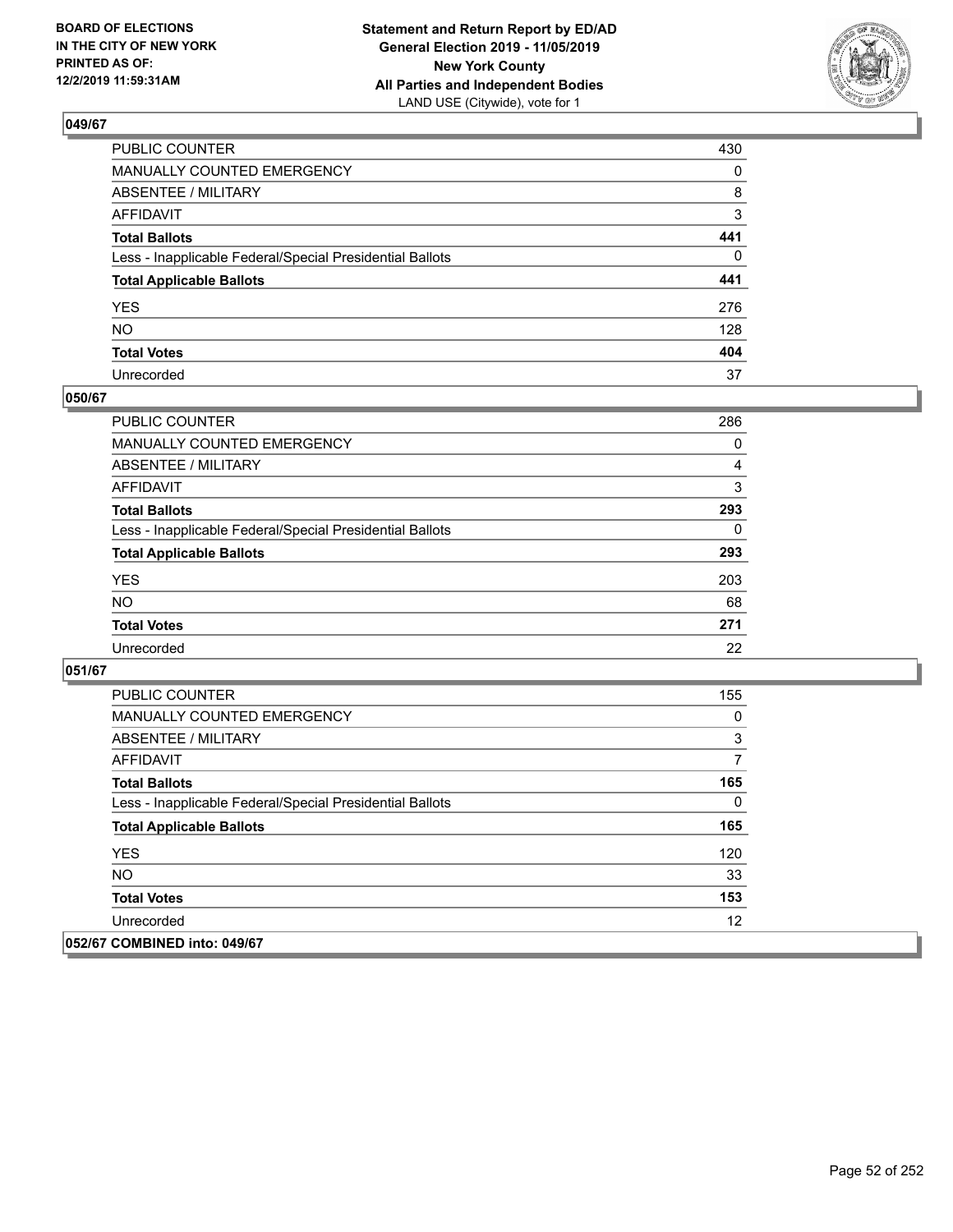## 049/67

| | |
|---|---|
| PUBLIC COUNTER | 430 |
| MANUALLY COUNTED EMERGENCY | 0 |
| ABSENTEE / MILITARY | 8 |
| AFFIDAVIT | 3 |
| **Total Ballots** | **441** |
| Less - Inapplicable Federal/Special Presidential Ballots | 0 |
| **Total Applicable Ballots** | **441** |
| YES | 276 |
| NO | 128 |
| **Total Votes** | **404** |
| Unrecorded | 37 |

## 050/67

| | |
|---|---|
| PUBLIC COUNTER | 286 |
| MANUALLY COUNTED EMERGENCY | 0 |
| ABSENTEE / MILITARY | 4 |
| AFFIDAVIT | 3 |
| **Total Ballots** | **293** |
| Less - Inapplicable Federal/Special Presidential Ballots | 0 |
| **Total Applicable Ballots** | **293** |
| YES | 203 |
| NO | 68 |
| **Total Votes** | **271** |
| Unrecorded | 22 |

## 051/67

| | |
|---|---|
| PUBLIC COUNTER | 155 |
| MANUALLY COUNTED EMERGENCY | 0 |
| ABSENTEE / MILITARY | 3 |
| AFFIDAVIT | 7 |
| **Total Ballots** | **165** |
| Less - Inapplicable Federal/Special Presidential Ballots | 0 |
| **Total Applicable Ballots** | **165** |
| YES | 120 |
| NO | 33 |
| **Total Votes** | **153** |
| Unrecorded | 12 |

## 052/67 COMBINED into: 049/67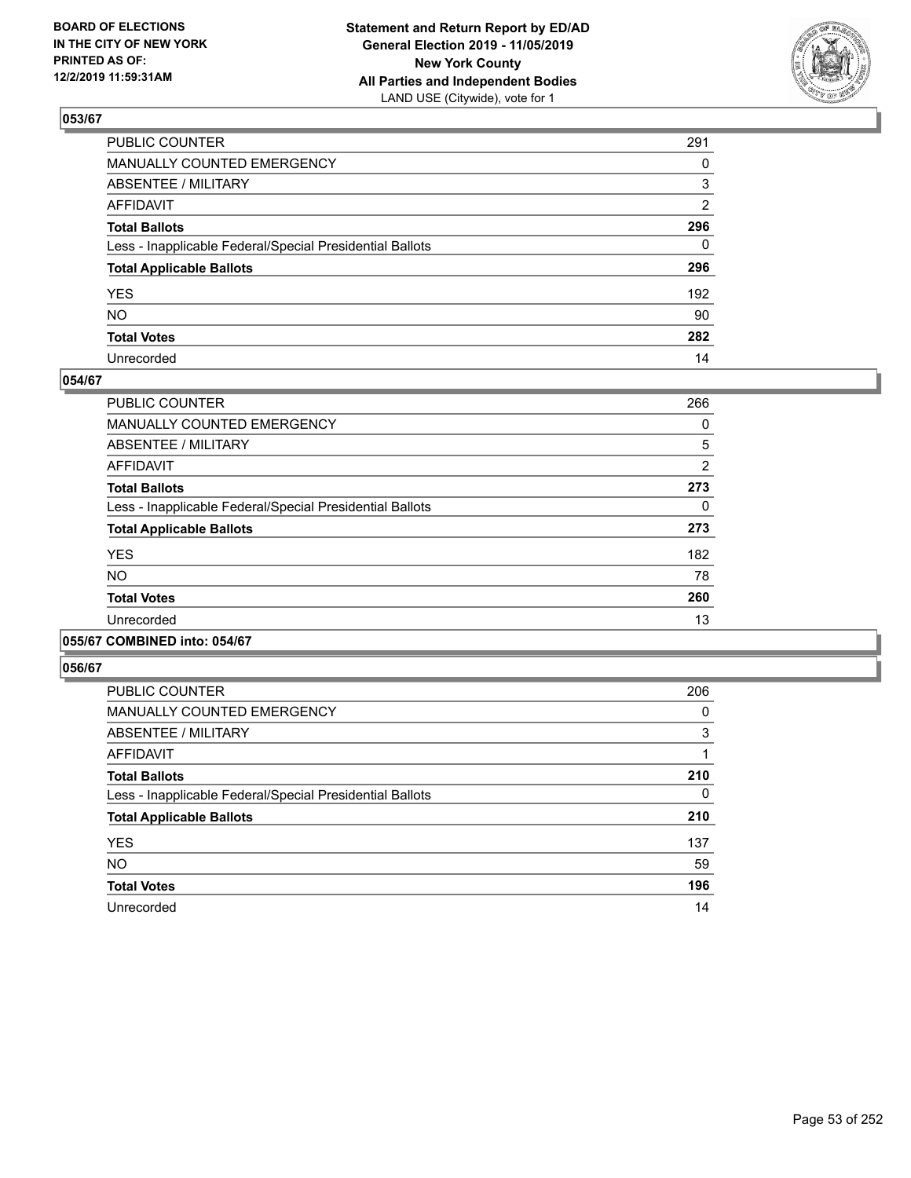## 053/67

| | |
|---|---|
| PUBLIC COUNTER | 291 |
| MANUALLY COUNTED EMERGENCY | 0 |
| ABSENTEE / MILITARY | 3 |
| AFFIDAVIT | 2 |
| **Total Ballots** | **296** |
| Less - Inapplicable Federal/Special Presidential Ballots | 0 |
| **Total Applicable Ballots** | **296** |
| YES | 192 |
| NO | 90 |
| **Total Votes** | **282** |
| Unrecorded | 14 |

## 054/67

| | |
|---|---|
| PUBLIC COUNTER | 266 |
| MANUALLY COUNTED EMERGENCY | 0 |
| ABSENTEE / MILITARY | 5 |
| AFFIDAVIT | 2 |
| **Total Ballots** | **273** |
| Less - Inapplicable Federal/Special Presidential Ballots | 0 |
| **Total Applicable Ballots** | **273** |
| YES | 182 |
| NO | 78 |
| **Total Votes** | **260** |
| Unrecorded | 13 |

## 055/67 COMBINED into: 054/67

## 056/67

| | |
|---|---|
| PUBLIC COUNTER | 206 |
| MANUALLY COUNTED EMERGENCY | 0 |
| ABSENTEE / MILITARY | 3 |
| AFFIDAVIT | 1 |
| **Total Ballots** | **210** |
| Less - Inapplicable Federal/Special Presidential Ballots | 0 |
| **Total Applicable Ballots** | **210** |
| YES | 137 |
| NO | 59 |
| **Total Votes** | **196** |
| Unrecorded | 14 |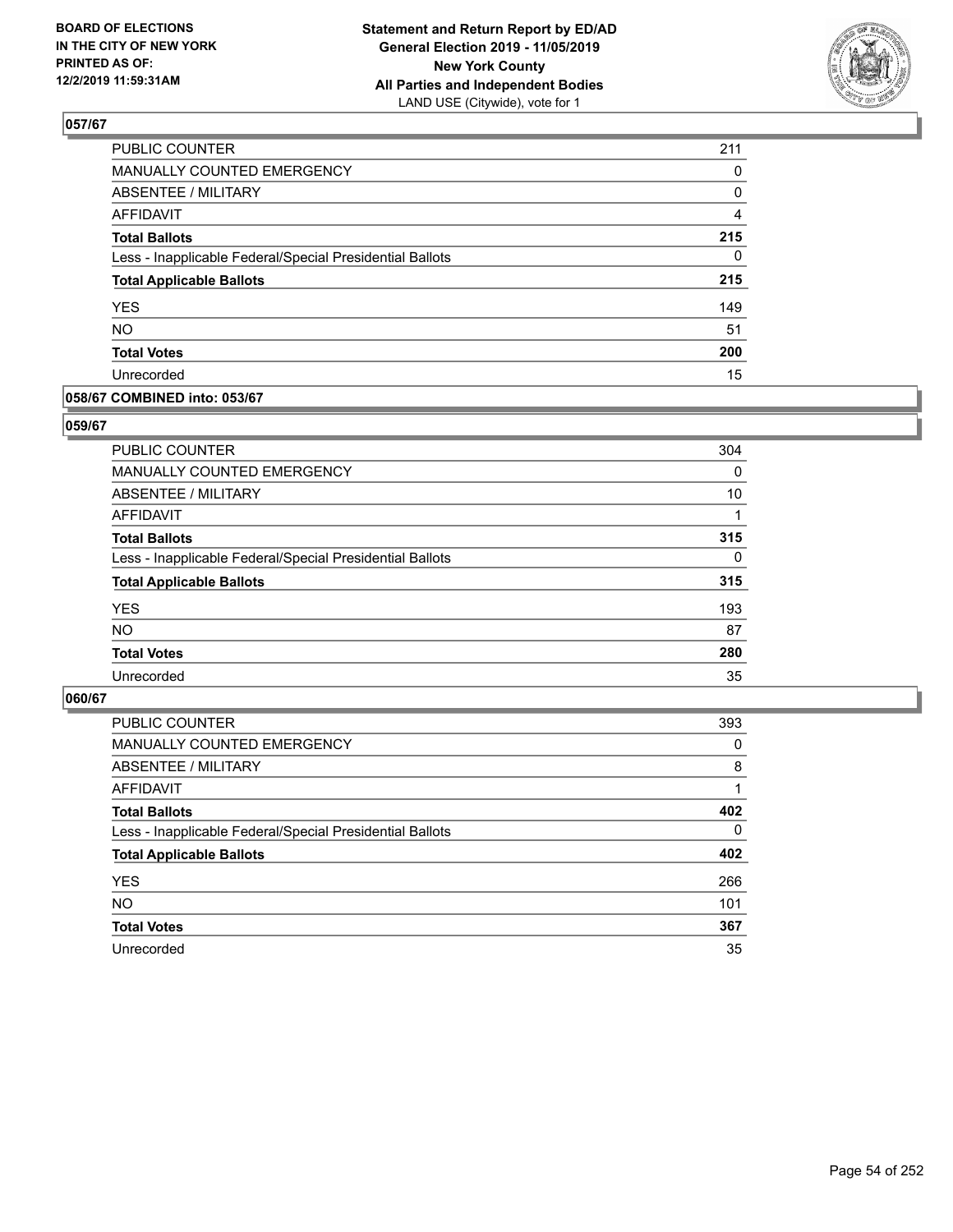**BOARD OF ELECTIONS IN THE CITY OF NEW YORK PRINTED AS OF: 12/2/2019 11:59:31AM**

**Statement and Return Report by ED/AD General Election 2019 - 11/05/2019 New York County All Parties and Independent Bodies**
LAND USE (Citywide), vote for 1

## 057/67

| | |
|---|---|
| PUBLIC COUNTER | 211 |
| MANUALLY COUNTED EMERGENCY | 0 |
| ABSENTEE / MILITARY | 0 |
| AFFIDAVIT | 4 |
| **Total Ballots** | **215** |
| Less - Inapplicable Federal/Special Presidential Ballots | 0 |
| **Total Applicable Ballots** | **215** |
| YES | 149 |
| NO | 51 |
| **Total Votes** | **200** |
| Unrecorded | 15 |

## 058/67 COMBINED into: 053/67

## 059/67

| | |
|---|---|
| PUBLIC COUNTER | 304 |
| MANUALLY COUNTED EMERGENCY | 0 |
| ABSENTEE / MILITARY | 10 |
| AFFIDAVIT | 1 |
| **Total Ballots** | **315** |
| Less - Inapplicable Federal/Special Presidential Ballots | 0 |
| **Total Applicable Ballots** | **315** |
| YES | 193 |
| NO | 87 |
| **Total Votes** | **280** |
| Unrecorded | 35 |

## 060/67

| | |
|---|---|
| PUBLIC COUNTER | 393 |
| MANUALLY COUNTED EMERGENCY | 0 |
| ABSENTEE / MILITARY | 8 |
| AFFIDAVIT | 1 |
| **Total Ballots** | **402** |
| Less - Inapplicable Federal/Special Presidential Ballots | 0 |
| **Total Applicable Ballots** | **402** |
| YES | 266 |
| NO | 101 |
| **Total Votes** | **367** |
| Unrecorded | 35 |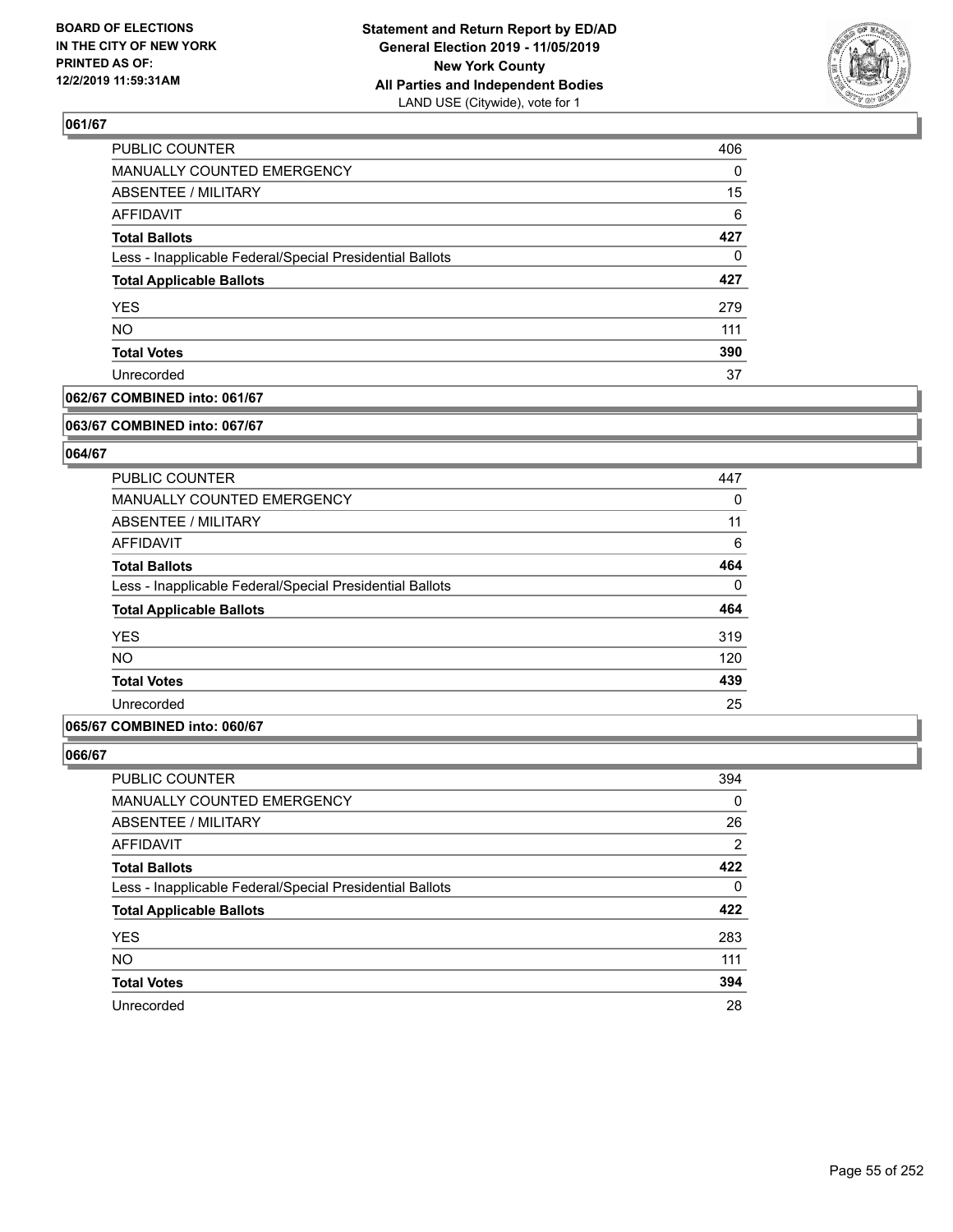**BOARD OF ELECTIONS IN THE CITY OF NEW YORK PRINTED AS OF: 12/2/2019 11:59:31AM**

**Statement and Return Report by ED/AD General Election 2019 - 11/05/2019 New York County All Parties and Independent Bodies** LAND USE (Citywide), vote for 1

### 061/67

| | |
|---|---|
| PUBLIC COUNTER | 406 |
| MANUALLY COUNTED EMERGENCY | 0 |
| ABSENTEE / MILITARY | 15 |
| AFFIDAVIT | 6 |
| **Total Ballots** | **427** |
| Less - Inapplicable Federal/Special Presidential Ballots | 0 |
| **Total Applicable Ballots** | **427** |
| YES | 279 |
| NO | 111 |
| **Total Votes** | **390** |
| Unrecorded | 37 |

### 062/67 COMBINED into: 061/67

### 063/67 COMBINED into: 067/67

### 064/67

| | |
|---|---|
| PUBLIC COUNTER | 447 |
| MANUALLY COUNTED EMERGENCY | 0 |
| ABSENTEE / MILITARY | 11 |
| AFFIDAVIT | 6 |
| **Total Ballots** | **464** |
| Less - Inapplicable Federal/Special Presidential Ballots | 0 |
| **Total Applicable Ballots** | **464** |
| YES | 319 |
| NO | 120 |
| **Total Votes** | **439** |
| Unrecorded | 25 |

### 065/67 COMBINED into: 060/67

### 066/67

| | |
|---|---|
| PUBLIC COUNTER | 394 |
| MANUALLY COUNTED EMERGENCY | 0 |
| ABSENTEE / MILITARY | 26 |
| AFFIDAVIT | 2 |
| **Total Ballots** | **422** |
| Less - Inapplicable Federal/Special Presidential Ballots | 0 |
| **Total Applicable Ballots** | **422** |
| YES | 283 |
| NO | 111 |
| **Total Votes** | **394** |
| Unrecorded | 28 |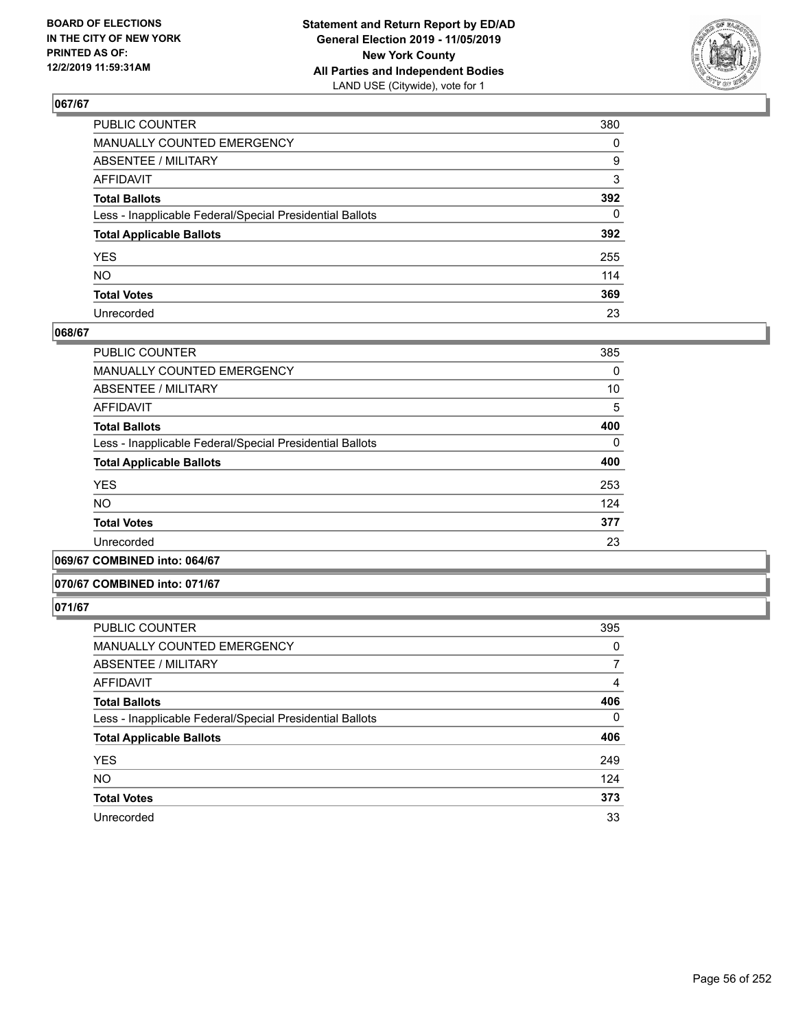## 067/67

| | |
|---|---|
| PUBLIC COUNTER | 380 |
| MANUALLY COUNTED EMERGENCY | 0 |
| ABSENTEE / MILITARY | 9 |
| AFFIDAVIT | 3 |
| **Total Ballots** | **392** |
| Less - Inapplicable Federal/Special Presidential Ballots | 0 |
| **Total Applicable Ballots** | **392** |
| YES | 255 |
| NO | 114 |
| **Total Votes** | **369** |
| Unrecorded | 23 |

## 068/67

| | |
|---|---|
| PUBLIC COUNTER | 385 |
| MANUALLY COUNTED EMERGENCY | 0 |
| ABSENTEE / MILITARY | 10 |
| AFFIDAVIT | 5 |
| **Total Ballots** | **400** |
| Less - Inapplicable Federal/Special Presidential Ballots | 0 |
| **Total Applicable Ballots** | **400** |
| YES | 253 |
| NO | 124 |
| **Total Votes** | **377** |
| Unrecorded | 23 |

## 069/67 COMBINED into: 064/67

## 070/67 COMBINED into: 071/67

## 071/67

| | |
|---|---|
| PUBLIC COUNTER | 395 |
| MANUALLY COUNTED EMERGENCY | 0 |
| ABSENTEE / MILITARY | 7 |
| AFFIDAVIT | 4 |
| **Total Ballots** | **406** |
| Less - Inapplicable Federal/Special Presidential Ballots | 0 |
| **Total Applicable Ballots** | **406** |
| YES | 249 |
| NO | 124 |
| **Total Votes** | **373** |
| Unrecorded | 33 |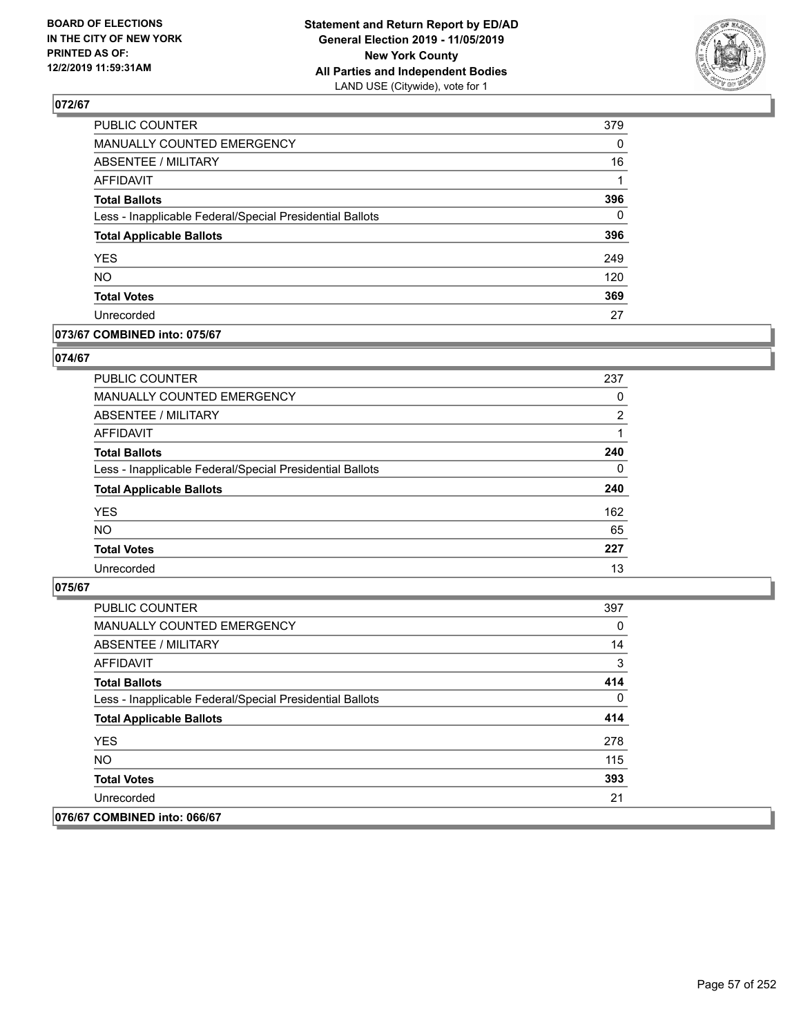**BOARD OF ELECTIONS IN THE CITY OF NEW YORK PRINTED AS OF: 12/2/2019 11:59:31AM**

**Statement and Return Report by ED/AD General Election 2019 - 11/05/2019 New York County All Parties and Independent Bodies**
LAND USE (Citywide), vote for 1

## 072/67

| | |
|---|---|
| PUBLIC COUNTER | 379 |
| MANUALLY COUNTED EMERGENCY | 0 |
| ABSENTEE / MILITARY | 16 |
| AFFIDAVIT | 1 |
| **Total Ballots** | **396** |
| Less - Inapplicable Federal/Special Presidential Ballots | 0 |
| **Total Applicable Ballots** | **396** |
| YES | 249 |
| NO | 120 |
| **Total Votes** | **369** |
| Unrecorded | 27 |

## 073/67 COMBINED into: 075/67

## 074/67

| | |
|---|---|
| PUBLIC COUNTER | 237 |
| MANUALLY COUNTED EMERGENCY | 0 |
| ABSENTEE / MILITARY | 2 |
| AFFIDAVIT | 1 |
| **Total Ballots** | **240** |
| Less - Inapplicable Federal/Special Presidential Ballots | 0 |
| **Total Applicable Ballots** | **240** |
| YES | 162 |
| NO | 65 |
| **Total Votes** | **227** |
| Unrecorded | 13 |

## 075/67

| | |
|---|---|
| PUBLIC COUNTER | 397 |
| MANUALLY COUNTED EMERGENCY | 0 |
| ABSENTEE / MILITARY | 14 |
| AFFIDAVIT | 3 |
| **Total Ballots** | **414** |
| Less - Inapplicable Federal/Special Presidential Ballots | 0 |
| **Total Applicable Ballots** | **414** |
| YES | 278 |
| NO | 115 |
| **Total Votes** | **393** |
| Unrecorded | 21 |

## 076/67 COMBINED into: 066/67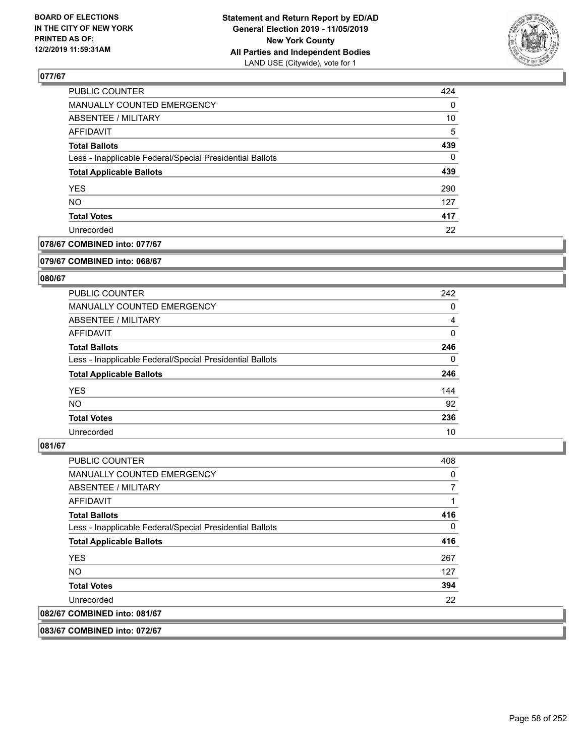BOARD OF ELECTIONS IN THE CITY OF NEW YORK PRINTED AS OF: 12/2/2019 11:59:31AM

**Statement and Return Report by ED/AD**
**General Election 2019 - 11/05/2019**
**New York County**
**All Parties and Independent Bodies**
LAND USE (Citywide), vote for 1

### 077/67

| | |
|---|---|
| PUBLIC COUNTER | 424 |
| MANUALLY COUNTED EMERGENCY | 0 |
| ABSENTEE / MILITARY | 10 |
| AFFIDAVIT | 5 |
| **Total Ballots** | **439** |
| Less - Inapplicable Federal/Special Presidential Ballots | 0 |
| **Total Applicable Ballots** | **439** |
| YES | 290 |
| NO | 127 |
| **Total Votes** | **417** |
| Unrecorded | 22 |

### 078/67 COMBINED into: 077/67

### 079/67 COMBINED into: 068/67

### 080/67

| | |
|---|---|
| PUBLIC COUNTER | 242 |
| MANUALLY COUNTED EMERGENCY | 0 |
| ABSENTEE / MILITARY | 4 |
| AFFIDAVIT | 0 |
| **Total Ballots** | **246** |
| Less - Inapplicable Federal/Special Presidential Ballots | 0 |
| **Total Applicable Ballots** | **246** |
| YES | 144 |
| NO | 92 |
| **Total Votes** | **236** |
| Unrecorded | 10 |

### 081/67

| | |
|---|---|
| PUBLIC COUNTER | 408 |
| MANUALLY COUNTED EMERGENCY | 0 |
| ABSENTEE / MILITARY | 7 |
| AFFIDAVIT | 1 |
| **Total Ballots** | **416** |
| Less - Inapplicable Federal/Special Presidential Ballots | 0 |
| **Total Applicable Ballots** | **416** |
| YES | 267 |
| NO | 127 |
| **Total Votes** | **394** |
| Unrecorded | 22 |

### 082/67 COMBINED into: 081/67

### 083/67 COMBINED into: 072/67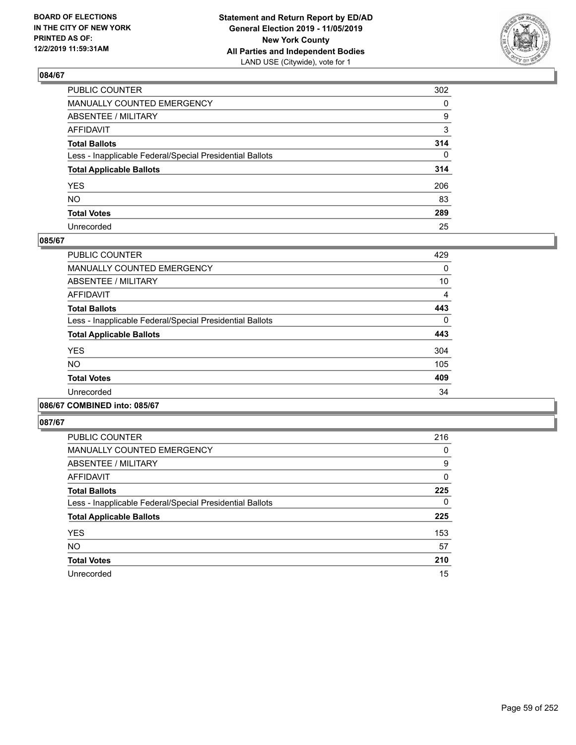## 084/67

| | |
|---|---|
| PUBLIC COUNTER | 302 |
| MANUALLY COUNTED EMERGENCY | 0 |
| ABSENTEE / MILITARY | 9 |
| AFFIDAVIT | 3 |
| **Total Ballots** | **314** |
| Less - Inapplicable Federal/Special Presidential Ballots | 0 |
| **Total Applicable Ballots** | **314** |
| YES | 206 |
| NO | 83 |
| **Total Votes** | **289** |
| Unrecorded | 25 |

## 085/67

| | |
|---|---|
| PUBLIC COUNTER | 429 |
| MANUALLY COUNTED EMERGENCY | 0 |
| ABSENTEE / MILITARY | 10 |
| AFFIDAVIT | 4 |
| **Total Ballots** | **443** |
| Less - Inapplicable Federal/Special Presidential Ballots | 0 |
| **Total Applicable Ballots** | **443** |
| YES | 304 |
| NO | 105 |
| **Total Votes** | **409** |
| Unrecorded | 34 |

## 086/67 COMBINED into: 085/67

## 087/67

| | |
|---|---|
| PUBLIC COUNTER | 216 |
| MANUALLY COUNTED EMERGENCY | 0 |
| ABSENTEE / MILITARY | 9 |
| AFFIDAVIT | 0 |
| **Total Ballots** | **225** |
| Less - Inapplicable Federal/Special Presidential Ballots | 0 |
| **Total Applicable Ballots** | **225** |
| YES | 153 |
| NO | 57 |
| **Total Votes** | **210** |
| Unrecorded | 15 |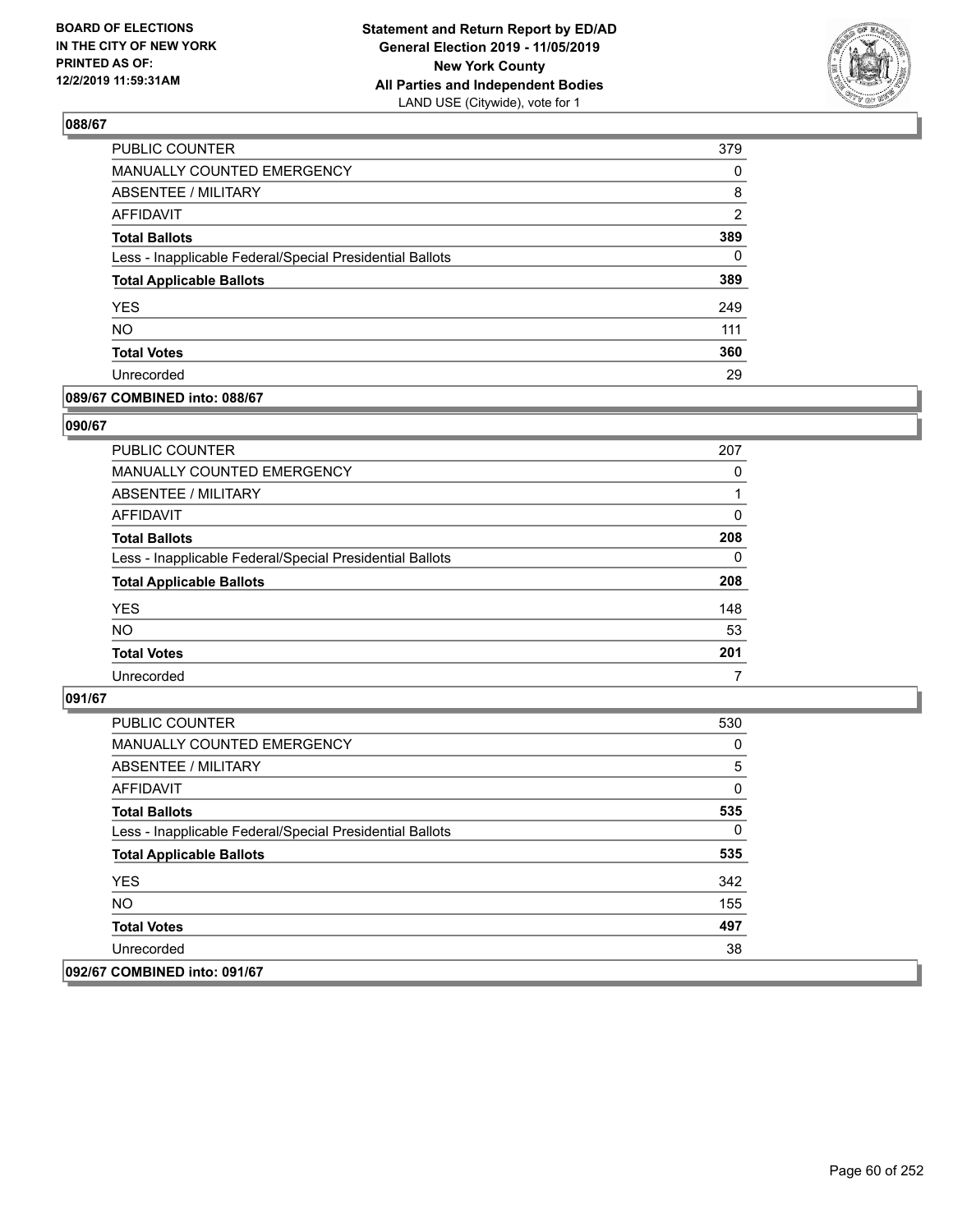**BOARD OF ELECTIONS IN THE CITY OF NEW YORK PRINTED AS OF: 12/2/2019 11:59:31AM**

**Statement and Return Report by ED/AD General Election 2019 - 11/05/2019 New York County All Parties and Independent Bodies**
LAND USE (Citywide), vote for 1

## 088/67

| | |
|---|---|
| PUBLIC COUNTER | 379 |
| MANUALLY COUNTED EMERGENCY | 0 |
| ABSENTEE / MILITARY | 8 |
| AFFIDAVIT | 2 |
| **Total Ballots** | **389** |
| Less - Inapplicable Federal/Special Presidential Ballots | 0 |
| **Total Applicable Ballots** | **389** |
| YES | 249 |
| NO | 111 |
| **Total Votes** | **360** |
| Unrecorded | 29 |

## 089/67 COMBINED into: 088/67

## 090/67

| | |
|---|---|
| PUBLIC COUNTER | 207 |
| MANUALLY COUNTED EMERGENCY | 0 |
| ABSENTEE / MILITARY | 1 |
| AFFIDAVIT | 0 |
| **Total Ballots** | **208** |
| Less - Inapplicable Federal/Special Presidential Ballots | 0 |
| **Total Applicable Ballots** | **208** |
| YES | 148 |
| NO | 53 |
| **Total Votes** | **201** |
| Unrecorded | 7 |

## 091/67

| | |
|---|---|
| PUBLIC COUNTER | 530 |
| MANUALLY COUNTED EMERGENCY | 0 |
| ABSENTEE / MILITARY | 5 |
| AFFIDAVIT | 0 |
| **Total Ballots** | **535** |
| Less - Inapplicable Federal/Special Presidential Ballots | 0 |
| **Total Applicable Ballots** | **535** |
| YES | 342 |
| NO | 155 |
| **Total Votes** | **497** |
| Unrecorded | 38 |

## 092/67 COMBINED into: 091/67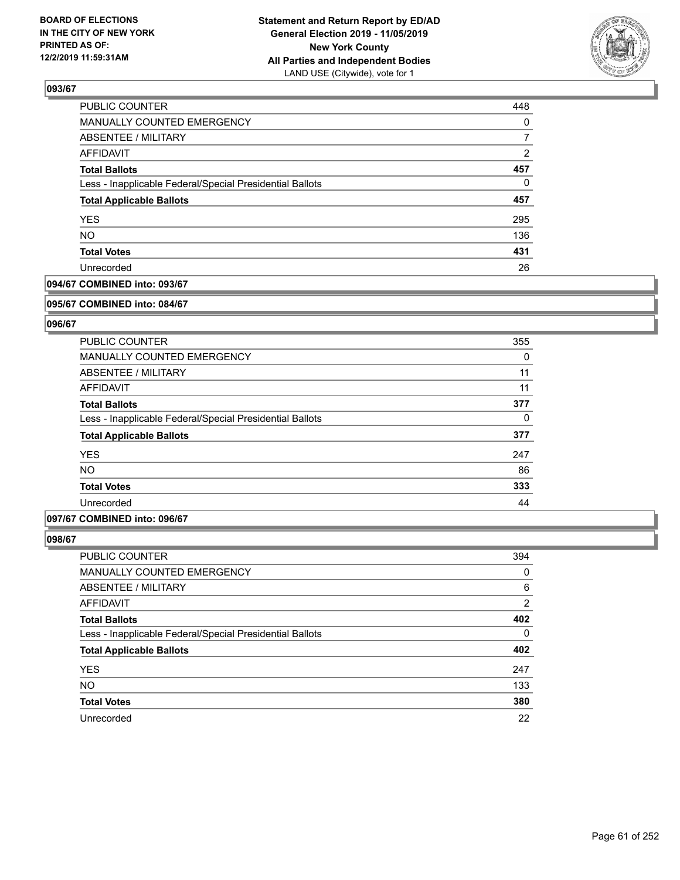## 093/67

| | |
|---|---|
| PUBLIC COUNTER | 448 |
| MANUALLY COUNTED EMERGENCY | 0 |
| ABSENTEE / MILITARY | 7 |
| AFFIDAVIT | 2 |
| **Total Ballots** | **457** |
| Less - Inapplicable Federal/Special Presidential Ballots | 0 |
| **Total Applicable Ballots** | **457** |
| YES | 295 |
| NO | 136 |
| **Total Votes** | **431** |
| Unrecorded | 26 |

## 094/67 COMBINED into: 093/67

## 095/67 COMBINED into: 084/67

## 096/67

| | |
|---|---|
| PUBLIC COUNTER | 355 |
| MANUALLY COUNTED EMERGENCY | 0 |
| ABSENTEE / MILITARY | 11 |
| AFFIDAVIT | 11 |
| **Total Ballots** | **377** |
| Less - Inapplicable Federal/Special Presidential Ballots | 0 |
| **Total Applicable Ballots** | **377** |
| YES | 247 |
| NO | 86 |
| **Total Votes** | **333** |
| Unrecorded | 44 |

## 097/67 COMBINED into: 096/67

## 098/67

| | |
|---|---|
| PUBLIC COUNTER | 394 |
| MANUALLY COUNTED EMERGENCY | 0 |
| ABSENTEE / MILITARY | 6 |
| AFFIDAVIT | 2 |
| **Total Ballots** | **402** |
| Less - Inapplicable Federal/Special Presidential Ballots | 0 |
| **Total Applicable Ballots** | **402** |
| YES | 247 |
| NO | 133 |
| **Total Votes** | **380** |
| Unrecorded | 22 |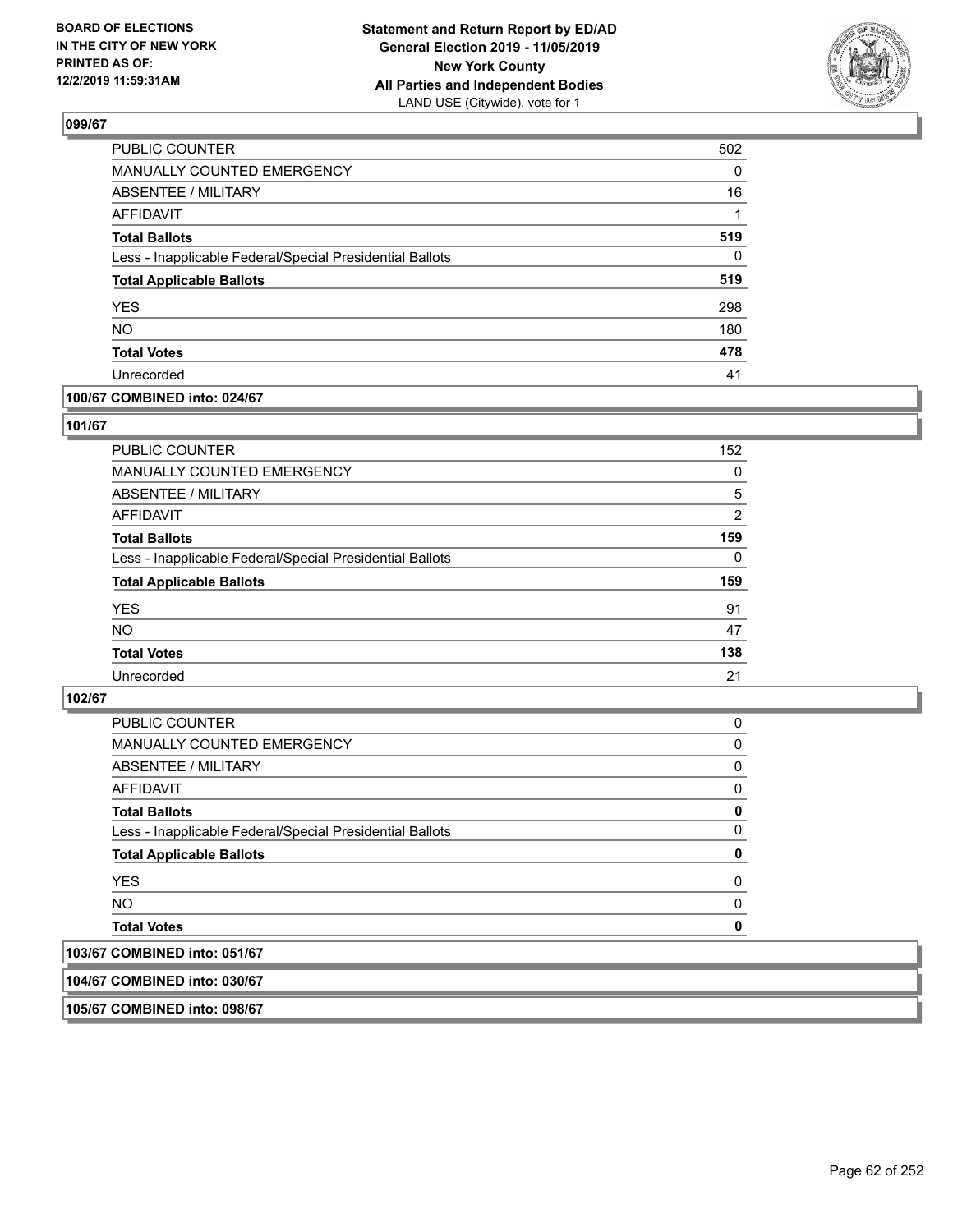## 099/67

| | |
|---|---|
| PUBLIC COUNTER | 502 |
| MANUALLY COUNTED EMERGENCY | 0 |
| ABSENTEE / MILITARY | 16 |
| AFFIDAVIT | 1 |
| **Total Ballots** | **519** |
| Less - Inapplicable Federal/Special Presidential Ballots | 0 |
| **Total Applicable Ballots** | **519** |
| YES | 298 |
| NO | 180 |
| **Total Votes** | **478** |
| Unrecorded | 41 |

## 100/67 COMBINED into: 024/67

## 101/67

| | |
|---|---|
| PUBLIC COUNTER | 152 |
| MANUALLY COUNTED EMERGENCY | 0 |
| ABSENTEE / MILITARY | 5 |
| AFFIDAVIT | 2 |
| **Total Ballots** | **159** |
| Less - Inapplicable Federal/Special Presidential Ballots | 0 |
| **Total Applicable Ballots** | **159** |
| YES | 91 |
| NO | 47 |
| **Total Votes** | **138** |
| Unrecorded | 21 |

## 102/67

| | |
|---|---|
| PUBLIC COUNTER | 0 |
| MANUALLY COUNTED EMERGENCY | 0 |
| ABSENTEE / MILITARY | 0 |
| AFFIDAVIT | 0 |
| **Total Ballots** | **0** |
| Less - Inapplicable Federal/Special Presidential Ballots | 0 |
| **Total Applicable Ballots** | **0** |
| YES | 0 |
| NO | 0 |
| **Total Votes** | **0** |

## 103/67 COMBINED into: 051/67

## 104/67 COMBINED into: 030/67

## 105/67 COMBINED into: 098/67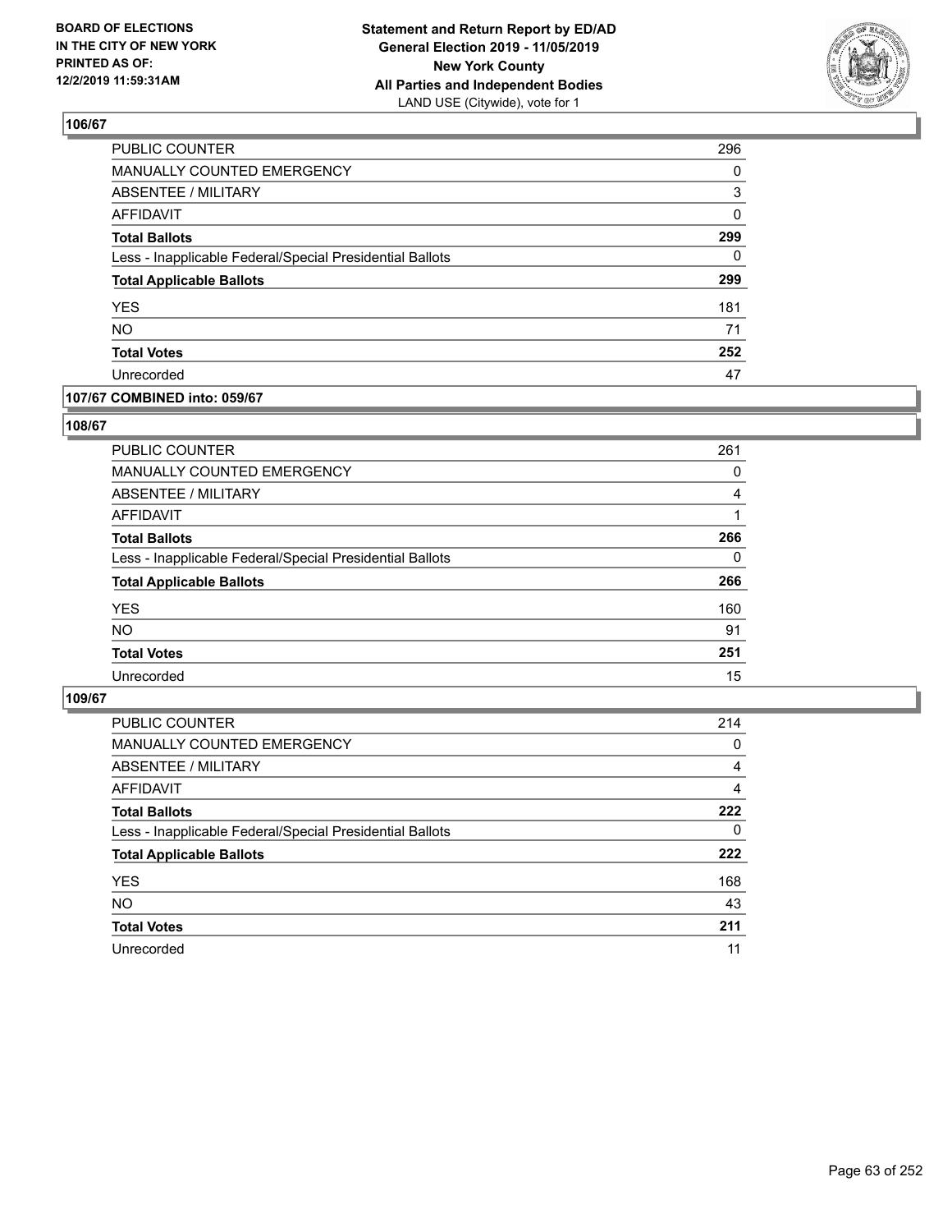## 106/67

| | |
|---|---|
| PUBLIC COUNTER | 296 |
| MANUALLY COUNTED EMERGENCY | 0 |
| ABSENTEE / MILITARY | 3 |
| AFFIDAVIT | 0 |
| **Total Ballots** | **299** |
| Less - Inapplicable Federal/Special Presidential Ballots | 0 |
| **Total Applicable Ballots** | **299** |
| YES | 181 |
| NO | 71 |
| **Total Votes** | **252** |
| Unrecorded | 47 |

## 107/67 COMBINED into: 059/67

## 108/67

| | |
|---|---|
| PUBLIC COUNTER | 261 |
| MANUALLY COUNTED EMERGENCY | 0 |
| ABSENTEE / MILITARY | 4 |
| AFFIDAVIT | 1 |
| **Total Ballots** | **266** |
| Less - Inapplicable Federal/Special Presidential Ballots | 0 |
| **Total Applicable Ballots** | **266** |
| YES | 160 |
| NO | 91 |
| **Total Votes** | **251** |
| Unrecorded | 15 |

## 109/67

| | |
|---|---|
| PUBLIC COUNTER | 214 |
| MANUALLY COUNTED EMERGENCY | 0 |
| ABSENTEE / MILITARY | 4 |
| AFFIDAVIT | 4 |
| **Total Ballots** | **222** |
| Less - Inapplicable Federal/Special Presidential Ballots | 0 |
| **Total Applicable Ballots** | **222** |
| YES | 168 |
| NO | 43 |
| **Total Votes** | **211** |
| Unrecorded | 11 |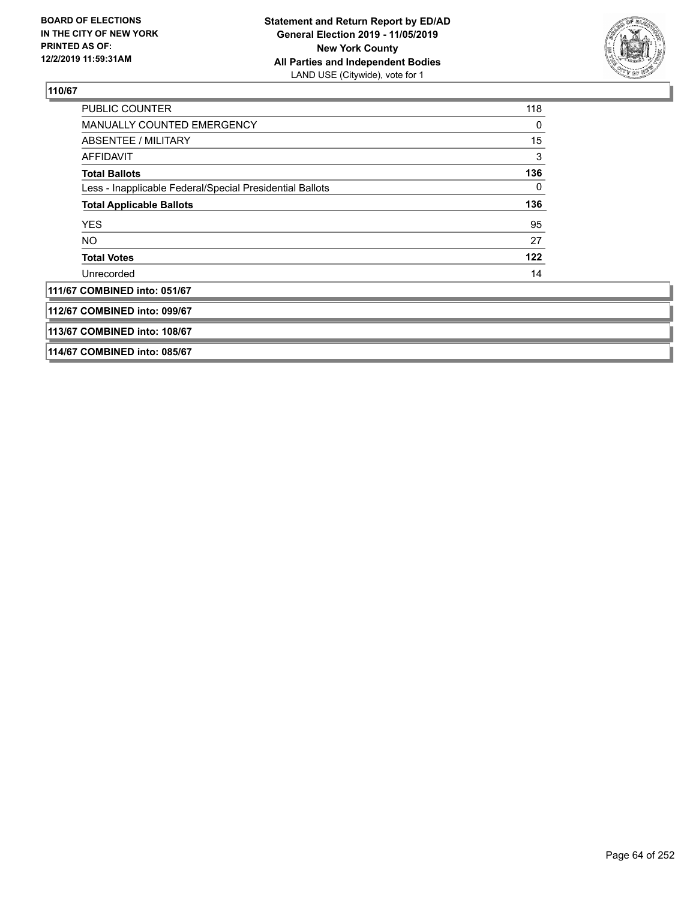**BOARD OF ELECTIONS IN THE CITY OF NEW YORK PRINTED AS OF: 12/2/2019 11:59:31AM**

**Statement and Return Report by ED/AD**
**General Election 2019 - 11/05/2019**
**New York County**
**All Parties and Independent Bodies**
LAND USE (Citywide), vote for 1

**110/67**

| | |
|---|---|
| PUBLIC COUNTER | 118 |
| MANUALLY COUNTED EMERGENCY | 0 |
| ABSENTEE / MILITARY | 15 |
| AFFIDAVIT | 3 |
| **Total Ballots** | **136** |
| Less - Inapplicable Federal/Special Presidential Ballots | 0 |
| **Total Applicable Ballots** | **136** |
| YES | 95 |
| NO | 27 |
| **Total Votes** | **122** |
| Unrecorded | 14 |

**111/67 COMBINED into: 051/67**

**112/67 COMBINED into: 099/67**

**113/67 COMBINED into: 108/67**

**114/67 COMBINED into: 085/67**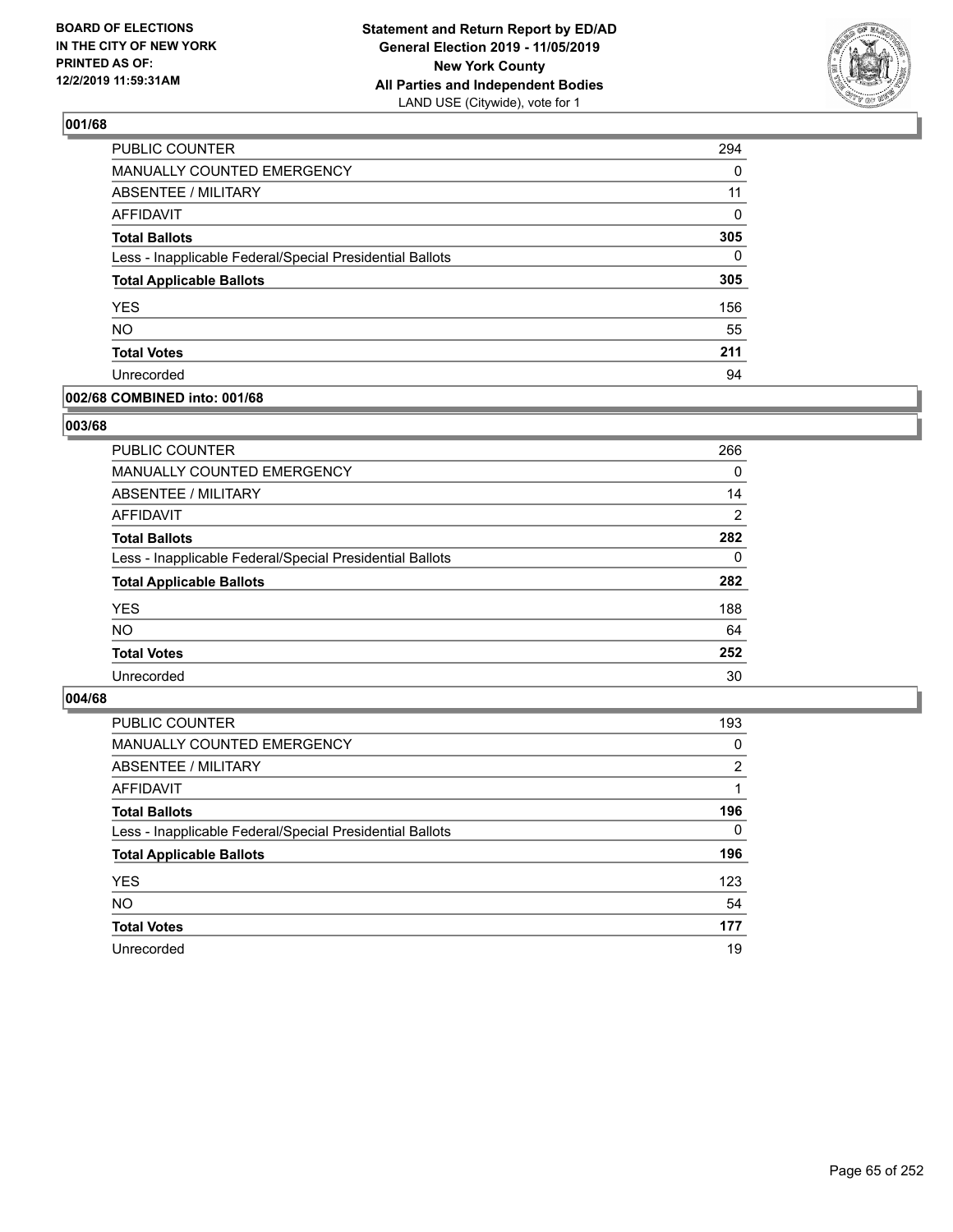BOARD OF ELECTIONS
IN THE CITY OF NEW YORK
PRINTED AS OF:
12/2/2019 11:59:31AM

**Statement and Return Report by ED/AD**
**General Election 2019 - 11/05/2019**
**New York County**
**All Parties and Independent Bodies**
LAND USE (Citywide), vote for 1

### 001/68

| | |
|---|---|
| PUBLIC COUNTER | 294 |
| MANUALLY COUNTED EMERGENCY | 0 |
| ABSENTEE / MILITARY | 11 |
| AFFIDAVIT | 0 |
| **Total Ballots** | **305** |
| Less - Inapplicable Federal/Special Presidential Ballots | 0 |
| **Total Applicable Ballots** | **305** |
| YES | 156 |
| NO | 55 |
| **Total Votes** | **211** |
| Unrecorded | 94 |

### 002/68 COMBINED into: 001/68

### 003/68

| | |
|---|---|
| PUBLIC COUNTER | 266 |
| MANUALLY COUNTED EMERGENCY | 0 |
| ABSENTEE / MILITARY | 14 |
| AFFIDAVIT | 2 |
| **Total Ballots** | **282** |
| Less - Inapplicable Federal/Special Presidential Ballots | 0 |
| **Total Applicable Ballots** | **282** |
| YES | 188 |
| NO | 64 |
| **Total Votes** | **252** |
| Unrecorded | 30 |

### 004/68

| | |
|---|---|
| PUBLIC COUNTER | 193 |
| MANUALLY COUNTED EMERGENCY | 0 |
| ABSENTEE / MILITARY | 2 |
| AFFIDAVIT | 1 |
| **Total Ballots** | **196** |
| Less - Inapplicable Federal/Special Presidential Ballots | 0 |
| **Total Applicable Ballots** | **196** |
| YES | 123 |
| NO | 54 |
| **Total Votes** | **177** |
| Unrecorded | 19 |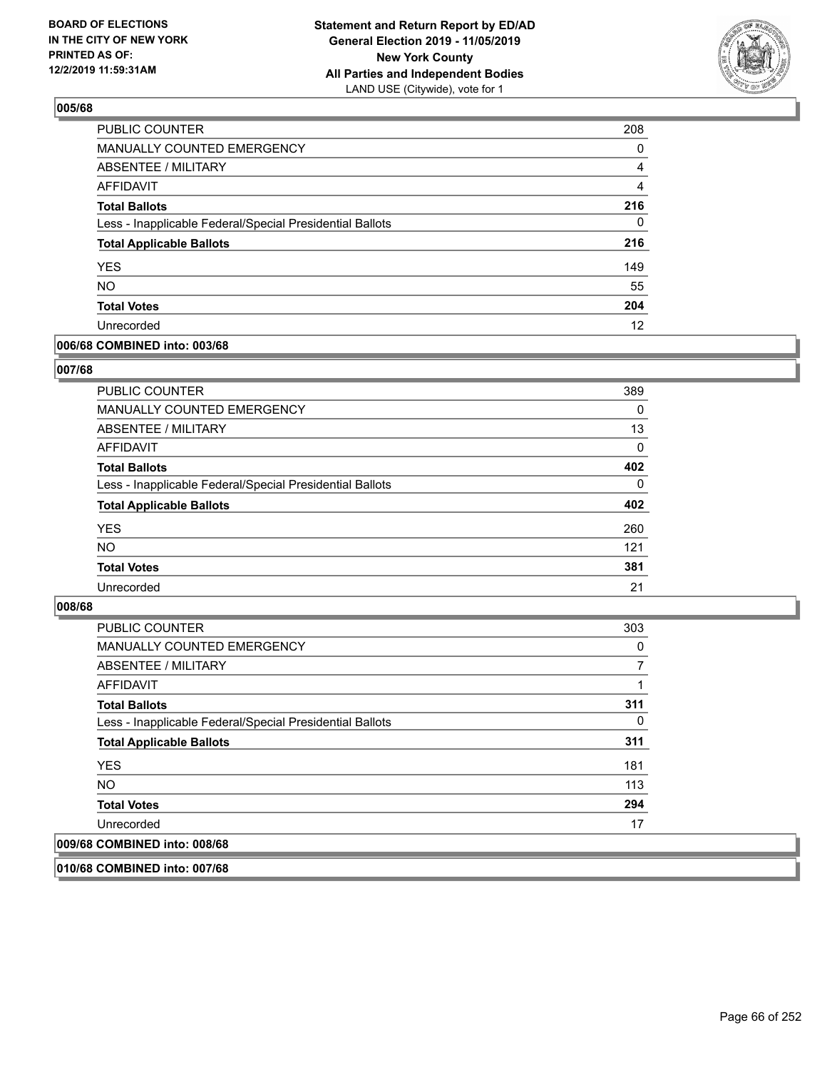**BOARD OF ELECTIONS IN THE CITY OF NEW YORK PRINTED AS OF: 12/2/2019 11:59:31AM**

**Statement and Return Report by ED/AD General Election 2019 - 11/05/2019 New York County All Parties and Independent Bodies**
LAND USE (Citywide), vote for 1

## 005/68

| | |
|---|---|
| PUBLIC COUNTER | 208 |
| MANUALLY COUNTED EMERGENCY | 0 |
| ABSENTEE / MILITARY | 4 |
| AFFIDAVIT | 4 |
| **Total Ballots** | **216** |
| Less - Inapplicable Federal/Special Presidential Ballots | 0 |
| **Total Applicable Ballots** | **216** |
| YES | 149 |
| NO | 55 |
| **Total Votes** | **204** |
| Unrecorded | 12 |

## 006/68 COMBINED into: 003/68

## 007/68

| | |
|---|---|
| PUBLIC COUNTER | 389 |
| MANUALLY COUNTED EMERGENCY | 0 |
| ABSENTEE / MILITARY | 13 |
| AFFIDAVIT | 0 |
| **Total Ballots** | **402** |
| Less - Inapplicable Federal/Special Presidential Ballots | 0 |
| **Total Applicable Ballots** | **402** |
| YES | 260 |
| NO | 121 |
| **Total Votes** | **381** |
| Unrecorded | 21 |

## 008/68

| | |
|---|---|
| PUBLIC COUNTER | 303 |
| MANUALLY COUNTED EMERGENCY | 0 |
| ABSENTEE / MILITARY | 7 |
| AFFIDAVIT | 1 |
| **Total Ballots** | **311** |
| Less - Inapplicable Federal/Special Presidential Ballots | 0 |
| **Total Applicable Ballots** | **311** |
| YES | 181 |
| NO | 113 |
| **Total Votes** | **294** |
| Unrecorded | 17 |

## 009/68 COMBINED into: 008/68

## 010/68 COMBINED into: 007/68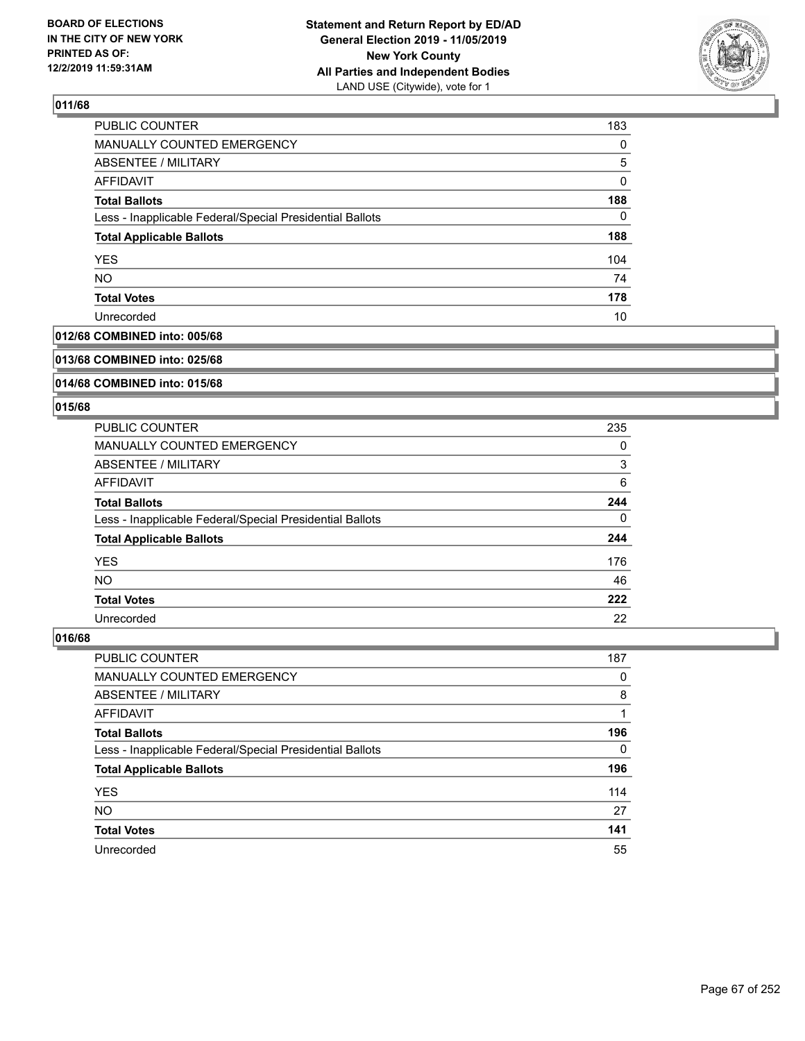## 011/68

| | |
|---|---|
| PUBLIC COUNTER | 183 |
| MANUALLY COUNTED EMERGENCY | 0 |
| ABSENTEE / MILITARY | 5 |
| AFFIDAVIT | 0 |
| **Total Ballots** | **188** |
| Less - Inapplicable Federal/Special Presidential Ballots | 0 |
| **Total Applicable Ballots** | **188** |
| YES | 104 |
| NO | 74 |
| **Total Votes** | **178** |
| Unrecorded | 10 |

## 012/68 COMBINED into: 005/68

## 013/68 COMBINED into: 025/68

## 014/68 COMBINED into: 015/68

## 015/68

| | |
|---|---|
| PUBLIC COUNTER | 235 |
| MANUALLY COUNTED EMERGENCY | 0 |
| ABSENTEE / MILITARY | 3 |
| AFFIDAVIT | 6 |
| **Total Ballots** | **244** |
| Less - Inapplicable Federal/Special Presidential Ballots | 0 |
| **Total Applicable Ballots** | **244** |
| YES | 176 |
| NO | 46 |
| **Total Votes** | **222** |
| Unrecorded | 22 |

## 016/68

| | |
|---|---|
| PUBLIC COUNTER | 187 |
| MANUALLY COUNTED EMERGENCY | 0 |
| ABSENTEE / MILITARY | 8 |
| AFFIDAVIT | 1 |
| **Total Ballots** | **196** |
| Less - Inapplicable Federal/Special Presidential Ballots | 0 |
| **Total Applicable Ballots** | **196** |
| YES | 114 |
| NO | 27 |
| **Total Votes** | **141** |
| Unrecorded | 55 |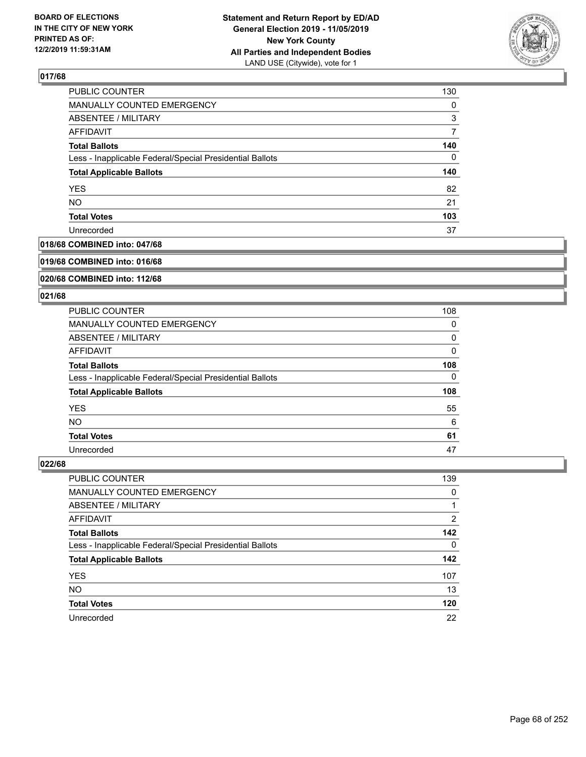## 017/68

| | |
|---|---|
| PUBLIC COUNTER | 130 |
| MANUALLY COUNTED EMERGENCY | 0 |
| ABSENTEE / MILITARY | 3 |
| AFFIDAVIT | 7 |
| **Total Ballots** | **140** |
| Less - Inapplicable Federal/Special Presidential Ballots | 0 |
| **Total Applicable Ballots** | **140** |
| YES | 82 |
| NO | 21 |
| **Total Votes** | **103** |
| Unrecorded | 37 |

## 018/68 COMBINED into: 047/68

## 019/68 COMBINED into: 016/68

## 020/68 COMBINED into: 112/68

## 021/68

| | |
|---|---|
| PUBLIC COUNTER | 108 |
| MANUALLY COUNTED EMERGENCY | 0 |
| ABSENTEE / MILITARY | 0 |
| AFFIDAVIT | 0 |
| **Total Ballots** | **108** |
| Less - Inapplicable Federal/Special Presidential Ballots | 0 |
| **Total Applicable Ballots** | **108** |
| YES | 55 |
| NO | 6 |
| **Total Votes** | **61** |
| Unrecorded | 47 |

## 022/68

| | |
|---|---|
| PUBLIC COUNTER | 139 |
| MANUALLY COUNTED EMERGENCY | 0 |
| ABSENTEE / MILITARY | 1 |
| AFFIDAVIT | 2 |
| **Total Ballots** | **142** |
| Less - Inapplicable Federal/Special Presidential Ballots | 0 |
| **Total Applicable Ballots** | **142** |
| YES | 107 |
| NO | 13 |
| **Total Votes** | **120** |
| Unrecorded | 22 |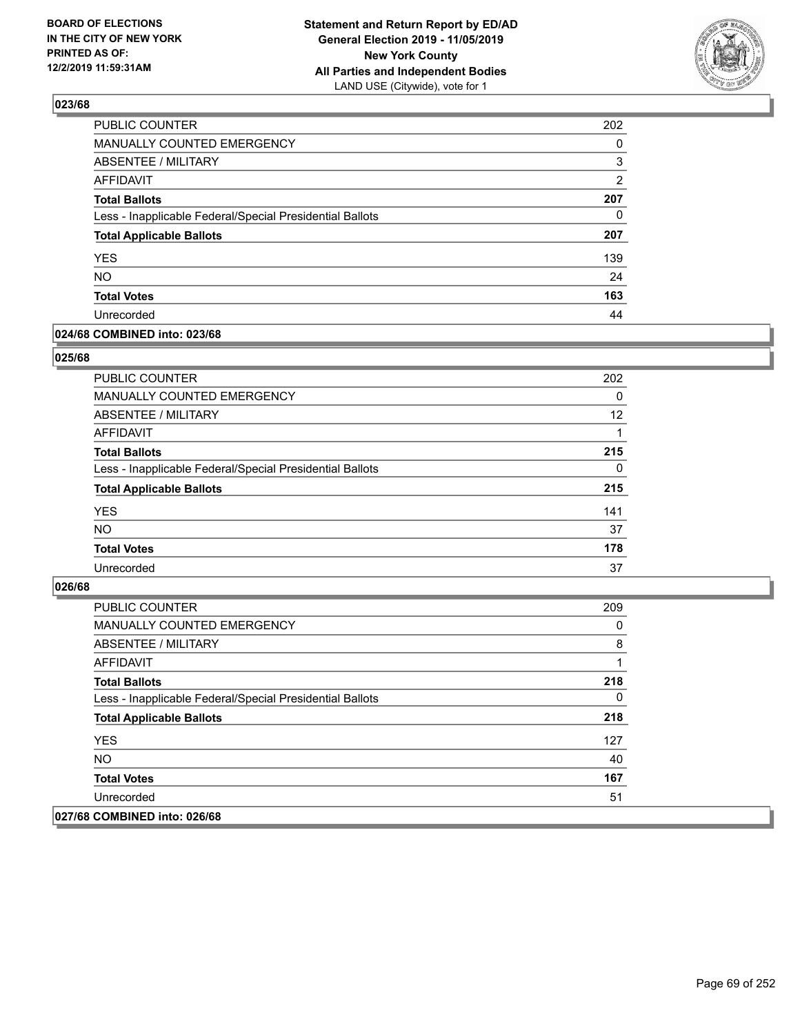### 023/68

| | |
|---|---|
| PUBLIC COUNTER | 202 |
| MANUALLY COUNTED EMERGENCY | 0 |
| ABSENTEE / MILITARY | 3 |
| AFFIDAVIT | 2 |
| **Total Ballots** | **207** |
| Less - Inapplicable Federal/Special Presidential Ballots | 0 |
| **Total Applicable Ballots** | **207** |
| YES | 139 |
| NO | 24 |
| **Total Votes** | **163** |
| Unrecorded | 44 |

### 024/68 COMBINED into: 023/68

### 025/68

| | |
|---|---|
| PUBLIC COUNTER | 202 |
| MANUALLY COUNTED EMERGENCY | 0 |
| ABSENTEE / MILITARY | 12 |
| AFFIDAVIT | 1 |
| **Total Ballots** | **215** |
| Less - Inapplicable Federal/Special Presidential Ballots | 0 |
| **Total Applicable Ballots** | **215** |
| YES | 141 |
| NO | 37 |
| **Total Votes** | **178** |
| Unrecorded | 37 |

### 026/68

| | |
|---|---|
| PUBLIC COUNTER | 209 |
| MANUALLY COUNTED EMERGENCY | 0 |
| ABSENTEE / MILITARY | 8 |
| AFFIDAVIT | 1 |
| **Total Ballots** | **218** |
| Less - Inapplicable Federal/Special Presidential Ballots | 0 |
| **Total Applicable Ballots** | **218** |
| YES | 127 |
| NO | 40 |
| **Total Votes** | **167** |
| Unrecorded | 51 |

### 027/68 COMBINED into: 026/68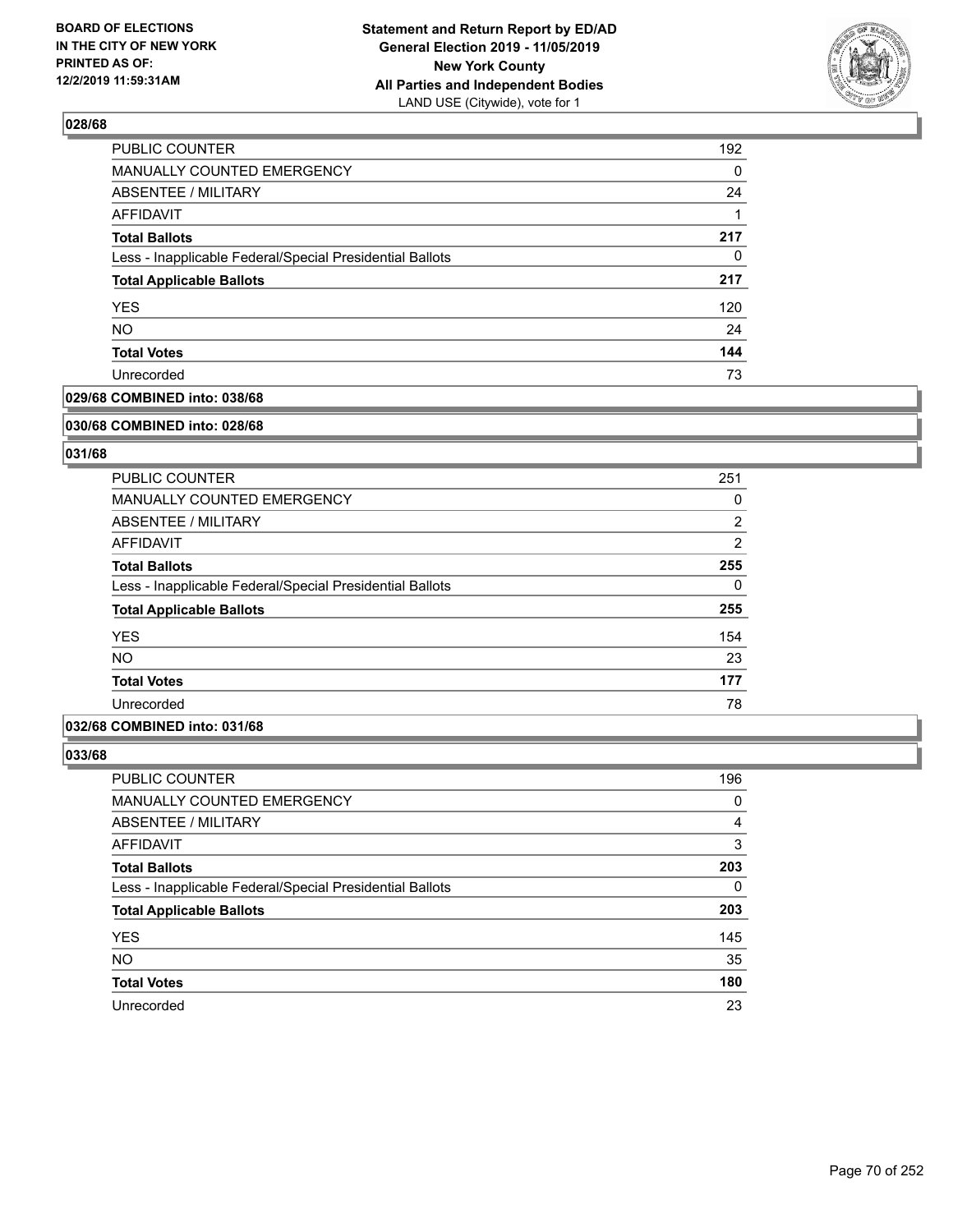**BOARD OF ELECTIONS IN THE CITY OF NEW YORK PRINTED AS OF: 12/2/2019 11:59:31AM**

**Statement and Return Report by ED/AD General Election 2019 - 11/05/2019 New York County All Parties and Independent Bodies**
LAND USE (Citywide), vote for 1

## 028/68

| | |
|---|---|
| PUBLIC COUNTER | 192 |
| MANUALLY COUNTED EMERGENCY | 0 |
| ABSENTEE / MILITARY | 24 |
| AFFIDAVIT | 1 |
| **Total Ballots** | **217** |
| Less - Inapplicable Federal/Special Presidential Ballots | 0 |
| **Total Applicable Ballots** | **217** |
| YES | 120 |
| NO | 24 |
| **Total Votes** | **144** |
| Unrecorded | 73 |

## 029/68 COMBINED into: 038/68

## 030/68 COMBINED into: 028/68

## 031/68

| | |
|---|---|
| PUBLIC COUNTER | 251 |
| MANUALLY COUNTED EMERGENCY | 0 |
| ABSENTEE / MILITARY | 2 |
| AFFIDAVIT | 2 |
| **Total Ballots** | **255** |
| Less - Inapplicable Federal/Special Presidential Ballots | 0 |
| **Total Applicable Ballots** | **255** |
| YES | 154 |
| NO | 23 |
| **Total Votes** | **177** |
| Unrecorded | 78 |

## 032/68 COMBINED into: 031/68

## 033/68

| | |
|---|---|
| PUBLIC COUNTER | 196 |
| MANUALLY COUNTED EMERGENCY | 0 |
| ABSENTEE / MILITARY | 4 |
| AFFIDAVIT | 3 |
| **Total Ballots** | **203** |
| Less - Inapplicable Federal/Special Presidential Ballots | 0 |
| **Total Applicable Ballots** | **203** |
| YES | 145 |
| NO | 35 |
| **Total Votes** | **180** |
| Unrecorded | 23 |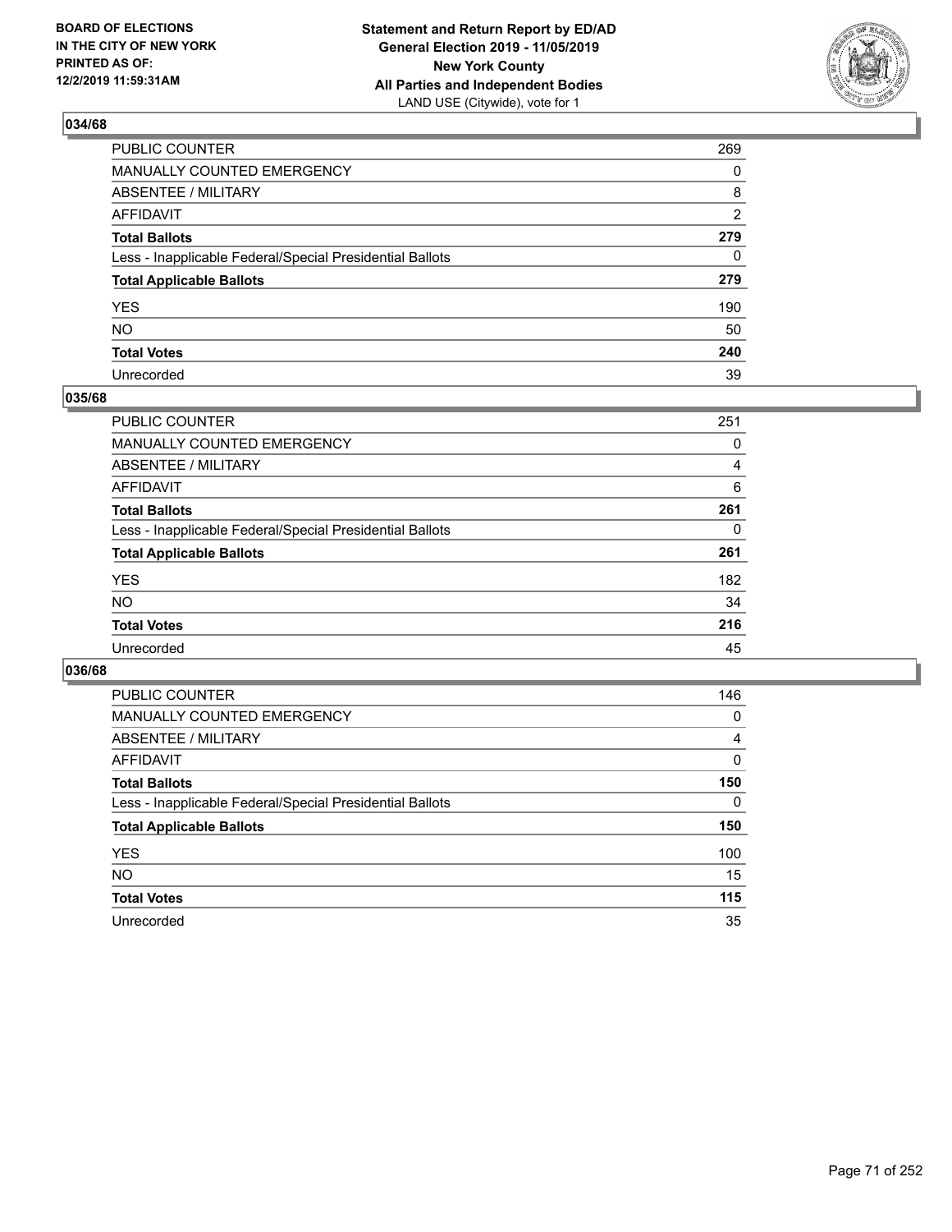BOARD OF ELECTIONS
IN THE CITY OF NEW YORK
PRINTED AS OF:
12/2/2019 11:59:31AM

**Statement and Return Report by ED/AD**
**General Election 2019 - 11/05/2019**
**New York County**
**All Parties and Independent Bodies**
LAND USE (Citywide), vote for 1

### 034/68

| | |
|---|---|
| PUBLIC COUNTER | 269 |
| MANUALLY COUNTED EMERGENCY | 0 |
| ABSENTEE / MILITARY | 8 |
| AFFIDAVIT | 2 |
| **Total Ballots** | **279** |
| Less - Inapplicable Federal/Special Presidential Ballots | 0 |
| **Total Applicable Ballots** | **279** |
| YES | 190 |
| NO | 50 |
| **Total Votes** | **240** |
| Unrecorded | 39 |

### 035/68

| | |
|---|---|
| PUBLIC COUNTER | 251 |
| MANUALLY COUNTED EMERGENCY | 0 |
| ABSENTEE / MILITARY | 4 |
| AFFIDAVIT | 6 |
| **Total Ballots** | **261** |
| Less - Inapplicable Federal/Special Presidential Ballots | 0 |
| **Total Applicable Ballots** | **261** |
| YES | 182 |
| NO | 34 |
| **Total Votes** | **216** |
| Unrecorded | 45 |

### 036/68

| | |
|---|---|
| PUBLIC COUNTER | 146 |
| MANUALLY COUNTED EMERGENCY | 0 |
| ABSENTEE / MILITARY | 4 |
| AFFIDAVIT | 0 |
| **Total Ballots** | **150** |
| Less - Inapplicable Federal/Special Presidential Ballots | 0 |
| **Total Applicable Ballots** | **150** |
| YES | 100 |
| NO | 15 |
| **Total Votes** | **115** |
| Unrecorded | 35 |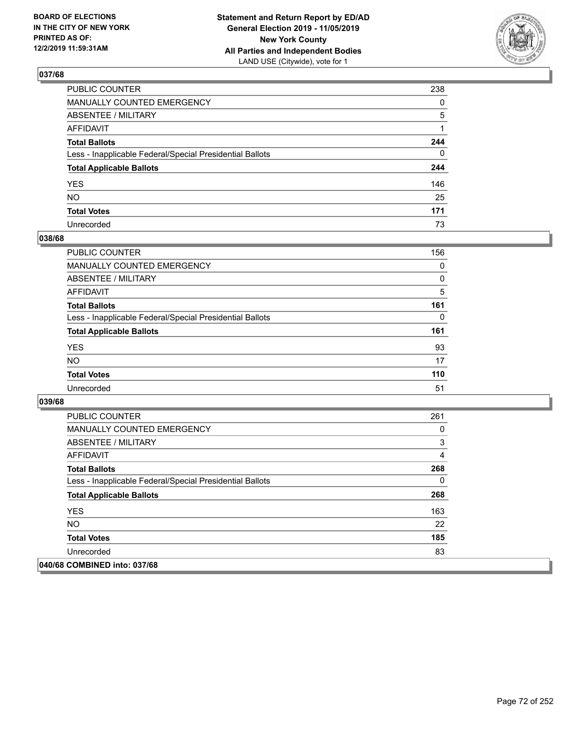**BOARD OF ELECTIONS IN THE CITY OF NEW YORK PRINTED AS OF: 12/2/2019 11:59:31AM**

**Statement and Return Report by ED/AD General Election 2019 - 11/05/2019 New York County All Parties and Independent Bodies**
LAND USE (Citywide), vote for 1

## 037/68

| | |
|---|---|
| PUBLIC COUNTER | 238 |
| MANUALLY COUNTED EMERGENCY | 0 |
| ABSENTEE / MILITARY | 5 |
| AFFIDAVIT | 1 |
| **Total Ballots** | **244** |
| Less - Inapplicable Federal/Special Presidential Ballots | 0 |
| **Total Applicable Ballots** | **244** |
| YES | 146 |
| NO | 25 |
| **Total Votes** | **171** |
| Unrecorded | 73 |

## 038/68

| | |
|---|---|
| PUBLIC COUNTER | 156 |
| MANUALLY COUNTED EMERGENCY | 0 |
| ABSENTEE / MILITARY | 0 |
| AFFIDAVIT | 5 |
| **Total Ballots** | **161** |
| Less - Inapplicable Federal/Special Presidential Ballots | 0 |
| **Total Applicable Ballots** | **161** |
| YES | 93 |
| NO | 17 |
| **Total Votes** | **110** |
| Unrecorded | 51 |

## 039/68

| | |
|---|---|
| PUBLIC COUNTER | 261 |
| MANUALLY COUNTED EMERGENCY | 0 |
| ABSENTEE / MILITARY | 3 |
| AFFIDAVIT | 4 |
| **Total Ballots** | **268** |
| Less - Inapplicable Federal/Special Presidential Ballots | 0 |
| **Total Applicable Ballots** | **268** |
| YES | 163 |
| NO | 22 |
| **Total Votes** | **185** |
| Unrecorded | 83 |

## 040/68 COMBINED into: 037/68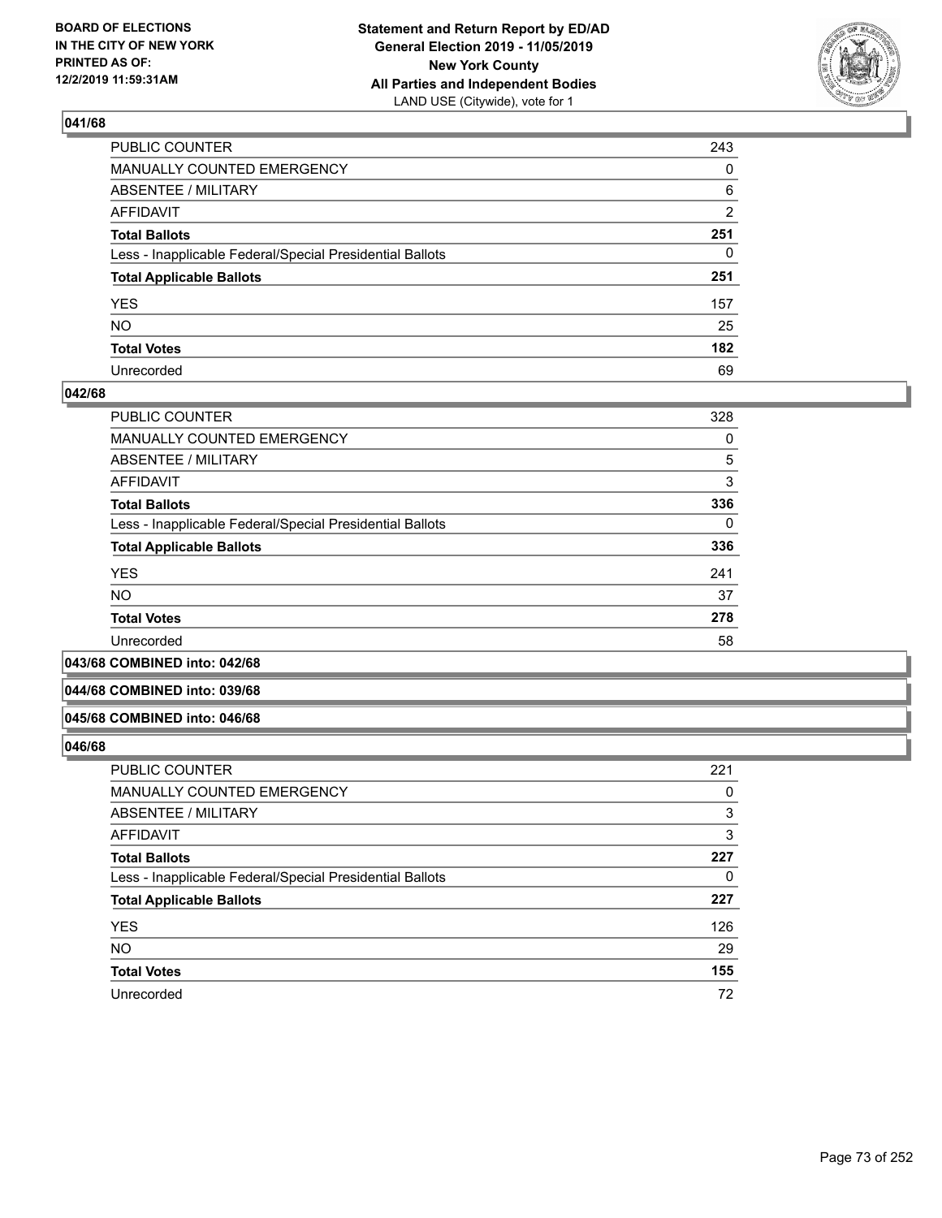**BOARD OF ELECTIONS IN THE CITY OF NEW YORK PRINTED AS OF: 12/2/2019 11:59:31AM**

**Statement and Return Report by ED/AD General Election 2019 - 11/05/2019 New York County All Parties and Independent Bodies**
LAND USE (Citywide), vote for 1

### 041/68

| | |
|---|---|
| PUBLIC COUNTER | 243 |
| MANUALLY COUNTED EMERGENCY | 0 |
| ABSENTEE / MILITARY | 6 |
| AFFIDAVIT | 2 |
| **Total Ballots** | **251** |
| Less - Inapplicable Federal/Special Presidential Ballots | 0 |
| **Total Applicable Ballots** | **251** |
| YES | 157 |
| NO | 25 |
| **Total Votes** | **182** |
| Unrecorded | 69 |

### 042/68

| | |
|---|---|
| PUBLIC COUNTER | 328 |
| MANUALLY COUNTED EMERGENCY | 0 |
| ABSENTEE / MILITARY | 5 |
| AFFIDAVIT | 3 |
| **Total Ballots** | **336** |
| Less - Inapplicable Federal/Special Presidential Ballots | 0 |
| **Total Applicable Ballots** | **336** |
| YES | 241 |
| NO | 37 |
| **Total Votes** | **278** |
| Unrecorded | 58 |

### 043/68 COMBINED into: 042/68

### 044/68 COMBINED into: 039/68

### 045/68 COMBINED into: 046/68

### 046/68

| | |
|---|---|
| PUBLIC COUNTER | 221 |
| MANUALLY COUNTED EMERGENCY | 0 |
| ABSENTEE / MILITARY | 3 |
| AFFIDAVIT | 3 |
| **Total Ballots** | **227** |
| Less - Inapplicable Federal/Special Presidential Ballots | 0 |
| **Total Applicable Ballots** | **227** |
| YES | 126 |
| NO | 29 |
| **Total Votes** | **155** |
| Unrecorded | 72 |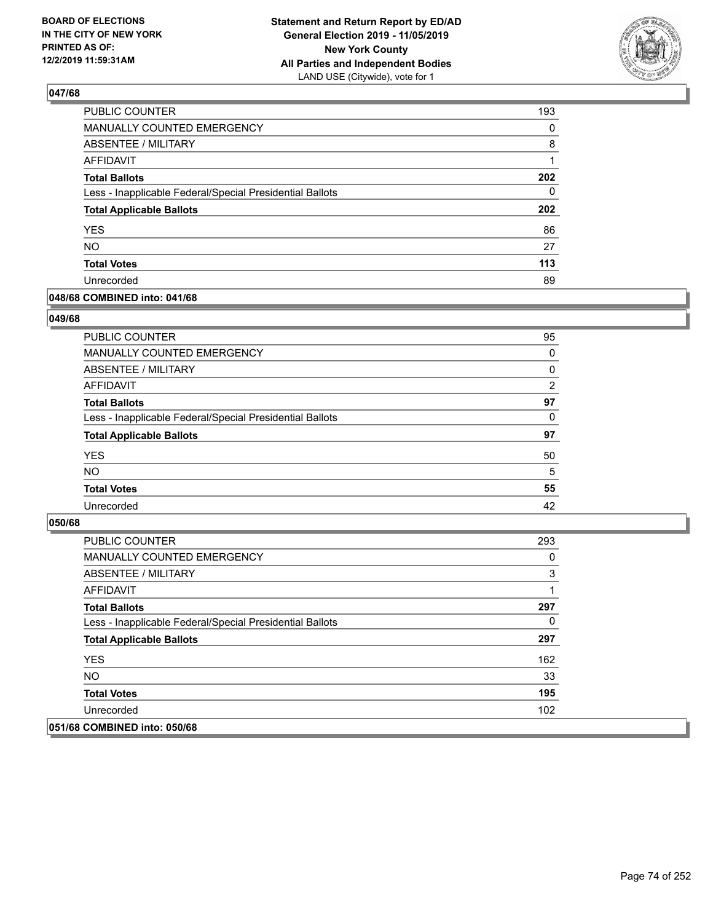BOARD OF ELECTIONS
IN THE CITY OF NEW YORK
PRINTED AS OF:
12/2/2019 11:59:31AM

**Statement and Return Report by ED/AD**
**General Election 2019 - 11/05/2019**
**New York County**
**All Parties and Independent Bodies**
LAND USE (Citywide), vote for 1

## 047/68

| | |
|---|---|
| PUBLIC COUNTER | 193 |
| MANUALLY COUNTED EMERGENCY | 0 |
| ABSENTEE / MILITARY | 8 |
| AFFIDAVIT | 1 |
| **Total Ballots** | **202** |
| Less - Inapplicable Federal/Special Presidential Ballots | 0 |
| **Total Applicable Ballots** | **202** |
| YES | 86 |
| NO | 27 |
| **Total Votes** | **113** |
| Unrecorded | 89 |

## 048/68 COMBINED into: 041/68

## 049/68

| | |
|---|---|
| PUBLIC COUNTER | 95 |
| MANUALLY COUNTED EMERGENCY | 0 |
| ABSENTEE / MILITARY | 0 |
| AFFIDAVIT | 2 |
| **Total Ballots** | **97** |
| Less - Inapplicable Federal/Special Presidential Ballots | 0 |
| **Total Applicable Ballots** | **97** |
| YES | 50 |
| NO | 5 |
| **Total Votes** | **55** |
| Unrecorded | 42 |

## 050/68

| | |
|---|---|
| PUBLIC COUNTER | 293 |
| MANUALLY COUNTED EMERGENCY | 0 |
| ABSENTEE / MILITARY | 3 |
| AFFIDAVIT | 1 |
| **Total Ballots** | **297** |
| Less - Inapplicable Federal/Special Presidential Ballots | 0 |
| **Total Applicable Ballots** | **297** |
| YES | 162 |
| NO | 33 |
| **Total Votes** | **195** |
| Unrecorded | 102 |

## 051/68 COMBINED into: 050/68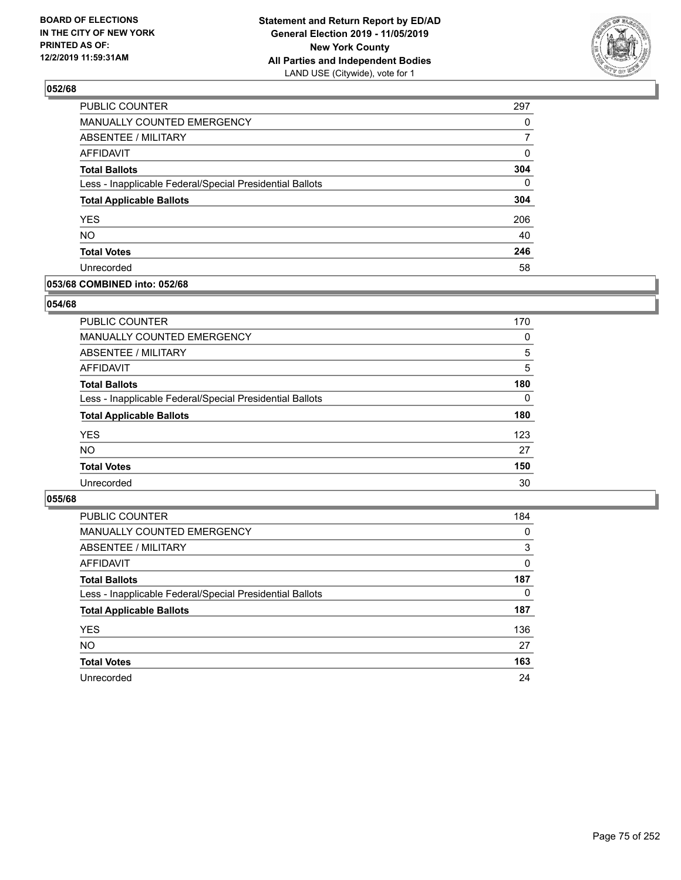**BOARD OF ELECTIONS IN THE CITY OF NEW YORK PRINTED AS OF: 12/2/2019 11:59:31AM**

**Statement and Return Report by ED/AD General Election 2019 - 11/05/2019 New York County All Parties and Independent Bodies**
LAND USE (Citywide), vote for 1

## 052/68

| | |
|---|---|
| PUBLIC COUNTER | 297 |
| MANUALLY COUNTED EMERGENCY | 0 |
| ABSENTEE / MILITARY | 7 |
| AFFIDAVIT | 0 |
| **Total Ballots** | **304** |
| Less - Inapplicable Federal/Special Presidential Ballots | 0 |
| **Total Applicable Ballots** | **304** |
| YES | 206 |
| NO | 40 |
| **Total Votes** | **246** |
| Unrecorded | 58 |

## 053/68 COMBINED into: 052/68

## 054/68

| | |
|---|---|
| PUBLIC COUNTER | 170 |
| MANUALLY COUNTED EMERGENCY | 0 |
| ABSENTEE / MILITARY | 5 |
| AFFIDAVIT | 5 |
| **Total Ballots** | **180** |
| Less - Inapplicable Federal/Special Presidential Ballots | 0 |
| **Total Applicable Ballots** | **180** |
| YES | 123 |
| NO | 27 |
| **Total Votes** | **150** |
| Unrecorded | 30 |

## 055/68

| | |
|---|---|
| PUBLIC COUNTER | 184 |
| MANUALLY COUNTED EMERGENCY | 0 |
| ABSENTEE / MILITARY | 3 |
| AFFIDAVIT | 0 |
| **Total Ballots** | **187** |
| Less - Inapplicable Federal/Special Presidential Ballots | 0 |
| **Total Applicable Ballots** | **187** |
| YES | 136 |
| NO | 27 |
| **Total Votes** | **163** |
| Unrecorded | 24 |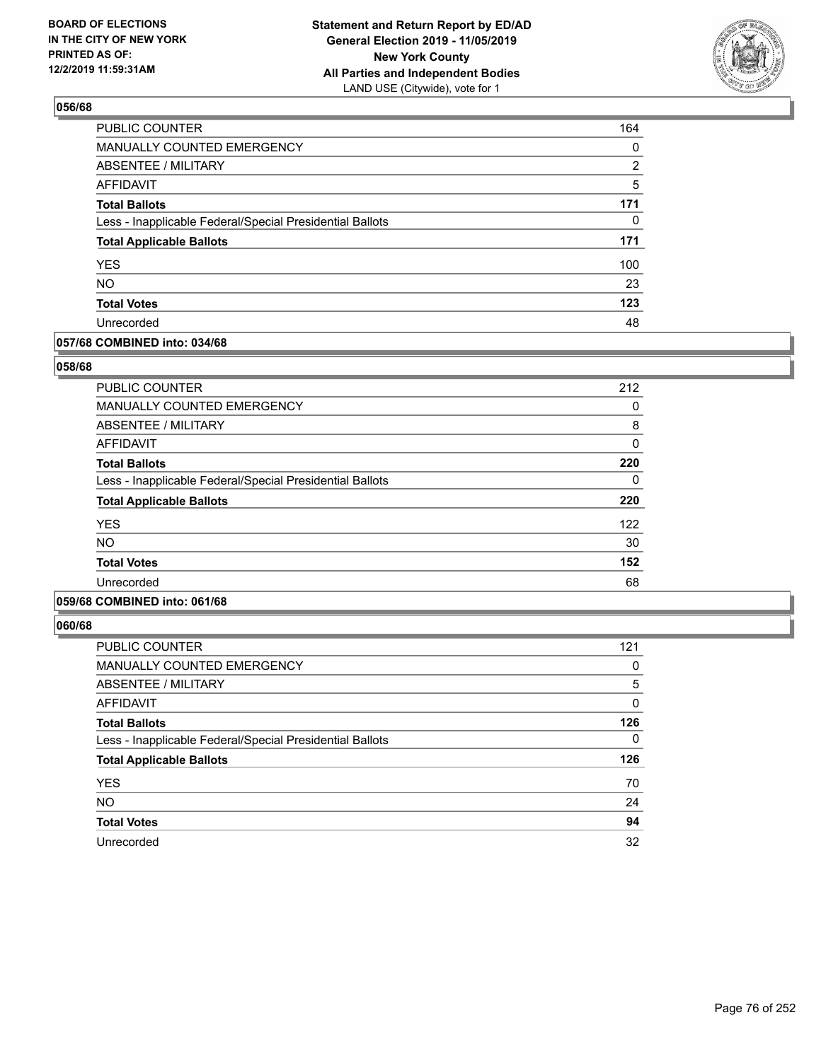## 056/68

| | |
|---|---|
| PUBLIC COUNTER | 164 |
| MANUALLY COUNTED EMERGENCY | 0 |
| ABSENTEE / MILITARY | 2 |
| AFFIDAVIT | 5 |
| **Total Ballots** | **171** |
| Less - Inapplicable Federal/Special Presidential Ballots | 0 |
| **Total Applicable Ballots** | **171** |
| YES | 100 |
| NO | 23 |
| **Total Votes** | **123** |
| Unrecorded | 48 |

## 057/68 COMBINED into: 034/68

## 058/68

| | |
|---|---|
| PUBLIC COUNTER | 212 |
| MANUALLY COUNTED EMERGENCY | 0 |
| ABSENTEE / MILITARY | 8 |
| AFFIDAVIT | 0 |
| **Total Ballots** | **220** |
| Less - Inapplicable Federal/Special Presidential Ballots | 0 |
| **Total Applicable Ballots** | **220** |
| YES | 122 |
| NO | 30 |
| **Total Votes** | **152** |
| Unrecorded | 68 |

## 059/68 COMBINED into: 061/68

## 060/68

| | |
|---|---|
| PUBLIC COUNTER | 121 |
| MANUALLY COUNTED EMERGENCY | 0 |
| ABSENTEE / MILITARY | 5 |
| AFFIDAVIT | 0 |
| **Total Ballots** | **126** |
| Less - Inapplicable Federal/Special Presidential Ballots | 0 |
| **Total Applicable Ballots** | **126** |
| YES | 70 |
| NO | 24 |
| **Total Votes** | **94** |
| Unrecorded | 32 |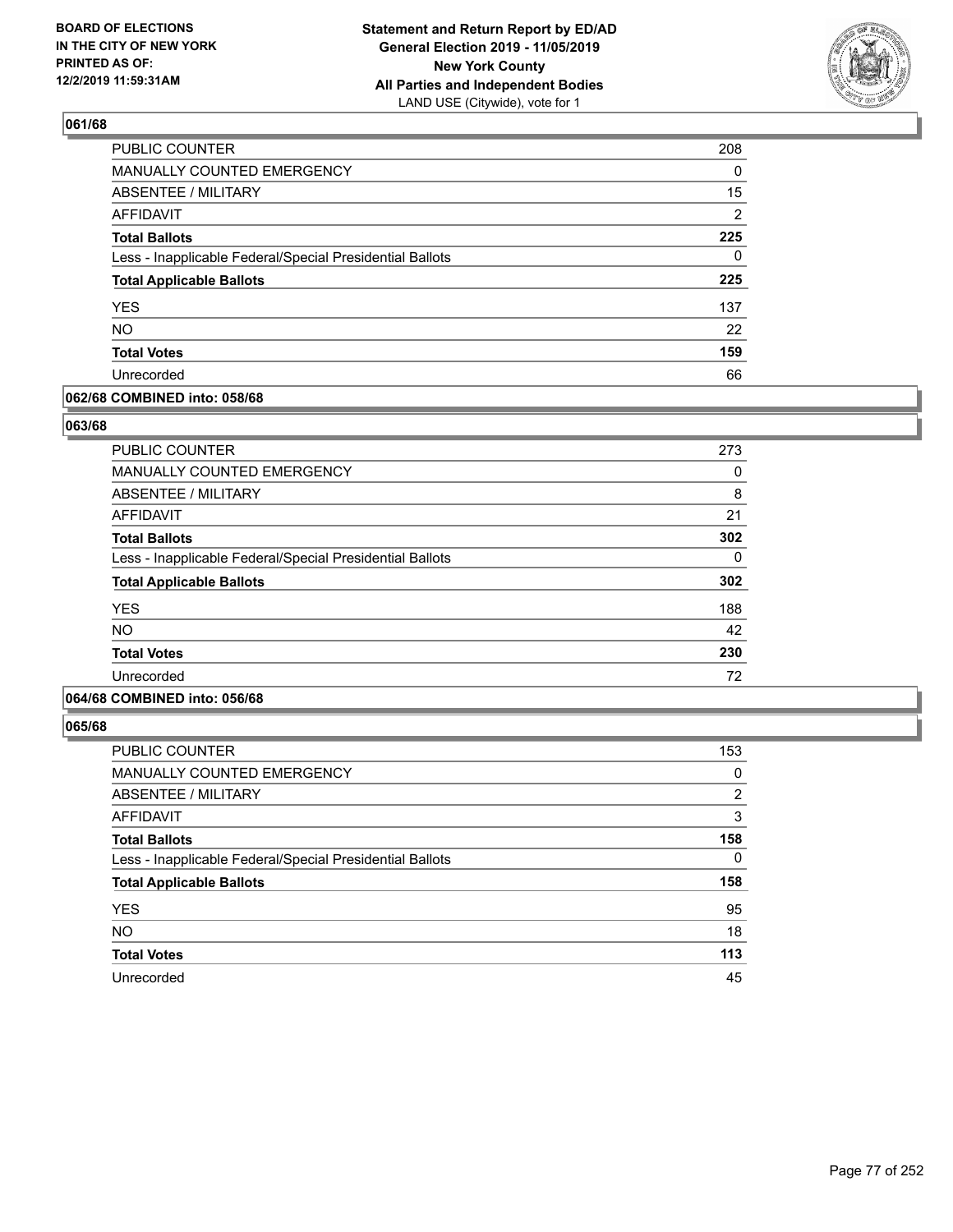**BOARD OF ELECTIONS IN THE CITY OF NEW YORK PRINTED AS OF: 12/2/2019 11:59:31AM**

**Statement and Return Report by ED/AD General Election 2019 - 11/05/2019 New York County All Parties and Independent Bodies**
LAND USE (Citywide), vote for 1

## 061/68

| | |
|---|---|
| PUBLIC COUNTER | 208 |
| MANUALLY COUNTED EMERGENCY | 0 |
| ABSENTEE / MILITARY | 15 |
| AFFIDAVIT | 2 |
| **Total Ballots** | **225** |
| Less - Inapplicable Federal/Special Presidential Ballots | 0 |
| **Total Applicable Ballots** | **225** |
| YES | 137 |
| NO | 22 |
| **Total Votes** | **159** |
| Unrecorded | 66 |

## 062/68 COMBINED into: 058/68

## 063/68

| | |
|---|---|
| PUBLIC COUNTER | 273 |
| MANUALLY COUNTED EMERGENCY | 0 |
| ABSENTEE / MILITARY | 8 |
| AFFIDAVIT | 21 |
| **Total Ballots** | **302** |
| Less - Inapplicable Federal/Special Presidential Ballots | 0 |
| **Total Applicable Ballots** | **302** |
| YES | 188 |
| NO | 42 |
| **Total Votes** | **230** |
| Unrecorded | 72 |

## 064/68 COMBINED into: 056/68

## 065/68

| | |
|---|---|
| PUBLIC COUNTER | 153 |
| MANUALLY COUNTED EMERGENCY | 0 |
| ABSENTEE / MILITARY | 2 |
| AFFIDAVIT | 3 |
| **Total Ballots** | **158** |
| Less - Inapplicable Federal/Special Presidential Ballots | 0 |
| **Total Applicable Ballots** | **158** |
| YES | 95 |
| NO | 18 |
| **Total Votes** | **113** |
| Unrecorded | 45 |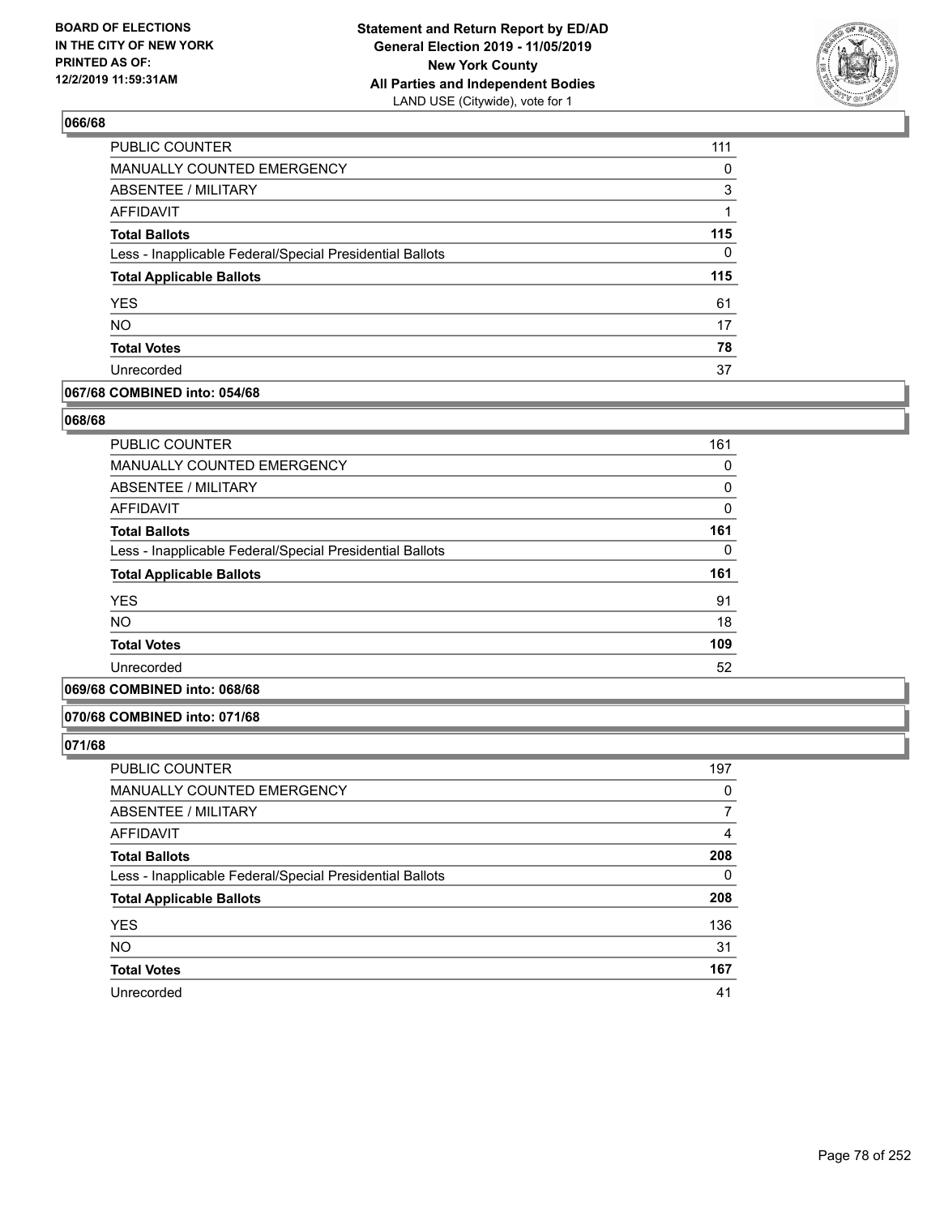BOARD OF ELECTIONS
IN THE CITY OF NEW YORK
PRINTED AS OF:
12/2/2019 11:59:31AM

**Statement and Return Report by ED/AD**
**General Election 2019 - 11/05/2019**
**New York County**
**All Parties and Independent Bodies**
LAND USE (Citywide), vote for 1

## 066/68

| | |
|---|---|
| PUBLIC COUNTER | 111 |
| MANUALLY COUNTED EMERGENCY | 0 |
| ABSENTEE / MILITARY | 3 |
| AFFIDAVIT | 1 |
| **Total Ballots** | **115** |
| Less - Inapplicable Federal/Special Presidential Ballots | 0 |
| **Total Applicable Ballots** | **115** |
| YES | 61 |
| NO | 17 |
| **Total Votes** | **78** |
| Unrecorded | 37 |

## 067/68 COMBINED into: 054/68

## 068/68

| | |
|---|---|
| PUBLIC COUNTER | 161 |
| MANUALLY COUNTED EMERGENCY | 0 |
| ABSENTEE / MILITARY | 0 |
| AFFIDAVIT | 0 |
| **Total Ballots** | **161** |
| Less - Inapplicable Federal/Special Presidential Ballots | 0 |
| **Total Applicable Ballots** | **161** |
| YES | 91 |
| NO | 18 |
| **Total Votes** | **109** |
| Unrecorded | 52 |

## 069/68 COMBINED into: 068/68

## 070/68 COMBINED into: 071/68

## 071/68

| | |
|---|---|
| PUBLIC COUNTER | 197 |
| MANUALLY COUNTED EMERGENCY | 0 |
| ABSENTEE / MILITARY | 7 |
| AFFIDAVIT | 4 |
| **Total Ballots** | **208** |
| Less - Inapplicable Federal/Special Presidential Ballots | 0 |
| **Total Applicable Ballots** | **208** |
| YES | 136 |
| NO | 31 |
| **Total Votes** | **167** |
| Unrecorded | 41 |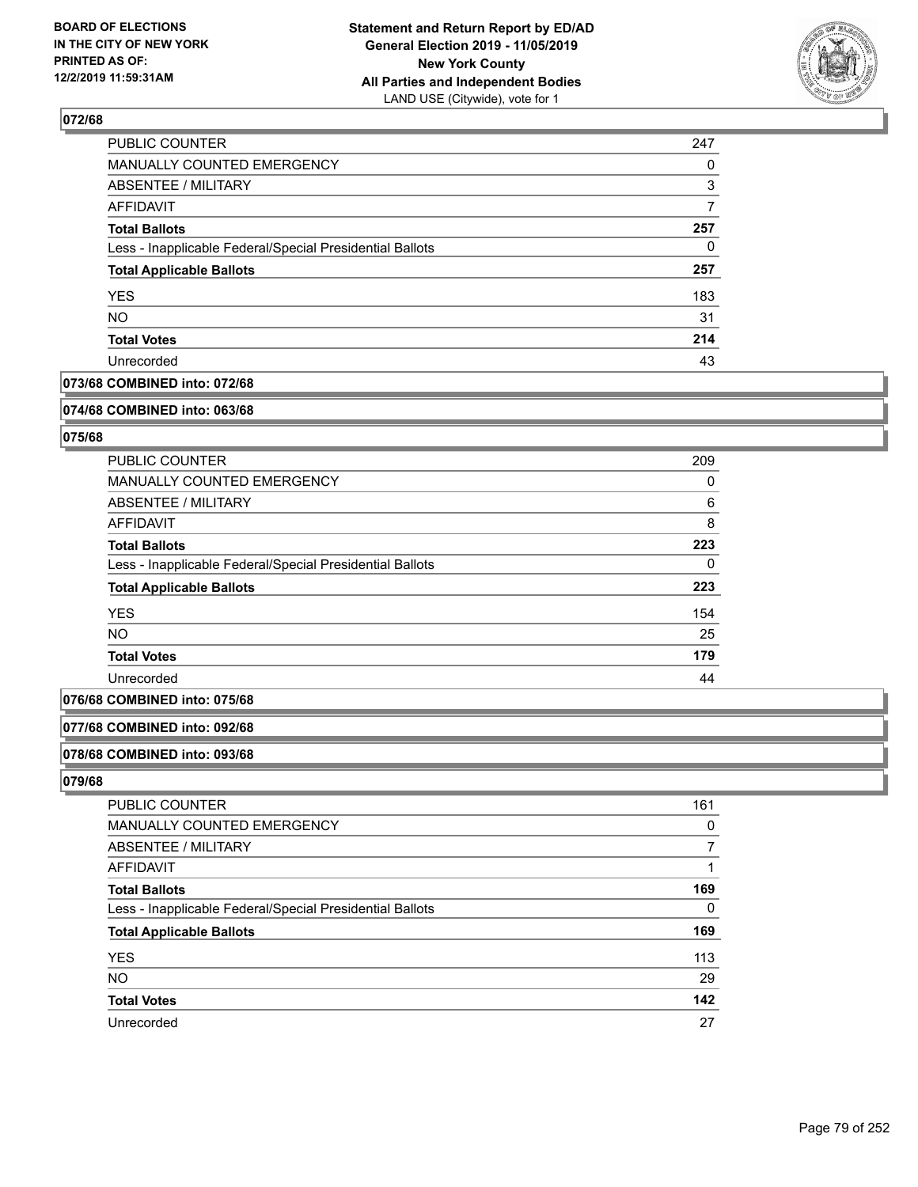### 072/68

| | |
|---|---|
| PUBLIC COUNTER | 247 |
| MANUALLY COUNTED EMERGENCY | 0 |
| ABSENTEE / MILITARY | 3 |
| AFFIDAVIT | 7 |
| **Total Ballots** | **257** |
| Less - Inapplicable Federal/Special Presidential Ballots | 0 |
| **Total Applicable Ballots** | **257** |
| YES | 183 |
| NO | 31 |
| **Total Votes** | **214** |
| Unrecorded | 43 |

### 073/68 COMBINED into: 072/68

### 074/68 COMBINED into: 063/68

### 075/68

| | |
|---|---|
| PUBLIC COUNTER | 209 |
| MANUALLY COUNTED EMERGENCY | 0 |
| ABSENTEE / MILITARY | 6 |
| AFFIDAVIT | 8 |
| **Total Ballots** | **223** |
| Less - Inapplicable Federal/Special Presidential Ballots | 0 |
| **Total Applicable Ballots** | **223** |
| YES | 154 |
| NO | 25 |
| **Total Votes** | **179** |
| Unrecorded | 44 |

### 076/68 COMBINED into: 075/68

### 077/68 COMBINED into: 092/68

### 078/68 COMBINED into: 093/68

### 079/68

| | |
|---|---|
| PUBLIC COUNTER | 161 |
| MANUALLY COUNTED EMERGENCY | 0 |
| ABSENTEE / MILITARY | 7 |
| AFFIDAVIT | 1 |
| **Total Ballots** | **169** |
| Less - Inapplicable Federal/Special Presidential Ballots | 0 |
| **Total Applicable Ballots** | **169** |
| YES | 113 |
| NO | 29 |
| **Total Votes** | **142** |
| Unrecorded | 27 |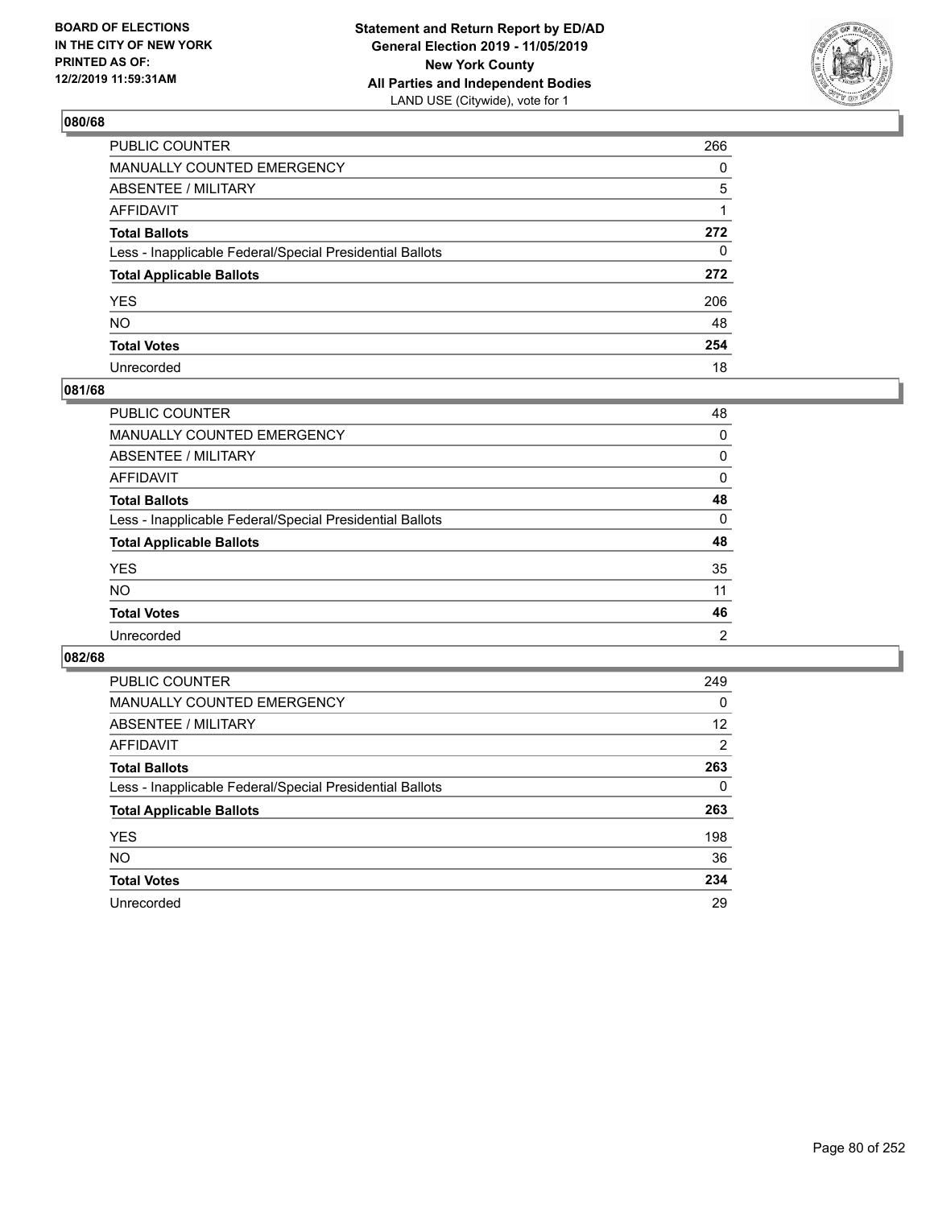**BOARD OF ELECTIONS IN THE CITY OF NEW YORK PRINTED AS OF: 12/2/2019 11:59:31AM**

**Statement and Return Report by ED/AD General Election 2019 - 11/05/2019 New York County All Parties and Independent Bodies**
LAND USE (Citywide), vote for 1

## 080/68

| | |
|---|---|
| PUBLIC COUNTER | 266 |
| MANUALLY COUNTED EMERGENCY | 0 |
| ABSENTEE / MILITARY | 5 |
| AFFIDAVIT | 1 |
| **Total Ballots** | **272** |
| Less - Inapplicable Federal/Special Presidential Ballots | 0 |
| **Total Applicable Ballots** | **272** |
| YES | 206 |
| NO | 48 |
| **Total Votes** | **254** |
| Unrecorded | 18 |

## 081/68

| | |
|---|---|
| PUBLIC COUNTER | 48 |
| MANUALLY COUNTED EMERGENCY | 0 |
| ABSENTEE / MILITARY | 0 |
| AFFIDAVIT | 0 |
| **Total Ballots** | **48** |
| Less - Inapplicable Federal/Special Presidential Ballots | 0 |
| **Total Applicable Ballots** | **48** |
| YES | 35 |
| NO | 11 |
| **Total Votes** | **46** |
| Unrecorded | 2 |

## 082/68

| | |
|---|---|
| PUBLIC COUNTER | 249 |
| MANUALLY COUNTED EMERGENCY | 0 |
| ABSENTEE / MILITARY | 12 |
| AFFIDAVIT | 2 |
| **Total Ballots** | **263** |
| Less - Inapplicable Federal/Special Presidential Ballots | 0 |
| **Total Applicable Ballots** | **263** |
| YES | 198 |
| NO | 36 |
| **Total Votes** | **234** |
| Unrecorded | 29 |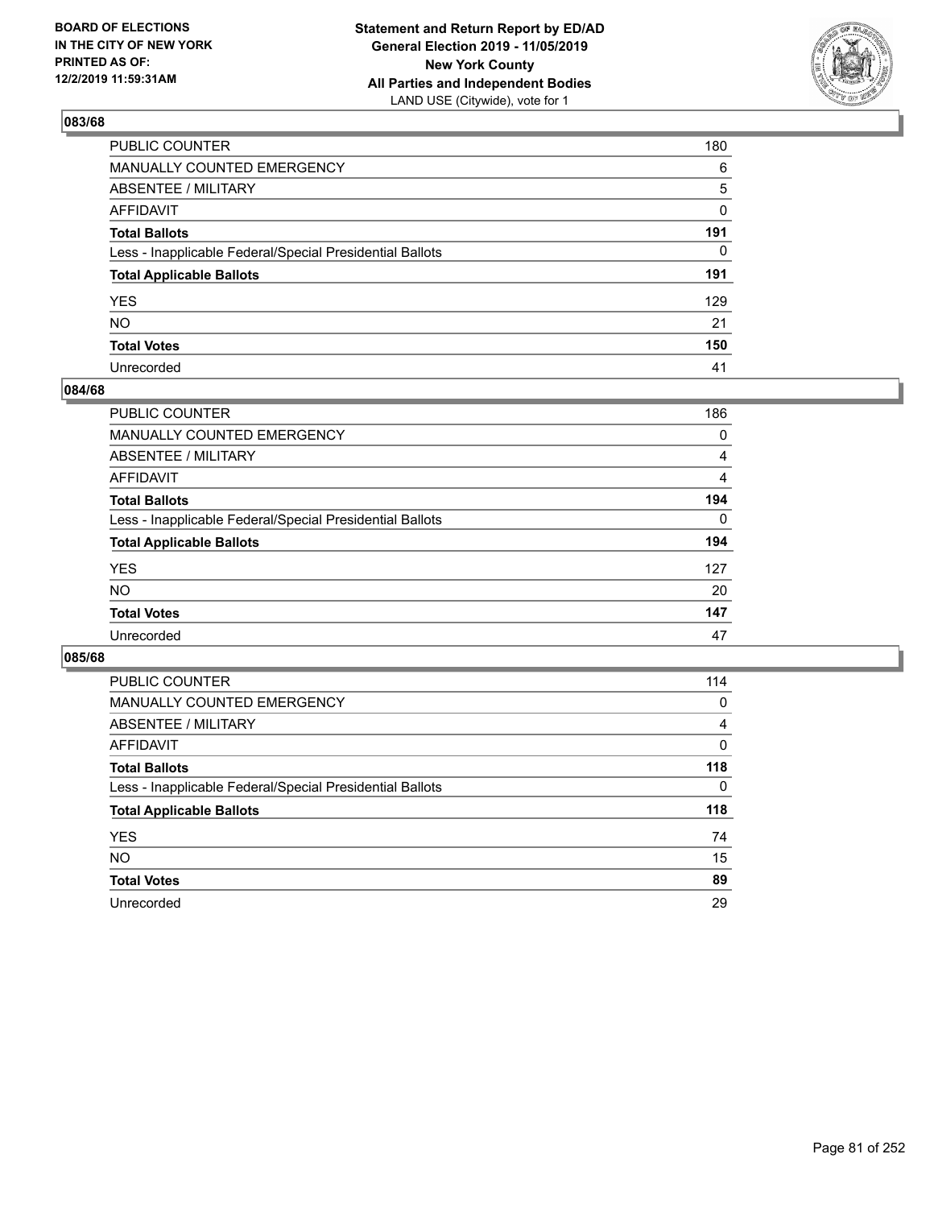## 083/68

| | |
|---|---|
| PUBLIC COUNTER | 180 |
| MANUALLY COUNTED EMERGENCY | 6 |
| ABSENTEE / MILITARY | 5 |
| AFFIDAVIT | 0 |
| **Total Ballots** | **191** |
| Less - Inapplicable Federal/Special Presidential Ballots | 0 |
| **Total Applicable Ballots** | **191** |
| YES | 129 |
| NO | 21 |
| **Total Votes** | **150** |
| Unrecorded | 41 |

## 084/68

| | |
|---|---|
| PUBLIC COUNTER | 186 |
| MANUALLY COUNTED EMERGENCY | 0 |
| ABSENTEE / MILITARY | 4 |
| AFFIDAVIT | 4 |
| **Total Ballots** | **194** |
| Less - Inapplicable Federal/Special Presidential Ballots | 0 |
| **Total Applicable Ballots** | **194** |
| YES | 127 |
| NO | 20 |
| **Total Votes** | **147** |
| Unrecorded | 47 |

## 085/68

| | |
|---|---|
| PUBLIC COUNTER | 114 |
| MANUALLY COUNTED EMERGENCY | 0 |
| ABSENTEE / MILITARY | 4 |
| AFFIDAVIT | 0 |
| **Total Ballots** | **118** |
| Less - Inapplicable Federal/Special Presidential Ballots | 0 |
| **Total Applicable Ballots** | **118** |
| YES | 74 |
| NO | 15 |
| **Total Votes** | **89** |
| Unrecorded | 29 |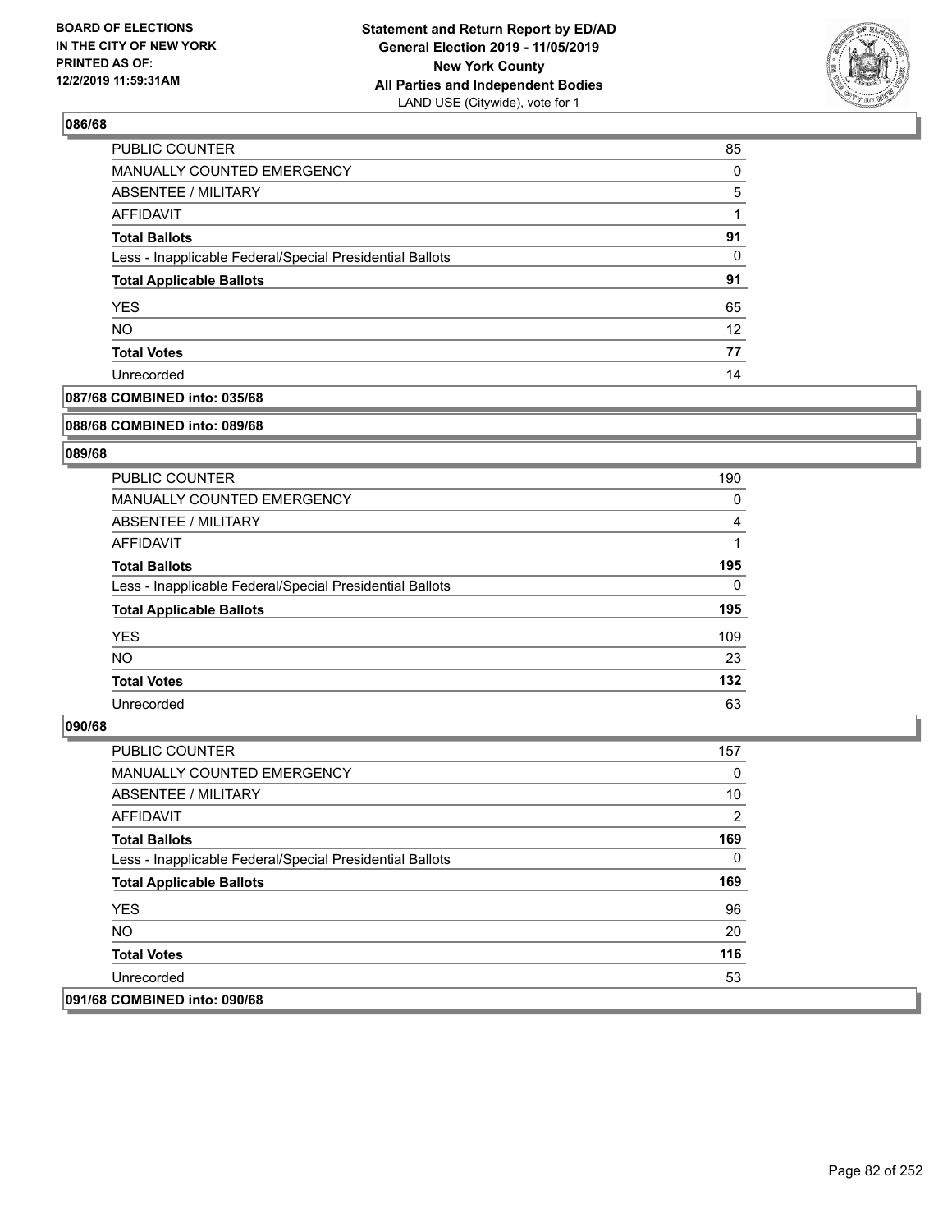**BOARD OF ELECTIONS IN THE CITY OF NEW YORK PRINTED AS OF: 12/2/2019 11:59:31AM**

**Statement and Return Report by ED/AD General Election 2019 - 11/05/2019 New York County All Parties and Independent Bodies**
LAND USE (Citywide), vote for 1

### 086/68

| | |
|---|---|
| PUBLIC COUNTER | 85 |
| MANUALLY COUNTED EMERGENCY | 0 |
| ABSENTEE / MILITARY | 5 |
| AFFIDAVIT | 1 |
| **Total Ballots** | **91** |
| Less - Inapplicable Federal/Special Presidential Ballots | 0 |
| **Total Applicable Ballots** | **91** |
| YES | 65 |
| NO | 12 |
| **Total Votes** | **77** |
| Unrecorded | 14 |

### 087/68 COMBINED into: 035/68

### 088/68 COMBINED into: 089/68

### 089/68

| | |
|---|---|
| PUBLIC COUNTER | 190 |
| MANUALLY COUNTED EMERGENCY | 0 |
| ABSENTEE / MILITARY | 4 |
| AFFIDAVIT | 1 |
| **Total Ballots** | **195** |
| Less - Inapplicable Federal/Special Presidential Ballots | 0 |
| **Total Applicable Ballots** | **195** |
| YES | 109 |
| NO | 23 |
| **Total Votes** | **132** |
| Unrecorded | 63 |

### 090/68

| | |
|---|---|
| PUBLIC COUNTER | 157 |
| MANUALLY COUNTED EMERGENCY | 0 |
| ABSENTEE / MILITARY | 10 |
| AFFIDAVIT | 2 |
| **Total Ballots** | **169** |
| Less - Inapplicable Federal/Special Presidential Ballots | 0 |
| **Total Applicable Ballots** | **169** |
| YES | 96 |
| NO | 20 |
| **Total Votes** | **116** |
| Unrecorded | 53 |

### 091/68 COMBINED into: 090/68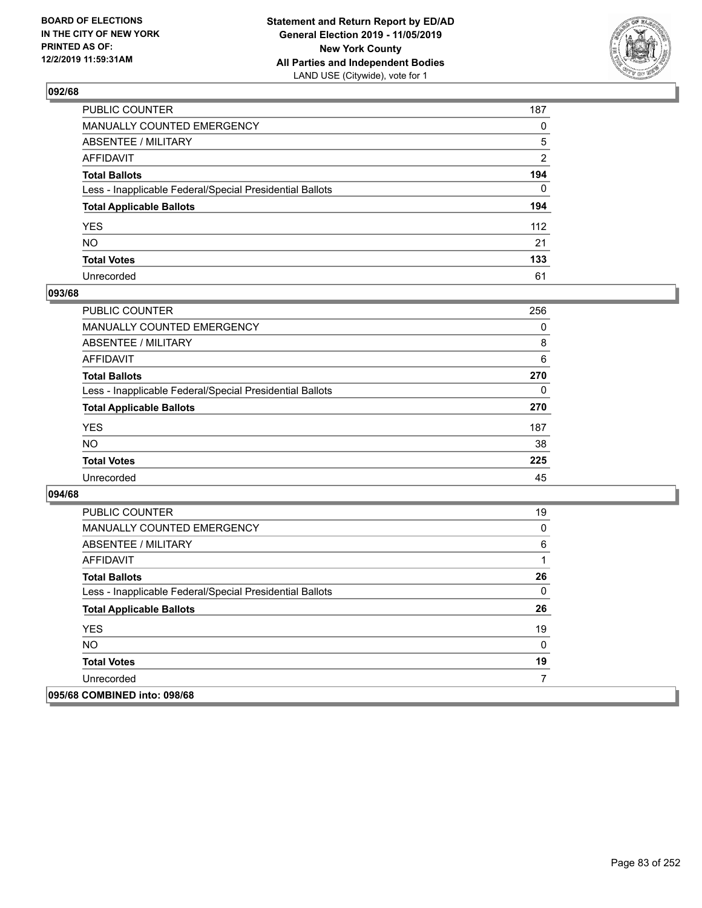BOARD OF ELECTIONS
IN THE CITY OF NEW YORK
PRINTED AS OF:
12/2/2019 11:59:31AM

**Statement and Return Report by ED/AD**
**General Election 2019 - 11/05/2019**
**New York County**
**All Parties and Independent Bodies**
LAND USE (Citywide), vote for 1

## 092/68

| | |
|---|---|
| PUBLIC COUNTER | 187 |
| MANUALLY COUNTED EMERGENCY | 0 |
| ABSENTEE / MILITARY | 5 |
| AFFIDAVIT | 2 |
| **Total Ballots** | **194** |
| Less - Inapplicable Federal/Special Presidential Ballots | 0 |
| **Total Applicable Ballots** | **194** |
| YES | 112 |
| NO | 21 |
| **Total Votes** | **133** |
| Unrecorded | 61 |

## 093/68

| | |
|---|---|
| PUBLIC COUNTER | 256 |
| MANUALLY COUNTED EMERGENCY | 0 |
| ABSENTEE / MILITARY | 8 |
| AFFIDAVIT | 6 |
| **Total Ballots** | **270** |
| Less - Inapplicable Federal/Special Presidential Ballots | 0 |
| **Total Applicable Ballots** | **270** |
| YES | 187 |
| NO | 38 |
| **Total Votes** | **225** |
| Unrecorded | 45 |

## 094/68

| | |
|---|---|
| PUBLIC COUNTER | 19 |
| MANUALLY COUNTED EMERGENCY | 0 |
| ABSENTEE / MILITARY | 6 |
| AFFIDAVIT | 1 |
| **Total Ballots** | **26** |
| Less - Inapplicable Federal/Special Presidential Ballots | 0 |
| **Total Applicable Ballots** | **26** |
| YES | 19 |
| NO | 0 |
| **Total Votes** | **19** |
| Unrecorded | 7 |

## 095/68 COMBINED into: 098/68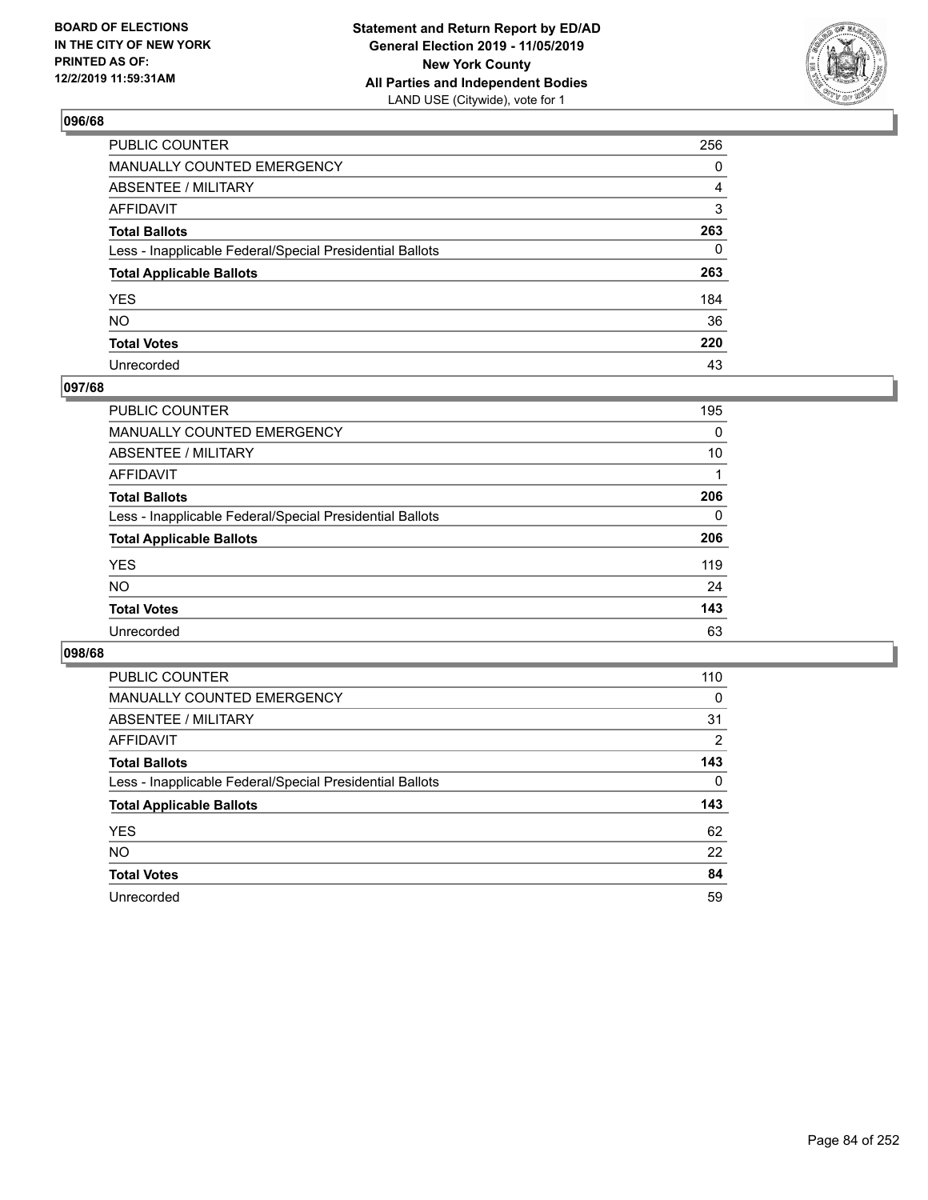BOARD OF ELECTIONS
IN THE CITY OF NEW YORK
PRINTED AS OF:
12/2/2019 11:59:31AM

**Statement and Return Report by ED/AD**
**General Election 2019 - 11/05/2019**
**New York County**
**All Parties and Independent Bodies**
LAND USE (Citywide), vote for 1

## 096/68

| | |
|---|---|
| PUBLIC COUNTER | 256 |
| MANUALLY COUNTED EMERGENCY | 0 |
| ABSENTEE / MILITARY | 4 |
| AFFIDAVIT | 3 |
| **Total Ballots** | **263** |
| Less - Inapplicable Federal/Special Presidential Ballots | 0 |
| **Total Applicable Ballots** | **263** |
| YES | 184 |
| NO | 36 |
| **Total Votes** | **220** |
| Unrecorded | 43 |

## 097/68

| | |
|---|---|
| PUBLIC COUNTER | 195 |
| MANUALLY COUNTED EMERGENCY | 0 |
| ABSENTEE / MILITARY | 10 |
| AFFIDAVIT | 1 |
| **Total Ballots** | **206** |
| Less - Inapplicable Federal/Special Presidential Ballots | 0 |
| **Total Applicable Ballots** | **206** |
| YES | 119 |
| NO | 24 |
| **Total Votes** | **143** |
| Unrecorded | 63 |

## 098/68

| | |
|---|---|
| PUBLIC COUNTER | 110 |
| MANUALLY COUNTED EMERGENCY | 0 |
| ABSENTEE / MILITARY | 31 |
| AFFIDAVIT | 2 |
| **Total Ballots** | **143** |
| Less - Inapplicable Federal/Special Presidential Ballots | 0 |
| **Total Applicable Ballots** | **143** |
| YES | 62 |
| NO | 22 |
| **Total Votes** | **84** |
| Unrecorded | 59 |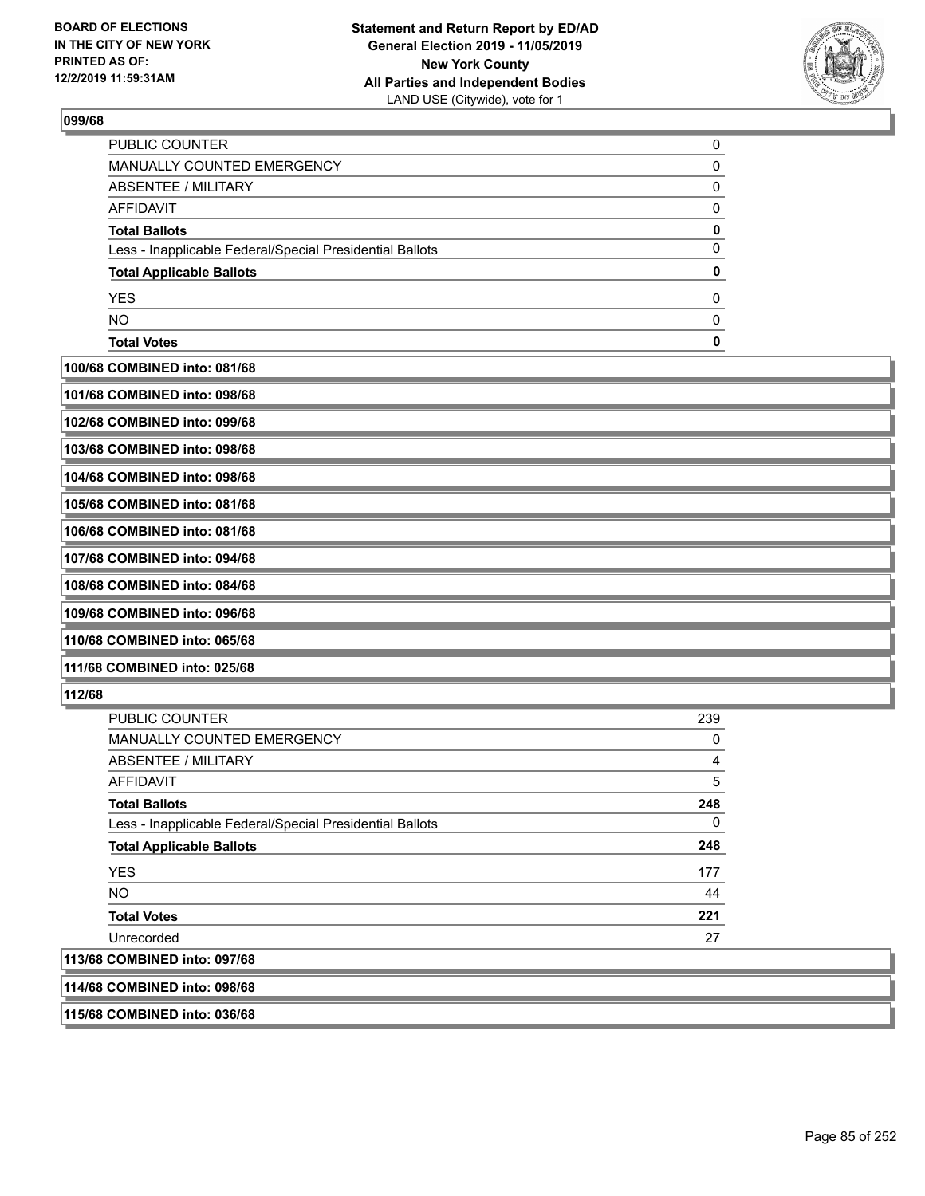**099/68**

| | |
|---|---|
| PUBLIC COUNTER | 0 |
| MANUALLY COUNTED EMERGENCY | 0 |
| ABSENTEE / MILITARY | 0 |
| AFFIDAVIT | 0 |
| **Total Ballots** | **0** |
| Less - Inapplicable Federal/Special Presidential Ballots | 0 |
| **Total Applicable Ballots** | **0** |
| YES | 0 |
| NO | 0 |
| **Total Votes** | **0** |

**100/68 COMBINED into: 081/68**

**101/68 COMBINED into: 098/68**

**102/68 COMBINED into: 099/68**

**103/68 COMBINED into: 098/68**

**104/68 COMBINED into: 098/68**

**105/68 COMBINED into: 081/68**

**106/68 COMBINED into: 081/68**

**107/68 COMBINED into: 094/68**

**108/68 COMBINED into: 084/68**

**109/68 COMBINED into: 096/68**

**110/68 COMBINED into: 065/68**

**111/68 COMBINED into: 025/68**

**112/68**

| | |
|---|---|
| PUBLIC COUNTER | 239 |
| MANUALLY COUNTED EMERGENCY | 0 |
| ABSENTEE / MILITARY | 4 |
| AFFIDAVIT | 5 |
| **Total Ballots** | **248** |
| Less - Inapplicable Federal/Special Presidential Ballots | 0 |
| **Total Applicable Ballots** | **248** |
| YES | 177 |
| NO | 44 |
| **Total Votes** | **221** |
| Unrecorded | 27 |

**113/68 COMBINED into: 097/68**

**114/68 COMBINED into: 098/68**

**115/68 COMBINED into: 036/68**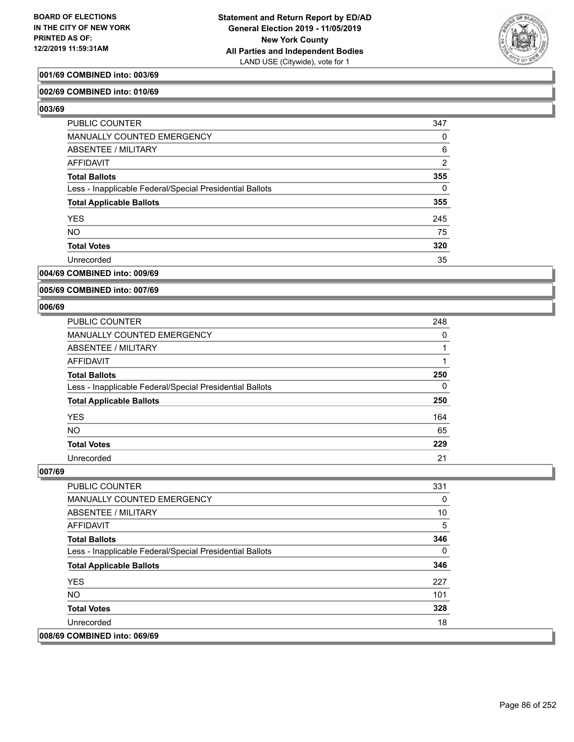**Statement and Return Report by ED/AD**
**General Election 2019 - 11/05/2019**
**New York County**
**All Parties and Independent Bodies**
LAND USE (Citywide), vote for 1

BOARD OF ELECTIONS
IN THE CITY OF NEW YORK
PRINTED AS OF:
12/2/2019 11:59:31AM

**001/69 COMBINED into: 003/69**

**002/69 COMBINED into: 010/69**

**003/69**

| | |
|---|---|
| PUBLIC COUNTER | 347 |
| MANUALLY COUNTED EMERGENCY | 0 |
| ABSENTEE / MILITARY | 6 |
| AFFIDAVIT | 2 |
| **Total Ballots** | **355** |
| Less - Inapplicable Federal/Special Presidential Ballots | 0 |
| **Total Applicable Ballots** | **355** |
| YES | 245 |
| NO | 75 |
| **Total Votes** | **320** |
| Unrecorded | 35 |

**004/69 COMBINED into: 009/69**

**005/69 COMBINED into: 007/69**

**006/69**

| | |
|---|---|
| PUBLIC COUNTER | 248 |
| MANUALLY COUNTED EMERGENCY | 0 |
| ABSENTEE / MILITARY | 1 |
| AFFIDAVIT | 1 |
| **Total Ballots** | **250** |
| Less - Inapplicable Federal/Special Presidential Ballots | 0 |
| **Total Applicable Ballots** | **250** |
| YES | 164 |
| NO | 65 |
| **Total Votes** | **229** |
| Unrecorded | 21 |

**007/69**

| | |
|---|---|
| PUBLIC COUNTER | 331 |
| MANUALLY COUNTED EMERGENCY | 0 |
| ABSENTEE / MILITARY | 10 |
| AFFIDAVIT | 5 |
| **Total Ballots** | **346** |
| Less - Inapplicable Federal/Special Presidential Ballots | 0 |
| **Total Applicable Ballots** | **346** |
| YES | 227 |
| NO | 101 |
| **Total Votes** | **328** |
| Unrecorded | 18 |

**008/69 COMBINED into: 069/69**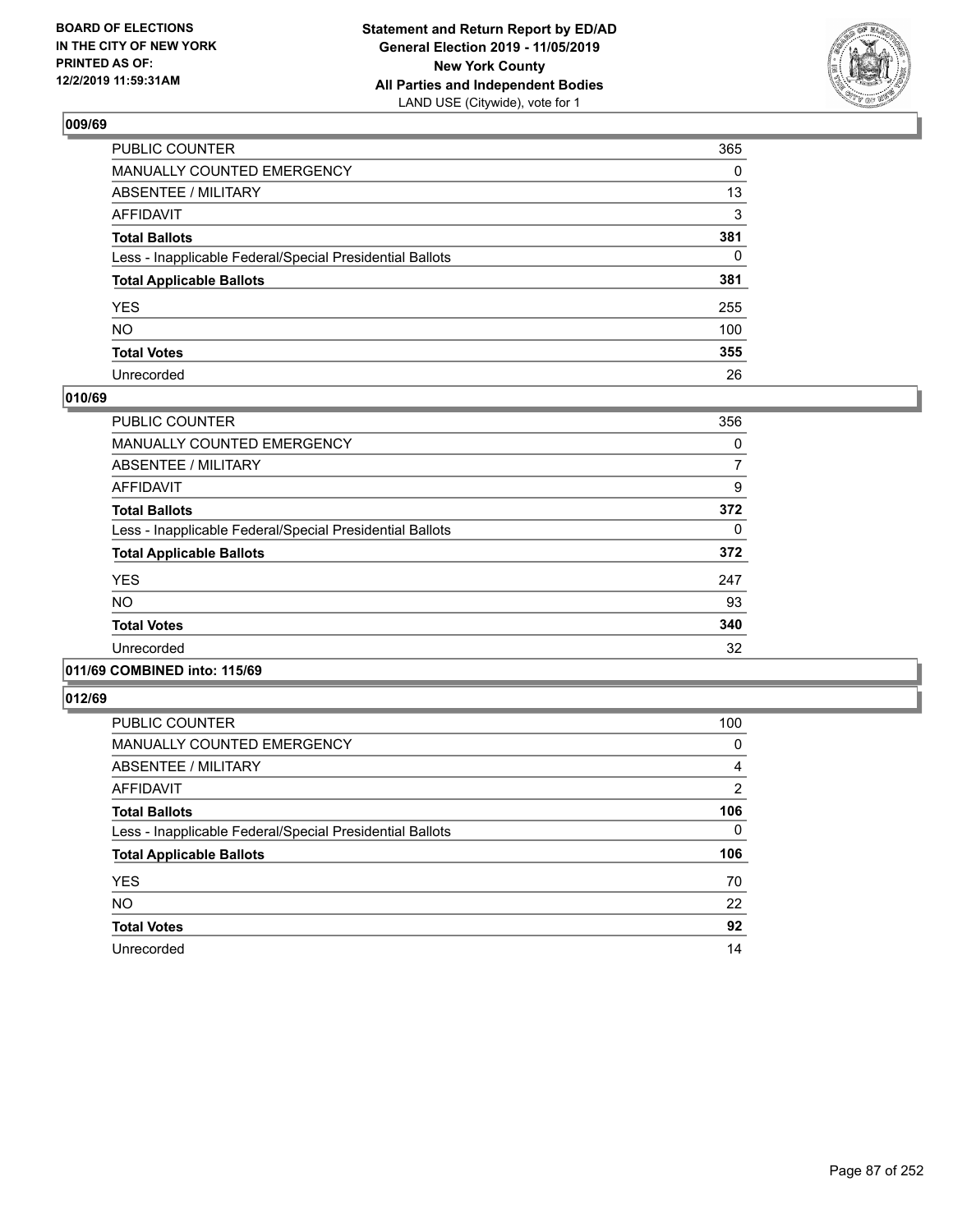**BOARD OF ELECTIONS IN THE CITY OF NEW YORK PRINTED AS OF: 12/2/2019 11:59:31AM**

**Statement and Return Report by ED/AD General Election 2019 - 11/05/2019 New York County All Parties and Independent Bodies**
LAND USE (Citywide), vote for 1

## 009/69

| | |
|---|---|
| PUBLIC COUNTER | 365 |
| MANUALLY COUNTED EMERGENCY | 0 |
| ABSENTEE / MILITARY | 13 |
| AFFIDAVIT | 3 |
| **Total Ballots** | **381** |
| Less - Inapplicable Federal/Special Presidential Ballots | 0 |
| **Total Applicable Ballots** | **381** |
| YES | 255 |
| NO | 100 |
| **Total Votes** | **355** |
| Unrecorded | 26 |

## 010/69

| | |
|---|---|
| PUBLIC COUNTER | 356 |
| MANUALLY COUNTED EMERGENCY | 0 |
| ABSENTEE / MILITARY | 7 |
| AFFIDAVIT | 9 |
| **Total Ballots** | **372** |
| Less - Inapplicable Federal/Special Presidential Ballots | 0 |
| **Total Applicable Ballots** | **372** |
| YES | 247 |
| NO | 93 |
| **Total Votes** | **340** |
| Unrecorded | 32 |

## 011/69 COMBINED into: 115/69

## 012/69

| | |
|---|---|
| PUBLIC COUNTER | 100 |
| MANUALLY COUNTED EMERGENCY | 0 |
| ABSENTEE / MILITARY | 4 |
| AFFIDAVIT | 2 |
| **Total Ballots** | **106** |
| Less - Inapplicable Federal/Special Presidential Ballots | 0 |
| **Total Applicable Ballots** | **106** |
| YES | 70 |
| NO | 22 |
| **Total Votes** | **92** |
| Unrecorded | 14 |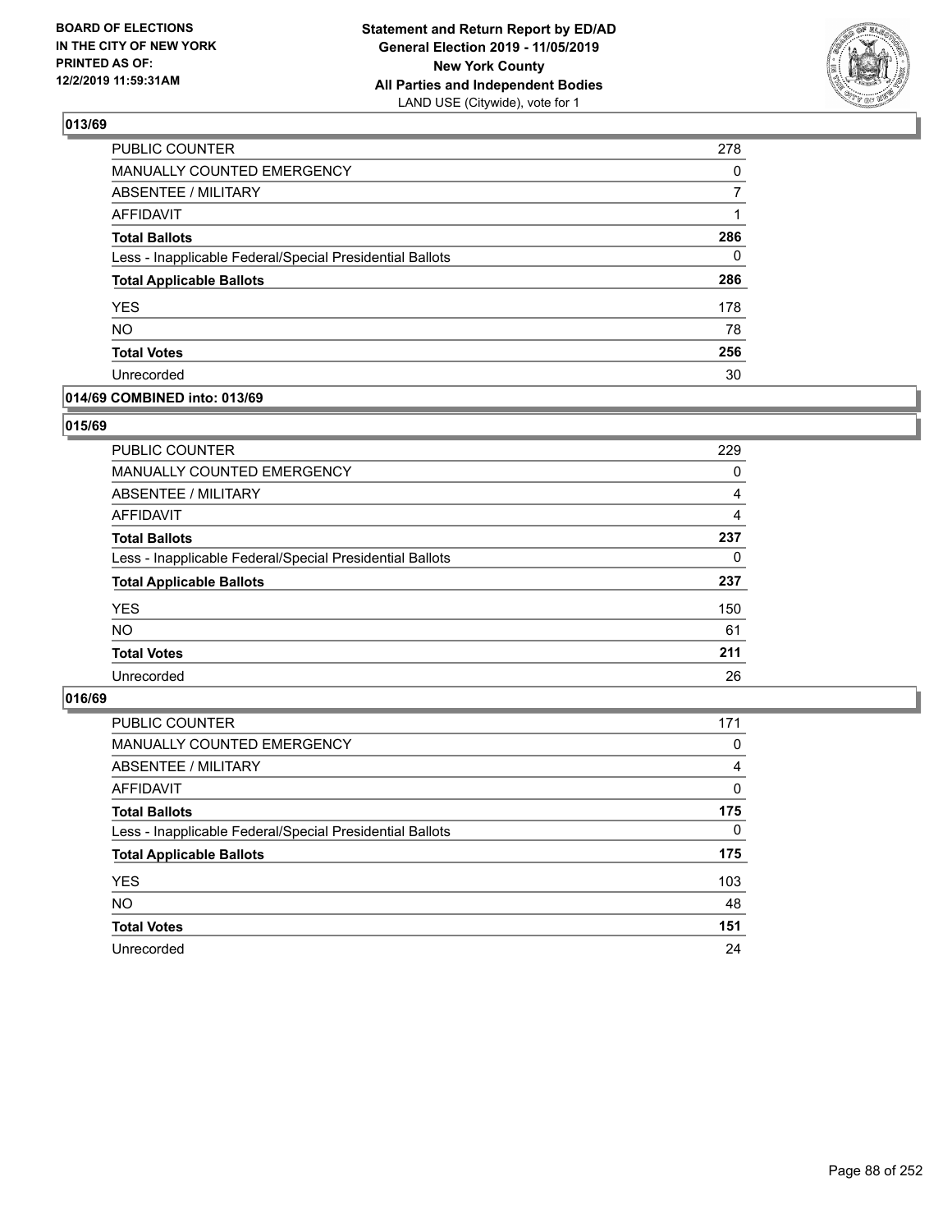## 013/69

| | |
|---|---|
| PUBLIC COUNTER | 278 |
| MANUALLY COUNTED EMERGENCY | 0 |
| ABSENTEE / MILITARY | 7 |
| AFFIDAVIT | 1 |
| **Total Ballots** | **286** |
| Less - Inapplicable Federal/Special Presidential Ballots | 0 |
| **Total Applicable Ballots** | **286** |
| YES | 178 |
| NO | 78 |
| **Total Votes** | **256** |
| Unrecorded | 30 |

## 014/69 COMBINED into: 013/69

## 015/69

| | |
|---|---|
| PUBLIC COUNTER | 229 |
| MANUALLY COUNTED EMERGENCY | 0 |
| ABSENTEE / MILITARY | 4 |
| AFFIDAVIT | 4 |
| **Total Ballots** | **237** |
| Less - Inapplicable Federal/Special Presidential Ballots | 0 |
| **Total Applicable Ballots** | **237** |
| YES | 150 |
| NO | 61 |
| **Total Votes** | **211** |
| Unrecorded | 26 |

## 016/69

| | |
|---|---|
| PUBLIC COUNTER | 171 |
| MANUALLY COUNTED EMERGENCY | 0 |
| ABSENTEE / MILITARY | 4 |
| AFFIDAVIT | 0 |
| **Total Ballots** | **175** |
| Less - Inapplicable Federal/Special Presidential Ballots | 0 |
| **Total Applicable Ballots** | **175** |
| YES | 103 |
| NO | 48 |
| **Total Votes** | **151** |
| Unrecorded | 24 |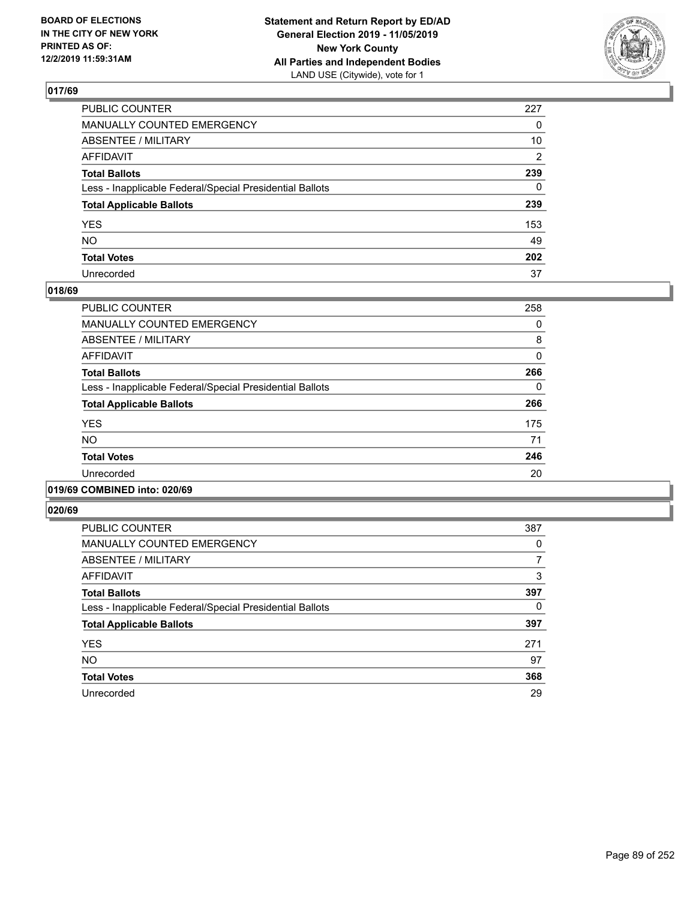BOARD OF ELECTIONS
IN THE CITY OF NEW YORK
PRINTED AS OF:
12/2/2019 11:59:31AM

**Statement and Return Report by ED/AD**
**General Election 2019 - 11/05/2019**
**New York County**
**All Parties and Independent Bodies**
LAND USE (Citywide), vote for 1

### 017/69

| | |
|---|---|
| PUBLIC COUNTER | 227 |
| MANUALLY COUNTED EMERGENCY | 0 |
| ABSENTEE / MILITARY | 10 |
| AFFIDAVIT | 2 |
| **Total Ballots** | **239** |
| Less - Inapplicable Federal/Special Presidential Ballots | 0 |
| **Total Applicable Ballots** | **239** |
| YES | 153 |
| NO | 49 |
| **Total Votes** | **202** |
| Unrecorded | 37 |

### 018/69

| | |
|---|---|
| PUBLIC COUNTER | 258 |
| MANUALLY COUNTED EMERGENCY | 0 |
| ABSENTEE / MILITARY | 8 |
| AFFIDAVIT | 0 |
| **Total Ballots** | **266** |
| Less - Inapplicable Federal/Special Presidential Ballots | 0 |
| **Total Applicable Ballots** | **266** |
| YES | 175 |
| NO | 71 |
| **Total Votes** | **246** |
| Unrecorded | 20 |

### 019/69 COMBINED into: 020/69

### 020/69

| | |
|---|---|
| PUBLIC COUNTER | 387 |
| MANUALLY COUNTED EMERGENCY | 0 |
| ABSENTEE / MILITARY | 7 |
| AFFIDAVIT | 3 |
| **Total Ballots** | **397** |
| Less - Inapplicable Federal/Special Presidential Ballots | 0 |
| **Total Applicable Ballots** | **397** |
| YES | 271 |
| NO | 97 |
| **Total Votes** | **368** |
| Unrecorded | 29 |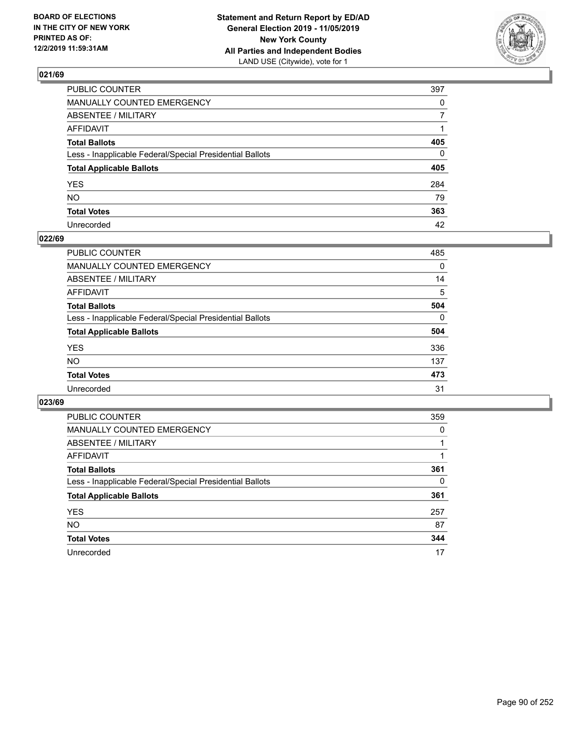BOARD OF ELECTIONS
IN THE CITY OF NEW YORK
PRINTED AS OF:
12/2/2019 11:59:31AM

**Statement and Return Report by ED/AD**
**General Election 2019 - 11/05/2019**
**New York County**
**All Parties and Independent Bodies**
LAND USE (Citywide), vote for 1

### 021/69

| | |
|---|---|
| PUBLIC COUNTER | 397 |
| MANUALLY COUNTED EMERGENCY | 0 |
| ABSENTEE / MILITARY | 7 |
| AFFIDAVIT | 1 |
| **Total Ballots** | **405** |
| Less - Inapplicable Federal/Special Presidential Ballots | 0 |
| **Total Applicable Ballots** | **405** |
| YES | 284 |
| NO | 79 |
| **Total Votes** | **363** |
| Unrecorded | 42 |

### 022/69

| | |
|---|---|
| PUBLIC COUNTER | 485 |
| MANUALLY COUNTED EMERGENCY | 0 |
| ABSENTEE / MILITARY | 14 |
| AFFIDAVIT | 5 |
| **Total Ballots** | **504** |
| Less - Inapplicable Federal/Special Presidential Ballots | 0 |
| **Total Applicable Ballots** | **504** |
| YES | 336 |
| NO | 137 |
| **Total Votes** | **473** |
| Unrecorded | 31 |

### 023/69

| | |
|---|---|
| PUBLIC COUNTER | 359 |
| MANUALLY COUNTED EMERGENCY | 0 |
| ABSENTEE / MILITARY | 1 |
| AFFIDAVIT | 1 |
| **Total Ballots** | **361** |
| Less - Inapplicable Federal/Special Presidential Ballots | 0 |
| **Total Applicable Ballots** | **361** |
| YES | 257 |
| NO | 87 |
| **Total Votes** | **344** |
| Unrecorded | 17 |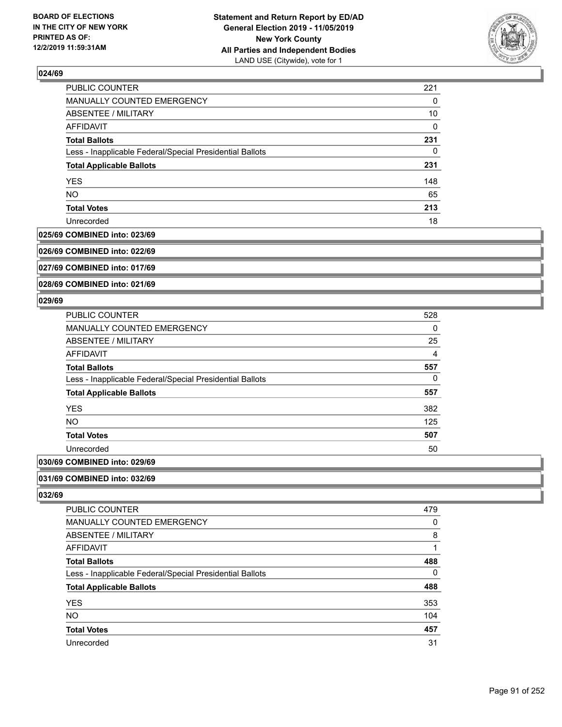**024/69**

| | |
|---|---|
| PUBLIC COUNTER | 221 |
| MANUALLY COUNTED EMERGENCY | 0 |
| ABSENTEE / MILITARY | 10 |
| AFFIDAVIT | 0 |
| **Total Ballots** | **231** |
| Less - Inapplicable Federal/Special Presidential Ballots | 0 |
| **Total Applicable Ballots** | **231** |
| YES | 148 |
| NO | 65 |
| **Total Votes** | **213** |
| Unrecorded | 18 |

**025/69 COMBINED into: 023/69**

**026/69 COMBINED into: 022/69**

**027/69 COMBINED into: 017/69**

**028/69 COMBINED into: 021/69**

**029/69**

| | |
|---|---|
| PUBLIC COUNTER | 528 |
| MANUALLY COUNTED EMERGENCY | 0 |
| ABSENTEE / MILITARY | 25 |
| AFFIDAVIT | 4 |
| **Total Ballots** | **557** |
| Less - Inapplicable Federal/Special Presidential Ballots | 0 |
| **Total Applicable Ballots** | **557** |
| YES | 382 |
| NO | 125 |
| **Total Votes** | **507** |
| Unrecorded | 50 |

**030/69 COMBINED into: 029/69**

**031/69 COMBINED into: 032/69**

**032/69**

| | |
|---|---|
| PUBLIC COUNTER | 479 |
| MANUALLY COUNTED EMERGENCY | 0 |
| ABSENTEE / MILITARY | 8 |
| AFFIDAVIT | 1 |
| **Total Ballots** | **488** |
| Less - Inapplicable Federal/Special Presidential Ballots | 0 |
| **Total Applicable Ballots** | **488** |
| YES | 353 |
| NO | 104 |
| **Total Votes** | **457** |
| Unrecorded | 31 |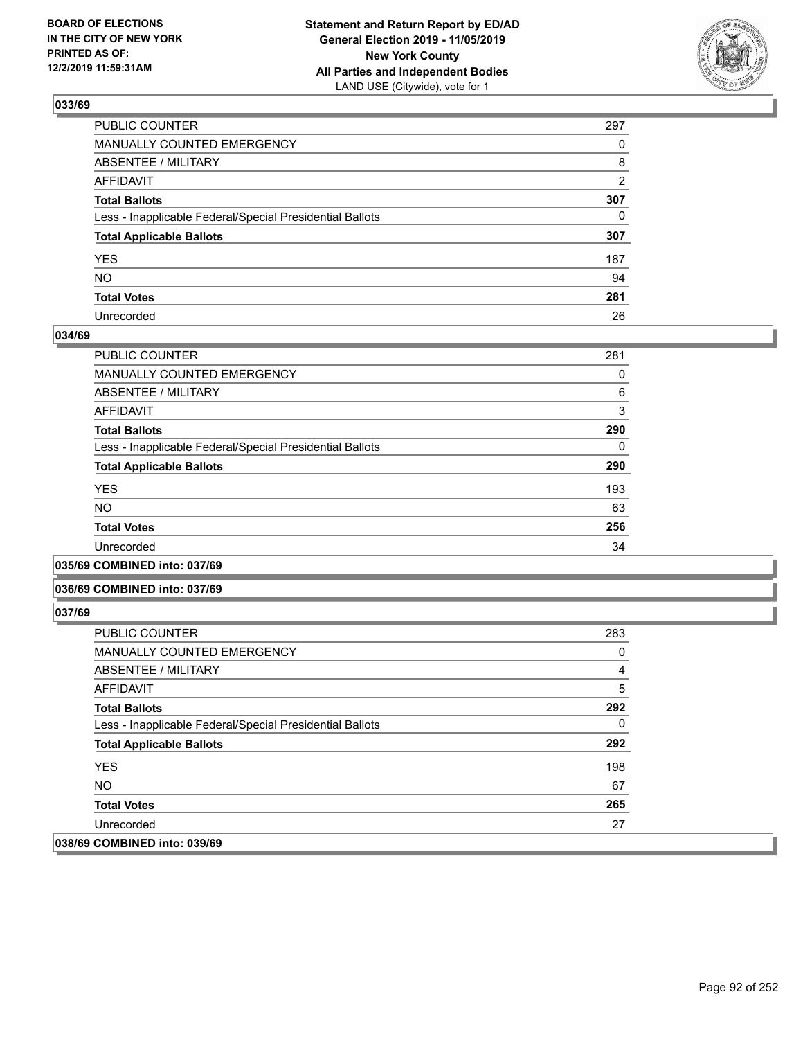## 033/69

| | |
|---|---|
| PUBLIC COUNTER | 297 |
| MANUALLY COUNTED EMERGENCY | 0 |
| ABSENTEE / MILITARY | 8 |
| AFFIDAVIT | 2 |
| **Total Ballots** | **307** |
| Less - Inapplicable Federal/Special Presidential Ballots | 0 |
| **Total Applicable Ballots** | **307** |
| YES | 187 |
| NO | 94 |
| **Total Votes** | **281** |
| Unrecorded | 26 |

## 034/69

| | |
|---|---|
| PUBLIC COUNTER | 281 |
| MANUALLY COUNTED EMERGENCY | 0 |
| ABSENTEE / MILITARY | 6 |
| AFFIDAVIT | 3 |
| **Total Ballots** | **290** |
| Less - Inapplicable Federal/Special Presidential Ballots | 0 |
| **Total Applicable Ballots** | **290** |
| YES | 193 |
| NO | 63 |
| **Total Votes** | **256** |
| Unrecorded | 34 |

## 035/69 COMBINED into: 037/69

## 036/69 COMBINED into: 037/69

## 037/69

| | |
|---|---|
| PUBLIC COUNTER | 283 |
| MANUALLY COUNTED EMERGENCY | 0 |
| ABSENTEE / MILITARY | 4 |
| AFFIDAVIT | 5 |
| **Total Ballots** | **292** |
| Less - Inapplicable Federal/Special Presidential Ballots | 0 |
| **Total Applicable Ballots** | **292** |
| YES | 198 |
| NO | 67 |
| **Total Votes** | **265** |
| Unrecorded | 27 |

## 038/69 COMBINED into: 039/69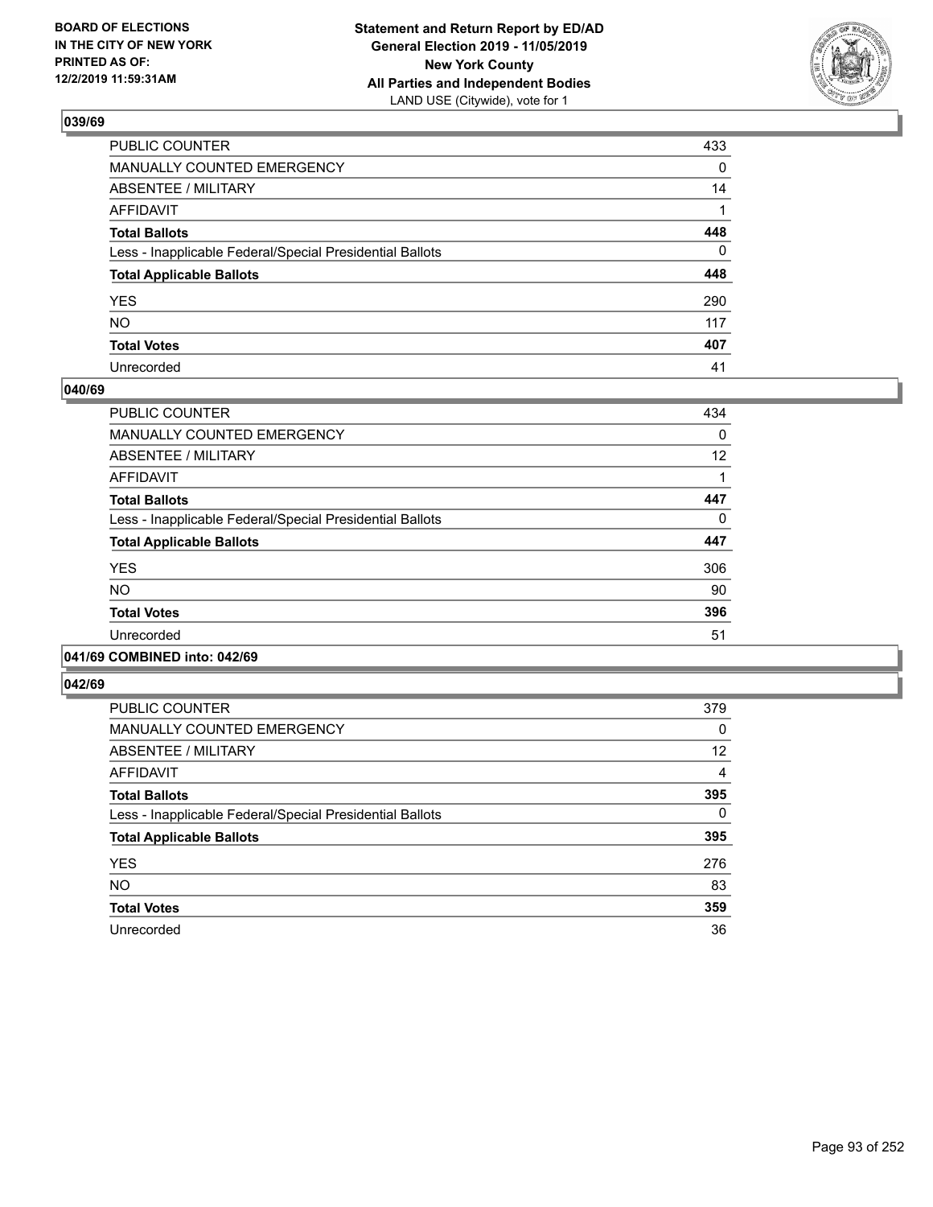## 039/69

| | |
|---|---|
| PUBLIC COUNTER | 433 |
| MANUALLY COUNTED EMERGENCY | 0 |
| ABSENTEE / MILITARY | 14 |
| AFFIDAVIT | 1 |
| **Total Ballots** | **448** |
| Less - Inapplicable Federal/Special Presidential Ballots | 0 |
| **Total Applicable Ballots** | **448** |
| YES | 290 |
| NO | 117 |
| **Total Votes** | **407** |
| Unrecorded | 41 |

## 040/69

| | |
|---|---|
| PUBLIC COUNTER | 434 |
| MANUALLY COUNTED EMERGENCY | 0 |
| ABSENTEE / MILITARY | 12 |
| AFFIDAVIT | 1 |
| **Total Ballots** | **447** |
| Less - Inapplicable Federal/Special Presidential Ballots | 0 |
| **Total Applicable Ballots** | **447** |
| YES | 306 |
| NO | 90 |
| **Total Votes** | **396** |
| Unrecorded | 51 |

## 041/69 COMBINED into: 042/69

## 042/69

| | |
|---|---|
| PUBLIC COUNTER | 379 |
| MANUALLY COUNTED EMERGENCY | 0 |
| ABSENTEE / MILITARY | 12 |
| AFFIDAVIT | 4 |
| **Total Ballots** | **395** |
| Less - Inapplicable Federal/Special Presidential Ballots | 0 |
| **Total Applicable Ballots** | **395** |
| YES | 276 |
| NO | 83 |
| **Total Votes** | **359** |
| Unrecorded | 36 |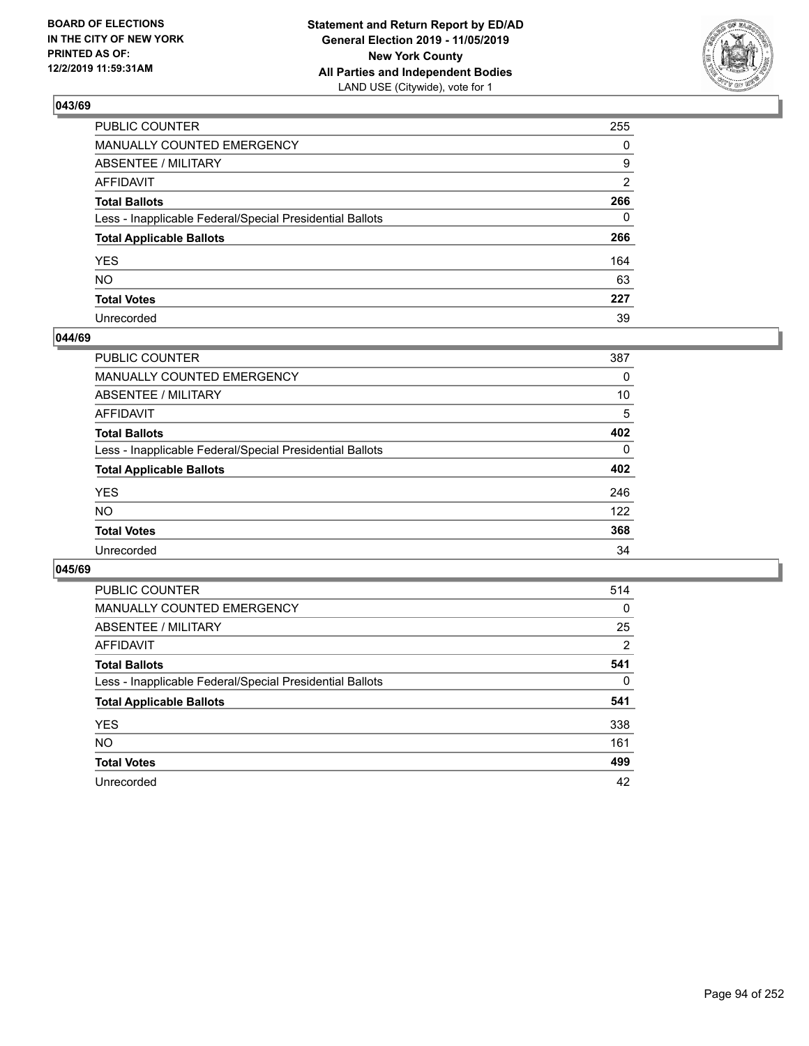**BOARD OF ELECTIONS IN THE CITY OF NEW YORK PRINTED AS OF: 12/2/2019 11:59:31AM**

**Statement and Return Report by ED/AD General Election 2019 - 11/05/2019 New York County All Parties and Independent Bodies**
LAND USE (Citywide), vote for 1

## 043/69

| | |
|---|---|
| PUBLIC COUNTER | 255 |
| MANUALLY COUNTED EMERGENCY | 0 |
| ABSENTEE / MILITARY | 9 |
| AFFIDAVIT | 2 |
| **Total Ballots** | **266** |
| Less - Inapplicable Federal/Special Presidential Ballots | 0 |
| **Total Applicable Ballots** | **266** |
| YES | 164 |
| NO | 63 |
| **Total Votes** | **227** |
| Unrecorded | 39 |

## 044/69

| | |
|---|---|
| PUBLIC COUNTER | 387 |
| MANUALLY COUNTED EMERGENCY | 0 |
| ABSENTEE / MILITARY | 10 |
| AFFIDAVIT | 5 |
| **Total Ballots** | **402** |
| Less - Inapplicable Federal/Special Presidential Ballots | 0 |
| **Total Applicable Ballots** | **402** |
| YES | 246 |
| NO | 122 |
| **Total Votes** | **368** |
| Unrecorded | 34 |

## 045/69

| | |
|---|---|
| PUBLIC COUNTER | 514 |
| MANUALLY COUNTED EMERGENCY | 0 |
| ABSENTEE / MILITARY | 25 |
| AFFIDAVIT | 2 |
| **Total Ballots** | **541** |
| Less - Inapplicable Federal/Special Presidential Ballots | 0 |
| **Total Applicable Ballots** | **541** |
| YES | 338 |
| NO | 161 |
| **Total Votes** | **499** |
| Unrecorded | 42 |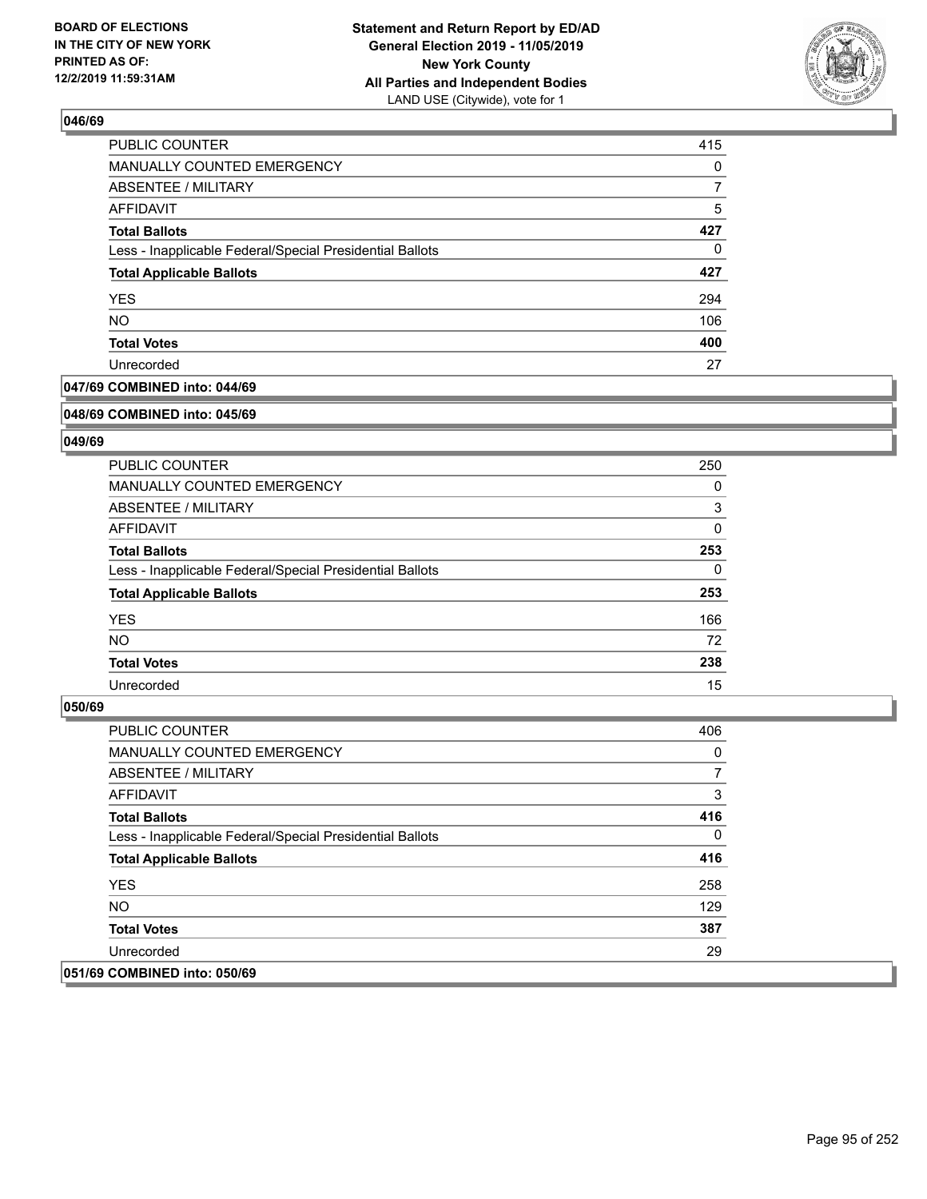**BOARD OF ELECTIONS IN THE CITY OF NEW YORK PRINTED AS OF: 12/2/2019 11:59:31AM**

**Statement and Return Report by ED/AD General Election 2019 - 11/05/2019 New York County All Parties and Independent Bodies** LAND USE (Citywide), vote for 1

### 046/69

| | |
|---|---|
| PUBLIC COUNTER | 415 |
| MANUALLY COUNTED EMERGENCY | 0 |
| ABSENTEE / MILITARY | 7 |
| AFFIDAVIT | 5 |
| **Total Ballots** | **427** |
| Less - Inapplicable Federal/Special Presidential Ballots | 0 |
| **Total Applicable Ballots** | **427** |
| YES | 294 |
| NO | 106 |
| **Total Votes** | **400** |
| Unrecorded | 27 |

### 047/69 COMBINED into: 044/69

### 048/69 COMBINED into: 045/69

### 049/69

| | |
|---|---|
| PUBLIC COUNTER | 250 |
| MANUALLY COUNTED EMERGENCY | 0 |
| ABSENTEE / MILITARY | 3 |
| AFFIDAVIT | 0 |
| **Total Ballots** | **253** |
| Less - Inapplicable Federal/Special Presidential Ballots | 0 |
| **Total Applicable Ballots** | **253** |
| YES | 166 |
| NO | 72 |
| **Total Votes** | **238** |
| Unrecorded | 15 |

### 050/69

| | |
|---|---|
| PUBLIC COUNTER | 406 |
| MANUALLY COUNTED EMERGENCY | 0 |
| ABSENTEE / MILITARY | 7 |
| AFFIDAVIT | 3 |
| **Total Ballots** | **416** |
| Less - Inapplicable Federal/Special Presidential Ballots | 0 |
| **Total Applicable Ballots** | **416** |
| YES | 258 |
| NO | 129 |
| **Total Votes** | **387** |
| Unrecorded | 29 |

### 051/69 COMBINED into: 050/69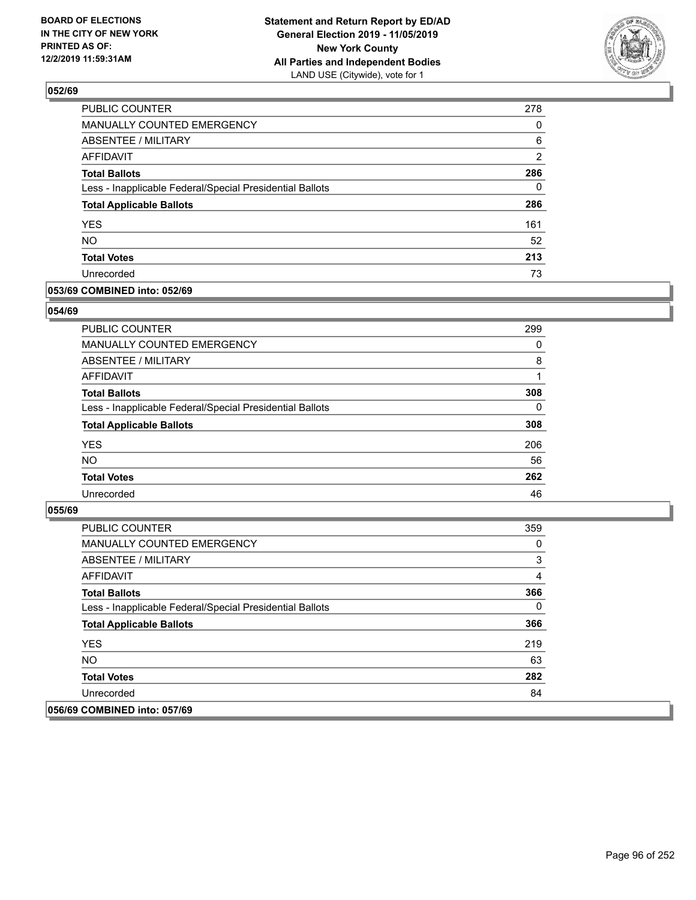BOARD OF ELECTIONS
IN THE CITY OF NEW YORK
PRINTED AS OF:
12/2/2019 11:59:31AM

**Statement and Return Report by ED/AD**
**General Election 2019 - 11/05/2019**
**New York County**
**All Parties and Independent Bodies**
LAND USE (Citywide), vote for 1

## 052/69

| | |
|---|---|
| PUBLIC COUNTER | 278 |
| MANUALLY COUNTED EMERGENCY | 0 |
| ABSENTEE / MILITARY | 6 |
| AFFIDAVIT | 2 |
| **Total Ballots** | **286** |
| Less - Inapplicable Federal/Special Presidential Ballots | 0 |
| **Total Applicable Ballots** | **286** |
| YES | 161 |
| NO | 52 |
| **Total Votes** | **213** |
| Unrecorded | 73 |

## 053/69 COMBINED into: 052/69

## 054/69

| | |
|---|---|
| PUBLIC COUNTER | 299 |
| MANUALLY COUNTED EMERGENCY | 0 |
| ABSENTEE / MILITARY | 8 |
| AFFIDAVIT | 1 |
| **Total Ballots** | **308** |
| Less - Inapplicable Federal/Special Presidential Ballots | 0 |
| **Total Applicable Ballots** | **308** |
| YES | 206 |
| NO | 56 |
| **Total Votes** | **262** |
| Unrecorded | 46 |

## 055/69

| | |
|---|---|
| PUBLIC COUNTER | 359 |
| MANUALLY COUNTED EMERGENCY | 0 |
| ABSENTEE / MILITARY | 3 |
| AFFIDAVIT | 4 |
| **Total Ballots** | **366** |
| Less - Inapplicable Federal/Special Presidential Ballots | 0 |
| **Total Applicable Ballots** | **366** |
| YES | 219 |
| NO | 63 |
| **Total Votes** | **282** |
| Unrecorded | 84 |

## 056/69 COMBINED into: 057/69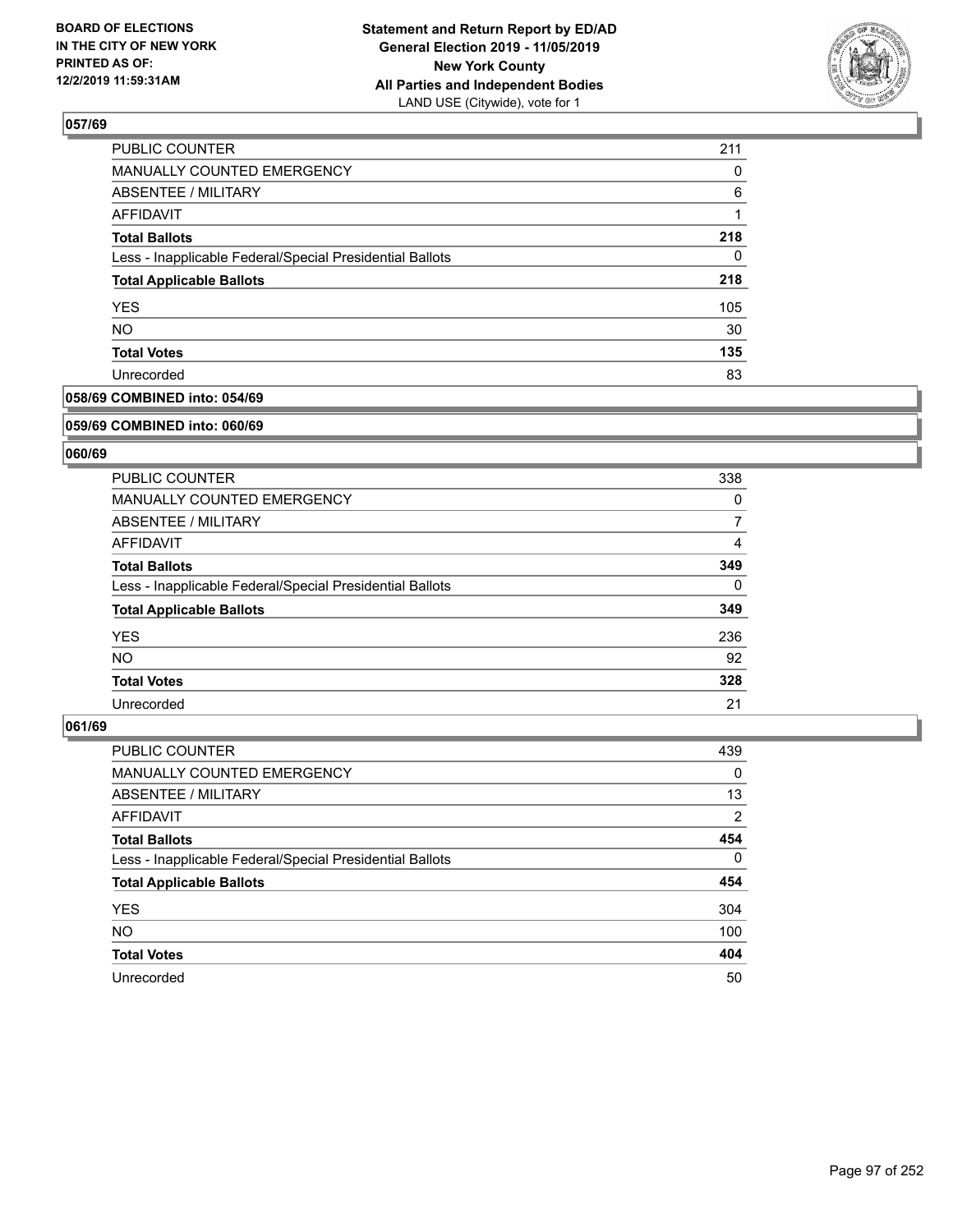**BOARD OF ELECTIONS IN THE CITY OF NEW YORK PRINTED AS OF: 12/2/2019 11:59:31AM**

**Statement and Return Report by ED/AD General Election 2019 - 11/05/2019 New York County All Parties and Independent Bodies**
LAND USE (Citywide), vote for 1

### 057/69

| | |
|---|---|
| PUBLIC COUNTER | 211 |
| MANUALLY COUNTED EMERGENCY | 0 |
| ABSENTEE / MILITARY | 6 |
| AFFIDAVIT | 1 |
| **Total Ballots** | **218** |
| Less - Inapplicable Federal/Special Presidential Ballots | 0 |
| **Total Applicable Ballots** | **218** |
| YES | 105 |
| NO | 30 |
| **Total Votes** | **135** |
| Unrecorded | 83 |

### 058/69 COMBINED into: 054/69

### 059/69 COMBINED into: 060/69

### 060/69

| | |
|---|---|
| PUBLIC COUNTER | 338 |
| MANUALLY COUNTED EMERGENCY | 0 |
| ABSENTEE / MILITARY | 7 |
| AFFIDAVIT | 4 |
| **Total Ballots** | **349** |
| Less - Inapplicable Federal/Special Presidential Ballots | 0 |
| **Total Applicable Ballots** | **349** |
| YES | 236 |
| NO | 92 |
| **Total Votes** | **328** |
| Unrecorded | 21 |

### 061/69

| | |
|---|---|
| PUBLIC COUNTER | 439 |
| MANUALLY COUNTED EMERGENCY | 0 |
| ABSENTEE / MILITARY | 13 |
| AFFIDAVIT | 2 |
| **Total Ballots** | **454** |
| Less - Inapplicable Federal/Special Presidential Ballots | 0 |
| **Total Applicable Ballots** | **454** |
| YES | 304 |
| NO | 100 |
| **Total Votes** | **404** |
| Unrecorded | 50 |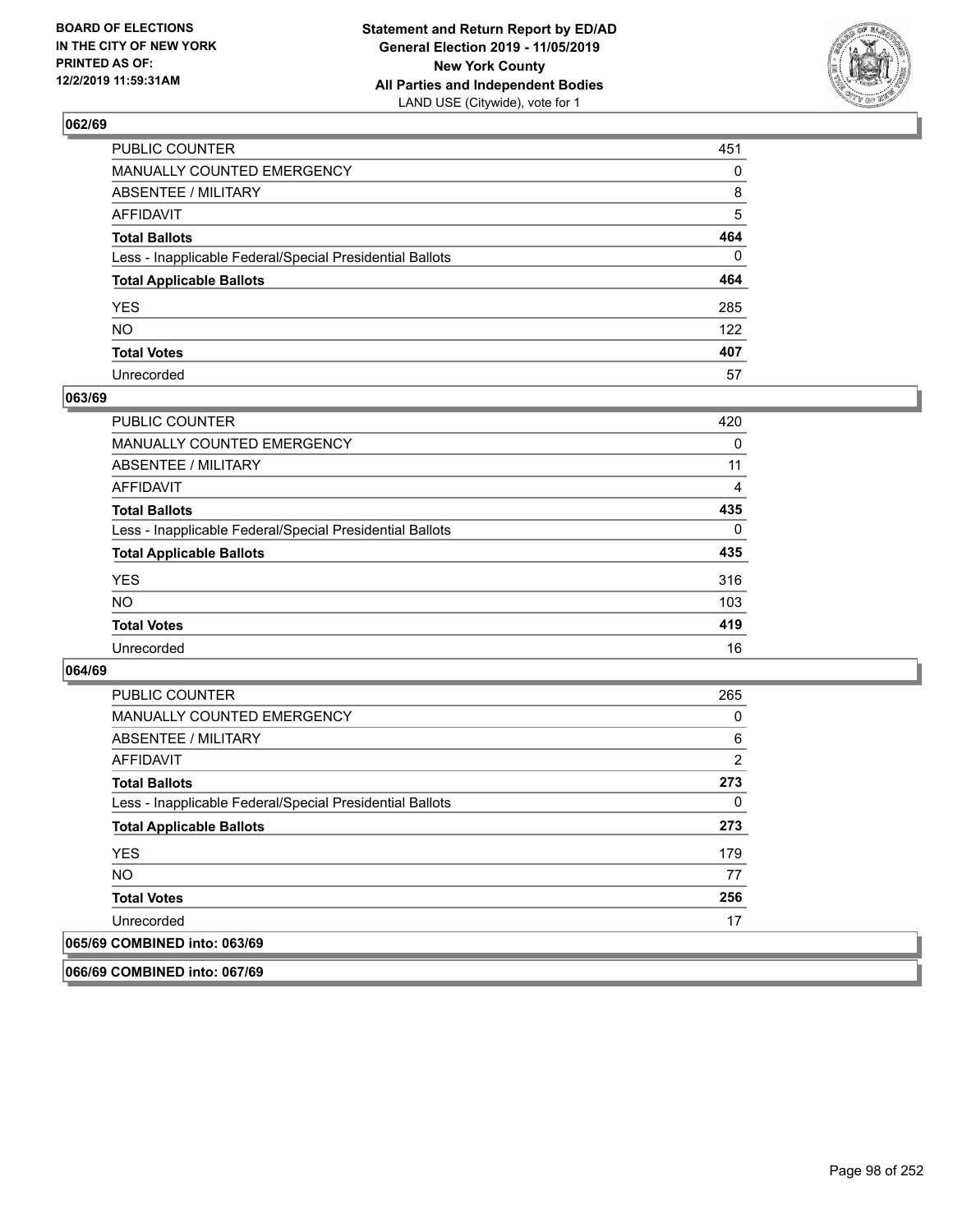## 062/69

| | |
|---|---|
| PUBLIC COUNTER | 451 |
| MANUALLY COUNTED EMERGENCY | 0 |
| ABSENTEE / MILITARY | 8 |
| AFFIDAVIT | 5 |
| **Total Ballots** | **464** |
| Less - Inapplicable Federal/Special Presidential Ballots | 0 |
| **Total Applicable Ballots** | **464** |
| YES | 285 |
| NO | 122 |
| **Total Votes** | **407** |
| Unrecorded | 57 |

## 063/69

| | |
|---|---|
| PUBLIC COUNTER | 420 |
| MANUALLY COUNTED EMERGENCY | 0 |
| ABSENTEE / MILITARY | 11 |
| AFFIDAVIT | 4 |
| **Total Ballots** | **435** |
| Less - Inapplicable Federal/Special Presidential Ballots | 0 |
| **Total Applicable Ballots** | **435** |
| YES | 316 |
| NO | 103 |
| **Total Votes** | **419** |
| Unrecorded | 16 |

## 064/69

| | |
|---|---|
| PUBLIC COUNTER | 265 |
| MANUALLY COUNTED EMERGENCY | 0 |
| ABSENTEE / MILITARY | 6 |
| AFFIDAVIT | 2 |
| **Total Ballots** | **273** |
| Less - Inapplicable Federal/Special Presidential Ballots | 0 |
| **Total Applicable Ballots** | **273** |
| YES | 179 |
| NO | 77 |
| **Total Votes** | **256** |
| Unrecorded | 17 |

## 065/69 COMBINED into: 063/69

## 066/69 COMBINED into: 067/69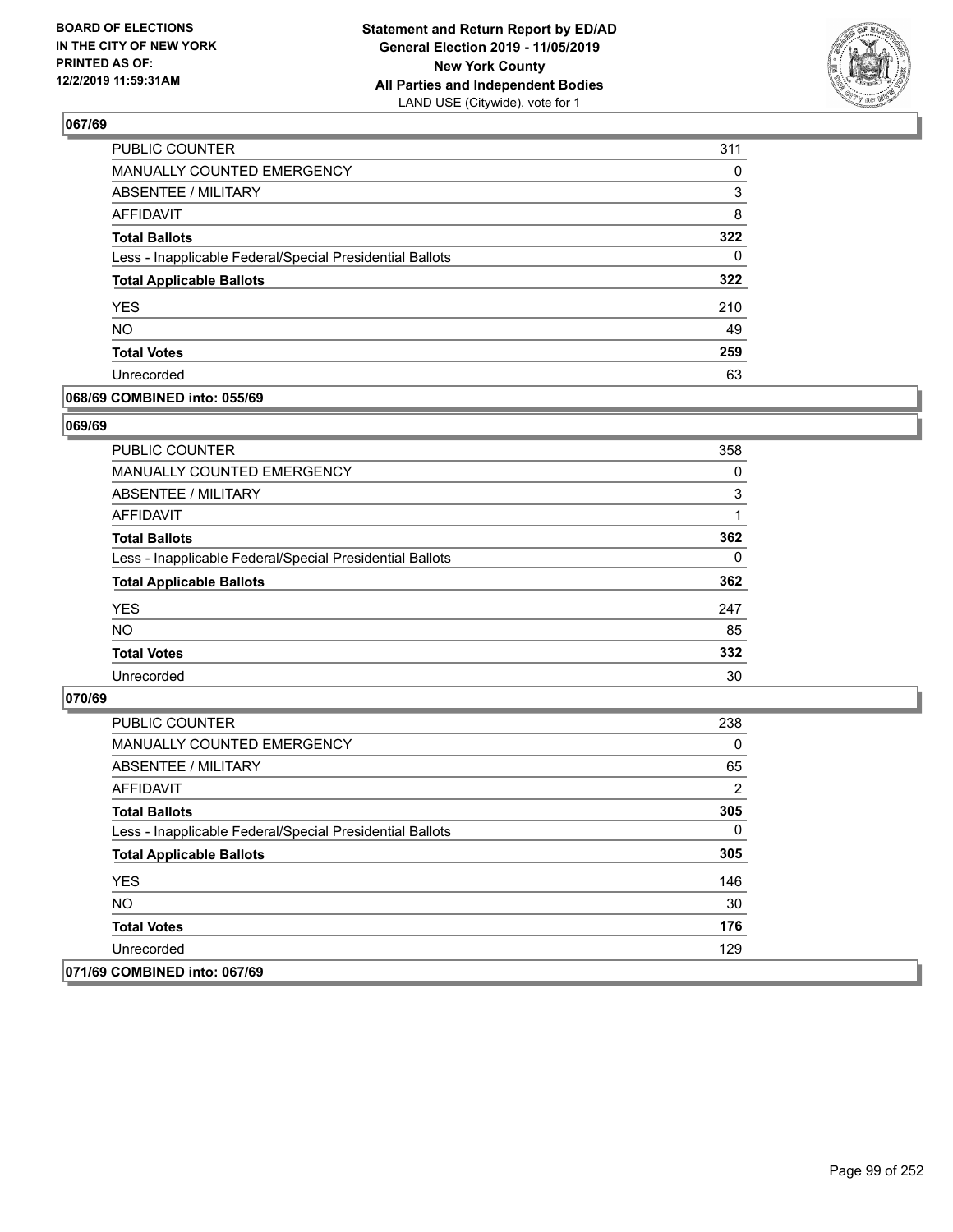BOARD OF ELECTIONS
IN THE CITY OF NEW YORK
PRINTED AS OF:
12/2/2019 11:59:31AM

**Statement and Return Report by ED/AD**
**General Election 2019 - 11/05/2019**
**New York County**
**All Parties and Independent Bodies**
LAND USE (Citywide), vote for 1

## 067/69

| | |
|---|---|
| PUBLIC COUNTER | 311 |
| MANUALLY COUNTED EMERGENCY | 0 |
| ABSENTEE / MILITARY | 3 |
| AFFIDAVIT | 8 |
| **Total Ballots** | **322** |
| Less - Inapplicable Federal/Special Presidential Ballots | 0 |
| **Total Applicable Ballots** | **322** |
| YES | 210 |
| NO | 49 |
| **Total Votes** | **259** |
| Unrecorded | 63 |

## 068/69 COMBINED into: 055/69

## 069/69

| | |
|---|---|
| PUBLIC COUNTER | 358 |
| MANUALLY COUNTED EMERGENCY | 0 |
| ABSENTEE / MILITARY | 3 |
| AFFIDAVIT | 1 |
| **Total Ballots** | **362** |
| Less - Inapplicable Federal/Special Presidential Ballots | 0 |
| **Total Applicable Ballots** | **362** |
| YES | 247 |
| NO | 85 |
| **Total Votes** | **332** |
| Unrecorded | 30 |

## 070/69

| | |
|---|---|
| PUBLIC COUNTER | 238 |
| MANUALLY COUNTED EMERGENCY | 0 |
| ABSENTEE / MILITARY | 65 |
| AFFIDAVIT | 2 |
| **Total Ballots** | **305** |
| Less - Inapplicable Federal/Special Presidential Ballots | 0 |
| **Total Applicable Ballots** | **305** |
| YES | 146 |
| NO | 30 |
| **Total Votes** | **176** |
| Unrecorded | 129 |

## 071/69 COMBINED into: 067/69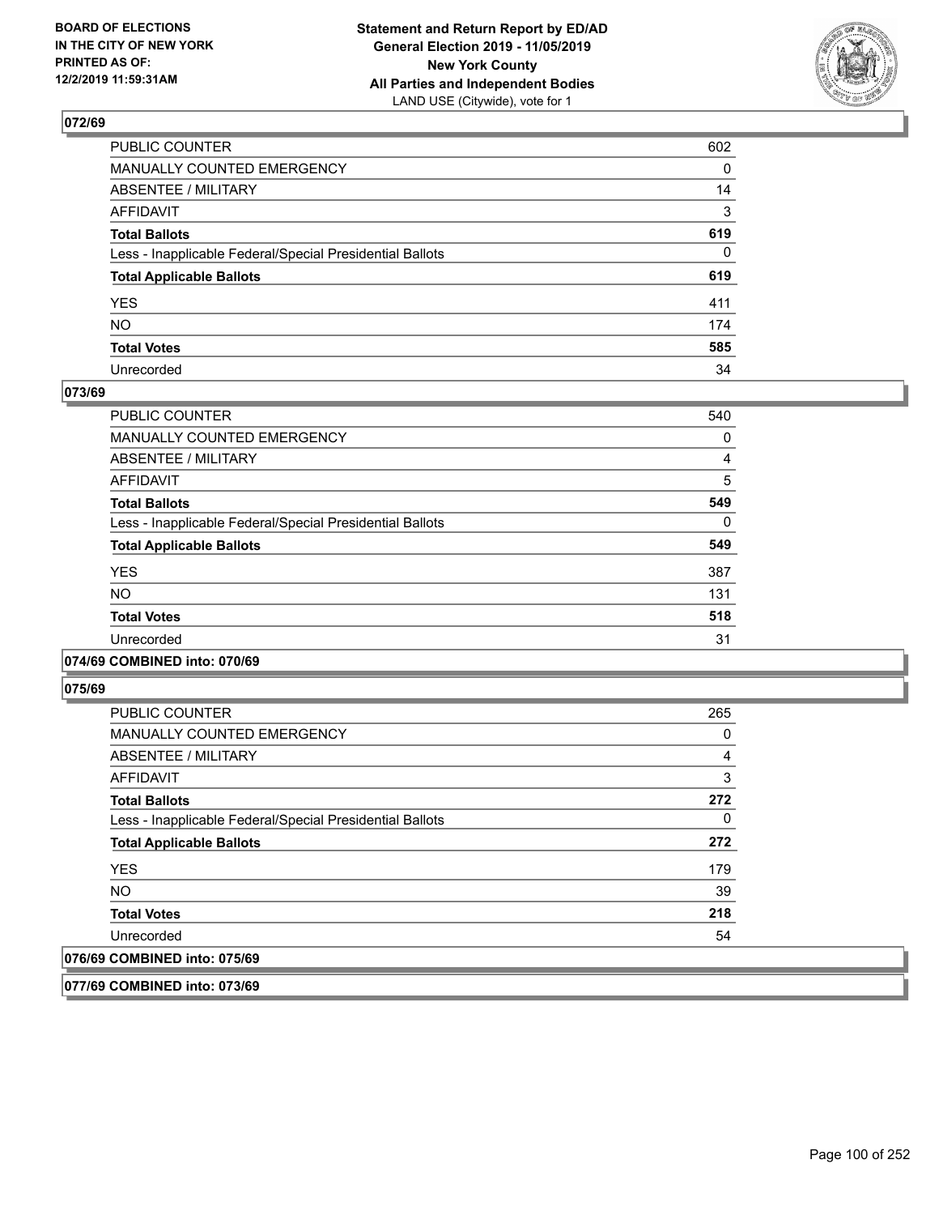## 072/69

| | |
|---|---|
| PUBLIC COUNTER | 602 |
| MANUALLY COUNTED EMERGENCY | 0 |
| ABSENTEE / MILITARY | 14 |
| AFFIDAVIT | 3 |
| **Total Ballots** | **619** |
| Less - Inapplicable Federal/Special Presidential Ballots | 0 |
| **Total Applicable Ballots** | **619** |
| YES | 411 |
| NO | 174 |
| **Total Votes** | **585** |
| Unrecorded | 34 |

## 073/69

| | |
|---|---|
| PUBLIC COUNTER | 540 |
| MANUALLY COUNTED EMERGENCY | 0 |
| ABSENTEE / MILITARY | 4 |
| AFFIDAVIT | 5 |
| **Total Ballots** | **549** |
| Less - Inapplicable Federal/Special Presidential Ballots | 0 |
| **Total Applicable Ballots** | **549** |
| YES | 387 |
| NO | 131 |
| **Total Votes** | **518** |
| Unrecorded | 31 |

## 074/69 COMBINED into: 070/69

## 075/69

| | |
|---|---|
| PUBLIC COUNTER | 265 |
| MANUALLY COUNTED EMERGENCY | 0 |
| ABSENTEE / MILITARY | 4 |
| AFFIDAVIT | 3 |
| **Total Ballots** | **272** |
| Less - Inapplicable Federal/Special Presidential Ballots | 0 |
| **Total Applicable Ballots** | **272** |
| YES | 179 |
| NO | 39 |
| **Total Votes** | **218** |
| Unrecorded | 54 |

## 076/69 COMBINED into: 075/69

## 077/69 COMBINED into: 073/69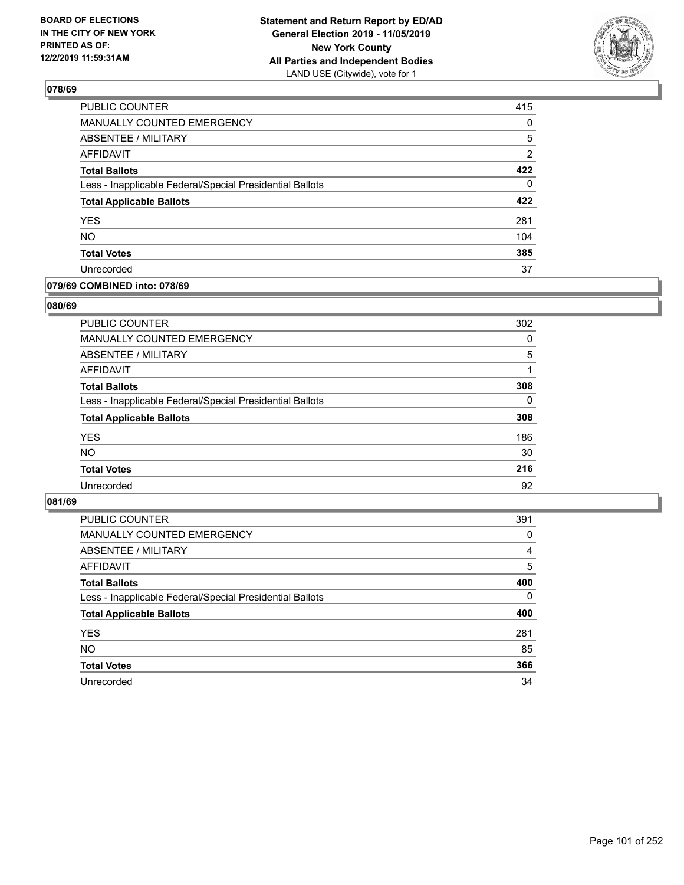### 078/69

| | |
|---|---|
| PUBLIC COUNTER | 415 |
| MANUALLY COUNTED EMERGENCY | 0 |
| ABSENTEE / MILITARY | 5 |
| AFFIDAVIT | 2 |
| **Total Ballots** | **422** |
| Less - Inapplicable Federal/Special Presidential Ballots | 0 |
| **Total Applicable Ballots** | **422** |
| YES | 281 |
| NO | 104 |
| **Total Votes** | **385** |
| Unrecorded | 37 |

### 079/69 COMBINED into: 078/69

### 080/69

| | |
|---|---|
| PUBLIC COUNTER | 302 |
| MANUALLY COUNTED EMERGENCY | 0 |
| ABSENTEE / MILITARY | 5 |
| AFFIDAVIT | 1 |
| **Total Ballots** | **308** |
| Less - Inapplicable Federal/Special Presidential Ballots | 0 |
| **Total Applicable Ballots** | **308** |
| YES | 186 |
| NO | 30 |
| **Total Votes** | **216** |
| Unrecorded | 92 |

### 081/69

| | |
|---|---|
| PUBLIC COUNTER | 391 |
| MANUALLY COUNTED EMERGENCY | 0 |
| ABSENTEE / MILITARY | 4 |
| AFFIDAVIT | 5 |
| **Total Ballots** | **400** |
| Less - Inapplicable Federal/Special Presidential Ballots | 0 |
| **Total Applicable Ballots** | **400** |
| YES | 281 |
| NO | 85 |
| **Total Votes** | **366** |
| Unrecorded | 34 |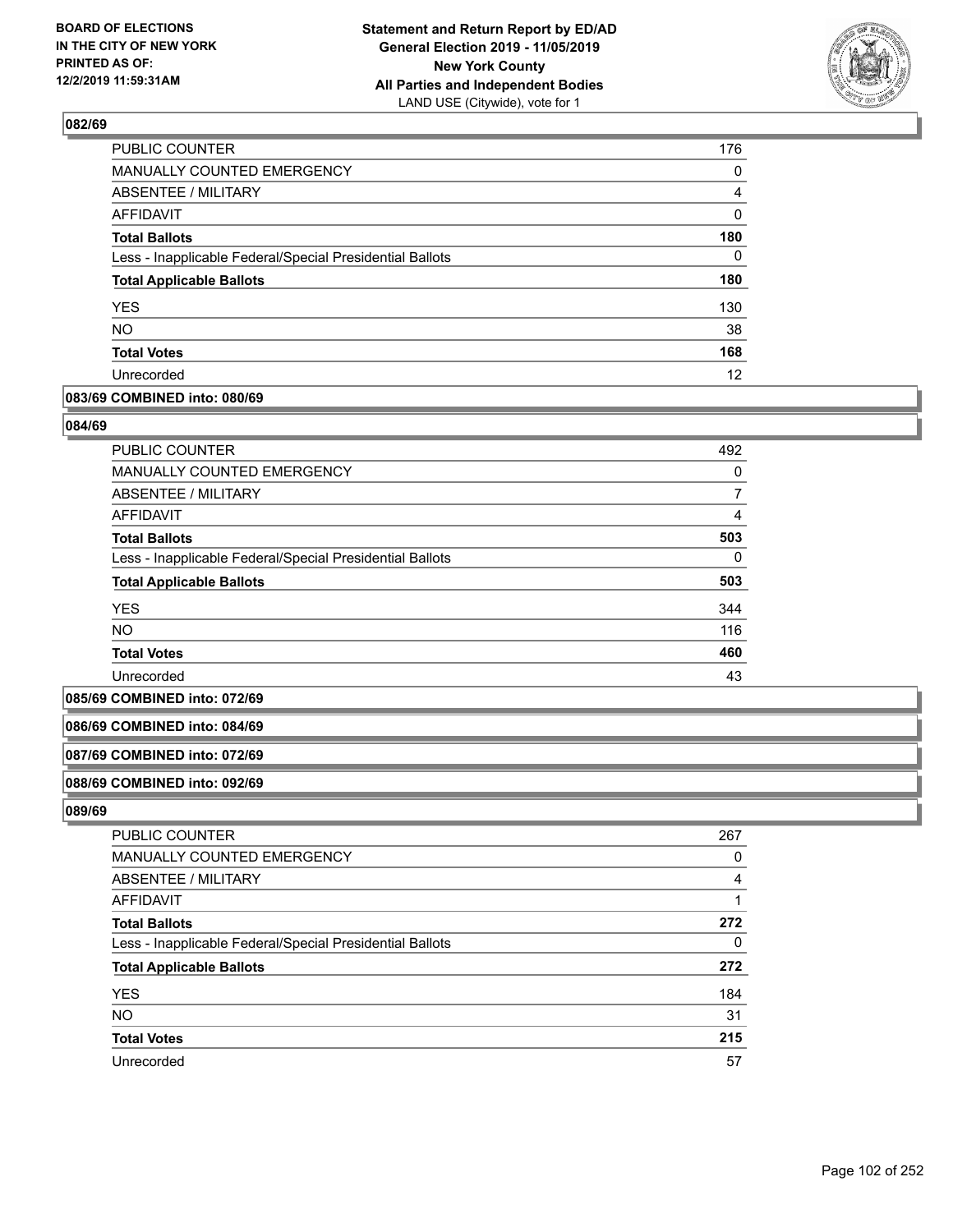## 082/69

| | |
|---|---|
| PUBLIC COUNTER | 176 |
| MANUALLY COUNTED EMERGENCY | 0 |
| ABSENTEE / MILITARY | 4 |
| AFFIDAVIT | 0 |
| **Total Ballots** | **180** |
| Less - Inapplicable Federal/Special Presidential Ballots | 0 |
| **Total Applicable Ballots** | **180** |
| YES | 130 |
| NO | 38 |
| **Total Votes** | **168** |
| Unrecorded | 12 |

## 083/69 COMBINED into: 080/69

## 084/69

| | |
|---|---|
| PUBLIC COUNTER | 492 |
| MANUALLY COUNTED EMERGENCY | 0 |
| ABSENTEE / MILITARY | 7 |
| AFFIDAVIT | 4 |
| **Total Ballots** | **503** |
| Less - Inapplicable Federal/Special Presidential Ballots | 0 |
| **Total Applicable Ballots** | **503** |
| YES | 344 |
| NO | 116 |
| **Total Votes** | **460** |
| Unrecorded | 43 |

## 085/69 COMBINED into: 072/69

## 086/69 COMBINED into: 084/69

## 087/69 COMBINED into: 072/69

## 088/69 COMBINED into: 092/69

## 089/69

| | |
|---|---|
| PUBLIC COUNTER | 267 |
| MANUALLY COUNTED EMERGENCY | 0 |
| ABSENTEE / MILITARY | 4 |
| AFFIDAVIT | 1 |
| **Total Ballots** | **272** |
| Less - Inapplicable Federal/Special Presidential Ballots | 0 |
| **Total Applicable Ballots** | **272** |
| YES | 184 |
| NO | 31 |
| **Total Votes** | **215** |
| Unrecorded | 57 |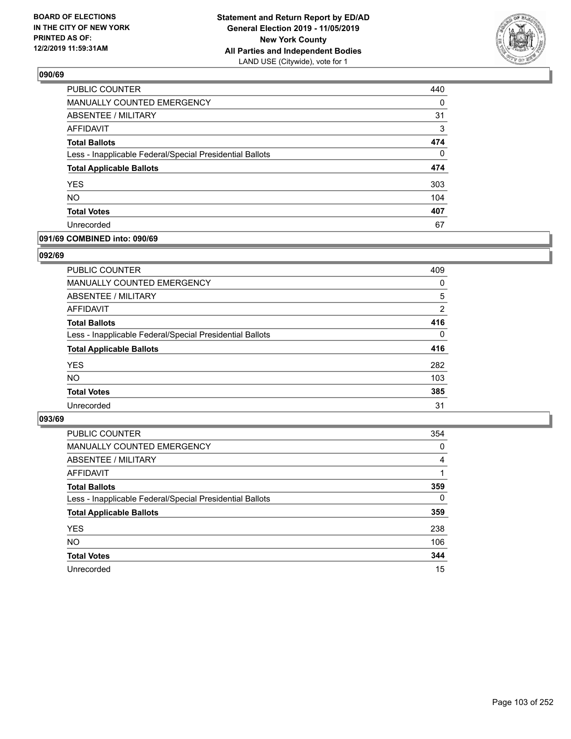BOARD OF ELECTIONS
IN THE CITY OF NEW YORK
PRINTED AS OF:
12/2/2019 11:59:31AM

**Statement and Return Report by ED/AD**
**General Election 2019 - 11/05/2019**
**New York County**
**All Parties and Independent Bodies**
LAND USE (Citywide), vote for 1

## 090/69

| | |
|---|---|
| PUBLIC COUNTER | 440 |
| MANUALLY COUNTED EMERGENCY | 0 |
| ABSENTEE / MILITARY | 31 |
| AFFIDAVIT | 3 |
| **Total Ballots** | **474** |
| Less - Inapplicable Federal/Special Presidential Ballots | 0 |
| **Total Applicable Ballots** | **474** |
| YES | 303 |
| NO | 104 |
| **Total Votes** | **407** |
| Unrecorded | 67 |

## 091/69 COMBINED into: 090/69

## 092/69

| | |
|---|---|
| PUBLIC COUNTER | 409 |
| MANUALLY COUNTED EMERGENCY | 0 |
| ABSENTEE / MILITARY | 5 |
| AFFIDAVIT | 2 |
| **Total Ballots** | **416** |
| Less - Inapplicable Federal/Special Presidential Ballots | 0 |
| **Total Applicable Ballots** | **416** |
| YES | 282 |
| NO | 103 |
| **Total Votes** | **385** |
| Unrecorded | 31 |

## 093/69

| | |
|---|---|
| PUBLIC COUNTER | 354 |
| MANUALLY COUNTED EMERGENCY | 0 |
| ABSENTEE / MILITARY | 4 |
| AFFIDAVIT | 1 |
| **Total Ballots** | **359** |
| Less - Inapplicable Federal/Special Presidential Ballots | 0 |
| **Total Applicable Ballots** | **359** |
| YES | 238 |
| NO | 106 |
| **Total Votes** | **344** |
| Unrecorded | 15 |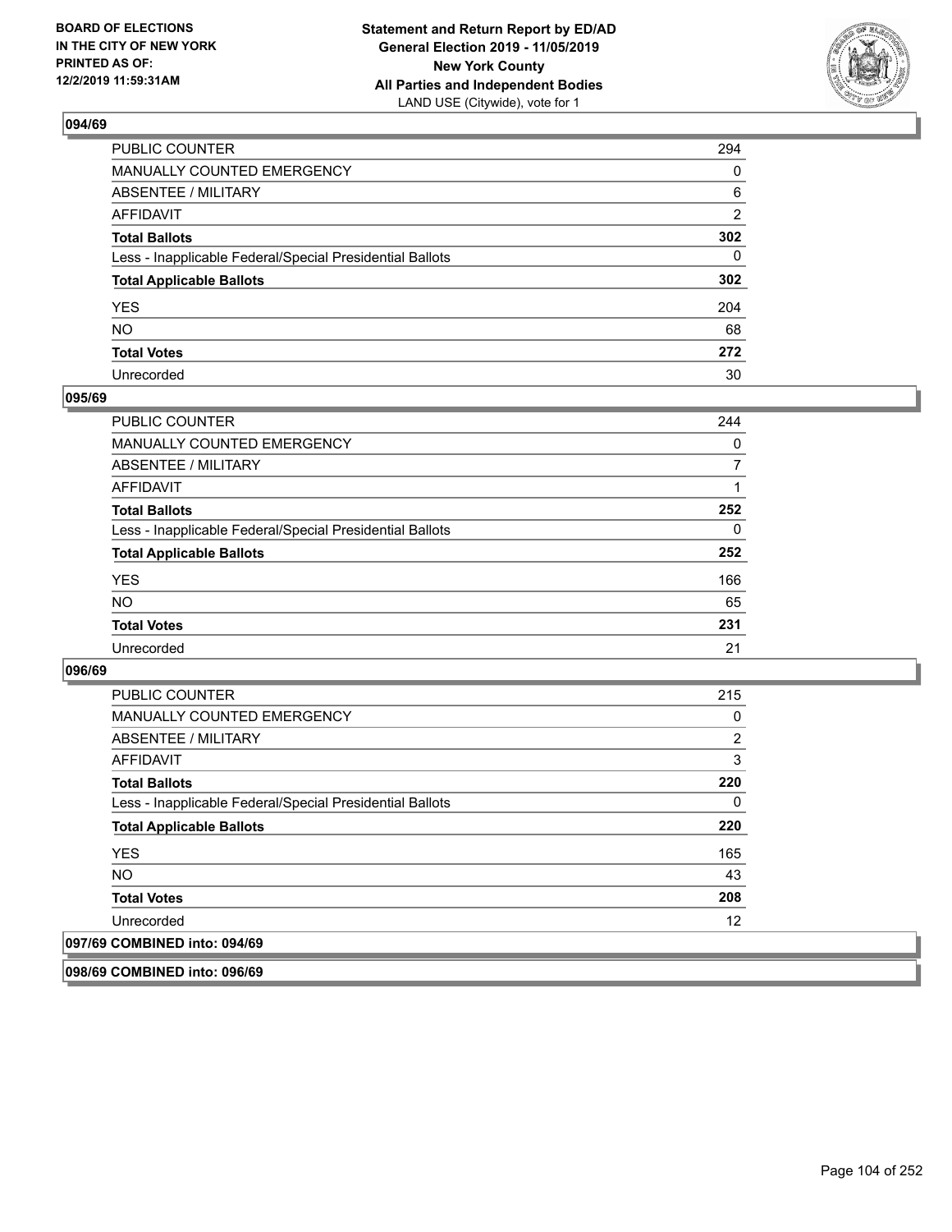## 094/69

| | |
|---|---|
| PUBLIC COUNTER | 294 |
| MANUALLY COUNTED EMERGENCY | 0 |
| ABSENTEE / MILITARY | 6 |
| AFFIDAVIT | 2 |
| **Total Ballots** | **302** |
| Less - Inapplicable Federal/Special Presidential Ballots | 0 |
| **Total Applicable Ballots** | **302** |
| YES | 204 |
| NO | 68 |
| **Total Votes** | **272** |
| Unrecorded | 30 |

## 095/69

| | |
|---|---|
| PUBLIC COUNTER | 244 |
| MANUALLY COUNTED EMERGENCY | 0 |
| ABSENTEE / MILITARY | 7 |
| AFFIDAVIT | 1 |
| **Total Ballots** | **252** |
| Less - Inapplicable Federal/Special Presidential Ballots | 0 |
| **Total Applicable Ballots** | **252** |
| YES | 166 |
| NO | 65 |
| **Total Votes** | **231** |
| Unrecorded | 21 |

## 096/69

| | |
|---|---|
| PUBLIC COUNTER | 215 |
| MANUALLY COUNTED EMERGENCY | 0 |
| ABSENTEE / MILITARY | 2 |
| AFFIDAVIT | 3 |
| **Total Ballots** | **220** |
| Less - Inapplicable Federal/Special Presidential Ballots | 0 |
| **Total Applicable Ballots** | **220** |
| YES | 165 |
| NO | 43 |
| **Total Votes** | **208** |
| Unrecorded | 12 |

## 097/69 COMBINED into: 094/69

## 098/69 COMBINED into: 096/69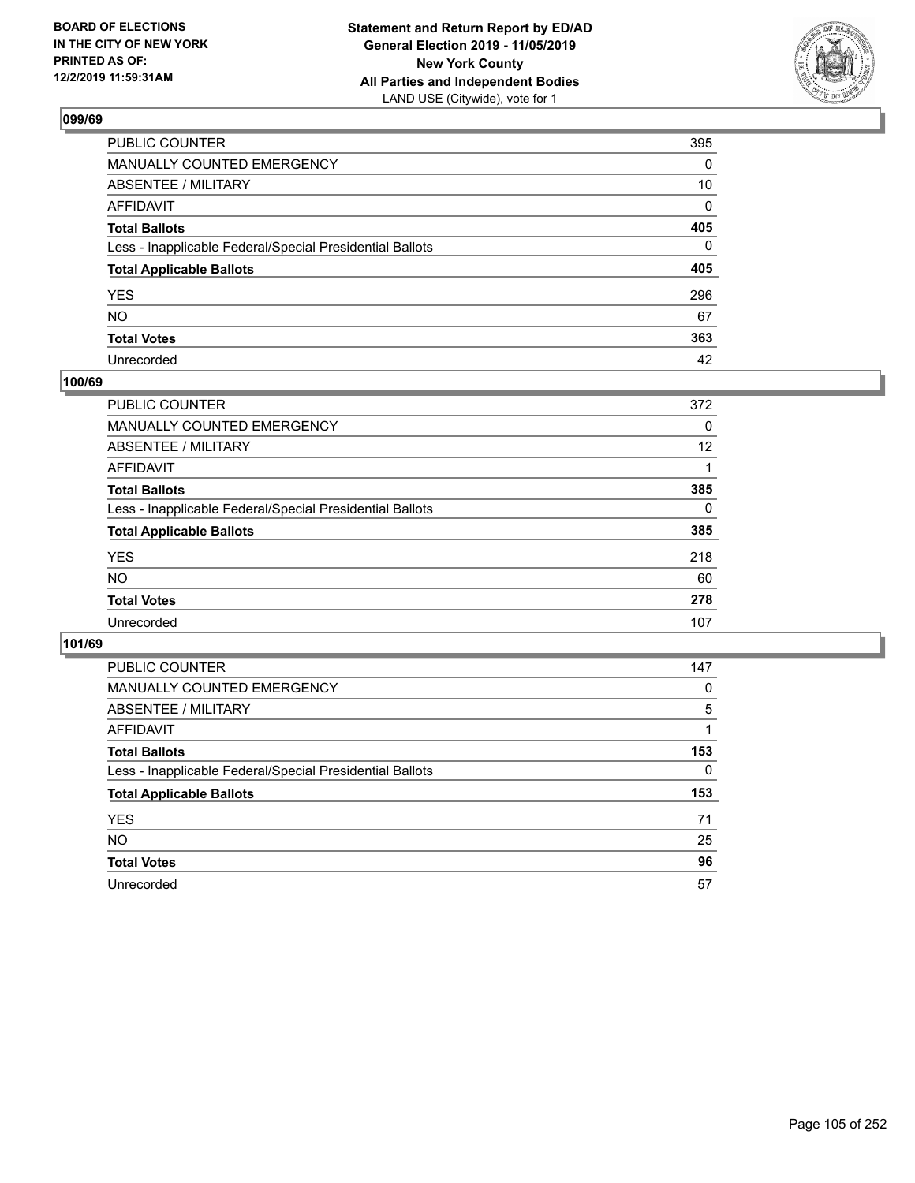BOARD OF ELECTIONS
IN THE CITY OF NEW YORK
PRINTED AS OF:
12/2/2019 11:59:31AM

**Statement and Return Report by ED/AD**
**General Election 2019 - 11/05/2019**
**New York County**
**All Parties and Independent Bodies**
LAND USE (Citywide), vote for 1

## 099/69

| | |
|---|---|
| PUBLIC COUNTER | 395 |
| MANUALLY COUNTED EMERGENCY | 0 |
| ABSENTEE / MILITARY | 10 |
| AFFIDAVIT | 0 |
| **Total Ballots** | **405** |
| Less - Inapplicable Federal/Special Presidential Ballots | 0 |
| **Total Applicable Ballots** | **405** |
| YES | 296 |
| NO | 67 |
| **Total Votes** | **363** |
| Unrecorded | 42 |

## 100/69

| | |
|---|---|
| PUBLIC COUNTER | 372 |
| MANUALLY COUNTED EMERGENCY | 0 |
| ABSENTEE / MILITARY | 12 |
| AFFIDAVIT | 1 |
| **Total Ballots** | **385** |
| Less - Inapplicable Federal/Special Presidential Ballots | 0 |
| **Total Applicable Ballots** | **385** |
| YES | 218 |
| NO | 60 |
| **Total Votes** | **278** |
| Unrecorded | 107 |

## 101/69

| | |
|---|---|
| PUBLIC COUNTER | 147 |
| MANUALLY COUNTED EMERGENCY | 0 |
| ABSENTEE / MILITARY | 5 |
| AFFIDAVIT | 1 |
| **Total Ballots** | **153** |
| Less - Inapplicable Federal/Special Presidential Ballots | 0 |
| **Total Applicable Ballots** | **153** |
| YES | 71 |
| NO | 25 |
| **Total Votes** | **96** |
| Unrecorded | 57 |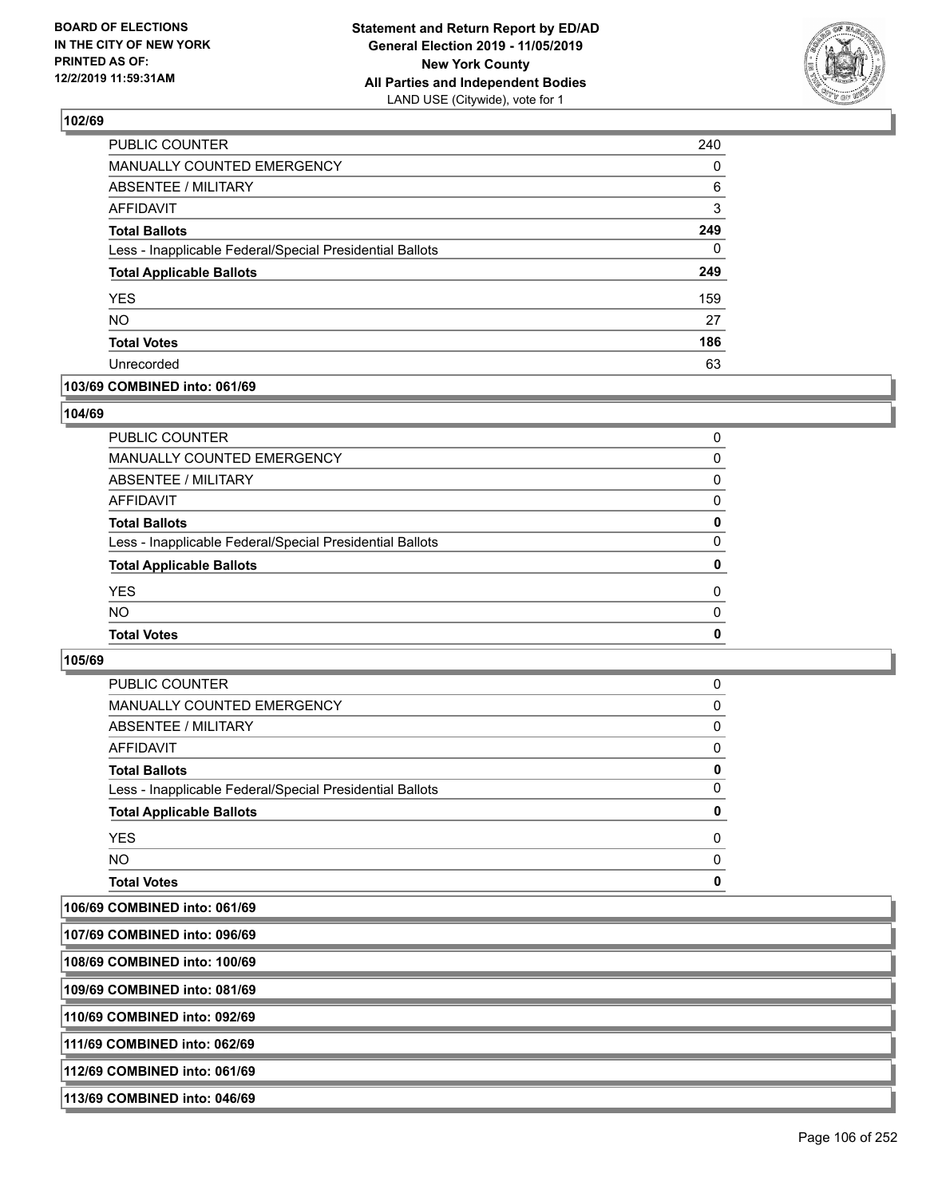**BOARD OF ELECTIONS IN THE CITY OF NEW YORK PRINTED AS OF: 12/2/2019 11:59:31AM**

**Statement and Return Report by ED/AD**
**General Election 2019 - 11/05/2019**
**New York County**
**All Parties and Independent Bodies**
LAND USE (Citywide), vote for 1

### 102/69

| | |
|---|---|
| PUBLIC COUNTER | 240 |
| MANUALLY COUNTED EMERGENCY | 0 |
| ABSENTEE / MILITARY | 6 |
| AFFIDAVIT | 3 |
| **Total Ballots** | **249** |
| Less - Inapplicable Federal/Special Presidential Ballots | 0 |
| **Total Applicable Ballots** | **249** |
| YES | 159 |
| NO | 27 |
| **Total Votes** | **186** |
| Unrecorded | 63 |

### 103/69 COMBINED into: 061/69

### 104/69

| | |
|---|---|
| PUBLIC COUNTER | 0 |
| MANUALLY COUNTED EMERGENCY | 0 |
| ABSENTEE / MILITARY | 0 |
| AFFIDAVIT | 0 |
| **Total Ballots** | **0** |
| Less - Inapplicable Federal/Special Presidential Ballots | 0 |
| **Total Applicable Ballots** | **0** |
| YES | 0 |
| NO | 0 |
| **Total Votes** | **0** |

### 105/69

| | |
|---|---|
| PUBLIC COUNTER | 0 |
| MANUALLY COUNTED EMERGENCY | 0 |
| ABSENTEE / MILITARY | 0 |
| AFFIDAVIT | 0 |
| **Total Ballots** | **0** |
| Less - Inapplicable Federal/Special Presidential Ballots | 0 |
| **Total Applicable Ballots** | **0** |
| YES | 0 |
| NO | 0 |
| **Total Votes** | **0** |

### 106/69 COMBINED into: 061/69

### 107/69 COMBINED into: 096/69

### 108/69 COMBINED into: 100/69

### 109/69 COMBINED into: 081/69

### 110/69 COMBINED into: 092/69

### 111/69 COMBINED into: 062/69

### 112/69 COMBINED into: 061/69

### 113/69 COMBINED into: 046/69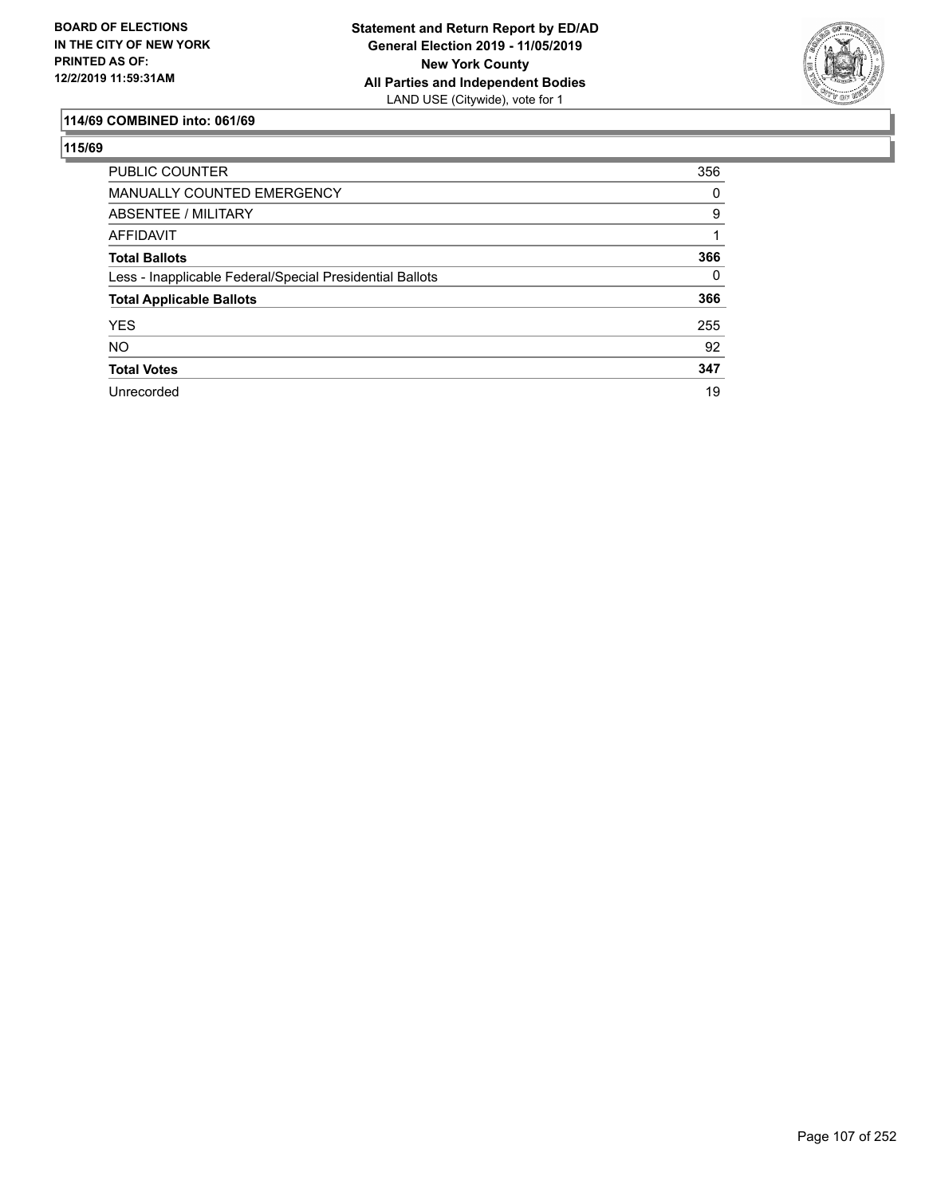BOARD OF ELECTIONS
IN THE CITY OF NEW YORK
PRINTED AS OF:
12/2/2019 11:59:31AM

**Statement and Return Report by ED/AD**
**General Election 2019 - 11/05/2019**
**New York County**
**All Parties and Independent Bodies**
LAND USE (Citywide), vote for 1

### 114/69 COMBINED into: 061/69

### 115/69

| | |
|---|---|
| PUBLIC COUNTER | 356 |
| MANUALLY COUNTED EMERGENCY | 0 |
| ABSENTEE / MILITARY | 9 |
| AFFIDAVIT | 1 |
| **Total Ballots** | **366** |
| Less - Inapplicable Federal/Special Presidential Ballots | 0 |
| **Total Applicable Ballots** | **366** |
| YES | 255 |
| NO | 92 |
| **Total Votes** | **347** |
| Unrecorded | 19 |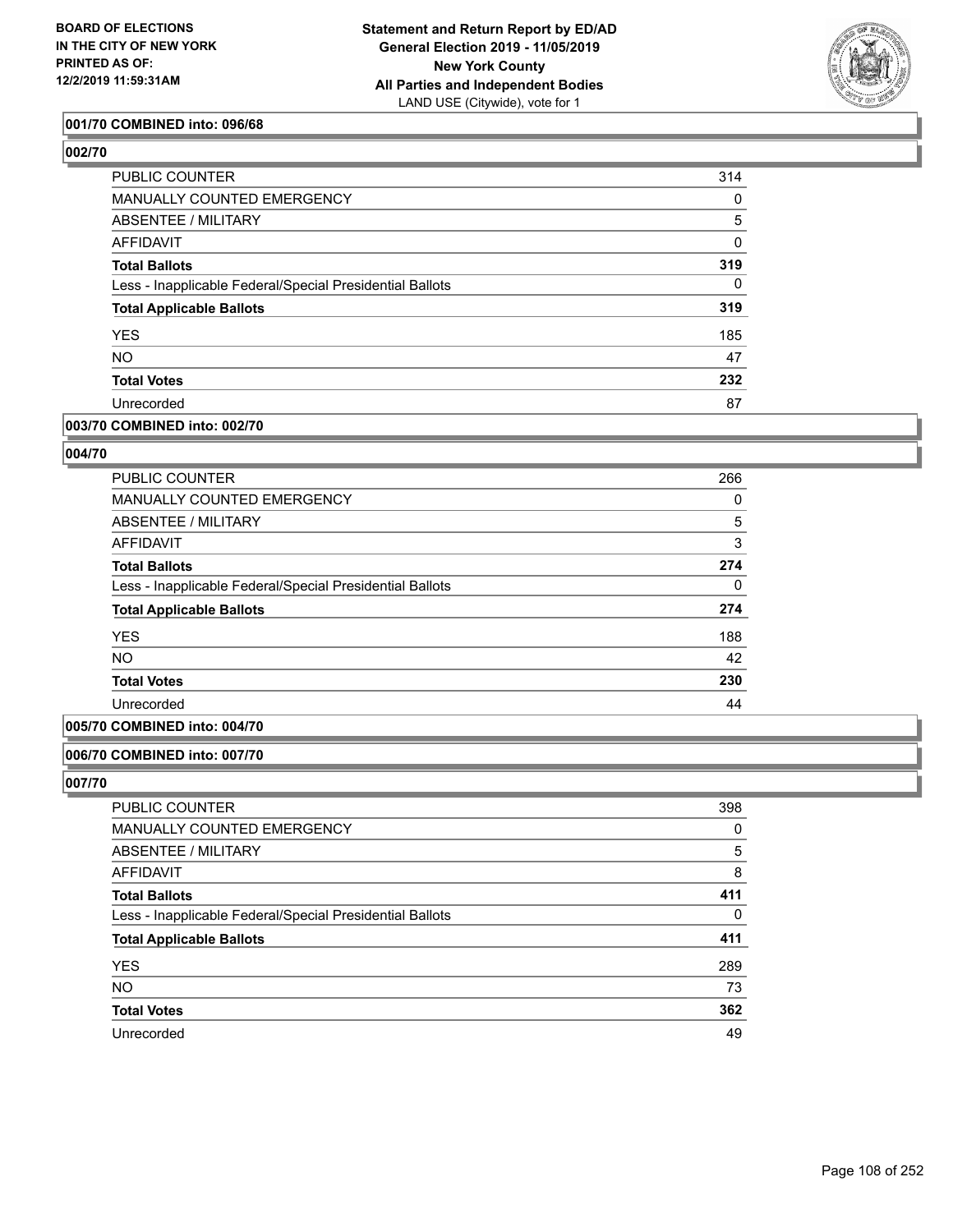**BOARD OF ELECTIONS IN THE CITY OF NEW YORK PRINTED AS OF: 12/2/2019 11:59:31AM**

**Statement and Return Report by ED/AD General Election 2019 - 11/05/2019 New York County All Parties and Independent Bodies** LAND USE (Citywide), vote for 1

### 001/70 COMBINED into: 096/68

### 002/70

| | |
|---|---|
| PUBLIC COUNTER | 314 |
| MANUALLY COUNTED EMERGENCY | 0 |
| ABSENTEE / MILITARY | 5 |
| AFFIDAVIT | 0 |
| **Total Ballots** | **319** |
| Less - Inapplicable Federal/Special Presidential Ballots | 0 |
| **Total Applicable Ballots** | **319** |
| YES | 185 |
| NO | 47 |
| **Total Votes** | **232** |
| Unrecorded | 87 |

### 003/70 COMBINED into: 002/70

### 004/70

| | |
|---|---|
| PUBLIC COUNTER | 266 |
| MANUALLY COUNTED EMERGENCY | 0 |
| ABSENTEE / MILITARY | 5 |
| AFFIDAVIT | 3 |
| **Total Ballots** | **274** |
| Less - Inapplicable Federal/Special Presidential Ballots | 0 |
| **Total Applicable Ballots** | **274** |
| YES | 188 |
| NO | 42 |
| **Total Votes** | **230** |
| Unrecorded | 44 |

### 005/70 COMBINED into: 004/70

### 006/70 COMBINED into: 007/70

### 007/70

| | |
|---|---|
| PUBLIC COUNTER | 398 |
| MANUALLY COUNTED EMERGENCY | 0 |
| ABSENTEE / MILITARY | 5 |
| AFFIDAVIT | 8 |
| **Total Ballots** | **411** |
| Less - Inapplicable Federal/Special Presidential Ballots | 0 |
| **Total Applicable Ballots** | **411** |
| YES | 289 |
| NO | 73 |
| **Total Votes** | **362** |
| Unrecorded | 49 |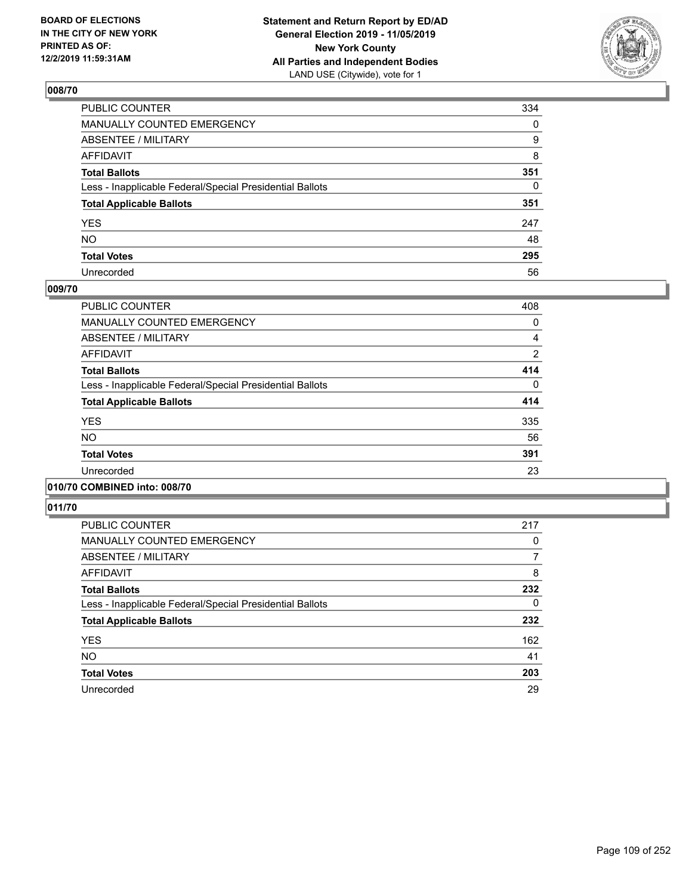## 008/70

| | |
|---|---|
| PUBLIC COUNTER | 334 |
| MANUALLY COUNTED EMERGENCY | 0 |
| ABSENTEE / MILITARY | 9 |
| AFFIDAVIT | 8 |
| **Total Ballots** | **351** |
| Less - Inapplicable Federal/Special Presidential Ballots | 0 |
| **Total Applicable Ballots** | **351** |
| YES | 247 |
| NO | 48 |
| **Total Votes** | **295** |
| Unrecorded | 56 |

## 009/70

| | |
|---|---|
| PUBLIC COUNTER | 408 |
| MANUALLY COUNTED EMERGENCY | 0 |
| ABSENTEE / MILITARY | 4 |
| AFFIDAVIT | 2 |
| **Total Ballots** | **414** |
| Less - Inapplicable Federal/Special Presidential Ballots | 0 |
| **Total Applicable Ballots** | **414** |
| YES | 335 |
| NO | 56 |
| **Total Votes** | **391** |
| Unrecorded | 23 |

## 010/70 COMBINED into: 008/70

## 011/70

| | |
|---|---|
| PUBLIC COUNTER | 217 |
| MANUALLY COUNTED EMERGENCY | 0 |
| ABSENTEE / MILITARY | 7 |
| AFFIDAVIT | 8 |
| **Total Ballots** | **232** |
| Less - Inapplicable Federal/Special Presidential Ballots | 0 |
| **Total Applicable Ballots** | **232** |
| YES | 162 |
| NO | 41 |
| **Total Votes** | **203** |
| Unrecorded | 29 |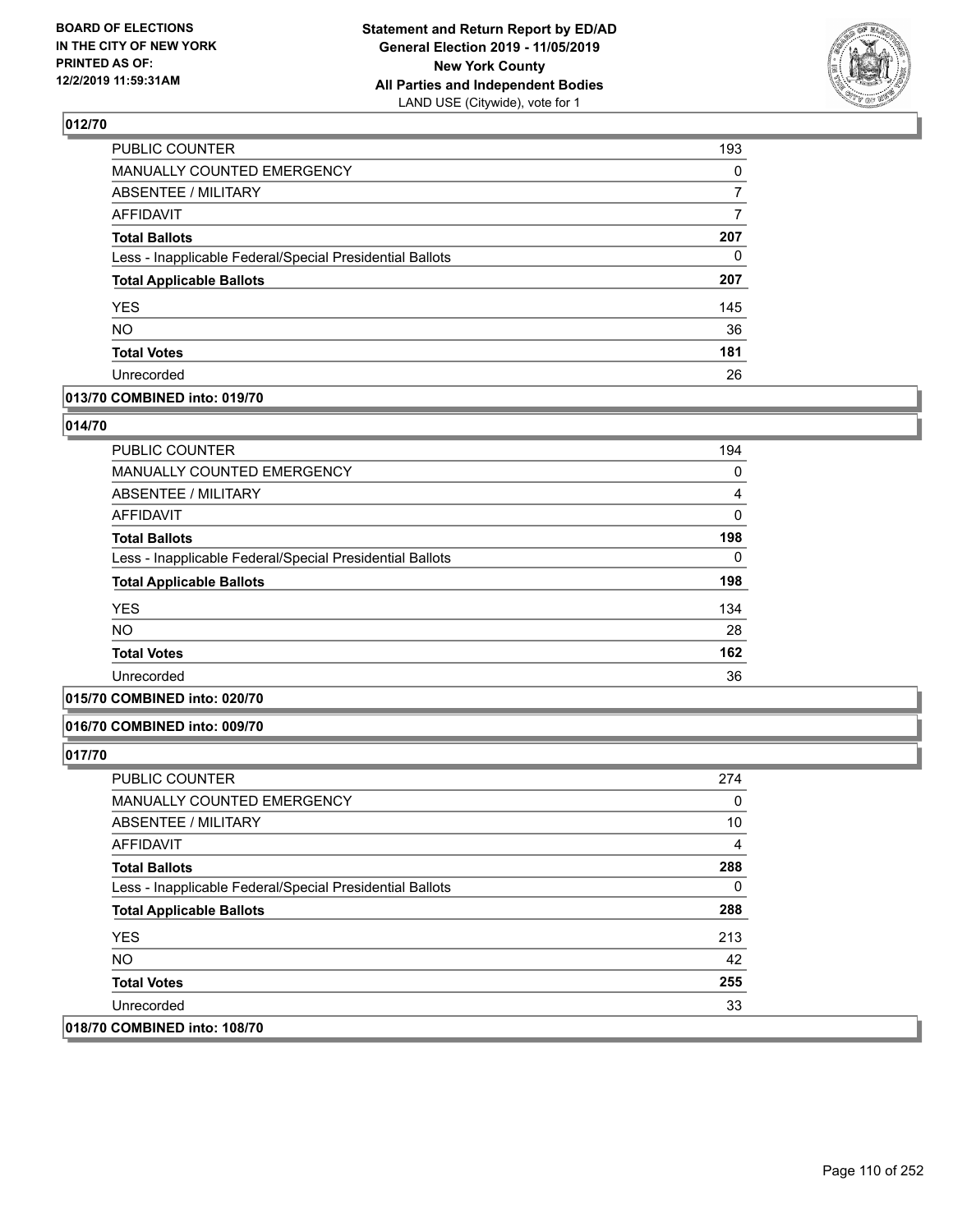### 012/70

| | |
|---|---|
| PUBLIC COUNTER | 193 |
| MANUALLY COUNTED EMERGENCY | 0 |
| ABSENTEE / MILITARY | 7 |
| AFFIDAVIT | 7 |
| **Total Ballots** | **207** |
| Less - Inapplicable Federal/Special Presidential Ballots | 0 |
| **Total Applicable Ballots** | **207** |
| YES | 145 |
| NO | 36 |
| **Total Votes** | **181** |
| Unrecorded | 26 |

### 013/70 COMBINED into: 019/70

### 014/70

| | |
|---|---|
| PUBLIC COUNTER | 194 |
| MANUALLY COUNTED EMERGENCY | 0 |
| ABSENTEE / MILITARY | 4 |
| AFFIDAVIT | 0 |
| **Total Ballots** | **198** |
| Less - Inapplicable Federal/Special Presidential Ballots | 0 |
| **Total Applicable Ballots** | **198** |
| YES | 134 |
| NO | 28 |
| **Total Votes** | **162** |
| Unrecorded | 36 |

### 015/70 COMBINED into: 020/70

### 016/70 COMBINED into: 009/70

### 017/70

| | |
|---|---|
| PUBLIC COUNTER | 274 |
| MANUALLY COUNTED EMERGENCY | 0 |
| ABSENTEE / MILITARY | 10 |
| AFFIDAVIT | 4 |
| **Total Ballots** | **288** |
| Less - Inapplicable Federal/Special Presidential Ballots | 0 |
| **Total Applicable Ballots** | **288** |
| YES | 213 |
| NO | 42 |
| **Total Votes** | **255** |
| Unrecorded | 33 |

### 018/70 COMBINED into: 108/70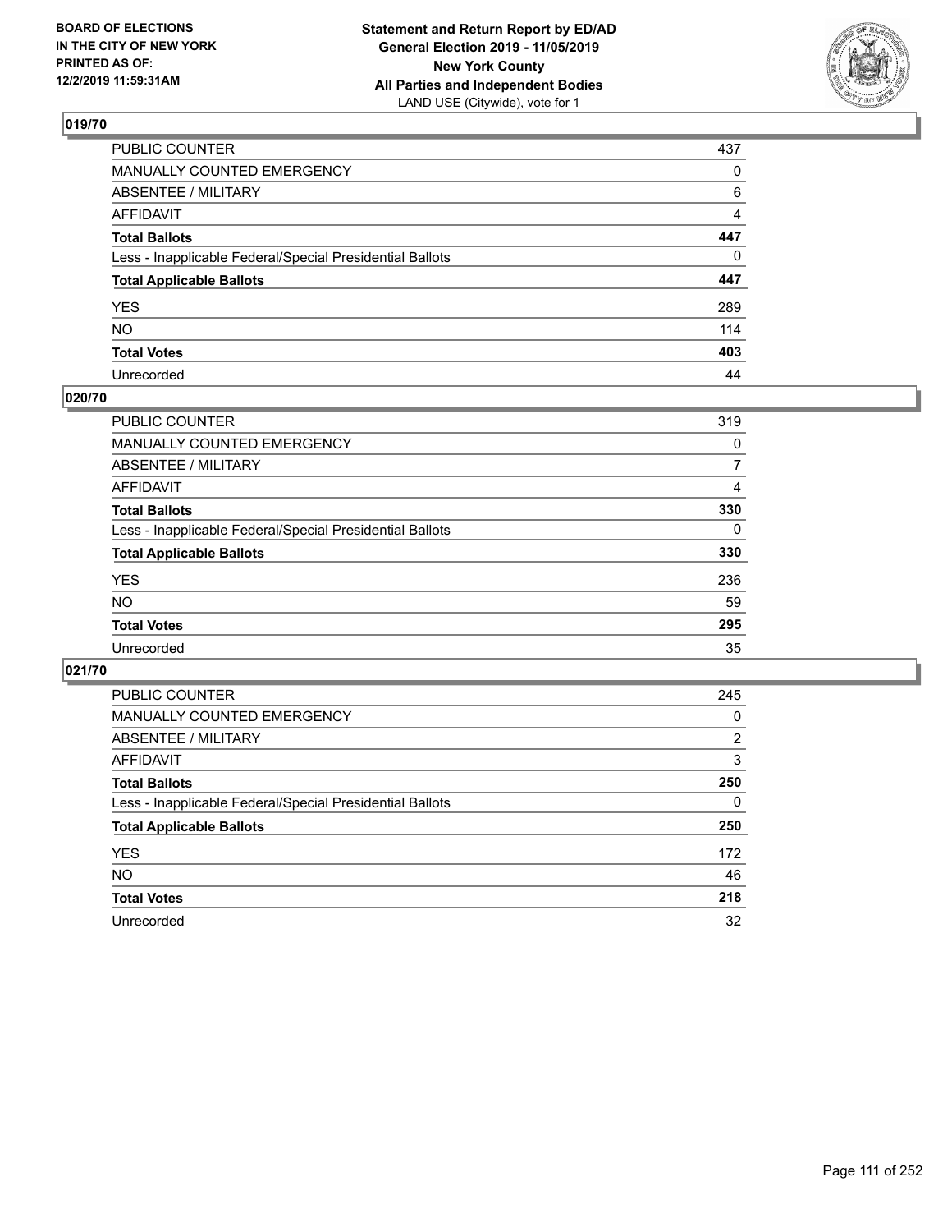BOARD OF ELECTIONS
IN THE CITY OF NEW YORK
PRINTED AS OF:
12/2/2019 11:59:31AM

**Statement and Return Report by ED/AD**
**General Election 2019 - 11/05/2019**
**New York County**
**All Parties and Independent Bodies**
LAND USE (Citywide), vote for 1

## 019/70

| | |
|---|---|
| PUBLIC COUNTER | 437 |
| MANUALLY COUNTED EMERGENCY | 0 |
| ABSENTEE / MILITARY | 6 |
| AFFIDAVIT | 4 |
| **Total Ballots** | **447** |
| Less - Inapplicable Federal/Special Presidential Ballots | 0 |
| **Total Applicable Ballots** | **447** |
| YES | 289 |
| NO | 114 |
| **Total Votes** | **403** |
| Unrecorded | 44 |

## 020/70

| | |
|---|---|
| PUBLIC COUNTER | 319 |
| MANUALLY COUNTED EMERGENCY | 0 |
| ABSENTEE / MILITARY | 7 |
| AFFIDAVIT | 4 |
| **Total Ballots** | **330** |
| Less - Inapplicable Federal/Special Presidential Ballots | 0 |
| **Total Applicable Ballots** | **330** |
| YES | 236 |
| NO | 59 |
| **Total Votes** | **295** |
| Unrecorded | 35 |

## 021/70

| | |
|---|---|
| PUBLIC COUNTER | 245 |
| MANUALLY COUNTED EMERGENCY | 0 |
| ABSENTEE / MILITARY | 2 |
| AFFIDAVIT | 3 |
| **Total Ballots** | **250** |
| Less - Inapplicable Federal/Special Presidential Ballots | 0 |
| **Total Applicable Ballots** | **250** |
| YES | 172 |
| NO | 46 |
| **Total Votes** | **218** |
| Unrecorded | 32 |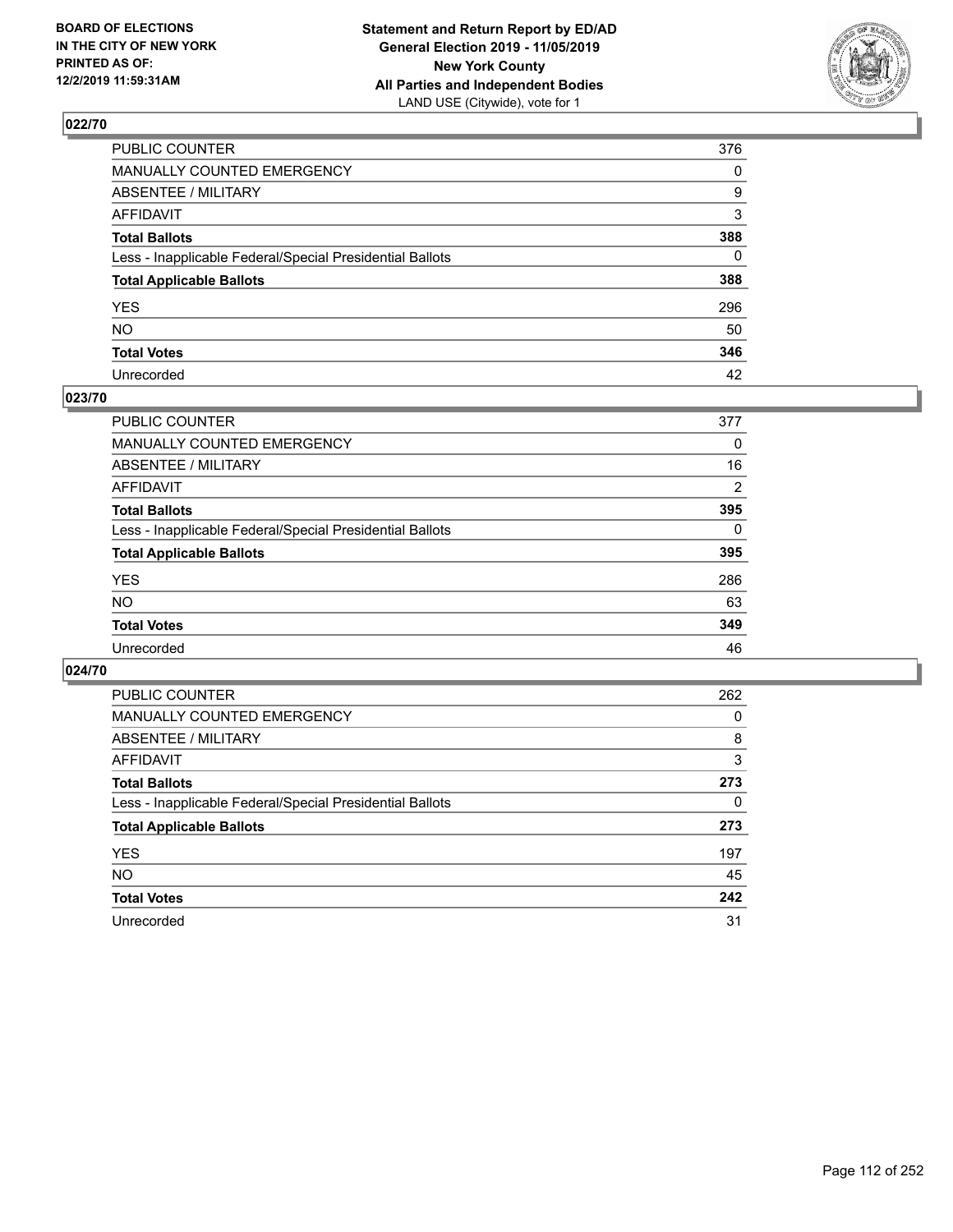BOARD OF ELECTIONS
IN THE CITY OF NEW YORK
PRINTED AS OF:
12/2/2019 11:59:31AM

**Statement and Return Report by ED/AD**
**General Election 2019 - 11/05/2019**
**New York County**
**All Parties and Independent Bodies**
LAND USE (Citywide), vote for 1

## 022/70

| | |
|---|---|
| PUBLIC COUNTER | 376 |
| MANUALLY COUNTED EMERGENCY | 0 |
| ABSENTEE / MILITARY | 9 |
| AFFIDAVIT | 3 |
| **Total Ballots** | **388** |
| Less - Inapplicable Federal/Special Presidential Ballots | 0 |
| **Total Applicable Ballots** | **388** |
| YES | 296 |
| NO | 50 |
| **Total Votes** | **346** |
| Unrecorded | 42 |

## 023/70

| | |
|---|---|
| PUBLIC COUNTER | 377 |
| MANUALLY COUNTED EMERGENCY | 0 |
| ABSENTEE / MILITARY | 16 |
| AFFIDAVIT | 2 |
| **Total Ballots** | **395** |
| Less - Inapplicable Federal/Special Presidential Ballots | 0 |
| **Total Applicable Ballots** | **395** |
| YES | 286 |
| NO | 63 |
| **Total Votes** | **349** |
| Unrecorded | 46 |

## 024/70

| | |
|---|---|
| PUBLIC COUNTER | 262 |
| MANUALLY COUNTED EMERGENCY | 0 |
| ABSENTEE / MILITARY | 8 |
| AFFIDAVIT | 3 |
| **Total Ballots** | **273** |
| Less - Inapplicable Federal/Special Presidential Ballots | 0 |
| **Total Applicable Ballots** | **273** |
| YES | 197 |
| NO | 45 |
| **Total Votes** | **242** |
| Unrecorded | 31 |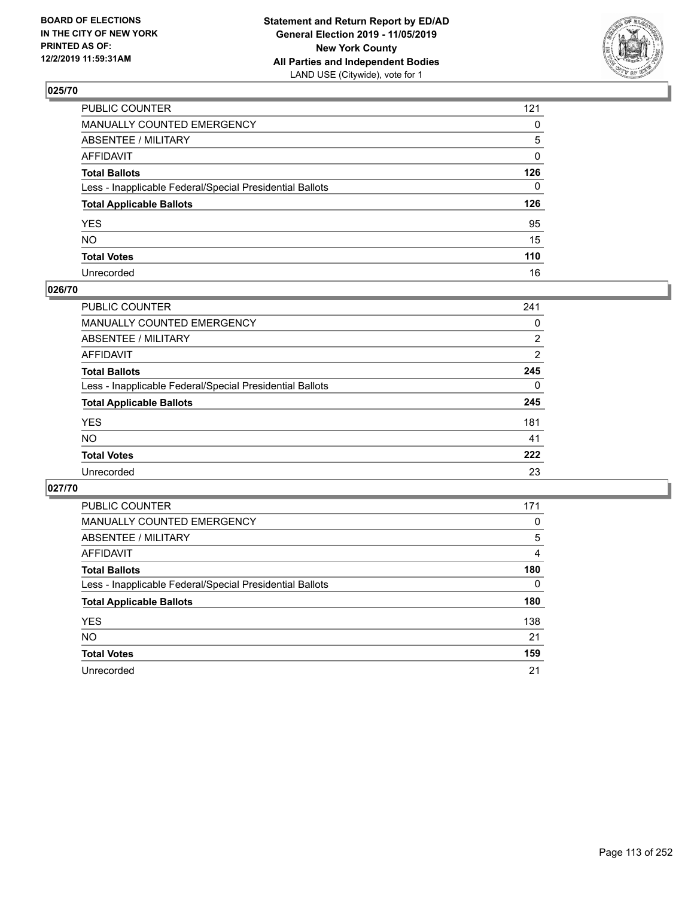BOARD OF ELECTIONS
IN THE CITY OF NEW YORK
PRINTED AS OF:
12/2/2019 11:59:31AM

**Statement and Return Report by ED/AD**
**General Election 2019 - 11/05/2019**
**New York County**
**All Parties and Independent Bodies**
LAND USE (Citywide), vote for 1

## 025/70

| | |
|---|---|
| PUBLIC COUNTER | 121 |
| MANUALLY COUNTED EMERGENCY | 0 |
| ABSENTEE / MILITARY | 5 |
| AFFIDAVIT | 0 |
| **Total Ballots** | **126** |
| Less - Inapplicable Federal/Special Presidential Ballots | 0 |
| **Total Applicable Ballots** | **126** |
| YES | 95 |
| NO | 15 |
| **Total Votes** | **110** |
| Unrecorded | 16 |

## 026/70

| | |
|---|---|
| PUBLIC COUNTER | 241 |
| MANUALLY COUNTED EMERGENCY | 0 |
| ABSENTEE / MILITARY | 2 |
| AFFIDAVIT | 2 |
| **Total Ballots** | **245** |
| Less - Inapplicable Federal/Special Presidential Ballots | 0 |
| **Total Applicable Ballots** | **245** |
| YES | 181 |
| NO | 41 |
| **Total Votes** | **222** |
| Unrecorded | 23 |

## 027/70

| | |
|---|---|
| PUBLIC COUNTER | 171 |
| MANUALLY COUNTED EMERGENCY | 0 |
| ABSENTEE / MILITARY | 5 |
| AFFIDAVIT | 4 |
| **Total Ballots** | **180** |
| Less - Inapplicable Federal/Special Presidential Ballots | 0 |
| **Total Applicable Ballots** | **180** |
| YES | 138 |
| NO | 21 |
| **Total Votes** | **159** |
| Unrecorded | 21 |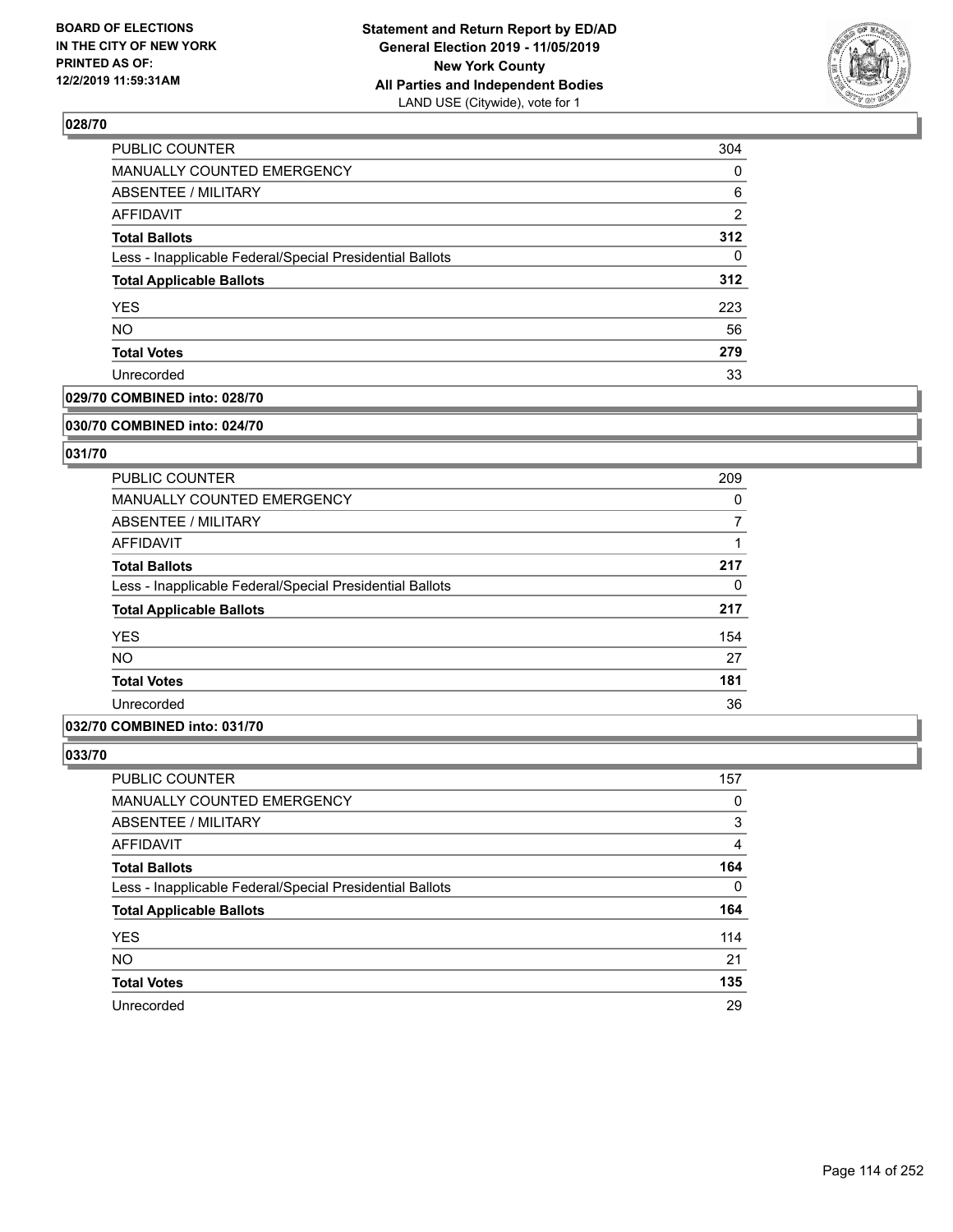**BOARD OF ELECTIONS IN THE CITY OF NEW YORK PRINTED AS OF: 12/2/2019 11:59:31AM**

**Statement and Return Report by ED/AD General Election 2019 - 11/05/2019 New York County All Parties and Independent Bodies**
LAND USE (Citywide), vote for 1

### 028/70

| | |
|---|---|
| PUBLIC COUNTER | 304 |
| MANUALLY COUNTED EMERGENCY | 0 |
| ABSENTEE / MILITARY | 6 |
| AFFIDAVIT | 2 |
| **Total Ballots** | **312** |
| Less - Inapplicable Federal/Special Presidential Ballots | 0 |
| **Total Applicable Ballots** | **312** |
| YES | 223 |
| NO | 56 |
| **Total Votes** | **279** |
| Unrecorded | 33 |

### 029/70 COMBINED into: 028/70

### 030/70 COMBINED into: 024/70

### 031/70

| | |
|---|---|
| PUBLIC COUNTER | 209 |
| MANUALLY COUNTED EMERGENCY | 0 |
| ABSENTEE / MILITARY | 7 |
| AFFIDAVIT | 1 |
| **Total Ballots** | **217** |
| Less - Inapplicable Federal/Special Presidential Ballots | 0 |
| **Total Applicable Ballots** | **217** |
| YES | 154 |
| NO | 27 |
| **Total Votes** | **181** |
| Unrecorded | 36 |

### 032/70 COMBINED into: 031/70

### 033/70

| | |
|---|---|
| PUBLIC COUNTER | 157 |
| MANUALLY COUNTED EMERGENCY | 0 |
| ABSENTEE / MILITARY | 3 |
| AFFIDAVIT | 4 |
| **Total Ballots** | **164** |
| Less - Inapplicable Federal/Special Presidential Ballots | 0 |
| **Total Applicable Ballots** | **164** |
| YES | 114 |
| NO | 21 |
| **Total Votes** | **135** |
| Unrecorded | 29 |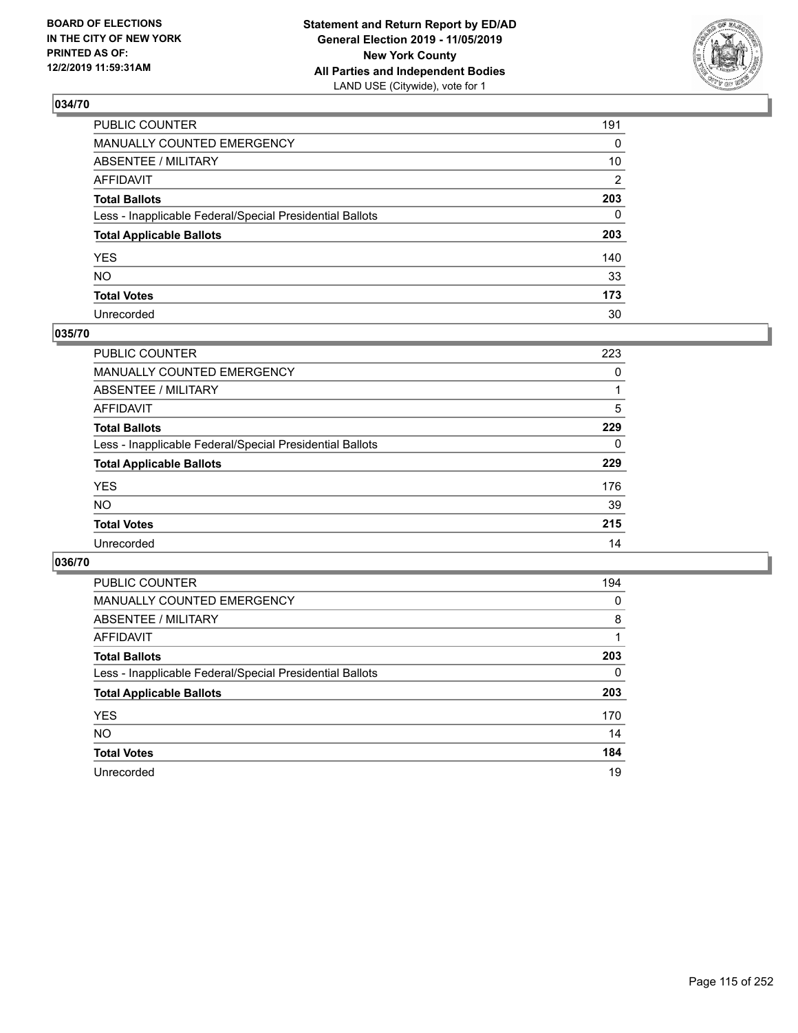**BOARD OF ELECTIONS IN THE CITY OF NEW YORK PRINTED AS OF: 12/2/2019 11:59:31AM**

**Statement and Return Report by ED/AD General Election 2019 - 11/05/2019 New York County All Parties and Independent Bodies**
LAND USE (Citywide), vote for 1

## 034/70

| | |
|---|---|
| PUBLIC COUNTER | 191 |
| MANUALLY COUNTED EMERGENCY | 0 |
| ABSENTEE / MILITARY | 10 |
| AFFIDAVIT | 2 |
| **Total Ballots** | **203** |
| Less - Inapplicable Federal/Special Presidential Ballots | 0 |
| **Total Applicable Ballots** | **203** |
| YES | 140 |
| NO | 33 |
| **Total Votes** | **173** |
| Unrecorded | 30 |

## 035/70

| | |
|---|---|
| PUBLIC COUNTER | 223 |
| MANUALLY COUNTED EMERGENCY | 0 |
| ABSENTEE / MILITARY | 1 |
| AFFIDAVIT | 5 |
| **Total Ballots** | **229** |
| Less - Inapplicable Federal/Special Presidential Ballots | 0 |
| **Total Applicable Ballots** | **229** |
| YES | 176 |
| NO | 39 |
| **Total Votes** | **215** |
| Unrecorded | 14 |

## 036/70

| | |
|---|---|
| PUBLIC COUNTER | 194 |
| MANUALLY COUNTED EMERGENCY | 0 |
| ABSENTEE / MILITARY | 8 |
| AFFIDAVIT | 1 |
| **Total Ballots** | **203** |
| Less - Inapplicable Federal/Special Presidential Ballots | 0 |
| **Total Applicable Ballots** | **203** |
| YES | 170 |
| NO | 14 |
| **Total Votes** | **184** |
| Unrecorded | 19 |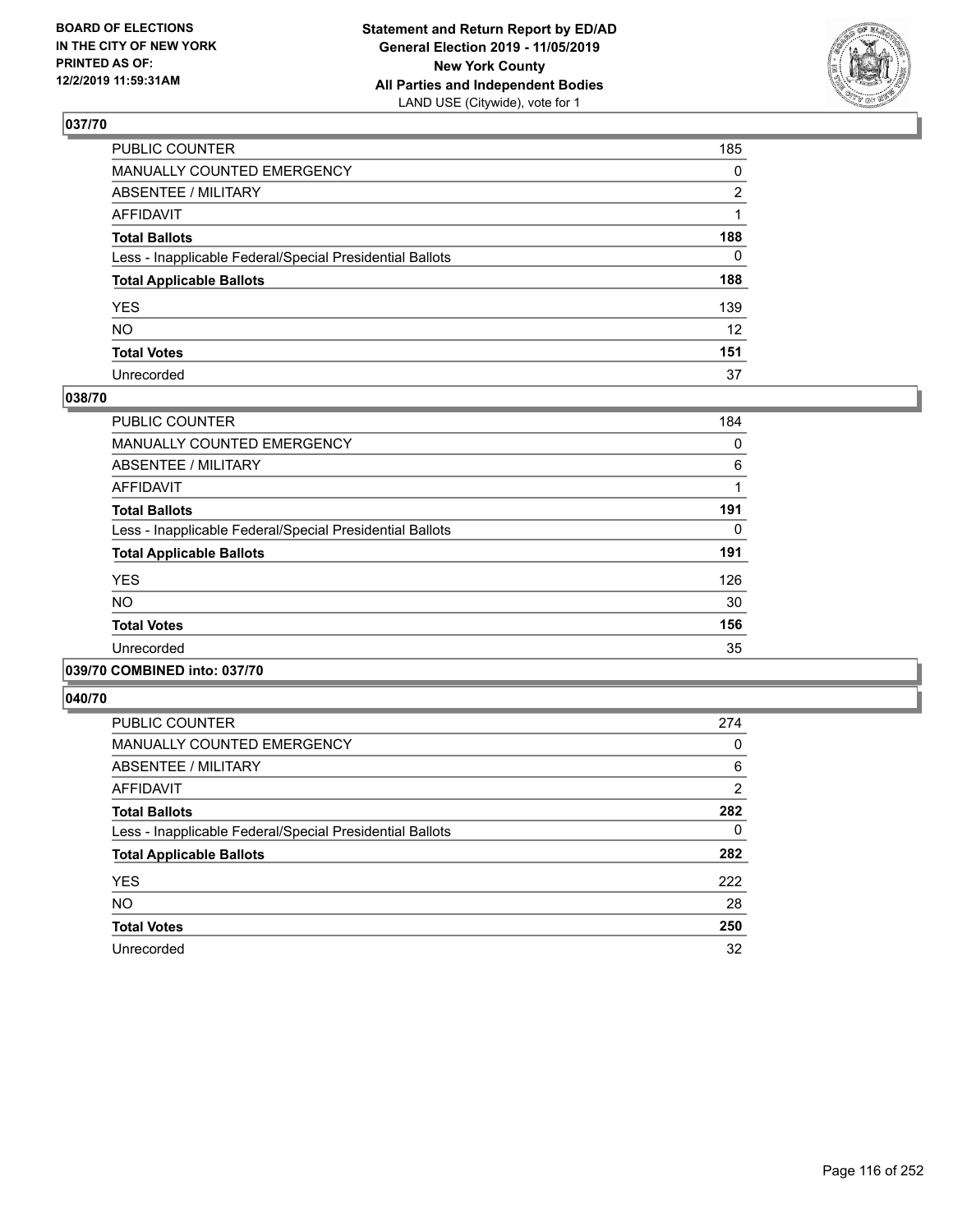## 037/70

| | |
|---|---|
| PUBLIC COUNTER | 185 |
| MANUALLY COUNTED EMERGENCY | 0 |
| ABSENTEE / MILITARY | 2 |
| AFFIDAVIT | 1 |
| **Total Ballots** | **188** |
| Less - Inapplicable Federal/Special Presidential Ballots | 0 |
| **Total Applicable Ballots** | **188** |
| YES | 139 |
| NO | 12 |
| **Total Votes** | **151** |
| Unrecorded | 37 |

## 038/70

| | |
|---|---|
| PUBLIC COUNTER | 184 |
| MANUALLY COUNTED EMERGENCY | 0 |
| ABSENTEE / MILITARY | 6 |
| AFFIDAVIT | 1 |
| **Total Ballots** | **191** |
| Less - Inapplicable Federal/Special Presidential Ballots | 0 |
| **Total Applicable Ballots** | **191** |
| YES | 126 |
| NO | 30 |
| **Total Votes** | **156** |
| Unrecorded | 35 |

## 039/70 COMBINED into: 037/70

## 040/70

| | |
|---|---|
| PUBLIC COUNTER | 274 |
| MANUALLY COUNTED EMERGENCY | 0 |
| ABSENTEE / MILITARY | 6 |
| AFFIDAVIT | 2 |
| **Total Ballots** | **282** |
| Less - Inapplicable Federal/Special Presidential Ballots | 0 |
| **Total Applicable Ballots** | **282** |
| YES | 222 |
| NO | 28 |
| **Total Votes** | **250** |
| Unrecorded | 32 |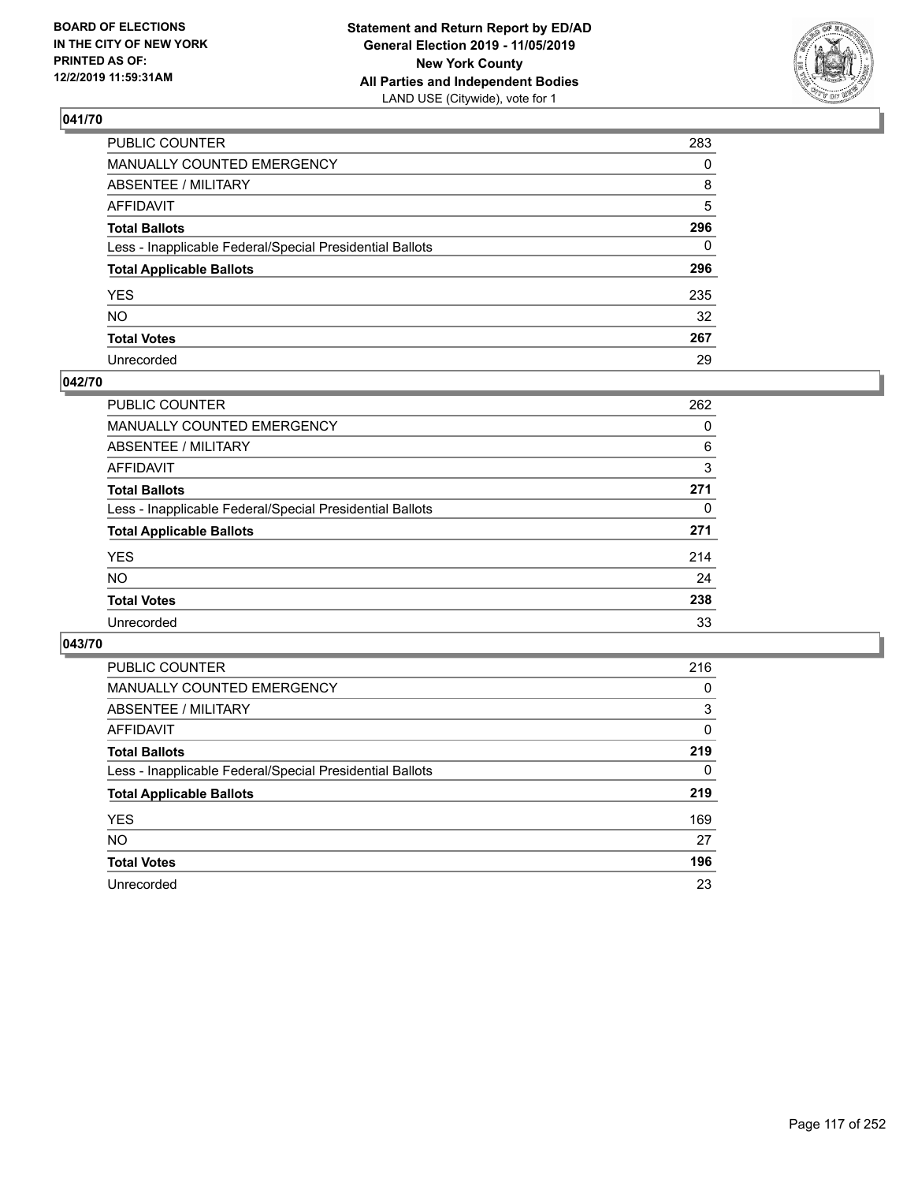**BOARD OF ELECTIONS IN THE CITY OF NEW YORK PRINTED AS OF: 12/2/2019 11:59:31AM**

**Statement and Return Report by ED/AD General Election 2019 - 11/05/2019 New York County All Parties and Independent Bodies**
LAND USE (Citywide), vote for 1

## 041/70

| | |
|---|---|
| PUBLIC COUNTER | 283 |
| MANUALLY COUNTED EMERGENCY | 0 |
| ABSENTEE / MILITARY | 8 |
| AFFIDAVIT | 5 |
| **Total Ballots** | **296** |
| Less - Inapplicable Federal/Special Presidential Ballots | 0 |
| **Total Applicable Ballots** | **296** |
| YES | 235 |
| NO | 32 |
| **Total Votes** | **267** |
| Unrecorded | 29 |

## 042/70

| | |
|---|---|
| PUBLIC COUNTER | 262 |
| MANUALLY COUNTED EMERGENCY | 0 |
| ABSENTEE / MILITARY | 6 |
| AFFIDAVIT | 3 |
| **Total Ballots** | **271** |
| Less - Inapplicable Federal/Special Presidential Ballots | 0 |
| **Total Applicable Ballots** | **271** |
| YES | 214 |
| NO | 24 |
| **Total Votes** | **238** |
| Unrecorded | 33 |

## 043/70

| | |
|---|---|
| PUBLIC COUNTER | 216 |
| MANUALLY COUNTED EMERGENCY | 0 |
| ABSENTEE / MILITARY | 3 |
| AFFIDAVIT | 0 |
| **Total Ballots** | **219** |
| Less - Inapplicable Federal/Special Presidential Ballots | 0 |
| **Total Applicable Ballots** | **219** |
| YES | 169 |
| NO | 27 |
| **Total Votes** | **196** |
| Unrecorded | 23 |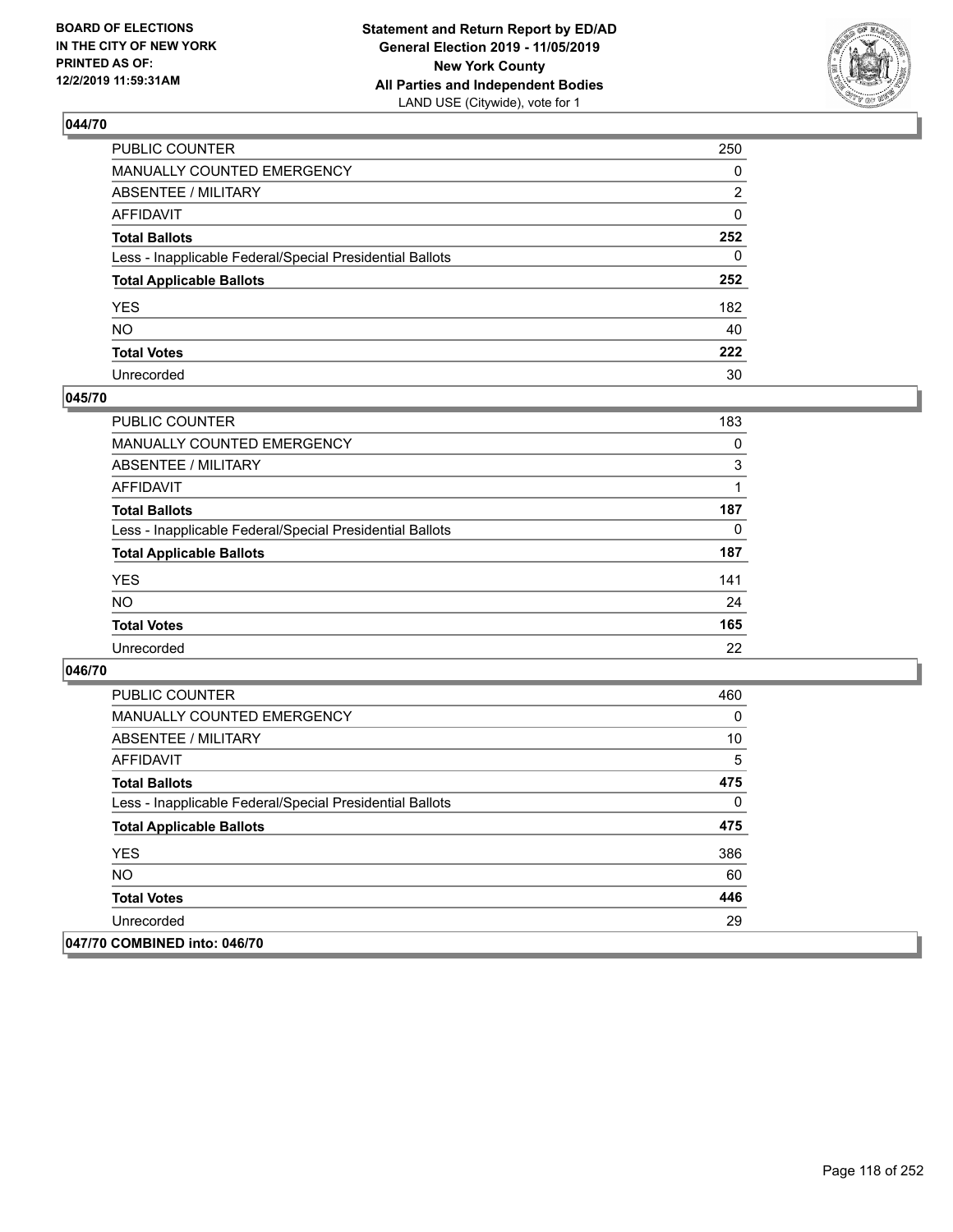## 044/70

| | |
|---|---|
| PUBLIC COUNTER | 250 |
| MANUALLY COUNTED EMERGENCY | 0 |
| ABSENTEE / MILITARY | 2 |
| AFFIDAVIT | 0 |
| **Total Ballots** | **252** |
| Less - Inapplicable Federal/Special Presidential Ballots | 0 |
| **Total Applicable Ballots** | **252** |
| YES | 182 |
| NO | 40 |
| **Total Votes** | **222** |
| Unrecorded | 30 |

## 045/70

| | |
|---|---|
| PUBLIC COUNTER | 183 |
| MANUALLY COUNTED EMERGENCY | 0 |
| ABSENTEE / MILITARY | 3 |
| AFFIDAVIT | 1 |
| **Total Ballots** | **187** |
| Less - Inapplicable Federal/Special Presidential Ballots | 0 |
| **Total Applicable Ballots** | **187** |
| YES | 141 |
| NO | 24 |
| **Total Votes** | **165** |
| Unrecorded | 22 |

## 046/70

| | |
|---|---|
| PUBLIC COUNTER | 460 |
| MANUALLY COUNTED EMERGENCY | 0 |
| ABSENTEE / MILITARY | 10 |
| AFFIDAVIT | 5 |
| **Total Ballots** | **475** |
| Less - Inapplicable Federal/Special Presidential Ballots | 0 |
| **Total Applicable Ballots** | **475** |
| YES | 386 |
| NO | 60 |
| **Total Votes** | **446** |
| Unrecorded | 29 |

## 047/70 COMBINED into: 046/70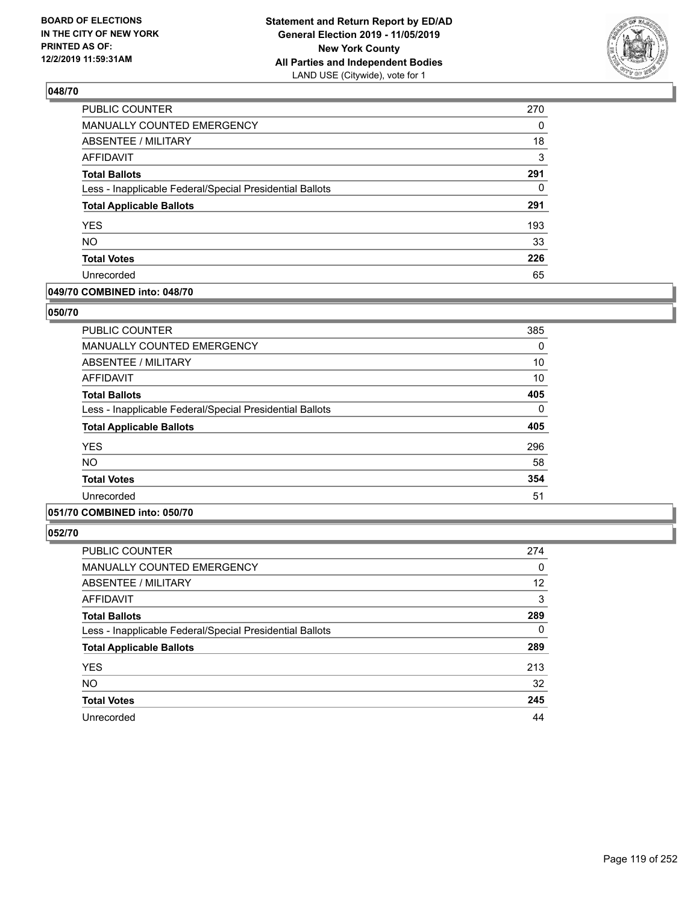**BOARD OF ELECTIONS IN THE CITY OF NEW YORK PRINTED AS OF: 12/2/2019 11:59:31AM**

**Statement and Return Report by ED/AD General Election 2019 - 11/05/2019 New York County All Parties and Independent Bodies**
LAND USE (Citywide), vote for 1

## 048/70

| | |
|---|---|
| PUBLIC COUNTER | 270 |
| MANUALLY COUNTED EMERGENCY | 0 |
| ABSENTEE / MILITARY | 18 |
| AFFIDAVIT | 3 |
| **Total Ballots** | **291** |
| Less - Inapplicable Federal/Special Presidential Ballots | 0 |
| **Total Applicable Ballots** | **291** |
| YES | 193 |
| NO | 33 |
| **Total Votes** | **226** |
| Unrecorded | 65 |

## 049/70 COMBINED into: 048/70

## 050/70

| | |
|---|---|
| PUBLIC COUNTER | 385 |
| MANUALLY COUNTED EMERGENCY | 0 |
| ABSENTEE / MILITARY | 10 |
| AFFIDAVIT | 10 |
| **Total Ballots** | **405** |
| Less - Inapplicable Federal/Special Presidential Ballots | 0 |
| **Total Applicable Ballots** | **405** |
| YES | 296 |
| NO | 58 |
| **Total Votes** | **354** |
| Unrecorded | 51 |

## 051/70 COMBINED into: 050/70

## 052/70

| | |
|---|---|
| PUBLIC COUNTER | 274 |
| MANUALLY COUNTED EMERGENCY | 0 |
| ABSENTEE / MILITARY | 12 |
| AFFIDAVIT | 3 |
| **Total Ballots** | **289** |
| Less - Inapplicable Federal/Special Presidential Ballots | 0 |
| **Total Applicable Ballots** | **289** |
| YES | 213 |
| NO | 32 |
| **Total Votes** | **245** |
| Unrecorded | 44 |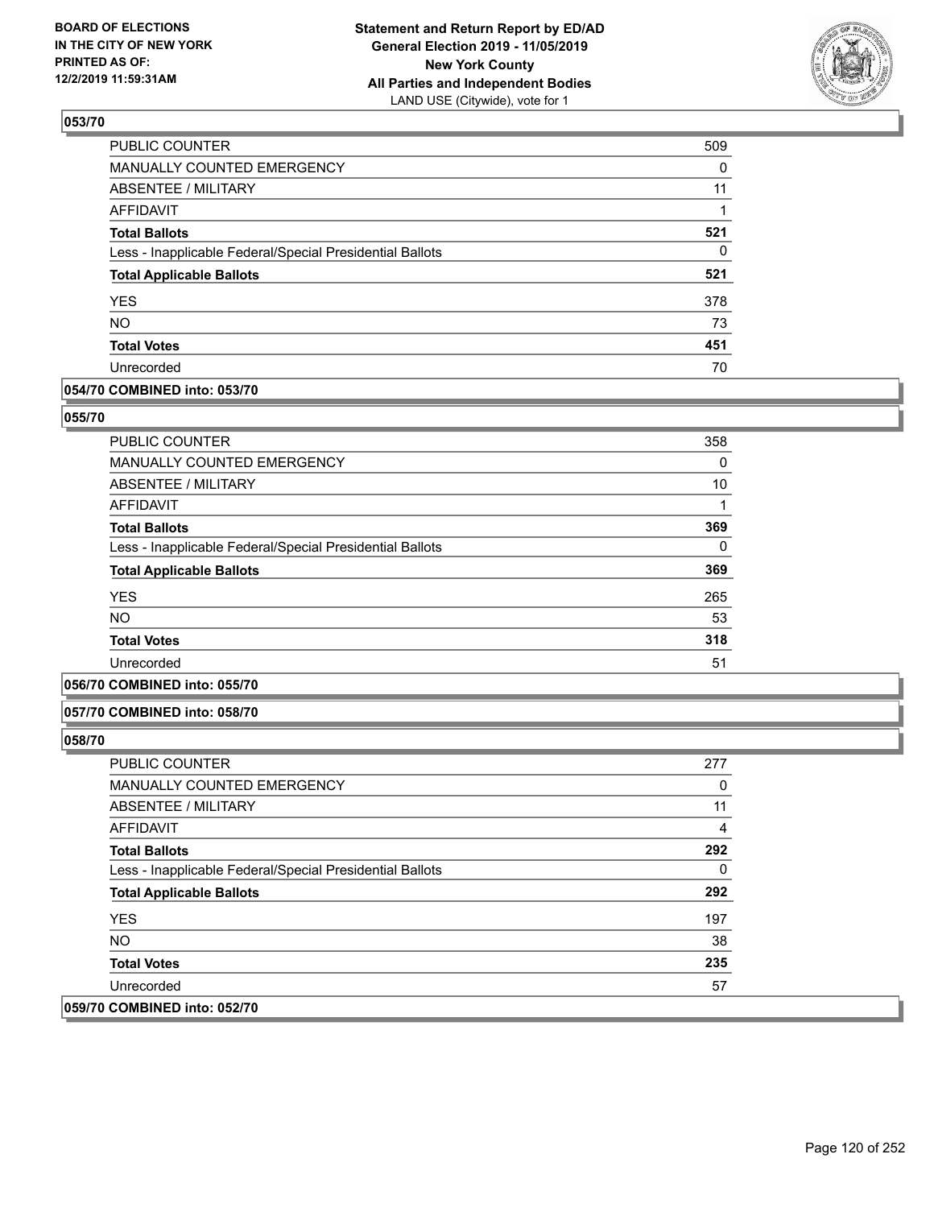## 053/70

| | |
|---|---|
| PUBLIC COUNTER | 509 |
| MANUALLY COUNTED EMERGENCY | 0 |
| ABSENTEE / MILITARY | 11 |
| AFFIDAVIT | 1 |
| **Total Ballots** | **521** |
| Less - Inapplicable Federal/Special Presidential Ballots | 0 |
| **Total Applicable Ballots** | **521** |
| YES | 378 |
| NO | 73 |
| **Total Votes** | **451** |
| Unrecorded | 70 |

## 054/70 COMBINED into: 053/70

## 055/70

| | |
|---|---|
| PUBLIC COUNTER | 358 |
| MANUALLY COUNTED EMERGENCY | 0 |
| ABSENTEE / MILITARY | 10 |
| AFFIDAVIT | 1 |
| **Total Ballots** | **369** |
| Less - Inapplicable Federal/Special Presidential Ballots | 0 |
| **Total Applicable Ballots** | **369** |
| YES | 265 |
| NO | 53 |
| **Total Votes** | **318** |
| Unrecorded | 51 |

## 056/70 COMBINED into: 055/70

## 057/70 COMBINED into: 058/70

## 058/70

| | |
|---|---|
| PUBLIC COUNTER | 277 |
| MANUALLY COUNTED EMERGENCY | 0 |
| ABSENTEE / MILITARY | 11 |
| AFFIDAVIT | 4 |
| **Total Ballots** | **292** |
| Less - Inapplicable Federal/Special Presidential Ballots | 0 |
| **Total Applicable Ballots** | **292** |
| YES | 197 |
| NO | 38 |
| **Total Votes** | **235** |
| Unrecorded | 57 |

## 059/70 COMBINED into: 052/70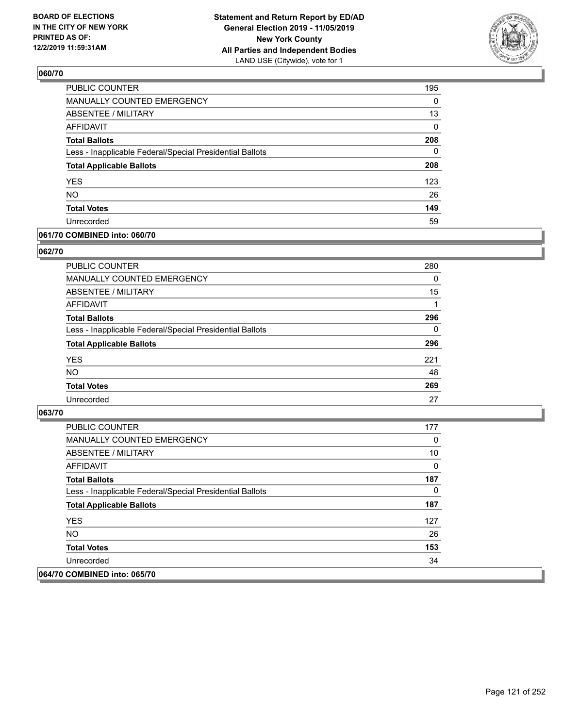### 060/70

| | |
|---|---|
| PUBLIC COUNTER | 195 |
| MANUALLY COUNTED EMERGENCY | 0 |
| ABSENTEE / MILITARY | 13 |
| AFFIDAVIT | 0 |
| **Total Ballots** | **208** |
| Less - Inapplicable Federal/Special Presidential Ballots | 0 |
| **Total Applicable Ballots** | **208** |
| YES | 123 |
| NO | 26 |
| **Total Votes** | **149** |
| Unrecorded | 59 |

### 061/70 COMBINED into: 060/70

### 062/70

| | |
|---|---|
| PUBLIC COUNTER | 280 |
| MANUALLY COUNTED EMERGENCY | 0 |
| ABSENTEE / MILITARY | 15 |
| AFFIDAVIT | 1 |
| **Total Ballots** | **296** |
| Less - Inapplicable Federal/Special Presidential Ballots | 0 |
| **Total Applicable Ballots** | **296** |
| YES | 221 |
| NO | 48 |
| **Total Votes** | **269** |
| Unrecorded | 27 |

### 063/70

| | |
|---|---|
| PUBLIC COUNTER | 177 |
| MANUALLY COUNTED EMERGENCY | 0 |
| ABSENTEE / MILITARY | 10 |
| AFFIDAVIT | 0 |
| **Total Ballots** | **187** |
| Less - Inapplicable Federal/Special Presidential Ballots | 0 |
| **Total Applicable Ballots** | **187** |
| YES | 127 |
| NO | 26 |
| **Total Votes** | **153** |
| Unrecorded | 34 |

### 064/70 COMBINED into: 065/70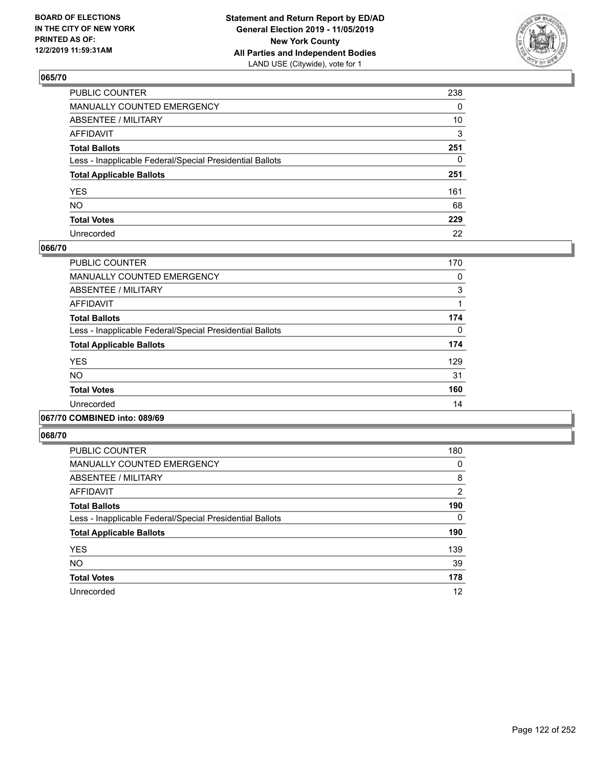**BOARD OF ELECTIONS IN THE CITY OF NEW YORK PRINTED AS OF: 12/2/2019 11:59:31AM**

**Statement and Return Report by ED/AD General Election 2019 - 11/05/2019 New York County All Parties and Independent Bodies**
LAND USE (Citywide), vote for 1

## 065/70

| | |
|---|---|
| PUBLIC COUNTER | 238 |
| MANUALLY COUNTED EMERGENCY | 0 |
| ABSENTEE / MILITARY | 10 |
| AFFIDAVIT | 3 |
| **Total Ballots** | **251** |
| Less - Inapplicable Federal/Special Presidential Ballots | 0 |
| **Total Applicable Ballots** | **251** |
| YES | 161 |
| NO | 68 |
| **Total Votes** | **229** |
| Unrecorded | 22 |

## 066/70

| | |
|---|---|
| PUBLIC COUNTER | 170 |
| MANUALLY COUNTED EMERGENCY | 0 |
| ABSENTEE / MILITARY | 3 |
| AFFIDAVIT | 1 |
| **Total Ballots** | **174** |
| Less - Inapplicable Federal/Special Presidential Ballots | 0 |
| **Total Applicable Ballots** | **174** |
| YES | 129 |
| NO | 31 |
| **Total Votes** | **160** |
| Unrecorded | 14 |

## 067/70 COMBINED into: 089/69

## 068/70

| | |
|---|---|
| PUBLIC COUNTER | 180 |
| MANUALLY COUNTED EMERGENCY | 0 |
| ABSENTEE / MILITARY | 8 |
| AFFIDAVIT | 2 |
| **Total Ballots** | **190** |
| Less - Inapplicable Federal/Special Presidential Ballots | 0 |
| **Total Applicable Ballots** | **190** |
| YES | 139 |
| NO | 39 |
| **Total Votes** | **178** |
| Unrecorded | 12 |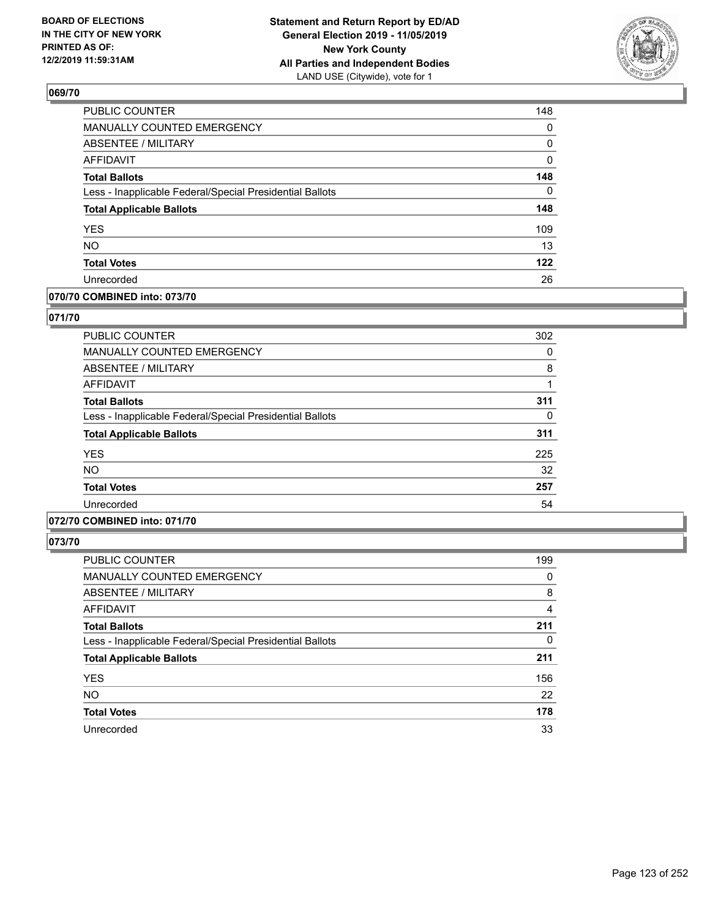## 069/70

| | |
|---|---|
| PUBLIC COUNTER | 148 |
| MANUALLY COUNTED EMERGENCY | 0 |
| ABSENTEE / MILITARY | 0 |
| AFFIDAVIT | 0 |
| **Total Ballots** | **148** |
| Less - Inapplicable Federal/Special Presidential Ballots | 0 |
| **Total Applicable Ballots** | **148** |
| YES | 109 |
| NO | 13 |
| **Total Votes** | **122** |
| Unrecorded | 26 |

## 070/70 COMBINED into: 073/70

## 071/70

| | |
|---|---|
| PUBLIC COUNTER | 302 |
| MANUALLY COUNTED EMERGENCY | 0 |
| ABSENTEE / MILITARY | 8 |
| AFFIDAVIT | 1 |
| **Total Ballots** | **311** |
| Less - Inapplicable Federal/Special Presidential Ballots | 0 |
| **Total Applicable Ballots** | **311** |
| YES | 225 |
| NO | 32 |
| **Total Votes** | **257** |
| Unrecorded | 54 |

## 072/70 COMBINED into: 071/70

## 073/70

| | |
|---|---|
| PUBLIC COUNTER | 199 |
| MANUALLY COUNTED EMERGENCY | 0 |
| ABSENTEE / MILITARY | 8 |
| AFFIDAVIT | 4 |
| **Total Ballots** | **211** |
| Less - Inapplicable Federal/Special Presidential Ballots | 0 |
| **Total Applicable Ballots** | **211** |
| YES | 156 |
| NO | 22 |
| **Total Votes** | **178** |
| Unrecorded | 33 |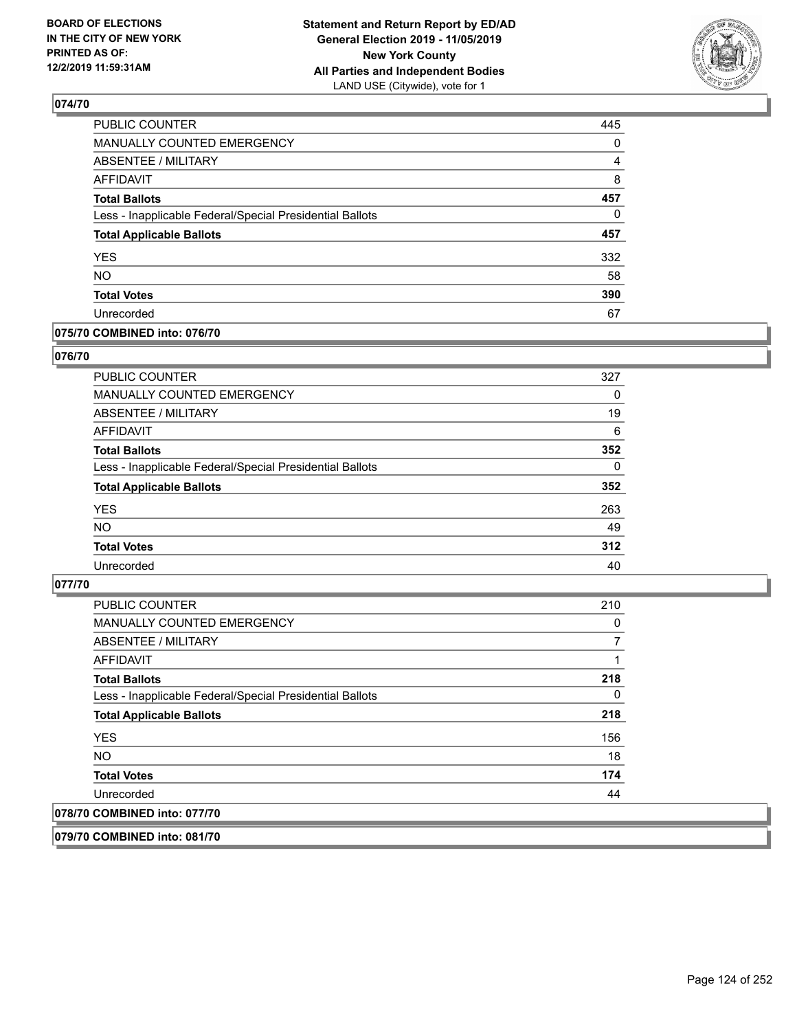## 074/70

| | |
|---|---|
| PUBLIC COUNTER | 445 |
| MANUALLY COUNTED EMERGENCY | 0 |
| ABSENTEE / MILITARY | 4 |
| AFFIDAVIT | 8 |
| **Total Ballots** | **457** |
| Less - Inapplicable Federal/Special Presidential Ballots | 0 |
| **Total Applicable Ballots** | **457** |
| YES | 332 |
| NO | 58 |
| **Total Votes** | **390** |
| Unrecorded | 67 |

## 075/70 COMBINED into: 076/70

## 076/70

| | |
|---|---|
| PUBLIC COUNTER | 327 |
| MANUALLY COUNTED EMERGENCY | 0 |
| ABSENTEE / MILITARY | 19 |
| AFFIDAVIT | 6 |
| **Total Ballots** | **352** |
| Less - Inapplicable Federal/Special Presidential Ballots | 0 |
| **Total Applicable Ballots** | **352** |
| YES | 263 |
| NO | 49 |
| **Total Votes** | **312** |
| Unrecorded | 40 |

## 077/70

| | |
|---|---|
| PUBLIC COUNTER | 210 |
| MANUALLY COUNTED EMERGENCY | 0 |
| ABSENTEE / MILITARY | 7 |
| AFFIDAVIT | 1 |
| **Total Ballots** | **218** |
| Less - Inapplicable Federal/Special Presidential Ballots | 0 |
| **Total Applicable Ballots** | **218** |
| YES | 156 |
| NO | 18 |
| **Total Votes** | **174** |
| Unrecorded | 44 |

## 078/70 COMBINED into: 077/70

## 079/70 COMBINED into: 081/70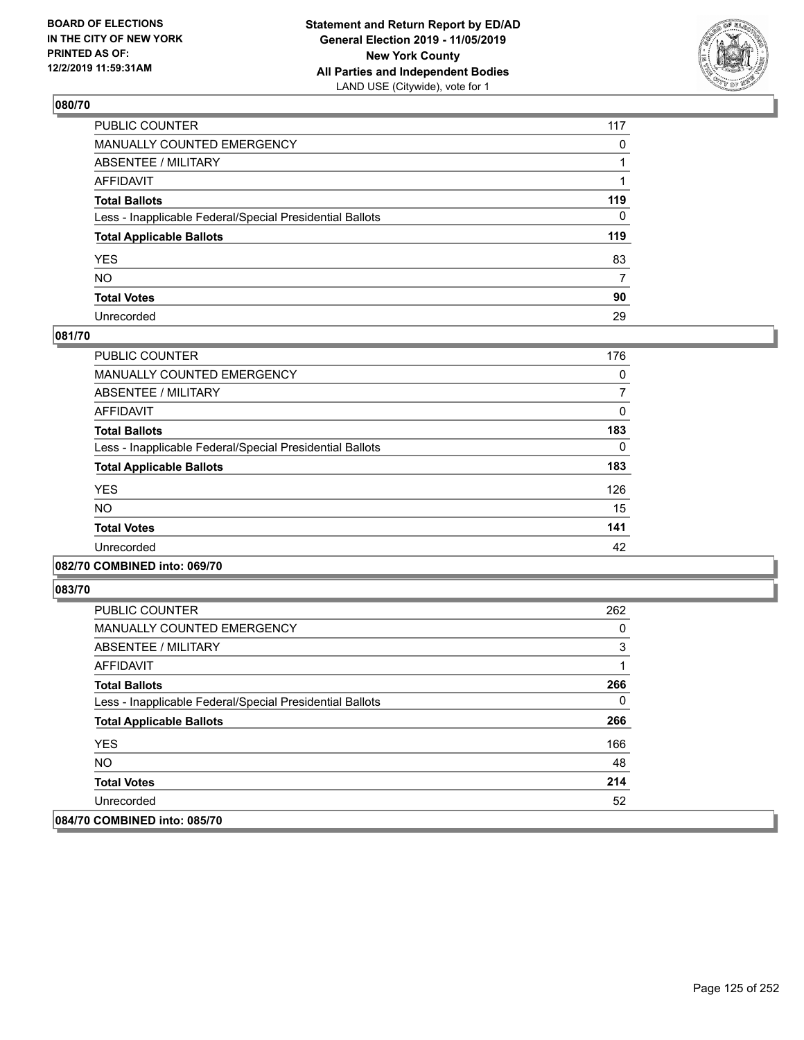**BOARD OF ELECTIONS IN THE CITY OF NEW YORK PRINTED AS OF: 12/2/2019 11:59:31AM**

**Statement and Return Report by ED/AD General Election 2019 - 11/05/2019 New York County All Parties and Independent Bodies**
LAND USE (Citywide), vote for 1

### 080/70

| | |
|---|---|
| PUBLIC COUNTER | 117 |
| MANUALLY COUNTED EMERGENCY | 0 |
| ABSENTEE / MILITARY | 1 |
| AFFIDAVIT | 1 |
| **Total Ballots** | **119** |
| Less - Inapplicable Federal/Special Presidential Ballots | 0 |
| **Total Applicable Ballots** | **119** |
| YES | 83 |
| NO | 7 |
| **Total Votes** | **90** |
| Unrecorded | 29 |

### 081/70

| | |
|---|---|
| PUBLIC COUNTER | 176 |
| MANUALLY COUNTED EMERGENCY | 0 |
| ABSENTEE / MILITARY | 7 |
| AFFIDAVIT | 0 |
| **Total Ballots** | **183** |
| Less - Inapplicable Federal/Special Presidential Ballots | 0 |
| **Total Applicable Ballots** | **183** |
| YES | 126 |
| NO | 15 |
| **Total Votes** | **141** |
| Unrecorded | 42 |

### 082/70 COMBINED into: 069/70

### 083/70

| | |
|---|---|
| PUBLIC COUNTER | 262 |
| MANUALLY COUNTED EMERGENCY | 0 |
| ABSENTEE / MILITARY | 3 |
| AFFIDAVIT | 1 |
| **Total Ballots** | **266** |
| Less - Inapplicable Federal/Special Presidential Ballots | 0 |
| **Total Applicable Ballots** | **266** |
| YES | 166 |
| NO | 48 |
| **Total Votes** | **214** |
| Unrecorded | 52 |

### 084/70 COMBINED into: 085/70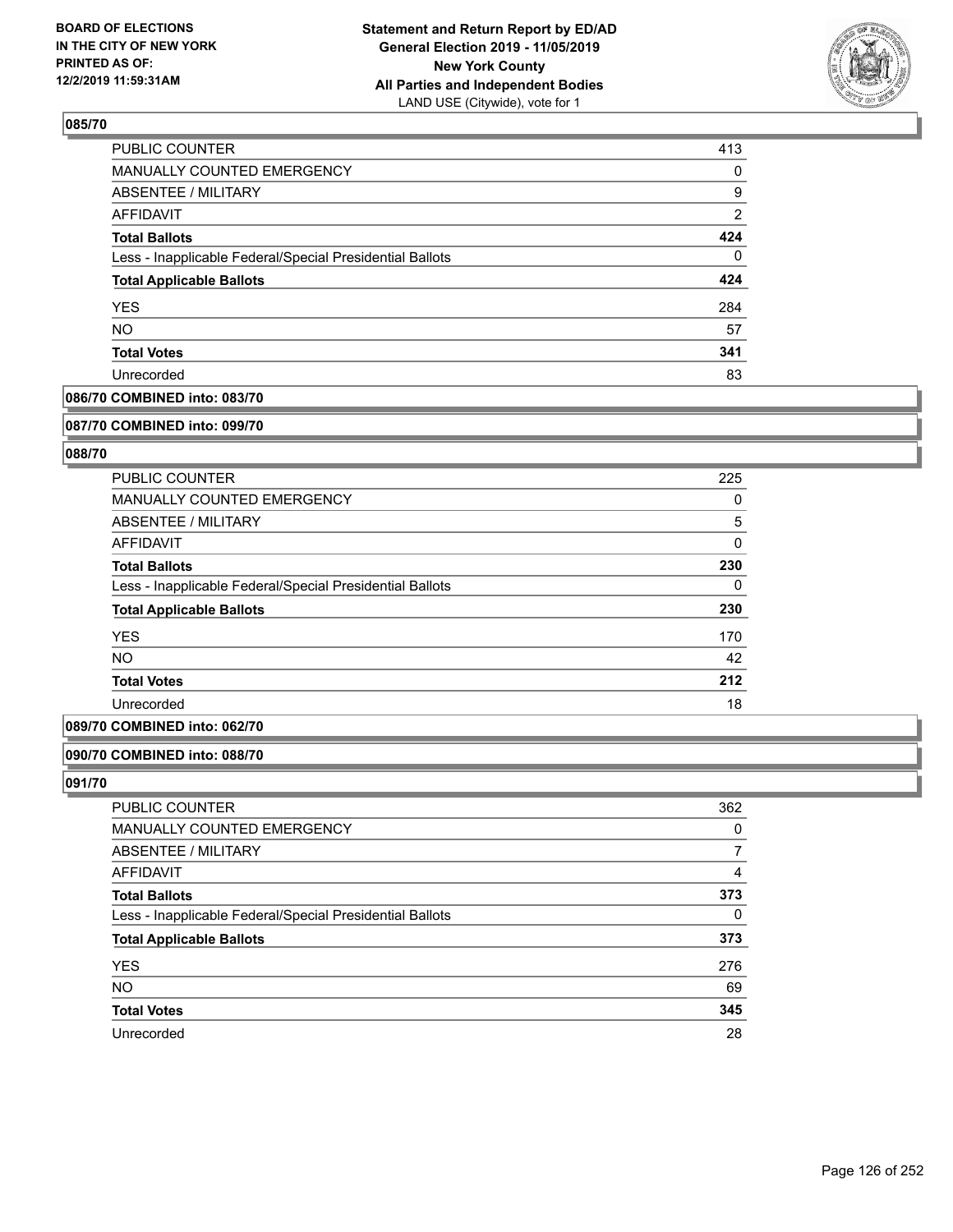### 085/70

| | |
|---|---|
| PUBLIC COUNTER | 413 |
| MANUALLY COUNTED EMERGENCY | 0 |
| ABSENTEE / MILITARY | 9 |
| AFFIDAVIT | 2 |
| **Total Ballots** | **424** |
| Less - Inapplicable Federal/Special Presidential Ballots | 0 |
| **Total Applicable Ballots** | **424** |
| YES | 284 |
| NO | 57 |
| **Total Votes** | **341** |
| Unrecorded | 83 |

### 086/70 COMBINED into: 083/70

### 087/70 COMBINED into: 099/70

### 088/70

| | |
|---|---|
| PUBLIC COUNTER | 225 |
| MANUALLY COUNTED EMERGENCY | 0 |
| ABSENTEE / MILITARY | 5 |
| AFFIDAVIT | 0 |
| **Total Ballots** | **230** |
| Less - Inapplicable Federal/Special Presidential Ballots | 0 |
| **Total Applicable Ballots** | **230** |
| YES | 170 |
| NO | 42 |
| **Total Votes** | **212** |
| Unrecorded | 18 |

### 089/70 COMBINED into: 062/70

### 090/70 COMBINED into: 088/70

### 091/70

| | |
|---|---|
| PUBLIC COUNTER | 362 |
| MANUALLY COUNTED EMERGENCY | 0 |
| ABSENTEE / MILITARY | 7 |
| AFFIDAVIT | 4 |
| **Total Ballots** | **373** |
| Less - Inapplicable Federal/Special Presidential Ballots | 0 |
| **Total Applicable Ballots** | **373** |
| YES | 276 |
| NO | 69 |
| **Total Votes** | **345** |
| Unrecorded | 28 |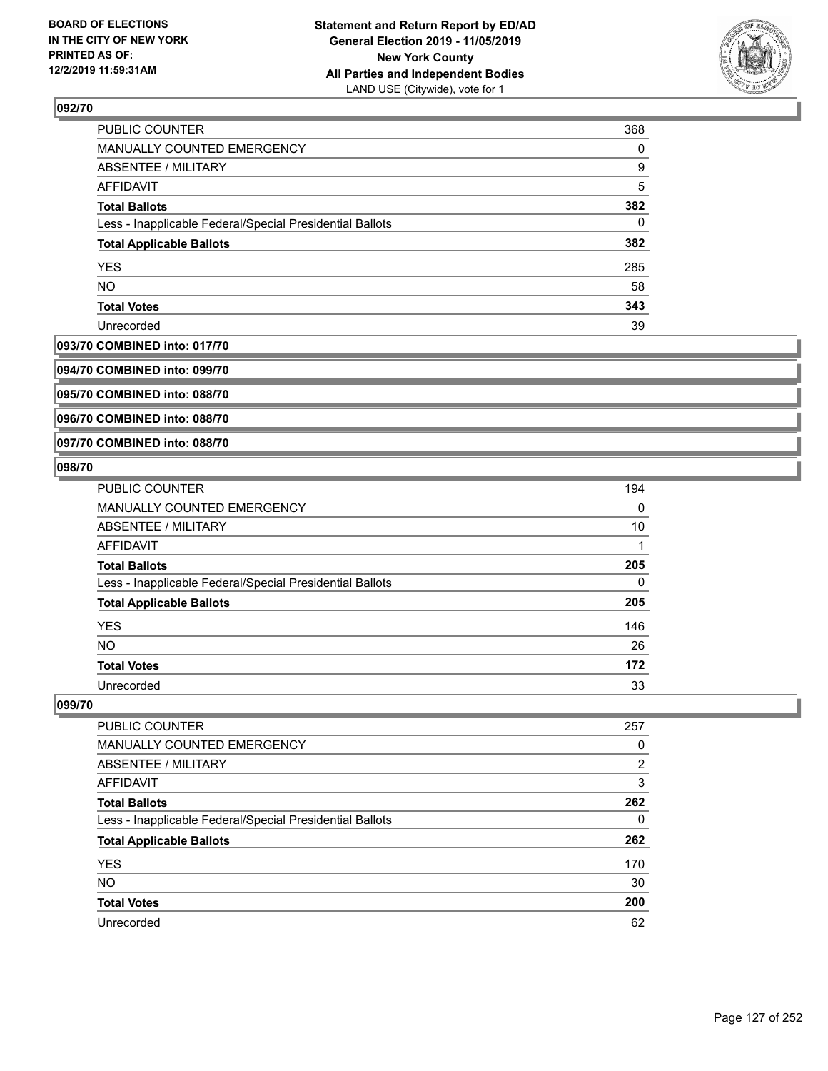BOARD OF ELECTIONS
IN THE CITY OF NEW YORK
PRINTED AS OF:
12/2/2019 11:59:31AM

**Statement and Return Report by ED/AD**
**General Election 2019 - 11/05/2019**
**New York County**
**All Parties and Independent Bodies**
LAND USE (Citywide), vote for 1

### 092/70

| | |
|---|---|
| PUBLIC COUNTER | 368 |
| MANUALLY COUNTED EMERGENCY | 0 |
| ABSENTEE / MILITARY | 9 |
| AFFIDAVIT | 5 |
| **Total Ballots** | **382** |
| Less - Inapplicable Federal/Special Presidential Ballots | 0 |
| **Total Applicable Ballots** | **382** |
| YES | 285 |
| NO | 58 |
| **Total Votes** | **343** |
| Unrecorded | 39 |

### 093/70 COMBINED into: 017/70

### 094/70 COMBINED into: 099/70

### 095/70 COMBINED into: 088/70

### 096/70 COMBINED into: 088/70

### 097/70 COMBINED into: 088/70

### 098/70

| | |
|---|---|
| PUBLIC COUNTER | 194 |
| MANUALLY COUNTED EMERGENCY | 0 |
| ABSENTEE / MILITARY | 10 |
| AFFIDAVIT | 1 |
| **Total Ballots** | **205** |
| Less - Inapplicable Federal/Special Presidential Ballots | 0 |
| **Total Applicable Ballots** | **205** |
| YES | 146 |
| NO | 26 |
| **Total Votes** | **172** |
| Unrecorded | 33 |

### 099/70

| | |
|---|---|
| PUBLIC COUNTER | 257 |
| MANUALLY COUNTED EMERGENCY | 0 |
| ABSENTEE / MILITARY | 2 |
| AFFIDAVIT | 3 |
| **Total Ballots** | **262** |
| Less - Inapplicable Federal/Special Presidential Ballots | 0 |
| **Total Applicable Ballots** | **262** |
| YES | 170 |
| NO | 30 |
| **Total Votes** | **200** |
| Unrecorded | 62 |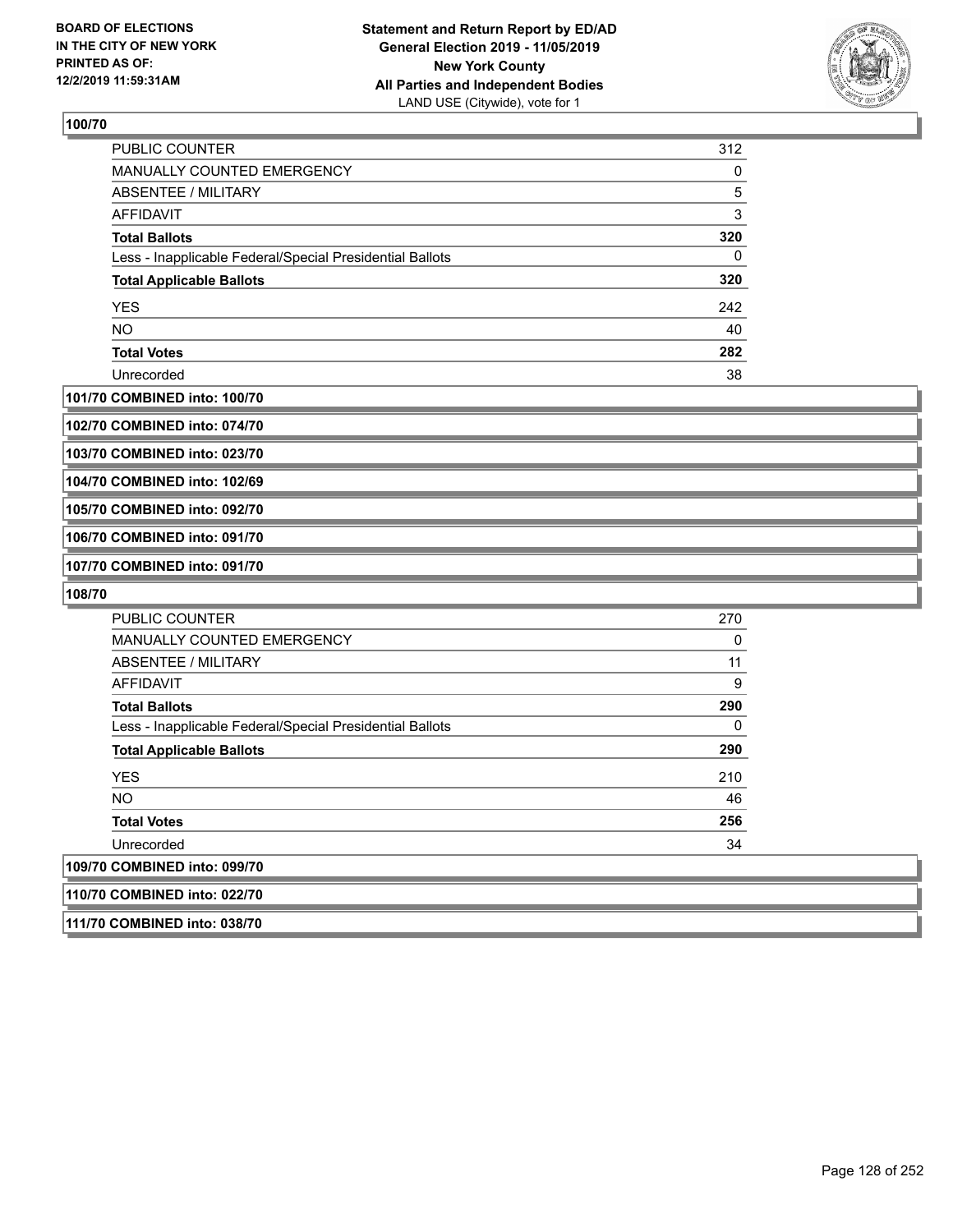### 100/70

| | |
|---|---|
| PUBLIC COUNTER | 312 |
| MANUALLY COUNTED EMERGENCY | 0 |
| ABSENTEE / MILITARY | 5 |
| AFFIDAVIT | 3 |
| **Total Ballots** | **320** |
| Less - Inapplicable Federal/Special Presidential Ballots | 0 |
| **Total Applicable Ballots** | **320** |
| YES | 242 |
| NO | 40 |
| **Total Votes** | **282** |
| Unrecorded | 38 |

### 101/70 COMBINED into: 100/70

### 102/70 COMBINED into: 074/70

### 103/70 COMBINED into: 023/70

### 104/70 COMBINED into: 102/69

### 105/70 COMBINED into: 092/70

### 106/70 COMBINED into: 091/70

### 107/70 COMBINED into: 091/70

### 108/70

| | |
|---|---|
| PUBLIC COUNTER | 270 |
| MANUALLY COUNTED EMERGENCY | 0 |
| ABSENTEE / MILITARY | 11 |
| AFFIDAVIT | 9 |
| **Total Ballots** | **290** |
| Less - Inapplicable Federal/Special Presidential Ballots | 0 |
| **Total Applicable Ballots** | **290** |
| YES | 210 |
| NO | 46 |
| **Total Votes** | **256** |
| Unrecorded | 34 |

### 109/70 COMBINED into: 099/70

### 110/70 COMBINED into: 022/70

### 111/70 COMBINED into: 038/70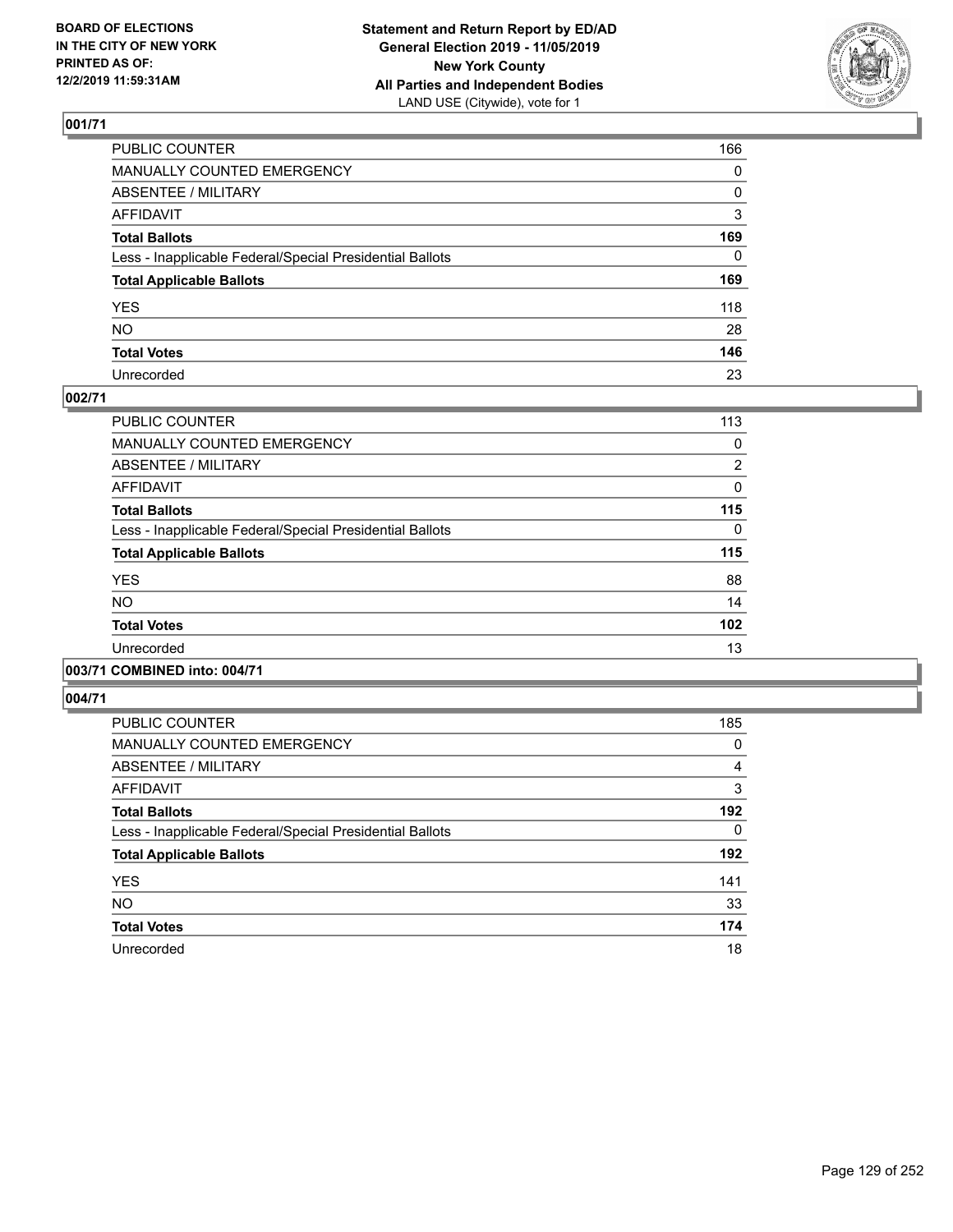BOARD OF ELECTIONS
IN THE CITY OF NEW YORK
PRINTED AS OF:
12/2/2019 11:59:31AM

**Statement and Return Report by ED/AD**
**General Election 2019 - 11/05/2019**
**New York County**
**All Parties and Independent Bodies**
LAND USE (Citywide), vote for 1

### 001/71

| | |
|---|---|
| PUBLIC COUNTER | 166 |
| MANUALLY COUNTED EMERGENCY | 0 |
| ABSENTEE / MILITARY | 0 |
| AFFIDAVIT | 3 |
| **Total Ballots** | **169** |
| Less - Inapplicable Federal/Special Presidential Ballots | 0 |
| **Total Applicable Ballots** | **169** |
| YES | 118 |
| NO | 28 |
| **Total Votes** | **146** |
| Unrecorded | 23 |

### 002/71

| | |
|---|---|
| PUBLIC COUNTER | 113 |
| MANUALLY COUNTED EMERGENCY | 0 |
| ABSENTEE / MILITARY | 2 |
| AFFIDAVIT | 0 |
| **Total Ballots** | **115** |
| Less - Inapplicable Federal/Special Presidential Ballots | 0 |
| **Total Applicable Ballots** | **115** |
| YES | 88 |
| NO | 14 |
| **Total Votes** | **102** |
| Unrecorded | 13 |

### 003/71 COMBINED into: 004/71

### 004/71

| | |
|---|---|
| PUBLIC COUNTER | 185 |
| MANUALLY COUNTED EMERGENCY | 0 |
| ABSENTEE / MILITARY | 4 |
| AFFIDAVIT | 3 |
| **Total Ballots** | **192** |
| Less - Inapplicable Federal/Special Presidential Ballots | 0 |
| **Total Applicable Ballots** | **192** |
| YES | 141 |
| NO | 33 |
| **Total Votes** | **174** |
| Unrecorded | 18 |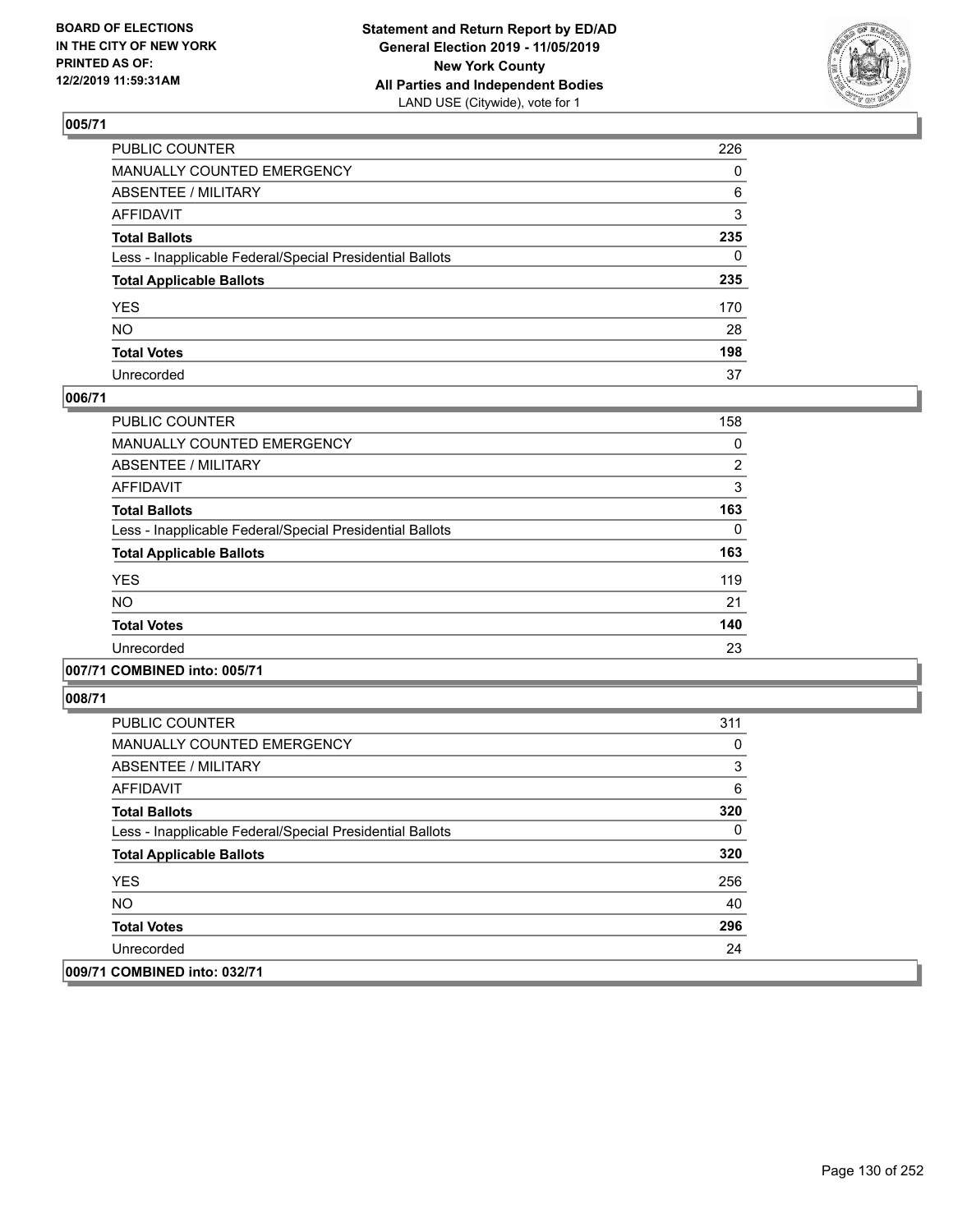## 005/71

| | |
|---|---|
| PUBLIC COUNTER | 226 |
| MANUALLY COUNTED EMERGENCY | 0 |
| ABSENTEE / MILITARY | 6 |
| AFFIDAVIT | 3 |
| **Total Ballots** | **235** |
| Less - Inapplicable Federal/Special Presidential Ballots | 0 |
| **Total Applicable Ballots** | **235** |
| YES | 170 |
| NO | 28 |
| **Total Votes** | **198** |
| Unrecorded | 37 |

## 006/71

| | |
|---|---|
| PUBLIC COUNTER | 158 |
| MANUALLY COUNTED EMERGENCY | 0 |
| ABSENTEE / MILITARY | 2 |
| AFFIDAVIT | 3 |
| **Total Ballots** | **163** |
| Less - Inapplicable Federal/Special Presidential Ballots | 0 |
| **Total Applicable Ballots** | **163** |
| YES | 119 |
| NO | 21 |
| **Total Votes** | **140** |
| Unrecorded | 23 |

## 007/71 COMBINED into: 005/71

## 008/71

| | |
|---|---|
| PUBLIC COUNTER | 311 |
| MANUALLY COUNTED EMERGENCY | 0 |
| ABSENTEE / MILITARY | 3 |
| AFFIDAVIT | 6 |
| **Total Ballots** | **320** |
| Less - Inapplicable Federal/Special Presidential Ballots | 0 |
| **Total Applicable Ballots** | **320** |
| YES | 256 |
| NO | 40 |
| **Total Votes** | **296** |
| Unrecorded | 24 |

## 009/71 COMBINED into: 032/71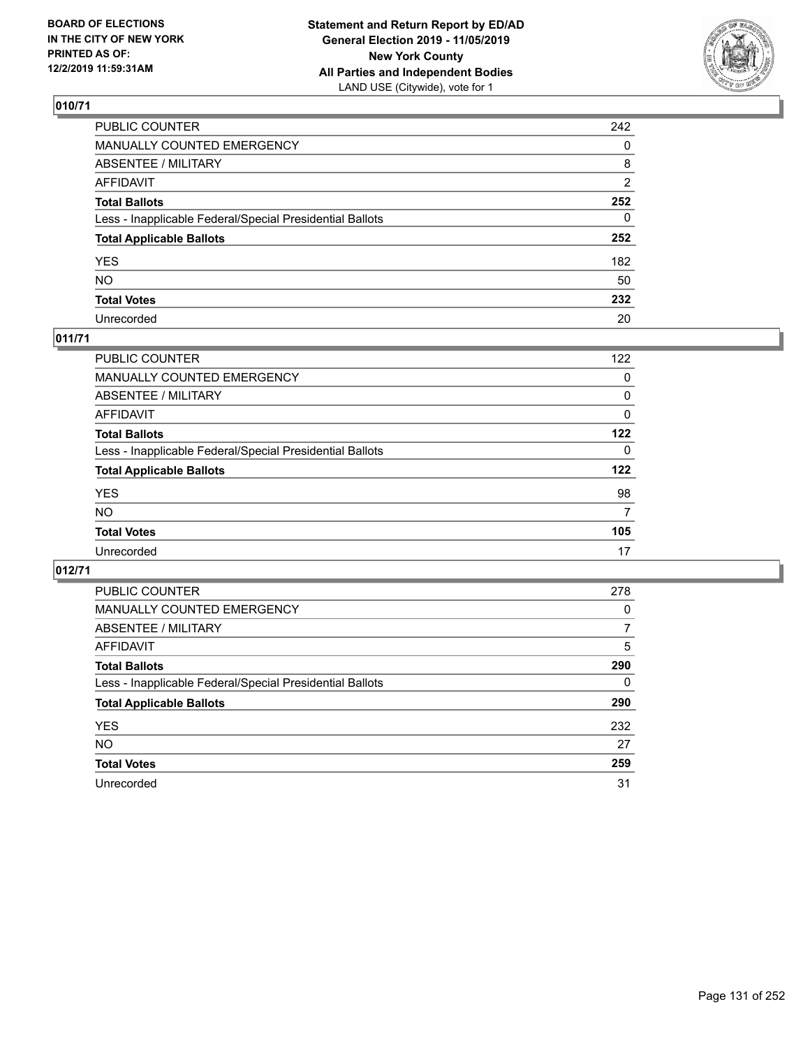**BOARD OF ELECTIONS IN THE CITY OF NEW YORK PRINTED AS OF: 12/2/2019 11:59:31AM**

**Statement and Return Report by ED/AD General Election 2019 - 11/05/2019 New York County All Parties and Independent Bodies**
LAND USE (Citywide), vote for 1

## 010/71

| | |
|---|---|
| PUBLIC COUNTER | 242 |
| MANUALLY COUNTED EMERGENCY | 0 |
| ABSENTEE / MILITARY | 8 |
| AFFIDAVIT | 2 |
| **Total Ballots** | **252** |
| Less - Inapplicable Federal/Special Presidential Ballots | 0 |
| **Total Applicable Ballots** | **252** |
| YES | 182 |
| NO | 50 |
| **Total Votes** | **232** |
| Unrecorded | 20 |

## 011/71

| | |
|---|---|
| PUBLIC COUNTER | 122 |
| MANUALLY COUNTED EMERGENCY | 0 |
| ABSENTEE / MILITARY | 0 |
| AFFIDAVIT | 0 |
| **Total Ballots** | **122** |
| Less - Inapplicable Federal/Special Presidential Ballots | 0 |
| **Total Applicable Ballots** | **122** |
| YES | 98 |
| NO | 7 |
| **Total Votes** | **105** |
| Unrecorded | 17 |

## 012/71

| | |
|---|---|
| PUBLIC COUNTER | 278 |
| MANUALLY COUNTED EMERGENCY | 0 |
| ABSENTEE / MILITARY | 7 |
| AFFIDAVIT | 5 |
| **Total Ballots** | **290** |
| Less - Inapplicable Federal/Special Presidential Ballots | 0 |
| **Total Applicable Ballots** | **290** |
| YES | 232 |
| NO | 27 |
| **Total Votes** | **259** |
| Unrecorded | 31 |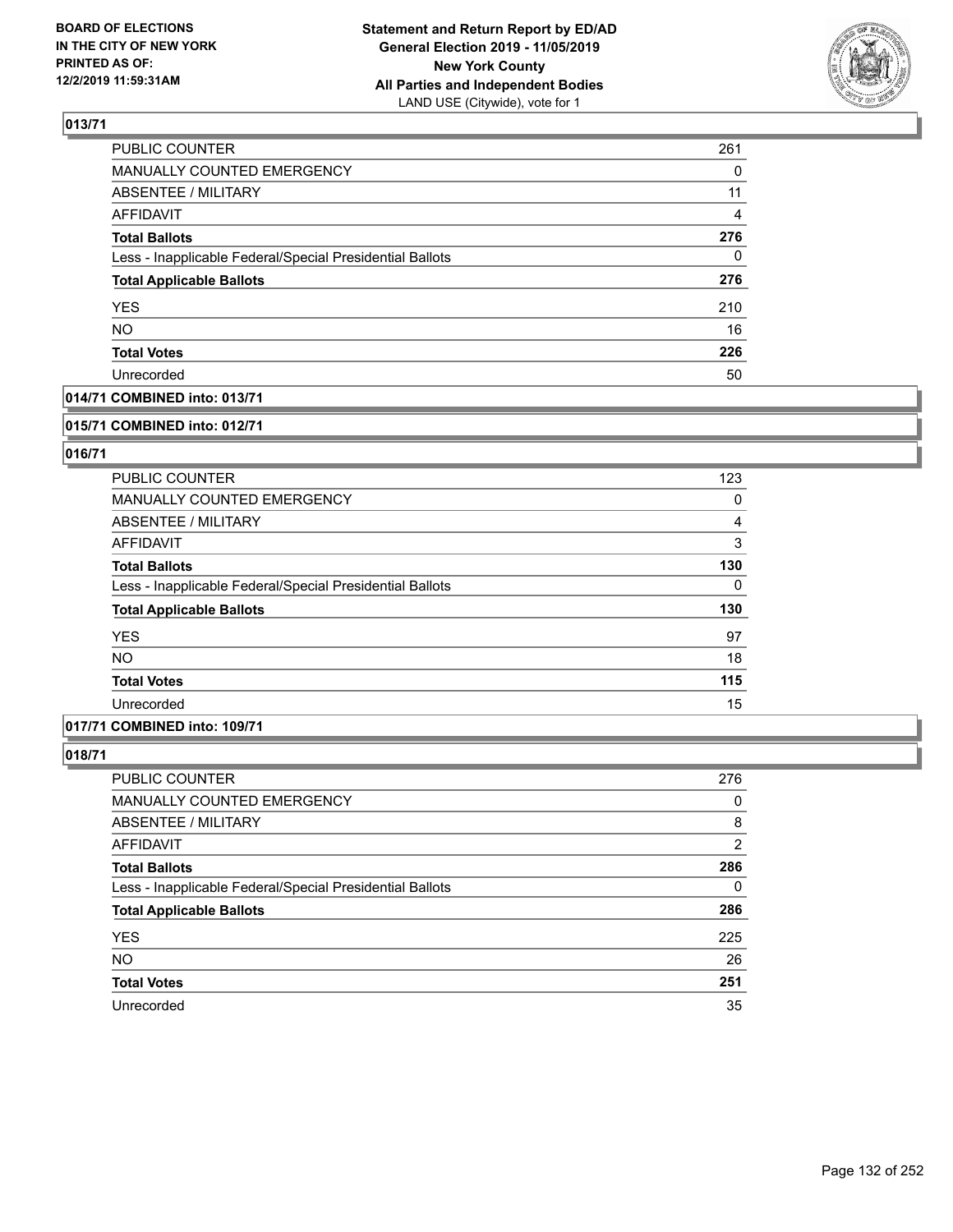BOARD OF ELECTIONS
IN THE CITY OF NEW YORK
PRINTED AS OF:
12/2/2019 11:59:31AM

**Statement and Return Report by ED/AD**
**General Election 2019 - 11/05/2019**
**New York County**
**All Parties and Independent Bodies**
LAND USE (Citywide), vote for 1

### 013/71

| | |
|---|---|
| PUBLIC COUNTER | 261 |
| MANUALLY COUNTED EMERGENCY | 0 |
| ABSENTEE / MILITARY | 11 |
| AFFIDAVIT | 4 |
| **Total Ballots** | **276** |
| Less - Inapplicable Federal/Special Presidential Ballots | 0 |
| **Total Applicable Ballots** | **276** |
| YES | 210 |
| NO | 16 |
| **Total Votes** | **226** |
| Unrecorded | 50 |

### 014/71 COMBINED into: 013/71

### 015/71 COMBINED into: 012/71

### 016/71

| | |
|---|---|
| PUBLIC COUNTER | 123 |
| MANUALLY COUNTED EMERGENCY | 0 |
| ABSENTEE / MILITARY | 4 |
| AFFIDAVIT | 3 |
| **Total Ballots** | **130** |
| Less - Inapplicable Federal/Special Presidential Ballots | 0 |
| **Total Applicable Ballots** | **130** |
| YES | 97 |
| NO | 18 |
| **Total Votes** | **115** |
| Unrecorded | 15 |

### 017/71 COMBINED into: 109/71

### 018/71

| | |
|---|---|
| PUBLIC COUNTER | 276 |
| MANUALLY COUNTED EMERGENCY | 0 |
| ABSENTEE / MILITARY | 8 |
| AFFIDAVIT | 2 |
| **Total Ballots** | **286** |
| Less - Inapplicable Federal/Special Presidential Ballots | 0 |
| **Total Applicable Ballots** | **286** |
| YES | 225 |
| NO | 26 |
| **Total Votes** | **251** |
| Unrecorded | 35 |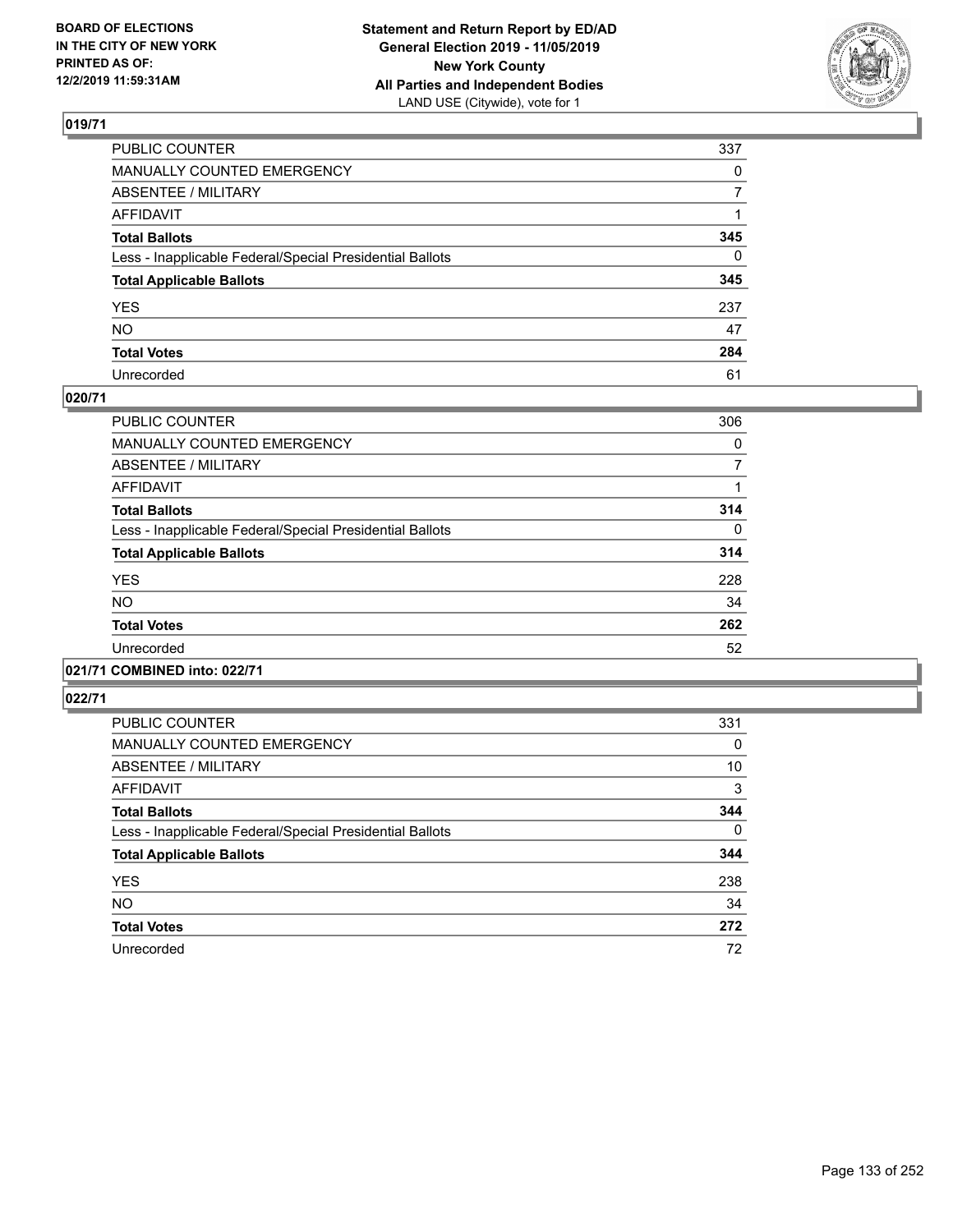## 019/71

| | |
|---|---|
| PUBLIC COUNTER | 337 |
| MANUALLY COUNTED EMERGENCY | 0 |
| ABSENTEE / MILITARY | 7 |
| AFFIDAVIT | 1 |
| **Total Ballots** | **345** |
| Less - Inapplicable Federal/Special Presidential Ballots | 0 |
| **Total Applicable Ballots** | **345** |
| YES | 237 |
| NO | 47 |
| **Total Votes** | **284** |
| Unrecorded | 61 |

## 020/71

| | |
|---|---|
| PUBLIC COUNTER | 306 |
| MANUALLY COUNTED EMERGENCY | 0 |
| ABSENTEE / MILITARY | 7 |
| AFFIDAVIT | 1 |
| **Total Ballots** | **314** |
| Less - Inapplicable Federal/Special Presidential Ballots | 0 |
| **Total Applicable Ballots** | **314** |
| YES | 228 |
| NO | 34 |
| **Total Votes** | **262** |
| Unrecorded | 52 |

## 021/71 COMBINED into: 022/71

## 022/71

| | |
|---|---|
| PUBLIC COUNTER | 331 |
| MANUALLY COUNTED EMERGENCY | 0 |
| ABSENTEE / MILITARY | 10 |
| AFFIDAVIT | 3 |
| **Total Ballots** | **344** |
| Less - Inapplicable Federal/Special Presidential Ballots | 0 |
| **Total Applicable Ballots** | **344** |
| YES | 238 |
| NO | 34 |
| **Total Votes** | **272** |
| Unrecorded | 72 |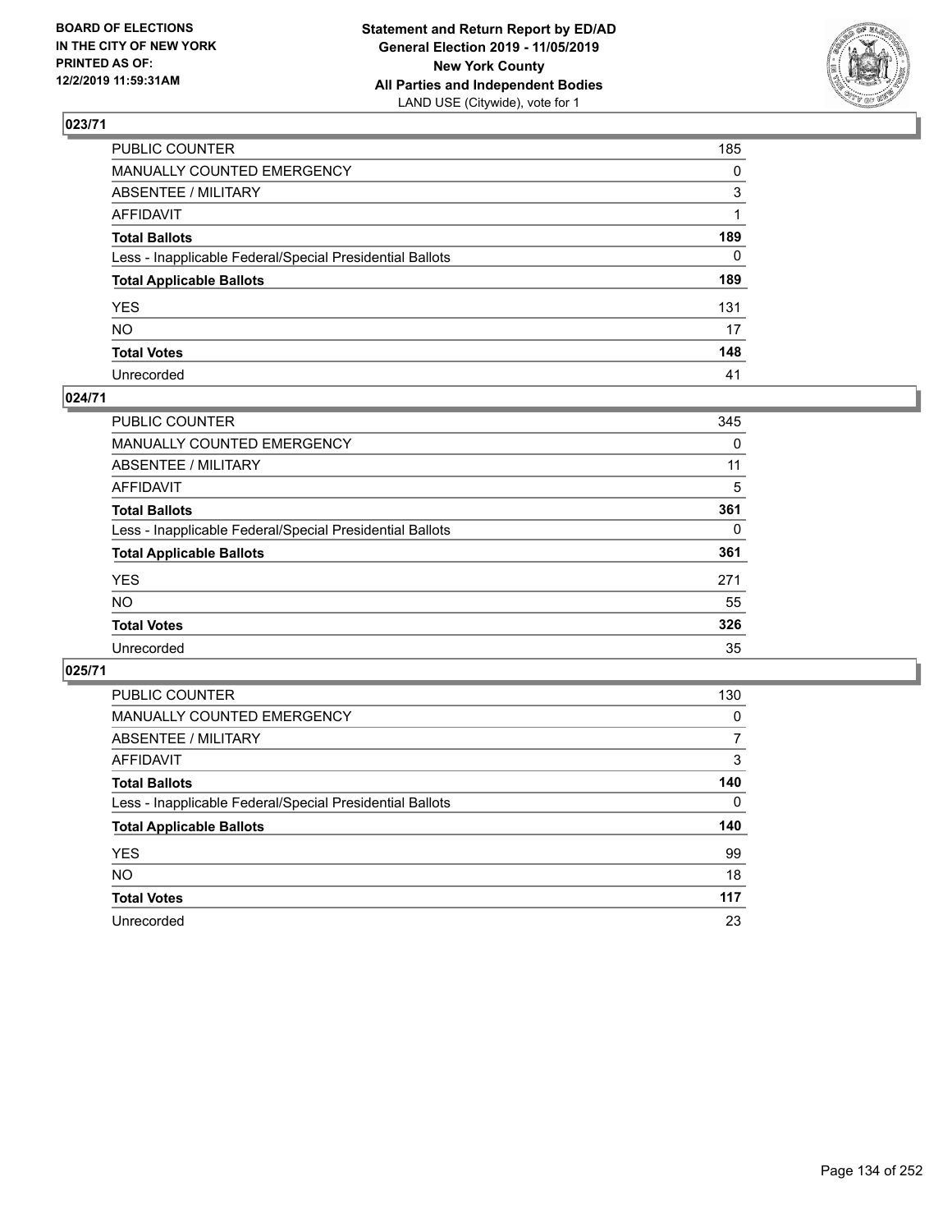BOARD OF ELECTIONS
IN THE CITY OF NEW YORK
PRINTED AS OF:
12/2/2019 11:59:31AM

**Statement and Return Report by ED/AD**
**General Election 2019 - 11/05/2019**
**New York County**
**All Parties and Independent Bodies**
LAND USE (Citywide), vote for 1

## 023/71

| | |
|---|---|
| PUBLIC COUNTER | 185 |
| MANUALLY COUNTED EMERGENCY | 0 |
| ABSENTEE / MILITARY | 3 |
| AFFIDAVIT | 1 |
| **Total Ballots** | **189** |
| Less - Inapplicable Federal/Special Presidential Ballots | 0 |
| **Total Applicable Ballots** | **189** |
| YES | 131 |
| NO | 17 |
| **Total Votes** | **148** |
| Unrecorded | 41 |

## 024/71

| | |
|---|---|
| PUBLIC COUNTER | 345 |
| MANUALLY COUNTED EMERGENCY | 0 |
| ABSENTEE / MILITARY | 11 |
| AFFIDAVIT | 5 |
| **Total Ballots** | **361** |
| Less - Inapplicable Federal/Special Presidential Ballots | 0 |
| **Total Applicable Ballots** | **361** |
| YES | 271 |
| NO | 55 |
| **Total Votes** | **326** |
| Unrecorded | 35 |

## 025/71

| | |
|---|---|
| PUBLIC COUNTER | 130 |
| MANUALLY COUNTED EMERGENCY | 0 |
| ABSENTEE / MILITARY | 7 |
| AFFIDAVIT | 3 |
| **Total Ballots** | **140** |
| Less - Inapplicable Federal/Special Presidential Ballots | 0 |
| **Total Applicable Ballots** | **140** |
| YES | 99 |
| NO | 18 |
| **Total Votes** | **117** |
| Unrecorded | 23 |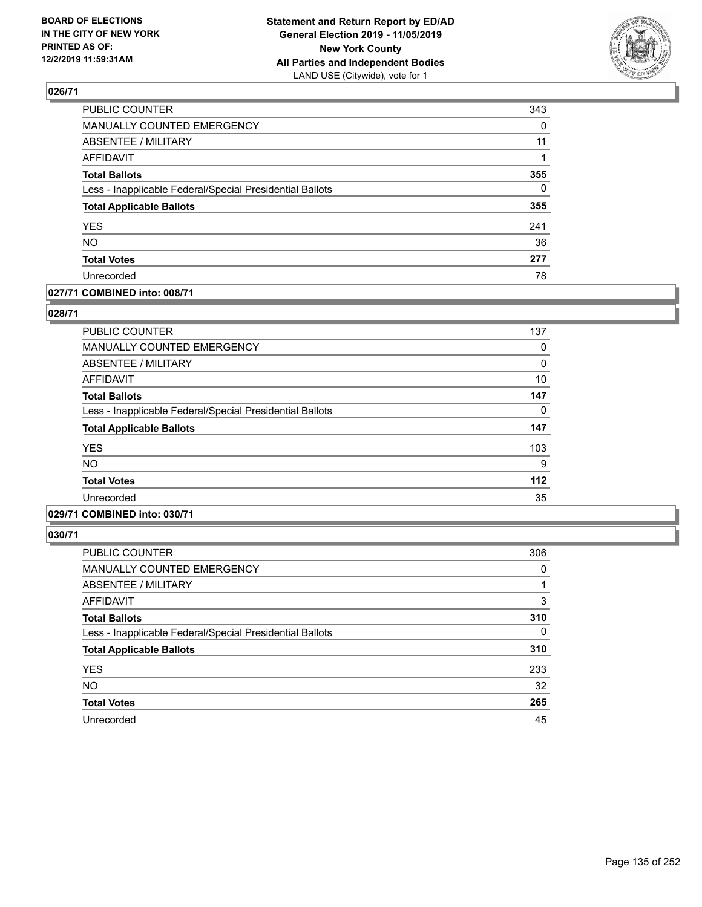### 026/71

| | |
|---|---|
| PUBLIC COUNTER | 343 |
| MANUALLY COUNTED EMERGENCY | 0 |
| ABSENTEE / MILITARY | 11 |
| AFFIDAVIT | 1 |
| **Total Ballots** | **355** |
| Less - Inapplicable Federal/Special Presidential Ballots | 0 |
| **Total Applicable Ballots** | **355** |
| YES | 241 |
| NO | 36 |
| **Total Votes** | **277** |
| Unrecorded | 78 |

### 027/71 COMBINED into: 008/71

### 028/71

| | |
|---|---|
| PUBLIC COUNTER | 137 |
| MANUALLY COUNTED EMERGENCY | 0 |
| ABSENTEE / MILITARY | 0 |
| AFFIDAVIT | 10 |
| **Total Ballots** | **147** |
| Less - Inapplicable Federal/Special Presidential Ballots | 0 |
| **Total Applicable Ballots** | **147** |
| YES | 103 |
| NO | 9 |
| **Total Votes** | **112** |
| Unrecorded | 35 |

### 029/71 COMBINED into: 030/71

### 030/71

| | |
|---|---|
| PUBLIC COUNTER | 306 |
| MANUALLY COUNTED EMERGENCY | 0 |
| ABSENTEE / MILITARY | 1 |
| AFFIDAVIT | 3 |
| **Total Ballots** | **310** |
| Less - Inapplicable Federal/Special Presidential Ballots | 0 |
| **Total Applicable Ballots** | **310** |
| YES | 233 |
| NO | 32 |
| **Total Votes** | **265** |
| Unrecorded | 45 |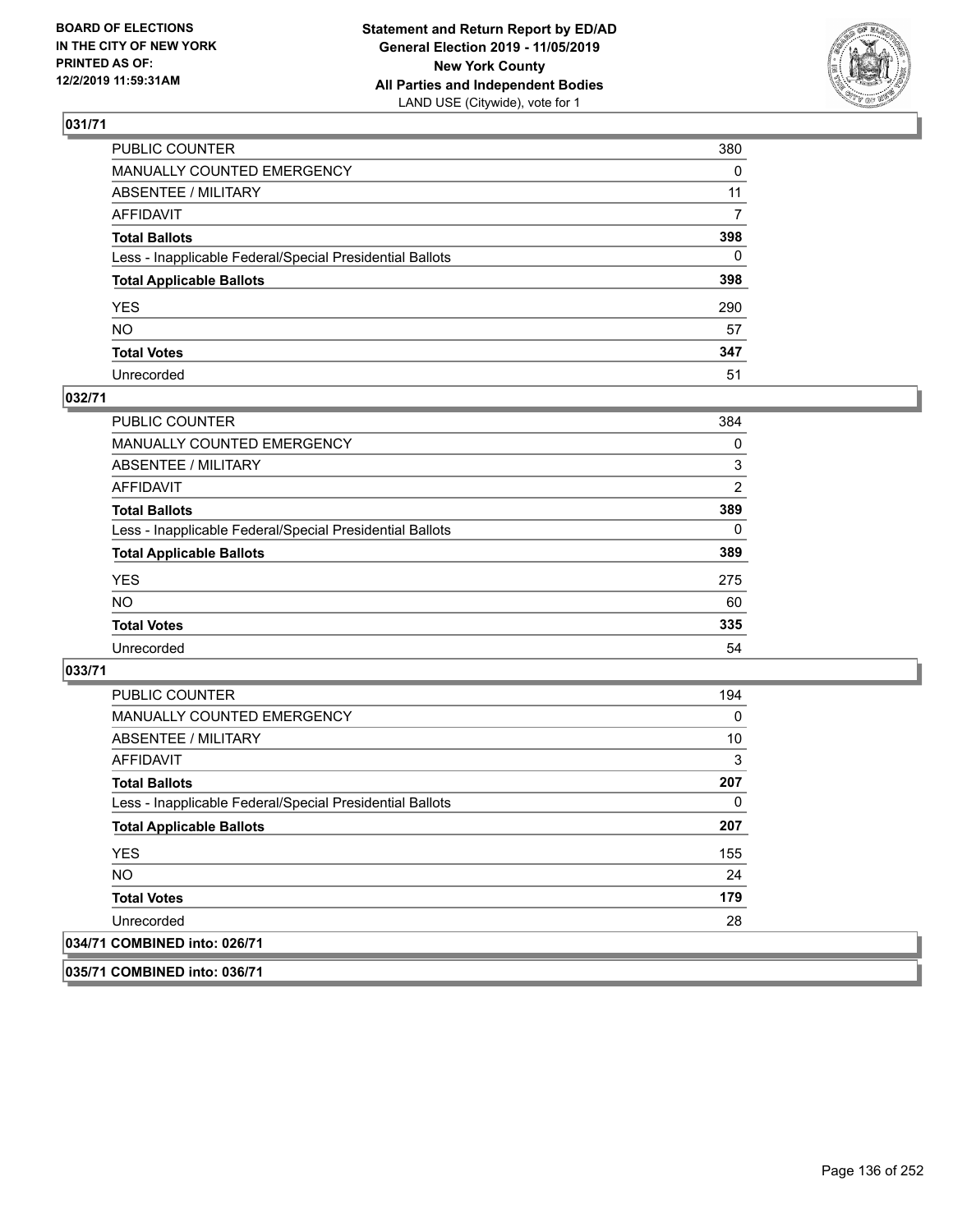## 031/71

| | |
|---|---|
| PUBLIC COUNTER | 380 |
| MANUALLY COUNTED EMERGENCY | 0 |
| ABSENTEE / MILITARY | 11 |
| AFFIDAVIT | 7 |
| **Total Ballots** | **398** |
| Less - Inapplicable Federal/Special Presidential Ballots | 0 |
| **Total Applicable Ballots** | **398** |
| YES | 290 |
| NO | 57 |
| **Total Votes** | **347** |
| Unrecorded | 51 |

## 032/71

| | |
|---|---|
| PUBLIC COUNTER | 384 |
| MANUALLY COUNTED EMERGENCY | 0 |
| ABSENTEE / MILITARY | 3 |
| AFFIDAVIT | 2 |
| **Total Ballots** | **389** |
| Less - Inapplicable Federal/Special Presidential Ballots | 0 |
| **Total Applicable Ballots** | **389** |
| YES | 275 |
| NO | 60 |
| **Total Votes** | **335** |
| Unrecorded | 54 |

## 033/71

| | |
|---|---|
| PUBLIC COUNTER | 194 |
| MANUALLY COUNTED EMERGENCY | 0 |
| ABSENTEE / MILITARY | 10 |
| AFFIDAVIT | 3 |
| **Total Ballots** | **207** |
| Less - Inapplicable Federal/Special Presidential Ballots | 0 |
| **Total Applicable Ballots** | **207** |
| YES | 155 |
| NO | 24 |
| **Total Votes** | **179** |
| Unrecorded | 28 |

## 034/71 COMBINED into: 026/71

## 035/71 COMBINED into: 036/71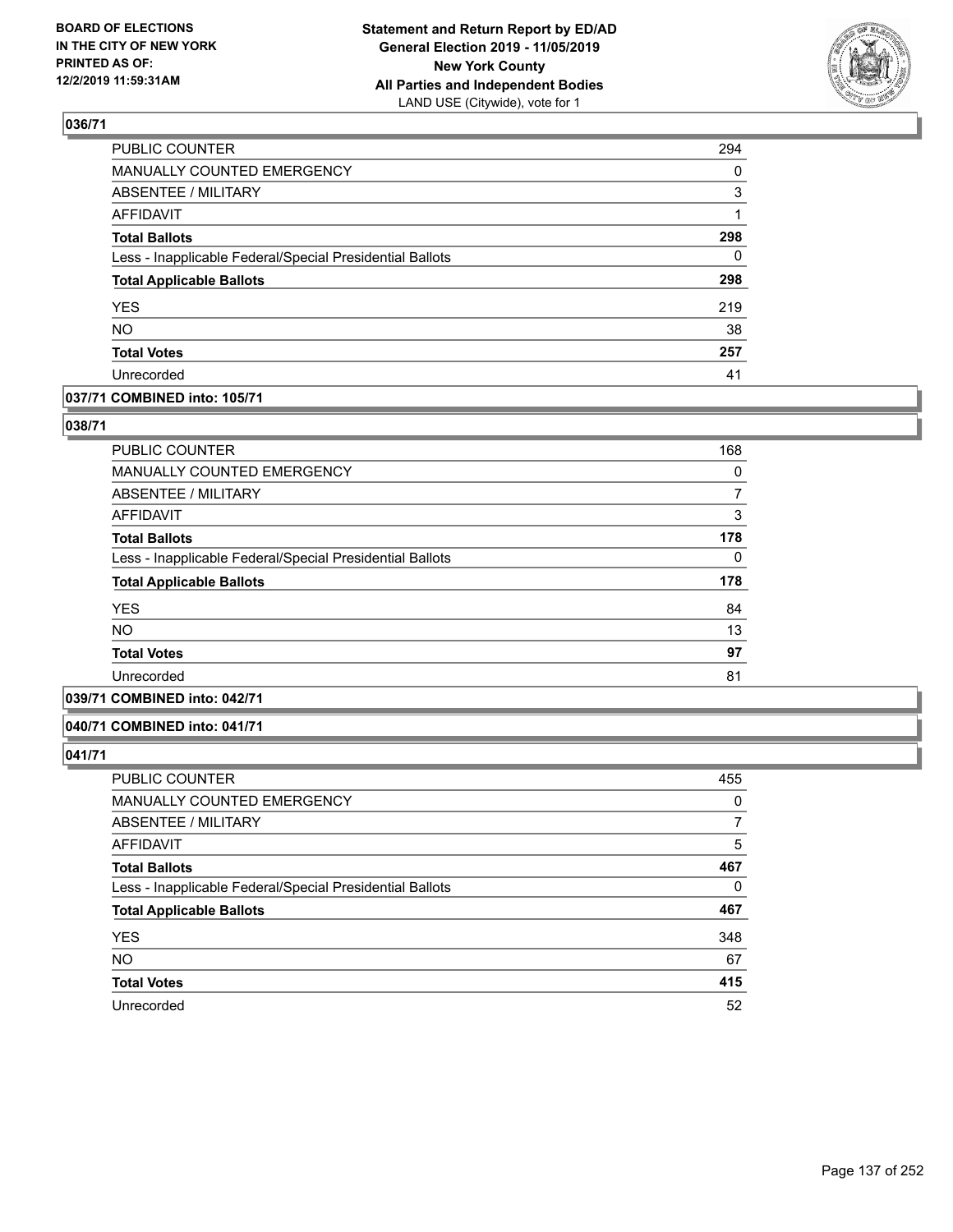## 036/71

| | |
|---|---|
| PUBLIC COUNTER | 294 |
| MANUALLY COUNTED EMERGENCY | 0 |
| ABSENTEE / MILITARY | 3 |
| AFFIDAVIT | 1 |
| **Total Ballots** | **298** |
| Less - Inapplicable Federal/Special Presidential Ballots | 0 |
| **Total Applicable Ballots** | **298** |
| YES | 219 |
| NO | 38 |
| **Total Votes** | **257** |
| Unrecorded | 41 |

## 037/71 COMBINED into: 105/71

## 038/71

| | |
|---|---|
| PUBLIC COUNTER | 168 |
| MANUALLY COUNTED EMERGENCY | 0 |
| ABSENTEE / MILITARY | 7 |
| AFFIDAVIT | 3 |
| **Total Ballots** | **178** |
| Less - Inapplicable Federal/Special Presidential Ballots | 0 |
| **Total Applicable Ballots** | **178** |
| YES | 84 |
| NO | 13 |
| **Total Votes** | **97** |
| Unrecorded | 81 |

## 039/71 COMBINED into: 042/71

## 040/71 COMBINED into: 041/71

## 041/71

| | |
|---|---|
| PUBLIC COUNTER | 455 |
| MANUALLY COUNTED EMERGENCY | 0 |
| ABSENTEE / MILITARY | 7 |
| AFFIDAVIT | 5 |
| **Total Ballots** | **467** |
| Less - Inapplicable Federal/Special Presidential Ballots | 0 |
| **Total Applicable Ballots** | **467** |
| YES | 348 |
| NO | 67 |
| **Total Votes** | **415** |
| Unrecorded | 52 |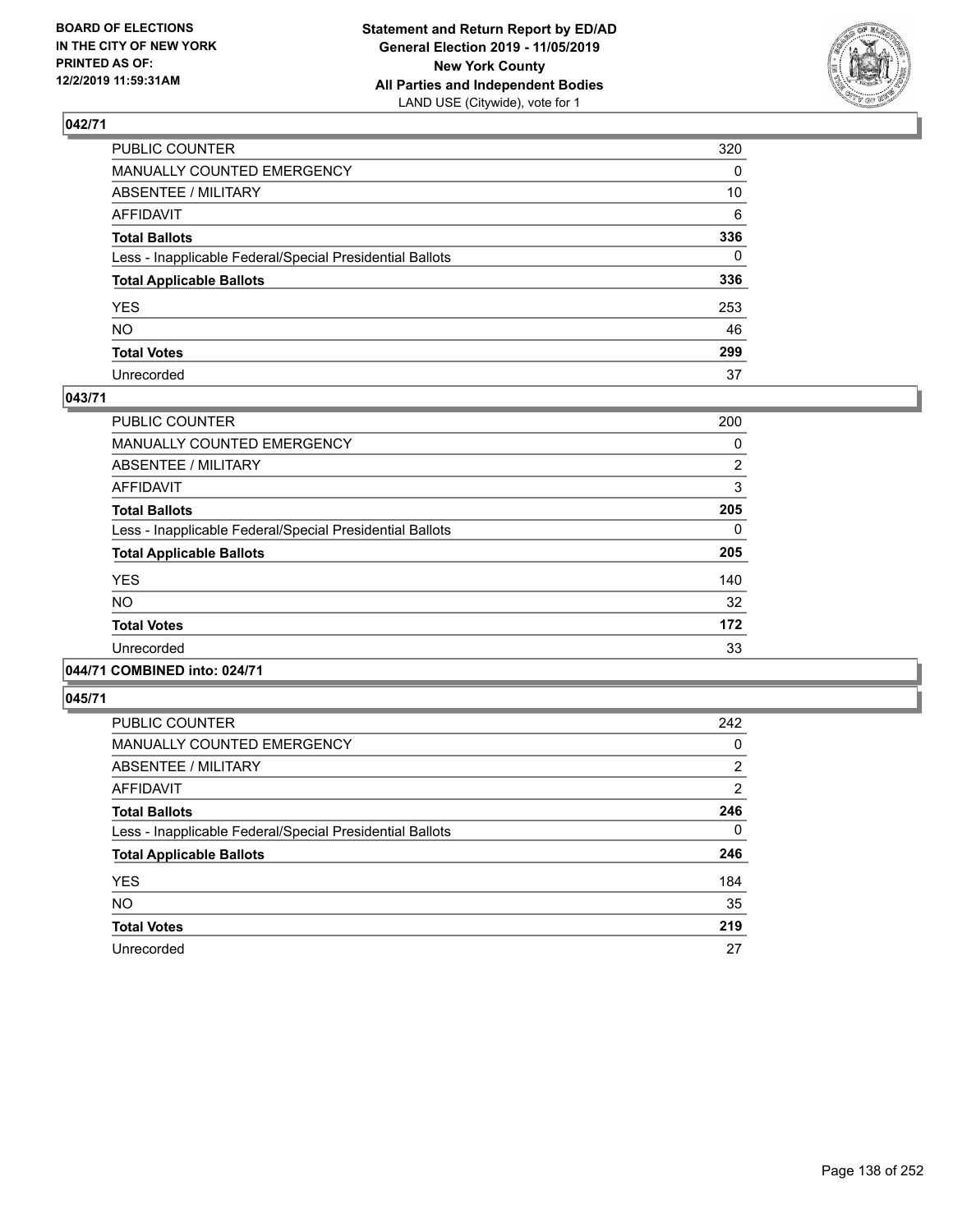**BOARD OF ELECTIONS IN THE CITY OF NEW YORK PRINTED AS OF: 12/2/2019 11:59:31AM**

**Statement and Return Report by ED/AD General Election 2019 - 11/05/2019 New York County All Parties and Independent Bodies**
LAND USE (Citywide), vote for 1

## 042/71

| | |
|---|---|
| PUBLIC COUNTER | 320 |
| MANUALLY COUNTED EMERGENCY | 0 |
| ABSENTEE / MILITARY | 10 |
| AFFIDAVIT | 6 |
| **Total Ballots** | **336** |
| Less - Inapplicable Federal/Special Presidential Ballots | 0 |
| **Total Applicable Ballots** | **336** |
| YES | 253 |
| NO | 46 |
| **Total Votes** | **299** |
| Unrecorded | 37 |

## 043/71

| | |
|---|---|
| PUBLIC COUNTER | 200 |
| MANUALLY COUNTED EMERGENCY | 0 |
| ABSENTEE / MILITARY | 2 |
| AFFIDAVIT | 3 |
| **Total Ballots** | **205** |
| Less - Inapplicable Federal/Special Presidential Ballots | 0 |
| **Total Applicable Ballots** | **205** |
| YES | 140 |
| NO | 32 |
| **Total Votes** | **172** |
| Unrecorded | 33 |

## 044/71 COMBINED into: 024/71

## 045/71

| | |
|---|---|
| PUBLIC COUNTER | 242 |
| MANUALLY COUNTED EMERGENCY | 0 |
| ABSENTEE / MILITARY | 2 |
| AFFIDAVIT | 2 |
| **Total Ballots** | **246** |
| Less - Inapplicable Federal/Special Presidential Ballots | 0 |
| **Total Applicable Ballots** | **246** |
| YES | 184 |
| NO | 35 |
| **Total Votes** | **219** |
| Unrecorded | 27 |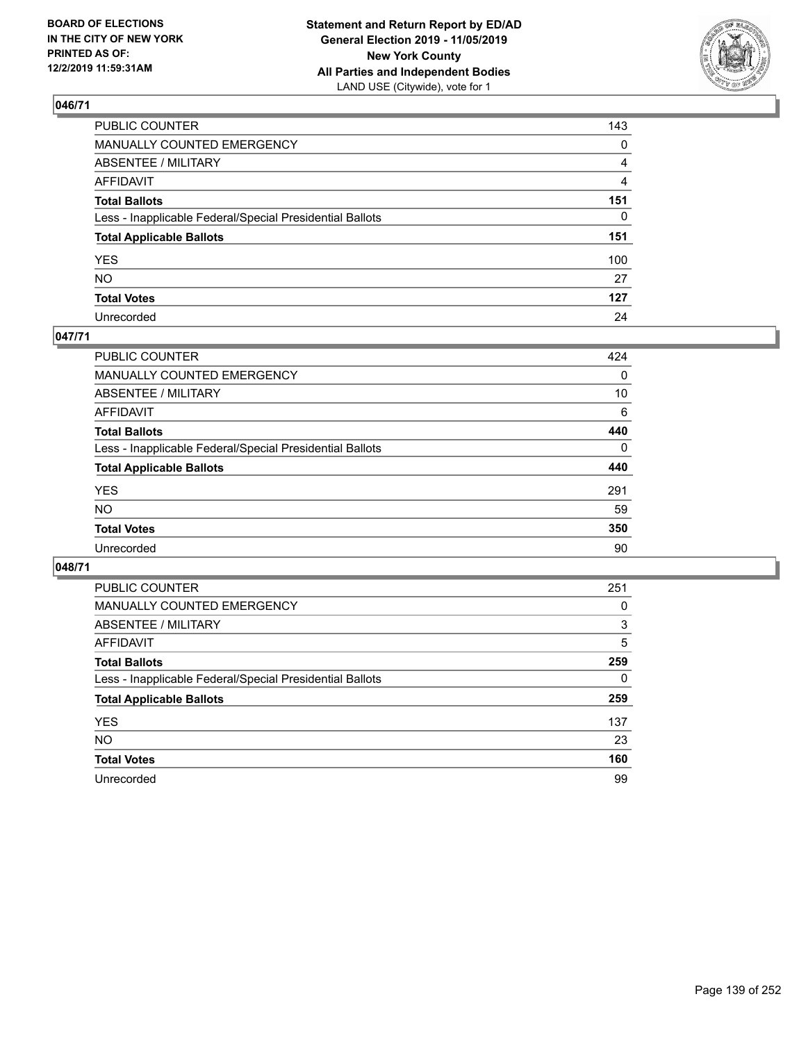BOARD OF ELECTIONS
IN THE CITY OF NEW YORK
PRINTED AS OF:
12/2/2019 11:59:31AM

**Statement and Return Report by ED/AD**
**General Election 2019 - 11/05/2019**
**New York County**
**All Parties and Independent Bodies**
LAND USE (Citywide), vote for 1

## 046/71

| | |
|---|---|
| PUBLIC COUNTER | 143 |
| MANUALLY COUNTED EMERGENCY | 0 |
| ABSENTEE / MILITARY | 4 |
| AFFIDAVIT | 4 |
| **Total Ballots** | **151** |
| Less - Inapplicable Federal/Special Presidential Ballots | 0 |
| **Total Applicable Ballots** | **151** |
| YES | 100 |
| NO | 27 |
| **Total Votes** | **127** |
| Unrecorded | 24 |

## 047/71

| | |
|---|---|
| PUBLIC COUNTER | 424 |
| MANUALLY COUNTED EMERGENCY | 0 |
| ABSENTEE / MILITARY | 10 |
| AFFIDAVIT | 6 |
| **Total Ballots** | **440** |
| Less - Inapplicable Federal/Special Presidential Ballots | 0 |
| **Total Applicable Ballots** | **440** |
| YES | 291 |
| NO | 59 |
| **Total Votes** | **350** |
| Unrecorded | 90 |

## 048/71

| | |
|---|---|
| PUBLIC COUNTER | 251 |
| MANUALLY COUNTED EMERGENCY | 0 |
| ABSENTEE / MILITARY | 3 |
| AFFIDAVIT | 5 |
| **Total Ballots** | **259** |
| Less - Inapplicable Federal/Special Presidential Ballots | 0 |
| **Total Applicable Ballots** | **259** |
| YES | 137 |
| NO | 23 |
| **Total Votes** | **160** |
| Unrecorded | 99 |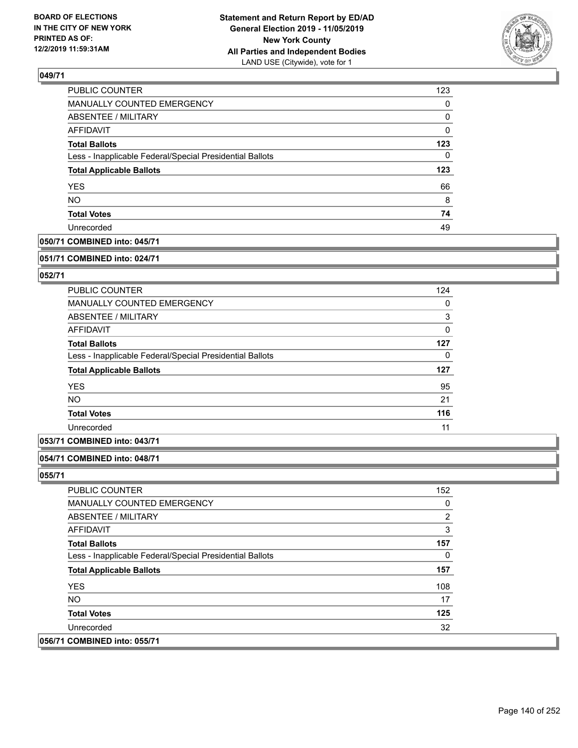## 049/71

| | |
|---|---|
| PUBLIC COUNTER | 123 |
| MANUALLY COUNTED EMERGENCY | 0 |
| ABSENTEE / MILITARY | 0 |
| AFFIDAVIT | 0 |
| **Total Ballots** | **123** |
| Less - Inapplicable Federal/Special Presidential Ballots | 0 |
| **Total Applicable Ballots** | **123** |
| YES | 66 |
| NO | 8 |
| **Total Votes** | **74** |
| Unrecorded | 49 |

## 050/71 COMBINED into: 045/71

## 051/71 COMBINED into: 024/71

## 052/71

| | |
|---|---|
| PUBLIC COUNTER | 124 |
| MANUALLY COUNTED EMERGENCY | 0 |
| ABSENTEE / MILITARY | 3 |
| AFFIDAVIT | 0 |
| **Total Ballots** | **127** |
| Less - Inapplicable Federal/Special Presidential Ballots | 0 |
| **Total Applicable Ballots** | **127** |
| YES | 95 |
| NO | 21 |
| **Total Votes** | **116** |
| Unrecorded | 11 |

## 053/71 COMBINED into: 043/71

## 054/71 COMBINED into: 048/71

## 055/71

| | |
|---|---|
| PUBLIC COUNTER | 152 |
| MANUALLY COUNTED EMERGENCY | 0 |
| ABSENTEE / MILITARY | 2 |
| AFFIDAVIT | 3 |
| **Total Ballots** | **157** |
| Less - Inapplicable Federal/Special Presidential Ballots | 0 |
| **Total Applicable Ballots** | **157** |
| YES | 108 |
| NO | 17 |
| **Total Votes** | **125** |
| Unrecorded | 32 |

## 056/71 COMBINED into: 055/71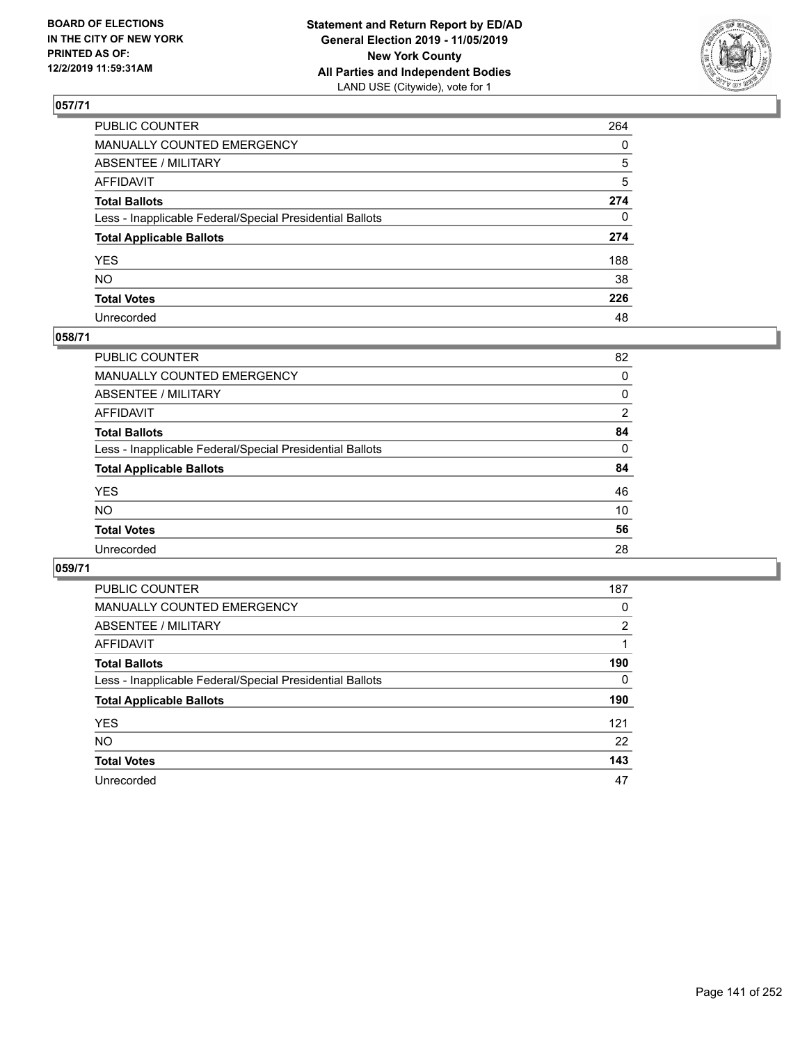BOARD OF ELECTIONS
IN THE CITY OF NEW YORK
PRINTED AS OF:
12/2/2019 11:59:31AM

**Statement and Return Report by ED/AD**
**General Election 2019 - 11/05/2019**
**New York County**
**All Parties and Independent Bodies**
LAND USE (Citywide), vote for 1

## 057/71

| | |
|---|---|
| PUBLIC COUNTER | 264 |
| MANUALLY COUNTED EMERGENCY | 0 |
| ABSENTEE / MILITARY | 5 |
| AFFIDAVIT | 5 |
| **Total Ballots** | **274** |
| Less - Inapplicable Federal/Special Presidential Ballots | 0 |
| **Total Applicable Ballots** | **274** |
| YES | 188 |
| NO | 38 |
| **Total Votes** | **226** |
| Unrecorded | 48 |

## 058/71

| | |
|---|---|
| PUBLIC COUNTER | 82 |
| MANUALLY COUNTED EMERGENCY | 0 |
| ABSENTEE / MILITARY | 0 |
| AFFIDAVIT | 2 |
| **Total Ballots** | **84** |
| Less - Inapplicable Federal/Special Presidential Ballots | 0 |
| **Total Applicable Ballots** | **84** |
| YES | 46 |
| NO | 10 |
| **Total Votes** | **56** |
| Unrecorded | 28 |

## 059/71

| | |
|---|---|
| PUBLIC COUNTER | 187 |
| MANUALLY COUNTED EMERGENCY | 0 |
| ABSENTEE / MILITARY | 2 |
| AFFIDAVIT | 1 |
| **Total Ballots** | **190** |
| Less - Inapplicable Federal/Special Presidential Ballots | 0 |
| **Total Applicable Ballots** | **190** |
| YES | 121 |
| NO | 22 |
| **Total Votes** | **143** |
| Unrecorded | 47 |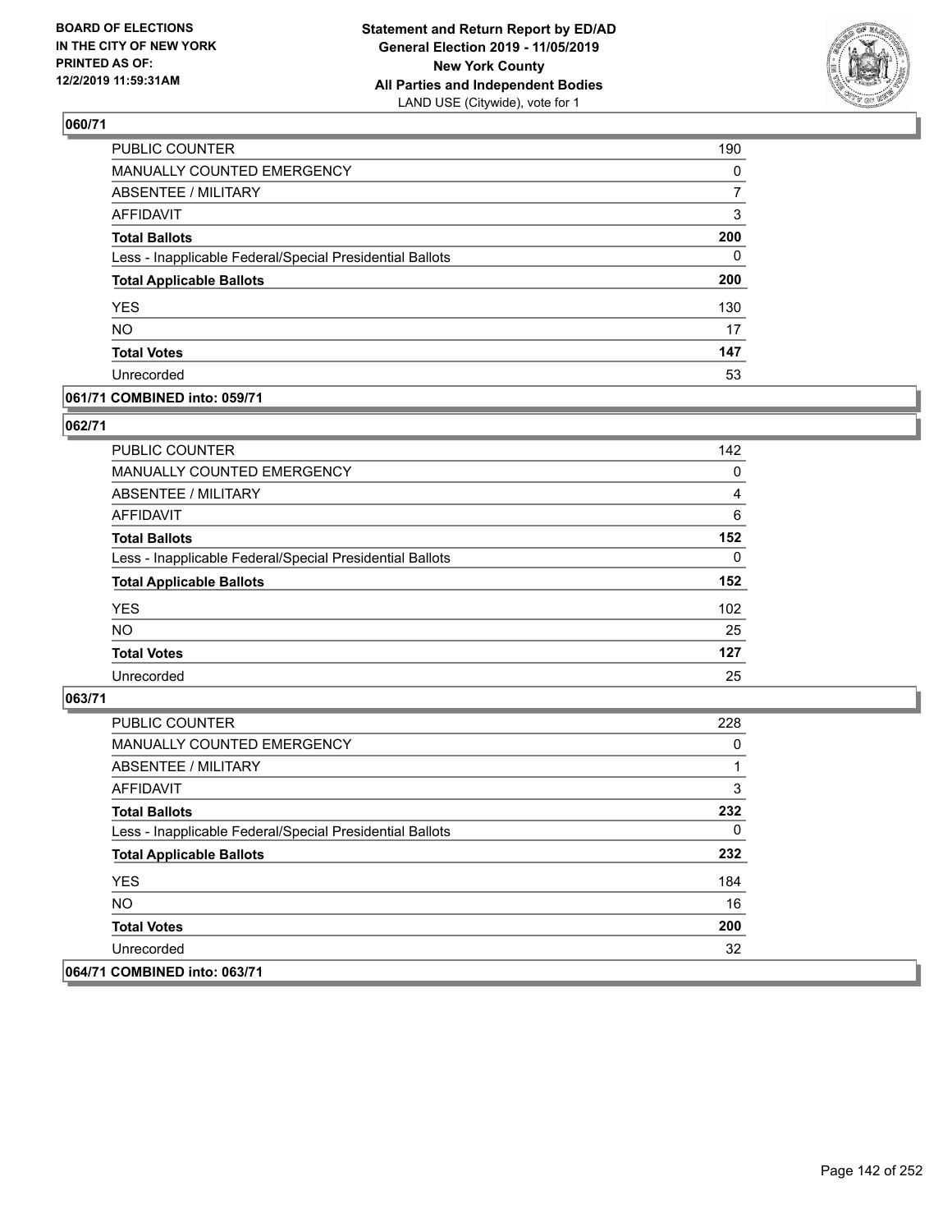## 060/71

| | |
|---|---|
| PUBLIC COUNTER | 190 |
| MANUALLY COUNTED EMERGENCY | 0 |
| ABSENTEE / MILITARY | 7 |
| AFFIDAVIT | 3 |
| **Total Ballots** | **200** |
| Less - Inapplicable Federal/Special Presidential Ballots | 0 |
| **Total Applicable Ballots** | **200** |
| YES | 130 |
| NO | 17 |
| **Total Votes** | **147** |
| Unrecorded | 53 |

## 061/71 COMBINED into: 059/71

## 062/71

| | |
|---|---|
| PUBLIC COUNTER | 142 |
| MANUALLY COUNTED EMERGENCY | 0 |
| ABSENTEE / MILITARY | 4 |
| AFFIDAVIT | 6 |
| **Total Ballots** | **152** |
| Less - Inapplicable Federal/Special Presidential Ballots | 0 |
| **Total Applicable Ballots** | **152** |
| YES | 102 |
| NO | 25 |
| **Total Votes** | **127** |
| Unrecorded | 25 |

## 063/71

| | |
|---|---|
| PUBLIC COUNTER | 228 |
| MANUALLY COUNTED EMERGENCY | 0 |
| ABSENTEE / MILITARY | 1 |
| AFFIDAVIT | 3 |
| **Total Ballots** | **232** |
| Less - Inapplicable Federal/Special Presidential Ballots | 0 |
| **Total Applicable Ballots** | **232** |
| YES | 184 |
| NO | 16 |
| **Total Votes** | **200** |
| Unrecorded | 32 |

## 064/71 COMBINED into: 063/71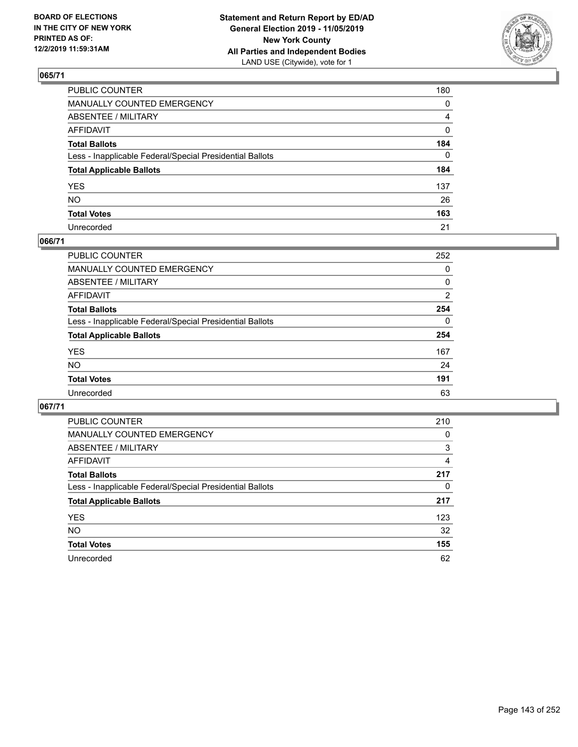## 065/71

| | |
|---|---|
| PUBLIC COUNTER | 180 |
| MANUALLY COUNTED EMERGENCY | 0 |
| ABSENTEE / MILITARY | 4 |
| AFFIDAVIT | 0 |
| **Total Ballots** | **184** |
| Less - Inapplicable Federal/Special Presidential Ballots | 0 |
| **Total Applicable Ballots** | **184** |
| YES | 137 |
| NO | 26 |
| **Total Votes** | **163** |
| Unrecorded | 21 |

## 066/71

| | |
|---|---|
| PUBLIC COUNTER | 252 |
| MANUALLY COUNTED EMERGENCY | 0 |
| ABSENTEE / MILITARY | 0 |
| AFFIDAVIT | 2 |
| **Total Ballots** | **254** |
| Less - Inapplicable Federal/Special Presidential Ballots | 0 |
| **Total Applicable Ballots** | **254** |
| YES | 167 |
| NO | 24 |
| **Total Votes** | **191** |
| Unrecorded | 63 |

## 067/71

| | |
|---|---|
| PUBLIC COUNTER | 210 |
| MANUALLY COUNTED EMERGENCY | 0 |
| ABSENTEE / MILITARY | 3 |
| AFFIDAVIT | 4 |
| **Total Ballots** | **217** |
| Less - Inapplicable Federal/Special Presidential Ballots | 0 |
| **Total Applicable Ballots** | **217** |
| YES | 123 |
| NO | 32 |
| **Total Votes** | **155** |
| Unrecorded | 62 |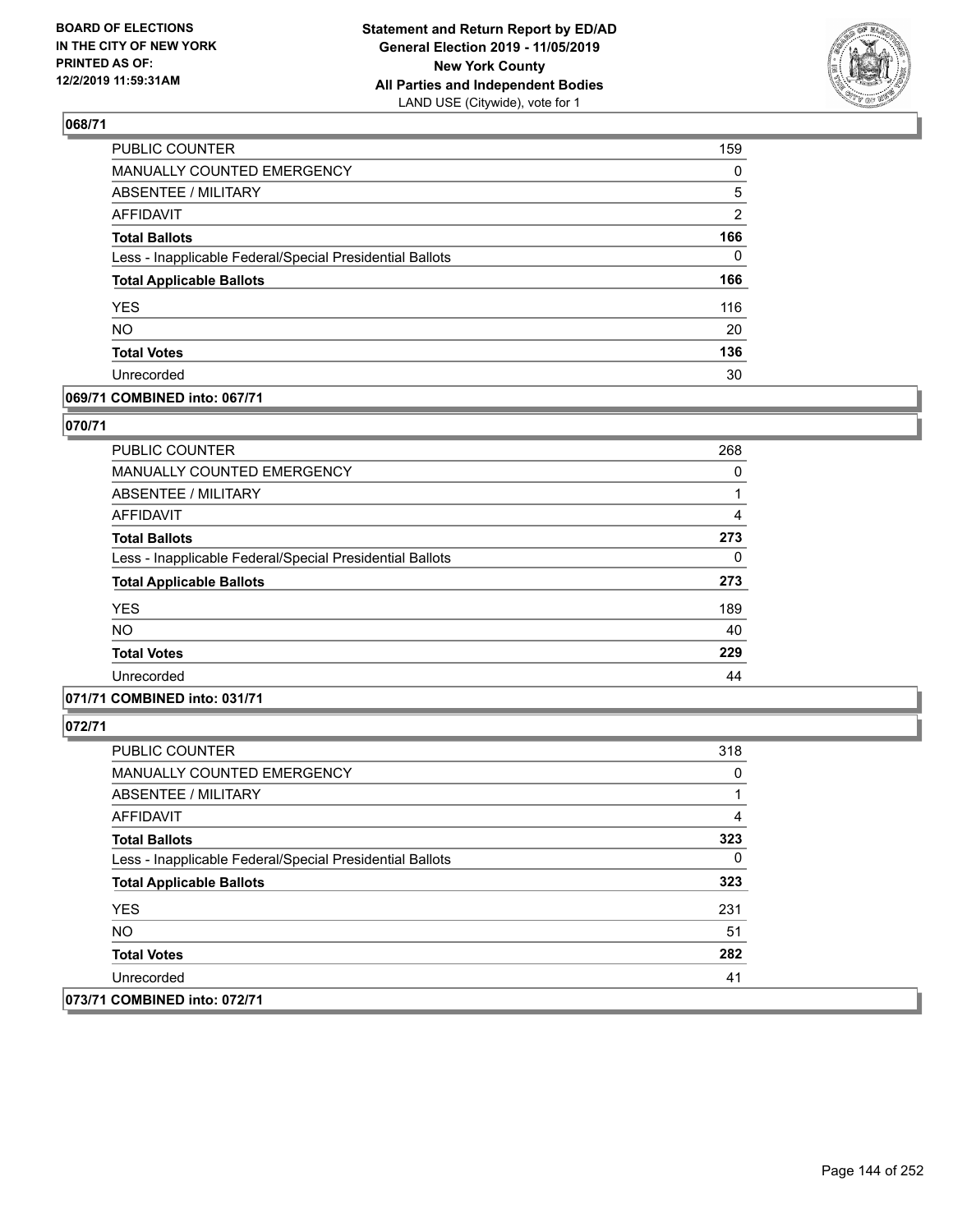## 068/71

| | |
|---|---|
| PUBLIC COUNTER | 159 |
| MANUALLY COUNTED EMERGENCY | 0 |
| ABSENTEE / MILITARY | 5 |
| AFFIDAVIT | 2 |
| **Total Ballots** | **166** |
| Less - Inapplicable Federal/Special Presidential Ballots | 0 |
| **Total Applicable Ballots** | **166** |
| YES | 116 |
| NO | 20 |
| **Total Votes** | **136** |
| Unrecorded | 30 |

## 069/71 COMBINED into: 067/71

## 070/71

| | |
|---|---|
| PUBLIC COUNTER | 268 |
| MANUALLY COUNTED EMERGENCY | 0 |
| ABSENTEE / MILITARY | 1 |
| AFFIDAVIT | 4 |
| **Total Ballots** | **273** |
| Less - Inapplicable Federal/Special Presidential Ballots | 0 |
| **Total Applicable Ballots** | **273** |
| YES | 189 |
| NO | 40 |
| **Total Votes** | **229** |
| Unrecorded | 44 |

## 071/71 COMBINED into: 031/71

## 072/71

| | |
|---|---|
| PUBLIC COUNTER | 318 |
| MANUALLY COUNTED EMERGENCY | 0 |
| ABSENTEE / MILITARY | 1 |
| AFFIDAVIT | 4 |
| **Total Ballots** | **323** |
| Less - Inapplicable Federal/Special Presidential Ballots | 0 |
| **Total Applicable Ballots** | **323** |
| YES | 231 |
| NO | 51 |
| **Total Votes** | **282** |
| Unrecorded | 41 |

## 073/71 COMBINED into: 072/71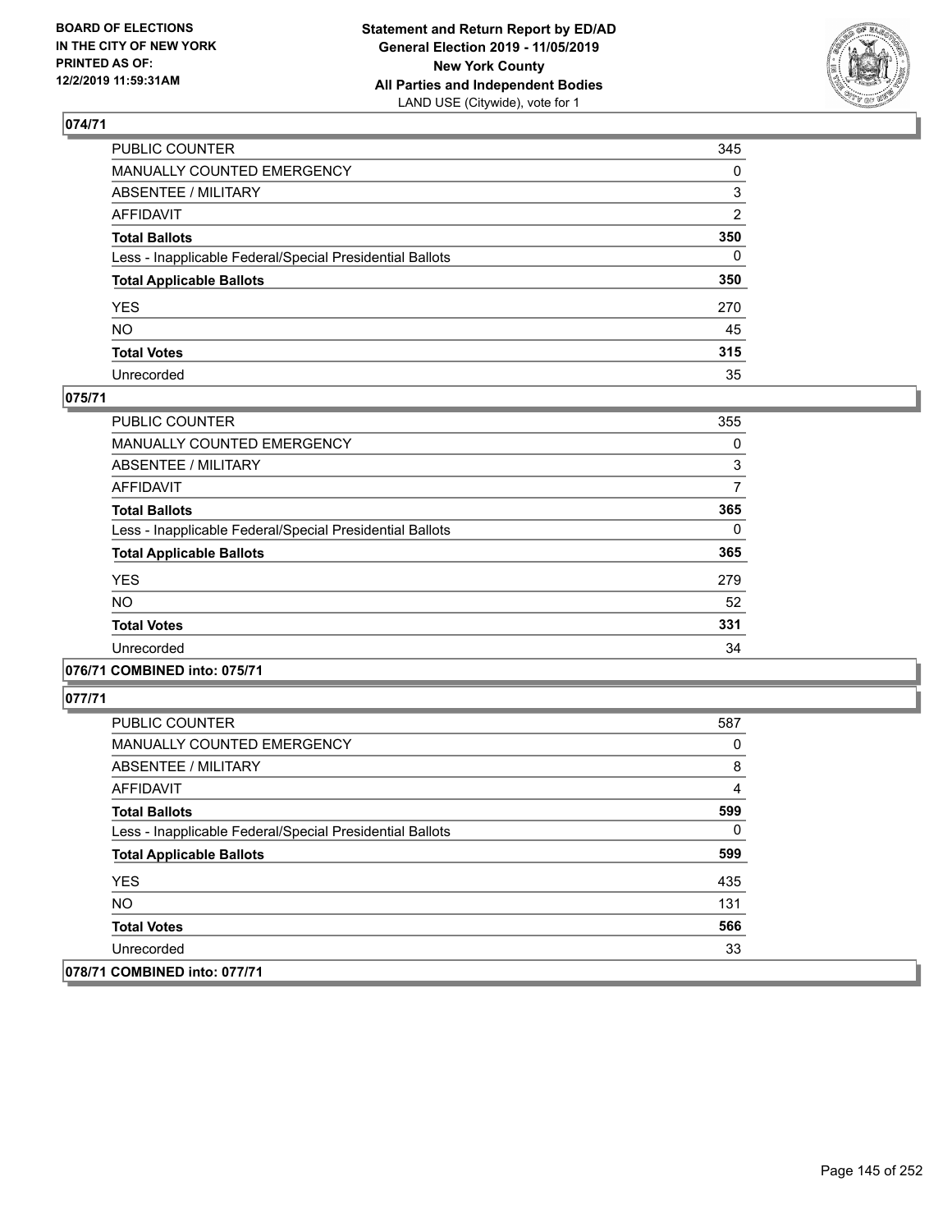**BOARD OF ELECTIONS IN THE CITY OF NEW YORK PRINTED AS OF: 12/2/2019 11:59:31AM**

**Statement and Return Report by ED/AD General Election 2019 - 11/05/2019 New York County All Parties and Independent Bodies** LAND USE (Citywide), vote for 1

## 074/71

| | |
|---|---|
| PUBLIC COUNTER | 345 |
| MANUALLY COUNTED EMERGENCY | 0 |
| ABSENTEE / MILITARY | 3 |
| AFFIDAVIT | 2 |
| **Total Ballots** | **350** |
| Less - Inapplicable Federal/Special Presidential Ballots | 0 |
| **Total Applicable Ballots** | **350** |
| YES | 270 |
| NO | 45 |
| **Total Votes** | **315** |
| Unrecorded | 35 |

## 075/71

| | |
|---|---|
| PUBLIC COUNTER | 355 |
| MANUALLY COUNTED EMERGENCY | 0 |
| ABSENTEE / MILITARY | 3 |
| AFFIDAVIT | 7 |
| **Total Ballots** | **365** |
| Less - Inapplicable Federal/Special Presidential Ballots | 0 |
| **Total Applicable Ballots** | **365** |
| YES | 279 |
| NO | 52 |
| **Total Votes** | **331** |
| Unrecorded | 34 |

## 076/71 COMBINED into: 075/71

## 077/71

| | |
|---|---|
| PUBLIC COUNTER | 587 |
| MANUALLY COUNTED EMERGENCY | 0 |
| ABSENTEE / MILITARY | 8 |
| AFFIDAVIT | 4 |
| **Total Ballots** | **599** |
| Less - Inapplicable Federal/Special Presidential Ballots | 0 |
| **Total Applicable Ballots** | **599** |
| YES | 435 |
| NO | 131 |
| **Total Votes** | **566** |
| Unrecorded | 33 |

## 078/71 COMBINED into: 077/71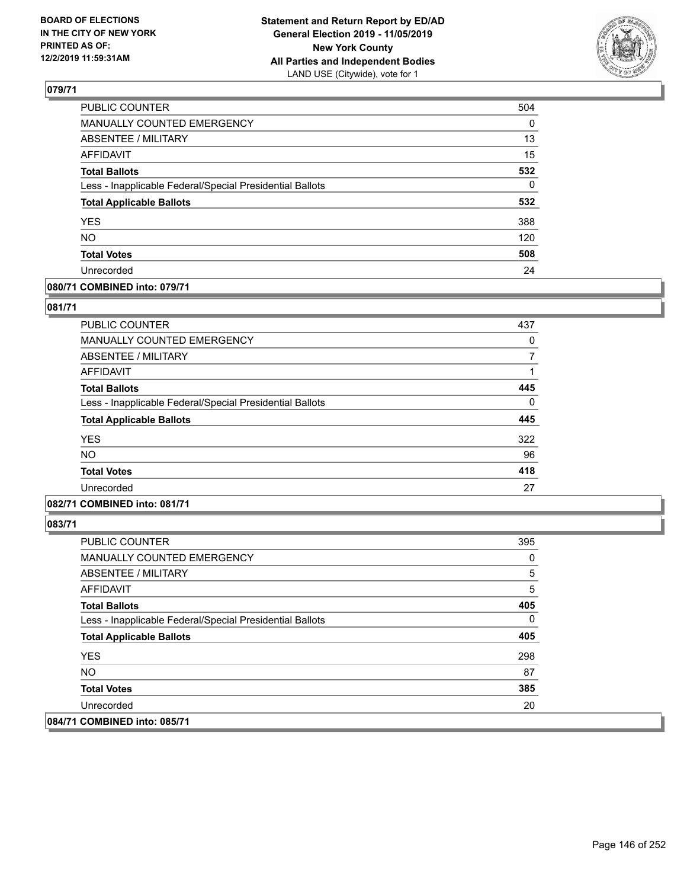**BOARD OF ELECTIONS IN THE CITY OF NEW YORK PRINTED AS OF: 12/2/2019 11:59:31AM**

**Statement and Return Report by ED/AD**
**General Election 2019 - 11/05/2019**
**New York County**
**All Parties and Independent Bodies**
LAND USE (Citywide), vote for 1

## 079/71

| | |
|---|---|
| PUBLIC COUNTER | 504 |
| MANUALLY COUNTED EMERGENCY | 0 |
| ABSENTEE / MILITARY | 13 |
| AFFIDAVIT | 15 |
| **Total Ballots** | **532** |
| Less - Inapplicable Federal/Special Presidential Ballots | 0 |
| **Total Applicable Ballots** | **532** |
| YES | 388 |
| NO | 120 |
| **Total Votes** | **508** |
| Unrecorded | 24 |

## 080/71 COMBINED into: 079/71

## 081/71

| | |
|---|---|
| PUBLIC COUNTER | 437 |
| MANUALLY COUNTED EMERGENCY | 0 |
| ABSENTEE / MILITARY | 7 |
| AFFIDAVIT | 1 |
| **Total Ballots** | **445** |
| Less - Inapplicable Federal/Special Presidential Ballots | 0 |
| **Total Applicable Ballots** | **445** |
| YES | 322 |
| NO | 96 |
| **Total Votes** | **418** |
| Unrecorded | 27 |

## 082/71 COMBINED into: 081/71

## 083/71

| | |
|---|---|
| PUBLIC COUNTER | 395 |
| MANUALLY COUNTED EMERGENCY | 0 |
| ABSENTEE / MILITARY | 5 |
| AFFIDAVIT | 5 |
| **Total Ballots** | **405** |
| Less - Inapplicable Federal/Special Presidential Ballots | 0 |
| **Total Applicable Ballots** | **405** |
| YES | 298 |
| NO | 87 |
| **Total Votes** | **385** |
| Unrecorded | 20 |

## 084/71 COMBINED into: 085/71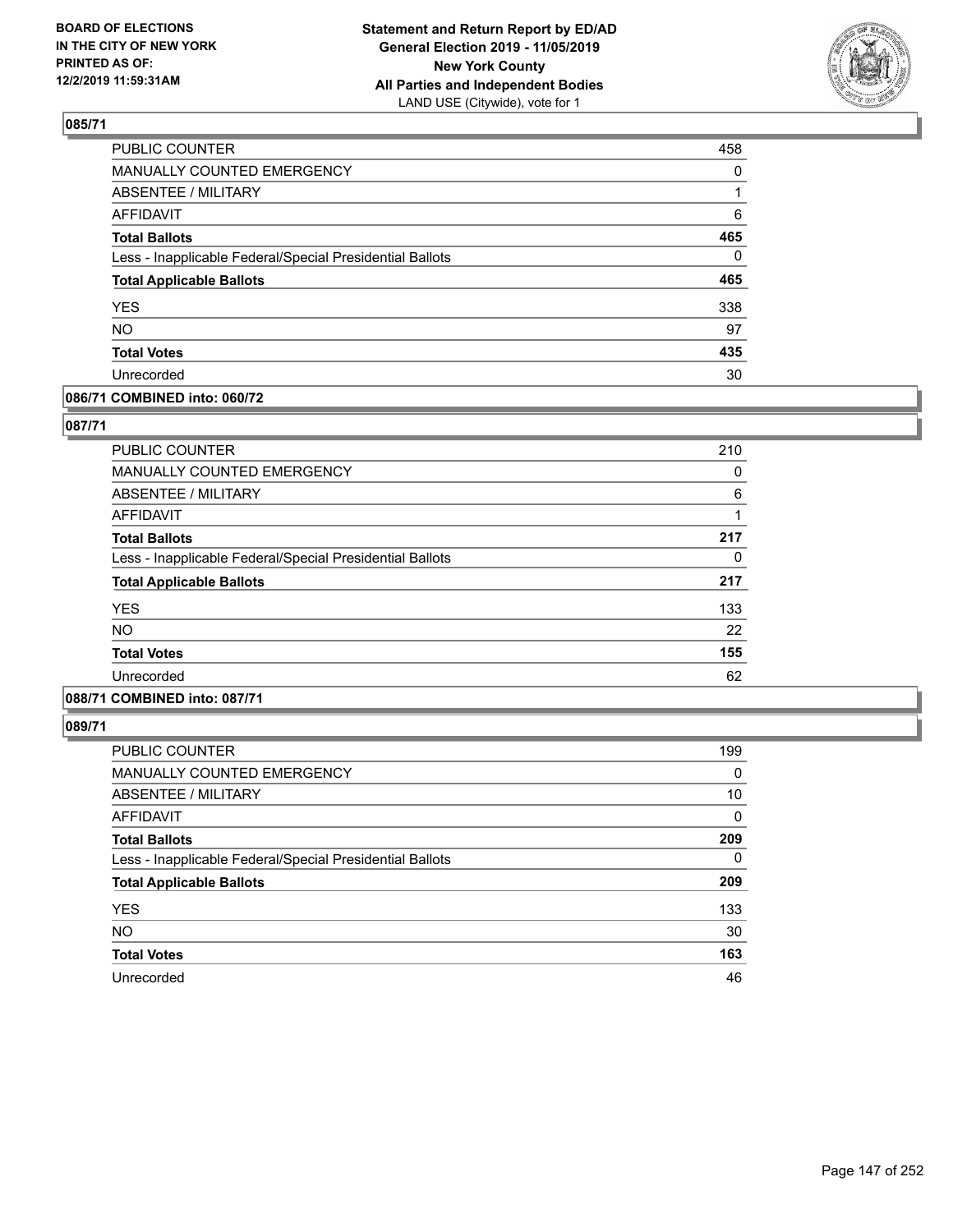## 085/71

| | |
|---|---|
| PUBLIC COUNTER | 458 |
| MANUALLY COUNTED EMERGENCY | 0 |
| ABSENTEE / MILITARY | 1 |
| AFFIDAVIT | 6 |
| **Total Ballots** | **465** |
| Less - Inapplicable Federal/Special Presidential Ballots | 0 |
| **Total Applicable Ballots** | **465** |
| YES | 338 |
| NO | 97 |
| **Total Votes** | **435** |
| Unrecorded | 30 |

## 086/71 COMBINED into: 060/72

## 087/71

| | |
|---|---|
| PUBLIC COUNTER | 210 |
| MANUALLY COUNTED EMERGENCY | 0 |
| ABSENTEE / MILITARY | 6 |
| AFFIDAVIT | 1 |
| **Total Ballots** | **217** |
| Less - Inapplicable Federal/Special Presidential Ballots | 0 |
| **Total Applicable Ballots** | **217** |
| YES | 133 |
| NO | 22 |
| **Total Votes** | **155** |
| Unrecorded | 62 |

## 088/71 COMBINED into: 087/71

## 089/71

| | |
|---|---|
| PUBLIC COUNTER | 199 |
| MANUALLY COUNTED EMERGENCY | 0 |
| ABSENTEE / MILITARY | 10 |
| AFFIDAVIT | 0 |
| **Total Ballots** | **209** |
| Less - Inapplicable Federal/Special Presidential Ballots | 0 |
| **Total Applicable Ballots** | **209** |
| YES | 133 |
| NO | 30 |
| **Total Votes** | **163** |
| Unrecorded | 46 |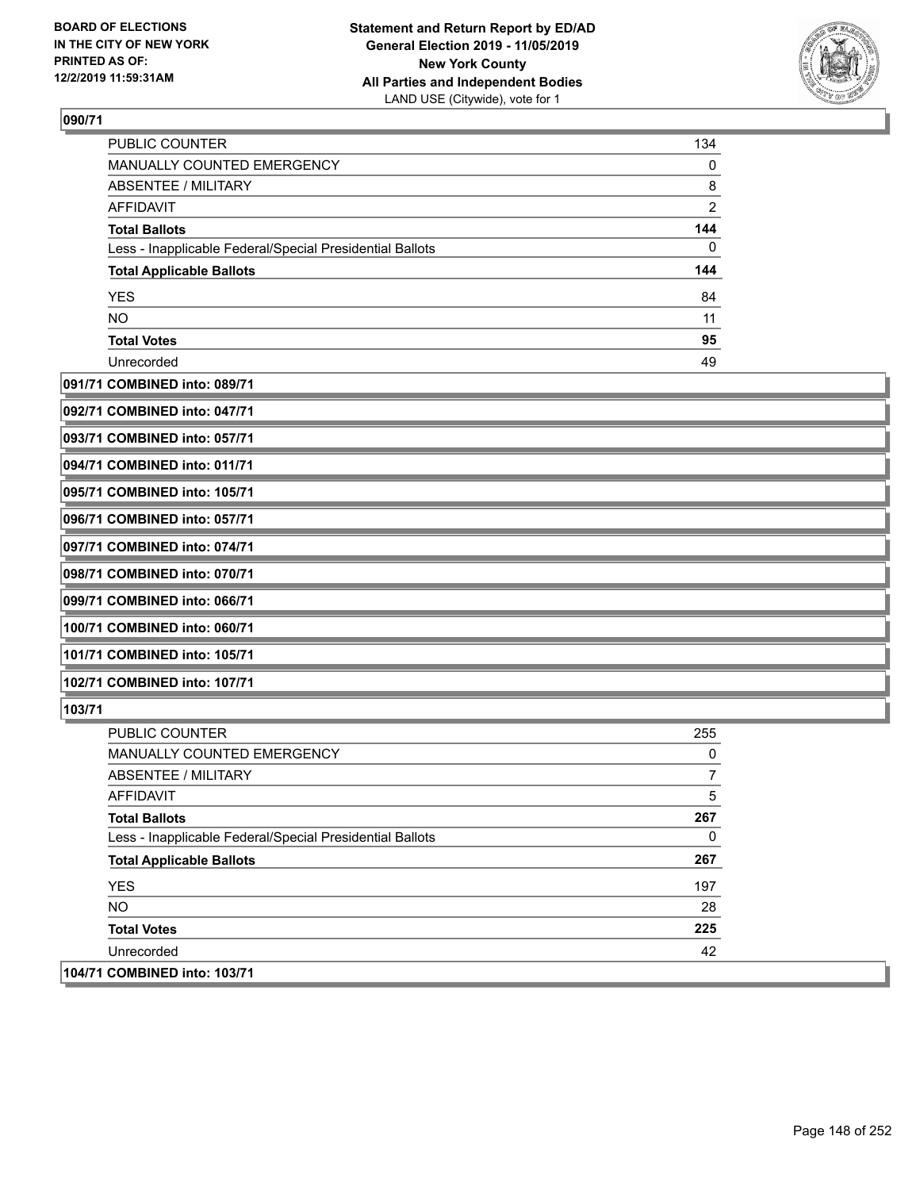**090/71**

| | |
|---|---|
| PUBLIC COUNTER | 134 |
| MANUALLY COUNTED EMERGENCY | 0 |
| ABSENTEE / MILITARY | 8 |
| AFFIDAVIT | 2 |
| **Total Ballots** | **144** |
| Less - Inapplicable Federal/Special Presidential Ballots | 0 |
| **Total Applicable Ballots** | **144** |
| YES | 84 |
| NO | 11 |
| **Total Votes** | **95** |
| Unrecorded | 49 |

**091/71 COMBINED into: 089/71**

**092/71 COMBINED into: 047/71**

**093/71 COMBINED into: 057/71**

**094/71 COMBINED into: 011/71**

**095/71 COMBINED into: 105/71**

**096/71 COMBINED into: 057/71**

**097/71 COMBINED into: 074/71**

**098/71 COMBINED into: 070/71**

**099/71 COMBINED into: 066/71**

**100/71 COMBINED into: 060/71**

**101/71 COMBINED into: 105/71**

**102/71 COMBINED into: 107/71**

**103/71**

| | |
|---|---|
| PUBLIC COUNTER | 255 |
| MANUALLY COUNTED EMERGENCY | 0 |
| ABSENTEE / MILITARY | 7 |
| AFFIDAVIT | 5 |
| **Total Ballots** | **267** |
| Less - Inapplicable Federal/Special Presidential Ballots | 0 |
| **Total Applicable Ballots** | **267** |
| YES | 197 |
| NO | 28 |
| **Total Votes** | **225** |
| Unrecorded | 42 |

**104/71 COMBINED into: 103/71**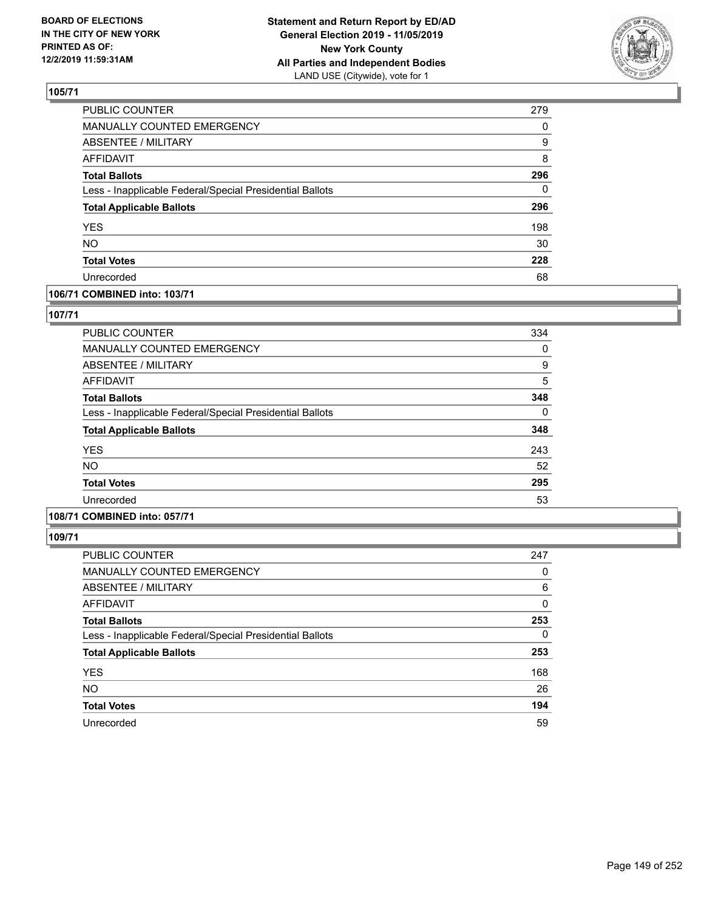## 105/71

| | |
|---|---|
| PUBLIC COUNTER | 279 |
| MANUALLY COUNTED EMERGENCY | 0 |
| ABSENTEE / MILITARY | 9 |
| AFFIDAVIT | 8 |
| **Total Ballots** | **296** |
| Less - Inapplicable Federal/Special Presidential Ballots | 0 |
| **Total Applicable Ballots** | **296** |
| YES | 198 |
| NO | 30 |
| **Total Votes** | **228** |
| Unrecorded | 68 |

## 106/71 COMBINED into: 103/71

## 107/71

| | |
|---|---|
| PUBLIC COUNTER | 334 |
| MANUALLY COUNTED EMERGENCY | 0 |
| ABSENTEE / MILITARY | 9 |
| AFFIDAVIT | 5 |
| **Total Ballots** | **348** |
| Less - Inapplicable Federal/Special Presidential Ballots | 0 |
| **Total Applicable Ballots** | **348** |
| YES | 243 |
| NO | 52 |
| **Total Votes** | **295** |
| Unrecorded | 53 |

## 108/71 COMBINED into: 057/71

## 109/71

| | |
|---|---|
| PUBLIC COUNTER | 247 |
| MANUALLY COUNTED EMERGENCY | 0 |
| ABSENTEE / MILITARY | 6 |
| AFFIDAVIT | 0 |
| **Total Ballots** | **253** |
| Less - Inapplicable Federal/Special Presidential Ballots | 0 |
| **Total Applicable Ballots** | **253** |
| YES | 168 |
| NO | 26 |
| **Total Votes** | **194** |
| Unrecorded | 59 |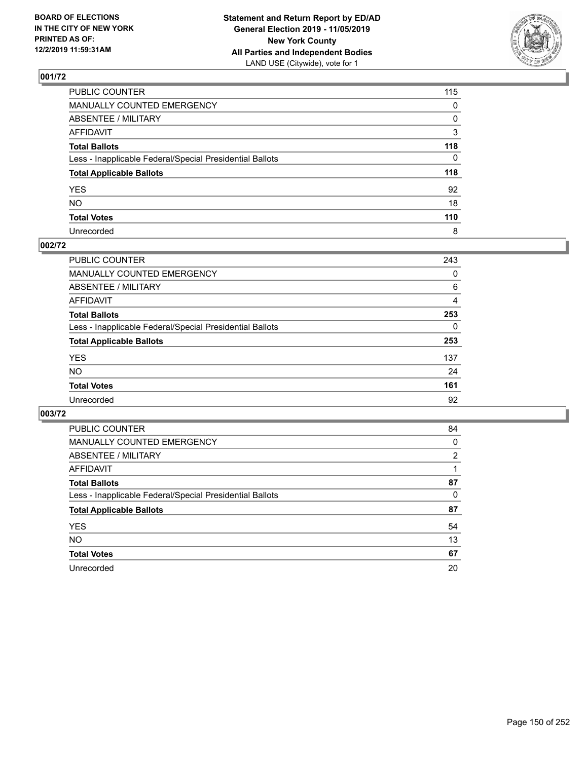BOARD OF ELECTIONS
IN THE CITY OF NEW YORK
PRINTED AS OF:
12/2/2019 11:59:31AM

**Statement and Return Report by ED/AD**
**General Election 2019 - 11/05/2019**
**New York County**
**All Parties and Independent Bodies**
LAND USE (Citywide), vote for 1

## 001/72

| | |
|---|---|
| PUBLIC COUNTER | 115 |
| MANUALLY COUNTED EMERGENCY | 0 |
| ABSENTEE / MILITARY | 0 |
| AFFIDAVIT | 3 |
| **Total Ballots** | **118** |
| Less - Inapplicable Federal/Special Presidential Ballots | 0 |
| **Total Applicable Ballots** | **118** |
| YES | 92 |
| NO | 18 |
| **Total Votes** | **110** |
| Unrecorded | 8 |

## 002/72

| | |
|---|---|
| PUBLIC COUNTER | 243 |
| MANUALLY COUNTED EMERGENCY | 0 |
| ABSENTEE / MILITARY | 6 |
| AFFIDAVIT | 4 |
| **Total Ballots** | **253** |
| Less - Inapplicable Federal/Special Presidential Ballots | 0 |
| **Total Applicable Ballots** | **253** |
| YES | 137 |
| NO | 24 |
| **Total Votes** | **161** |
| Unrecorded | 92 |

## 003/72

| | |
|---|---|
| PUBLIC COUNTER | 84 |
| MANUALLY COUNTED EMERGENCY | 0 |
| ABSENTEE / MILITARY | 2 |
| AFFIDAVIT | 1 |
| **Total Ballots** | **87** |
| Less - Inapplicable Federal/Special Presidential Ballots | 0 |
| **Total Applicable Ballots** | **87** |
| YES | 54 |
| NO | 13 |
| **Total Votes** | **67** |
| Unrecorded | 20 |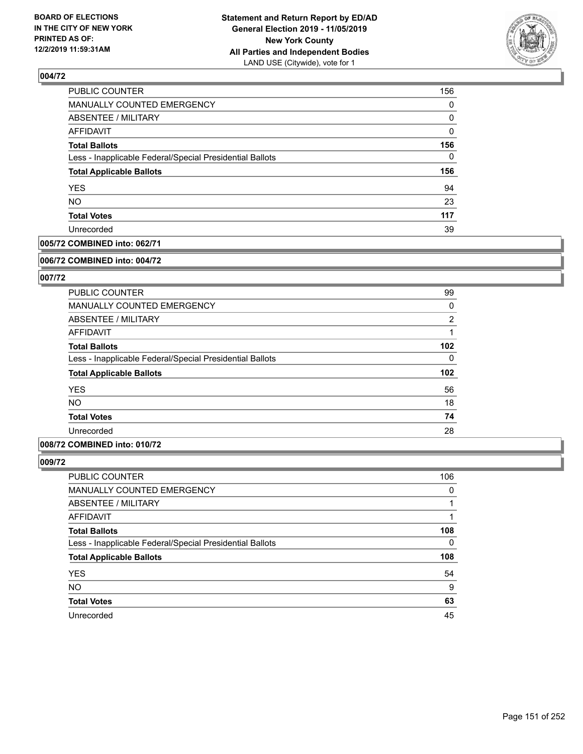## 004/72

| | |
|---|---|
| PUBLIC COUNTER | 156 |
| MANUALLY COUNTED EMERGENCY | 0 |
| ABSENTEE / MILITARY | 0 |
| AFFIDAVIT | 0 |
| **Total Ballots** | **156** |
| Less - Inapplicable Federal/Special Presidential Ballots | 0 |
| **Total Applicable Ballots** | **156** |
| YES | 94 |
| NO | 23 |
| **Total Votes** | **117** |
| Unrecorded | 39 |

## 005/72 COMBINED into: 062/71

## 006/72 COMBINED into: 004/72

## 007/72

| | |
|---|---|
| PUBLIC COUNTER | 99 |
| MANUALLY COUNTED EMERGENCY | 0 |
| ABSENTEE / MILITARY | 2 |
| AFFIDAVIT | 1 |
| **Total Ballots** | **102** |
| Less - Inapplicable Federal/Special Presidential Ballots | 0 |
| **Total Applicable Ballots** | **102** |
| YES | 56 |
| NO | 18 |
| **Total Votes** | **74** |
| Unrecorded | 28 |

## 008/72 COMBINED into: 010/72

## 009/72

| | |
|---|---|
| PUBLIC COUNTER | 106 |
| MANUALLY COUNTED EMERGENCY | 0 |
| ABSENTEE / MILITARY | 1 |
| AFFIDAVIT | 1 |
| **Total Ballots** | **108** |
| Less - Inapplicable Federal/Special Presidential Ballots | 0 |
| **Total Applicable Ballots** | **108** |
| YES | 54 |
| NO | 9 |
| **Total Votes** | **63** |
| Unrecorded | 45 |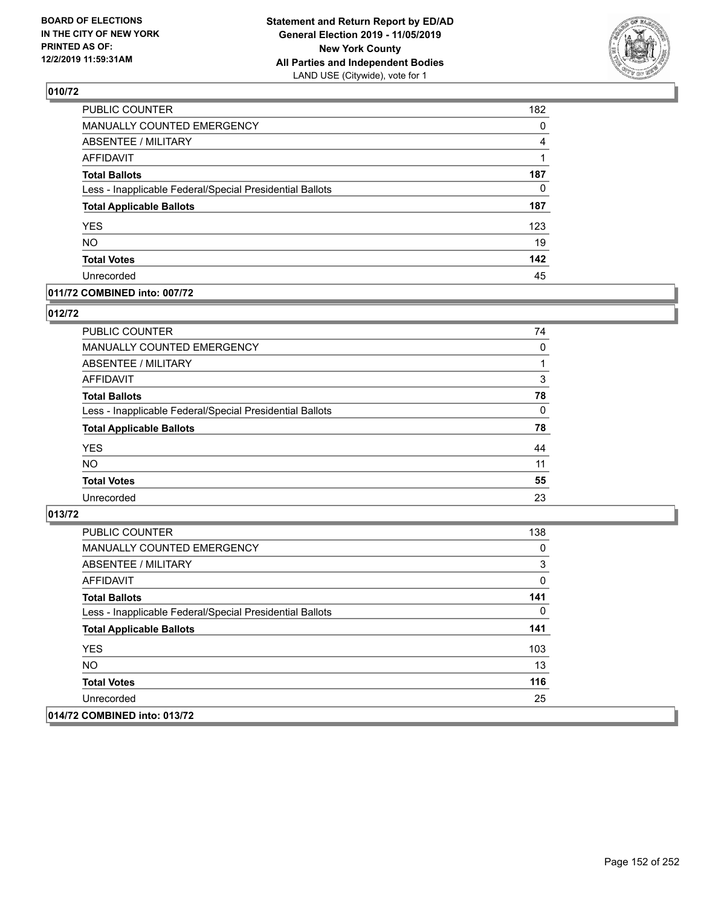BOARD OF ELECTIONS
IN THE CITY OF NEW YORK
PRINTED AS OF:
12/2/2019 11:59:31AM

**Statement and Return Report by ED/AD**
**General Election 2019 - 11/05/2019**
**New York County**
**All Parties and Independent Bodies**
LAND USE (Citywide), vote for 1

## 010/72

| | |
|---|---|
| PUBLIC COUNTER | 182 |
| MANUALLY COUNTED EMERGENCY | 0 |
| ABSENTEE / MILITARY | 4 |
| AFFIDAVIT | 1 |
| **Total Ballots** | **187** |
| Less - Inapplicable Federal/Special Presidential Ballots | 0 |
| **Total Applicable Ballots** | **187** |
| YES | 123 |
| NO | 19 |
| **Total Votes** | **142** |
| Unrecorded | 45 |

## 011/72 COMBINED into: 007/72

## 012/72

| | |
|---|---|
| PUBLIC COUNTER | 74 |
| MANUALLY COUNTED EMERGENCY | 0 |
| ABSENTEE / MILITARY | 1 |
| AFFIDAVIT | 3 |
| **Total Ballots** | **78** |
| Less - Inapplicable Federal/Special Presidential Ballots | 0 |
| **Total Applicable Ballots** | **78** |
| YES | 44 |
| NO | 11 |
| **Total Votes** | **55** |
| Unrecorded | 23 |

## 013/72

| | |
|---|---|
| PUBLIC COUNTER | 138 |
| MANUALLY COUNTED EMERGENCY | 0 |
| ABSENTEE / MILITARY | 3 |
| AFFIDAVIT | 0 |
| **Total Ballots** | **141** |
| Less - Inapplicable Federal/Special Presidential Ballots | 0 |
| **Total Applicable Ballots** | **141** |
| YES | 103 |
| NO | 13 |
| **Total Votes** | **116** |
| Unrecorded | 25 |

## 014/72 COMBINED into: 013/72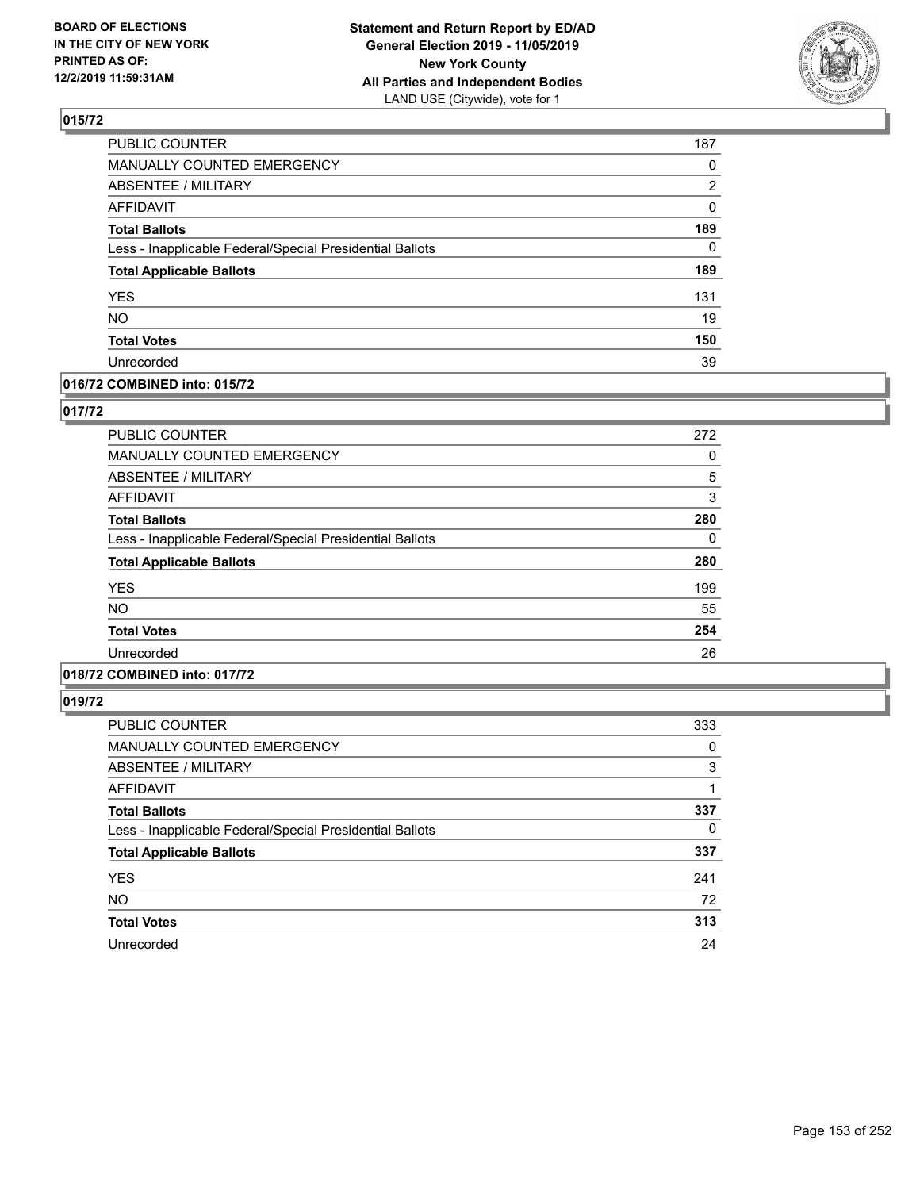## 015/72

| | |
|---|---|
| PUBLIC COUNTER | 187 |
| MANUALLY COUNTED EMERGENCY | 0 |
| ABSENTEE / MILITARY | 2 |
| AFFIDAVIT | 0 |
| **Total Ballots** | **189** |
| Less - Inapplicable Federal/Special Presidential Ballots | 0 |
| **Total Applicable Ballots** | **189** |
| YES | 131 |
| NO | 19 |
| **Total Votes** | **150** |
| Unrecorded | 39 |

## 016/72 COMBINED into: 015/72

## 017/72

| | |
|---|---|
| PUBLIC COUNTER | 272 |
| MANUALLY COUNTED EMERGENCY | 0 |
| ABSENTEE / MILITARY | 5 |
| AFFIDAVIT | 3 |
| **Total Ballots** | **280** |
| Less - Inapplicable Federal/Special Presidential Ballots | 0 |
| **Total Applicable Ballots** | **280** |
| YES | 199 |
| NO | 55 |
| **Total Votes** | **254** |
| Unrecorded | 26 |

## 018/72 COMBINED into: 017/72

## 019/72

| | |
|---|---|
| PUBLIC COUNTER | 333 |
| MANUALLY COUNTED EMERGENCY | 0 |
| ABSENTEE / MILITARY | 3 |
| AFFIDAVIT | 1 |
| **Total Ballots** | **337** |
| Less - Inapplicable Federal/Special Presidential Ballots | 0 |
| **Total Applicable Ballots** | **337** |
| YES | 241 |
| NO | 72 |
| **Total Votes** | **313** |
| Unrecorded | 24 |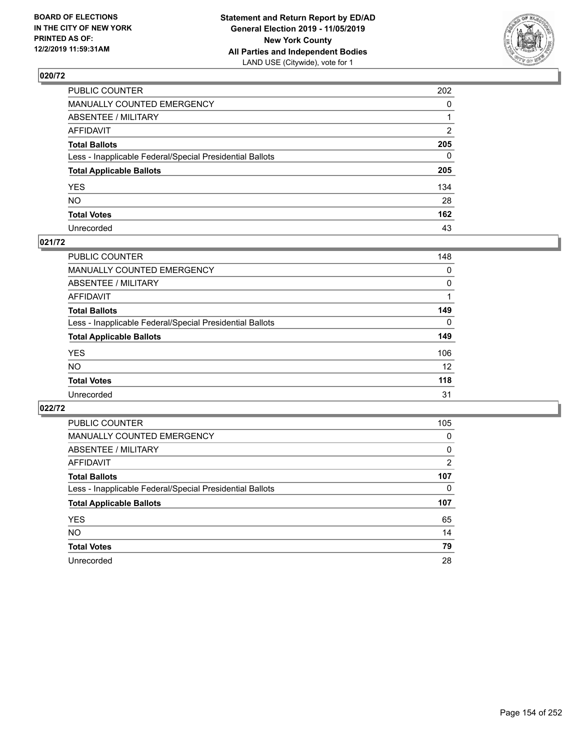## 020/72

| | |
|---|---|
| PUBLIC COUNTER | 202 |
| MANUALLY COUNTED EMERGENCY | 0 |
| ABSENTEE / MILITARY | 1 |
| AFFIDAVIT | 2 |
| **Total Ballots** | **205** |
| Less - Inapplicable Federal/Special Presidential Ballots | 0 |
| **Total Applicable Ballots** | **205** |
| YES | 134 |
| NO | 28 |
| **Total Votes** | **162** |
| Unrecorded | 43 |

## 021/72

| | |
|---|---|
| PUBLIC COUNTER | 148 |
| MANUALLY COUNTED EMERGENCY | 0 |
| ABSENTEE / MILITARY | 0 |
| AFFIDAVIT | 1 |
| **Total Ballots** | **149** |
| Less - Inapplicable Federal/Special Presidential Ballots | 0 |
| **Total Applicable Ballots** | **149** |
| YES | 106 |
| NO | 12 |
| **Total Votes** | **118** |
| Unrecorded | 31 |

## 022/72

| | |
|---|---|
| PUBLIC COUNTER | 105 |
| MANUALLY COUNTED EMERGENCY | 0 |
| ABSENTEE / MILITARY | 0 |
| AFFIDAVIT | 2 |
| **Total Ballots** | **107** |
| Less - Inapplicable Federal/Special Presidential Ballots | 0 |
| **Total Applicable Ballots** | **107** |
| YES | 65 |
| NO | 14 |
| **Total Votes** | **79** |
| Unrecorded | 28 |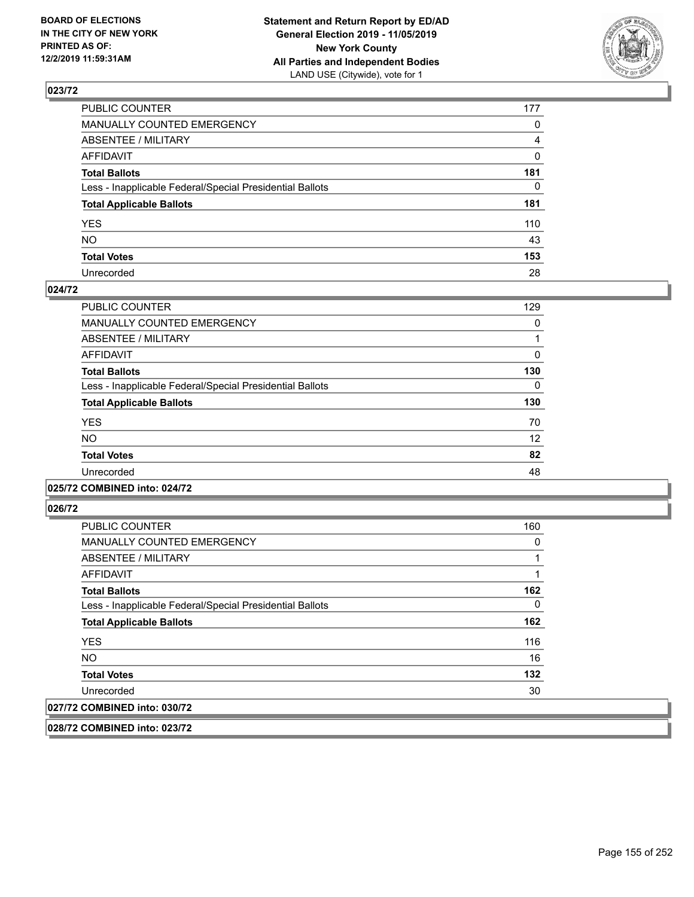## 023/72

| | |
|---|---|
| PUBLIC COUNTER | 177 |
| MANUALLY COUNTED EMERGENCY | 0 |
| ABSENTEE / MILITARY | 4 |
| AFFIDAVIT | 0 |
| **Total Ballots** | **181** |
| Less - Inapplicable Federal/Special Presidential Ballots | 0 |
| **Total Applicable Ballots** | **181** |
| YES | 110 |
| NO | 43 |
| **Total Votes** | **153** |
| Unrecorded | 28 |

## 024/72

| | |
|---|---|
| PUBLIC COUNTER | 129 |
| MANUALLY COUNTED EMERGENCY | 0 |
| ABSENTEE / MILITARY | 1 |
| AFFIDAVIT | 0 |
| **Total Ballots** | **130** |
| Less - Inapplicable Federal/Special Presidential Ballots | 0 |
| **Total Applicable Ballots** | **130** |
| YES | 70 |
| NO | 12 |
| **Total Votes** | **82** |
| Unrecorded | 48 |

## 025/72 COMBINED into: 024/72

## 026/72

| | |
|---|---|
| PUBLIC COUNTER | 160 |
| MANUALLY COUNTED EMERGENCY | 0 |
| ABSENTEE / MILITARY | 1 |
| AFFIDAVIT | 1 |
| **Total Ballots** | **162** |
| Less - Inapplicable Federal/Special Presidential Ballots | 0 |
| **Total Applicable Ballots** | **162** |
| YES | 116 |
| NO | 16 |
| **Total Votes** | **132** |
| Unrecorded | 30 |

## 027/72 COMBINED into: 030/72

## 028/72 COMBINED into: 023/72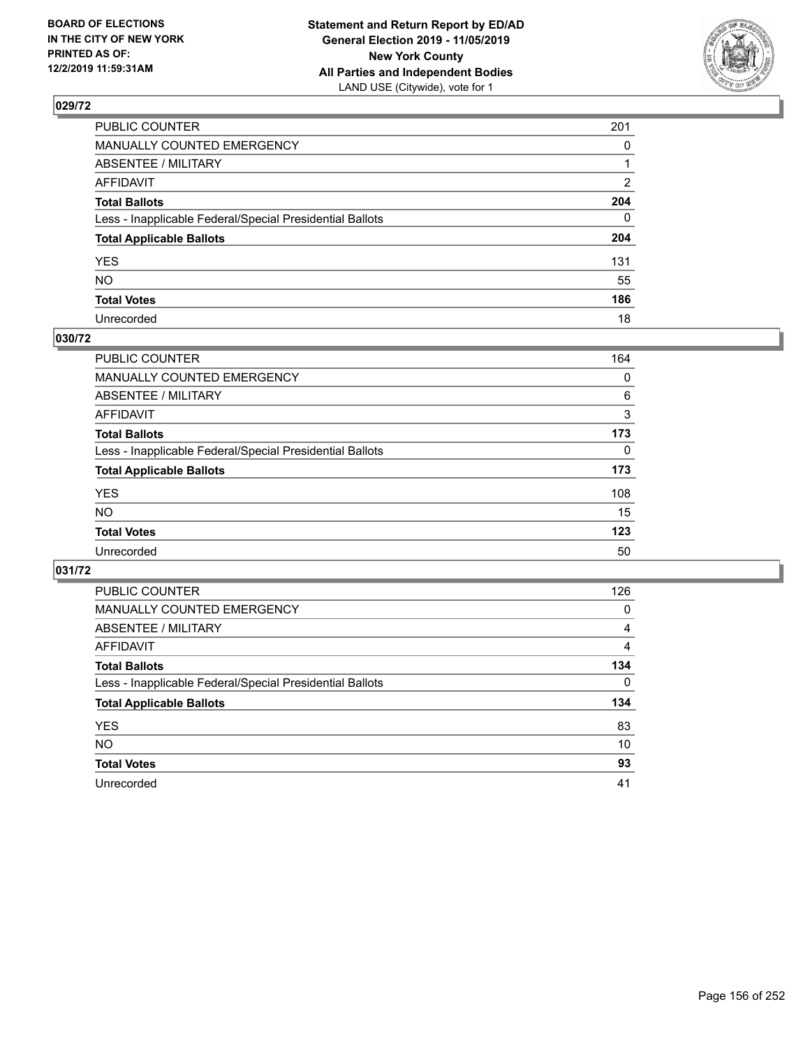**BOARD OF ELECTIONS IN THE CITY OF NEW YORK PRINTED AS OF: 12/2/2019 11:59:31AM**

**Statement and Return Report by ED/AD General Election 2019 - 11/05/2019 New York County All Parties and Independent Bodies**
LAND USE (Citywide), vote for 1

## 029/72

| | |
|---|---|
| PUBLIC COUNTER | 201 |
| MANUALLY COUNTED EMERGENCY | 0 |
| ABSENTEE / MILITARY | 1 |
| AFFIDAVIT | 2 |
| **Total Ballots** | **204** |
| Less - Inapplicable Federal/Special Presidential Ballots | 0 |
| **Total Applicable Ballots** | **204** |
| YES | 131 |
| NO | 55 |
| **Total Votes** | **186** |
| Unrecorded | 18 |

## 030/72

| | |
|---|---|
| PUBLIC COUNTER | 164 |
| MANUALLY COUNTED EMERGENCY | 0 |
| ABSENTEE / MILITARY | 6 |
| AFFIDAVIT | 3 |
| **Total Ballots** | **173** |
| Less - Inapplicable Federal/Special Presidential Ballots | 0 |
| **Total Applicable Ballots** | **173** |
| YES | 108 |
| NO | 15 |
| **Total Votes** | **123** |
| Unrecorded | 50 |

## 031/72

| | |
|---|---|
| PUBLIC COUNTER | 126 |
| MANUALLY COUNTED EMERGENCY | 0 |
| ABSENTEE / MILITARY | 4 |
| AFFIDAVIT | 4 |
| **Total Ballots** | **134** |
| Less - Inapplicable Federal/Special Presidential Ballots | 0 |
| **Total Applicable Ballots** | **134** |
| YES | 83 |
| NO | 10 |
| **Total Votes** | **93** |
| Unrecorded | 41 |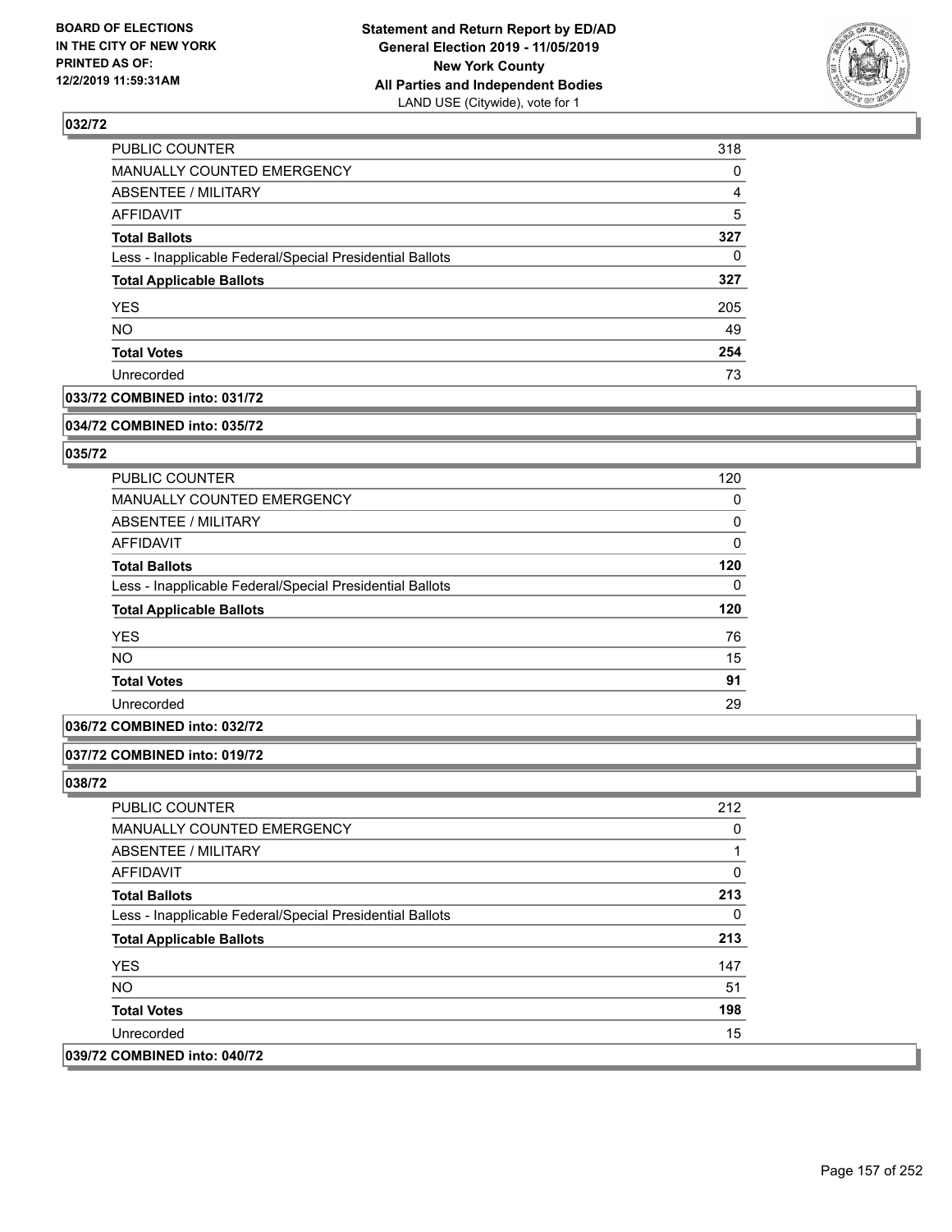## 032/72

| | |
|---|---|
| PUBLIC COUNTER | 318 |
| MANUALLY COUNTED EMERGENCY | 0 |
| ABSENTEE / MILITARY | 4 |
| AFFIDAVIT | 5 |
| **Total Ballots** | **327** |
| Less - Inapplicable Federal/Special Presidential Ballots | 0 |
| **Total Applicable Ballots** | **327** |
| YES | 205 |
| NO | 49 |
| **Total Votes** | **254** |
| Unrecorded | 73 |

## 033/72 COMBINED into: 031/72

## 034/72 COMBINED into: 035/72

## 035/72

| | |
|---|---|
| PUBLIC COUNTER | 120 |
| MANUALLY COUNTED EMERGENCY | 0 |
| ABSENTEE / MILITARY | 0 |
| AFFIDAVIT | 0 |
| **Total Ballots** | **120** |
| Less - Inapplicable Federal/Special Presidential Ballots | 0 |
| **Total Applicable Ballots** | **120** |
| YES | 76 |
| NO | 15 |
| **Total Votes** | **91** |
| Unrecorded | 29 |

## 036/72 COMBINED into: 032/72

## 037/72 COMBINED into: 019/72

## 038/72

| | |
|---|---|
| PUBLIC COUNTER | 212 |
| MANUALLY COUNTED EMERGENCY | 0 |
| ABSENTEE / MILITARY | 1 |
| AFFIDAVIT | 0 |
| **Total Ballots** | **213** |
| Less - Inapplicable Federal/Special Presidential Ballots | 0 |
| **Total Applicable Ballots** | **213** |
| YES | 147 |
| NO | 51 |
| **Total Votes** | **198** |
| Unrecorded | 15 |

## 039/72 COMBINED into: 040/72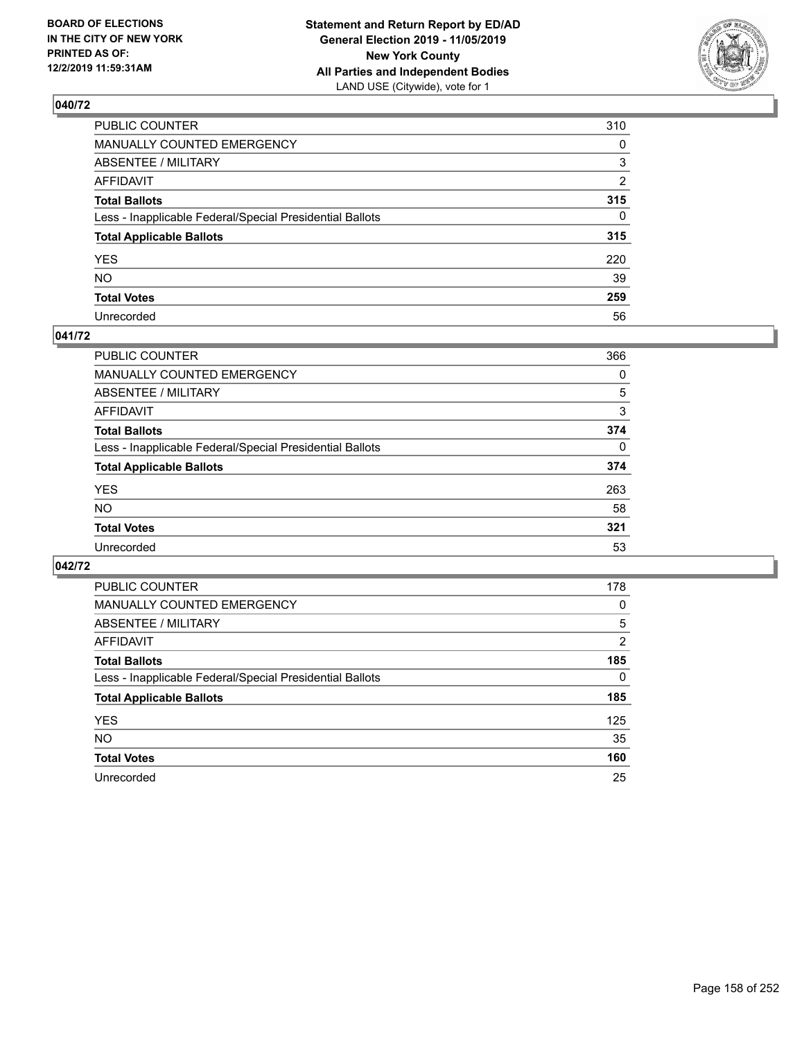BOARD OF ELECTIONS
IN THE CITY OF NEW YORK
PRINTED AS OF:
12/2/2019 11:59:31AM

**Statement and Return Report by ED/AD**
**General Election 2019 - 11/05/2019**
**New York County**
**All Parties and Independent Bodies**
LAND USE (Citywide), vote for 1

## 040/72

| | |
|---|---|
| PUBLIC COUNTER | 310 |
| MANUALLY COUNTED EMERGENCY | 0 |
| ABSENTEE / MILITARY | 3 |
| AFFIDAVIT | 2 |
| **Total Ballots** | **315** |
| Less - Inapplicable Federal/Special Presidential Ballots | 0 |
| **Total Applicable Ballots** | **315** |
| YES | 220 |
| NO | 39 |
| **Total Votes** | **259** |
| Unrecorded | 56 |

## 041/72

| | |
|---|---|
| PUBLIC COUNTER | 366 |
| MANUALLY COUNTED EMERGENCY | 0 |
| ABSENTEE / MILITARY | 5 |
| AFFIDAVIT | 3 |
| **Total Ballots** | **374** |
| Less - Inapplicable Federal/Special Presidential Ballots | 0 |
| **Total Applicable Ballots** | **374** |
| YES | 263 |
| NO | 58 |
| **Total Votes** | **321** |
| Unrecorded | 53 |

## 042/72

| | |
|---|---|
| PUBLIC COUNTER | 178 |
| MANUALLY COUNTED EMERGENCY | 0 |
| ABSENTEE / MILITARY | 5 |
| AFFIDAVIT | 2 |
| **Total Ballots** | **185** |
| Less - Inapplicable Federal/Special Presidential Ballots | 0 |
| **Total Applicable Ballots** | **185** |
| YES | 125 |
| NO | 35 |
| **Total Votes** | **160** |
| Unrecorded | 25 |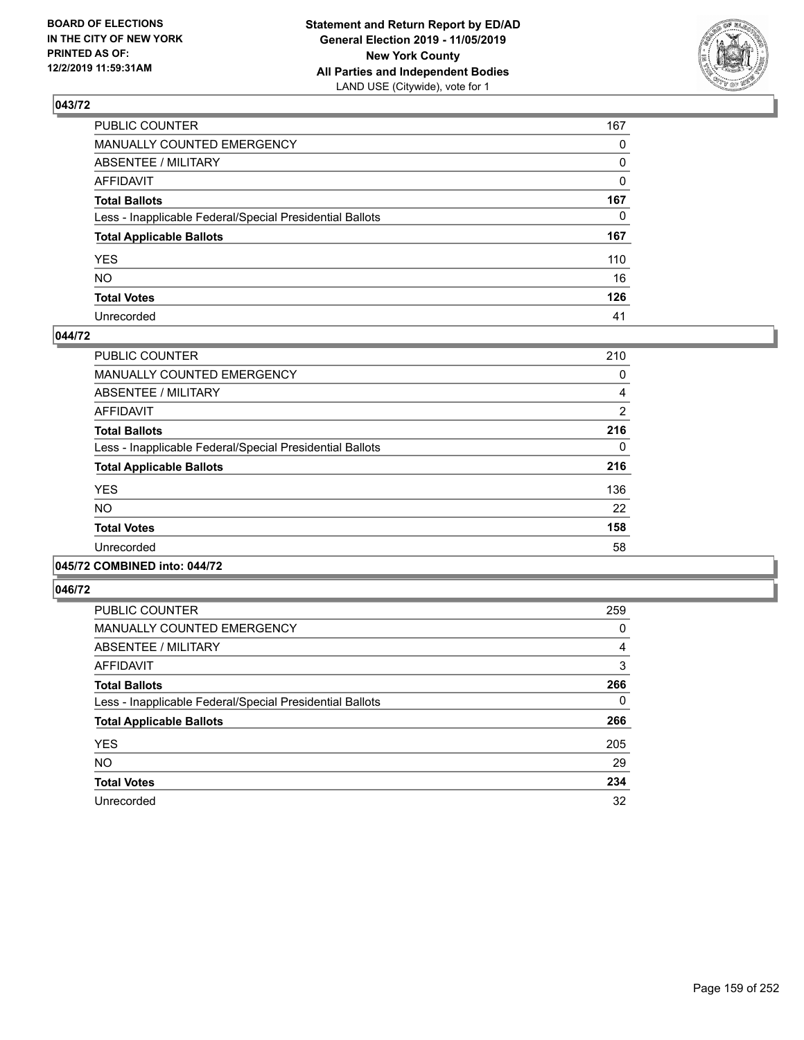BOARD OF ELECTIONS
IN THE CITY OF NEW YORK
PRINTED AS OF:
12/2/2019 11:59:31AM

**Statement and Return Report by ED/AD**
**General Election 2019 - 11/05/2019**
**New York County**
**All Parties and Independent Bodies**
LAND USE (Citywide), vote for 1

### 043/72

| | |
|---|---|
| PUBLIC COUNTER | 167 |
| MANUALLY COUNTED EMERGENCY | 0 |
| ABSENTEE / MILITARY | 0 |
| AFFIDAVIT | 0 |
| **Total Ballots** | **167** |
| Less - Inapplicable Federal/Special Presidential Ballots | 0 |
| **Total Applicable Ballots** | **167** |
| YES | 110 |
| NO | 16 |
| **Total Votes** | **126** |
| Unrecorded | 41 |

### 044/72

| | |
|---|---|
| PUBLIC COUNTER | 210 |
| MANUALLY COUNTED EMERGENCY | 0 |
| ABSENTEE / MILITARY | 4 |
| AFFIDAVIT | 2 |
| **Total Ballots** | **216** |
| Less - Inapplicable Federal/Special Presidential Ballots | 0 |
| **Total Applicable Ballots** | **216** |
| YES | 136 |
| NO | 22 |
| **Total Votes** | **158** |
| Unrecorded | 58 |

### 045/72 COMBINED into: 044/72

### 046/72

| | |
|---|---|
| PUBLIC COUNTER | 259 |
| MANUALLY COUNTED EMERGENCY | 0 |
| ABSENTEE / MILITARY | 4 |
| AFFIDAVIT | 3 |
| **Total Ballots** | **266** |
| Less - Inapplicable Federal/Special Presidential Ballots | 0 |
| **Total Applicable Ballots** | **266** |
| YES | 205 |
| NO | 29 |
| **Total Votes** | **234** |
| Unrecorded | 32 |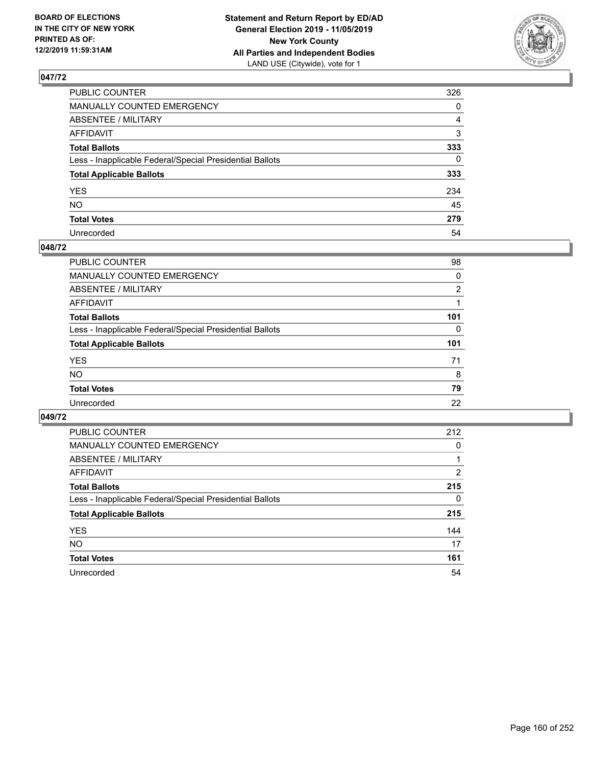BOARD OF ELECTIONS
IN THE CITY OF NEW YORK
PRINTED AS OF:
12/2/2019 11:59:31AM

**Statement and Return Report by ED/AD**
**General Election 2019 - 11/05/2019**
**New York County**
**All Parties and Independent Bodies**
LAND USE (Citywide), vote for 1

## 047/72

| | |
|---|---|
| PUBLIC COUNTER | 326 |
| MANUALLY COUNTED EMERGENCY | 0 |
| ABSENTEE / MILITARY | 4 |
| AFFIDAVIT | 3 |
| **Total Ballots** | **333** |
| Less - Inapplicable Federal/Special Presidential Ballots | 0 |
| **Total Applicable Ballots** | **333** |
| YES | 234 |
| NO | 45 |
| **Total Votes** | **279** |
| Unrecorded | 54 |

## 048/72

| | |
|---|---|
| PUBLIC COUNTER | 98 |
| MANUALLY COUNTED EMERGENCY | 0 |
| ABSENTEE / MILITARY | 2 |
| AFFIDAVIT | 1 |
| **Total Ballots** | **101** |
| Less - Inapplicable Federal/Special Presidential Ballots | 0 |
| **Total Applicable Ballots** | **101** |
| YES | 71 |
| NO | 8 |
| **Total Votes** | **79** |
| Unrecorded | 22 |

## 049/72

| | |
|---|---|
| PUBLIC COUNTER | 212 |
| MANUALLY COUNTED EMERGENCY | 0 |
| ABSENTEE / MILITARY | 1 |
| AFFIDAVIT | 2 |
| **Total Ballots** | **215** |
| Less - Inapplicable Federal/Special Presidential Ballots | 0 |
| **Total Applicable Ballots** | **215** |
| YES | 144 |
| NO | 17 |
| **Total Votes** | **161** |
| Unrecorded | 54 |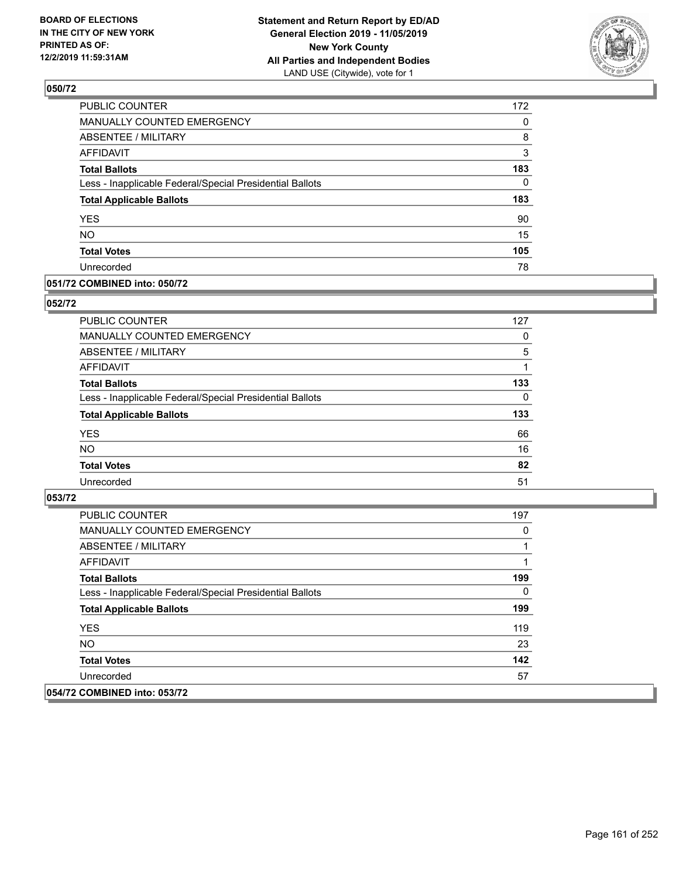## 050/72

| | |
|---|---|
| PUBLIC COUNTER | 172 |
| MANUALLY COUNTED EMERGENCY | 0 |
| ABSENTEE / MILITARY | 8 |
| AFFIDAVIT | 3 |
| **Total Ballots** | **183** |
| Less - Inapplicable Federal/Special Presidential Ballots | 0 |
| **Total Applicable Ballots** | **183** |
| YES | 90 |
| NO | 15 |
| **Total Votes** | **105** |
| Unrecorded | 78 |

## 051/72 COMBINED into: 050/72

## 052/72

| | |
|---|---|
| PUBLIC COUNTER | 127 |
| MANUALLY COUNTED EMERGENCY | 0 |
| ABSENTEE / MILITARY | 5 |
| AFFIDAVIT | 1 |
| **Total Ballots** | **133** |
| Less - Inapplicable Federal/Special Presidential Ballots | 0 |
| **Total Applicable Ballots** | **133** |
| YES | 66 |
| NO | 16 |
| **Total Votes** | **82** |
| Unrecorded | 51 |

## 053/72

| | |
|---|---|
| PUBLIC COUNTER | 197 |
| MANUALLY COUNTED EMERGENCY | 0 |
| ABSENTEE / MILITARY | 1 |
| AFFIDAVIT | 1 |
| **Total Ballots** | **199** |
| Less - Inapplicable Federal/Special Presidential Ballots | 0 |
| **Total Applicable Ballots** | **199** |
| YES | 119 |
| NO | 23 |
| **Total Votes** | **142** |
| Unrecorded | 57 |

## 054/72 COMBINED into: 053/72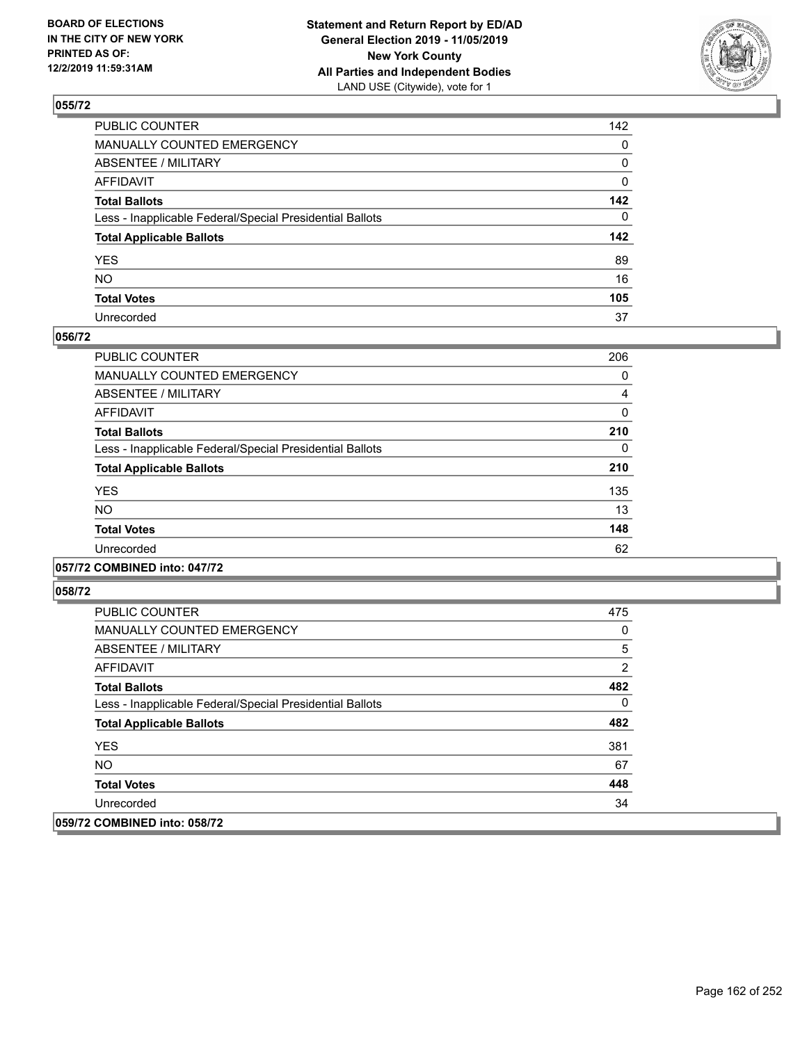**BOARD OF ELECTIONS IN THE CITY OF NEW YORK PRINTED AS OF: 12/2/2019 11:59:31AM**

**Statement and Return Report by ED/AD General Election 2019 - 11/05/2019 New York County All Parties and Independent Bodies**
LAND USE (Citywide), vote for 1

### 055/72

| | |
|---|---|
| PUBLIC COUNTER | 142 |
| MANUALLY COUNTED EMERGENCY | 0 |
| ABSENTEE / MILITARY | 0 |
| AFFIDAVIT | 0 |
| **Total Ballots** | **142** |
| Less - Inapplicable Federal/Special Presidential Ballots | 0 |
| **Total Applicable Ballots** | **142** |
| YES | 89 |
| NO | 16 |
| **Total Votes** | **105** |
| Unrecorded | 37 |

### 056/72

| | |
|---|---|
| PUBLIC COUNTER | 206 |
| MANUALLY COUNTED EMERGENCY | 0 |
| ABSENTEE / MILITARY | 4 |
| AFFIDAVIT | 0 |
| **Total Ballots** | **210** |
| Less - Inapplicable Federal/Special Presidential Ballots | 0 |
| **Total Applicable Ballots** | **210** |
| YES | 135 |
| NO | 13 |
| **Total Votes** | **148** |
| Unrecorded | 62 |

### 057/72 COMBINED into: 047/72

### 058/72

| | |
|---|---|
| PUBLIC COUNTER | 475 |
| MANUALLY COUNTED EMERGENCY | 0 |
| ABSENTEE / MILITARY | 5 |
| AFFIDAVIT | 2 |
| **Total Ballots** | **482** |
| Less - Inapplicable Federal/Special Presidential Ballots | 0 |
| **Total Applicable Ballots** | **482** |
| YES | 381 |
| NO | 67 |
| **Total Votes** | **448** |
| Unrecorded | 34 |

### 059/72 COMBINED into: 058/72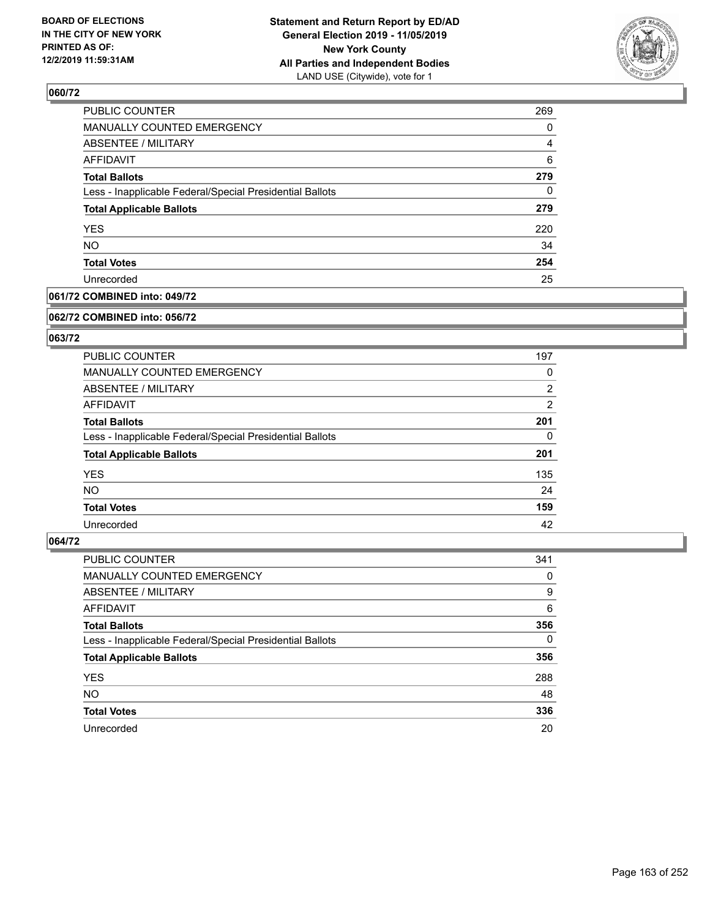**BOARD OF ELECTIONS IN THE CITY OF NEW YORK PRINTED AS OF: 12/2/2019 11:59:31AM**

**Statement and Return Report by ED/AD General Election 2019 - 11/05/2019 New York County All Parties and Independent Bodies**
LAND USE (Citywide), vote for 1

## 060/72

| | |
|---|---|
| PUBLIC COUNTER | 269 |
| MANUALLY COUNTED EMERGENCY | 0 |
| ABSENTEE / MILITARY | 4 |
| AFFIDAVIT | 6 |
| **Total Ballots** | **279** |
| Less - Inapplicable Federal/Special Presidential Ballots | 0 |
| **Total Applicable Ballots** | **279** |
| YES | 220 |
| NO | 34 |
| **Total Votes** | **254** |
| Unrecorded | 25 |

## 061/72 COMBINED into: 049/72

## 062/72 COMBINED into: 056/72

## 063/72

| | |
|---|---|
| PUBLIC COUNTER | 197 |
| MANUALLY COUNTED EMERGENCY | 0 |
| ABSENTEE / MILITARY | 2 |
| AFFIDAVIT | 2 |
| **Total Ballots** | **201** |
| Less - Inapplicable Federal/Special Presidential Ballots | 0 |
| **Total Applicable Ballots** | **201** |
| YES | 135 |
| NO | 24 |
| **Total Votes** | **159** |
| Unrecorded | 42 |

## 064/72

| | |
|---|---|
| PUBLIC COUNTER | 341 |
| MANUALLY COUNTED EMERGENCY | 0 |
| ABSENTEE / MILITARY | 9 |
| AFFIDAVIT | 6 |
| **Total Ballots** | **356** |
| Less - Inapplicable Federal/Special Presidential Ballots | 0 |
| **Total Applicable Ballots** | **356** |
| YES | 288 |
| NO | 48 |
| **Total Votes** | **336** |
| Unrecorded | 20 |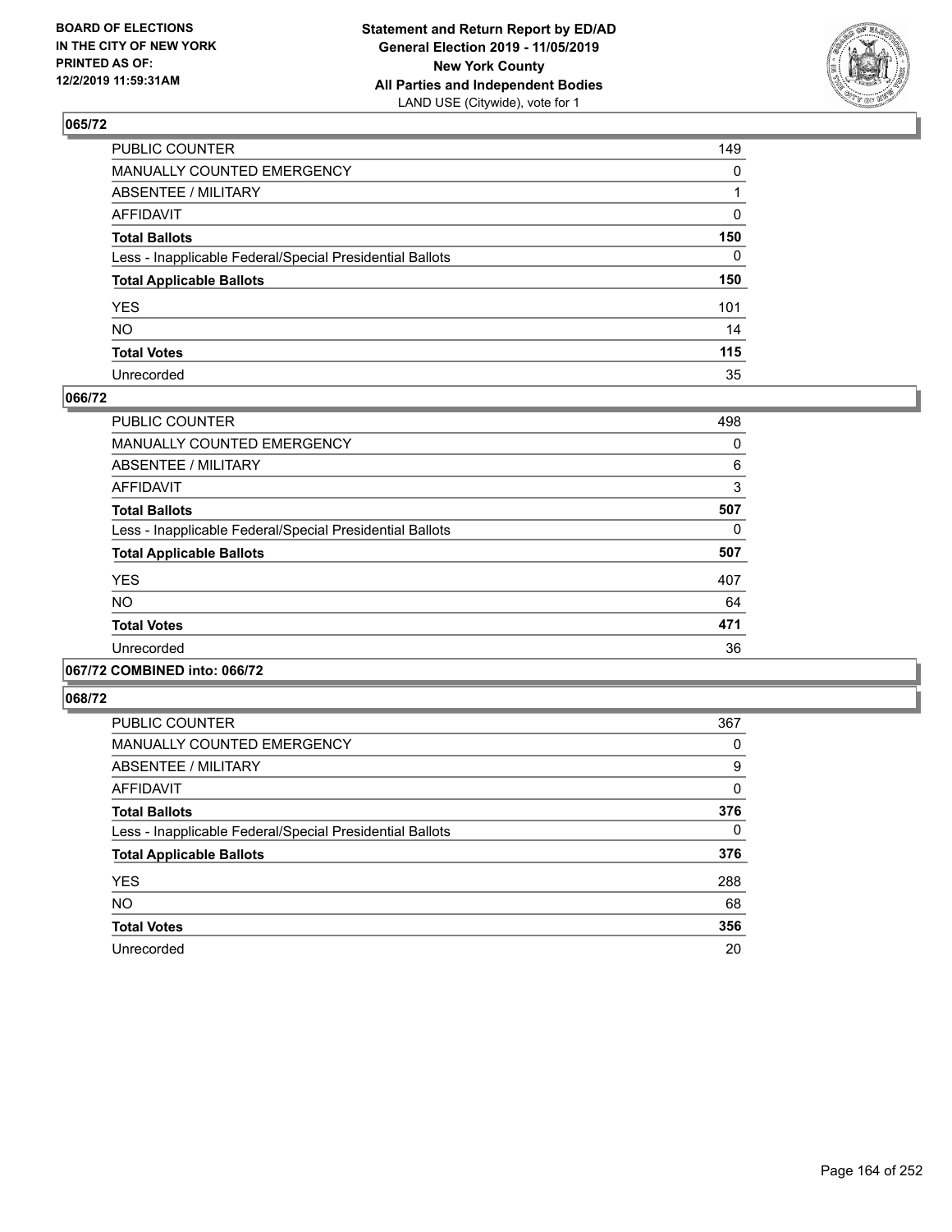### 065/72

| | |
|---|---|
| PUBLIC COUNTER | 149 |
| MANUALLY COUNTED EMERGENCY | 0 |
| ABSENTEE / MILITARY | 1 |
| AFFIDAVIT | 0 |
| **Total Ballots** | **150** |
| Less - Inapplicable Federal/Special Presidential Ballots | 0 |
| **Total Applicable Ballots** | **150** |
| YES | 101 |
| NO | 14 |
| **Total Votes** | **115** |
| Unrecorded | 35 |

### 066/72

| | |
|---|---|
| PUBLIC COUNTER | 498 |
| MANUALLY COUNTED EMERGENCY | 0 |
| ABSENTEE / MILITARY | 6 |
| AFFIDAVIT | 3 |
| **Total Ballots** | **507** |
| Less - Inapplicable Federal/Special Presidential Ballots | 0 |
| **Total Applicable Ballots** | **507** |
| YES | 407 |
| NO | 64 |
| **Total Votes** | **471** |
| Unrecorded | 36 |

### 067/72 COMBINED into: 066/72

### 068/72

| | |
|---|---|
| PUBLIC COUNTER | 367 |
| MANUALLY COUNTED EMERGENCY | 0 |
| ABSENTEE / MILITARY | 9 |
| AFFIDAVIT | 0 |
| **Total Ballots** | **376** |
| Less - Inapplicable Federal/Special Presidential Ballots | 0 |
| **Total Applicable Ballots** | **376** |
| YES | 288 |
| NO | 68 |
| **Total Votes** | **356** |
| Unrecorded | 20 |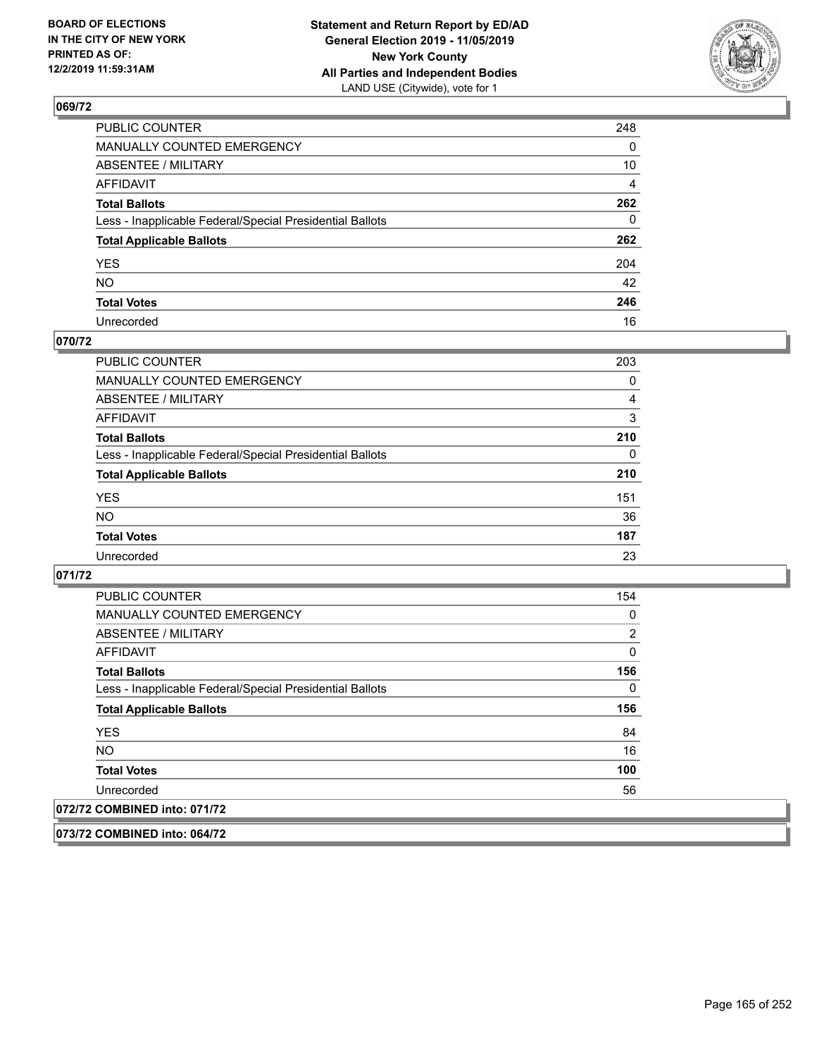## 069/72

| | |
|---|---|
| PUBLIC COUNTER | 248 |
| MANUALLY COUNTED EMERGENCY | 0 |
| ABSENTEE / MILITARY | 10 |
| AFFIDAVIT | 4 |
| **Total Ballots** | **262** |
| Less - Inapplicable Federal/Special Presidential Ballots | 0 |
| **Total Applicable Ballots** | **262** |
| YES | 204 |
| NO | 42 |
| **Total Votes** | **246** |
| Unrecorded | 16 |

## 070/72

| | |
|---|---|
| PUBLIC COUNTER | 203 |
| MANUALLY COUNTED EMERGENCY | 0 |
| ABSENTEE / MILITARY | 4 |
| AFFIDAVIT | 3 |
| **Total Ballots** | **210** |
| Less - Inapplicable Federal/Special Presidential Ballots | 0 |
| **Total Applicable Ballots** | **210** |
| YES | 151 |
| NO | 36 |
| **Total Votes** | **187** |
| Unrecorded | 23 |

## 071/72

| | |
|---|---|
| PUBLIC COUNTER | 154 |
| MANUALLY COUNTED EMERGENCY | 0 |
| ABSENTEE / MILITARY | 2 |
| AFFIDAVIT | 0 |
| **Total Ballots** | **156** |
| Less - Inapplicable Federal/Special Presidential Ballots | 0 |
| **Total Applicable Ballots** | **156** |
| YES | 84 |
| NO | 16 |
| **Total Votes** | **100** |
| Unrecorded | 56 |

## 072/72 COMBINED into: 071/72

## 073/72 COMBINED into: 064/72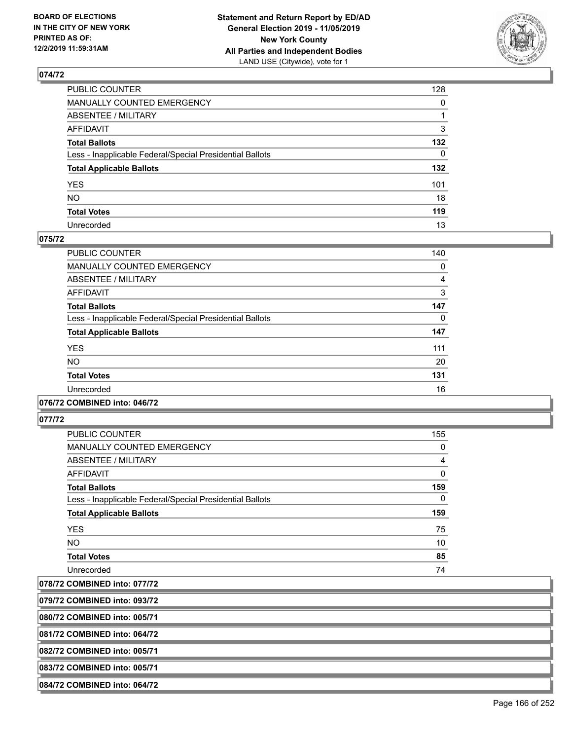## 074/72

| | |
|---|---|
| PUBLIC COUNTER | 128 |
| MANUALLY COUNTED EMERGENCY | 0 |
| ABSENTEE / MILITARY | 1 |
| AFFIDAVIT | 3 |
| **Total Ballots** | **132** |
| Less - Inapplicable Federal/Special Presidential Ballots | 0 |
| **Total Applicable Ballots** | **132** |
| YES | 101 |
| NO | 18 |
| **Total Votes** | **119** |
| Unrecorded | 13 |

## 075/72

| | |
|---|---|
| PUBLIC COUNTER | 140 |
| MANUALLY COUNTED EMERGENCY | 0 |
| ABSENTEE / MILITARY | 4 |
| AFFIDAVIT | 3 |
| **Total Ballots** | **147** |
| Less - Inapplicable Federal/Special Presidential Ballots | 0 |
| **Total Applicable Ballots** | **147** |
| YES | 111 |
| NO | 20 |
| **Total Votes** | **131** |
| Unrecorded | 16 |

## 076/72 COMBINED into: 046/72

## 077/72

| | |
|---|---|
| PUBLIC COUNTER | 155 |
| MANUALLY COUNTED EMERGENCY | 0 |
| ABSENTEE / MILITARY | 4 |
| AFFIDAVIT | 0 |
| **Total Ballots** | **159** |
| Less - Inapplicable Federal/Special Presidential Ballots | 0 |
| **Total Applicable Ballots** | **159** |
| YES | 75 |
| NO | 10 |
| **Total Votes** | **85** |
| Unrecorded | 74 |

## 078/72 COMBINED into: 077/72

## 079/72 COMBINED into: 093/72

## 080/72 COMBINED into: 005/71

## 081/72 COMBINED into: 064/72

## 082/72 COMBINED into: 005/71

## 083/72 COMBINED into: 005/71

## 084/72 COMBINED into: 064/72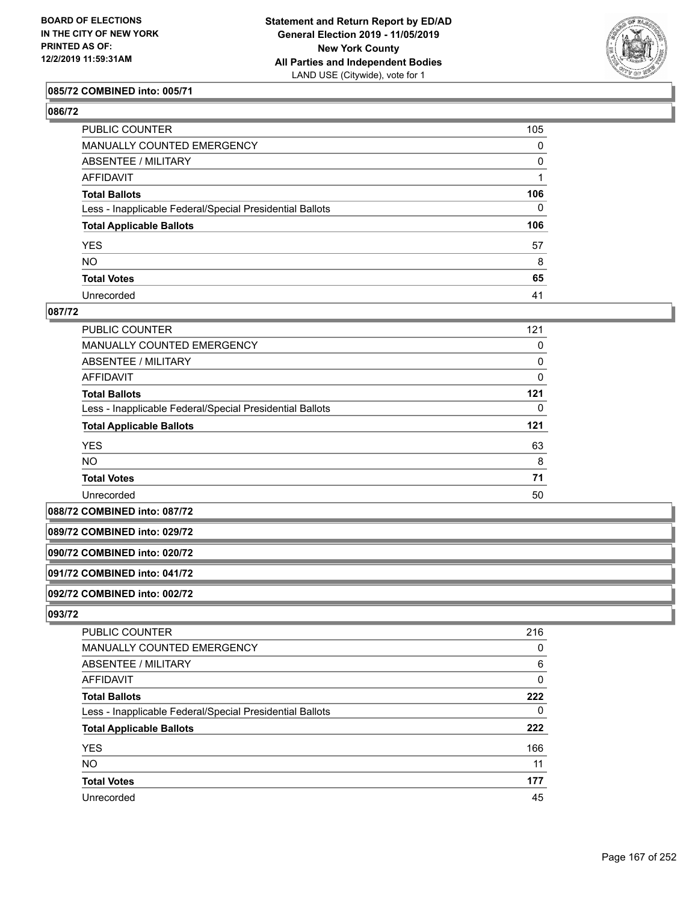**085/72 COMBINED into: 005/71**

**086/72**

| | |
|---|---|
| PUBLIC COUNTER | 105 |
| MANUALLY COUNTED EMERGENCY | 0 |
| ABSENTEE / MILITARY | 0 |
| AFFIDAVIT | 1 |
| **Total Ballots** | **106** |
| Less - Inapplicable Federal/Special Presidential Ballots | 0 |
| **Total Applicable Ballots** | **106** |
| YES | 57 |
| NO | 8 |
| **Total Votes** | **65** |
| Unrecorded | 41 |

**087/72**

| | |
|---|---|
| PUBLIC COUNTER | 121 |
| MANUALLY COUNTED EMERGENCY | 0 |
| ABSENTEE / MILITARY | 0 |
| AFFIDAVIT | 0 |
| **Total Ballots** | **121** |
| Less - Inapplicable Federal/Special Presidential Ballots | 0 |
| **Total Applicable Ballots** | **121** |
| YES | 63 |
| NO | 8 |
| **Total Votes** | **71** |
| Unrecorded | 50 |

**088/72 COMBINED into: 087/72**

**089/72 COMBINED into: 029/72**

**090/72 COMBINED into: 020/72**

**091/72 COMBINED into: 041/72**

**092/72 COMBINED into: 002/72**

**093/72**

| | |
|---|---|
| PUBLIC COUNTER | 216 |
| MANUALLY COUNTED EMERGENCY | 0 |
| ABSENTEE / MILITARY | 6 |
| AFFIDAVIT | 0 |
| **Total Ballots** | **222** |
| Less - Inapplicable Federal/Special Presidential Ballots | 0 |
| **Total Applicable Ballots** | **222** |
| YES | 166 |
| NO | 11 |
| **Total Votes** | **177** |
| Unrecorded | 45 |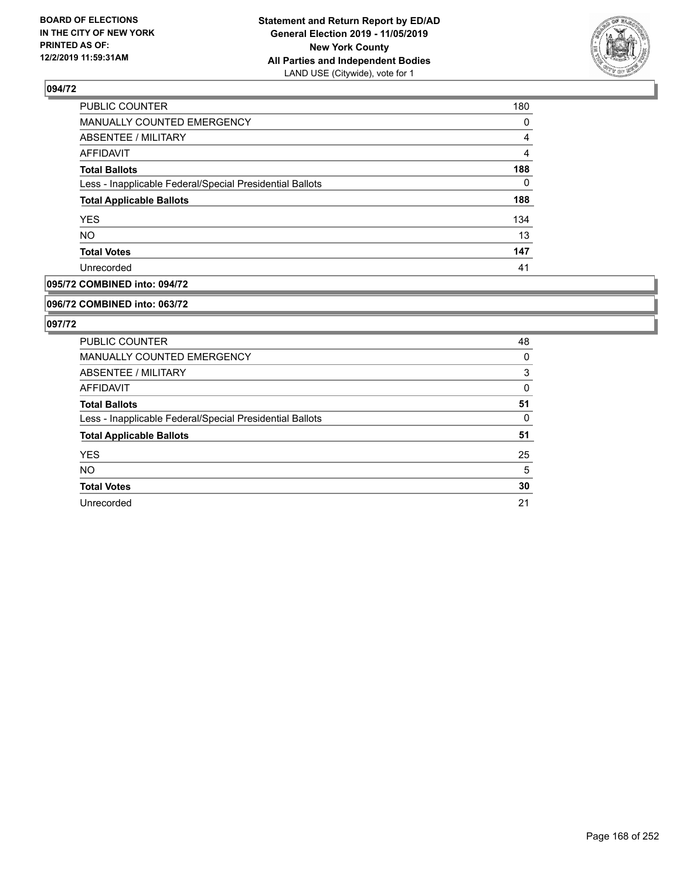**BOARD OF ELECTIONS IN THE CITY OF NEW YORK PRINTED AS OF: 12/2/2019 11:59:31AM**

**Statement and Return Report by ED/AD**
**General Election 2019 - 11/05/2019**
**New York County**
**All Parties and Independent Bodies**
LAND USE (Citywide), vote for 1

## 094/72

| | |
|---|---|
| PUBLIC COUNTER | 180 |
| MANUALLY COUNTED EMERGENCY | 0 |
| ABSENTEE / MILITARY | 4 |
| AFFIDAVIT | 4 |
| **Total Ballots** | **188** |
| Less - Inapplicable Federal/Special Presidential Ballots | 0 |
| **Total Applicable Ballots** | **188** |
| YES | 134 |
| NO | 13 |
| **Total Votes** | **147** |
| Unrecorded | 41 |

## 095/72 COMBINED into: 094/72

## 096/72 COMBINED into: 063/72

## 097/72

| | |
|---|---|
| PUBLIC COUNTER | 48 |
| MANUALLY COUNTED EMERGENCY | 0 |
| ABSENTEE / MILITARY | 3 |
| AFFIDAVIT | 0 |
| **Total Ballots** | **51** |
| Less - Inapplicable Federal/Special Presidential Ballots | 0 |
| **Total Applicable Ballots** | **51** |
| YES | 25 |
| NO | 5 |
| **Total Votes** | **30** |
| Unrecorded | 21 |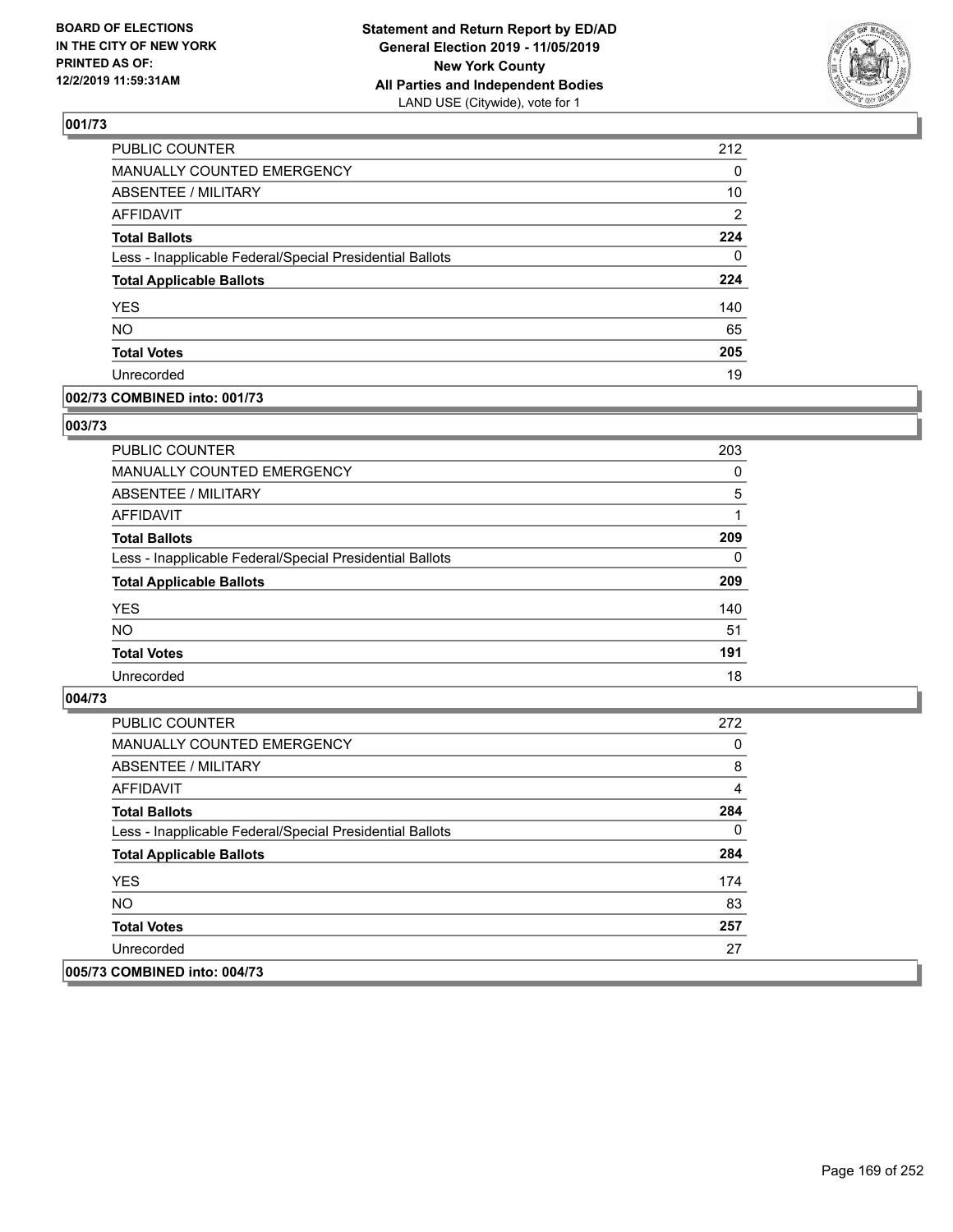**BOARD OF ELECTIONS IN THE CITY OF NEW YORK PRINTED AS OF: 12/2/2019 11:59:31AM**

**Statement and Return Report by ED/AD General Election 2019 - 11/05/2019 New York County All Parties and Independent Bodies**
LAND USE (Citywide), vote for 1

## 001/73

| | |
|---|---|
| PUBLIC COUNTER | 212 |
| MANUALLY COUNTED EMERGENCY | 0 |
| ABSENTEE / MILITARY | 10 |
| AFFIDAVIT | 2 |
| **Total Ballots** | **224** |
| Less - Inapplicable Federal/Special Presidential Ballots | 0 |
| **Total Applicable Ballots** | **224** |
| YES | 140 |
| NO | 65 |
| **Total Votes** | **205** |
| Unrecorded | 19 |

## 002/73 COMBINED into: 001/73

## 003/73

| | |
|---|---|
| PUBLIC COUNTER | 203 |
| MANUALLY COUNTED EMERGENCY | 0 |
| ABSENTEE / MILITARY | 5 |
| AFFIDAVIT | 1 |
| **Total Ballots** | **209** |
| Less - Inapplicable Federal/Special Presidential Ballots | 0 |
| **Total Applicable Ballots** | **209** |
| YES | 140 |
| NO | 51 |
| **Total Votes** | **191** |
| Unrecorded | 18 |

## 004/73

| | |
|---|---|
| PUBLIC COUNTER | 272 |
| MANUALLY COUNTED EMERGENCY | 0 |
| ABSENTEE / MILITARY | 8 |
| AFFIDAVIT | 4 |
| **Total Ballots** | **284** |
| Less - Inapplicable Federal/Special Presidential Ballots | 0 |
| **Total Applicable Ballots** | **284** |
| YES | 174 |
| NO | 83 |
| **Total Votes** | **257** |
| Unrecorded | 27 |

## 005/73 COMBINED into: 004/73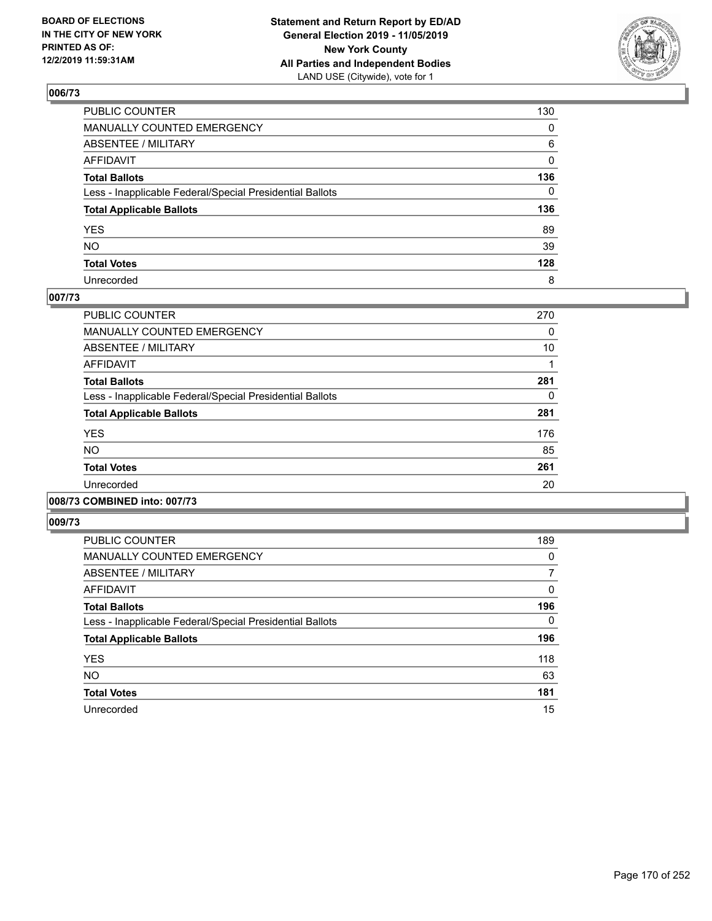**BOARD OF ELECTIONS IN THE CITY OF NEW YORK PRINTED AS OF: 12/2/2019 11:59:31AM**

**Statement and Return Report by ED/AD General Election 2019 - 11/05/2019 New York County All Parties and Independent Bodies**
LAND USE (Citywide), vote for 1

## 006/73

| | |
|---|---|
| PUBLIC COUNTER | 130 |
| MANUALLY COUNTED EMERGENCY | 0 |
| ABSENTEE / MILITARY | 6 |
| AFFIDAVIT | 0 |
| **Total Ballots** | **136** |
| Less - Inapplicable Federal/Special Presidential Ballots | 0 |
| **Total Applicable Ballots** | **136** |
| YES | 89 |
| NO | 39 |
| **Total Votes** | **128** |
| Unrecorded | 8 |

## 007/73

| | |
|---|---|
| PUBLIC COUNTER | 270 |
| MANUALLY COUNTED EMERGENCY | 0 |
| ABSENTEE / MILITARY | 10 |
| AFFIDAVIT | 1 |
| **Total Ballots** | **281** |
| Less - Inapplicable Federal/Special Presidential Ballots | 0 |
| **Total Applicable Ballots** | **281** |
| YES | 176 |
| NO | 85 |
| **Total Votes** | **261** |
| Unrecorded | 20 |

## 008/73 COMBINED into: 007/73

## 009/73

| | |
|---|---|
| PUBLIC COUNTER | 189 |
| MANUALLY COUNTED EMERGENCY | 0 |
| ABSENTEE / MILITARY | 7 |
| AFFIDAVIT | 0 |
| **Total Ballots** | **196** |
| Less - Inapplicable Federal/Special Presidential Ballots | 0 |
| **Total Applicable Ballots** | **196** |
| YES | 118 |
| NO | 63 |
| **Total Votes** | **181** |
| Unrecorded | 15 |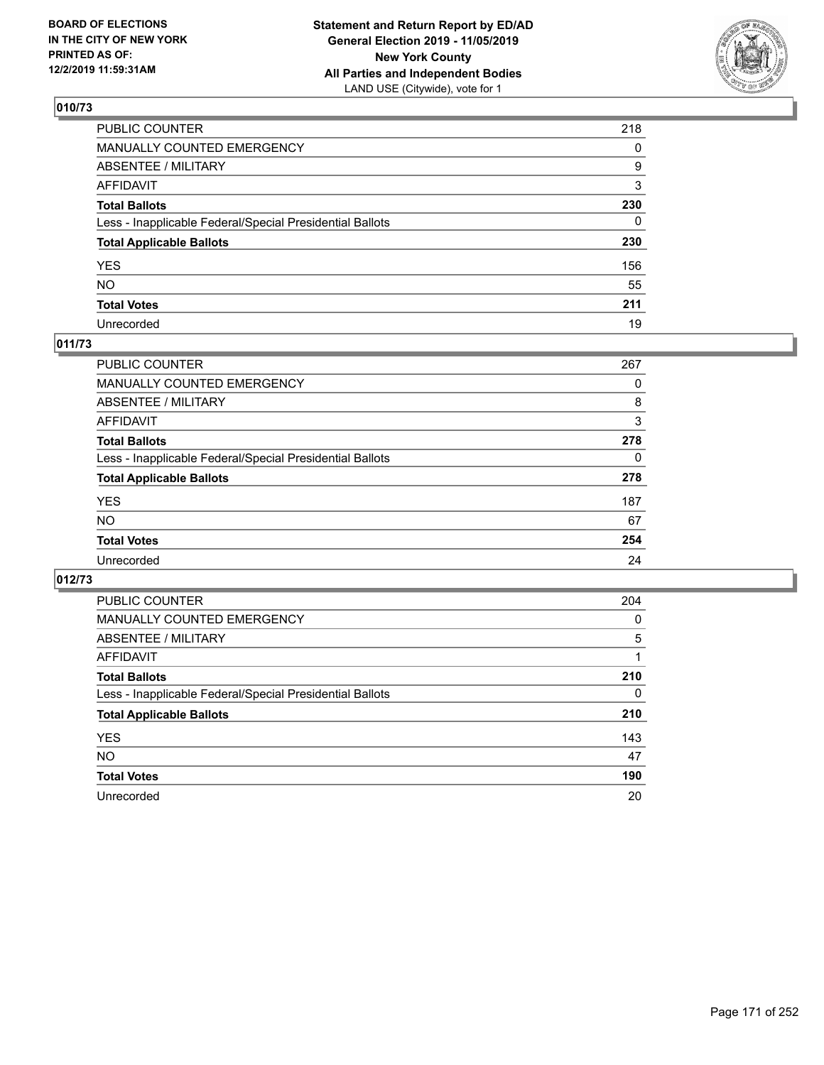BOARD OF ELECTIONS
IN THE CITY OF NEW YORK
PRINTED AS OF:
12/2/2019 11:59:31AM

**Statement and Return Report by ED/AD**
**General Election 2019 - 11/05/2019**
**New York County**
**All Parties and Independent Bodies**
LAND USE (Citywide), vote for 1

## 010/73

| | |
|---|---|
| PUBLIC COUNTER | 218 |
| MANUALLY COUNTED EMERGENCY | 0 |
| ABSENTEE / MILITARY | 9 |
| AFFIDAVIT | 3 |
| **Total Ballots** | **230** |
| Less - Inapplicable Federal/Special Presidential Ballots | 0 |
| **Total Applicable Ballots** | **230** |
| YES | 156 |
| NO | 55 |
| **Total Votes** | **211** |
| Unrecorded | 19 |

## 011/73

| | |
|---|---|
| PUBLIC COUNTER | 267 |
| MANUALLY COUNTED EMERGENCY | 0 |
| ABSENTEE / MILITARY | 8 |
| AFFIDAVIT | 3 |
| **Total Ballots** | **278** |
| Less - Inapplicable Federal/Special Presidential Ballots | 0 |
| **Total Applicable Ballots** | **278** |
| YES | 187 |
| NO | 67 |
| **Total Votes** | **254** |
| Unrecorded | 24 |

## 012/73

| | |
|---|---|
| PUBLIC COUNTER | 204 |
| MANUALLY COUNTED EMERGENCY | 0 |
| ABSENTEE / MILITARY | 5 |
| AFFIDAVIT | 1 |
| **Total Ballots** | **210** |
| Less - Inapplicable Federal/Special Presidential Ballots | 0 |
| **Total Applicable Ballots** | **210** |
| YES | 143 |
| NO | 47 |
| **Total Votes** | **190** |
| Unrecorded | 20 |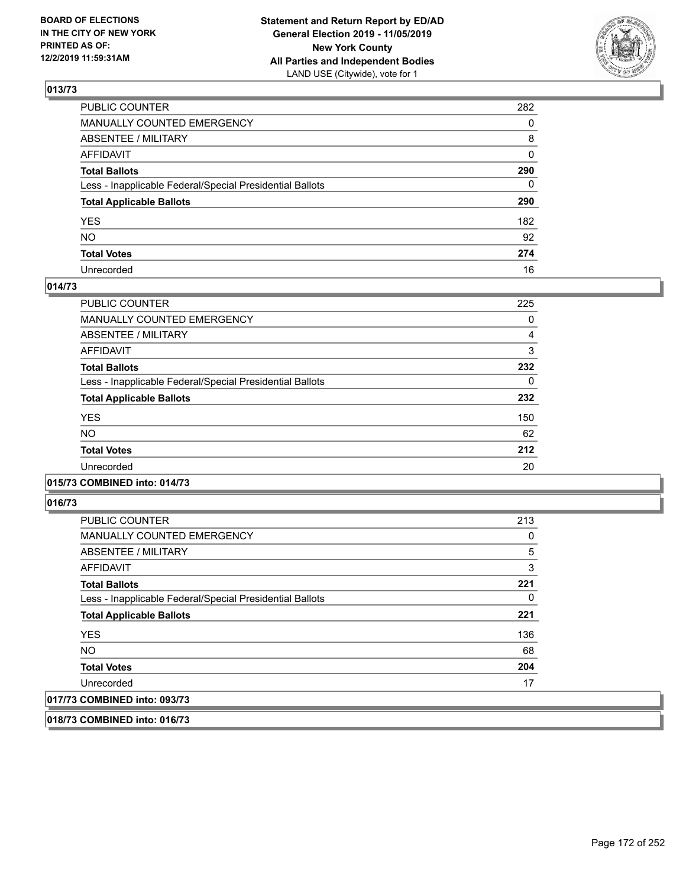## 013/73

| | |
|---|---|
| PUBLIC COUNTER | 282 |
| MANUALLY COUNTED EMERGENCY | 0 |
| ABSENTEE / MILITARY | 8 |
| AFFIDAVIT | 0 |
| **Total Ballots** | **290** |
| Less - Inapplicable Federal/Special Presidential Ballots | 0 |
| **Total Applicable Ballots** | **290** |
| YES | 182 |
| NO | 92 |
| **Total Votes** | **274** |
| Unrecorded | 16 |

## 014/73

| | |
|---|---|
| PUBLIC COUNTER | 225 |
| MANUALLY COUNTED EMERGENCY | 0 |
| ABSENTEE / MILITARY | 4 |
| AFFIDAVIT | 3 |
| **Total Ballots** | **232** |
| Less - Inapplicable Federal/Special Presidential Ballots | 0 |
| **Total Applicable Ballots** | **232** |
| YES | 150 |
| NO | 62 |
| **Total Votes** | **212** |
| Unrecorded | 20 |

## 015/73 COMBINED into: 014/73

## 016/73

| | |
|---|---|
| PUBLIC COUNTER | 213 |
| MANUALLY COUNTED EMERGENCY | 0 |
| ABSENTEE / MILITARY | 5 |
| AFFIDAVIT | 3 |
| **Total Ballots** | **221** |
| Less - Inapplicable Federal/Special Presidential Ballots | 0 |
| **Total Applicable Ballots** | **221** |
| YES | 136 |
| NO | 68 |
| **Total Votes** | **204** |
| Unrecorded | 17 |

## 017/73 COMBINED into: 093/73

## 018/73 COMBINED into: 016/73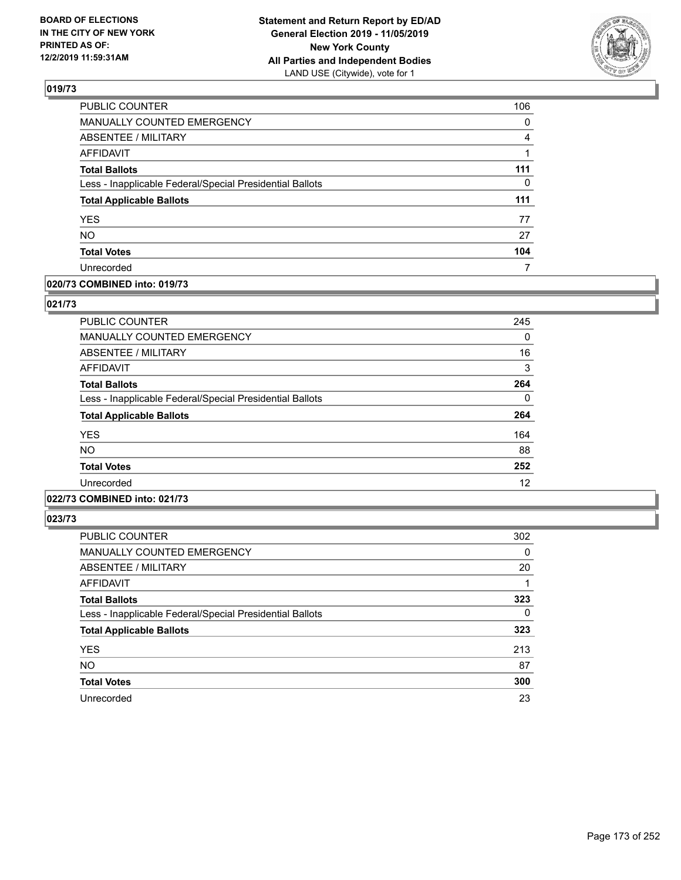**BOARD OF ELECTIONS IN THE CITY OF NEW YORK PRINTED AS OF: 12/2/2019 11:59:31AM**

**Statement and Return Report by ED/AD General Election 2019 - 11/05/2019 New York County All Parties and Independent Bodies**
LAND USE (Citywide), vote for 1

## 019/73

| | |
|---|---|
| PUBLIC COUNTER | 106 |
| MANUALLY COUNTED EMERGENCY | 0 |
| ABSENTEE / MILITARY | 4 |
| AFFIDAVIT | 1 |
| **Total Ballots** | **111** |
| Less - Inapplicable Federal/Special Presidential Ballots | 0 |
| **Total Applicable Ballots** | **111** |
| YES | 77 |
| NO | 27 |
| **Total Votes** | **104** |
| Unrecorded | 7 |

## 020/73 COMBINED into: 019/73

## 021/73

| | |
|---|---|
| PUBLIC COUNTER | 245 |
| MANUALLY COUNTED EMERGENCY | 0 |
| ABSENTEE / MILITARY | 16 |
| AFFIDAVIT | 3 |
| **Total Ballots** | **264** |
| Less - Inapplicable Federal/Special Presidential Ballots | 0 |
| **Total Applicable Ballots** | **264** |
| YES | 164 |
| NO | 88 |
| **Total Votes** | **252** |
| Unrecorded | 12 |

## 022/73 COMBINED into: 021/73

## 023/73

| | |
|---|---|
| PUBLIC COUNTER | 302 |
| MANUALLY COUNTED EMERGENCY | 0 |
| ABSENTEE / MILITARY | 20 |
| AFFIDAVIT | 1 |
| **Total Ballots** | **323** |
| Less - Inapplicable Federal/Special Presidential Ballots | 0 |
| **Total Applicable Ballots** | **323** |
| YES | 213 |
| NO | 87 |
| **Total Votes** | **300** |
| Unrecorded | 23 |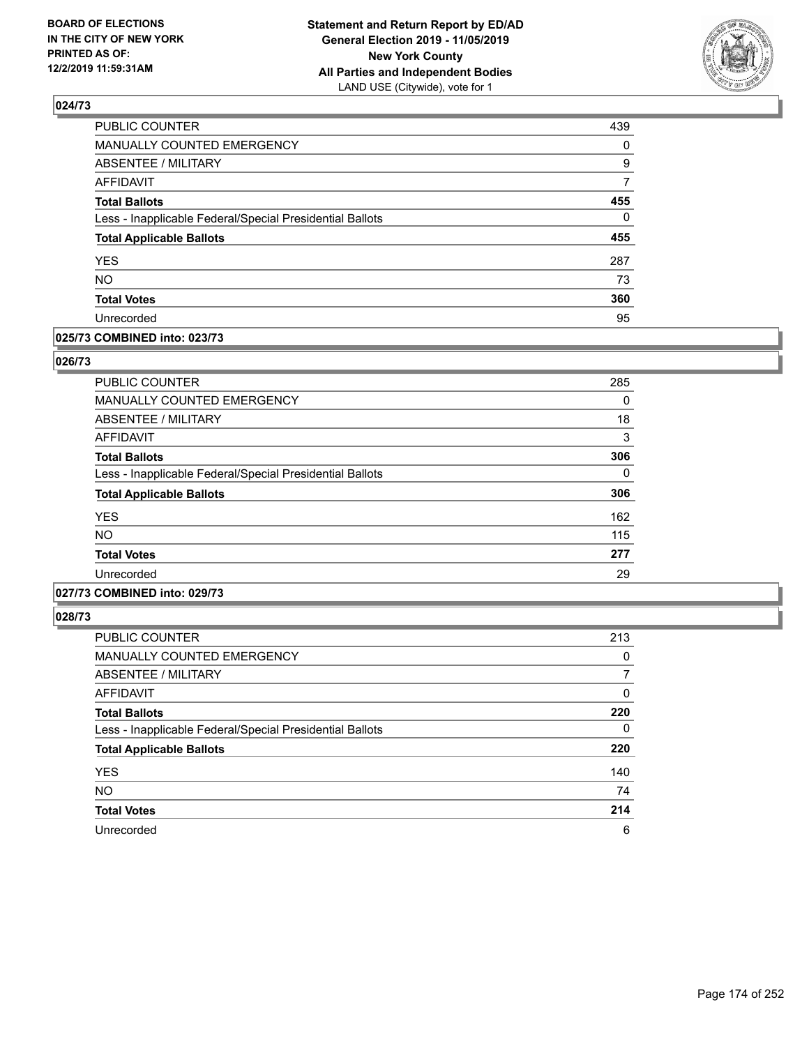**BOARD OF ELECTIONS IN THE CITY OF NEW YORK PRINTED AS OF: 12/2/2019 11:59:31AM**

**Statement and Return Report by ED/AD General Election 2019 - 11/05/2019 New York County All Parties and Independent Bodies**
LAND USE (Citywide), vote for 1

## 024/73

| | |
|---|---|
| PUBLIC COUNTER | 439 |
| MANUALLY COUNTED EMERGENCY | 0 |
| ABSENTEE / MILITARY | 9 |
| AFFIDAVIT | 7 |
| **Total Ballots** | **455** |
| Less - Inapplicable Federal/Special Presidential Ballots | 0 |
| **Total Applicable Ballots** | **455** |
| YES | 287 |
| NO | 73 |
| **Total Votes** | **360** |
| Unrecorded | 95 |

## 025/73 COMBINED into: 023/73

## 026/73

| | |
|---|---|
| PUBLIC COUNTER | 285 |
| MANUALLY COUNTED EMERGENCY | 0 |
| ABSENTEE / MILITARY | 18 |
| AFFIDAVIT | 3 |
| **Total Ballots** | **306** |
| Less - Inapplicable Federal/Special Presidential Ballots | 0 |
| **Total Applicable Ballots** | **306** |
| YES | 162 |
| NO | 115 |
| **Total Votes** | **277** |
| Unrecorded | 29 |

## 027/73 COMBINED into: 029/73

## 028/73

| | |
|---|---|
| PUBLIC COUNTER | 213 |
| MANUALLY COUNTED EMERGENCY | 0 |
| ABSENTEE / MILITARY | 7 |
| AFFIDAVIT | 0 |
| **Total Ballots** | **220** |
| Less - Inapplicable Federal/Special Presidential Ballots | 0 |
| **Total Applicable Ballots** | **220** |
| YES | 140 |
| NO | 74 |
| **Total Votes** | **214** |
| Unrecorded | 6 |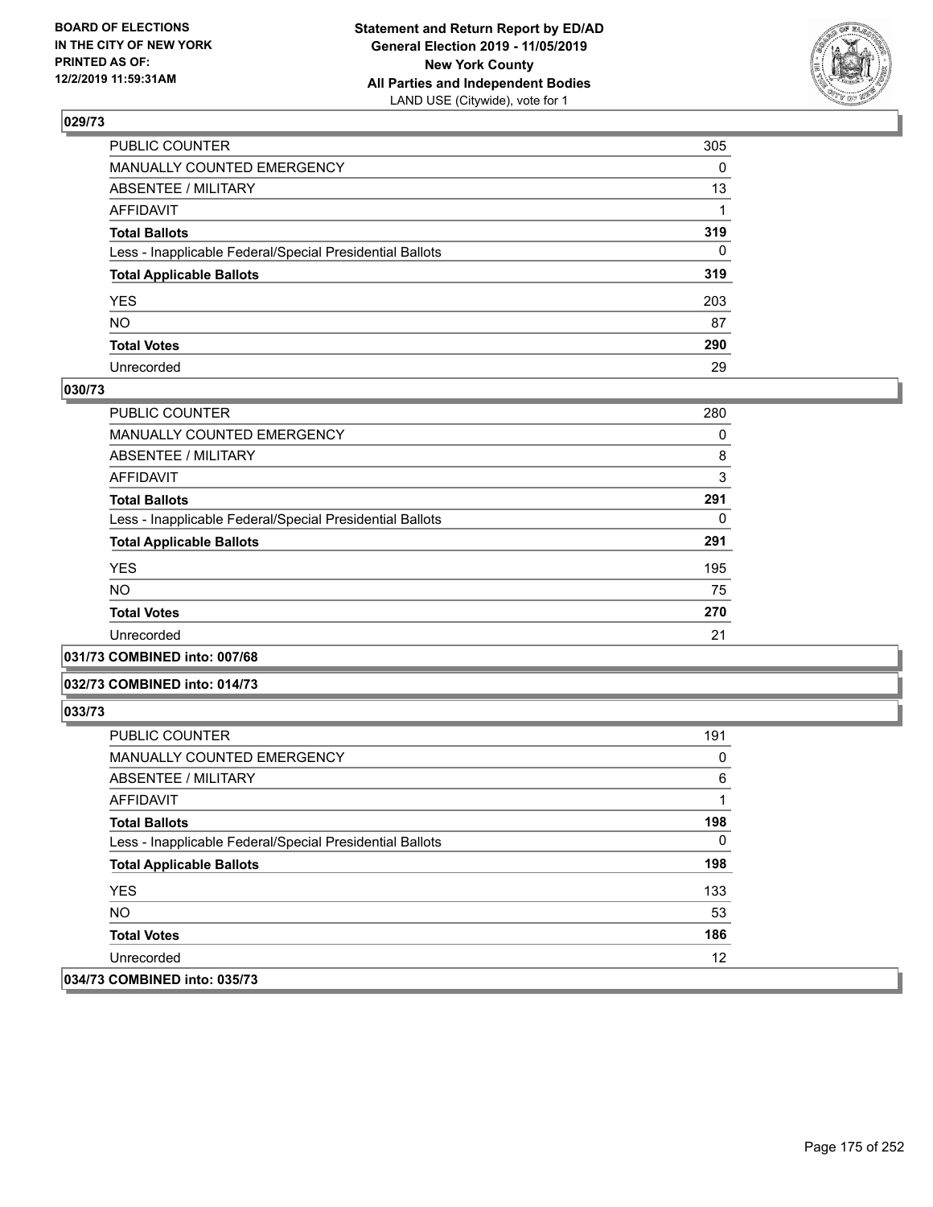### 029/73

| | |
|---|---|
| PUBLIC COUNTER | 305 |
| MANUALLY COUNTED EMERGENCY | 0 |
| ABSENTEE / MILITARY | 13 |
| AFFIDAVIT | 1 |
| **Total Ballots** | **319** |
| Less - Inapplicable Federal/Special Presidential Ballots | 0 |
| **Total Applicable Ballots** | **319** |
| YES | 203 |
| NO | 87 |
| **Total Votes** | **290** |
| Unrecorded | 29 |

### 030/73

| | |
|---|---|
| PUBLIC COUNTER | 280 |
| MANUALLY COUNTED EMERGENCY | 0 |
| ABSENTEE / MILITARY | 8 |
| AFFIDAVIT | 3 |
| **Total Ballots** | **291** |
| Less - Inapplicable Federal/Special Presidential Ballots | 0 |
| **Total Applicable Ballots** | **291** |
| YES | 195 |
| NO | 75 |
| **Total Votes** | **270** |
| Unrecorded | 21 |

### 031/73 COMBINED into: 007/68

### 032/73 COMBINED into: 014/73

### 033/73

| | |
|---|---|
| PUBLIC COUNTER | 191 |
| MANUALLY COUNTED EMERGENCY | 0 |
| ABSENTEE / MILITARY | 6 |
| AFFIDAVIT | 1 |
| **Total Ballots** | **198** |
| Less - Inapplicable Federal/Special Presidential Ballots | 0 |
| **Total Applicable Ballots** | **198** |
| YES | 133 |
| NO | 53 |
| **Total Votes** | **186** |
| Unrecorded | 12 |

### 034/73 COMBINED into: 035/73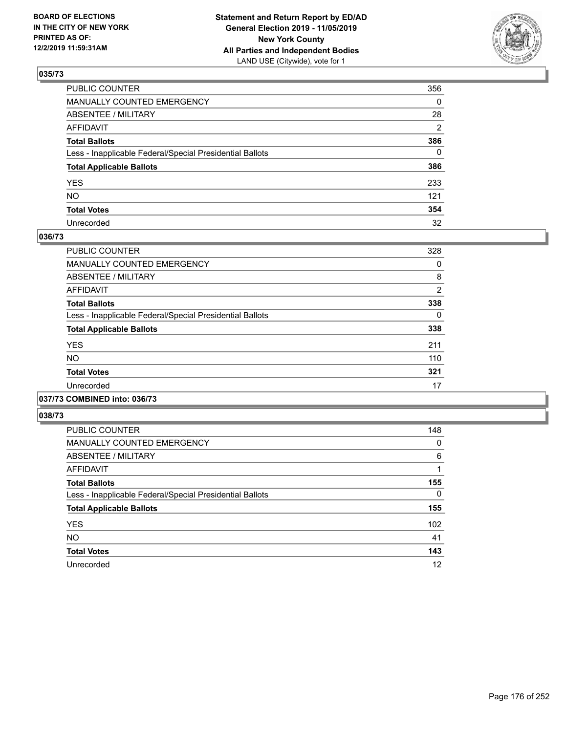**BOARD OF ELECTIONS IN THE CITY OF NEW YORK PRINTED AS OF: 12/2/2019 11:59:31AM**

**Statement and Return Report by ED/AD General Election 2019 - 11/05/2019 New York County All Parties and Independent Bodies**
LAND USE (Citywide), vote for 1

### 035/73

| | |
|---|---|
| PUBLIC COUNTER | 356 |
| MANUALLY COUNTED EMERGENCY | 0 |
| ABSENTEE / MILITARY | 28 |
| AFFIDAVIT | 2 |
| **Total Ballots** | **386** |
| Less - Inapplicable Federal/Special Presidential Ballots | 0 |
| **Total Applicable Ballots** | **386** |
| YES | 233 |
| NO | 121 |
| **Total Votes** | **354** |
| Unrecorded | 32 |

### 036/73

| | |
|---|---|
| PUBLIC COUNTER | 328 |
| MANUALLY COUNTED EMERGENCY | 0 |
| ABSENTEE / MILITARY | 8 |
| AFFIDAVIT | 2 |
| **Total Ballots** | **338** |
| Less - Inapplicable Federal/Special Presidential Ballots | 0 |
| **Total Applicable Ballots** | **338** |
| YES | 211 |
| NO | 110 |
| **Total Votes** | **321** |
| Unrecorded | 17 |

### 037/73 COMBINED into: 036/73

### 038/73

| | |
|---|---|
| PUBLIC COUNTER | 148 |
| MANUALLY COUNTED EMERGENCY | 0 |
| ABSENTEE / MILITARY | 6 |
| AFFIDAVIT | 1 |
| **Total Ballots** | **155** |
| Less - Inapplicable Federal/Special Presidential Ballots | 0 |
| **Total Applicable Ballots** | **155** |
| YES | 102 |
| NO | 41 |
| **Total Votes** | **143** |
| Unrecorded | 12 |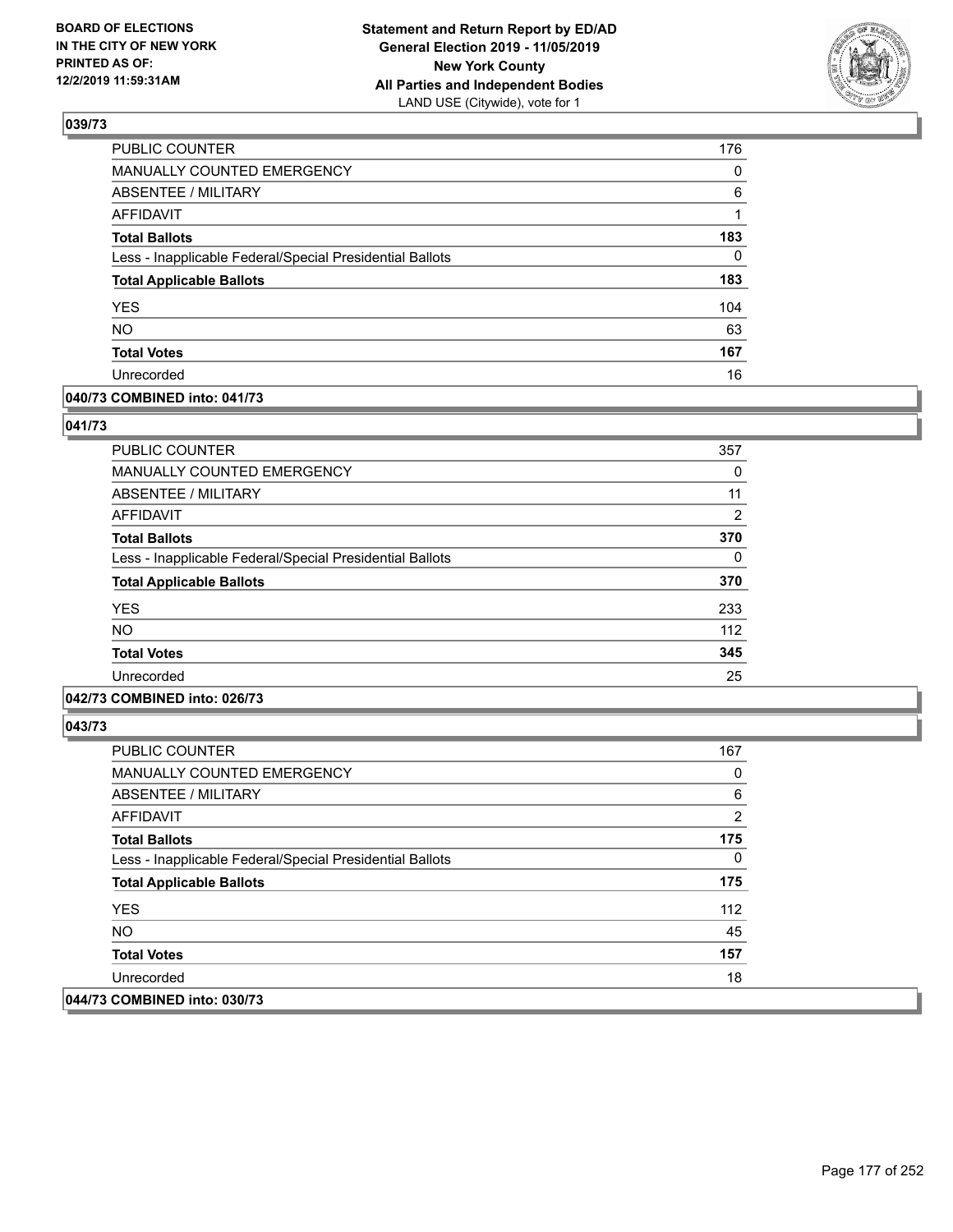## 039/73

| | |
|---|---|
| PUBLIC COUNTER | 176 |
| MANUALLY COUNTED EMERGENCY | 0 |
| ABSENTEE / MILITARY | 6 |
| AFFIDAVIT | 1 |
| **Total Ballots** | **183** |
| Less - Inapplicable Federal/Special Presidential Ballots | 0 |
| **Total Applicable Ballots** | **183** |
| YES | 104 |
| NO | 63 |
| **Total Votes** | **167** |
| Unrecorded | 16 |

## 040/73 COMBINED into: 041/73

## 041/73

| | |
|---|---|
| PUBLIC COUNTER | 357 |
| MANUALLY COUNTED EMERGENCY | 0 |
| ABSENTEE / MILITARY | 11 |
| AFFIDAVIT | 2 |
| **Total Ballots** | **370** |
| Less - Inapplicable Federal/Special Presidential Ballots | 0 |
| **Total Applicable Ballots** | **370** |
| YES | 233 |
| NO | 112 |
| **Total Votes** | **345** |
| Unrecorded | 25 |

## 042/73 COMBINED into: 026/73

## 043/73

| | |
|---|---|
| PUBLIC COUNTER | 167 |
| MANUALLY COUNTED EMERGENCY | 0 |
| ABSENTEE / MILITARY | 6 |
| AFFIDAVIT | 2 |
| **Total Ballots** | **175** |
| Less - Inapplicable Federal/Special Presidential Ballots | 0 |
| **Total Applicable Ballots** | **175** |
| YES | 112 |
| NO | 45 |
| **Total Votes** | **157** |
| Unrecorded | 18 |

## 044/73 COMBINED into: 030/73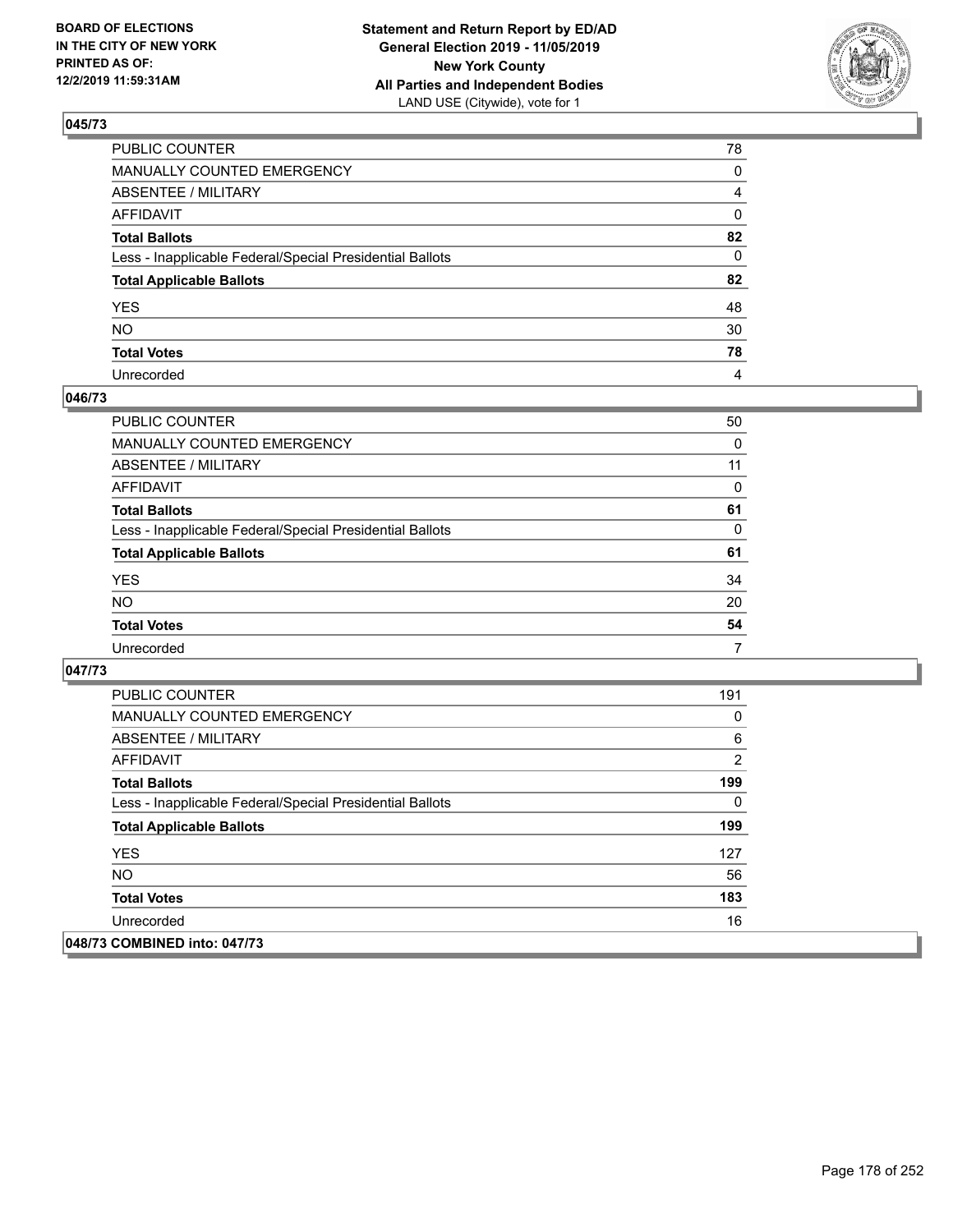BOARD OF ELECTIONS
IN THE CITY OF NEW YORK
PRINTED AS OF:
12/2/2019 11:59:31AM

**Statement and Return Report by ED/AD**
**General Election 2019 - 11/05/2019**
**New York County**
**All Parties and Independent Bodies**
LAND USE (Citywide), vote for 1

## 045/73

| | |
|---|---|
| PUBLIC COUNTER | 78 |
| MANUALLY COUNTED EMERGENCY | 0 |
| ABSENTEE / MILITARY | 4 |
| AFFIDAVIT | 0 |
| **Total Ballots** | **82** |
| Less - Inapplicable Federal/Special Presidential Ballots | 0 |
| **Total Applicable Ballots** | **82** |
| YES | 48 |
| NO | 30 |
| **Total Votes** | **78** |
| Unrecorded | 4 |

## 046/73

| | |
|---|---|
| PUBLIC COUNTER | 50 |
| MANUALLY COUNTED EMERGENCY | 0 |
| ABSENTEE / MILITARY | 11 |
| AFFIDAVIT | 0 |
| **Total Ballots** | **61** |
| Less - Inapplicable Federal/Special Presidential Ballots | 0 |
| **Total Applicable Ballots** | **61** |
| YES | 34 |
| NO | 20 |
| **Total Votes** | **54** |
| Unrecorded | 7 |

## 047/73

| | |
|---|---|
| PUBLIC COUNTER | 191 |
| MANUALLY COUNTED EMERGENCY | 0 |
| ABSENTEE / MILITARY | 6 |
| AFFIDAVIT | 2 |
| **Total Ballots** | **199** |
| Less - Inapplicable Federal/Special Presidential Ballots | 0 |
| **Total Applicable Ballots** | **199** |
| YES | 127 |
| NO | 56 |
| **Total Votes** | **183** |
| Unrecorded | 16 |

## 048/73 COMBINED into: 047/73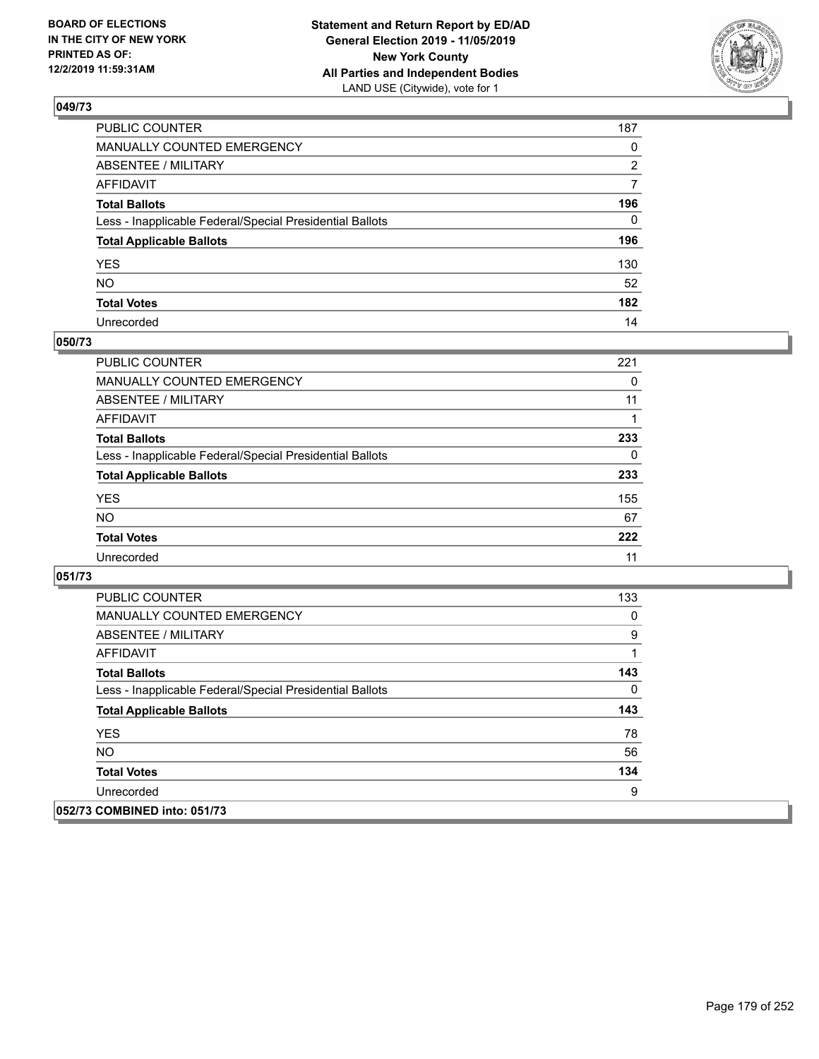## 049/73

| | |
|---|---|
| PUBLIC COUNTER | 187 |
| MANUALLY COUNTED EMERGENCY | 0 |
| ABSENTEE / MILITARY | 2 |
| AFFIDAVIT | 7 |
| **Total Ballots** | **196** |
| Less - Inapplicable Federal/Special Presidential Ballots | 0 |
| **Total Applicable Ballots** | **196** |
| YES | 130 |
| NO | 52 |
| **Total Votes** | **182** |
| Unrecorded | 14 |

## 050/73

| | |
|---|---|
| PUBLIC COUNTER | 221 |
| MANUALLY COUNTED EMERGENCY | 0 |
| ABSENTEE / MILITARY | 11 |
| AFFIDAVIT | 1 |
| **Total Ballots** | **233** |
| Less - Inapplicable Federal/Special Presidential Ballots | 0 |
| **Total Applicable Ballots** | **233** |
| YES | 155 |
| NO | 67 |
| **Total Votes** | **222** |
| Unrecorded | 11 |

## 051/73

| | |
|---|---|
| PUBLIC COUNTER | 133 |
| MANUALLY COUNTED EMERGENCY | 0 |
| ABSENTEE / MILITARY | 9 |
| AFFIDAVIT | 1 |
| **Total Ballots** | **143** |
| Less - Inapplicable Federal/Special Presidential Ballots | 0 |
| **Total Applicable Ballots** | **143** |
| YES | 78 |
| NO | 56 |
| **Total Votes** | **134** |
| Unrecorded | 9 |

## 052/73 COMBINED into: 051/73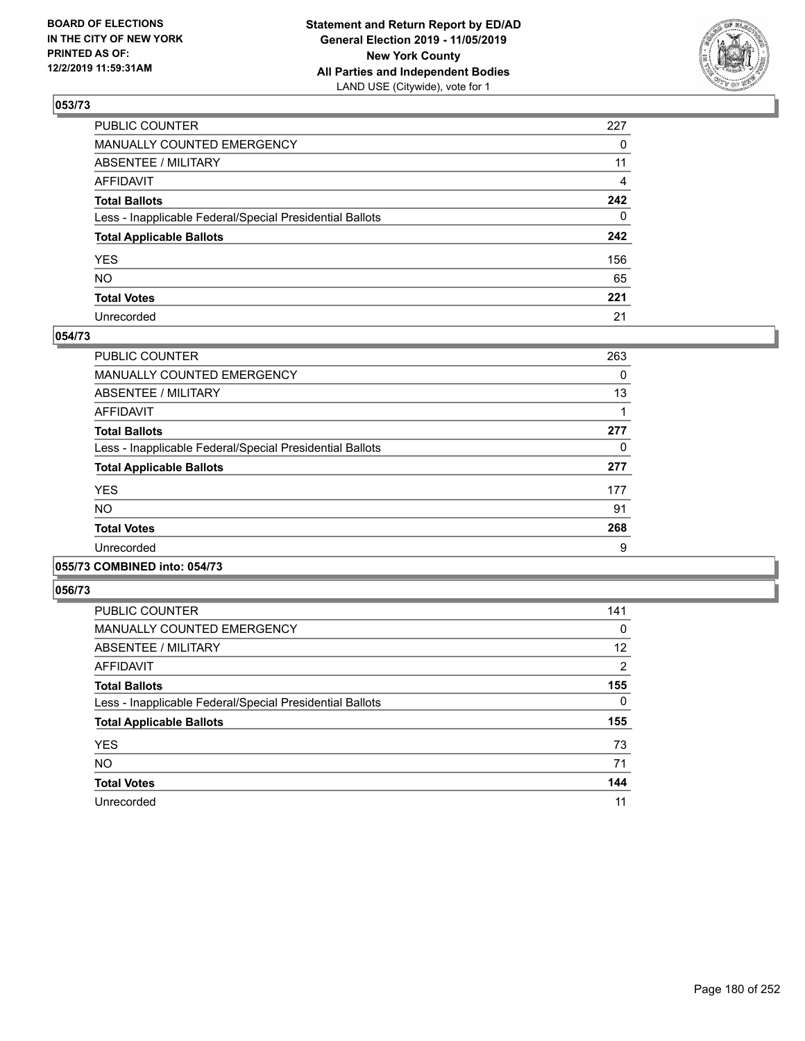## 053/73

| | |
|---|---|
| PUBLIC COUNTER | 227 |
| MANUALLY COUNTED EMERGENCY | 0 |
| ABSENTEE / MILITARY | 11 |
| AFFIDAVIT | 4 |
| **Total Ballots** | **242** |
| Less - Inapplicable Federal/Special Presidential Ballots | 0 |
| **Total Applicable Ballots** | **242** |
| YES | 156 |
| NO | 65 |
| **Total Votes** | **221** |
| Unrecorded | 21 |

## 054/73

| | |
|---|---|
| PUBLIC COUNTER | 263 |
| MANUALLY COUNTED EMERGENCY | 0 |
| ABSENTEE / MILITARY | 13 |
| AFFIDAVIT | 1 |
| **Total Ballots** | **277** |
| Less - Inapplicable Federal/Special Presidential Ballots | 0 |
| **Total Applicable Ballots** | **277** |
| YES | 177 |
| NO | 91 |
| **Total Votes** | **268** |
| Unrecorded | 9 |

## 055/73 COMBINED into: 054/73

## 056/73

| | |
|---|---|
| PUBLIC COUNTER | 141 |
| MANUALLY COUNTED EMERGENCY | 0 |
| ABSENTEE / MILITARY | 12 |
| AFFIDAVIT | 2 |
| **Total Ballots** | **155** |
| Less - Inapplicable Federal/Special Presidential Ballots | 0 |
| **Total Applicable Ballots** | **155** |
| YES | 73 |
| NO | 71 |
| **Total Votes** | **144** |
| Unrecorded | 11 |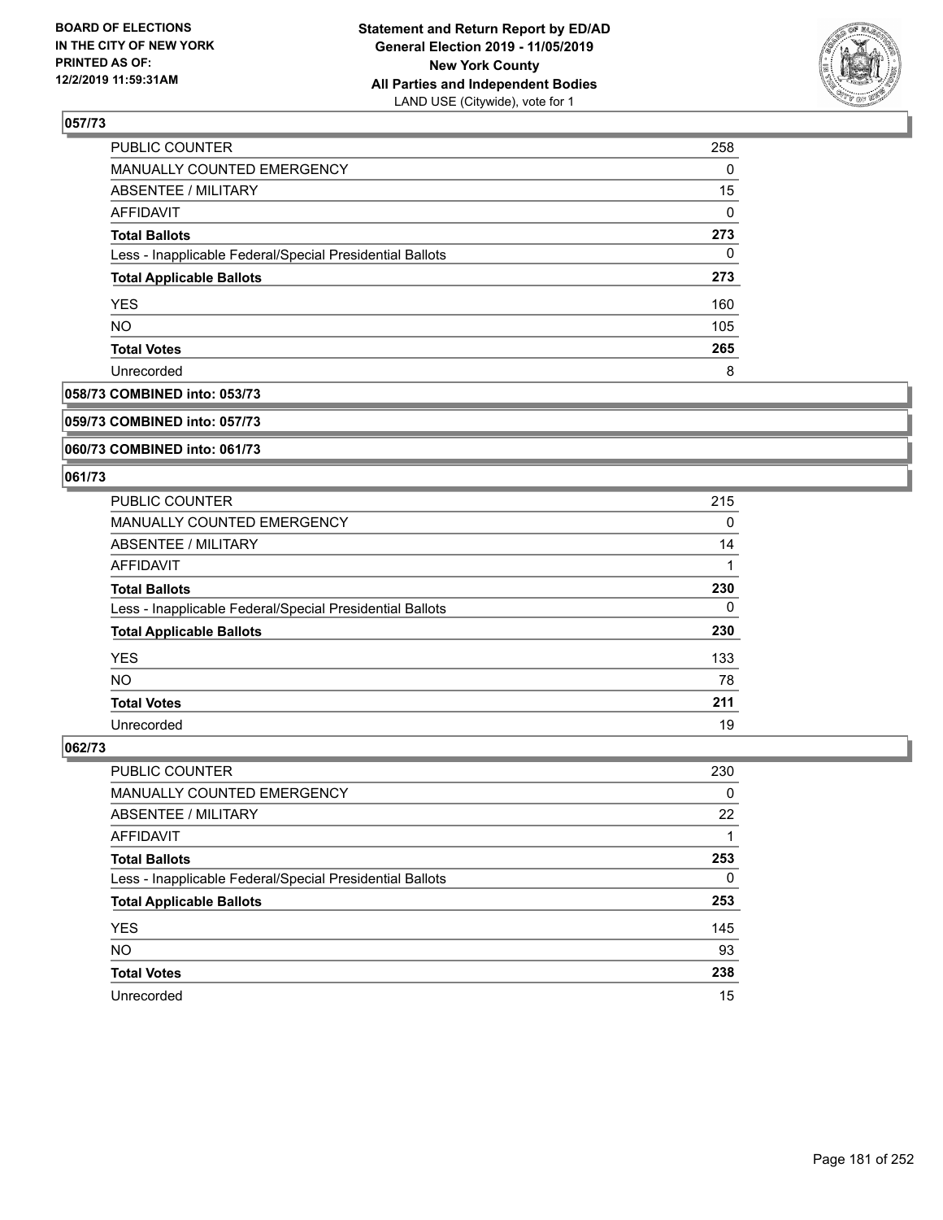**BOARD OF ELECTIONS IN THE CITY OF NEW YORK PRINTED AS OF: 12/2/2019 11:59:31AM**

**Statement and Return Report by ED/AD General Election 2019 - 11/05/2019 New York County All Parties and Independent Bodies** LAND USE (Citywide), vote for 1

## 057/73

| | |
|---|---|
| PUBLIC COUNTER | 258 |
| MANUALLY COUNTED EMERGENCY | 0 |
| ABSENTEE / MILITARY | 15 |
| AFFIDAVIT | 0 |
| **Total Ballots** | **273** |
| Less - Inapplicable Federal/Special Presidential Ballots | 0 |
| **Total Applicable Ballots** | **273** |
| YES | 160 |
| NO | 105 |
| **Total Votes** | **265** |
| Unrecorded | 8 |

## 058/73 COMBINED into: 053/73

## 059/73 COMBINED into: 057/73

## 060/73 COMBINED into: 061/73

## 061/73

| | |
|---|---|
| PUBLIC COUNTER | 215 |
| MANUALLY COUNTED EMERGENCY | 0 |
| ABSENTEE / MILITARY | 14 |
| AFFIDAVIT | 1 |
| **Total Ballots** | **230** |
| Less - Inapplicable Federal/Special Presidential Ballots | 0 |
| **Total Applicable Ballots** | **230** |
| YES | 133 |
| NO | 78 |
| **Total Votes** | **211** |
| Unrecorded | 19 |

## 062/73

| | |
|---|---|
| PUBLIC COUNTER | 230 |
| MANUALLY COUNTED EMERGENCY | 0 |
| ABSENTEE / MILITARY | 22 |
| AFFIDAVIT | 1 |
| **Total Ballots** | **253** |
| Less - Inapplicable Federal/Special Presidential Ballots | 0 |
| **Total Applicable Ballots** | **253** |
| YES | 145 |
| NO | 93 |
| **Total Votes** | **238** |
| Unrecorded | 15 |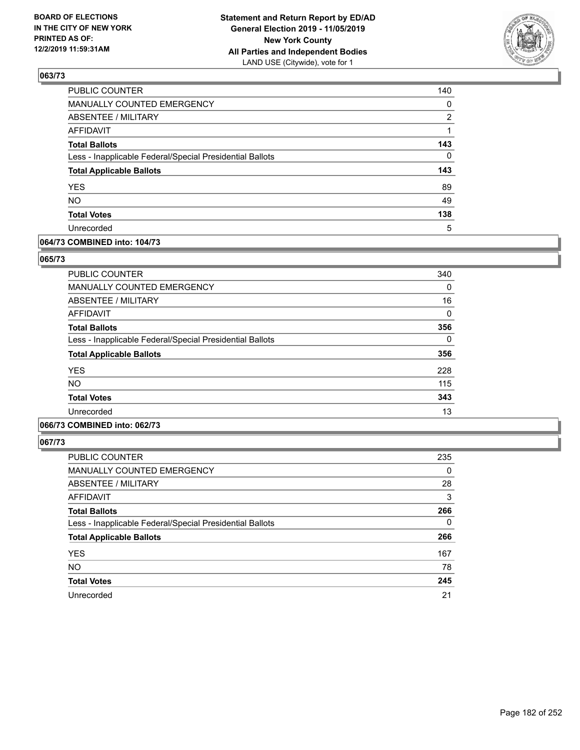BOARD OF ELECTIONS IN THE CITY OF NEW YORK PRINTED AS OF: 12/2/2019 11:59:31AM

**Statement and Return Report by ED/AD General Election 2019 - 11/05/2019 New York County All Parties and Independent Bodies**
LAND USE (Citywide), vote for 1

## 063/73

| | |
|---|---|
| PUBLIC COUNTER | 140 |
| MANUALLY COUNTED EMERGENCY | 0 |
| ABSENTEE / MILITARY | 2 |
| AFFIDAVIT | 1 |
| **Total Ballots** | **143** |
| Less - Inapplicable Federal/Special Presidential Ballots | 0 |
| **Total Applicable Ballots** | **143** |
| YES | 89 |
| NO | 49 |
| **Total Votes** | **138** |
| Unrecorded | 5 |

## 064/73 COMBINED into: 104/73

## 065/73

| | |
|---|---|
| PUBLIC COUNTER | 340 |
| MANUALLY COUNTED EMERGENCY | 0 |
| ABSENTEE / MILITARY | 16 |
| AFFIDAVIT | 0 |
| **Total Ballots** | **356** |
| Less - Inapplicable Federal/Special Presidential Ballots | 0 |
| **Total Applicable Ballots** | **356** |
| YES | 228 |
| NO | 115 |
| **Total Votes** | **343** |
| Unrecorded | 13 |

## 066/73 COMBINED into: 062/73

## 067/73

| | |
|---|---|
| PUBLIC COUNTER | 235 |
| MANUALLY COUNTED EMERGENCY | 0 |
| ABSENTEE / MILITARY | 28 |
| AFFIDAVIT | 3 |
| **Total Ballots** | **266** |
| Less - Inapplicable Federal/Special Presidential Ballots | 0 |
| **Total Applicable Ballots** | **266** |
| YES | 167 |
| NO | 78 |
| **Total Votes** | **245** |
| Unrecorded | 21 |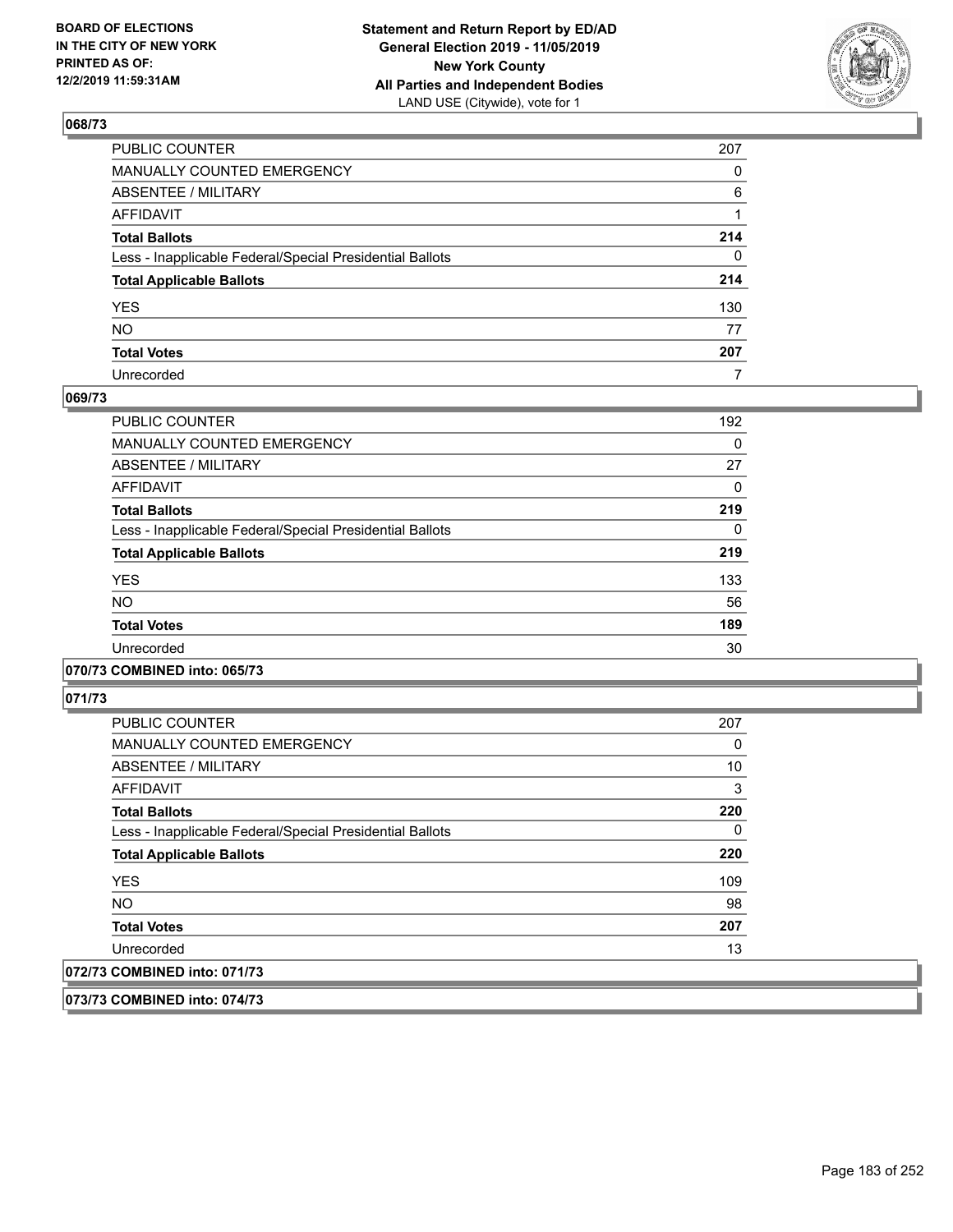## 068/73

| | |
|---|---|
| PUBLIC COUNTER | 207 |
| MANUALLY COUNTED EMERGENCY | 0 |
| ABSENTEE / MILITARY | 6 |
| AFFIDAVIT | 1 |
| **Total Ballots** | **214** |
| Less - Inapplicable Federal/Special Presidential Ballots | 0 |
| **Total Applicable Ballots** | **214** |
| YES | 130 |
| NO | 77 |
| **Total Votes** | **207** |
| Unrecorded | 7 |

## 069/73

| | |
|---|---|
| PUBLIC COUNTER | 192 |
| MANUALLY COUNTED EMERGENCY | 0 |
| ABSENTEE / MILITARY | 27 |
| AFFIDAVIT | 0 |
| **Total Ballots** | **219** |
| Less - Inapplicable Federal/Special Presidential Ballots | 0 |
| **Total Applicable Ballots** | **219** |
| YES | 133 |
| NO | 56 |
| **Total Votes** | **189** |
| Unrecorded | 30 |

## 070/73 COMBINED into: 065/73

## 071/73

| | |
|---|---|
| PUBLIC COUNTER | 207 |
| MANUALLY COUNTED EMERGENCY | 0 |
| ABSENTEE / MILITARY | 10 |
| AFFIDAVIT | 3 |
| **Total Ballots** | **220** |
| Less - Inapplicable Federal/Special Presidential Ballots | 0 |
| **Total Applicable Ballots** | **220** |
| YES | 109 |
| NO | 98 |
| **Total Votes** | **207** |
| Unrecorded | 13 |

## 072/73 COMBINED into: 071/73

## 073/73 COMBINED into: 074/73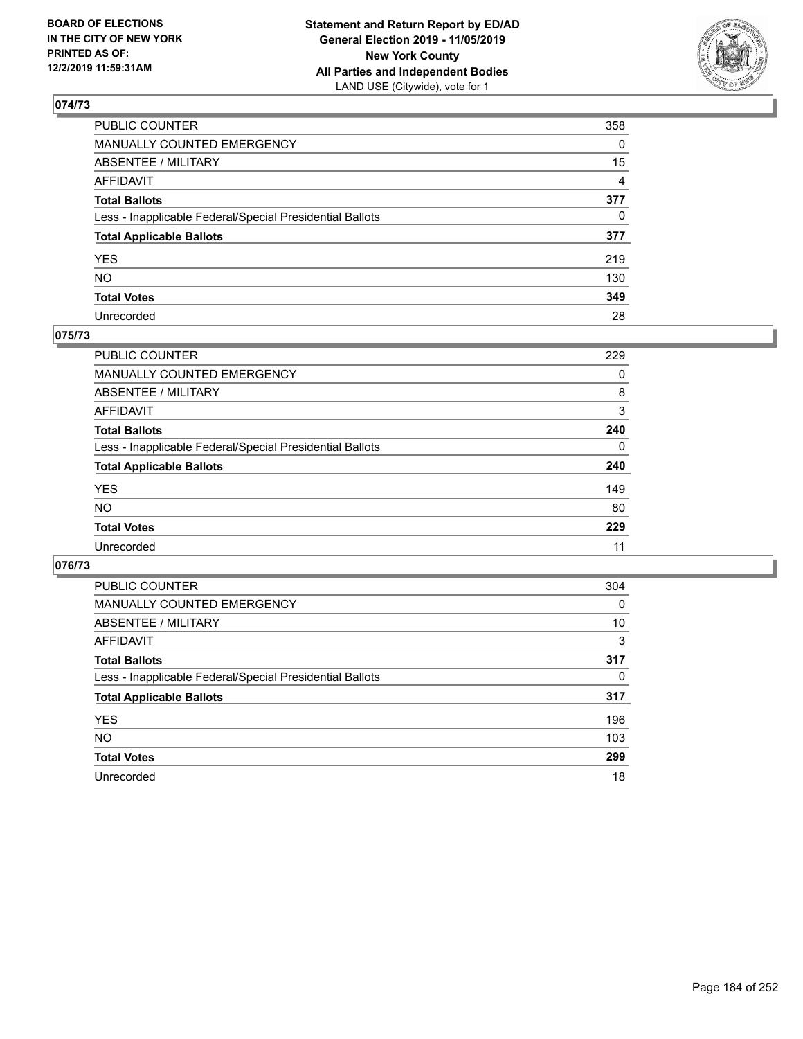BOARD OF ELECTIONS
IN THE CITY OF NEW YORK
PRINTED AS OF:
12/2/2019 11:59:31AM

**Statement and Return Report by ED/AD**
**General Election 2019 - 11/05/2019**
**New York County**
**All Parties and Independent Bodies**
LAND USE (Citywide), vote for 1

## 074/73

| | |
|---|---|
| PUBLIC COUNTER | 358 |
| MANUALLY COUNTED EMERGENCY | 0 |
| ABSENTEE / MILITARY | 15 |
| AFFIDAVIT | 4 |
| **Total Ballots** | **377** |
| Less - Inapplicable Federal/Special Presidential Ballots | 0 |
| **Total Applicable Ballots** | **377** |
| YES | 219 |
| NO | 130 |
| **Total Votes** | **349** |
| Unrecorded | 28 |

## 075/73

| | |
|---|---|
| PUBLIC COUNTER | 229 |
| MANUALLY COUNTED EMERGENCY | 0 |
| ABSENTEE / MILITARY | 8 |
| AFFIDAVIT | 3 |
| **Total Ballots** | **240** |
| Less - Inapplicable Federal/Special Presidential Ballots | 0 |
| **Total Applicable Ballots** | **240** |
| YES | 149 |
| NO | 80 |
| **Total Votes** | **229** |
| Unrecorded | 11 |

## 076/73

| | |
|---|---|
| PUBLIC COUNTER | 304 |
| MANUALLY COUNTED EMERGENCY | 0 |
| ABSENTEE / MILITARY | 10 |
| AFFIDAVIT | 3 |
| **Total Ballots** | **317** |
| Less - Inapplicable Federal/Special Presidential Ballots | 0 |
| **Total Applicable Ballots** | **317** |
| YES | 196 |
| NO | 103 |
| **Total Votes** | **299** |
| Unrecorded | 18 |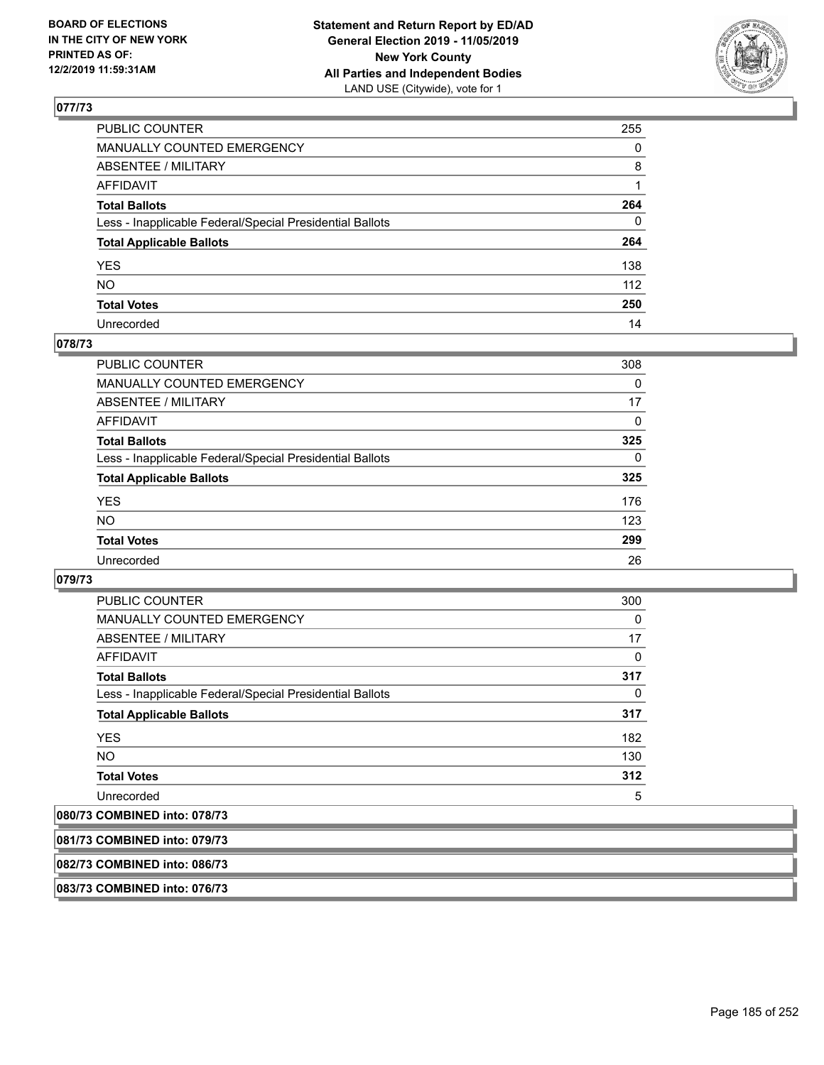## 077/73

| | |
|---|---|
| PUBLIC COUNTER | 255 |
| MANUALLY COUNTED EMERGENCY | 0 |
| ABSENTEE / MILITARY | 8 |
| AFFIDAVIT | 1 |
| **Total Ballots** | **264** |
| Less - Inapplicable Federal/Special Presidential Ballots | 0 |
| **Total Applicable Ballots** | **264** |
| YES | 138 |
| NO | 112 |
| **Total Votes** | **250** |
| Unrecorded | 14 |

## 078/73

| | |
|---|---|
| PUBLIC COUNTER | 308 |
| MANUALLY COUNTED EMERGENCY | 0 |
| ABSENTEE / MILITARY | 17 |
| AFFIDAVIT | 0 |
| **Total Ballots** | **325** |
| Less - Inapplicable Federal/Special Presidential Ballots | 0 |
| **Total Applicable Ballots** | **325** |
| YES | 176 |
| NO | 123 |
| **Total Votes** | **299** |
| Unrecorded | 26 |

## 079/73

| | |
|---|---|
| PUBLIC COUNTER | 300 |
| MANUALLY COUNTED EMERGENCY | 0 |
| ABSENTEE / MILITARY | 17 |
| AFFIDAVIT | 0 |
| **Total Ballots** | **317** |
| Less - Inapplicable Federal/Special Presidential Ballots | 0 |
| **Total Applicable Ballots** | **317** |
| YES | 182 |
| NO | 130 |
| **Total Votes** | **312** |
| Unrecorded | 5 |

## 080/73 COMBINED into: 078/73

## 081/73 COMBINED into: 079/73

## 082/73 COMBINED into: 086/73

## 083/73 COMBINED into: 076/73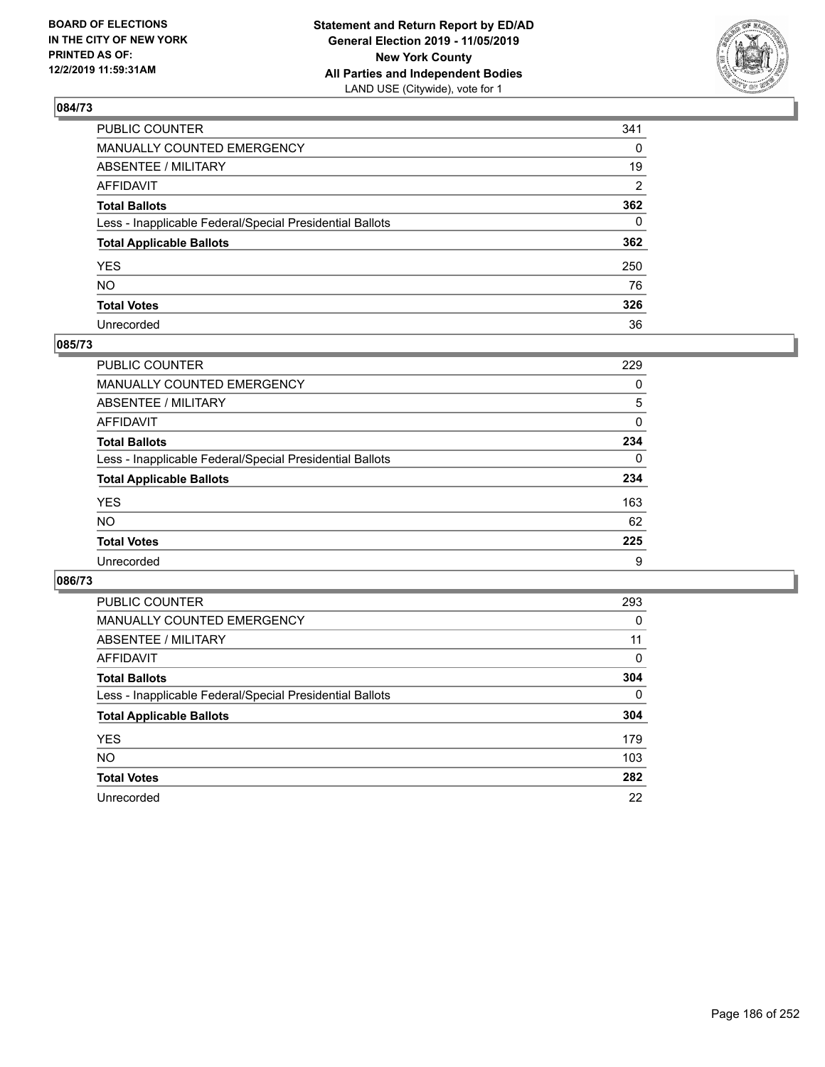**BOARD OF ELECTIONS IN THE CITY OF NEW YORK PRINTED AS OF: 12/2/2019 11:59:31AM**

**Statement and Return Report by ED/AD General Election 2019 - 11/05/2019 New York County All Parties and Independent Bodies**
LAND USE (Citywide), vote for 1

## 084/73

| | |
|---|---|
| PUBLIC COUNTER | 341 |
| MANUALLY COUNTED EMERGENCY | 0 |
| ABSENTEE / MILITARY | 19 |
| AFFIDAVIT | 2 |
| **Total Ballots** | **362** |
| Less - Inapplicable Federal/Special Presidential Ballots | 0 |
| **Total Applicable Ballots** | **362** |
| YES | 250 |
| NO | 76 |
| **Total Votes** | **326** |
| Unrecorded | 36 |

## 085/73

| | |
|---|---|
| PUBLIC COUNTER | 229 |
| MANUALLY COUNTED EMERGENCY | 0 |
| ABSENTEE / MILITARY | 5 |
| AFFIDAVIT | 0 |
| **Total Ballots** | **234** |
| Less - Inapplicable Federal/Special Presidential Ballots | 0 |
| **Total Applicable Ballots** | **234** |
| YES | 163 |
| NO | 62 |
| **Total Votes** | **225** |
| Unrecorded | 9 |

## 086/73

| | |
|---|---|
| PUBLIC COUNTER | 293 |
| MANUALLY COUNTED EMERGENCY | 0 |
| ABSENTEE / MILITARY | 11 |
| AFFIDAVIT | 0 |
| **Total Ballots** | **304** |
| Less - Inapplicable Federal/Special Presidential Ballots | 0 |
| **Total Applicable Ballots** | **304** |
| YES | 179 |
| NO | 103 |
| **Total Votes** | **282** |
| Unrecorded | 22 |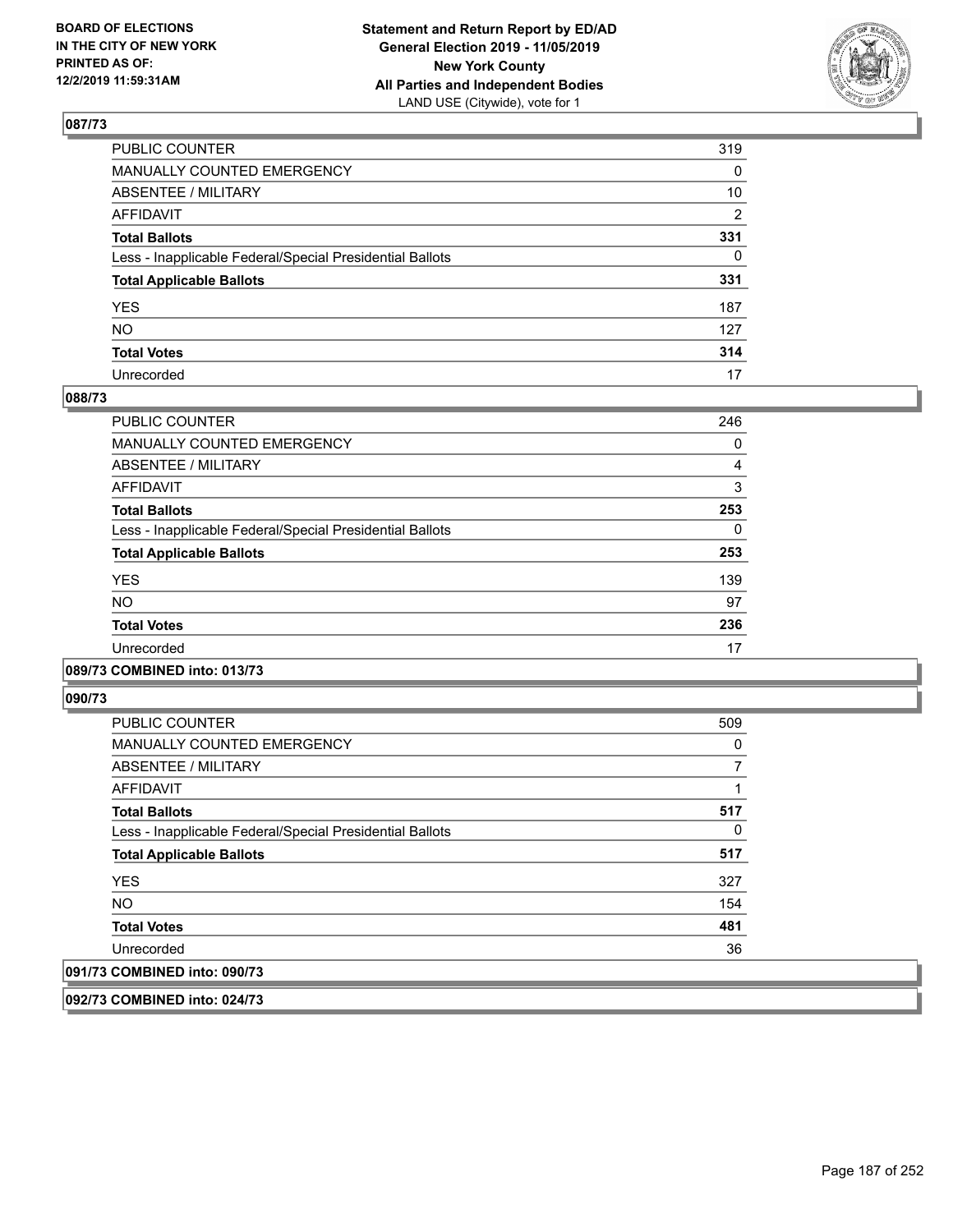### 087/73

| | |
|---|---|
| PUBLIC COUNTER | 319 |
| MANUALLY COUNTED EMERGENCY | 0 |
| ABSENTEE / MILITARY | 10 |
| AFFIDAVIT | 2 |
| **Total Ballots** | **331** |
| Less - Inapplicable Federal/Special Presidential Ballots | 0 |
| **Total Applicable Ballots** | **331** |
| YES | 187 |
| NO | 127 |
| **Total Votes** | **314** |
| Unrecorded | 17 |

### 088/73

| | |
|---|---|
| PUBLIC COUNTER | 246 |
| MANUALLY COUNTED EMERGENCY | 0 |
| ABSENTEE / MILITARY | 4 |
| AFFIDAVIT | 3 |
| **Total Ballots** | **253** |
| Less - Inapplicable Federal/Special Presidential Ballots | 0 |
| **Total Applicable Ballots** | **253** |
| YES | 139 |
| NO | 97 |
| **Total Votes** | **236** |
| Unrecorded | 17 |

### 089/73 COMBINED into: 013/73

### 090/73

| | |
|---|---|
| PUBLIC COUNTER | 509 |
| MANUALLY COUNTED EMERGENCY | 0 |
| ABSENTEE / MILITARY | 7 |
| AFFIDAVIT | 1 |
| **Total Ballots** | **517** |
| Less - Inapplicable Federal/Special Presidential Ballots | 0 |
| **Total Applicable Ballots** | **517** |
| YES | 327 |
| NO | 154 |
| **Total Votes** | **481** |
| Unrecorded | 36 |

### 091/73 COMBINED into: 090/73

### 092/73 COMBINED into: 024/73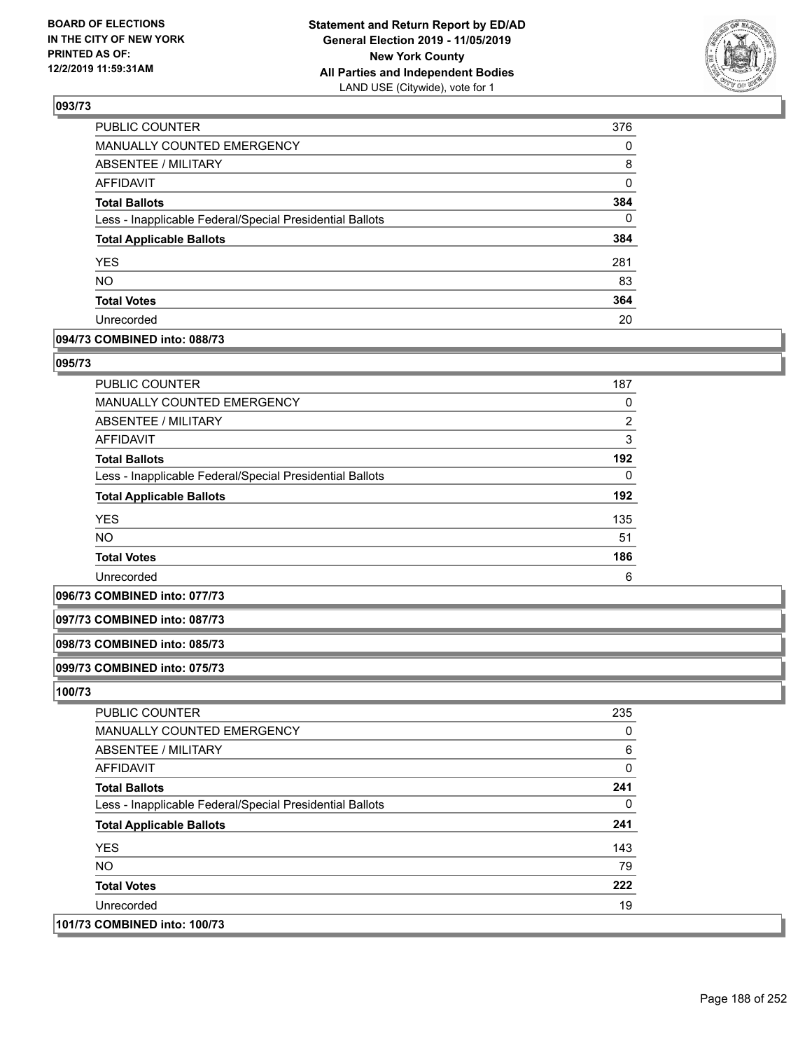BOARD OF ELECTIONS
IN THE CITY OF NEW YORK
PRINTED AS OF:
12/2/2019 11:59:31AM

**Statement and Return Report by ED/AD**
**General Election 2019 - 11/05/2019**
**New York County**
**All Parties and Independent Bodies**
LAND USE (Citywide), vote for 1

### 093/73

| | |
|---|---|
| PUBLIC COUNTER | 376 |
| MANUALLY COUNTED EMERGENCY | 0 |
| ABSENTEE / MILITARY | 8 |
| AFFIDAVIT | 0 |
| **Total Ballots** | **384** |
| Less - Inapplicable Federal/Special Presidential Ballots | 0 |
| **Total Applicable Ballots** | **384** |
| YES | 281 |
| NO | 83 |
| **Total Votes** | **364** |
| Unrecorded | 20 |

### 094/73 COMBINED into: 088/73

### 095/73

| | |
|---|---|
| PUBLIC COUNTER | 187 |
| MANUALLY COUNTED EMERGENCY | 0 |
| ABSENTEE / MILITARY | 2 |
| AFFIDAVIT | 3 |
| **Total Ballots** | **192** |
| Less - Inapplicable Federal/Special Presidential Ballots | 0 |
| **Total Applicable Ballots** | **192** |
| YES | 135 |
| NO | 51 |
| **Total Votes** | **186** |
| Unrecorded | 6 |

### 096/73 COMBINED into: 077/73

### 097/73 COMBINED into: 087/73

### 098/73 COMBINED into: 085/73

### 099/73 COMBINED into: 075/73

### 100/73

| | |
|---|---|
| PUBLIC COUNTER | 235 |
| MANUALLY COUNTED EMERGENCY | 0 |
| ABSENTEE / MILITARY | 6 |
| AFFIDAVIT | 0 |
| **Total Ballots** | **241** |
| Less - Inapplicable Federal/Special Presidential Ballots | 0 |
| **Total Applicable Ballots** | **241** |
| YES | 143 |
| NO | 79 |
| **Total Votes** | **222** |
| Unrecorded | 19 |

### 101/73 COMBINED into: 100/73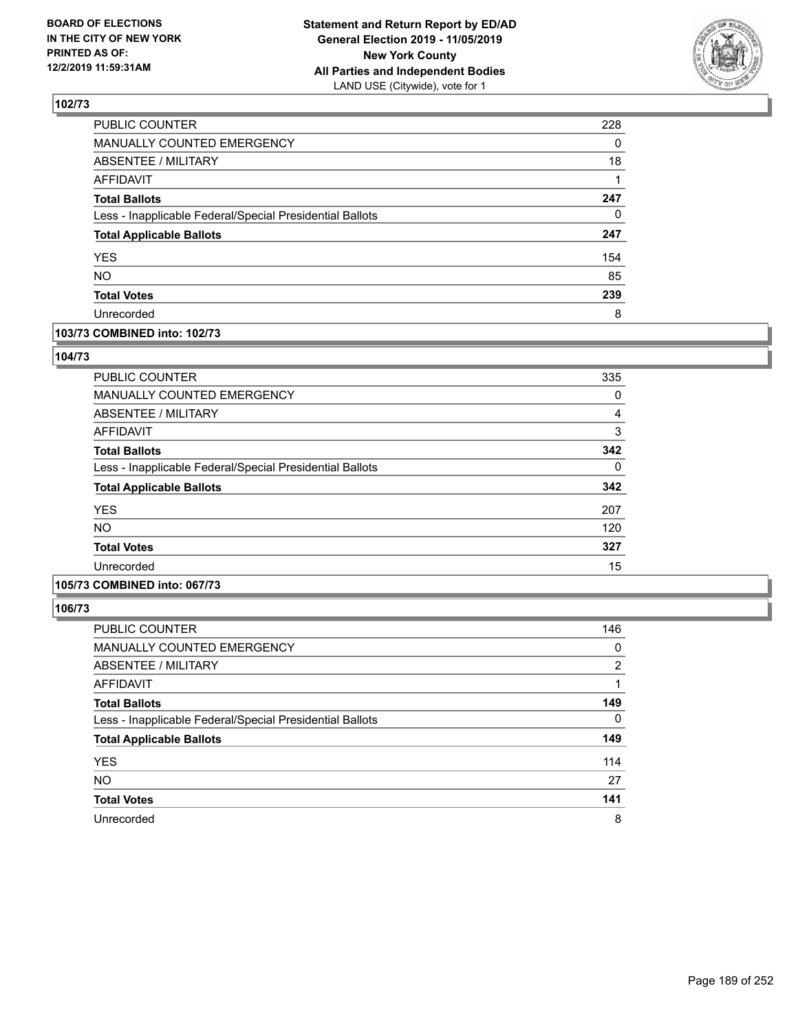**BOARD OF ELECTIONS IN THE CITY OF NEW YORK PRINTED AS OF: 12/2/2019 11:59:31AM**

**Statement and Return Report by ED/AD General Election 2019 - 11/05/2019 New York County All Parties and Independent Bodies**
LAND USE (Citywide), vote for 1

### 102/73

| | |
|---|---|
| PUBLIC COUNTER | 228 |
| MANUALLY COUNTED EMERGENCY | 0 |
| ABSENTEE / MILITARY | 18 |
| AFFIDAVIT | 1 |
| **Total Ballots** | **247** |
| Less - Inapplicable Federal/Special Presidential Ballots | 0 |
| **Total Applicable Ballots** | **247** |
| YES | 154 |
| NO | 85 |
| **Total Votes** | **239** |
| Unrecorded | 8 |

### 103/73 COMBINED into: 102/73

### 104/73

| | |
|---|---|
| PUBLIC COUNTER | 335 |
| MANUALLY COUNTED EMERGENCY | 0 |
| ABSENTEE / MILITARY | 4 |
| AFFIDAVIT | 3 |
| **Total Ballots** | **342** |
| Less - Inapplicable Federal/Special Presidential Ballots | 0 |
| **Total Applicable Ballots** | **342** |
| YES | 207 |
| NO | 120 |
| **Total Votes** | **327** |
| Unrecorded | 15 |

### 105/73 COMBINED into: 067/73

### 106/73

| | |
|---|---|
| PUBLIC COUNTER | 146 |
| MANUALLY COUNTED EMERGENCY | 0 |
| ABSENTEE / MILITARY | 2 |
| AFFIDAVIT | 1 |
| **Total Ballots** | **149** |
| Less - Inapplicable Federal/Special Presidential Ballots | 0 |
| **Total Applicable Ballots** | **149** |
| YES | 114 |
| NO | 27 |
| **Total Votes** | **141** |
| Unrecorded | 8 |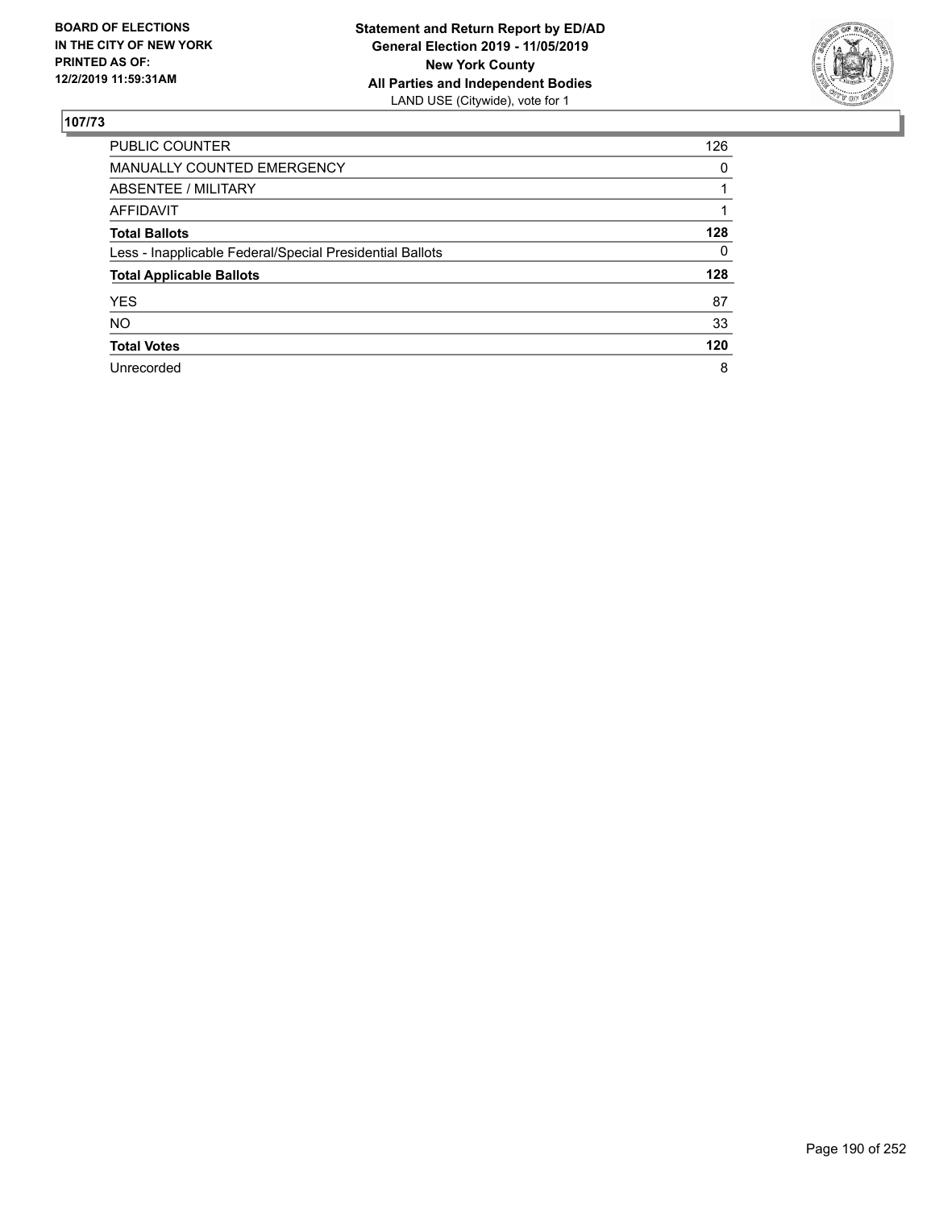**BOARD OF ELECTIONS IN THE CITY OF NEW YORK PRINTED AS OF: 12/2/2019 11:59:31AM**

**Statement and Return Report by ED/AD**
**General Election 2019 - 11/05/2019**
**New York County**
**All Parties and Independent Bodies**
LAND USE (Citywide), vote for 1

## 107/73

| | |
|---|---|
| PUBLIC COUNTER | 126 |
| MANUALLY COUNTED EMERGENCY | 0 |
| ABSENTEE / MILITARY | 1 |
| AFFIDAVIT | 1 |
| **Total Ballots** | **128** |
| Less - Inapplicable Federal/Special Presidential Ballots | 0 |
| **Total Applicable Ballots** | **128** |
| YES | 87 |
| NO | 33 |
| **Total Votes** | **120** |
| Unrecorded | 8 |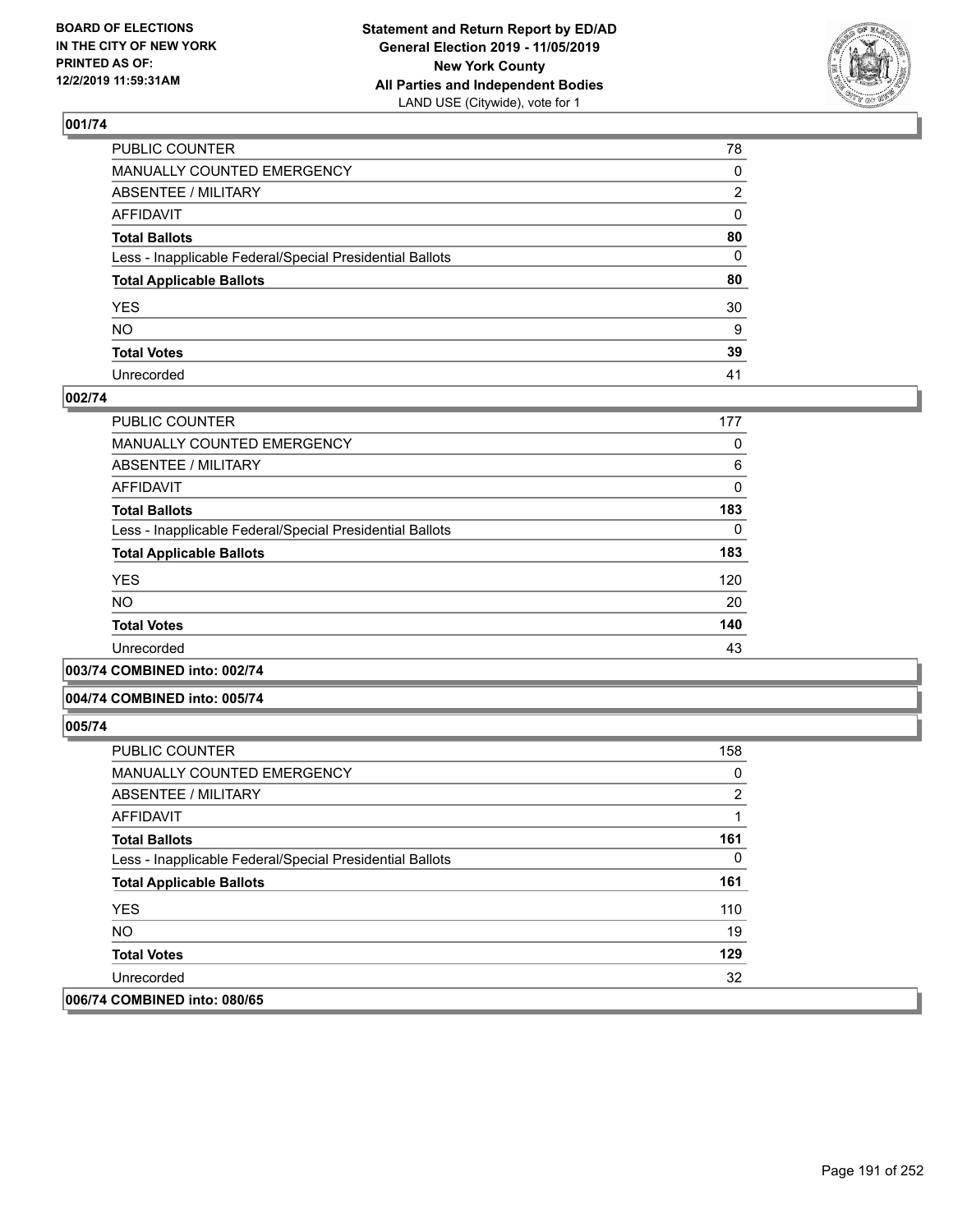BOARD OF ELECTIONS
IN THE CITY OF NEW YORK
PRINTED AS OF:
12/2/2019 11:59:31AM

**Statement and Return Report by ED/AD**
**General Election 2019 - 11/05/2019**
**New York County**
**All Parties and Independent Bodies**
LAND USE (Citywide), vote for 1

### 001/74

| | |
|---|---|
| PUBLIC COUNTER | 78 |
| MANUALLY COUNTED EMERGENCY | 0 |
| ABSENTEE / MILITARY | 2 |
| AFFIDAVIT | 0 |
| **Total Ballots** | **80** |
| Less - Inapplicable Federal/Special Presidential Ballots | 0 |
| **Total Applicable Ballots** | **80** |
| YES | 30 |
| NO | 9 |
| **Total Votes** | **39** |
| Unrecorded | 41 |

### 002/74

| | |
|---|---|
| PUBLIC COUNTER | 177 |
| MANUALLY COUNTED EMERGENCY | 0 |
| ABSENTEE / MILITARY | 6 |
| AFFIDAVIT | 0 |
| **Total Ballots** | **183** |
| Less - Inapplicable Federal/Special Presidential Ballots | 0 |
| **Total Applicable Ballots** | **183** |
| YES | 120 |
| NO | 20 |
| **Total Votes** | **140** |
| Unrecorded | 43 |

### 003/74 COMBINED into: 002/74

### 004/74 COMBINED into: 005/74

### 005/74

| | |
|---|---|
| PUBLIC COUNTER | 158 |
| MANUALLY COUNTED EMERGENCY | 0 |
| ABSENTEE / MILITARY | 2 |
| AFFIDAVIT | 1 |
| **Total Ballots** | **161** |
| Less - Inapplicable Federal/Special Presidential Ballots | 0 |
| **Total Applicable Ballots** | **161** |
| YES | 110 |
| NO | 19 |
| **Total Votes** | **129** |
| Unrecorded | 32 |

### 006/74 COMBINED into: 080/65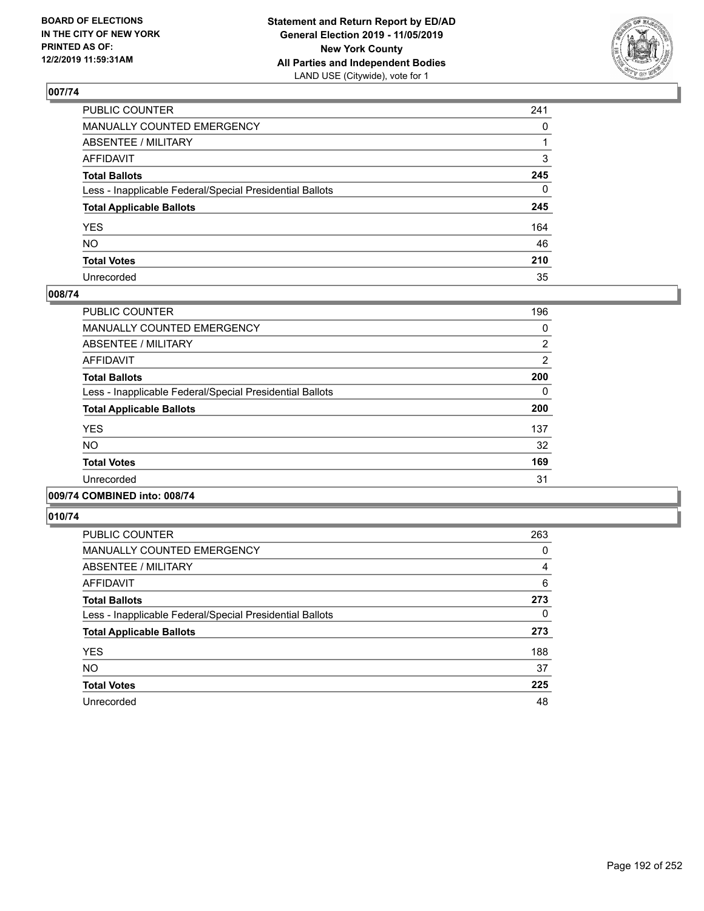BOARD OF ELECTIONS
IN THE CITY OF NEW YORK
PRINTED AS OF:
12/2/2019 11:59:31AM

**Statement and Return Report by ED/AD**
**General Election 2019 - 11/05/2019**
**New York County**
**All Parties and Independent Bodies**
LAND USE (Citywide), vote for 1

## 007/74

| | |
|---|---|
| PUBLIC COUNTER | 241 |
| MANUALLY COUNTED EMERGENCY | 0 |
| ABSENTEE / MILITARY | 1 |
| AFFIDAVIT | 3 |
| **Total Ballots** | **245** |
| Less - Inapplicable Federal/Special Presidential Ballots | 0 |
| **Total Applicable Ballots** | **245** |
| YES | 164 |
| NO | 46 |
| **Total Votes** | **210** |
| Unrecorded | 35 |

## 008/74

| | |
|---|---|
| PUBLIC COUNTER | 196 |
| MANUALLY COUNTED EMERGENCY | 0 |
| ABSENTEE / MILITARY | 2 |
| AFFIDAVIT | 2 |
| **Total Ballots** | **200** |
| Less - Inapplicable Federal/Special Presidential Ballots | 0 |
| **Total Applicable Ballots** | **200** |
| YES | 137 |
| NO | 32 |
| **Total Votes** | **169** |
| Unrecorded | 31 |

## 009/74 COMBINED into: 008/74

## 010/74

| | |
|---|---|
| PUBLIC COUNTER | 263 |
| MANUALLY COUNTED EMERGENCY | 0 |
| ABSENTEE / MILITARY | 4 |
| AFFIDAVIT | 6 |
| **Total Ballots** | **273** |
| Less - Inapplicable Federal/Special Presidential Ballots | 0 |
| **Total Applicable Ballots** | **273** |
| YES | 188 |
| NO | 37 |
| **Total Votes** | **225** |
| Unrecorded | 48 |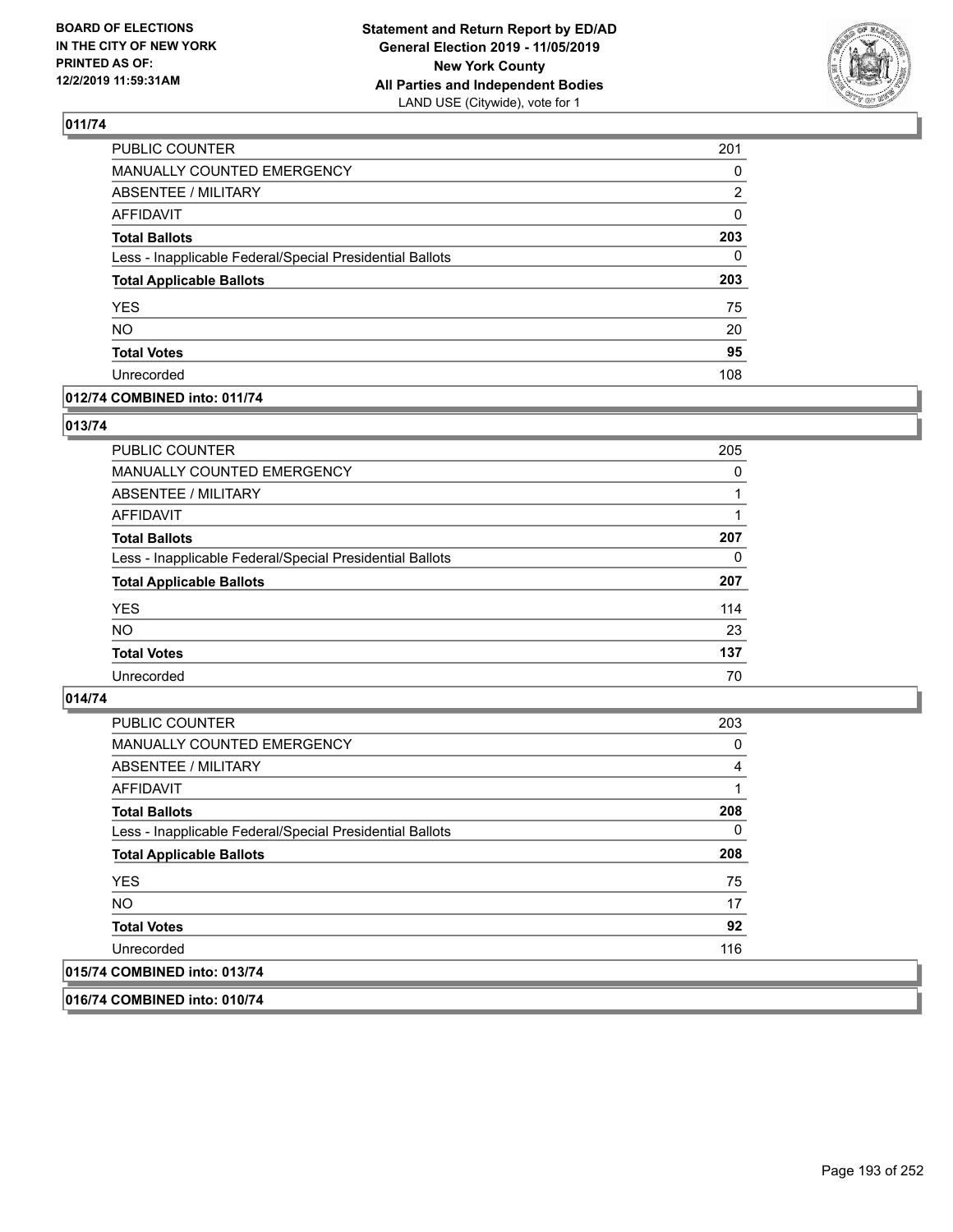## 011/74

| | |
|---|---|
| PUBLIC COUNTER | 201 |
| MANUALLY COUNTED EMERGENCY | 0 |
| ABSENTEE / MILITARY | 2 |
| AFFIDAVIT | 0 |
| **Total Ballots** | **203** |
| Less - Inapplicable Federal/Special Presidential Ballots | 0 |
| **Total Applicable Ballots** | **203** |
| YES | 75 |
| NO | 20 |
| **Total Votes** | **95** |
| Unrecorded | 108 |

## 012/74 COMBINED into: 011/74

## 013/74

| | |
|---|---|
| PUBLIC COUNTER | 205 |
| MANUALLY COUNTED EMERGENCY | 0 |
| ABSENTEE / MILITARY | 1 |
| AFFIDAVIT | 1 |
| **Total Ballots** | **207** |
| Less - Inapplicable Federal/Special Presidential Ballots | 0 |
| **Total Applicable Ballots** | **207** |
| YES | 114 |
| NO | 23 |
| **Total Votes** | **137** |
| Unrecorded | 70 |

## 014/74

| | |
|---|---|
| PUBLIC COUNTER | 203 |
| MANUALLY COUNTED EMERGENCY | 0 |
| ABSENTEE / MILITARY | 4 |
| AFFIDAVIT | 1 |
| **Total Ballots** | **208** |
| Less - Inapplicable Federal/Special Presidential Ballots | 0 |
| **Total Applicable Ballots** | **208** |
| YES | 75 |
| NO | 17 |
| **Total Votes** | **92** |
| Unrecorded | 116 |

## 015/74 COMBINED into: 013/74

## 016/74 COMBINED into: 010/74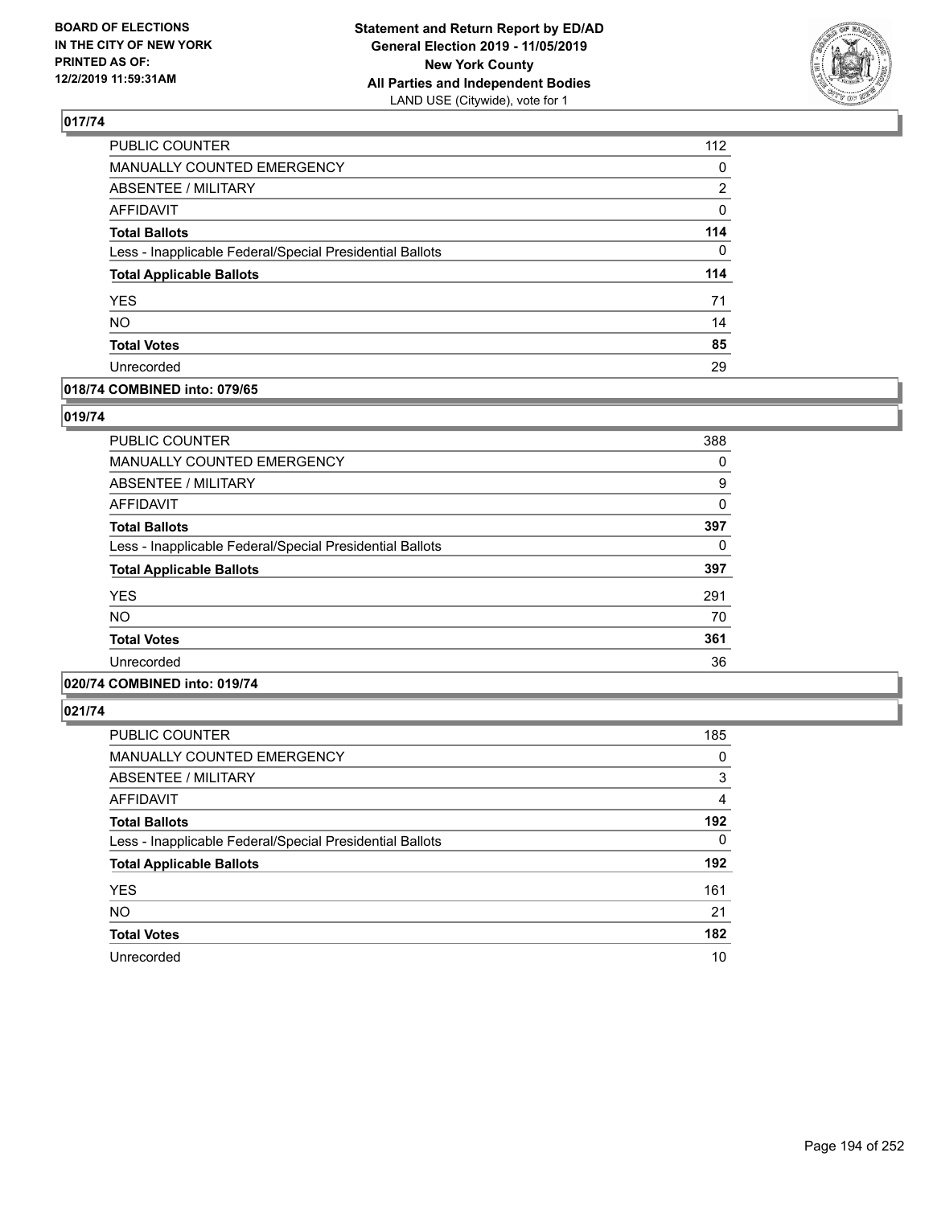BOARD OF ELECTIONS IN THE CITY OF NEW YORK PRINTED AS OF: 12/2/2019 11:59:31AM

**Statement and Return Report by ED/AD General Election 2019 - 11/05/2019 New York County All Parties and Independent Bodies**
LAND USE (Citywide), vote for 1

## 017/74

| | |
|---|---|
| PUBLIC COUNTER | 112 |
| MANUALLY COUNTED EMERGENCY | 0 |
| ABSENTEE / MILITARY | 2 |
| AFFIDAVIT | 0 |
| **Total Ballots** | **114** |
| Less - Inapplicable Federal/Special Presidential Ballots | 0 |
| **Total Applicable Ballots** | **114** |
| YES | 71 |
| NO | 14 |
| **Total Votes** | **85** |
| Unrecorded | 29 |

## 018/74 COMBINED into: 079/65

## 019/74

| | |
|---|---|
| PUBLIC COUNTER | 388 |
| MANUALLY COUNTED EMERGENCY | 0 |
| ABSENTEE / MILITARY | 9 |
| AFFIDAVIT | 0 |
| **Total Ballots** | **397** |
| Less - Inapplicable Federal/Special Presidential Ballots | 0 |
| **Total Applicable Ballots** | **397** |
| YES | 291 |
| NO | 70 |
| **Total Votes** | **361** |
| Unrecorded | 36 |

## 020/74 COMBINED into: 019/74

## 021/74

| | |
|---|---|
| PUBLIC COUNTER | 185 |
| MANUALLY COUNTED EMERGENCY | 0 |
| ABSENTEE / MILITARY | 3 |
| AFFIDAVIT | 4 |
| **Total Ballots** | **192** |
| Less - Inapplicable Federal/Special Presidential Ballots | 0 |
| **Total Applicable Ballots** | **192** |
| YES | 161 |
| NO | 21 |
| **Total Votes** | **182** |
| Unrecorded | 10 |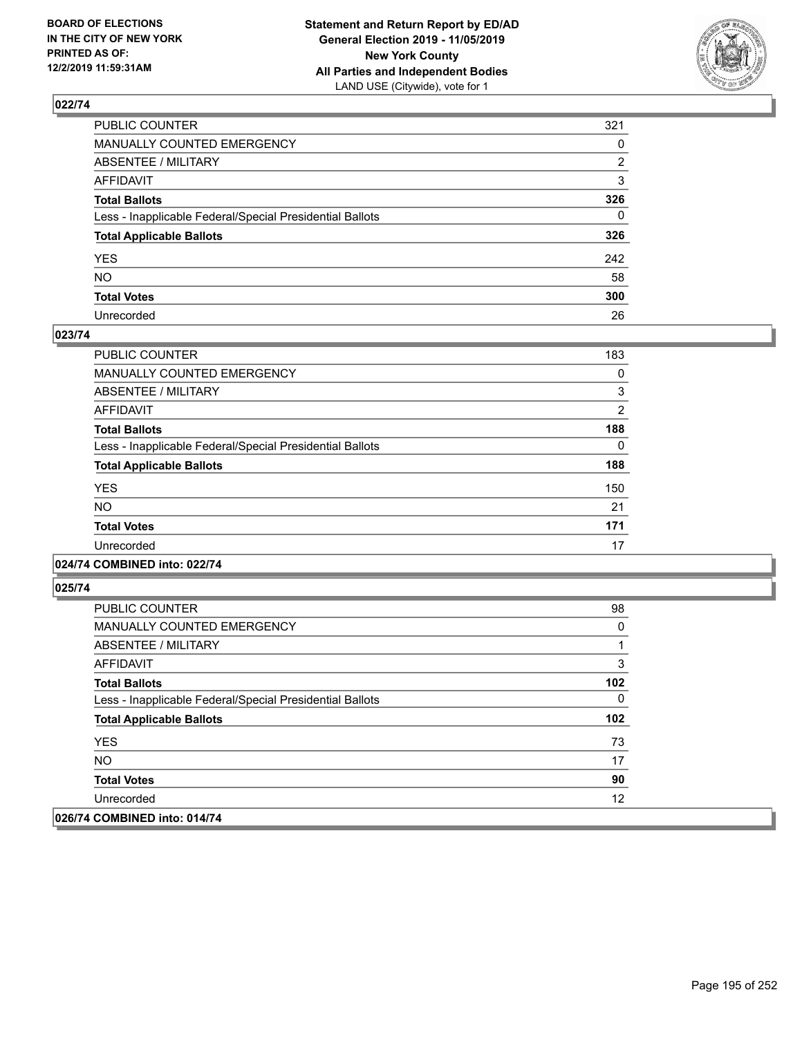**BOARD OF ELECTIONS IN THE CITY OF NEW YORK PRINTED AS OF: 12/2/2019 11:59:31AM**

**Statement and Return Report by ED/AD General Election 2019 - 11/05/2019 New York County All Parties and Independent Bodies** LAND USE (Citywide), vote for 1

## 022/74

| | |
|---|---|
| PUBLIC COUNTER | 321 |
| MANUALLY COUNTED EMERGENCY | 0 |
| ABSENTEE / MILITARY | 2 |
| AFFIDAVIT | 3 |
| **Total Ballots** | **326** |
| Less - Inapplicable Federal/Special Presidential Ballots | 0 |
| **Total Applicable Ballots** | **326** |
| YES | 242 |
| NO | 58 |
| **Total Votes** | **300** |
| Unrecorded | 26 |

## 023/74

| | |
|---|---|
| PUBLIC COUNTER | 183 |
| MANUALLY COUNTED EMERGENCY | 0 |
| ABSENTEE / MILITARY | 3 |
| AFFIDAVIT | 2 |
| **Total Ballots** | **188** |
| Less - Inapplicable Federal/Special Presidential Ballots | 0 |
| **Total Applicable Ballots** | **188** |
| YES | 150 |
| NO | 21 |
| **Total Votes** | **171** |
| Unrecorded | 17 |

## 024/74 COMBINED into: 022/74

## 025/74

| | |
|---|---|
| PUBLIC COUNTER | 98 |
| MANUALLY COUNTED EMERGENCY | 0 |
| ABSENTEE / MILITARY | 1 |
| AFFIDAVIT | 3 |
| **Total Ballots** | **102** |
| Less - Inapplicable Federal/Special Presidential Ballots | 0 |
| **Total Applicable Ballots** | **102** |
| YES | 73 |
| NO | 17 |
| **Total Votes** | **90** |
| Unrecorded | 12 |

## 026/74 COMBINED into: 014/74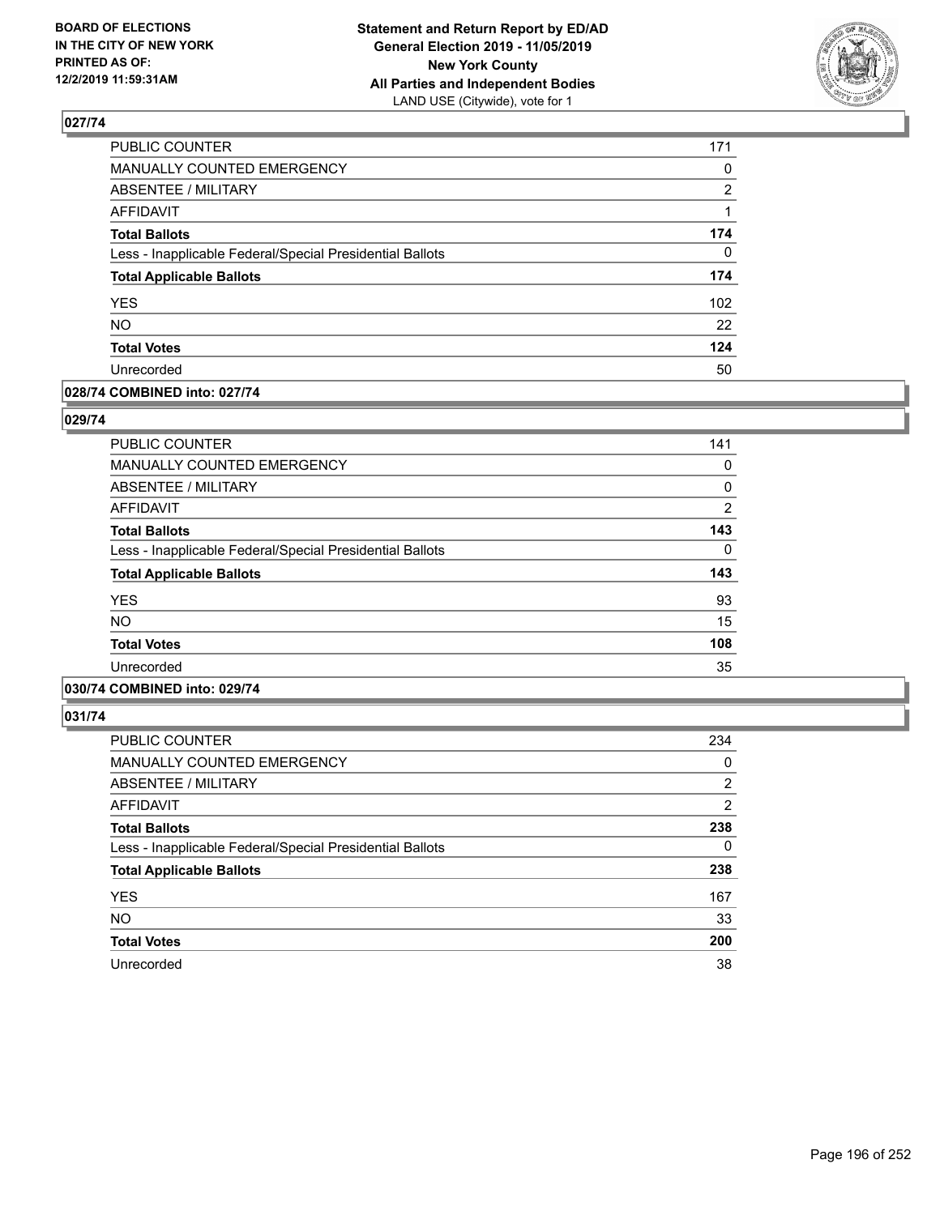**BOARD OF ELECTIONS IN THE CITY OF NEW YORK PRINTED AS OF: 12/2/2019 11:59:31AM**

**Statement and Return Report by ED/AD General Election 2019 - 11/05/2019 New York County All Parties and Independent Bodies**
LAND USE (Citywide), vote for 1

## 027/74

| | |
|---|---|
| PUBLIC COUNTER | 171 |
| MANUALLY COUNTED EMERGENCY | 0 |
| ABSENTEE / MILITARY | 2 |
| AFFIDAVIT | 1 |
| **Total Ballots** | **174** |
| Less - Inapplicable Federal/Special Presidential Ballots | 0 |
| **Total Applicable Ballots** | **174** |
| YES | 102 |
| NO | 22 |
| **Total Votes** | **124** |
| Unrecorded | 50 |

## 028/74 COMBINED into: 027/74

## 029/74

| | |
|---|---|
| PUBLIC COUNTER | 141 |
| MANUALLY COUNTED EMERGENCY | 0 |
| ABSENTEE / MILITARY | 0 |
| AFFIDAVIT | 2 |
| **Total Ballots** | **143** |
| Less - Inapplicable Federal/Special Presidential Ballots | 0 |
| **Total Applicable Ballots** | **143** |
| YES | 93 |
| NO | 15 |
| **Total Votes** | **108** |
| Unrecorded | 35 |

## 030/74 COMBINED into: 029/74

## 031/74

| | |
|---|---|
| PUBLIC COUNTER | 234 |
| MANUALLY COUNTED EMERGENCY | 0 |
| ABSENTEE / MILITARY | 2 |
| AFFIDAVIT | 2 |
| **Total Ballots** | **238** |
| Less - Inapplicable Federal/Special Presidential Ballots | 0 |
| **Total Applicable Ballots** | **238** |
| YES | 167 |
| NO | 33 |
| **Total Votes** | **200** |
| Unrecorded | 38 |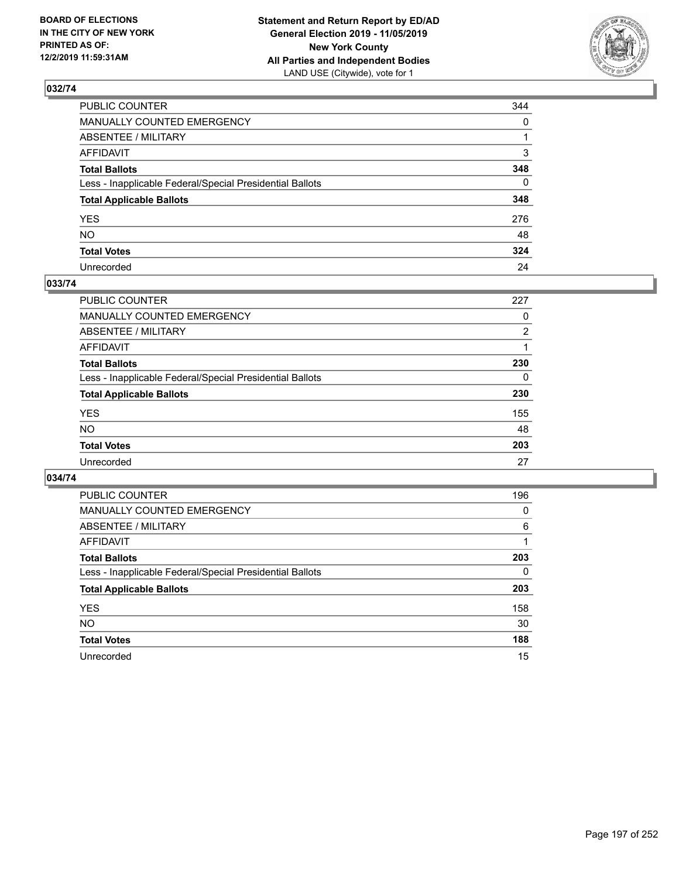## 032/74

| | |
|---|---|
| PUBLIC COUNTER | 344 |
| MANUALLY COUNTED EMERGENCY | 0 |
| ABSENTEE / MILITARY | 1 |
| AFFIDAVIT | 3 |
| **Total Ballots** | **348** |
| Less - Inapplicable Federal/Special Presidential Ballots | 0 |
| **Total Applicable Ballots** | **348** |
| YES | 276 |
| NO | 48 |
| **Total Votes** | **324** |
| Unrecorded | 24 |

## 033/74

| | |
|---|---|
| PUBLIC COUNTER | 227 |
| MANUALLY COUNTED EMERGENCY | 0 |
| ABSENTEE / MILITARY | 2 |
| AFFIDAVIT | 1 |
| **Total Ballots** | **230** |
| Less - Inapplicable Federal/Special Presidential Ballots | 0 |
| **Total Applicable Ballots** | **230** |
| YES | 155 |
| NO | 48 |
| **Total Votes** | **203** |
| Unrecorded | 27 |

## 034/74

| | |
|---|---|
| PUBLIC COUNTER | 196 |
| MANUALLY COUNTED EMERGENCY | 0 |
| ABSENTEE / MILITARY | 6 |
| AFFIDAVIT | 1 |
| **Total Ballots** | **203** |
| Less - Inapplicable Federal/Special Presidential Ballots | 0 |
| **Total Applicable Ballots** | **203** |
| YES | 158 |
| NO | 30 |
| **Total Votes** | **188** |
| Unrecorded | 15 |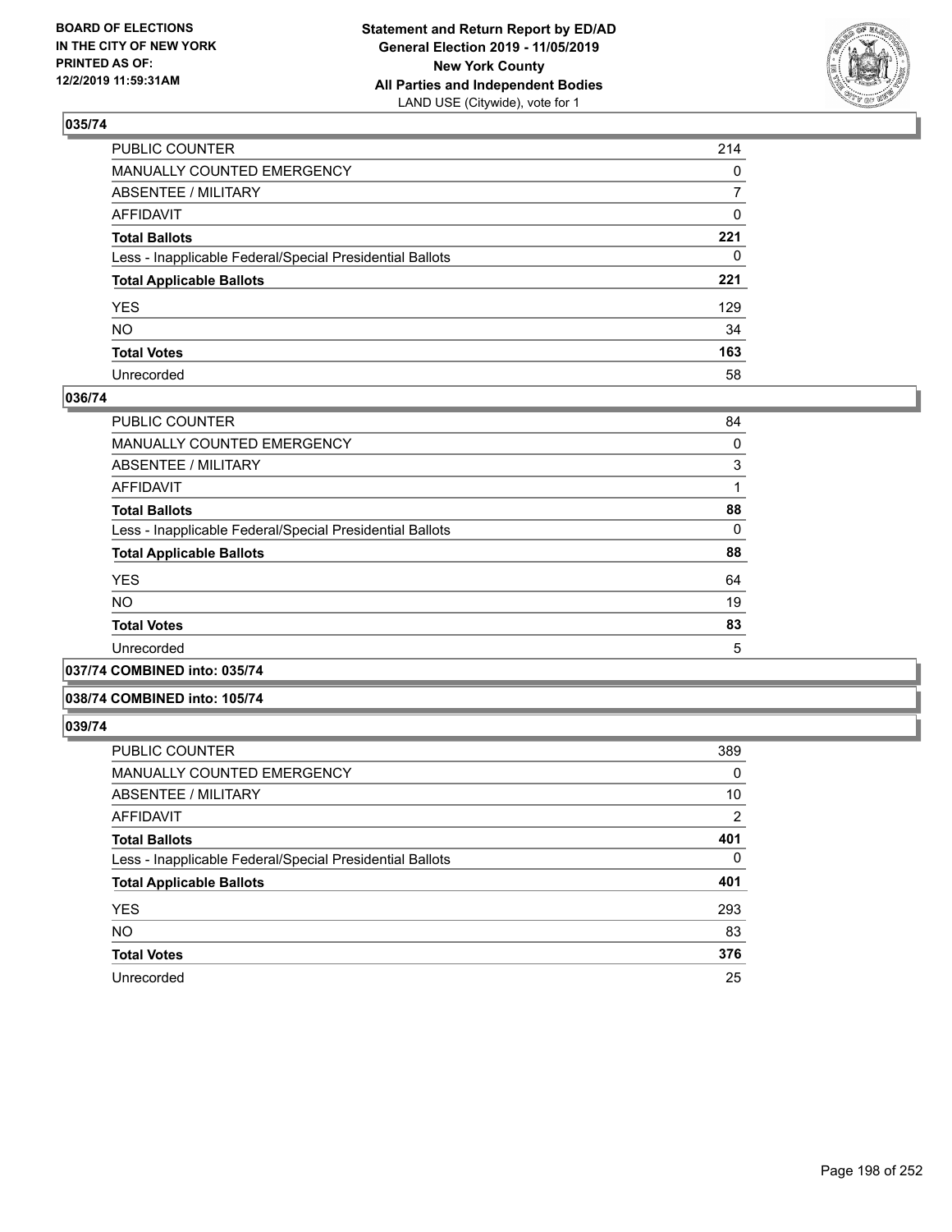## 035/74

| | |
|---|---|
| PUBLIC COUNTER | 214 |
| MANUALLY COUNTED EMERGENCY | 0 |
| ABSENTEE / MILITARY | 7 |
| AFFIDAVIT | 0 |
| **Total Ballots** | **221** |
| Less - Inapplicable Federal/Special Presidential Ballots | 0 |
| **Total Applicable Ballots** | **221** |
| YES | 129 |
| NO | 34 |
| **Total Votes** | **163** |
| Unrecorded | 58 |

## 036/74

| | |
|---|---|
| PUBLIC COUNTER | 84 |
| MANUALLY COUNTED EMERGENCY | 0 |
| ABSENTEE / MILITARY | 3 |
| AFFIDAVIT | 1 |
| **Total Ballots** | **88** |
| Less - Inapplicable Federal/Special Presidential Ballots | 0 |
| **Total Applicable Ballots** | **88** |
| YES | 64 |
| NO | 19 |
| **Total Votes** | **83** |
| Unrecorded | 5 |

## 037/74 COMBINED into: 035/74

## 038/74 COMBINED into: 105/74

## 039/74

| | |
|---|---|
| PUBLIC COUNTER | 389 |
| MANUALLY COUNTED EMERGENCY | 0 |
| ABSENTEE / MILITARY | 10 |
| AFFIDAVIT | 2 |
| **Total Ballots** | **401** |
| Less - Inapplicable Federal/Special Presidential Ballots | 0 |
| **Total Applicable Ballots** | **401** |
| YES | 293 |
| NO | 83 |
| **Total Votes** | **376** |
| Unrecorded | 25 |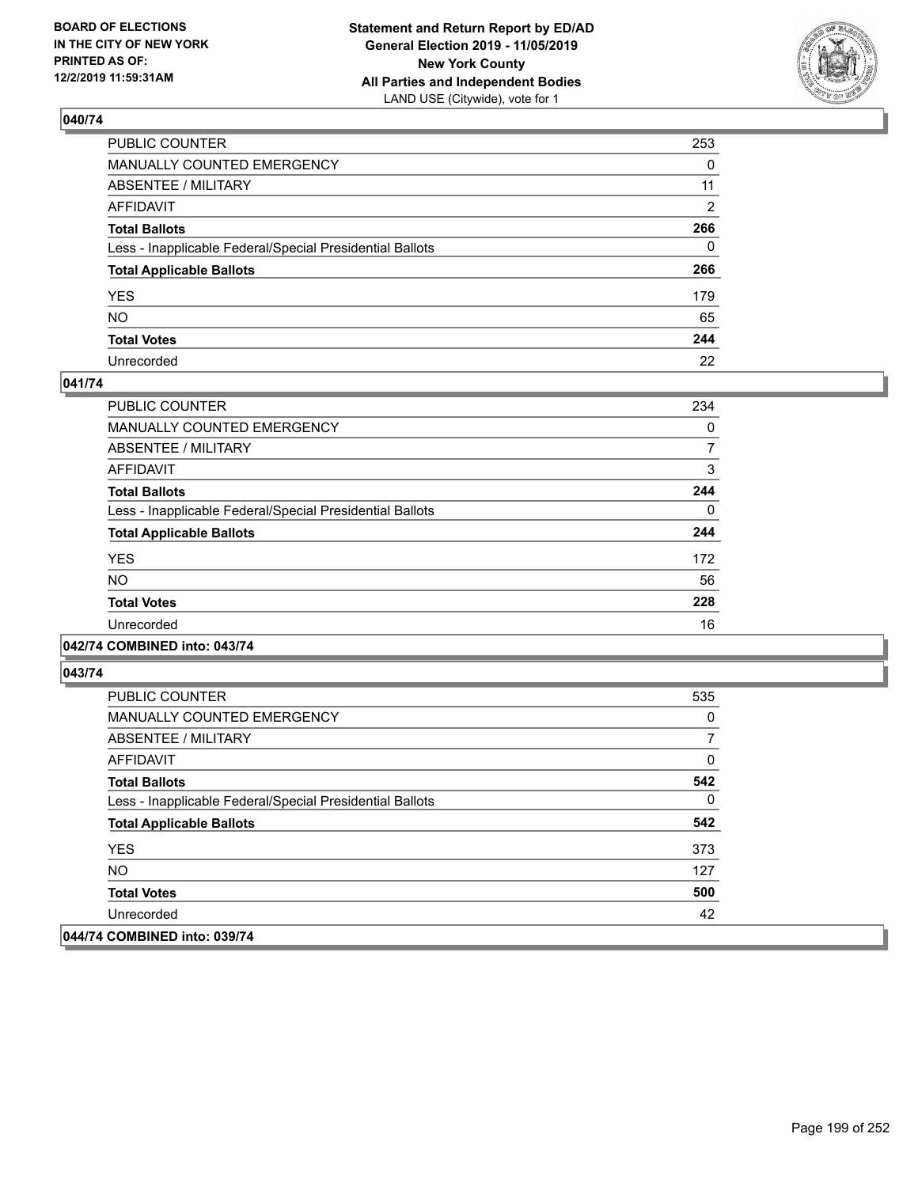**BOARD OF ELECTIONS IN THE CITY OF NEW YORK PRINTED AS OF: 12/2/2019 11:59:31AM**

**Statement and Return Report by ED/AD General Election 2019 - 11/05/2019 New York County All Parties and Independent Bodies**
LAND USE (Citywide), vote for 1

## 040/74

| | |
|---|---|
| PUBLIC COUNTER | 253 |
| MANUALLY COUNTED EMERGENCY | 0 |
| ABSENTEE / MILITARY | 11 |
| AFFIDAVIT | 2 |
| **Total Ballots** | **266** |
| Less - Inapplicable Federal/Special Presidential Ballots | 0 |
| **Total Applicable Ballots** | **266** |
| YES | 179 |
| NO | 65 |
| **Total Votes** | **244** |
| Unrecorded | 22 |

## 041/74

| | |
|---|---|
| PUBLIC COUNTER | 234 |
| MANUALLY COUNTED EMERGENCY | 0 |
| ABSENTEE / MILITARY | 7 |
| AFFIDAVIT | 3 |
| **Total Ballots** | **244** |
| Less - Inapplicable Federal/Special Presidential Ballots | 0 |
| **Total Applicable Ballots** | **244** |
| YES | 172 |
| NO | 56 |
| **Total Votes** | **228** |
| Unrecorded | 16 |

## 042/74 COMBINED into: 043/74

## 043/74

| | |
|---|---|
| PUBLIC COUNTER | 535 |
| MANUALLY COUNTED EMERGENCY | 0 |
| ABSENTEE / MILITARY | 7 |
| AFFIDAVIT | 0 |
| **Total Ballots** | **542** |
| Less - Inapplicable Federal/Special Presidential Ballots | 0 |
| **Total Applicable Ballots** | **542** |
| YES | 373 |
| NO | 127 |
| **Total Votes** | **500** |
| Unrecorded | 42 |

## 044/74 COMBINED into: 039/74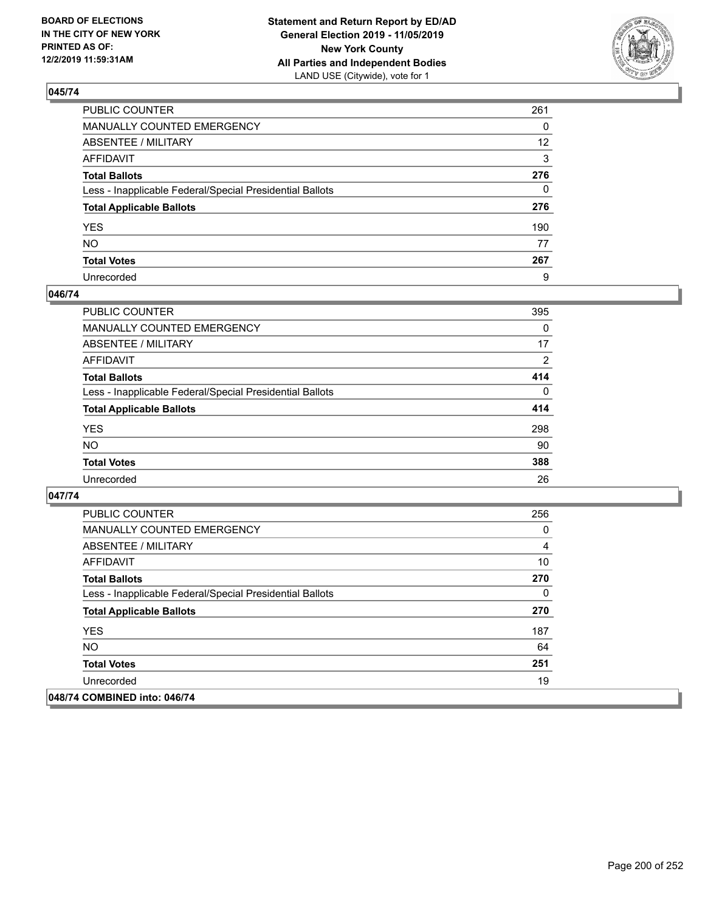**BOARD OF ELECTIONS IN THE CITY OF NEW YORK PRINTED AS OF: 12/2/2019 11:59:31AM**

**Statement and Return Report by ED/AD General Election 2019 - 11/05/2019 New York County All Parties and Independent Bodies**
LAND USE (Citywide), vote for 1

## 045/74

| | |
|---|---|
| PUBLIC COUNTER | 261 |
| MANUALLY COUNTED EMERGENCY | 0 |
| ABSENTEE / MILITARY | 12 |
| AFFIDAVIT | 3 |
| **Total Ballots** | **276** |
| Less - Inapplicable Federal/Special Presidential Ballots | 0 |
| **Total Applicable Ballots** | **276** |
| YES | 190 |
| NO | 77 |
| **Total Votes** | **267** |
| Unrecorded | 9 |

## 046/74

| | |
|---|---|
| PUBLIC COUNTER | 395 |
| MANUALLY COUNTED EMERGENCY | 0 |
| ABSENTEE / MILITARY | 17 |
| AFFIDAVIT | 2 |
| **Total Ballots** | **414** |
| Less - Inapplicable Federal/Special Presidential Ballots | 0 |
| **Total Applicable Ballots** | **414** |
| YES | 298 |
| NO | 90 |
| **Total Votes** | **388** |
| Unrecorded | 26 |

## 047/74

| | |
|---|---|
| PUBLIC COUNTER | 256 |
| MANUALLY COUNTED EMERGENCY | 0 |
| ABSENTEE / MILITARY | 4 |
| AFFIDAVIT | 10 |
| **Total Ballots** | **270** |
| Less - Inapplicable Federal/Special Presidential Ballots | 0 |
| **Total Applicable Ballots** | **270** |
| YES | 187 |
| NO | 64 |
| **Total Votes** | **251** |
| Unrecorded | 19 |

## 048/74 COMBINED into: 046/74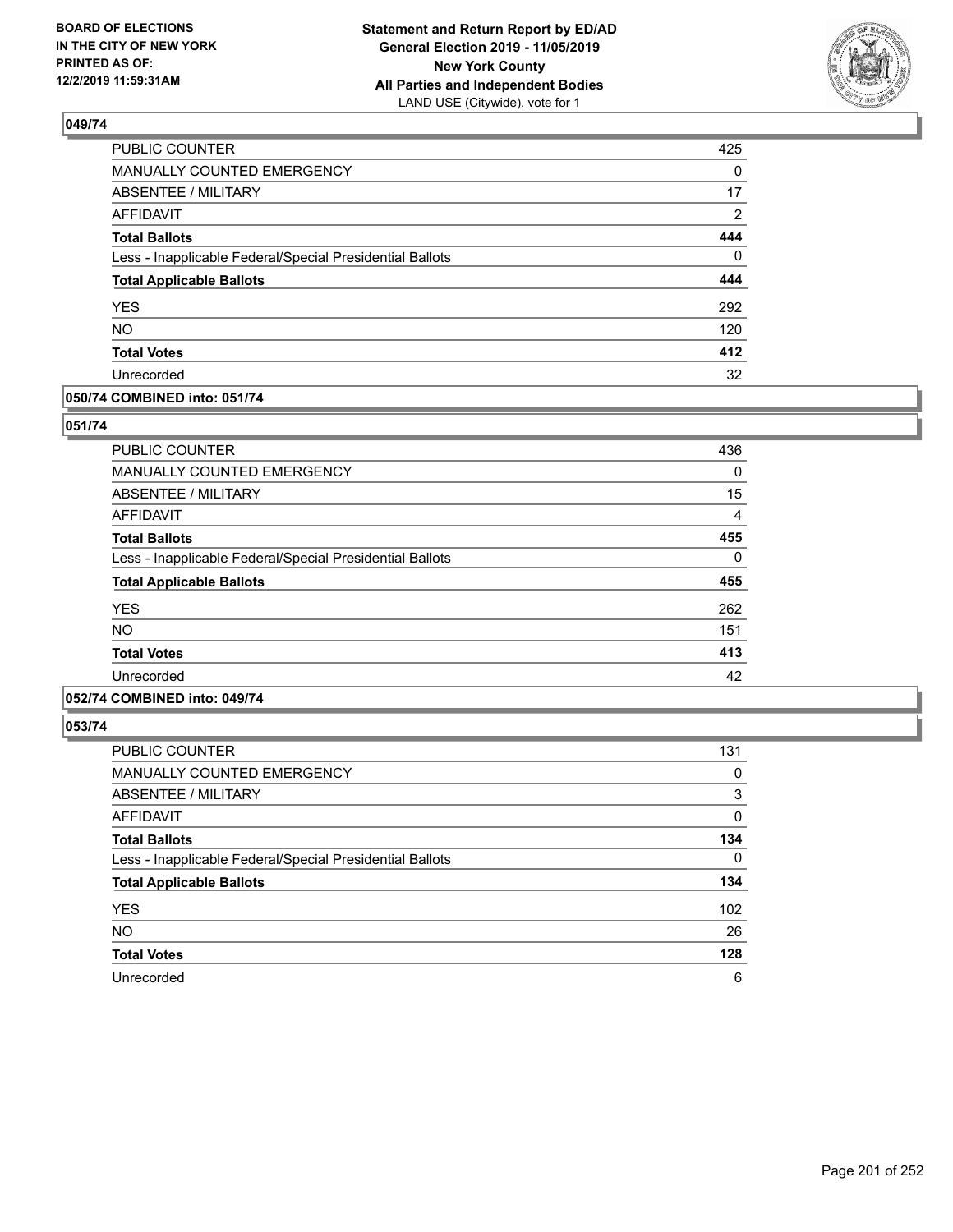**BOARD OF ELECTIONS IN THE CITY OF NEW YORK PRINTED AS OF: 12/2/2019 11:59:31AM**

**Statement and Return Report by ED/AD General Election 2019 - 11/05/2019 New York County All Parties and Independent Bodies** LAND USE (Citywide), vote for 1

## 049/74

| | |
|---|---|
| PUBLIC COUNTER | 425 |
| MANUALLY COUNTED EMERGENCY | 0 |
| ABSENTEE / MILITARY | 17 |
| AFFIDAVIT | 2 |
| **Total Ballots** | **444** |
| Less - Inapplicable Federal/Special Presidential Ballots | 0 |
| **Total Applicable Ballots** | **444** |
| YES | 292 |
| NO | 120 |
| **Total Votes** | **412** |
| Unrecorded | 32 |

## 050/74 COMBINED into: 051/74

## 051/74

| | |
|---|---|
| PUBLIC COUNTER | 436 |
| MANUALLY COUNTED EMERGENCY | 0 |
| ABSENTEE / MILITARY | 15 |
| AFFIDAVIT | 4 |
| **Total Ballots** | **455** |
| Less - Inapplicable Federal/Special Presidential Ballots | 0 |
| **Total Applicable Ballots** | **455** |
| YES | 262 |
| NO | 151 |
| **Total Votes** | **413** |
| Unrecorded | 42 |

## 052/74 COMBINED into: 049/74

## 053/74

| | |
|---|---|
| PUBLIC COUNTER | 131 |
| MANUALLY COUNTED EMERGENCY | 0 |
| ABSENTEE / MILITARY | 3 |
| AFFIDAVIT | 0 |
| **Total Ballots** | **134** |
| Less - Inapplicable Federal/Special Presidential Ballots | 0 |
| **Total Applicable Ballots** | **134** |
| YES | 102 |
| NO | 26 |
| **Total Votes** | **128** |
| Unrecorded | 6 |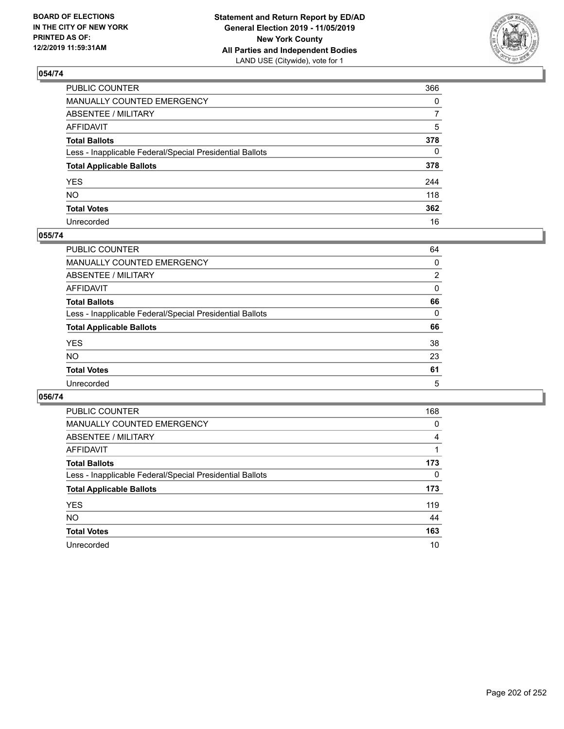BOARD OF ELECTIONS
IN THE CITY OF NEW YORK
PRINTED AS OF:
12/2/2019 11:59:31AM

**Statement and Return Report by ED/AD**
**General Election 2019 - 11/05/2019**
**New York County**
**All Parties and Independent Bodies**
LAND USE (Citywide), vote for 1

## 054/74

| | |
|---|---|
| PUBLIC COUNTER | 366 |
| MANUALLY COUNTED EMERGENCY | 0 |
| ABSENTEE / MILITARY | 7 |
| AFFIDAVIT | 5 |
| **Total Ballots** | **378** |
| Less - Inapplicable Federal/Special Presidential Ballots | 0 |
| **Total Applicable Ballots** | **378** |
| YES | 244 |
| NO | 118 |
| **Total Votes** | **362** |
| Unrecorded | 16 |

## 055/74

| | |
|---|---|
| PUBLIC COUNTER | 64 |
| MANUALLY COUNTED EMERGENCY | 0 |
| ABSENTEE / MILITARY | 2 |
| AFFIDAVIT | 0 |
| **Total Ballots** | **66** |
| Less - Inapplicable Federal/Special Presidential Ballots | 0 |
| **Total Applicable Ballots** | **66** |
| YES | 38 |
| NO | 23 |
| **Total Votes** | **61** |
| Unrecorded | 5 |

## 056/74

| | |
|---|---|
| PUBLIC COUNTER | 168 |
| MANUALLY COUNTED EMERGENCY | 0 |
| ABSENTEE / MILITARY | 4 |
| AFFIDAVIT | 1 |
| **Total Ballots** | **173** |
| Less - Inapplicable Federal/Special Presidential Ballots | 0 |
| **Total Applicable Ballots** | **173** |
| YES | 119 |
| NO | 44 |
| **Total Votes** | **163** |
| Unrecorded | 10 |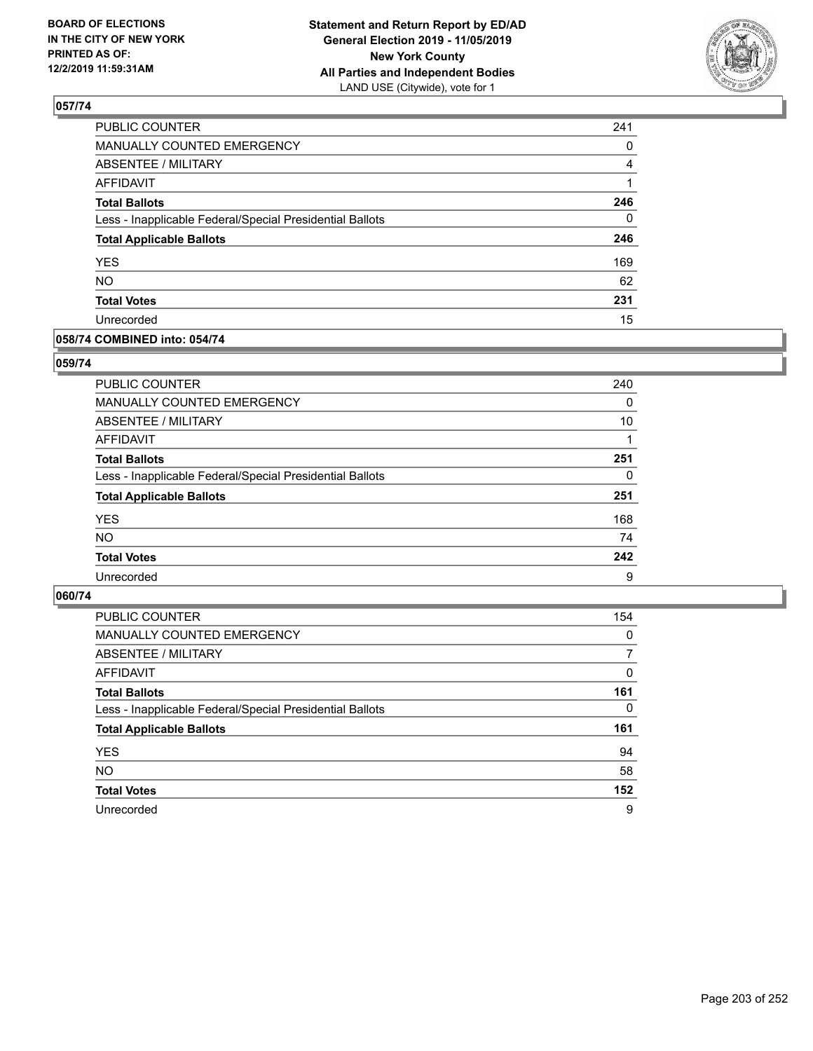**BOARD OF ELECTIONS IN THE CITY OF NEW YORK PRINTED AS OF: 12/2/2019 11:59:31AM**

**Statement and Return Report by ED/AD General Election 2019 - 11/05/2019 New York County All Parties and Independent Bodies**
LAND USE (Citywide), vote for 1

## 057/74

| | |
|---|---|
| PUBLIC COUNTER | 241 |
| MANUALLY COUNTED EMERGENCY | 0 |
| ABSENTEE / MILITARY | 4 |
| AFFIDAVIT | 1 |
| **Total Ballots** | **246** |
| Less - Inapplicable Federal/Special Presidential Ballots | 0 |
| **Total Applicable Ballots** | **246** |
| YES | 169 |
| NO | 62 |
| **Total Votes** | **231** |
| Unrecorded | 15 |

## 058/74 COMBINED into: 054/74

## 059/74

| | |
|---|---|
| PUBLIC COUNTER | 240 |
| MANUALLY COUNTED EMERGENCY | 0 |
| ABSENTEE / MILITARY | 10 |
| AFFIDAVIT | 1 |
| **Total Ballots** | **251** |
| Less - Inapplicable Federal/Special Presidential Ballots | 0 |
| **Total Applicable Ballots** | **251** |
| YES | 168 |
| NO | 74 |
| **Total Votes** | **242** |
| Unrecorded | 9 |

## 060/74

| | |
|---|---|
| PUBLIC COUNTER | 154 |
| MANUALLY COUNTED EMERGENCY | 0 |
| ABSENTEE / MILITARY | 7 |
| AFFIDAVIT | 0 |
| **Total Ballots** | **161** |
| Less - Inapplicable Federal/Special Presidential Ballots | 0 |
| **Total Applicable Ballots** | **161** |
| YES | 94 |
| NO | 58 |
| **Total Votes** | **152** |
| Unrecorded | 9 |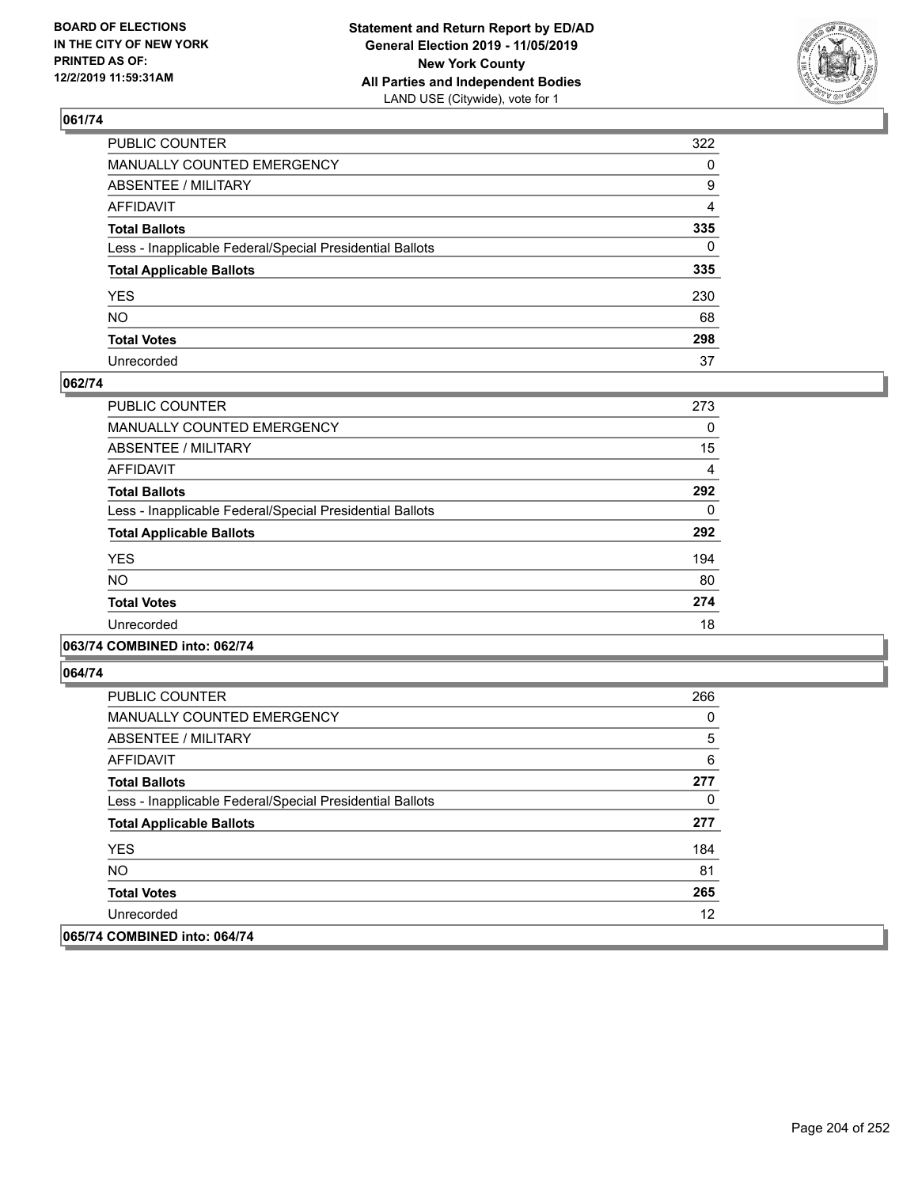**BOARD OF ELECTIONS IN THE CITY OF NEW YORK PRINTED AS OF: 12/2/2019 11:59:31AM**

**Statement and Return Report by ED/AD General Election 2019 - 11/05/2019 New York County All Parties and Independent Bodies**
LAND USE (Citywide), vote for 1

## 061/74

| | |
|---|---|
| PUBLIC COUNTER | 322 |
| MANUALLY COUNTED EMERGENCY | 0 |
| ABSENTEE / MILITARY | 9 |
| AFFIDAVIT | 4 |
| **Total Ballots** | **335** |
| Less - Inapplicable Federal/Special Presidential Ballots | 0 |
| **Total Applicable Ballots** | **335** |
| YES | 230 |
| NO | 68 |
| **Total Votes** | **298** |
| Unrecorded | 37 |

## 062/74

| | |
|---|---|
| PUBLIC COUNTER | 273 |
| MANUALLY COUNTED EMERGENCY | 0 |
| ABSENTEE / MILITARY | 15 |
| AFFIDAVIT | 4 |
| **Total Ballots** | **292** |
| Less - Inapplicable Federal/Special Presidential Ballots | 0 |
| **Total Applicable Ballots** | **292** |
| YES | 194 |
| NO | 80 |
| **Total Votes** | **274** |
| Unrecorded | 18 |

## 063/74 COMBINED into: 062/74

## 064/74

| | |
|---|---|
| PUBLIC COUNTER | 266 |
| MANUALLY COUNTED EMERGENCY | 0 |
| ABSENTEE / MILITARY | 5 |
| AFFIDAVIT | 6 |
| **Total Ballots** | **277** |
| Less - Inapplicable Federal/Special Presidential Ballots | 0 |
| **Total Applicable Ballots** | **277** |
| YES | 184 |
| NO | 81 |
| **Total Votes** | **265** |
| Unrecorded | 12 |

## 065/74 COMBINED into: 064/74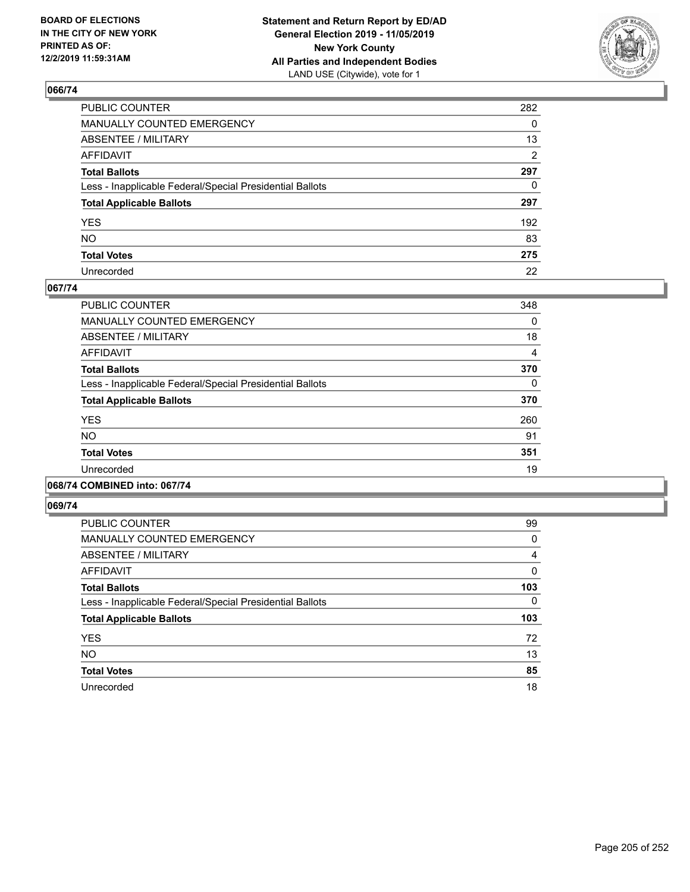**BOARD OF ELECTIONS IN THE CITY OF NEW YORK PRINTED AS OF: 12/2/2019 11:59:31AM**

**Statement and Return Report by ED/AD General Election 2019 - 11/05/2019 New York County All Parties and Independent Bodies**
LAND USE (Citywide), vote for 1

## 066/74

| | |
|---|---|
| PUBLIC COUNTER | 282 |
| MANUALLY COUNTED EMERGENCY | 0 |
| ABSENTEE / MILITARY | 13 |
| AFFIDAVIT | 2 |
| **Total Ballots** | **297** |
| Less - Inapplicable Federal/Special Presidential Ballots | 0 |
| **Total Applicable Ballots** | **297** |
| YES | 192 |
| NO | 83 |
| **Total Votes** | **275** |
| Unrecorded | 22 |

## 067/74

| | |
|---|---|
| PUBLIC COUNTER | 348 |
| MANUALLY COUNTED EMERGENCY | 0 |
| ABSENTEE / MILITARY | 18 |
| AFFIDAVIT | 4 |
| **Total Ballots** | **370** |
| Less - Inapplicable Federal/Special Presidential Ballots | 0 |
| **Total Applicable Ballots** | **370** |
| YES | 260 |
| NO | 91 |
| **Total Votes** | **351** |
| Unrecorded | 19 |

## 068/74 COMBINED into: 067/74

## 069/74

| | |
|---|---|
| PUBLIC COUNTER | 99 |
| MANUALLY COUNTED EMERGENCY | 0 |
| ABSENTEE / MILITARY | 4 |
| AFFIDAVIT | 0 |
| **Total Ballots** | **103** |
| Less - Inapplicable Federal/Special Presidential Ballots | 0 |
| **Total Applicable Ballots** | **103** |
| YES | 72 |
| NO | 13 |
| **Total Votes** | **85** |
| Unrecorded | 18 |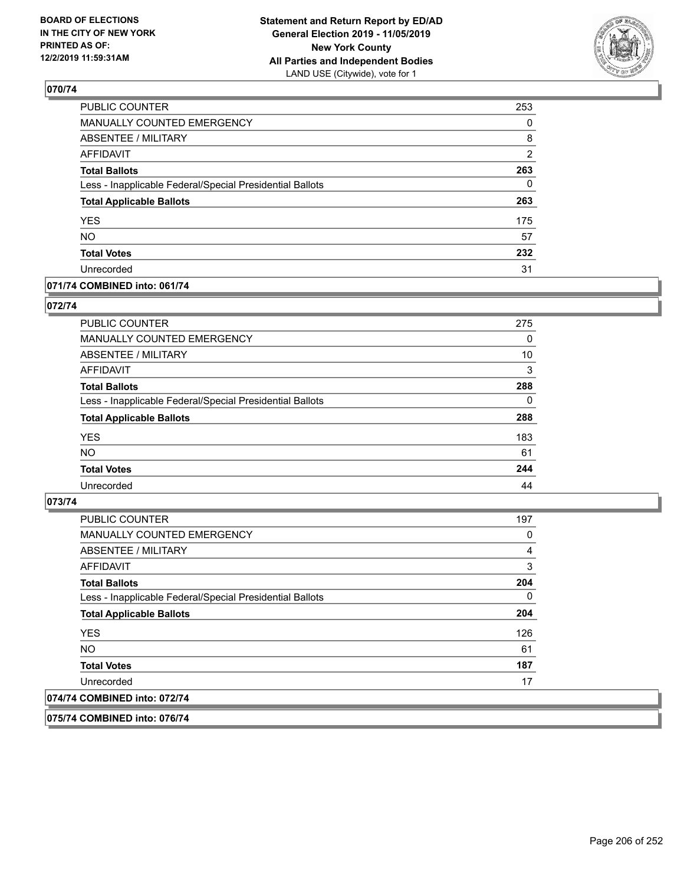**BOARD OF ELECTIONS IN THE CITY OF NEW YORK PRINTED AS OF: 12/2/2019 11:59:31AM**

**Statement and Return Report by ED/AD General Election 2019 - 11/05/2019 New York County All Parties and Independent Bodies**
LAND USE (Citywide), vote for 1

## 070/74

| | |
|---|---|
| PUBLIC COUNTER | 253 |
| MANUALLY COUNTED EMERGENCY | 0 |
| ABSENTEE / MILITARY | 8 |
| AFFIDAVIT | 2 |
| **Total Ballots** | **263** |
| Less - Inapplicable Federal/Special Presidential Ballots | 0 |
| **Total Applicable Ballots** | **263** |
| YES | 175 |
| NO | 57 |
| **Total Votes** | **232** |
| Unrecorded | 31 |

## 071/74 COMBINED into: 061/74

## 072/74

| | |
|---|---|
| PUBLIC COUNTER | 275 |
| MANUALLY COUNTED EMERGENCY | 0 |
| ABSENTEE / MILITARY | 10 |
| AFFIDAVIT | 3 |
| **Total Ballots** | **288** |
| Less - Inapplicable Federal/Special Presidential Ballots | 0 |
| **Total Applicable Ballots** | **288** |
| YES | 183 |
| NO | 61 |
| **Total Votes** | **244** |
| Unrecorded | 44 |

## 073/74

| | |
|---|---|
| PUBLIC COUNTER | 197 |
| MANUALLY COUNTED EMERGENCY | 0 |
| ABSENTEE / MILITARY | 4 |
| AFFIDAVIT | 3 |
| **Total Ballots** | **204** |
| Less - Inapplicable Federal/Special Presidential Ballots | 0 |
| **Total Applicable Ballots** | **204** |
| YES | 126 |
| NO | 61 |
| **Total Votes** | **187** |
| Unrecorded | 17 |

## 074/74 COMBINED into: 072/74

## 075/74 COMBINED into: 076/74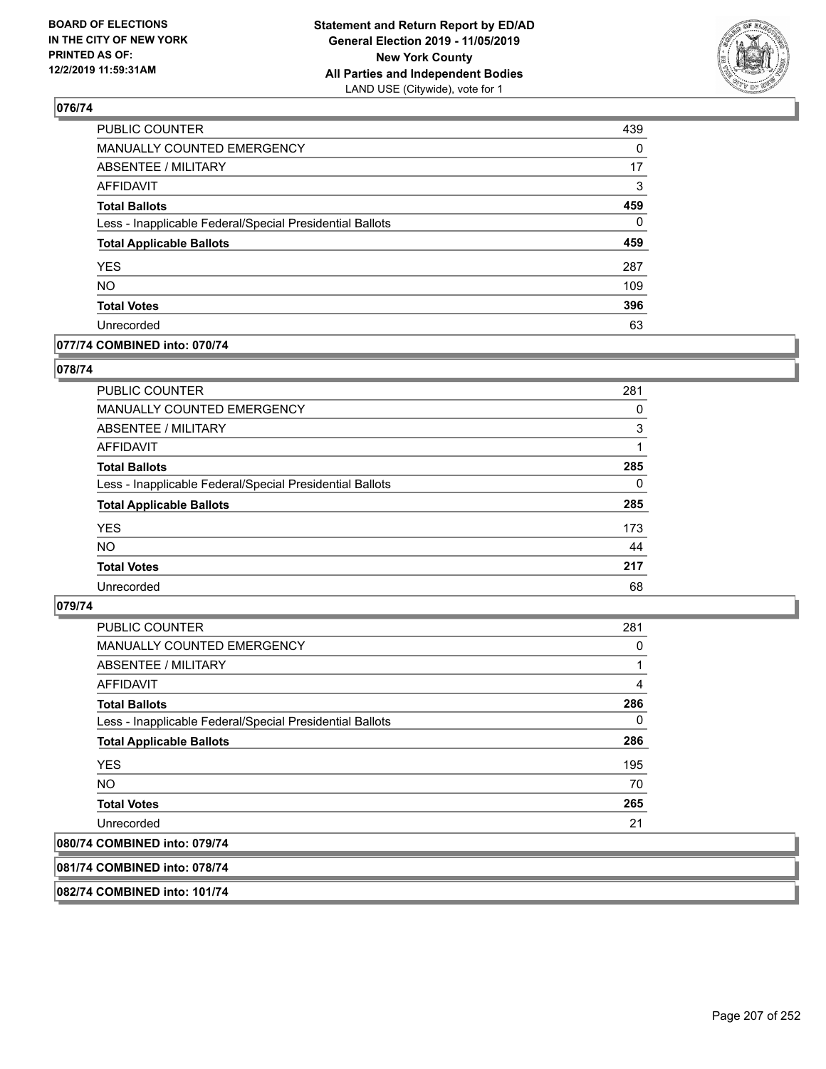## 076/74

| | |
|---|---|
| PUBLIC COUNTER | 439 |
| MANUALLY COUNTED EMERGENCY | 0 |
| ABSENTEE / MILITARY | 17 |
| AFFIDAVIT | 3 |
| **Total Ballots** | **459** |
| Less - Inapplicable Federal/Special Presidential Ballots | 0 |
| **Total Applicable Ballots** | **459** |
| YES | 287 |
| NO | 109 |
| **Total Votes** | **396** |
| Unrecorded | 63 |

## 077/74 COMBINED into: 070/74

## 078/74

| | |
|---|---|
| PUBLIC COUNTER | 281 |
| MANUALLY COUNTED EMERGENCY | 0 |
| ABSENTEE / MILITARY | 3 |
| AFFIDAVIT | 1 |
| **Total Ballots** | **285** |
| Less - Inapplicable Federal/Special Presidential Ballots | 0 |
| **Total Applicable Ballots** | **285** |
| YES | 173 |
| NO | 44 |
| **Total Votes** | **217** |
| Unrecorded | 68 |

## 079/74

| | |
|---|---|
| PUBLIC COUNTER | 281 |
| MANUALLY COUNTED EMERGENCY | 0 |
| ABSENTEE / MILITARY | 1 |
| AFFIDAVIT | 4 |
| **Total Ballots** | **286** |
| Less - Inapplicable Federal/Special Presidential Ballots | 0 |
| **Total Applicable Ballots** | **286** |
| YES | 195 |
| NO | 70 |
| **Total Votes** | **265** |
| Unrecorded | 21 |

## 080/74 COMBINED into: 079/74

## 081/74 COMBINED into: 078/74

## 082/74 COMBINED into: 101/74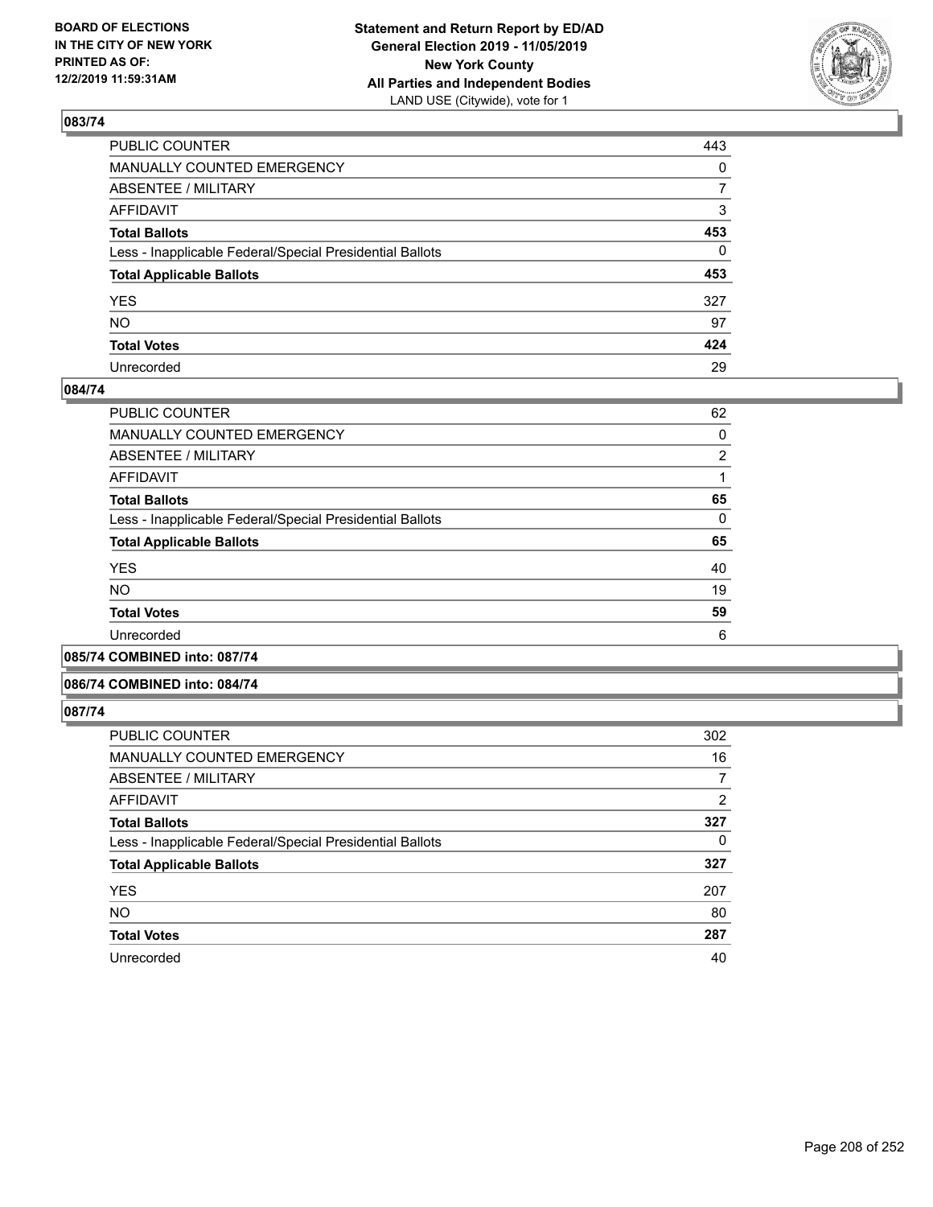BOARD OF ELECTIONS
IN THE CITY OF NEW YORK
PRINTED AS OF:
12/2/2019 11:59:31AM

**Statement and Return Report by ED/AD**
**General Election 2019 - 11/05/2019**
**New York County**
**All Parties and Independent Bodies**
LAND USE (Citywide), vote for 1

## 083/74

| | |
|---|---|
| PUBLIC COUNTER | 443 |
| MANUALLY COUNTED EMERGENCY | 0 |
| ABSENTEE / MILITARY | 7 |
| AFFIDAVIT | 3 |
| **Total Ballots** | **453** |
| Less - Inapplicable Federal/Special Presidential Ballots | 0 |
| **Total Applicable Ballots** | **453** |
| YES | 327 |
| NO | 97 |
| **Total Votes** | **424** |
| Unrecorded | 29 |

## 084/74

| | |
|---|---|
| PUBLIC COUNTER | 62 |
| MANUALLY COUNTED EMERGENCY | 0 |
| ABSENTEE / MILITARY | 2 |
| AFFIDAVIT | 1 |
| **Total Ballots** | **65** |
| Less - Inapplicable Federal/Special Presidential Ballots | 0 |
| **Total Applicable Ballots** | **65** |
| YES | 40 |
| NO | 19 |
| **Total Votes** | **59** |
| Unrecorded | 6 |

## 085/74 COMBINED into: 087/74

## 086/74 COMBINED into: 084/74

## 087/74

| | |
|---|---|
| PUBLIC COUNTER | 302 |
| MANUALLY COUNTED EMERGENCY | 16 |
| ABSENTEE / MILITARY | 7 |
| AFFIDAVIT | 2 |
| **Total Ballots** | **327** |
| Less - Inapplicable Federal/Special Presidential Ballots | 0 |
| **Total Applicable Ballots** | **327** |
| YES | 207 |
| NO | 80 |
| **Total Votes** | **287** |
| Unrecorded | 40 |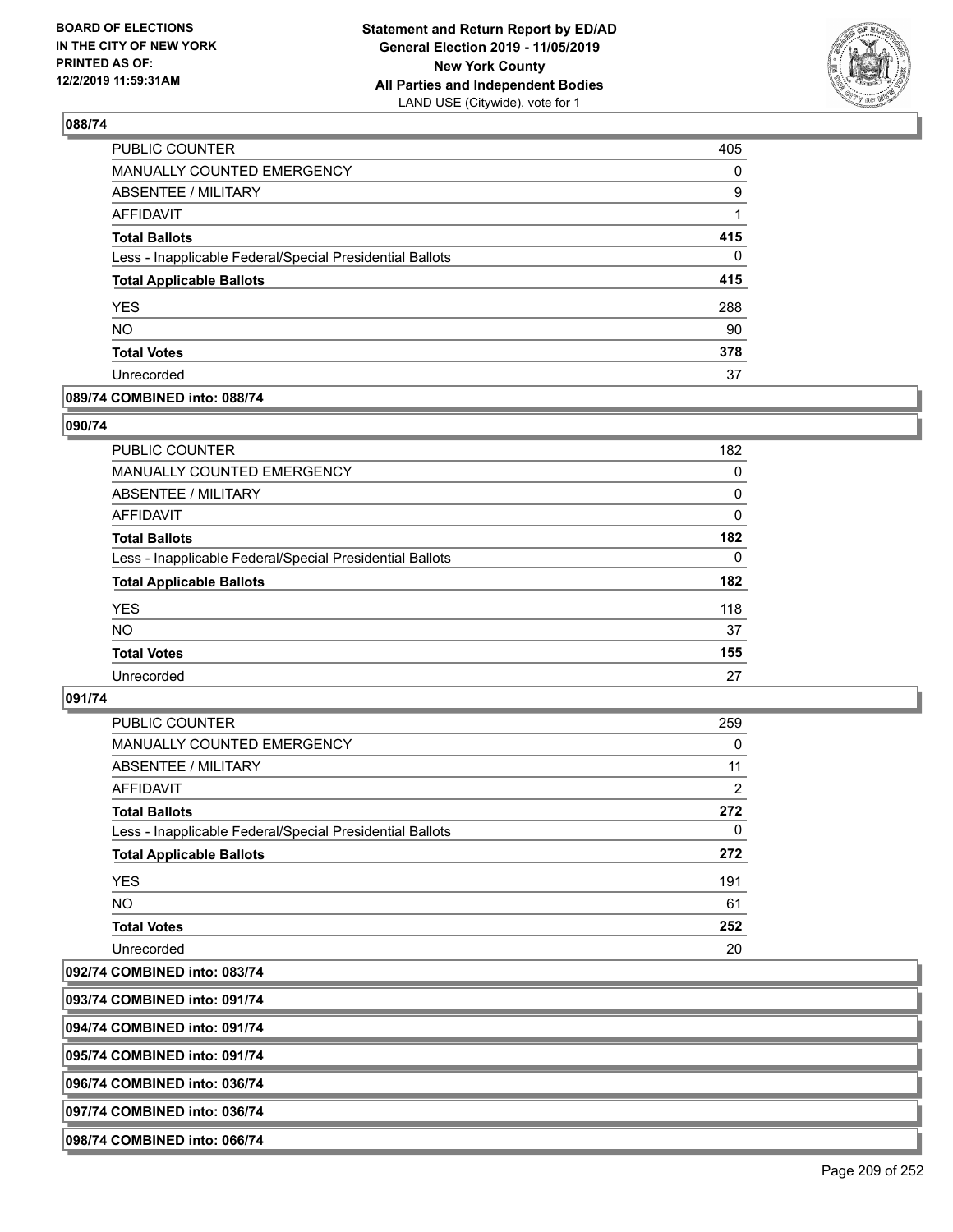**BOARD OF ELECTIONS IN THE CITY OF NEW YORK PRINTED AS OF: 12/2/2019 11:59:31AM**

**Statement and Return Report by ED/AD General Election 2019 - 11/05/2019 New York County All Parties and Independent Bodies**
LAND USE (Citywide), vote for 1

## 088/74

| | |
|---|---|
| PUBLIC COUNTER | 405 |
| MANUALLY COUNTED EMERGENCY | 0 |
| ABSENTEE / MILITARY | 9 |
| AFFIDAVIT | 1 |
| **Total Ballots** | **415** |
| Less - Inapplicable Federal/Special Presidential Ballots | 0 |
| **Total Applicable Ballots** | **415** |
| YES | 288 |
| NO | 90 |
| **Total Votes** | **378** |
| Unrecorded | 37 |

## 089/74 COMBINED into: 088/74

## 090/74

| | |
|---|---|
| PUBLIC COUNTER | 182 |
| MANUALLY COUNTED EMERGENCY | 0 |
| ABSENTEE / MILITARY | 0 |
| AFFIDAVIT | 0 |
| **Total Ballots** | **182** |
| Less - Inapplicable Federal/Special Presidential Ballots | 0 |
| **Total Applicable Ballots** | **182** |
| YES | 118 |
| NO | 37 |
| **Total Votes** | **155** |
| Unrecorded | 27 |

## 091/74

| | |
|---|---|
| PUBLIC COUNTER | 259 |
| MANUALLY COUNTED EMERGENCY | 0 |
| ABSENTEE / MILITARY | 11 |
| AFFIDAVIT | 2 |
| **Total Ballots** | **272** |
| Less - Inapplicable Federal/Special Presidential Ballots | 0 |
| **Total Applicable Ballots** | **272** |
| YES | 191 |
| NO | 61 |
| **Total Votes** | **252** |
| Unrecorded | 20 |

## 092/74 COMBINED into: 083/74

## 093/74 COMBINED into: 091/74

## 094/74 COMBINED into: 091/74

## 095/74 COMBINED into: 091/74

## 096/74 COMBINED into: 036/74

## 097/74 COMBINED into: 036/74

## 098/74 COMBINED into: 066/74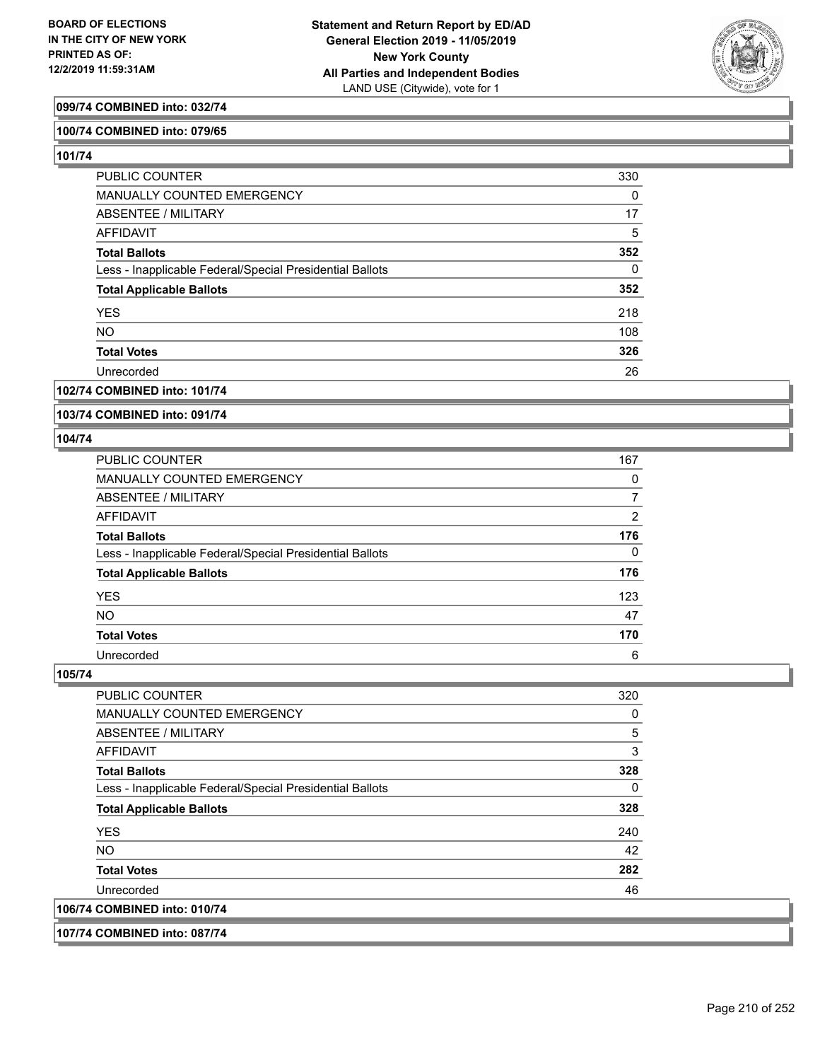**099/74 COMBINED into: 032/74**

**100/74 COMBINED into: 079/65**

**101/74**

| | |
|---|---|
| PUBLIC COUNTER | 330 |
| MANUALLY COUNTED EMERGENCY | 0 |
| ABSENTEE / MILITARY | 17 |
| AFFIDAVIT | 5 |
| **Total Ballots** | **352** |
| Less - Inapplicable Federal/Special Presidential Ballots | 0 |
| **Total Applicable Ballots** | **352** |
| YES | 218 |
| NO | 108 |
| **Total Votes** | **326** |
| Unrecorded | 26 |

**102/74 COMBINED into: 101/74**

**103/74 COMBINED into: 091/74**

**104/74**

| | |
|---|---|
| PUBLIC COUNTER | 167 |
| MANUALLY COUNTED EMERGENCY | 0 |
| ABSENTEE / MILITARY | 7 |
| AFFIDAVIT | 2 |
| **Total Ballots** | **176** |
| Less - Inapplicable Federal/Special Presidential Ballots | 0 |
| **Total Applicable Ballots** | **176** |
| YES | 123 |
| NO | 47 |
| **Total Votes** | **170** |
| Unrecorded | 6 |

**105/74**

| | |
|---|---|
| PUBLIC COUNTER | 320 |
| MANUALLY COUNTED EMERGENCY | 0 |
| ABSENTEE / MILITARY | 5 |
| AFFIDAVIT | 3 |
| **Total Ballots** | **328** |
| Less - Inapplicable Federal/Special Presidential Ballots | 0 |
| **Total Applicable Ballots** | **328** |
| YES | 240 |
| NO | 42 |
| **Total Votes** | **282** |
| Unrecorded | 46 |

**106/74 COMBINED into: 010/74**

**107/74 COMBINED into: 087/74**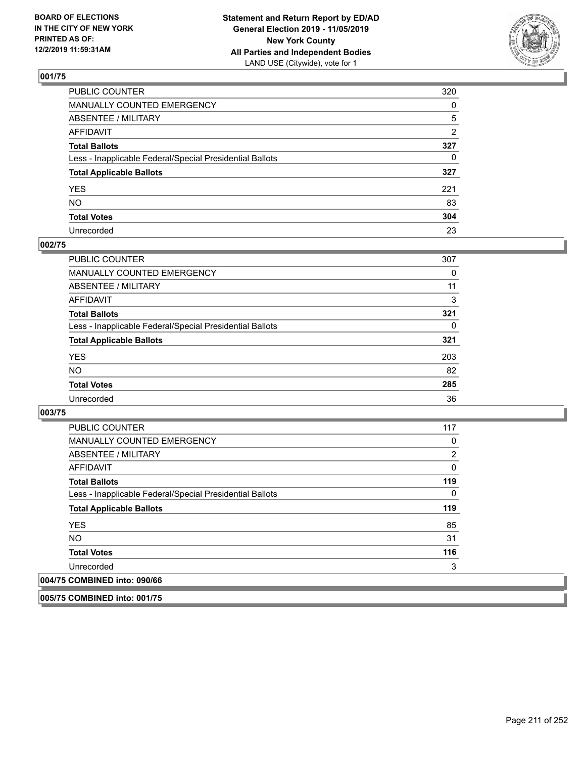**BOARD OF ELECTIONS IN THE CITY OF NEW YORK PRINTED AS OF: 12/2/2019 11:59:31AM**

**Statement and Return Report by ED/AD General Election 2019 - 11/05/2019 New York County All Parties and Independent Bodies**
LAND USE (Citywide), vote for 1

## 001/75

| | |
|---|---|
| PUBLIC COUNTER | 320 |
| MANUALLY COUNTED EMERGENCY | 0 |
| ABSENTEE / MILITARY | 5 |
| AFFIDAVIT | 2 |
| **Total Ballots** | **327** |
| Less - Inapplicable Federal/Special Presidential Ballots | 0 |
| **Total Applicable Ballots** | **327** |
| YES | 221 |
| NO | 83 |
| **Total Votes** | **304** |
| Unrecorded | 23 |

## 002/75

| | |
|---|---|
| PUBLIC COUNTER | 307 |
| MANUALLY COUNTED EMERGENCY | 0 |
| ABSENTEE / MILITARY | 11 |
| AFFIDAVIT | 3 |
| **Total Ballots** | **321** |
| Less - Inapplicable Federal/Special Presidential Ballots | 0 |
| **Total Applicable Ballots** | **321** |
| YES | 203 |
| NO | 82 |
| **Total Votes** | **285** |
| Unrecorded | 36 |

## 003/75

| | |
|---|---|
| PUBLIC COUNTER | 117 |
| MANUALLY COUNTED EMERGENCY | 0 |
| ABSENTEE / MILITARY | 2 |
| AFFIDAVIT | 0 |
| **Total Ballots** | **119** |
| Less - Inapplicable Federal/Special Presidential Ballots | 0 |
| **Total Applicable Ballots** | **119** |
| YES | 85 |
| NO | 31 |
| **Total Votes** | **116** |
| Unrecorded | 3 |

## 004/75 COMBINED into: 090/66

## 005/75 COMBINED into: 001/75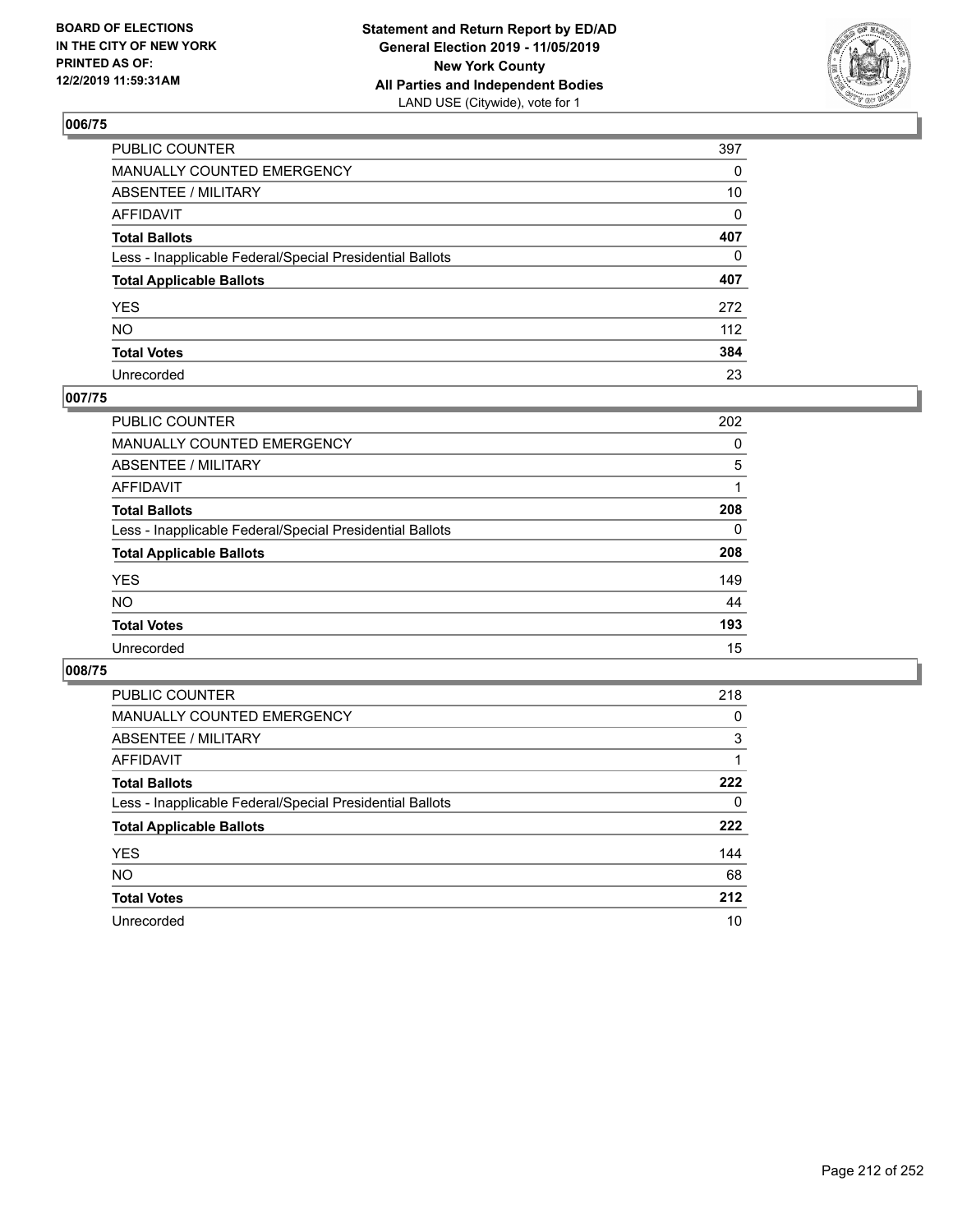BOARD OF ELECTIONS
IN THE CITY OF NEW YORK
PRINTED AS OF:
12/2/2019 11:59:31AM

**Statement and Return Report by ED/AD**
**General Election 2019 - 11/05/2019**
**New York County**
**All Parties and Independent Bodies**
LAND USE (Citywide), vote for 1

## 006/75

| | |
|---|---|
| PUBLIC COUNTER | 397 |
| MANUALLY COUNTED EMERGENCY | 0 |
| ABSENTEE / MILITARY | 10 |
| AFFIDAVIT | 0 |
| **Total Ballots** | **407** |
| Less - Inapplicable Federal/Special Presidential Ballots | 0 |
| **Total Applicable Ballots** | **407** |
| YES | 272 |
| NO | 112 |
| **Total Votes** | **384** |
| Unrecorded | 23 |

## 007/75

| | |
|---|---|
| PUBLIC COUNTER | 202 |
| MANUALLY COUNTED EMERGENCY | 0 |
| ABSENTEE / MILITARY | 5 |
| AFFIDAVIT | 1 |
| **Total Ballots** | **208** |
| Less - Inapplicable Federal/Special Presidential Ballots | 0 |
| **Total Applicable Ballots** | **208** |
| YES | 149 |
| NO | 44 |
| **Total Votes** | **193** |
| Unrecorded | 15 |

## 008/75

| | |
|---|---|
| PUBLIC COUNTER | 218 |
| MANUALLY COUNTED EMERGENCY | 0 |
| ABSENTEE / MILITARY | 3 |
| AFFIDAVIT | 1 |
| **Total Ballots** | **222** |
| Less - Inapplicable Federal/Special Presidential Ballots | 0 |
| **Total Applicable Ballots** | **222** |
| YES | 144 |
| NO | 68 |
| **Total Votes** | **212** |
| Unrecorded | 10 |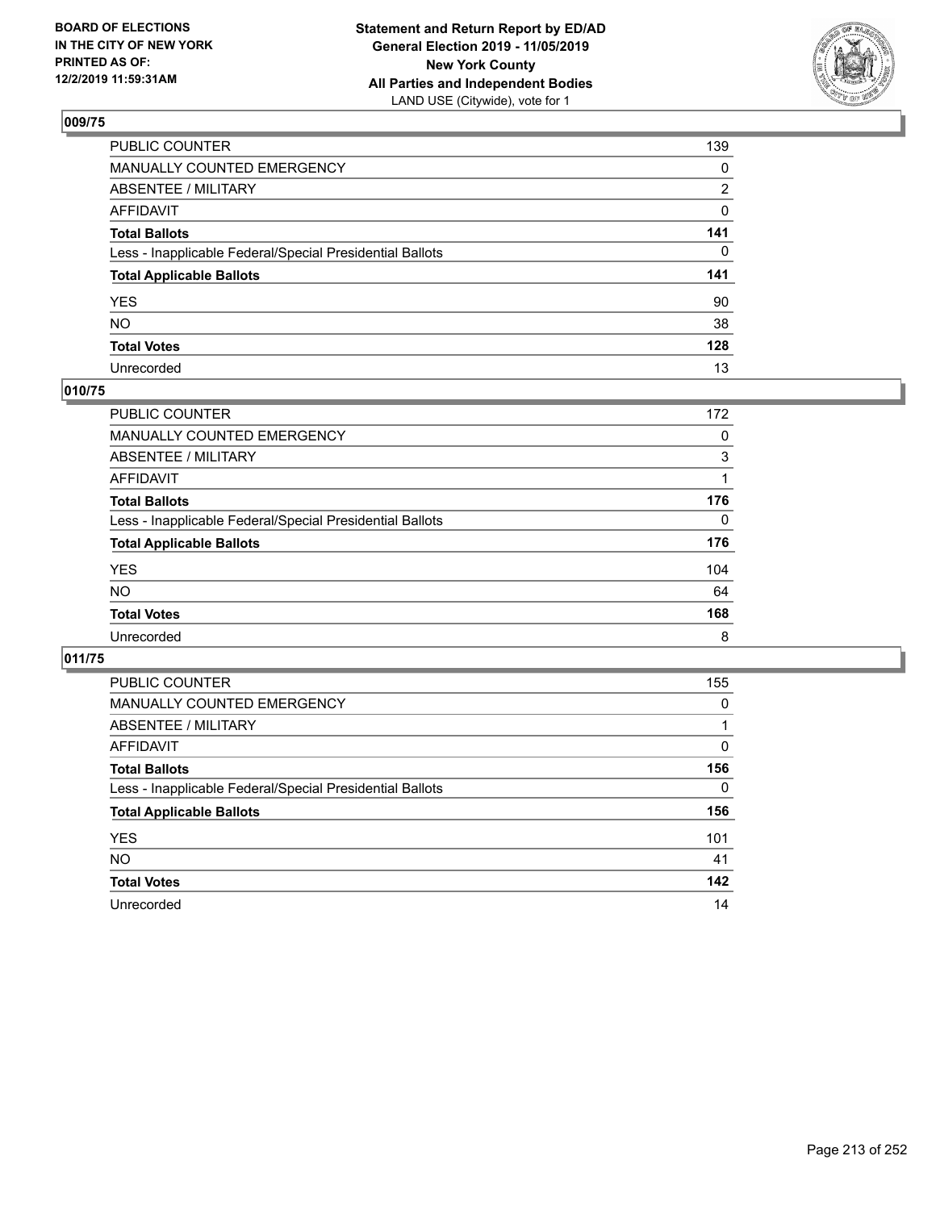**BOARD OF ELECTIONS IN THE CITY OF NEW YORK PRINTED AS OF: 12/2/2019 11:59:31AM**

**Statement and Return Report by ED/AD General Election 2019 - 11/05/2019 New York County All Parties and Independent Bodies**
LAND USE (Citywide), vote for 1

## 009/75

| | |
|---|---|
| PUBLIC COUNTER | 139 |
| MANUALLY COUNTED EMERGENCY | 0 |
| ABSENTEE / MILITARY | 2 |
| AFFIDAVIT | 0 |
| **Total Ballots** | **141** |
| Less - Inapplicable Federal/Special Presidential Ballots | 0 |
| **Total Applicable Ballots** | **141** |
| YES | 90 |
| NO | 38 |
| **Total Votes** | **128** |
| Unrecorded | 13 |

## 010/75

| | |
|---|---|
| PUBLIC COUNTER | 172 |
| MANUALLY COUNTED EMERGENCY | 0 |
| ABSENTEE / MILITARY | 3 |
| AFFIDAVIT | 1 |
| **Total Ballots** | **176** |
| Less - Inapplicable Federal/Special Presidential Ballots | 0 |
| **Total Applicable Ballots** | **176** |
| YES | 104 |
| NO | 64 |
| **Total Votes** | **168** |
| Unrecorded | 8 |

## 011/75

| | |
|---|---|
| PUBLIC COUNTER | 155 |
| MANUALLY COUNTED EMERGENCY | 0 |
| ABSENTEE / MILITARY | 1 |
| AFFIDAVIT | 0 |
| **Total Ballots** | **156** |
| Less - Inapplicable Federal/Special Presidential Ballots | 0 |
| **Total Applicable Ballots** | **156** |
| YES | 101 |
| NO | 41 |
| **Total Votes** | **142** |
| Unrecorded | 14 |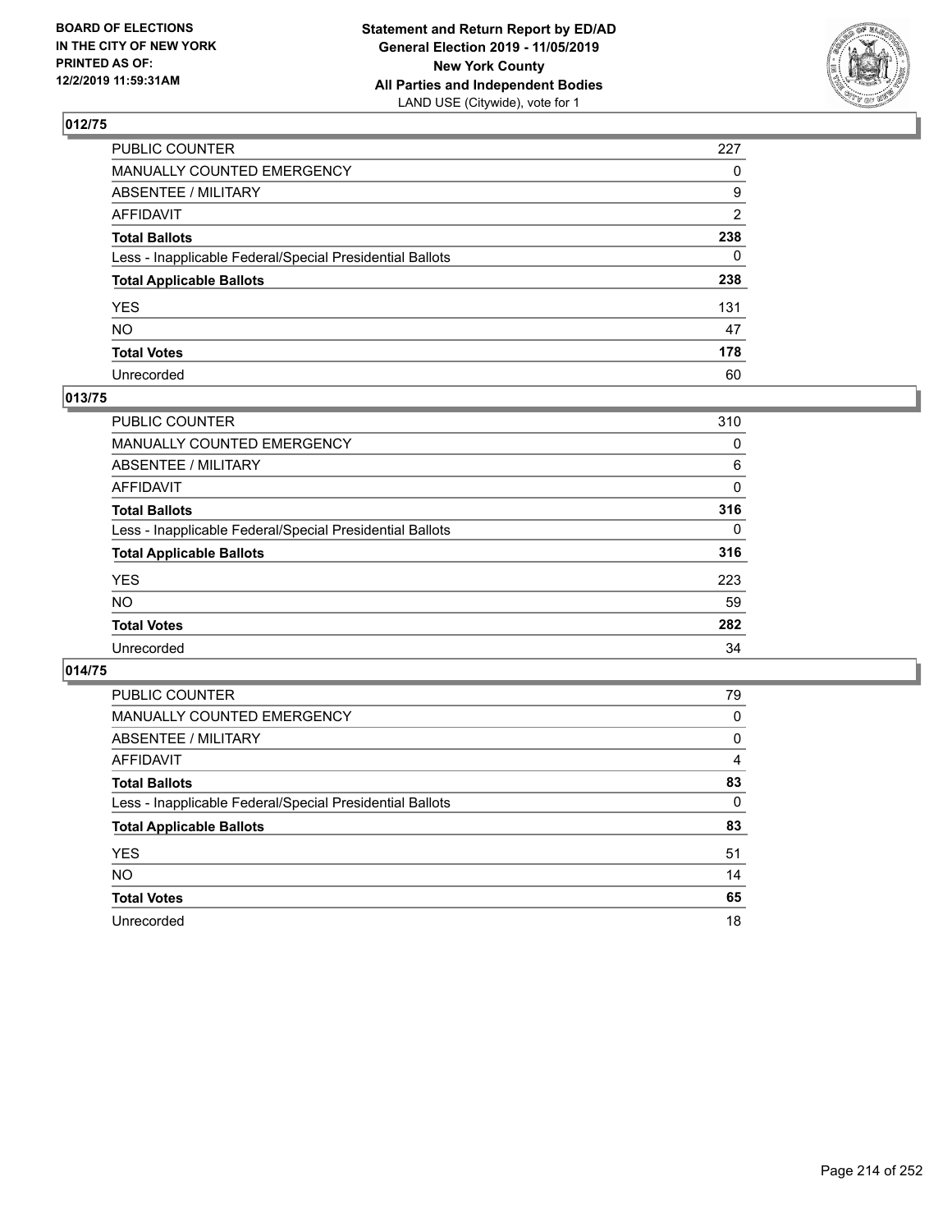**BOARD OF ELECTIONS IN THE CITY OF NEW YORK PRINTED AS OF: 12/2/2019 11:59:31AM**

**Statement and Return Report by ED/AD General Election 2019 - 11/05/2019 New York County All Parties and Independent Bodies**
LAND USE (Citywide), vote for 1

## 012/75

| | |
|---|---|
| PUBLIC COUNTER | 227 |
| MANUALLY COUNTED EMERGENCY | 0 |
| ABSENTEE / MILITARY | 9 |
| AFFIDAVIT | 2 |
| **Total Ballots** | **238** |
| Less - Inapplicable Federal/Special Presidential Ballots | 0 |
| **Total Applicable Ballots** | **238** |
| YES | 131 |
| NO | 47 |
| **Total Votes** | **178** |
| Unrecorded | 60 |

## 013/75

| | |
|---|---|
| PUBLIC COUNTER | 310 |
| MANUALLY COUNTED EMERGENCY | 0 |
| ABSENTEE / MILITARY | 6 |
| AFFIDAVIT | 0 |
| **Total Ballots** | **316** |
| Less - Inapplicable Federal/Special Presidential Ballots | 0 |
| **Total Applicable Ballots** | **316** |
| YES | 223 |
| NO | 59 |
| **Total Votes** | **282** |
| Unrecorded | 34 |

## 014/75

| | |
|---|---|
| PUBLIC COUNTER | 79 |
| MANUALLY COUNTED EMERGENCY | 0 |
| ABSENTEE / MILITARY | 0 |
| AFFIDAVIT | 4 |
| **Total Ballots** | **83** |
| Less - Inapplicable Federal/Special Presidential Ballots | 0 |
| **Total Applicable Ballots** | **83** |
| YES | 51 |
| NO | 14 |
| **Total Votes** | **65** |
| Unrecorded | 18 |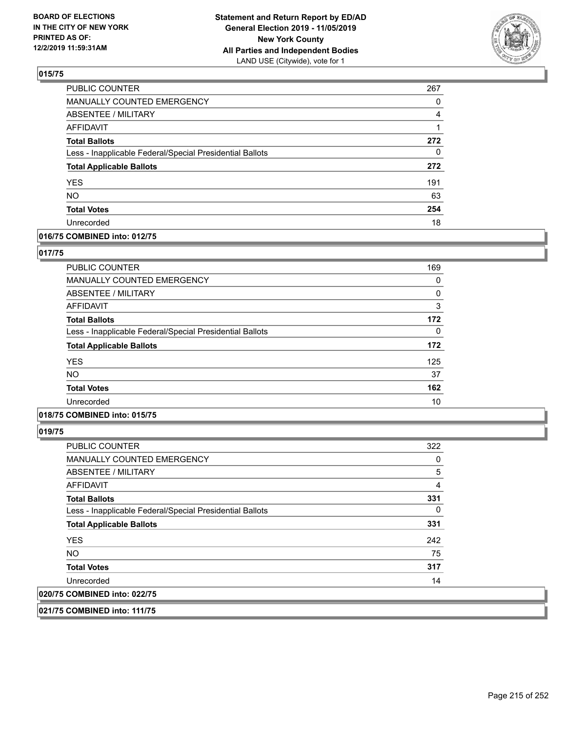## 015/75

| | |
|---|---|
| PUBLIC COUNTER | 267 |
| MANUALLY COUNTED EMERGENCY | 0 |
| ABSENTEE / MILITARY | 4 |
| AFFIDAVIT | 1 |
| **Total Ballots** | **272** |
| Less - Inapplicable Federal/Special Presidential Ballots | 0 |
| **Total Applicable Ballots** | **272** |
| YES | 191 |
| NO | 63 |
| **Total Votes** | **254** |
| Unrecorded | 18 |

## 016/75 COMBINED into: 012/75

## 017/75

| | |
|---|---|
| PUBLIC COUNTER | 169 |
| MANUALLY COUNTED EMERGENCY | 0 |
| ABSENTEE / MILITARY | 0 |
| AFFIDAVIT | 3 |
| **Total Ballots** | **172** |
| Less - Inapplicable Federal/Special Presidential Ballots | 0 |
| **Total Applicable Ballots** | **172** |
| YES | 125 |
| NO | 37 |
| **Total Votes** | **162** |
| Unrecorded | 10 |

## 018/75 COMBINED into: 015/75

## 019/75

| | |
|---|---|
| PUBLIC COUNTER | 322 |
| MANUALLY COUNTED EMERGENCY | 0 |
| ABSENTEE / MILITARY | 5 |
| AFFIDAVIT | 4 |
| **Total Ballots** | **331** |
| Less - Inapplicable Federal/Special Presidential Ballots | 0 |
| **Total Applicable Ballots** | **331** |
| YES | 242 |
| NO | 75 |
| **Total Votes** | **317** |
| Unrecorded | 14 |

## 020/75 COMBINED into: 022/75

## 021/75 COMBINED into: 111/75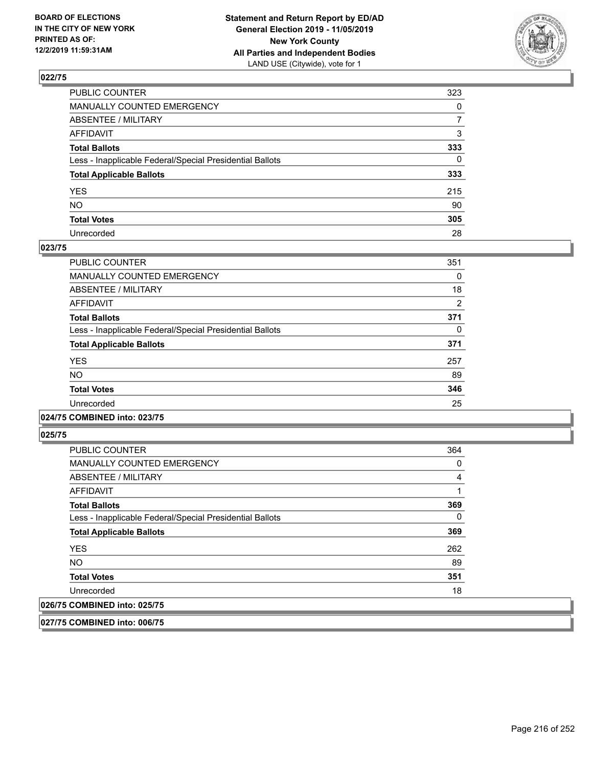## 022/75

| | |
|---|---|
| PUBLIC COUNTER | 323 |
| MANUALLY COUNTED EMERGENCY | 0 |
| ABSENTEE / MILITARY | 7 |
| AFFIDAVIT | 3 |
| **Total Ballots** | **333** |
| Less - Inapplicable Federal/Special Presidential Ballots | 0 |
| **Total Applicable Ballots** | **333** |
| YES | 215 |
| NO | 90 |
| **Total Votes** | **305** |
| Unrecorded | 28 |

## 023/75

| | |
|---|---|
| PUBLIC COUNTER | 351 |
| MANUALLY COUNTED EMERGENCY | 0 |
| ABSENTEE / MILITARY | 18 |
| AFFIDAVIT | 2 |
| **Total Ballots** | **371** |
| Less - Inapplicable Federal/Special Presidential Ballots | 0 |
| **Total Applicable Ballots** | **371** |
| YES | 257 |
| NO | 89 |
| **Total Votes** | **346** |
| Unrecorded | 25 |

## 024/75 COMBINED into: 023/75

## 025/75

| | |
|---|---|
| PUBLIC COUNTER | 364 |
| MANUALLY COUNTED EMERGENCY | 0 |
| ABSENTEE / MILITARY | 4 |
| AFFIDAVIT | 1 |
| **Total Ballots** | **369** |
| Less - Inapplicable Federal/Special Presidential Ballots | 0 |
| **Total Applicable Ballots** | **369** |
| YES | 262 |
| NO | 89 |
| **Total Votes** | **351** |
| Unrecorded | 18 |

## 026/75 COMBINED into: 025/75

## 027/75 COMBINED into: 006/75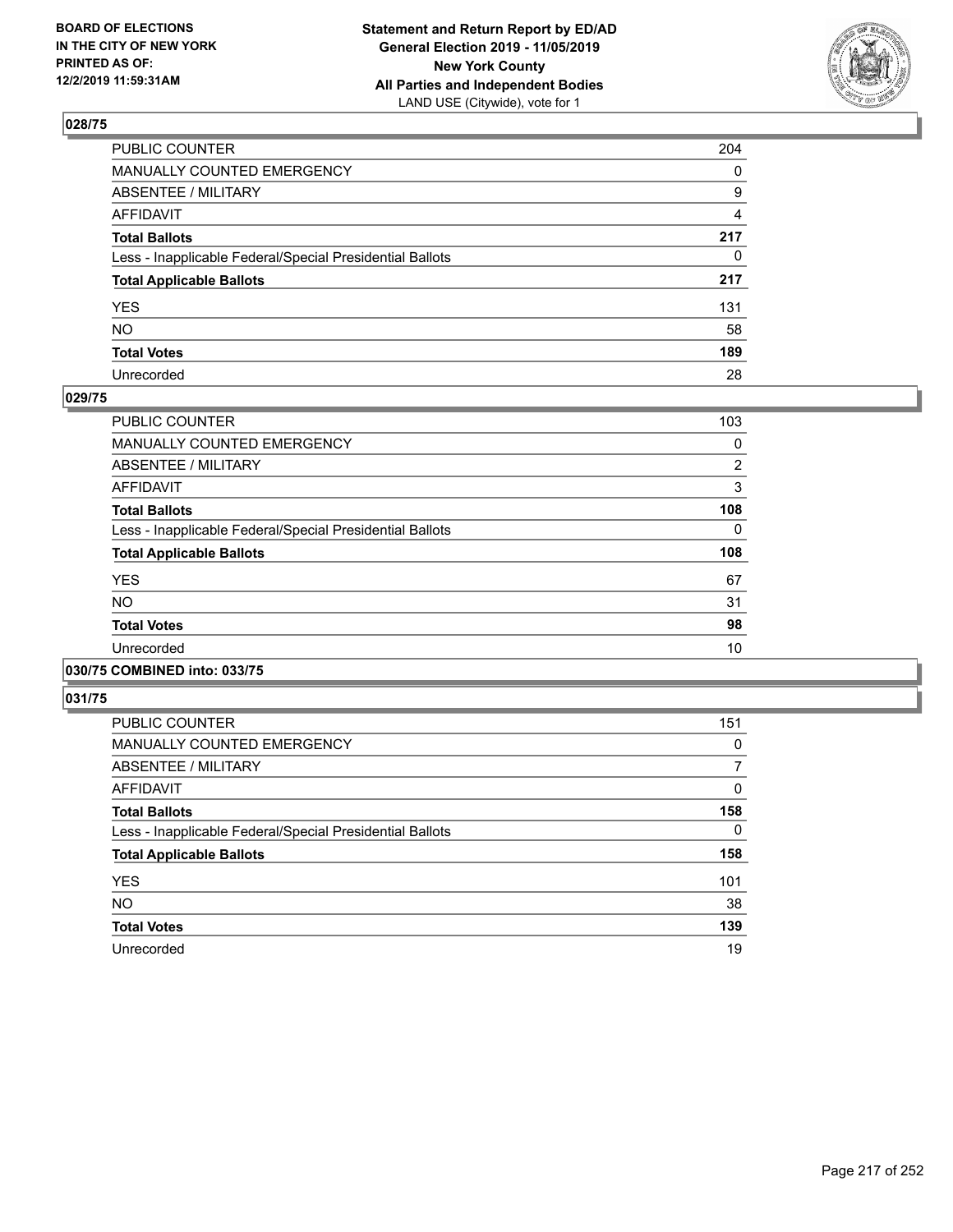## 028/75

| | |
|---|---|
| PUBLIC COUNTER | 204 |
| MANUALLY COUNTED EMERGENCY | 0 |
| ABSENTEE / MILITARY | 9 |
| AFFIDAVIT | 4 |
| **Total Ballots** | **217** |
| Less - Inapplicable Federal/Special Presidential Ballots | 0 |
| **Total Applicable Ballots** | **217** |
| YES | 131 |
| NO | 58 |
| **Total Votes** | **189** |
| Unrecorded | 28 |

## 029/75

| | |
|---|---|
| PUBLIC COUNTER | 103 |
| MANUALLY COUNTED EMERGENCY | 0 |
| ABSENTEE / MILITARY | 2 |
| AFFIDAVIT | 3 |
| **Total Ballots** | **108** |
| Less - Inapplicable Federal/Special Presidential Ballots | 0 |
| **Total Applicable Ballots** | **108** |
| YES | 67 |
| NO | 31 |
| **Total Votes** | **98** |
| Unrecorded | 10 |

## 030/75 COMBINED into: 033/75

## 031/75

| | |
|---|---|
| PUBLIC COUNTER | 151 |
| MANUALLY COUNTED EMERGENCY | 0 |
| ABSENTEE / MILITARY | 7 |
| AFFIDAVIT | 0 |
| **Total Ballots** | **158** |
| Less - Inapplicable Federal/Special Presidential Ballots | 0 |
| **Total Applicable Ballots** | **158** |
| YES | 101 |
| NO | 38 |
| **Total Votes** | **139** |
| Unrecorded | 19 |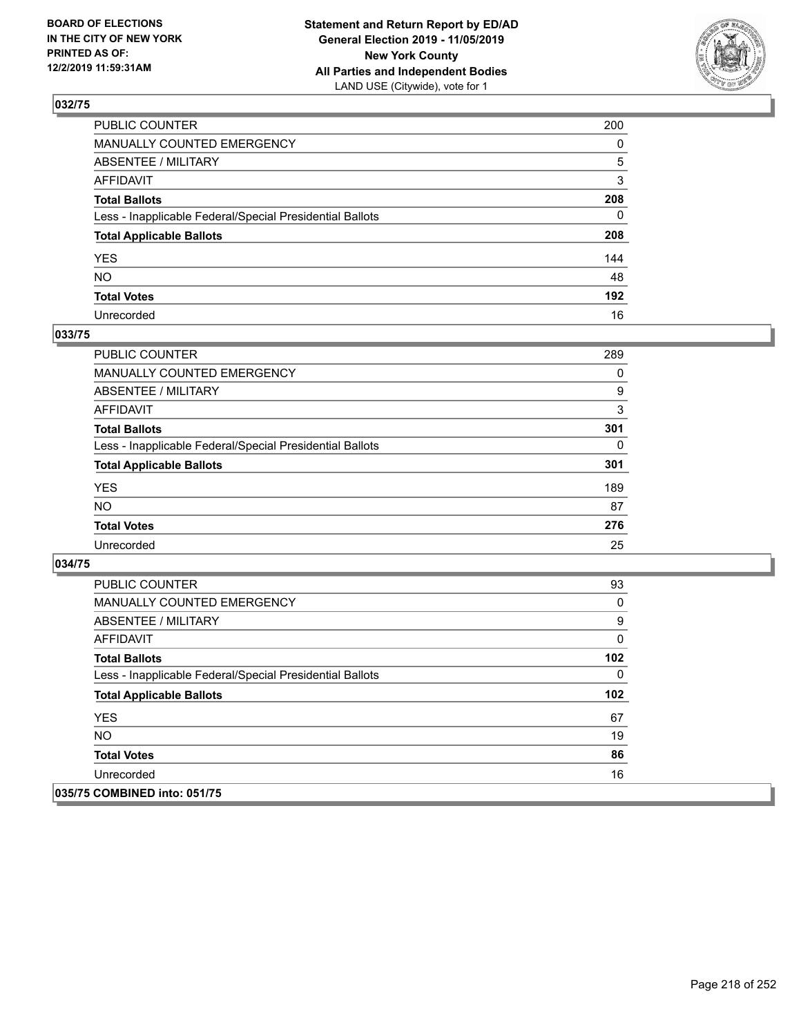## 032/75

| | |
|---|---|
| PUBLIC COUNTER | 200 |
| MANUALLY COUNTED EMERGENCY | 0 |
| ABSENTEE / MILITARY | 5 |
| AFFIDAVIT | 3 |
| **Total Ballots** | **208** |
| Less - Inapplicable Federal/Special Presidential Ballots | 0 |
| **Total Applicable Ballots** | **208** |
| YES | 144 |
| NO | 48 |
| **Total Votes** | **192** |
| Unrecorded | 16 |

## 033/75

| | |
|---|---|
| PUBLIC COUNTER | 289 |
| MANUALLY COUNTED EMERGENCY | 0 |
| ABSENTEE / MILITARY | 9 |
| AFFIDAVIT | 3 |
| **Total Ballots** | **301** |
| Less - Inapplicable Federal/Special Presidential Ballots | 0 |
| **Total Applicable Ballots** | **301** |
| YES | 189 |
| NO | 87 |
| **Total Votes** | **276** |
| Unrecorded | 25 |

## 034/75

| | |
|---|---|
| PUBLIC COUNTER | 93 |
| MANUALLY COUNTED EMERGENCY | 0 |
| ABSENTEE / MILITARY | 9 |
| AFFIDAVIT | 0 |
| **Total Ballots** | **102** |
| Less - Inapplicable Federal/Special Presidential Ballots | 0 |
| **Total Applicable Ballots** | **102** |
| YES | 67 |
| NO | 19 |
| **Total Votes** | **86** |
| Unrecorded | 16 |

## 035/75 COMBINED into: 051/75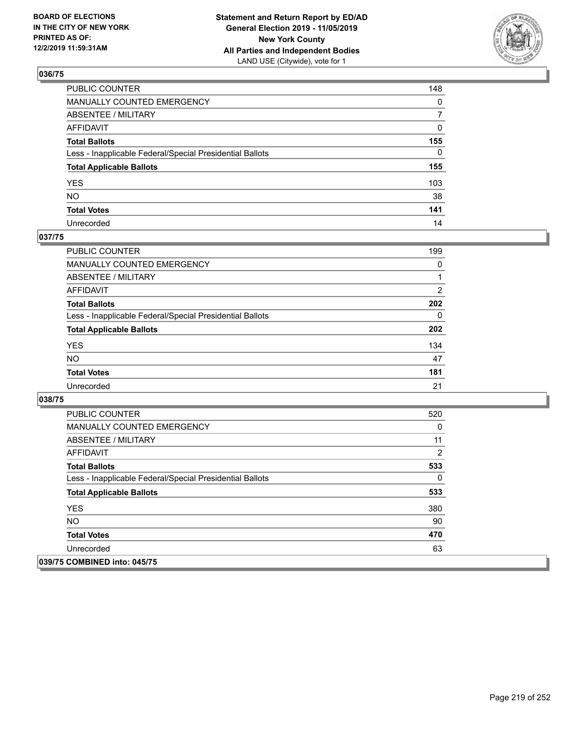## 036/75

| | |
|---|---|
| PUBLIC COUNTER | 148 |
| MANUALLY COUNTED EMERGENCY | 0 |
| ABSENTEE / MILITARY | 7 |
| AFFIDAVIT | 0 |
| **Total Ballots** | **155** |
| Less - Inapplicable Federal/Special Presidential Ballots | 0 |
| **Total Applicable Ballots** | **155** |
| YES | 103 |
| NO | 38 |
| **Total Votes** | **141** |
| Unrecorded | 14 |

## 037/75

| | |
|---|---|
| PUBLIC COUNTER | 199 |
| MANUALLY COUNTED EMERGENCY | 0 |
| ABSENTEE / MILITARY | 1 |
| AFFIDAVIT | 2 |
| **Total Ballots** | **202** |
| Less - Inapplicable Federal/Special Presidential Ballots | 0 |
| **Total Applicable Ballots** | **202** |
| YES | 134 |
| NO | 47 |
| **Total Votes** | **181** |
| Unrecorded | 21 |

## 038/75

| | |
|---|---|
| PUBLIC COUNTER | 520 |
| MANUALLY COUNTED EMERGENCY | 0 |
| ABSENTEE / MILITARY | 11 |
| AFFIDAVIT | 2 |
| **Total Ballots** | **533** |
| Less - Inapplicable Federal/Special Presidential Ballots | 0 |
| **Total Applicable Ballots** | **533** |
| YES | 380 |
| NO | 90 |
| **Total Votes** | **470** |
| Unrecorded | 63 |

## 039/75 COMBINED into: 045/75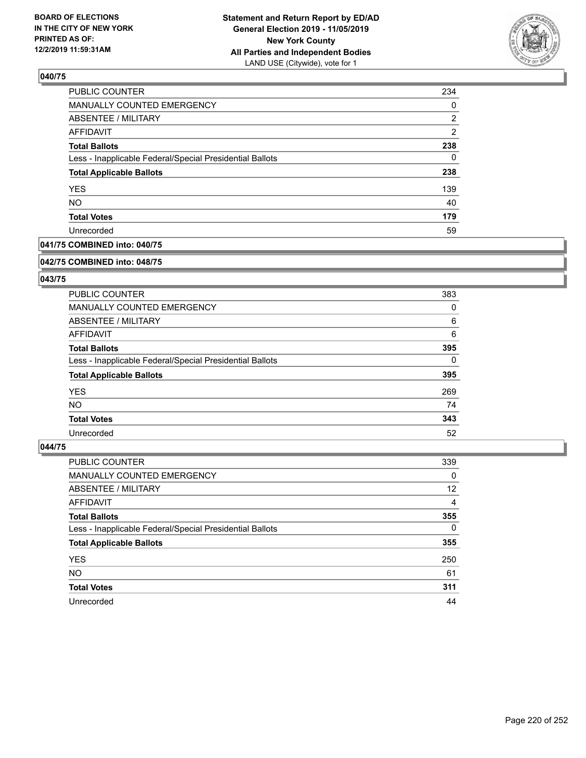### 040/75

| | |
|---|---|
| PUBLIC COUNTER | 234 |
| MANUALLY COUNTED EMERGENCY | 0 |
| ABSENTEE / MILITARY | 2 |
| AFFIDAVIT | 2 |
| **Total Ballots** | **238** |
| Less - Inapplicable Federal/Special Presidential Ballots | 0 |
| **Total Applicable Ballots** | **238** |
| YES | 139 |
| NO | 40 |
| **Total Votes** | **179** |
| Unrecorded | 59 |

### 041/75 COMBINED into: 040/75

### 042/75 COMBINED into: 048/75

### 043/75

| | |
|---|---|
| PUBLIC COUNTER | 383 |
| MANUALLY COUNTED EMERGENCY | 0 |
| ABSENTEE / MILITARY | 6 |
| AFFIDAVIT | 6 |
| **Total Ballots** | **395** |
| Less - Inapplicable Federal/Special Presidential Ballots | 0 |
| **Total Applicable Ballots** | **395** |
| YES | 269 |
| NO | 74 |
| **Total Votes** | **343** |
| Unrecorded | 52 |

### 044/75

| | |
|---|---|
| PUBLIC COUNTER | 339 |
| MANUALLY COUNTED EMERGENCY | 0 |
| ABSENTEE / MILITARY | 12 |
| AFFIDAVIT | 4 |
| **Total Ballots** | **355** |
| Less - Inapplicable Federal/Special Presidential Ballots | 0 |
| **Total Applicable Ballots** | **355** |
| YES | 250 |
| NO | 61 |
| **Total Votes** | **311** |
| Unrecorded | 44 |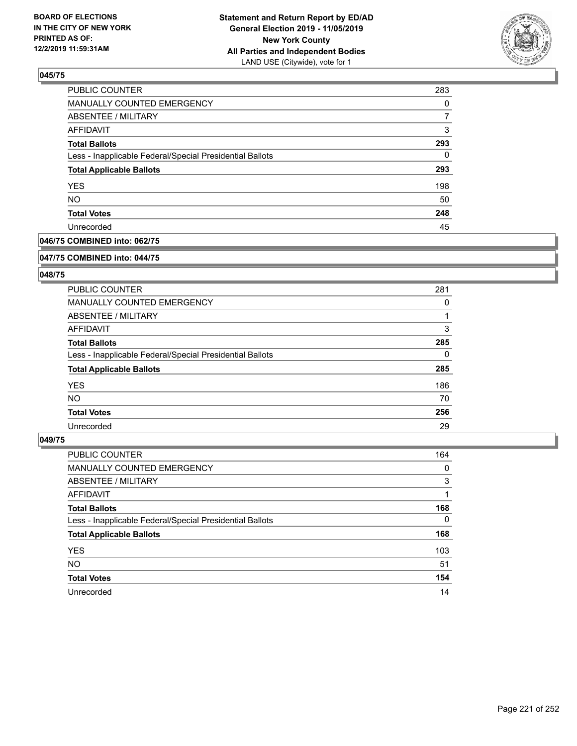**BOARD OF ELECTIONS IN THE CITY OF NEW YORK PRINTED AS OF: 12/2/2019 11:59:31AM**

**Statement and Return Report by ED/AD General Election 2019 - 11/05/2019 New York County All Parties and Independent Bodies**
LAND USE (Citywide), vote for 1

### 045/75

| | |
|---|---|
| PUBLIC COUNTER | 283 |
| MANUALLY COUNTED EMERGENCY | 0 |
| ABSENTEE / MILITARY | 7 |
| AFFIDAVIT | 3 |
| **Total Ballots** | **293** |
| Less - Inapplicable Federal/Special Presidential Ballots | 0 |
| **Total Applicable Ballots** | **293** |
| YES | 198 |
| NO | 50 |
| **Total Votes** | **248** |
| Unrecorded | 45 |

### 046/75 COMBINED into: 062/75

### 047/75 COMBINED into: 044/75

### 048/75

| | |
|---|---|
| PUBLIC COUNTER | 281 |
| MANUALLY COUNTED EMERGENCY | 0 |
| ABSENTEE / MILITARY | 1 |
| AFFIDAVIT | 3 |
| **Total Ballots** | **285** |
| Less - Inapplicable Federal/Special Presidential Ballots | 0 |
| **Total Applicable Ballots** | **285** |
| YES | 186 |
| NO | 70 |
| **Total Votes** | **256** |
| Unrecorded | 29 |

### 049/75

| | |
|---|---|
| PUBLIC COUNTER | 164 |
| MANUALLY COUNTED EMERGENCY | 0 |
| ABSENTEE / MILITARY | 3 |
| AFFIDAVIT | 1 |
| **Total Ballots** | **168** |
| Less - Inapplicable Federal/Special Presidential Ballots | 0 |
| **Total Applicable Ballots** | **168** |
| YES | 103 |
| NO | 51 |
| **Total Votes** | **154** |
| Unrecorded | 14 |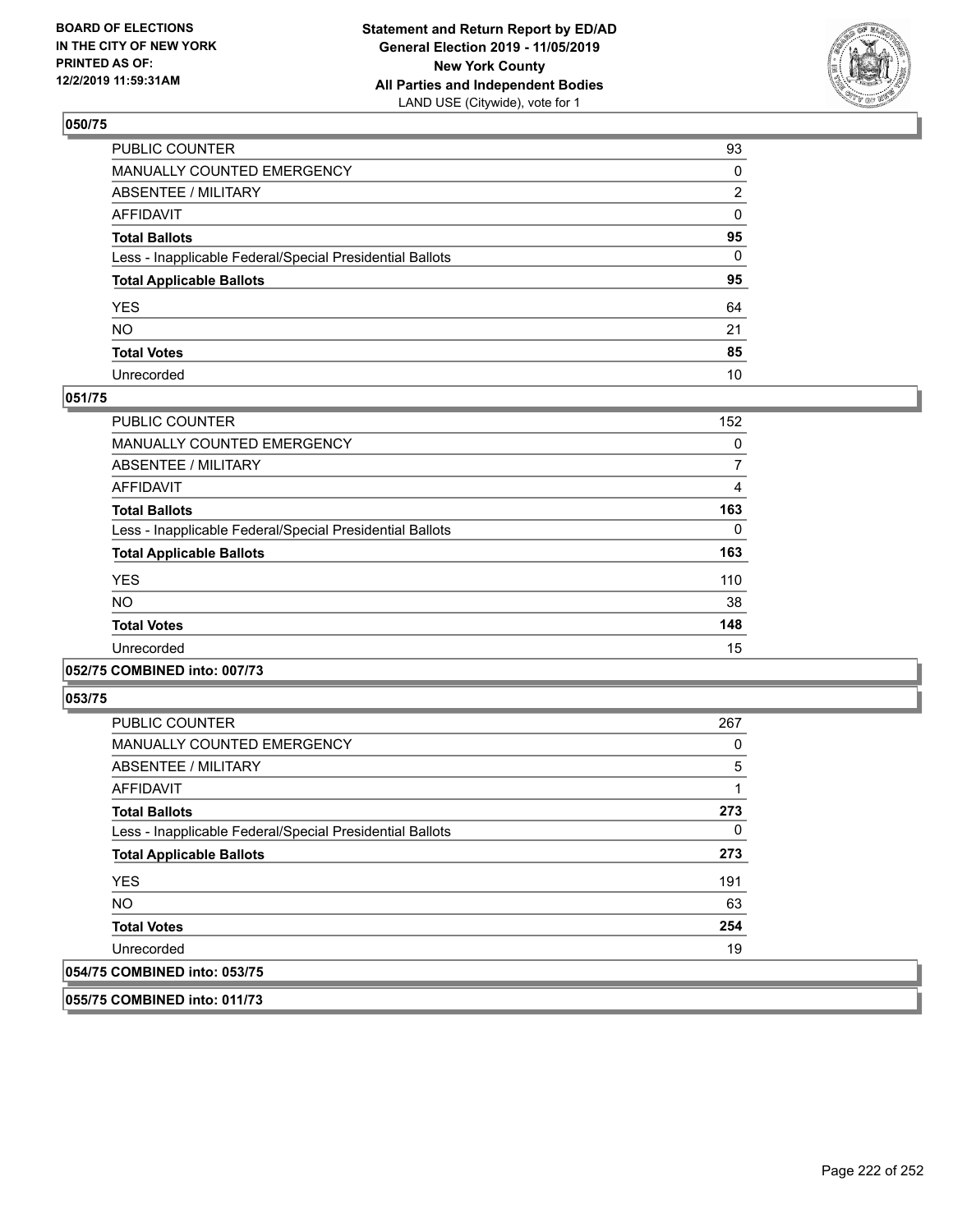### 050/75

| | |
|---|---|
| PUBLIC COUNTER | 93 |
| MANUALLY COUNTED EMERGENCY | 0 |
| ABSENTEE / MILITARY | 2 |
| AFFIDAVIT | 0 |
| **Total Ballots** | **95** |
| Less - Inapplicable Federal/Special Presidential Ballots | 0 |
| **Total Applicable Ballots** | **95** |
| YES | 64 |
| NO | 21 |
| **Total Votes** | **85** |
| Unrecorded | 10 |

### 051/75

| | |
|---|---|
| PUBLIC COUNTER | 152 |
| MANUALLY COUNTED EMERGENCY | 0 |
| ABSENTEE / MILITARY | 7 |
| AFFIDAVIT | 4 |
| **Total Ballots** | **163** |
| Less - Inapplicable Federal/Special Presidential Ballots | 0 |
| **Total Applicable Ballots** | **163** |
| YES | 110 |
| NO | 38 |
| **Total Votes** | **148** |
| Unrecorded | 15 |

### 052/75 COMBINED into: 007/73

### 053/75

| | |
|---|---|
| PUBLIC COUNTER | 267 |
| MANUALLY COUNTED EMERGENCY | 0 |
| ABSENTEE / MILITARY | 5 |
| AFFIDAVIT | 1 |
| **Total Ballots** | **273** |
| Less - Inapplicable Federal/Special Presidential Ballots | 0 |
| **Total Applicable Ballots** | **273** |
| YES | 191 |
| NO | 63 |
| **Total Votes** | **254** |
| Unrecorded | 19 |

### 054/75 COMBINED into: 053/75

### 055/75 COMBINED into: 011/73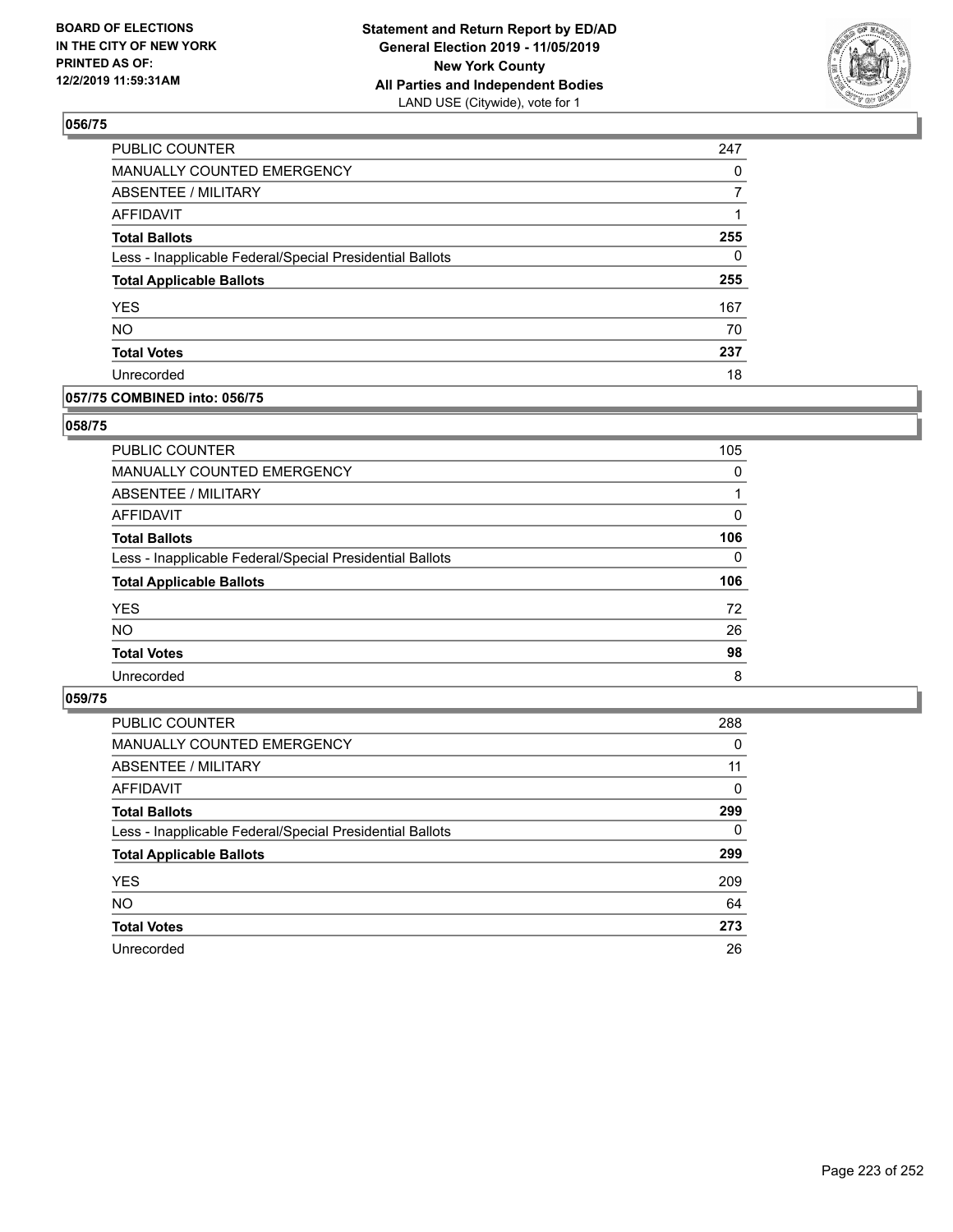BOARD OF ELECTIONS
IN THE CITY OF NEW YORK
PRINTED AS OF:
12/2/2019 11:59:31AM

**Statement and Return Report by ED/AD**
**General Election 2019 - 11/05/2019**
**New York County**
**All Parties and Independent Bodies**
LAND USE (Citywide), vote for 1

### 056/75

| | |
|---|---|
| PUBLIC COUNTER | 247 |
| MANUALLY COUNTED EMERGENCY | 0 |
| ABSENTEE / MILITARY | 7 |
| AFFIDAVIT | 1 |
| **Total Ballots** | **255** |
| Less - Inapplicable Federal/Special Presidential Ballots | 0 |
| **Total Applicable Ballots** | **255** |
| YES | 167 |
| NO | 70 |
| **Total Votes** | **237** |
| Unrecorded | 18 |

### 057/75 COMBINED into: 056/75

### 058/75

| | |
|---|---|
| PUBLIC COUNTER | 105 |
| MANUALLY COUNTED EMERGENCY | 0 |
| ABSENTEE / MILITARY | 1 |
| AFFIDAVIT | 0 |
| **Total Ballots** | **106** |
| Less - Inapplicable Federal/Special Presidential Ballots | 0 |
| **Total Applicable Ballots** | **106** |
| YES | 72 |
| NO | 26 |
| **Total Votes** | **98** |
| Unrecorded | 8 |

### 059/75

| | |
|---|---|
| PUBLIC COUNTER | 288 |
| MANUALLY COUNTED EMERGENCY | 0 |
| ABSENTEE / MILITARY | 11 |
| AFFIDAVIT | 0 |
| **Total Ballots** | **299** |
| Less - Inapplicable Federal/Special Presidential Ballots | 0 |
| **Total Applicable Ballots** | **299** |
| YES | 209 |
| NO | 64 |
| **Total Votes** | **273** |
| Unrecorded | 26 |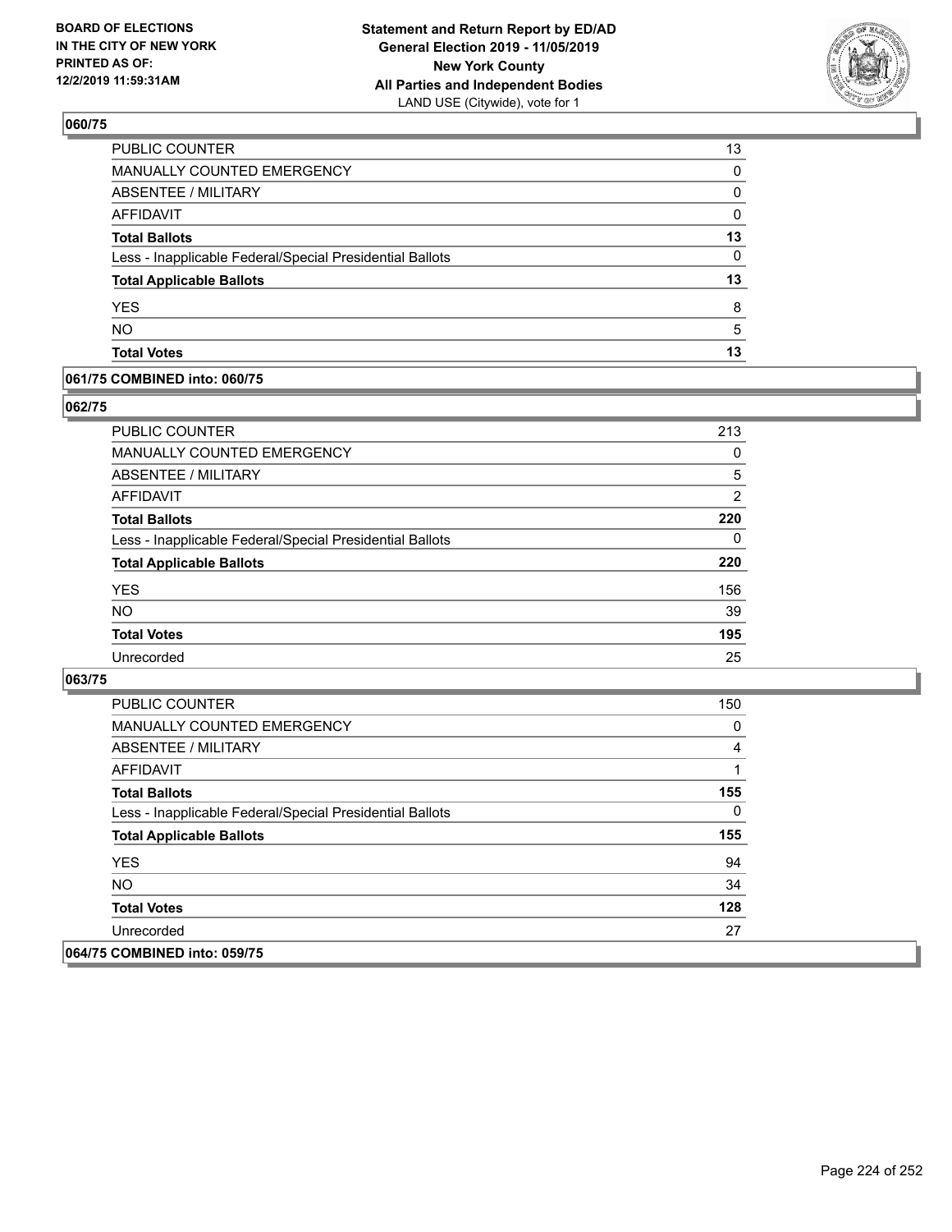**060/75**

| | |
|---|---|
| PUBLIC COUNTER | 13 |
| MANUALLY COUNTED EMERGENCY | 0 |
| ABSENTEE / MILITARY | 0 |
| AFFIDAVIT | 0 |
| **Total Ballots** | **13** |
| Less - Inapplicable Federal/Special Presidential Ballots | 0 |
| **Total Applicable Ballots** | **13** |
| YES | 8 |
| NO | 5 |
| **Total Votes** | **13** |

**061/75 COMBINED into: 060/75**

**062/75**

| | |
|---|---|
| PUBLIC COUNTER | 213 |
| MANUALLY COUNTED EMERGENCY | 0 |
| ABSENTEE / MILITARY | 5 |
| AFFIDAVIT | 2 |
| **Total Ballots** | **220** |
| Less - Inapplicable Federal/Special Presidential Ballots | 0 |
| **Total Applicable Ballots** | **220** |
| YES | 156 |
| NO | 39 |
| **Total Votes** | **195** |
| Unrecorded | 25 |

**063/75**

| | |
|---|---|
| PUBLIC COUNTER | 150 |
| MANUALLY COUNTED EMERGENCY | 0 |
| ABSENTEE / MILITARY | 4 |
| AFFIDAVIT | 1 |
| **Total Ballots** | **155** |
| Less - Inapplicable Federal/Special Presidential Ballots | 0 |
| **Total Applicable Ballots** | **155** |
| YES | 94 |
| NO | 34 |
| **Total Votes** | **128** |
| Unrecorded | 27 |

**064/75 COMBINED into: 059/75**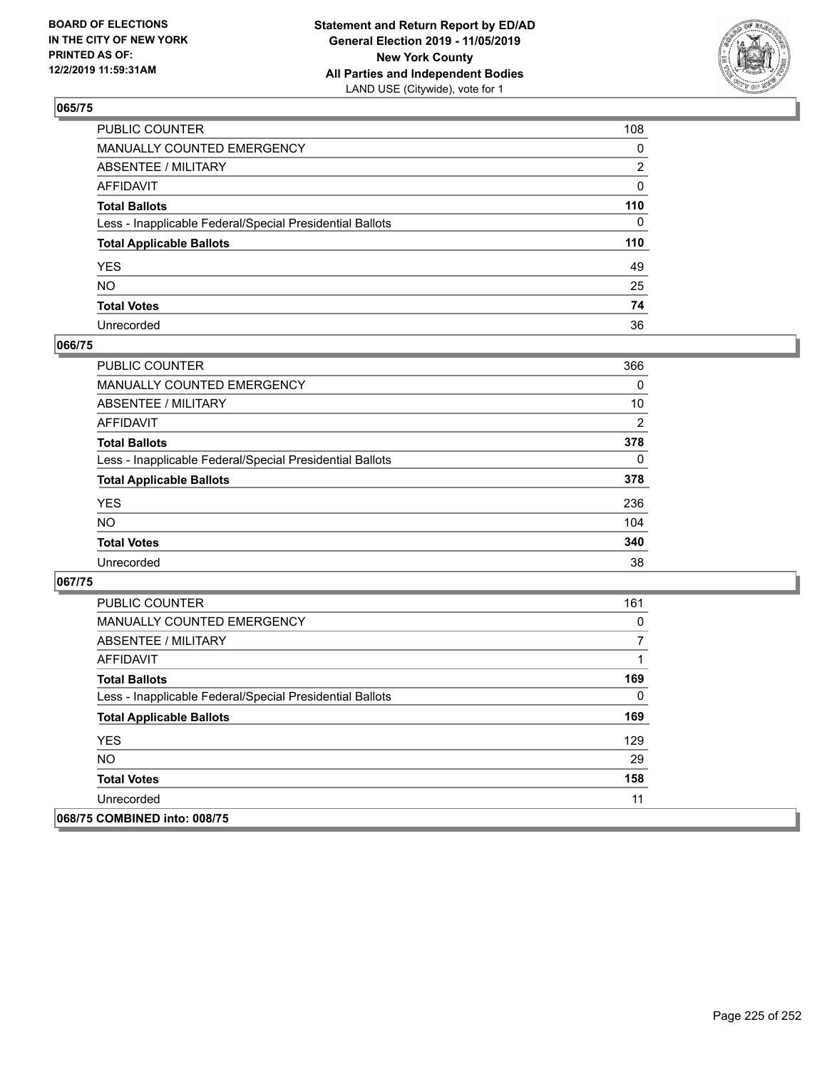**BOARD OF ELECTIONS IN THE CITY OF NEW YORK PRINTED AS OF: 12/2/2019 11:59:31AM**

**Statement and Return Report by ED/AD General Election 2019 - 11/05/2019 New York County All Parties and Independent Bodies**
LAND USE (Citywide), vote for 1

## 065/75

| | |
|---|---|
| PUBLIC COUNTER | 108 |
| MANUALLY COUNTED EMERGENCY | 0 |
| ABSENTEE / MILITARY | 2 |
| AFFIDAVIT | 0 |
| **Total Ballots** | **110** |
| Less - Inapplicable Federal/Special Presidential Ballots | 0 |
| **Total Applicable Ballots** | **110** |
| YES | 49 |
| NO | 25 |
| **Total Votes** | **74** |
| Unrecorded | 36 |

## 066/75

| | |
|---|---|
| PUBLIC COUNTER | 366 |
| MANUALLY COUNTED EMERGENCY | 0 |
| ABSENTEE / MILITARY | 10 |
| AFFIDAVIT | 2 |
| **Total Ballots** | **378** |
| Less - Inapplicable Federal/Special Presidential Ballots | 0 |
| **Total Applicable Ballots** | **378** |
| YES | 236 |
| NO | 104 |
| **Total Votes** | **340** |
| Unrecorded | 38 |

## 067/75

| | |
|---|---|
| PUBLIC COUNTER | 161 |
| MANUALLY COUNTED EMERGENCY | 0 |
| ABSENTEE / MILITARY | 7 |
| AFFIDAVIT | 1 |
| **Total Ballots** | **169** |
| Less - Inapplicable Federal/Special Presidential Ballots | 0 |
| **Total Applicable Ballots** | **169** |
| YES | 129 |
| NO | 29 |
| **Total Votes** | **158** |
| Unrecorded | 11 |

## 068/75 COMBINED into: 008/75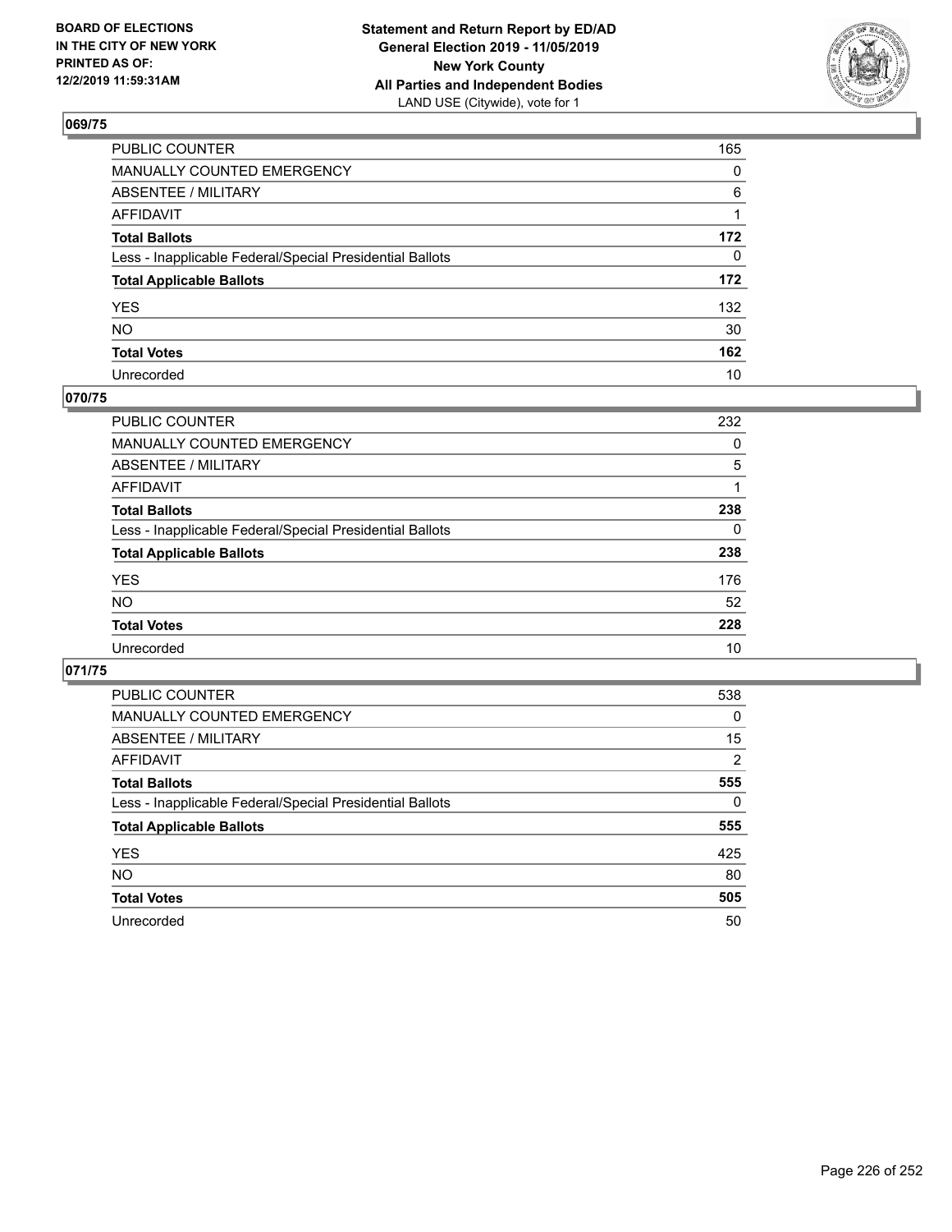**BOARD OF ELECTIONS IN THE CITY OF NEW YORK PRINTED AS OF: 12/2/2019 11:59:31AM**

**Statement and Return Report by ED/AD General Election 2019 - 11/05/2019 New York County All Parties and Independent Bodies** LAND USE (Citywide), vote for 1

## 069/75

| | |
|---|---|
| PUBLIC COUNTER | 165 |
| MANUALLY COUNTED EMERGENCY | 0 |
| ABSENTEE / MILITARY | 6 |
| AFFIDAVIT | 1 |
| **Total Ballots** | **172** |
| Less - Inapplicable Federal/Special Presidential Ballots | 0 |
| **Total Applicable Ballots** | **172** |
| YES | 132 |
| NO | 30 |
| **Total Votes** | **162** |
| Unrecorded | 10 |

## 070/75

| | |
|---|---|
| PUBLIC COUNTER | 232 |
| MANUALLY COUNTED EMERGENCY | 0 |
| ABSENTEE / MILITARY | 5 |
| AFFIDAVIT | 1 |
| **Total Ballots** | **238** |
| Less - Inapplicable Federal/Special Presidential Ballots | 0 |
| **Total Applicable Ballots** | **238** |
| YES | 176 |
| NO | 52 |
| **Total Votes** | **228** |
| Unrecorded | 10 |

## 071/75

| | |
|---|---|
| PUBLIC COUNTER | 538 |
| MANUALLY COUNTED EMERGENCY | 0 |
| ABSENTEE / MILITARY | 15 |
| AFFIDAVIT | 2 |
| **Total Ballots** | **555** |
| Less - Inapplicable Federal/Special Presidential Ballots | 0 |
| **Total Applicable Ballots** | **555** |
| YES | 425 |
| NO | 80 |
| **Total Votes** | **505** |
| Unrecorded | 50 |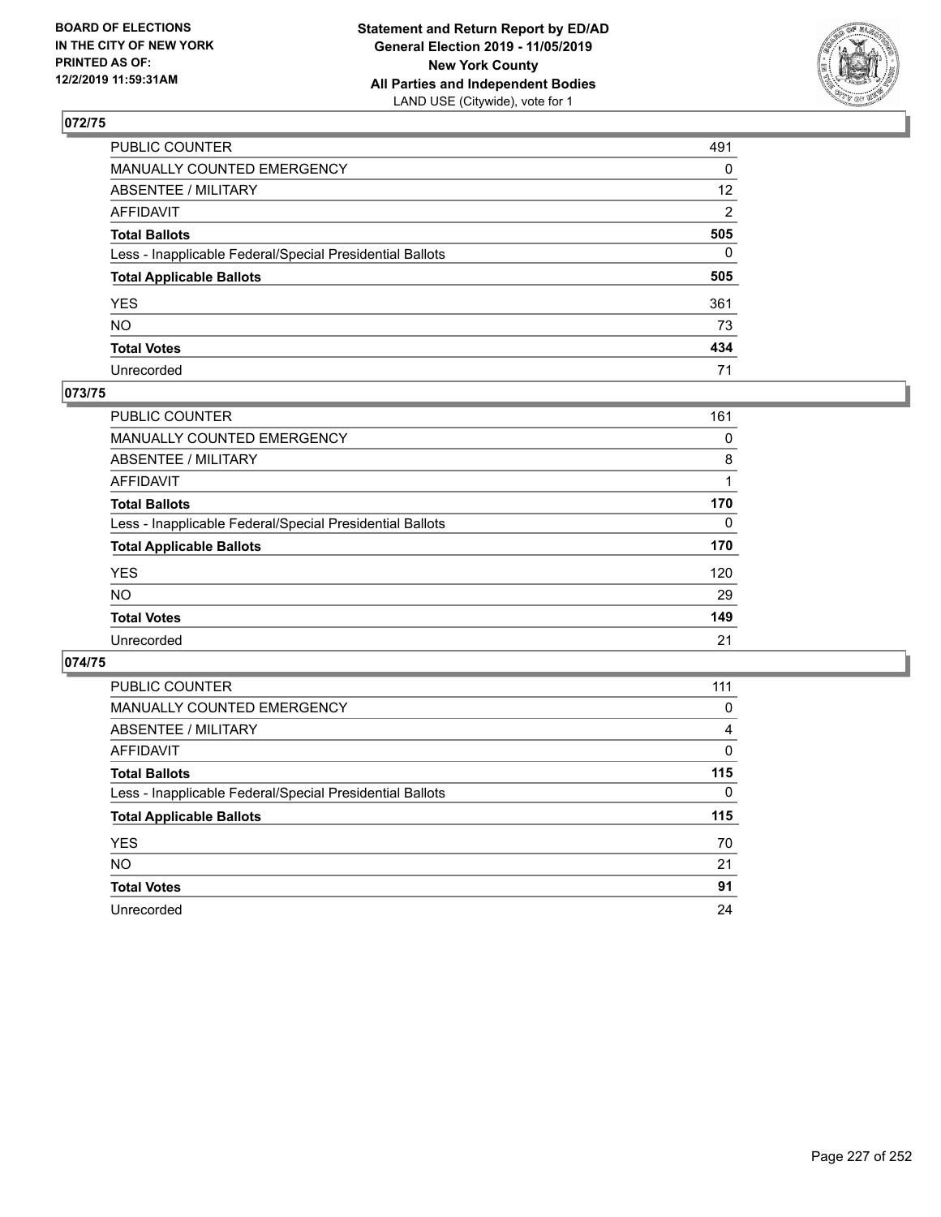**BOARD OF ELECTIONS IN THE CITY OF NEW YORK PRINTED AS OF: 12/2/2019 11:59:31AM**

**Statement and Return Report by ED/AD General Election 2019 - 11/05/2019 New York County All Parties and Independent Bodies**
LAND USE (Citywide), vote for 1

## 072/75

| | |
|---|---|
| PUBLIC COUNTER | 491 |
| MANUALLY COUNTED EMERGENCY | 0 |
| ABSENTEE / MILITARY | 12 |
| AFFIDAVIT | 2 |
| **Total Ballots** | **505** |
| Less - Inapplicable Federal/Special Presidential Ballots | 0 |
| **Total Applicable Ballots** | **505** |
| YES | 361 |
| NO | 73 |
| **Total Votes** | **434** |
| Unrecorded | 71 |

## 073/75

| | |
|---|---|
| PUBLIC COUNTER | 161 |
| MANUALLY COUNTED EMERGENCY | 0 |
| ABSENTEE / MILITARY | 8 |
| AFFIDAVIT | 1 |
| **Total Ballots** | **170** |
| Less - Inapplicable Federal/Special Presidential Ballots | 0 |
| **Total Applicable Ballots** | **170** |
| YES | 120 |
| NO | 29 |
| **Total Votes** | **149** |
| Unrecorded | 21 |

## 074/75

| | |
|---|---|
| PUBLIC COUNTER | 111 |
| MANUALLY COUNTED EMERGENCY | 0 |
| ABSENTEE / MILITARY | 4 |
| AFFIDAVIT | 0 |
| **Total Ballots** | **115** |
| Less - Inapplicable Federal/Special Presidential Ballots | 0 |
| **Total Applicable Ballots** | **115** |
| YES | 70 |
| NO | 21 |
| **Total Votes** | **91** |
| Unrecorded | 24 |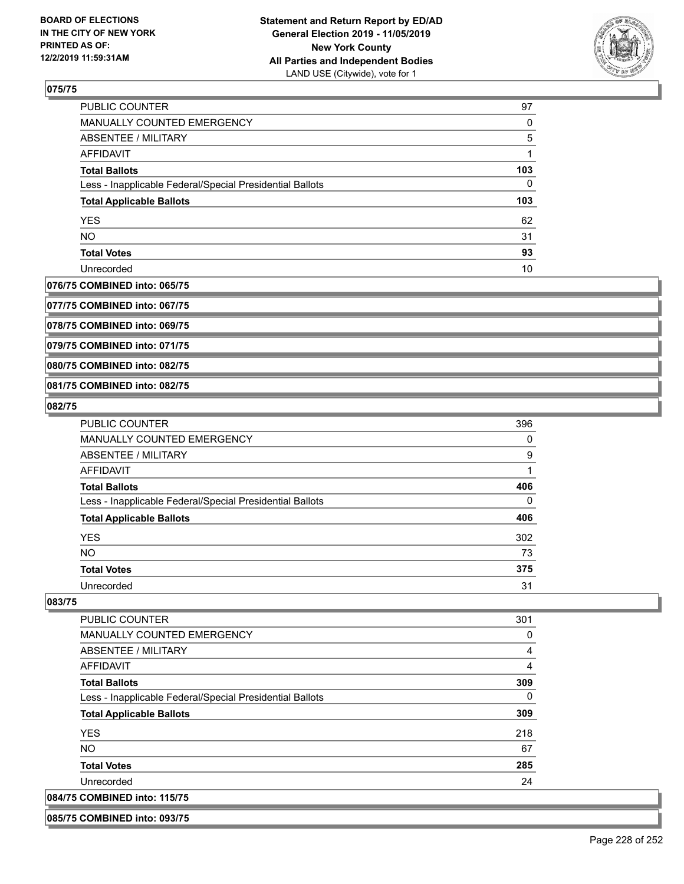### 075/75

| | |
|---|---|
| PUBLIC COUNTER | 97 |
| MANUALLY COUNTED EMERGENCY | 0 |
| ABSENTEE / MILITARY | 5 |
| AFFIDAVIT | 1 |
| **Total Ballots** | **103** |
| Less - Inapplicable Federal/Special Presidential Ballots | 0 |
| **Total Applicable Ballots** | **103** |
| YES | 62 |
| NO | 31 |
| **Total Votes** | **93** |
| Unrecorded | 10 |

### 076/75 COMBINED into: 065/75

### 077/75 COMBINED into: 067/75

### 078/75 COMBINED into: 069/75

### 079/75 COMBINED into: 071/75

### 080/75 COMBINED into: 082/75

### 081/75 COMBINED into: 082/75

### 082/75

| | |
|---|---|
| PUBLIC COUNTER | 396 |
| MANUALLY COUNTED EMERGENCY | 0 |
| ABSENTEE / MILITARY | 9 |
| AFFIDAVIT | 1 |
| **Total Ballots** | **406** |
| Less - Inapplicable Federal/Special Presidential Ballots | 0 |
| **Total Applicable Ballots** | **406** |
| YES | 302 |
| NO | 73 |
| **Total Votes** | **375** |
| Unrecorded | 31 |

### 083/75

| | |
|---|---|
| PUBLIC COUNTER | 301 |
| MANUALLY COUNTED EMERGENCY | 0 |
| ABSENTEE / MILITARY | 4 |
| AFFIDAVIT | 4 |
| **Total Ballots** | **309** |
| Less - Inapplicable Federal/Special Presidential Ballots | 0 |
| **Total Applicable Ballots** | **309** |
| YES | 218 |
| NO | 67 |
| **Total Votes** | **285** |
| Unrecorded | 24 |

### 084/75 COMBINED into: 115/75

### 085/75 COMBINED into: 093/75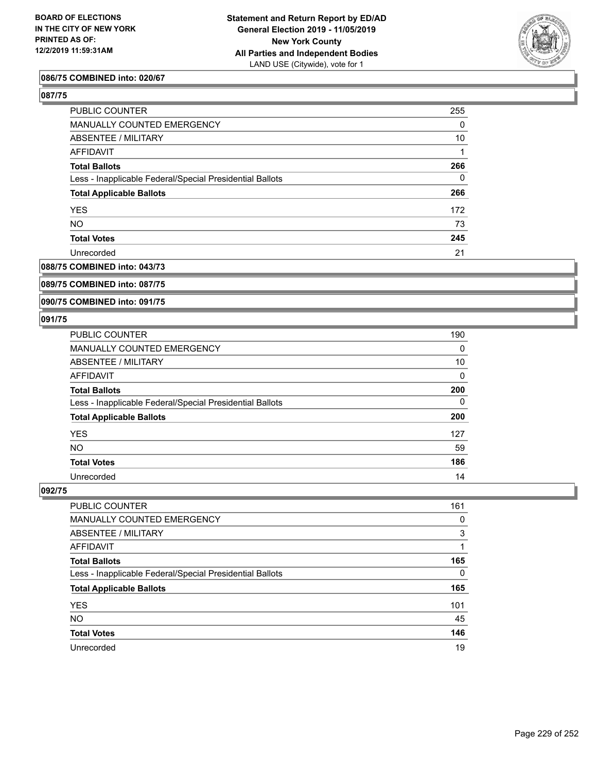**086/75 COMBINED into: 020/67**

**087/75**

| | |
|---|---|
| PUBLIC COUNTER | 255 |
| MANUALLY COUNTED EMERGENCY | 0 |
| ABSENTEE / MILITARY | 10 |
| AFFIDAVIT | 1 |
| **Total Ballots** | **266** |
| Less - Inapplicable Federal/Special Presidential Ballots | 0 |
| **Total Applicable Ballots** | **266** |
| YES | 172 |
| NO | 73 |
| **Total Votes** | **245** |
| Unrecorded | 21 |

**088/75 COMBINED into: 043/73**

**089/75 COMBINED into: 087/75**

**090/75 COMBINED into: 091/75**

**091/75**

| | |
|---|---|
| PUBLIC COUNTER | 190 |
| MANUALLY COUNTED EMERGENCY | 0 |
| ABSENTEE / MILITARY | 10 |
| AFFIDAVIT | 0 |
| **Total Ballots** | **200** |
| Less - Inapplicable Federal/Special Presidential Ballots | 0 |
| **Total Applicable Ballots** | **200** |
| YES | 127 |
| NO | 59 |
| **Total Votes** | **186** |
| Unrecorded | 14 |

**092/75**

| | |
|---|---|
| PUBLIC COUNTER | 161 |
| MANUALLY COUNTED EMERGENCY | 0 |
| ABSENTEE / MILITARY | 3 |
| AFFIDAVIT | 1 |
| **Total Ballots** | **165** |
| Less - Inapplicable Federal/Special Presidential Ballots | 0 |
| **Total Applicable Ballots** | **165** |
| YES | 101 |
| NO | 45 |
| **Total Votes** | **146** |
| Unrecorded | 19 |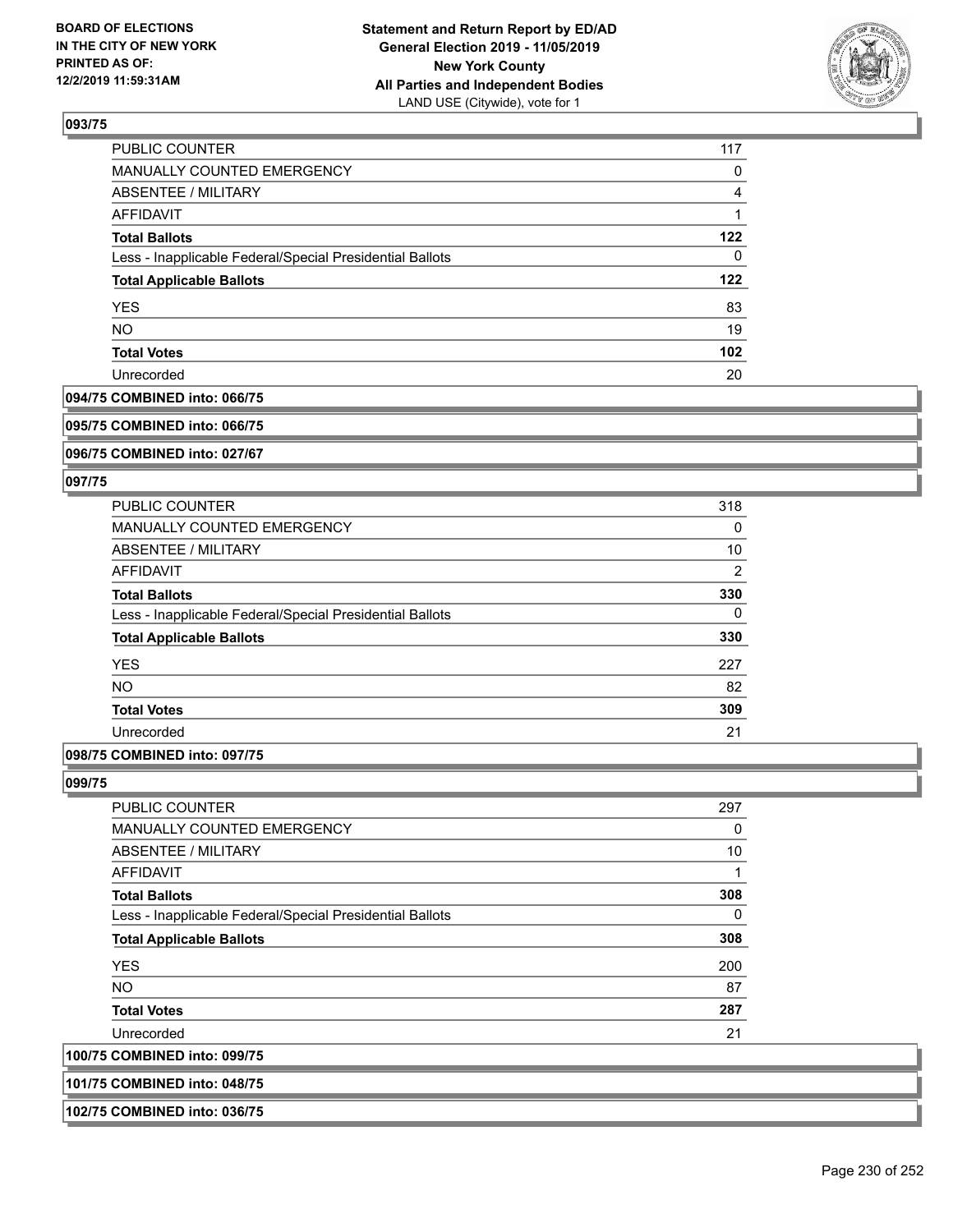BOARD OF ELECTIONS IN THE CITY OF NEW YORK PRINTED AS OF: 12/2/2019 11:59:31AM

**Statement and Return Report by ED/AD General Election 2019 - 11/05/2019 New York County All Parties and Independent Bodies** LAND USE (Citywide), vote for 1

### 093/75

| | |
|---|---|
| PUBLIC COUNTER | 117 |
| MANUALLY COUNTED EMERGENCY | 0 |
| ABSENTEE / MILITARY | 4 |
| AFFIDAVIT | 1 |
| **Total Ballots** | **122** |
| Less - Inapplicable Federal/Special Presidential Ballots | 0 |
| **Total Applicable Ballots** | **122** |
| YES | 83 |
| NO | 19 |
| **Total Votes** | **102** |
| Unrecorded | 20 |

### 094/75 COMBINED into: 066/75

### 095/75 COMBINED into: 066/75

### 096/75 COMBINED into: 027/67

### 097/75

| | |
|---|---|
| PUBLIC COUNTER | 318 |
| MANUALLY COUNTED EMERGENCY | 0 |
| ABSENTEE / MILITARY | 10 |
| AFFIDAVIT | 2 |
| **Total Ballots** | **330** |
| Less - Inapplicable Federal/Special Presidential Ballots | 0 |
| **Total Applicable Ballots** | **330** |
| YES | 227 |
| NO | 82 |
| **Total Votes** | **309** |
| Unrecorded | 21 |

### 098/75 COMBINED into: 097/75

### 099/75

| | |
|---|---|
| PUBLIC COUNTER | 297 |
| MANUALLY COUNTED EMERGENCY | 0 |
| ABSENTEE / MILITARY | 10 |
| AFFIDAVIT | 1 |
| **Total Ballots** | **308** |
| Less - Inapplicable Federal/Special Presidential Ballots | 0 |
| **Total Applicable Ballots** | **308** |
| YES | 200 |
| NO | 87 |
| **Total Votes** | **287** |
| Unrecorded | 21 |

### 100/75 COMBINED into: 099/75

### 101/75 COMBINED into: 048/75

### 102/75 COMBINED into: 036/75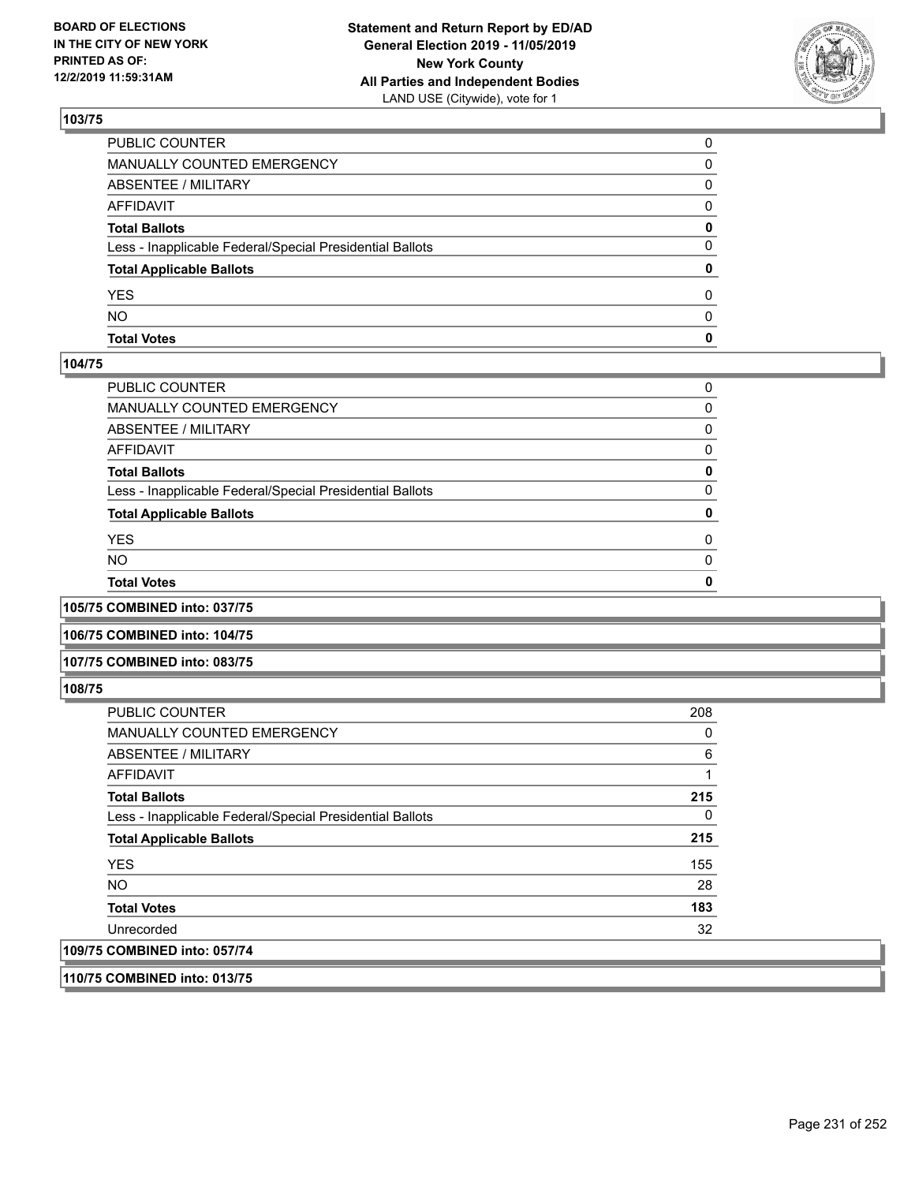**BOARD OF ELECTIONS IN THE CITY OF NEW YORK PRINTED AS OF: 12/2/2019 11:59:31AM**

**Statement and Return Report by ED/AD General Election 2019 - 11/05/2019 New York County All Parties and Independent Bodies**
LAND USE (Citywide), vote for 1

## 103/75

| | |
|---|---|
| PUBLIC COUNTER | 0 |
| MANUALLY COUNTED EMERGENCY | 0 |
| ABSENTEE / MILITARY | 0 |
| AFFIDAVIT | 0 |
| **Total Ballots** | **0** |
| Less - Inapplicable Federal/Special Presidential Ballots | 0 |
| **Total Applicable Ballots** | **0** |
| YES | 0 |
| NO | 0 |
| **Total Votes** | **0** |

## 104/75

| | |
|---|---|
| PUBLIC COUNTER | 0 |
| MANUALLY COUNTED EMERGENCY | 0 |
| ABSENTEE / MILITARY | 0 |
| AFFIDAVIT | 0 |
| **Total Ballots** | **0** |
| Less - Inapplicable Federal/Special Presidential Ballots | 0 |
| **Total Applicable Ballots** | **0** |
| YES | 0 |
| NO | 0 |
| **Total Votes** | **0** |

## 105/75 COMBINED into: 037/75

## 106/75 COMBINED into: 104/75

## 107/75 COMBINED into: 083/75

## 108/75

| | |
|---|---|
| PUBLIC COUNTER | 208 |
| MANUALLY COUNTED EMERGENCY | 0 |
| ABSENTEE / MILITARY | 6 |
| AFFIDAVIT | 1 |
| **Total Ballots** | **215** |
| Less - Inapplicable Federal/Special Presidential Ballots | 0 |
| **Total Applicable Ballots** | **215** |
| YES | 155 |
| NO | 28 |
| **Total Votes** | **183** |
| Unrecorded | 32 |

## 109/75 COMBINED into: 057/74

## 110/75 COMBINED into: 013/75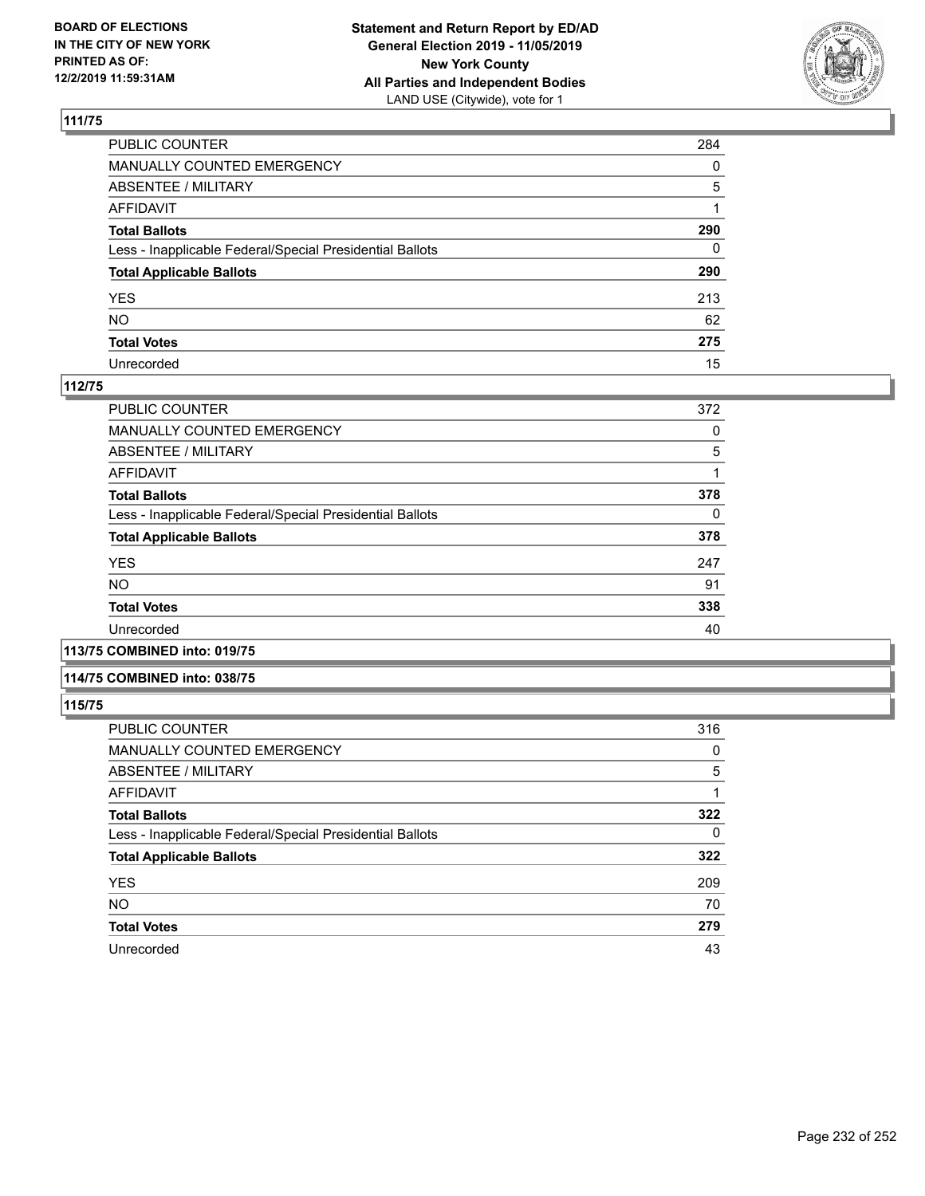BOARD OF ELECTIONS
IN THE CITY OF NEW YORK
PRINTED AS OF:
12/2/2019 11:59:31AM

**Statement and Return Report by ED/AD**
**General Election 2019 - 11/05/2019**
**New York County**
**All Parties and Independent Bodies**
LAND USE (Citywide), vote for 1

## 111/75

| | |
|---|---|
| PUBLIC COUNTER | 284 |
| MANUALLY COUNTED EMERGENCY | 0 |
| ABSENTEE / MILITARY | 5 |
| AFFIDAVIT | 1 |
| **Total Ballots** | **290** |
| Less - Inapplicable Federal/Special Presidential Ballots | 0 |
| **Total Applicable Ballots** | **290** |
| YES | 213 |
| NO | 62 |
| **Total Votes** | **275** |
| Unrecorded | 15 |

## 112/75

| | |
|---|---|
| PUBLIC COUNTER | 372 |
| MANUALLY COUNTED EMERGENCY | 0 |
| ABSENTEE / MILITARY | 5 |
| AFFIDAVIT | 1 |
| **Total Ballots** | **378** |
| Less - Inapplicable Federal/Special Presidential Ballots | 0 |
| **Total Applicable Ballots** | **378** |
| YES | 247 |
| NO | 91 |
| **Total Votes** | **338** |
| Unrecorded | 40 |

## 113/75 COMBINED into: 019/75

## 114/75 COMBINED into: 038/75

## 115/75

| | |
|---|---|
| PUBLIC COUNTER | 316 |
| MANUALLY COUNTED EMERGENCY | 0 |
| ABSENTEE / MILITARY | 5 |
| AFFIDAVIT | 1 |
| **Total Ballots** | **322** |
| Less - Inapplicable Federal/Special Presidential Ballots | 0 |
| **Total Applicable Ballots** | **322** |
| YES | 209 |
| NO | 70 |
| **Total Votes** | **279** |
| Unrecorded | 43 |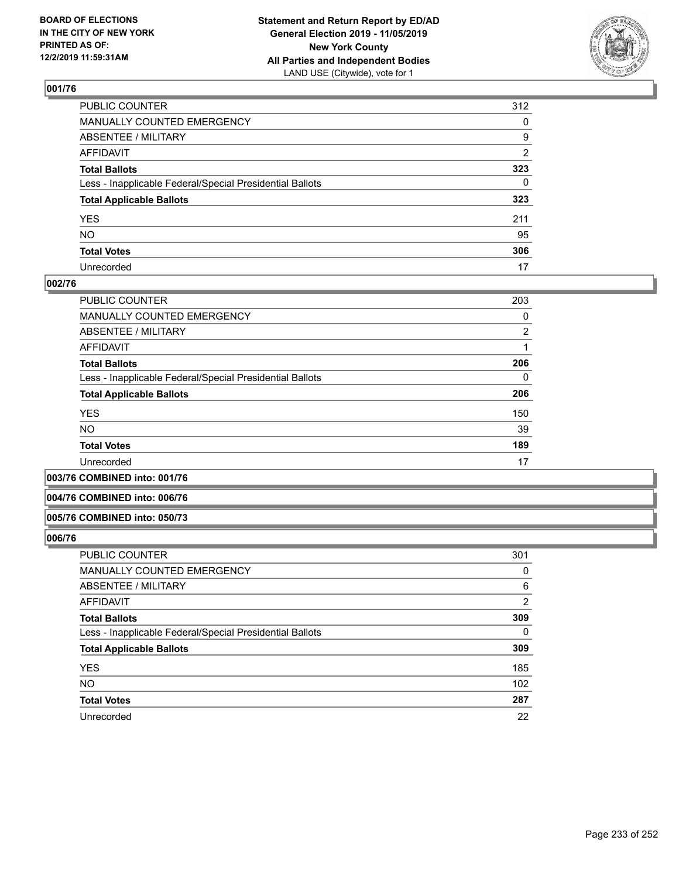BOARD OF ELECTIONS
IN THE CITY OF NEW YORK
PRINTED AS OF:
12/2/2019 11:59:31AM

**Statement and Return Report by ED/AD**
**General Election 2019 - 11/05/2019**
**New York County**
**All Parties and Independent Bodies**
LAND USE (Citywide), vote for 1

### 001/76

| | |
|---|---|
| PUBLIC COUNTER | 312 |
| MANUALLY COUNTED EMERGENCY | 0 |
| ABSENTEE / MILITARY | 9 |
| AFFIDAVIT | 2 |
| **Total Ballots** | **323** |
| Less - Inapplicable Federal/Special Presidential Ballots | 0 |
| **Total Applicable Ballots** | **323** |
| YES | 211 |
| NO | 95 |
| **Total Votes** | **306** |
| Unrecorded | 17 |

### 002/76

| | |
|---|---|
| PUBLIC COUNTER | 203 |
| MANUALLY COUNTED EMERGENCY | 0 |
| ABSENTEE / MILITARY | 2 |
| AFFIDAVIT | 1 |
| **Total Ballots** | **206** |
| Less - Inapplicable Federal/Special Presidential Ballots | 0 |
| **Total Applicable Ballots** | **206** |
| YES | 150 |
| NO | 39 |
| **Total Votes** | **189** |
| Unrecorded | 17 |

### 003/76 COMBINED into: 001/76

### 004/76 COMBINED into: 006/76

### 005/76 COMBINED into: 050/73

### 006/76

| | |
|---|---|
| PUBLIC COUNTER | 301 |
| MANUALLY COUNTED EMERGENCY | 0 |
| ABSENTEE / MILITARY | 6 |
| AFFIDAVIT | 2 |
| **Total Ballots** | **309** |
| Less - Inapplicable Federal/Special Presidential Ballots | 0 |
| **Total Applicable Ballots** | **309** |
| YES | 185 |
| NO | 102 |
| **Total Votes** | **287** |
| Unrecorded | 22 |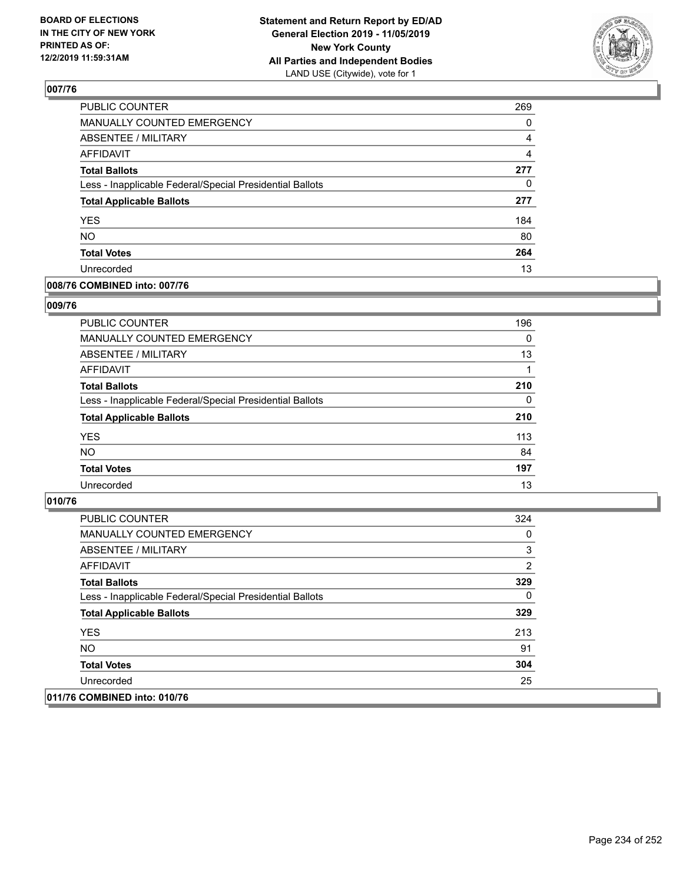**BOARD OF ELECTIONS IN THE CITY OF NEW YORK PRINTED AS OF: 12/2/2019 11:59:31AM**

**Statement and Return Report by ED/AD General Election 2019 - 11/05/2019 New York County All Parties and Independent Bodies**
LAND USE (Citywide), vote for 1

## 007/76

| | |
|---|---|
| PUBLIC COUNTER | 269 |
| MANUALLY COUNTED EMERGENCY | 0 |
| ABSENTEE / MILITARY | 4 |
| AFFIDAVIT | 4 |
| **Total Ballots** | **277** |
| Less - Inapplicable Federal/Special Presidential Ballots | 0 |
| **Total Applicable Ballots** | **277** |
| YES | 184 |
| NO | 80 |
| **Total Votes** | **264** |
| Unrecorded | 13 |

## 008/76 COMBINED into: 007/76

## 009/76

| | |
|---|---|
| PUBLIC COUNTER | 196 |
| MANUALLY COUNTED EMERGENCY | 0 |
| ABSENTEE / MILITARY | 13 |
| AFFIDAVIT | 1 |
| **Total Ballots** | **210** |
| Less - Inapplicable Federal/Special Presidential Ballots | 0 |
| **Total Applicable Ballots** | **210** |
| YES | 113 |
| NO | 84 |
| **Total Votes** | **197** |
| Unrecorded | 13 |

## 010/76

| | |
|---|---|
| PUBLIC COUNTER | 324 |
| MANUALLY COUNTED EMERGENCY | 0 |
| ABSENTEE / MILITARY | 3 |
| AFFIDAVIT | 2 |
| **Total Ballots** | **329** |
| Less - Inapplicable Federal/Special Presidential Ballots | 0 |
| **Total Applicable Ballots** | **329** |
| YES | 213 |
| NO | 91 |
| **Total Votes** | **304** |
| Unrecorded | 25 |

## 011/76 COMBINED into: 010/76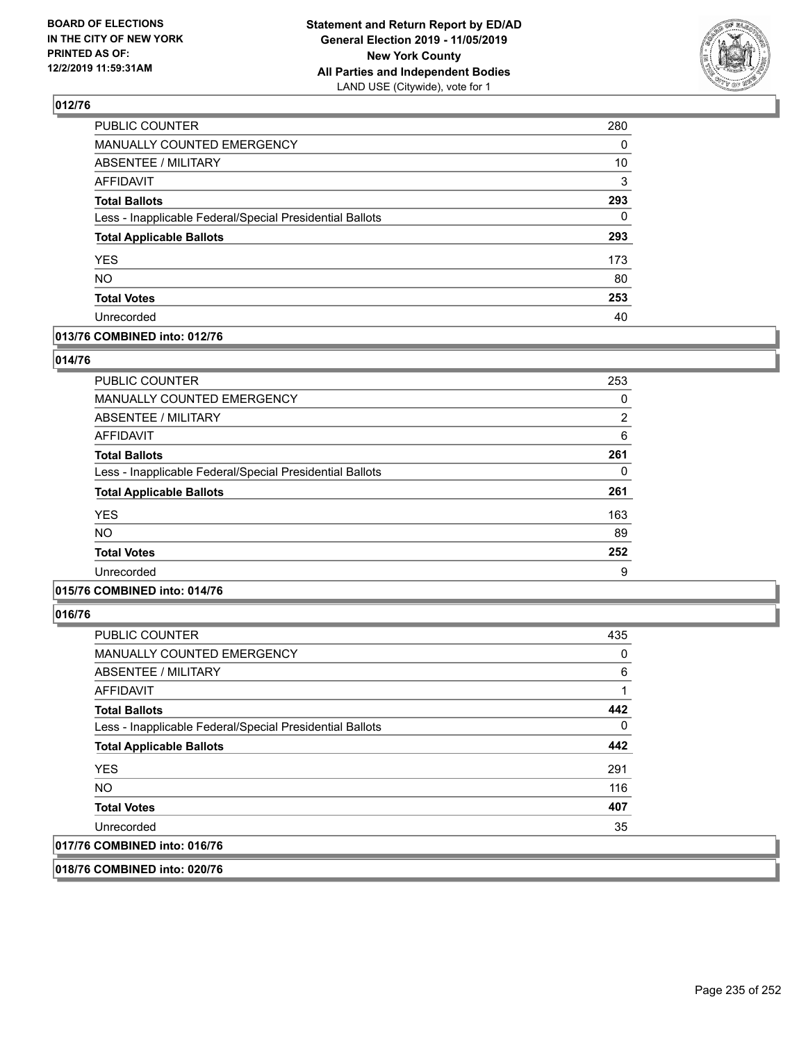## 012/76

| | |
|---|---|
| PUBLIC COUNTER | 280 |
| MANUALLY COUNTED EMERGENCY | 0 |
| ABSENTEE / MILITARY | 10 |
| AFFIDAVIT | 3 |
| **Total Ballots** | **293** |
| Less - Inapplicable Federal/Special Presidential Ballots | 0 |
| **Total Applicable Ballots** | **293** |
| YES | 173 |
| NO | 80 |
| **Total Votes** | **253** |
| Unrecorded | 40 |

**013/76 COMBINED into: 012/76**

## 014/76

| | |
|---|---|
| PUBLIC COUNTER | 253 |
| MANUALLY COUNTED EMERGENCY | 0 |
| ABSENTEE / MILITARY | 2 |
| AFFIDAVIT | 6 |
| **Total Ballots** | **261** |
| Less - Inapplicable Federal/Special Presidential Ballots | 0 |
| **Total Applicable Ballots** | **261** |
| YES | 163 |
| NO | 89 |
| **Total Votes** | **252** |
| Unrecorded | 9 |

**015/76 COMBINED into: 014/76**

## 016/76

| | |
|---|---|
| PUBLIC COUNTER | 435 |
| MANUALLY COUNTED EMERGENCY | 0 |
| ABSENTEE / MILITARY | 6 |
| AFFIDAVIT | 1 |
| **Total Ballots** | **442** |
| Less - Inapplicable Federal/Special Presidential Ballots | 0 |
| **Total Applicable Ballots** | **442** |
| YES | 291 |
| NO | 116 |
| **Total Votes** | **407** |
| Unrecorded | 35 |

**017/76 COMBINED into: 016/76**

**018/76 COMBINED into: 020/76**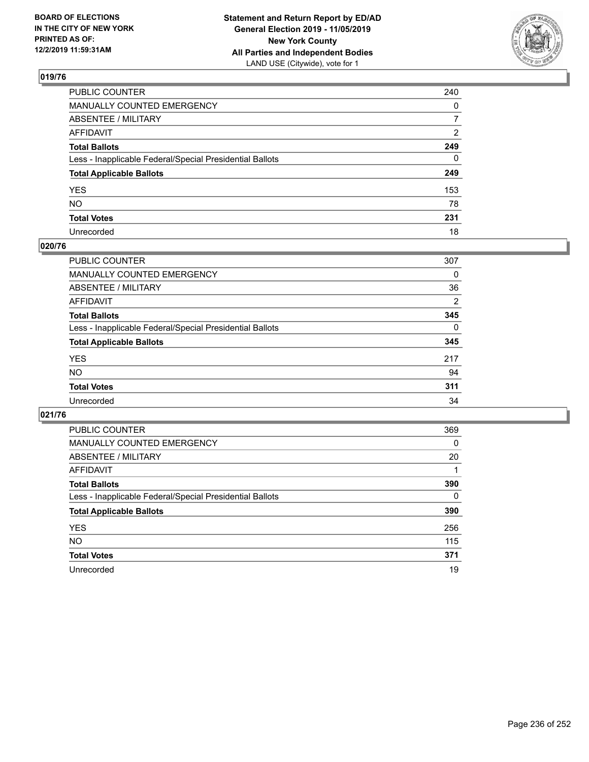**BOARD OF ELECTIONS IN THE CITY OF NEW YORK PRINTED AS OF: 12/2/2019 11:59:31AM**

**Statement and Return Report by ED/AD General Election 2019 - 11/05/2019 New York County All Parties and Independent Bodies** LAND USE (Citywide), vote for 1

## 019/76

| | |
|---|---|
| PUBLIC COUNTER | 240 |
| MANUALLY COUNTED EMERGENCY | 0 |
| ABSENTEE / MILITARY | 7 |
| AFFIDAVIT | 2 |
| **Total Ballots** | **249** |
| Less - Inapplicable Federal/Special Presidential Ballots | 0 |
| **Total Applicable Ballots** | **249** |
| YES | 153 |
| NO | 78 |
| **Total Votes** | **231** |
| Unrecorded | 18 |

## 020/76

| | |
|---|---|
| PUBLIC COUNTER | 307 |
| MANUALLY COUNTED EMERGENCY | 0 |
| ABSENTEE / MILITARY | 36 |
| AFFIDAVIT | 2 |
| **Total Ballots** | **345** |
| Less - Inapplicable Federal/Special Presidential Ballots | 0 |
| **Total Applicable Ballots** | **345** |
| YES | 217 |
| NO | 94 |
| **Total Votes** | **311** |
| Unrecorded | 34 |

## 021/76

| | |
|---|---|
| PUBLIC COUNTER | 369 |
| MANUALLY COUNTED EMERGENCY | 0 |
| ABSENTEE / MILITARY | 20 |
| AFFIDAVIT | 1 |
| **Total Ballots** | **390** |
| Less - Inapplicable Federal/Special Presidential Ballots | 0 |
| **Total Applicable Ballots** | **390** |
| YES | 256 |
| NO | 115 |
| **Total Votes** | **371** |
| Unrecorded | 19 |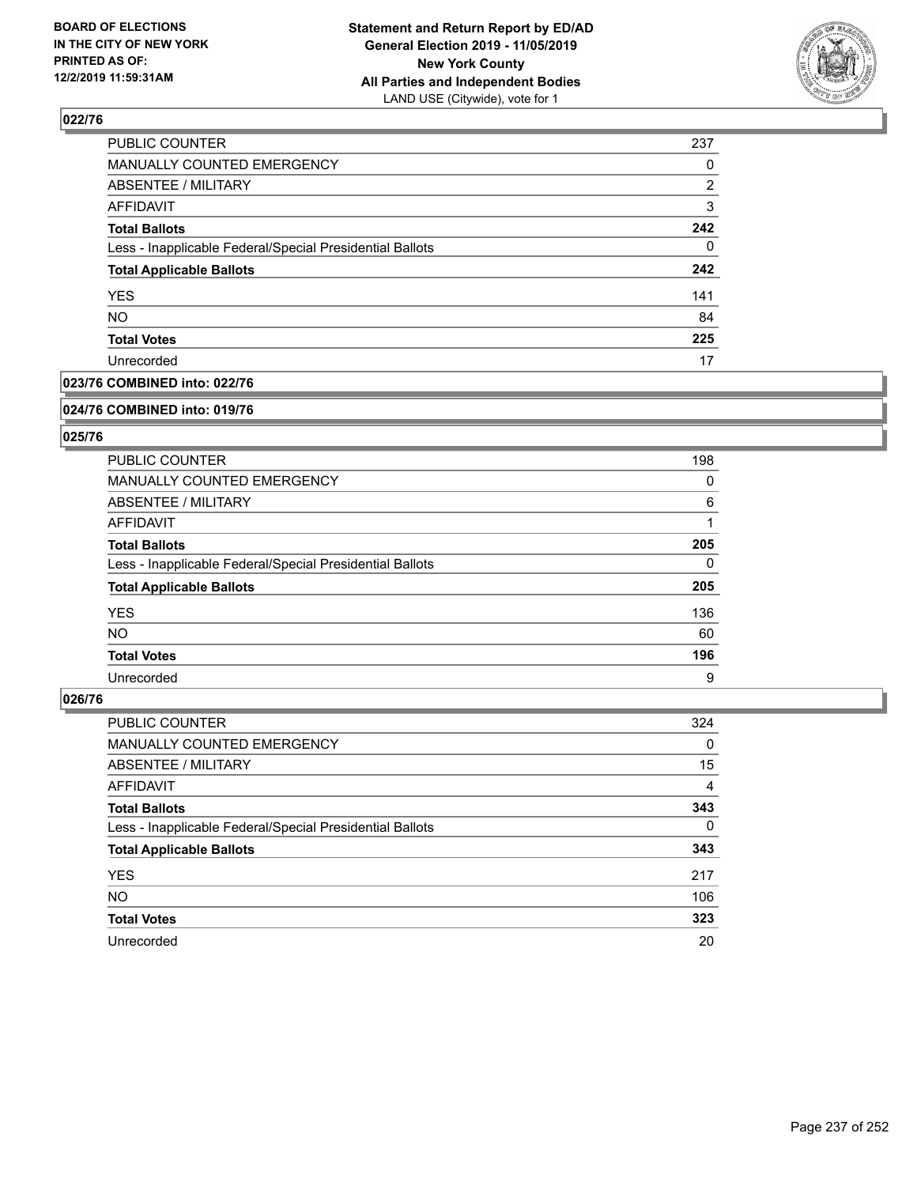**BOARD OF ELECTIONS IN THE CITY OF NEW YORK PRINTED AS OF: 12/2/2019 11:59:31AM**

**Statement and Return Report by ED/AD General Election 2019 - 11/05/2019 New York County All Parties and Independent Bodies**
LAND USE (Citywide), vote for 1

## 022/76

| | |
|---|---|
| PUBLIC COUNTER | 237 |
| MANUALLY COUNTED EMERGENCY | 0 |
| ABSENTEE / MILITARY | 2 |
| AFFIDAVIT | 3 |
| **Total Ballots** | **242** |
| Less - Inapplicable Federal/Special Presidential Ballots | 0 |
| **Total Applicable Ballots** | **242** |
| YES | 141 |
| NO | 84 |
| **Total Votes** | **225** |
| Unrecorded | 17 |

## 023/76 COMBINED into: 022/76

## 024/76 COMBINED into: 019/76

## 025/76

| | |
|---|---|
| PUBLIC COUNTER | 198 |
| MANUALLY COUNTED EMERGENCY | 0 |
| ABSENTEE / MILITARY | 6 |
| AFFIDAVIT | 1 |
| **Total Ballots** | **205** |
| Less - Inapplicable Federal/Special Presidential Ballots | 0 |
| **Total Applicable Ballots** | **205** |
| YES | 136 |
| NO | 60 |
| **Total Votes** | **196** |
| Unrecorded | 9 |

## 026/76

| | |
|---|---|
| PUBLIC COUNTER | 324 |
| MANUALLY COUNTED EMERGENCY | 0 |
| ABSENTEE / MILITARY | 15 |
| AFFIDAVIT | 4 |
| **Total Ballots** | **343** |
| Less - Inapplicable Federal/Special Presidential Ballots | 0 |
| **Total Applicable Ballots** | **343** |
| YES | 217 |
| NO | 106 |
| **Total Votes** | **323** |
| Unrecorded | 20 |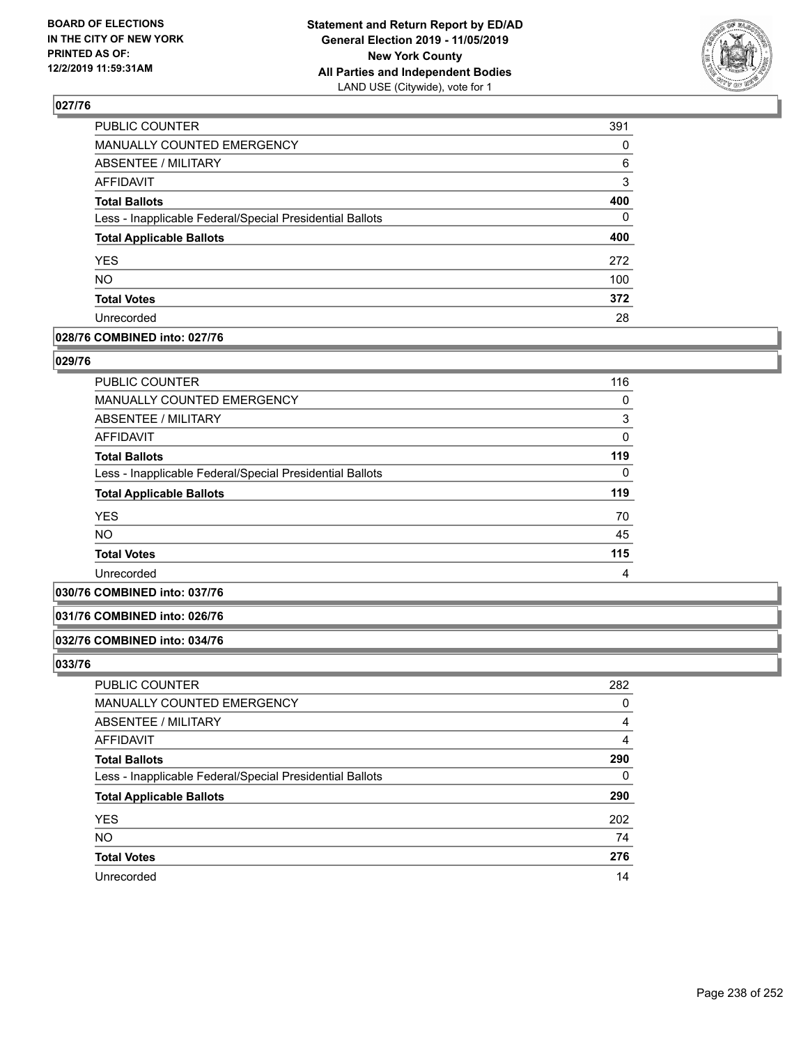## 027/76

| | |
|---|---|
| PUBLIC COUNTER | 391 |
| MANUALLY COUNTED EMERGENCY | 0 |
| ABSENTEE / MILITARY | 6 |
| AFFIDAVIT | 3 |
| **Total Ballots** | **400** |
| Less - Inapplicable Federal/Special Presidential Ballots | 0 |
| **Total Applicable Ballots** | **400** |
| YES | 272 |
| NO | 100 |
| **Total Votes** | **372** |
| Unrecorded | 28 |

## 028/76 COMBINED into: 027/76

## 029/76

| | |
|---|---|
| PUBLIC COUNTER | 116 |
| MANUALLY COUNTED EMERGENCY | 0 |
| ABSENTEE / MILITARY | 3 |
| AFFIDAVIT | 0 |
| **Total Ballots** | **119** |
| Less - Inapplicable Federal/Special Presidential Ballots | 0 |
| **Total Applicable Ballots** | **119** |
| YES | 70 |
| NO | 45 |
| **Total Votes** | **115** |
| Unrecorded | 4 |

## 030/76 COMBINED into: 037/76

## 031/76 COMBINED into: 026/76

## 032/76 COMBINED into: 034/76

## 033/76

| | |
|---|---|
| PUBLIC COUNTER | 282 |
| MANUALLY COUNTED EMERGENCY | 0 |
| ABSENTEE / MILITARY | 4 |
| AFFIDAVIT | 4 |
| **Total Ballots** | **290** |
| Less - Inapplicable Federal/Special Presidential Ballots | 0 |
| **Total Applicable Ballots** | **290** |
| YES | 202 |
| NO | 74 |
| **Total Votes** | **276** |
| Unrecorded | 14 |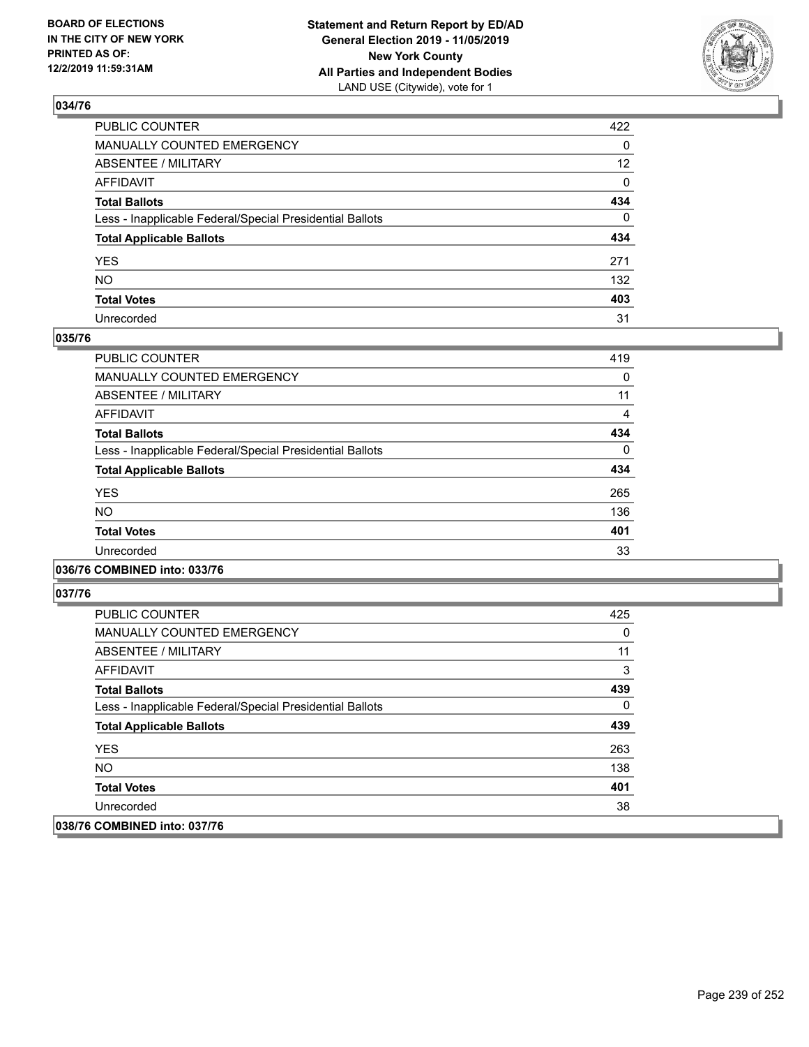## 034/76

| | |
|---|---|
| PUBLIC COUNTER | 422 |
| MANUALLY COUNTED EMERGENCY | 0 |
| ABSENTEE / MILITARY | 12 |
| AFFIDAVIT | 0 |
| **Total Ballots** | **434** |
| Less - Inapplicable Federal/Special Presidential Ballots | 0 |
| **Total Applicable Ballots** | **434** |
| YES | 271 |
| NO | 132 |
| **Total Votes** | **403** |
| Unrecorded | 31 |

## 035/76

| | |
|---|---|
| PUBLIC COUNTER | 419 |
| MANUALLY COUNTED EMERGENCY | 0 |
| ABSENTEE / MILITARY | 11 |
| AFFIDAVIT | 4 |
| **Total Ballots** | **434** |
| Less - Inapplicable Federal/Special Presidential Ballots | 0 |
| **Total Applicable Ballots** | **434** |
| YES | 265 |
| NO | 136 |
| **Total Votes** | **401** |
| Unrecorded | 33 |

## 036/76 COMBINED into: 033/76

## 037/76

| | |
|---|---|
| PUBLIC COUNTER | 425 |
| MANUALLY COUNTED EMERGENCY | 0 |
| ABSENTEE / MILITARY | 11 |
| AFFIDAVIT | 3 |
| **Total Ballots** | **439** |
| Less - Inapplicable Federal/Special Presidential Ballots | 0 |
| **Total Applicable Ballots** | **439** |
| YES | 263 |
| NO | 138 |
| **Total Votes** | **401** |
| Unrecorded | 38 |

## 038/76 COMBINED into: 037/76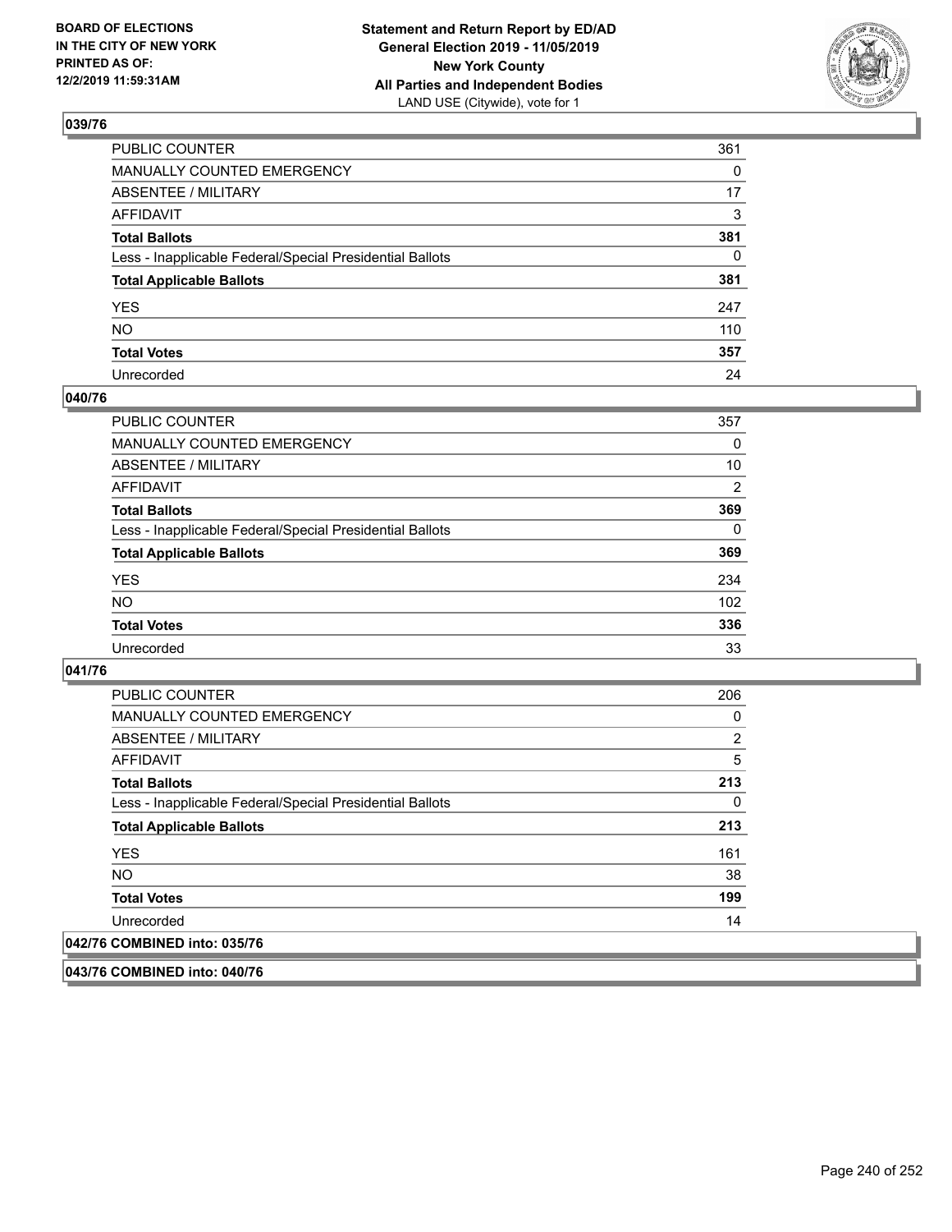### 039/76

| | |
|---|---|
| PUBLIC COUNTER | 361 |
| MANUALLY COUNTED EMERGENCY | 0 |
| ABSENTEE / MILITARY | 17 |
| AFFIDAVIT | 3 |
| **Total Ballots** | **381** |
| Less - Inapplicable Federal/Special Presidential Ballots | 0 |
| **Total Applicable Ballots** | **381** |
| YES | 247 |
| NO | 110 |
| **Total Votes** | **357** |
| Unrecorded | 24 |

### 040/76

| | |
|---|---|
| PUBLIC COUNTER | 357 |
| MANUALLY COUNTED EMERGENCY | 0 |
| ABSENTEE / MILITARY | 10 |
| AFFIDAVIT | 2 |
| **Total Ballots** | **369** |
| Less - Inapplicable Federal/Special Presidential Ballots | 0 |
| **Total Applicable Ballots** | **369** |
| YES | 234 |
| NO | 102 |
| **Total Votes** | **336** |
| Unrecorded | 33 |

### 041/76

| | |
|---|---|
| PUBLIC COUNTER | 206 |
| MANUALLY COUNTED EMERGENCY | 0 |
| ABSENTEE / MILITARY | 2 |
| AFFIDAVIT | 5 |
| **Total Ballots** | **213** |
| Less - Inapplicable Federal/Special Presidential Ballots | 0 |
| **Total Applicable Ballots** | **213** |
| YES | 161 |
| NO | 38 |
| **Total Votes** | **199** |
| Unrecorded | 14 |

### 042/76 COMBINED into: 035/76

### 043/76 COMBINED into: 040/76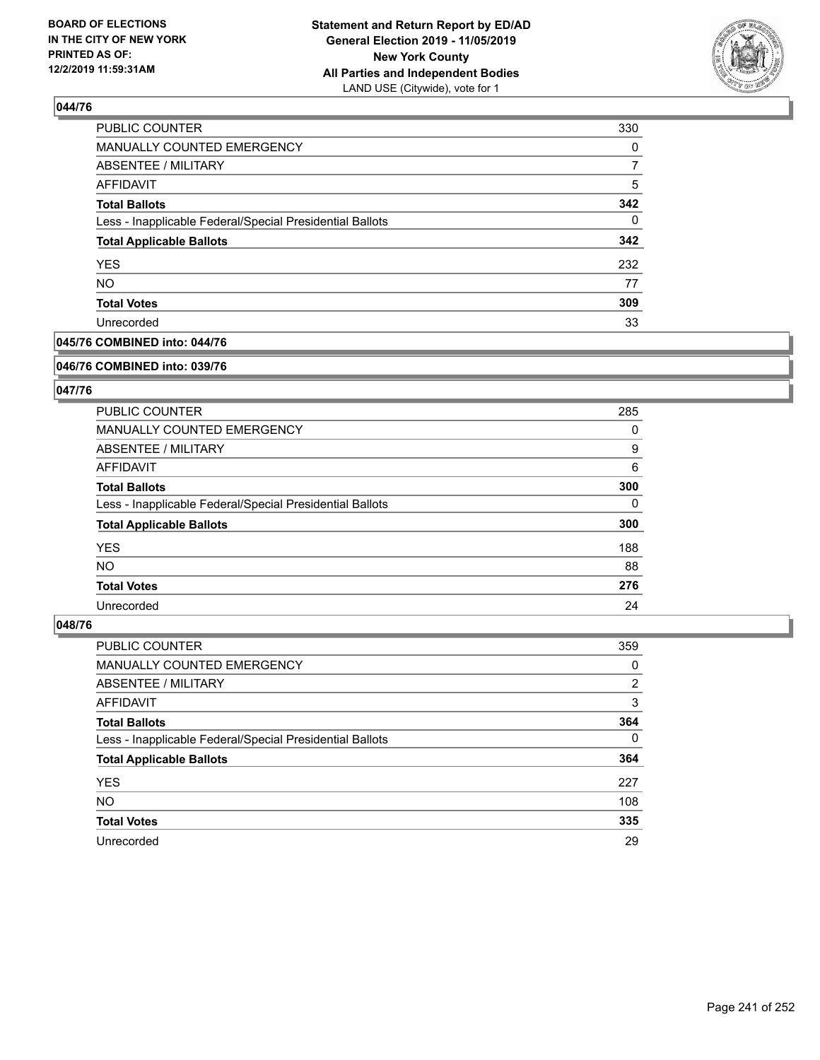## 044/76

| | |
|---|---|
| PUBLIC COUNTER | 330 |
| MANUALLY COUNTED EMERGENCY | 0 |
| ABSENTEE / MILITARY | 7 |
| AFFIDAVIT | 5 |
| **Total Ballots** | **342** |
| Less - Inapplicable Federal/Special Presidential Ballots | 0 |
| **Total Applicable Ballots** | **342** |
| YES | 232 |
| NO | 77 |
| **Total Votes** | **309** |
| Unrecorded | 33 |

## 045/76 COMBINED into: 044/76

## 046/76 COMBINED into: 039/76

## 047/76

| | |
|---|---|
| PUBLIC COUNTER | 285 |
| MANUALLY COUNTED EMERGENCY | 0 |
| ABSENTEE / MILITARY | 9 |
| AFFIDAVIT | 6 |
| **Total Ballots** | **300** |
| Less - Inapplicable Federal/Special Presidential Ballots | 0 |
| **Total Applicable Ballots** | **300** |
| YES | 188 |
| NO | 88 |
| **Total Votes** | **276** |
| Unrecorded | 24 |

## 048/76

| | |
|---|---|
| PUBLIC COUNTER | 359 |
| MANUALLY COUNTED EMERGENCY | 0 |
| ABSENTEE / MILITARY | 2 |
| AFFIDAVIT | 3 |
| **Total Ballots** | **364** |
| Less - Inapplicable Federal/Special Presidential Ballots | 0 |
| **Total Applicable Ballots** | **364** |
| YES | 227 |
| NO | 108 |
| **Total Votes** | **335** |
| Unrecorded | 29 |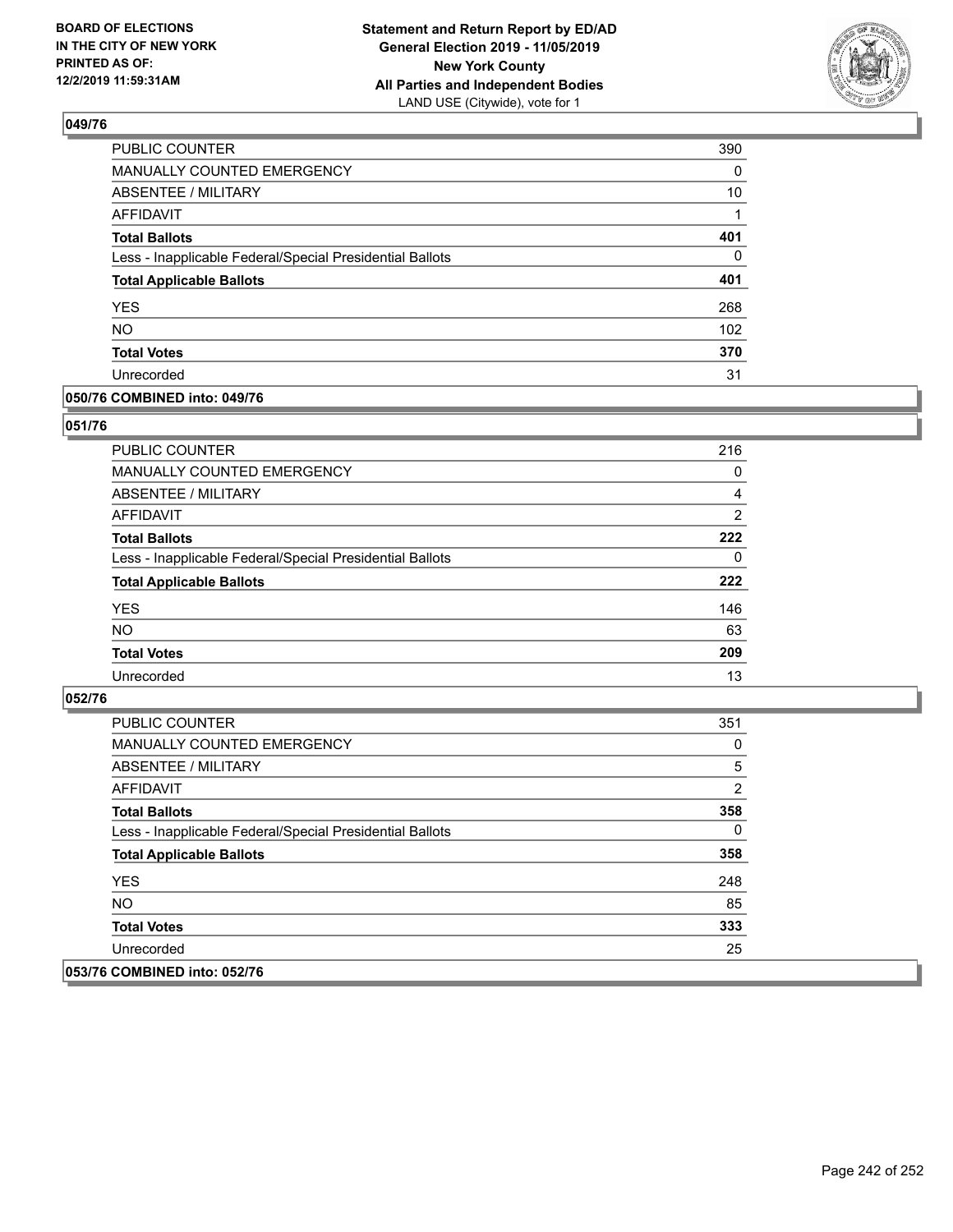**BOARD OF ELECTIONS IN THE CITY OF NEW YORK PRINTED AS OF: 12/2/2019 11:59:31AM**

**Statement and Return Report by ED/AD General Election 2019 - 11/05/2019 New York County All Parties and Independent Bodies**
LAND USE (Citywide), vote for 1

## 049/76

| | |
|---|---|
| PUBLIC COUNTER | 390 |
| MANUALLY COUNTED EMERGENCY | 0 |
| ABSENTEE / MILITARY | 10 |
| AFFIDAVIT | 1 |
| **Total Ballots** | **401** |
| Less - Inapplicable Federal/Special Presidential Ballots | 0 |
| **Total Applicable Ballots** | **401** |
| YES | 268 |
| NO | 102 |
| **Total Votes** | **370** |
| Unrecorded | 31 |

## 050/76 COMBINED into: 049/76

## 051/76

| | |
|---|---|
| PUBLIC COUNTER | 216 |
| MANUALLY COUNTED EMERGENCY | 0 |
| ABSENTEE / MILITARY | 4 |
| AFFIDAVIT | 2 |
| **Total Ballots** | **222** |
| Less - Inapplicable Federal/Special Presidential Ballots | 0 |
| **Total Applicable Ballots** | **222** |
| YES | 146 |
| NO | 63 |
| **Total Votes** | **209** |
| Unrecorded | 13 |

## 052/76

| | |
|---|---|
| PUBLIC COUNTER | 351 |
| MANUALLY COUNTED EMERGENCY | 0 |
| ABSENTEE / MILITARY | 5 |
| AFFIDAVIT | 2 |
| **Total Ballots** | **358** |
| Less - Inapplicable Federal/Special Presidential Ballots | 0 |
| **Total Applicable Ballots** | **358** |
| YES | 248 |
| NO | 85 |
| **Total Votes** | **333** |
| Unrecorded | 25 |

## 053/76 COMBINED into: 052/76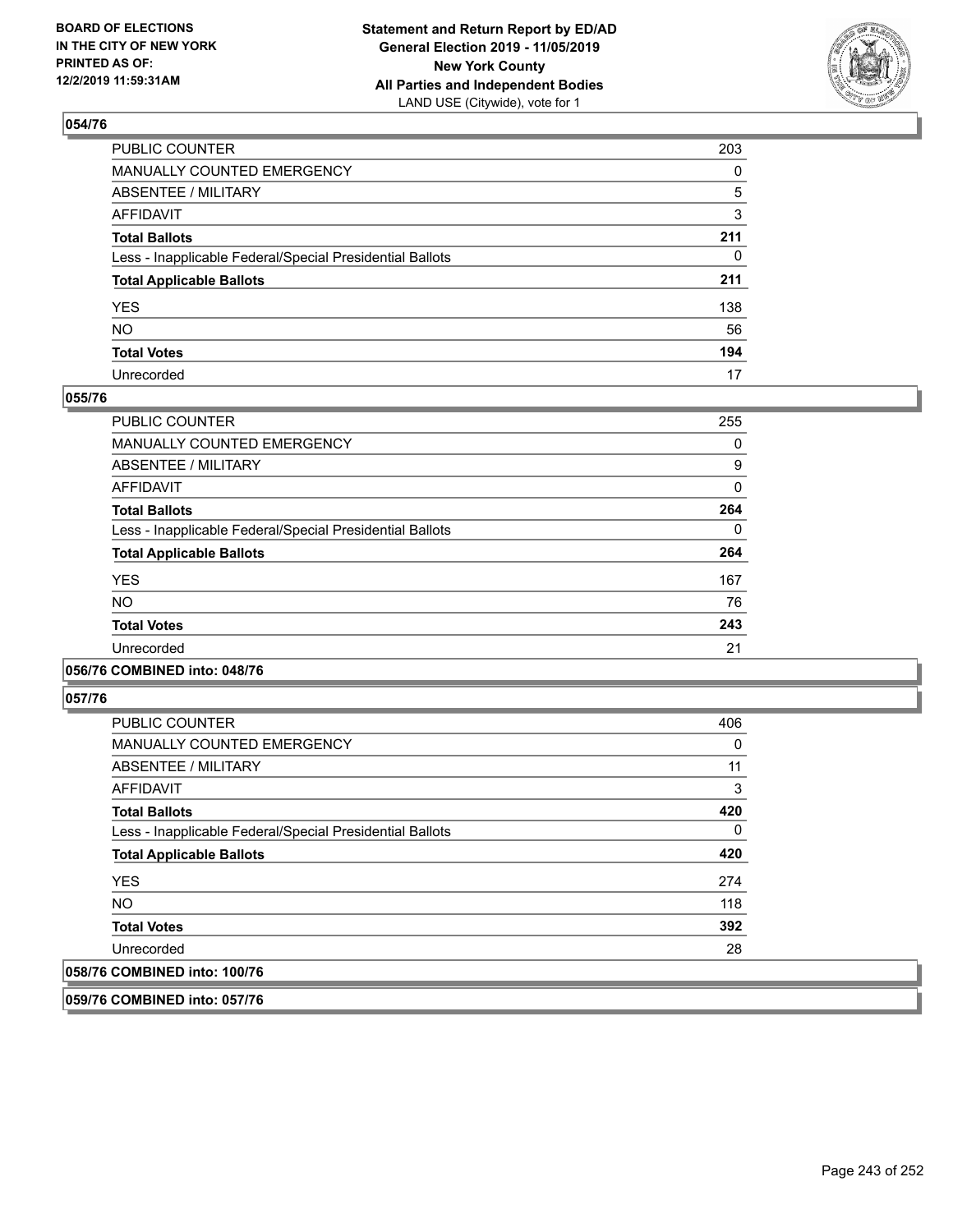## 054/76

| | |
|---|---|
| PUBLIC COUNTER | 203 |
| MANUALLY COUNTED EMERGENCY | 0 |
| ABSENTEE / MILITARY | 5 |
| AFFIDAVIT | 3 |
| **Total Ballots** | **211** |
| Less - Inapplicable Federal/Special Presidential Ballots | 0 |
| **Total Applicable Ballots** | **211** |
| YES | 138 |
| NO | 56 |
| **Total Votes** | **194** |
| Unrecorded | 17 |

## 055/76

| | |
|---|---|
| PUBLIC COUNTER | 255 |
| MANUALLY COUNTED EMERGENCY | 0 |
| ABSENTEE / MILITARY | 9 |
| AFFIDAVIT | 0 |
| **Total Ballots** | **264** |
| Less - Inapplicable Federal/Special Presidential Ballots | 0 |
| **Total Applicable Ballots** | **264** |
| YES | 167 |
| NO | 76 |
| **Total Votes** | **243** |
| Unrecorded | 21 |

## 056/76 COMBINED into: 048/76

## 057/76

| | |
|---|---|
| PUBLIC COUNTER | 406 |
| MANUALLY COUNTED EMERGENCY | 0 |
| ABSENTEE / MILITARY | 11 |
| AFFIDAVIT | 3 |
| **Total Ballots** | **420** |
| Less - Inapplicable Federal/Special Presidential Ballots | 0 |
| **Total Applicable Ballots** | **420** |
| YES | 274 |
| NO | 118 |
| **Total Votes** | **392** |
| Unrecorded | 28 |

## 058/76 COMBINED into: 100/76

## 059/76 COMBINED into: 057/76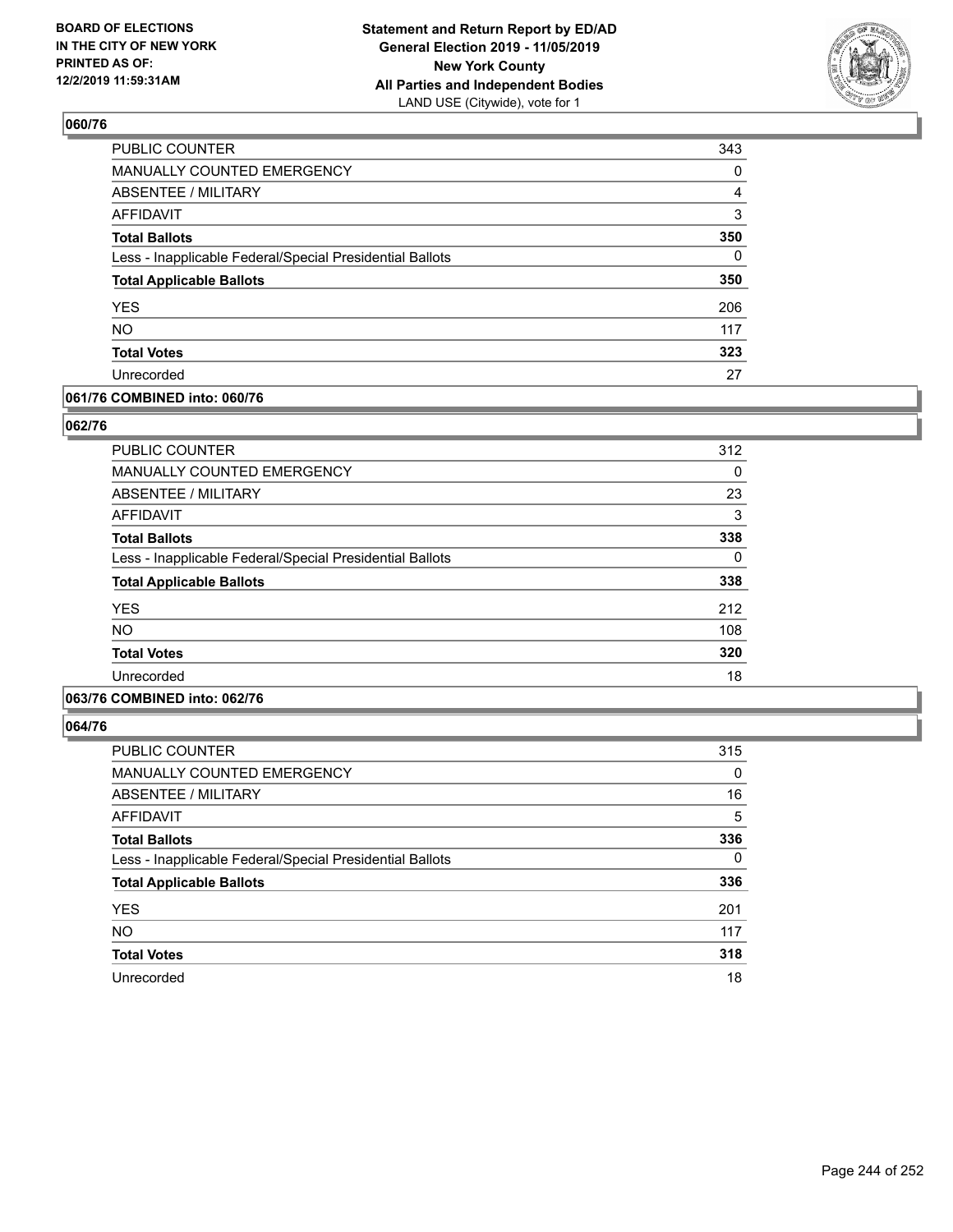**BOARD OF ELECTIONS IN THE CITY OF NEW YORK PRINTED AS OF: 12/2/2019 11:59:31AM**

**Statement and Return Report by ED/AD General Election 2019 - 11/05/2019 New York County All Parties and Independent Bodies**
LAND USE (Citywide), vote for 1

## 060/76

| | |
|---|---|
| PUBLIC COUNTER | 343 |
| MANUALLY COUNTED EMERGENCY | 0 |
| ABSENTEE / MILITARY | 4 |
| AFFIDAVIT | 3 |
| **Total Ballots** | **350** |
| Less - Inapplicable Federal/Special Presidential Ballots | 0 |
| **Total Applicable Ballots** | **350** |
| YES | 206 |
| NO | 117 |
| **Total Votes** | **323** |
| Unrecorded | 27 |

## 061/76 COMBINED into: 060/76

## 062/76

| | |
|---|---|
| PUBLIC COUNTER | 312 |
| MANUALLY COUNTED EMERGENCY | 0 |
| ABSENTEE / MILITARY | 23 |
| AFFIDAVIT | 3 |
| **Total Ballots** | **338** |
| Less - Inapplicable Federal/Special Presidential Ballots | 0 |
| **Total Applicable Ballots** | **338** |
| YES | 212 |
| NO | 108 |
| **Total Votes** | **320** |
| Unrecorded | 18 |

## 063/76 COMBINED into: 062/76

## 064/76

| | |
|---|---|
| PUBLIC COUNTER | 315 |
| MANUALLY COUNTED EMERGENCY | 0 |
| ABSENTEE / MILITARY | 16 |
| AFFIDAVIT | 5 |
| **Total Ballots** | **336** |
| Less - Inapplicable Federal/Special Presidential Ballots | 0 |
| **Total Applicable Ballots** | **336** |
| YES | 201 |
| NO | 117 |
| **Total Votes** | **318** |
| Unrecorded | 18 |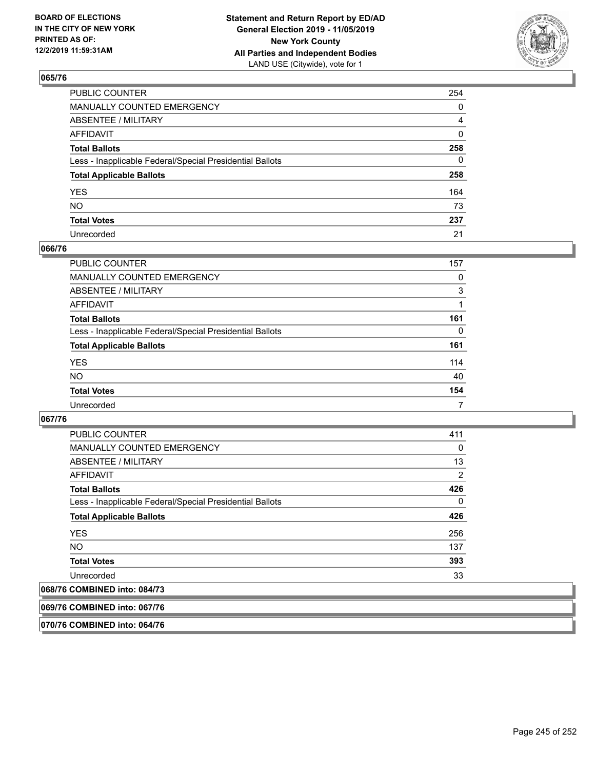## 065/76

| | |
|---|---|
| PUBLIC COUNTER | 254 |
| MANUALLY COUNTED EMERGENCY | 0 |
| ABSENTEE / MILITARY | 4 |
| AFFIDAVIT | 0 |
| **Total Ballots** | **258** |
| Less - Inapplicable Federal/Special Presidential Ballots | 0 |
| **Total Applicable Ballots** | **258** |
| YES | 164 |
| NO | 73 |
| **Total Votes** | **237** |
| Unrecorded | 21 |

## 066/76

| | |
|---|---|
| PUBLIC COUNTER | 157 |
| MANUALLY COUNTED EMERGENCY | 0 |
| ABSENTEE / MILITARY | 3 |
| AFFIDAVIT | 1 |
| **Total Ballots** | **161** |
| Less - Inapplicable Federal/Special Presidential Ballots | 0 |
| **Total Applicable Ballots** | **161** |
| YES | 114 |
| NO | 40 |
| **Total Votes** | **154** |
| Unrecorded | 7 |

## 067/76

| | |
|---|---|
| PUBLIC COUNTER | 411 |
| MANUALLY COUNTED EMERGENCY | 0 |
| ABSENTEE / MILITARY | 13 |
| AFFIDAVIT | 2 |
| **Total Ballots** | **426** |
| Less - Inapplicable Federal/Special Presidential Ballots | 0 |
| **Total Applicable Ballots** | **426** |
| YES | 256 |
| NO | 137 |
| **Total Votes** | **393** |
| Unrecorded | 33 |

## 068/76 COMBINED into: 084/73

## 069/76 COMBINED into: 067/76

## 070/76 COMBINED into: 064/76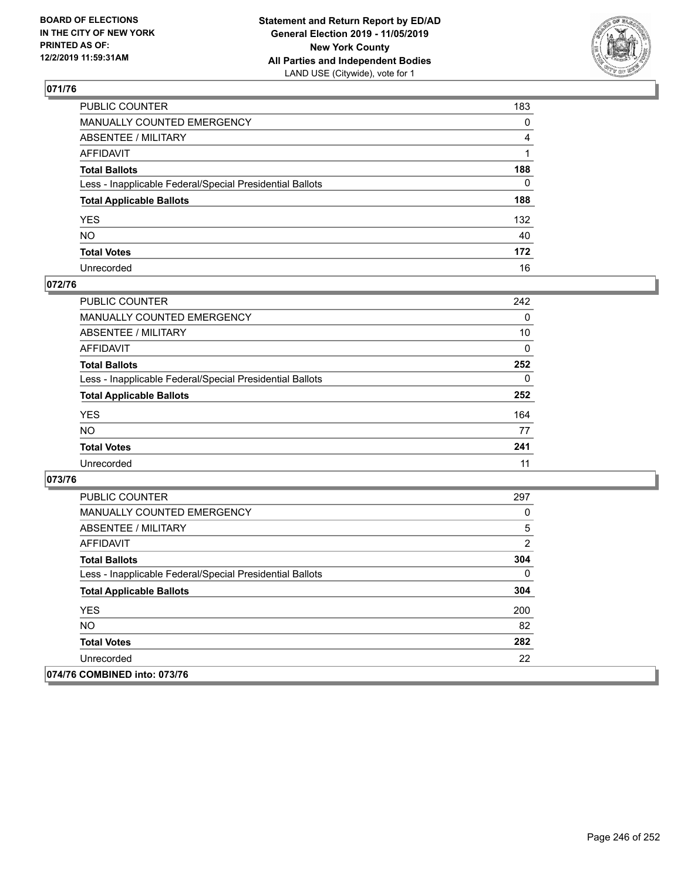## 071/76

| | |
|---|---|
| PUBLIC COUNTER | 183 |
| MANUALLY COUNTED EMERGENCY | 0 |
| ABSENTEE / MILITARY | 4 |
| AFFIDAVIT | 1 |
| **Total Ballots** | **188** |
| Less - Inapplicable Federal/Special Presidential Ballots | 0 |
| **Total Applicable Ballots** | **188** |
| YES | 132 |
| NO | 40 |
| **Total Votes** | **172** |
| Unrecorded | 16 |

## 072/76

| | |
|---|---|
| PUBLIC COUNTER | 242 |
| MANUALLY COUNTED EMERGENCY | 0 |
| ABSENTEE / MILITARY | 10 |
| AFFIDAVIT | 0 |
| **Total Ballots** | **252** |
| Less - Inapplicable Federal/Special Presidential Ballots | 0 |
| **Total Applicable Ballots** | **252** |
| YES | 164 |
| NO | 77 |
| **Total Votes** | **241** |
| Unrecorded | 11 |

## 073/76

| | |
|---|---|
| PUBLIC COUNTER | 297 |
| MANUALLY COUNTED EMERGENCY | 0 |
| ABSENTEE / MILITARY | 5 |
| AFFIDAVIT | 2 |
| **Total Ballots** | **304** |
| Less - Inapplicable Federal/Special Presidential Ballots | 0 |
| **Total Applicable Ballots** | **304** |
| YES | 200 |
| NO | 82 |
| **Total Votes** | **282** |
| Unrecorded | 22 |

## 074/76 COMBINED into: 073/76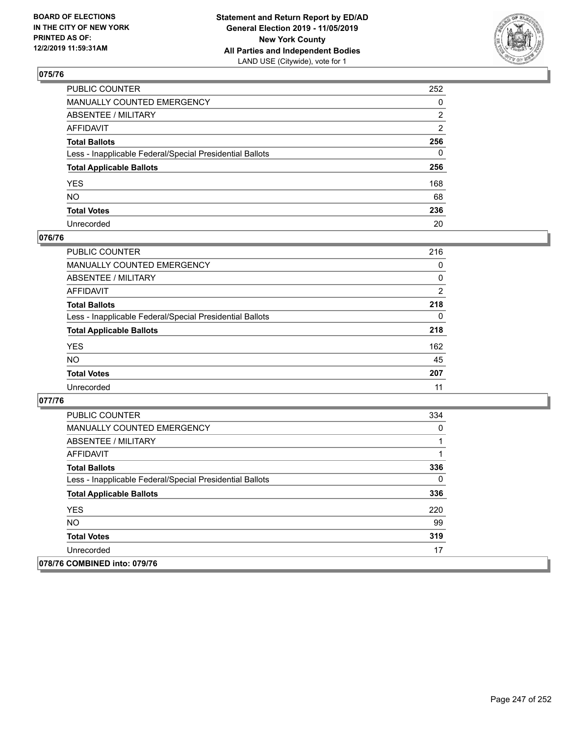## 075/76

| | |
|---|---|
| PUBLIC COUNTER | 252 |
| MANUALLY COUNTED EMERGENCY | 0 |
| ABSENTEE / MILITARY | 2 |
| AFFIDAVIT | 2 |
| **Total Ballots** | **256** |
| Less - Inapplicable Federal/Special Presidential Ballots | 0 |
| **Total Applicable Ballots** | **256** |
| YES | 168 |
| NO | 68 |
| **Total Votes** | **236** |
| Unrecorded | 20 |

## 076/76

| | |
|---|---|
| PUBLIC COUNTER | 216 |
| MANUALLY COUNTED EMERGENCY | 0 |
| ABSENTEE / MILITARY | 0 |
| AFFIDAVIT | 2 |
| **Total Ballots** | **218** |
| Less - Inapplicable Federal/Special Presidential Ballots | 0 |
| **Total Applicable Ballots** | **218** |
| YES | 162 |
| NO | 45 |
| **Total Votes** | **207** |
| Unrecorded | 11 |

## 077/76

| | |
|---|---|
| PUBLIC COUNTER | 334 |
| MANUALLY COUNTED EMERGENCY | 0 |
| ABSENTEE / MILITARY | 1 |
| AFFIDAVIT | 1 |
| **Total Ballots** | **336** |
| Less - Inapplicable Federal/Special Presidential Ballots | 0 |
| **Total Applicable Ballots** | **336** |
| YES | 220 |
| NO | 99 |
| **Total Votes** | **319** |
| Unrecorded | 17 |

## 078/76 COMBINED into: 079/76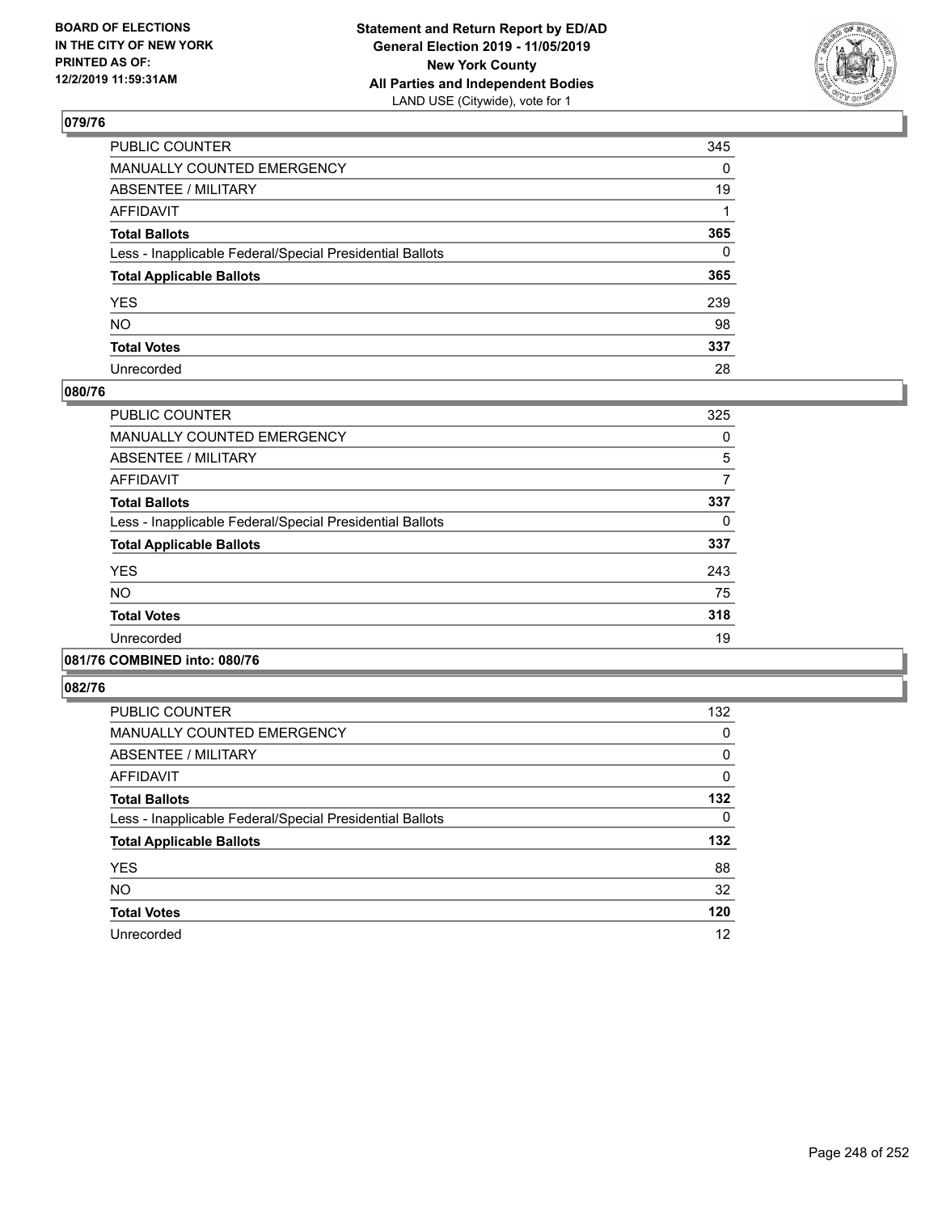## 079/76

| | |
|---|---|
| PUBLIC COUNTER | 345 |
| MANUALLY COUNTED EMERGENCY | 0 |
| ABSENTEE / MILITARY | 19 |
| AFFIDAVIT | 1 |
| **Total Ballots** | **365** |
| Less - Inapplicable Federal/Special Presidential Ballots | 0 |
| **Total Applicable Ballots** | **365** |
| YES | 239 |
| NO | 98 |
| **Total Votes** | **337** |
| Unrecorded | 28 |

## 080/76

| | |
|---|---|
| PUBLIC COUNTER | 325 |
| MANUALLY COUNTED EMERGENCY | 0 |
| ABSENTEE / MILITARY | 5 |
| AFFIDAVIT | 7 |
| **Total Ballots** | **337** |
| Less - Inapplicable Federal/Special Presidential Ballots | 0 |
| **Total Applicable Ballots** | **337** |
| YES | 243 |
| NO | 75 |
| **Total Votes** | **318** |
| Unrecorded | 19 |

## 081/76 COMBINED into: 080/76

## 082/76

| | |
|---|---|
| PUBLIC COUNTER | 132 |
| MANUALLY COUNTED EMERGENCY | 0 |
| ABSENTEE / MILITARY | 0 |
| AFFIDAVIT | 0 |
| **Total Ballots** | **132** |
| Less - Inapplicable Federal/Special Presidential Ballots | 0 |
| **Total Applicable Ballots** | **132** |
| YES | 88 |
| NO | 32 |
| **Total Votes** | **120** |
| Unrecorded | 12 |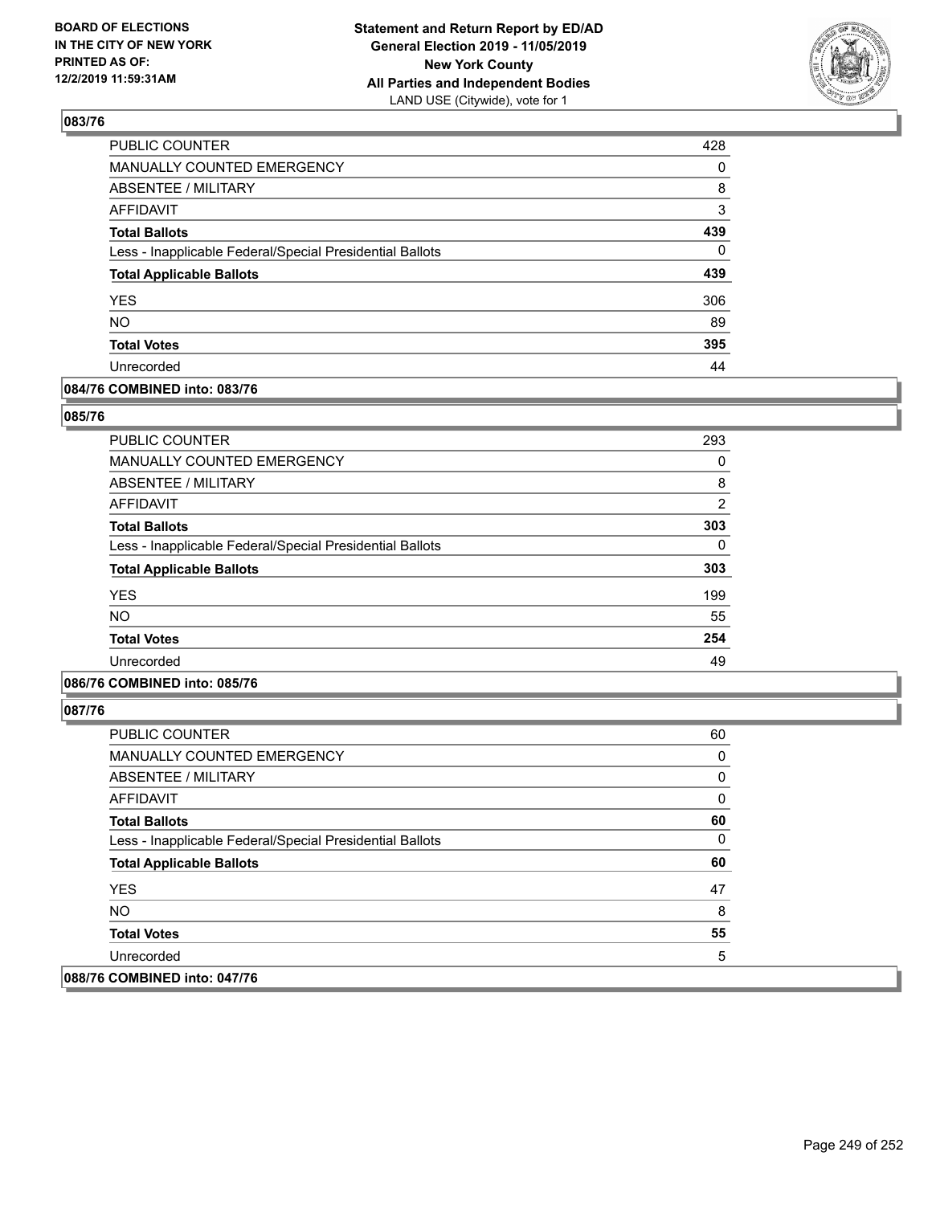## 083/76

| | |
|---|---|
| PUBLIC COUNTER | 428 |
| MANUALLY COUNTED EMERGENCY | 0 |
| ABSENTEE / MILITARY | 8 |
| AFFIDAVIT | 3 |
| **Total Ballots** | **439** |
| Less - Inapplicable Federal/Special Presidential Ballots | 0 |
| **Total Applicable Ballots** | **439** |
| YES | 306 |
| NO | 89 |
| **Total Votes** | **395** |
| Unrecorded | 44 |

## 084/76 COMBINED into: 083/76

## 085/76

| | |
|---|---|
| PUBLIC COUNTER | 293 |
| MANUALLY COUNTED EMERGENCY | 0 |
| ABSENTEE / MILITARY | 8 |
| AFFIDAVIT | 2 |
| **Total Ballots** | **303** |
| Less - Inapplicable Federal/Special Presidential Ballots | 0 |
| **Total Applicable Ballots** | **303** |
| YES | 199 |
| NO | 55 |
| **Total Votes** | **254** |
| Unrecorded | 49 |

## 086/76 COMBINED into: 085/76

## 087/76

| | |
|---|---|
| PUBLIC COUNTER | 60 |
| MANUALLY COUNTED EMERGENCY | 0 |
| ABSENTEE / MILITARY | 0 |
| AFFIDAVIT | 0 |
| **Total Ballots** | **60** |
| Less - Inapplicable Federal/Special Presidential Ballots | 0 |
| **Total Applicable Ballots** | **60** |
| YES | 47 |
| NO | 8 |
| **Total Votes** | **55** |
| Unrecorded | 5 |

## 088/76 COMBINED into: 047/76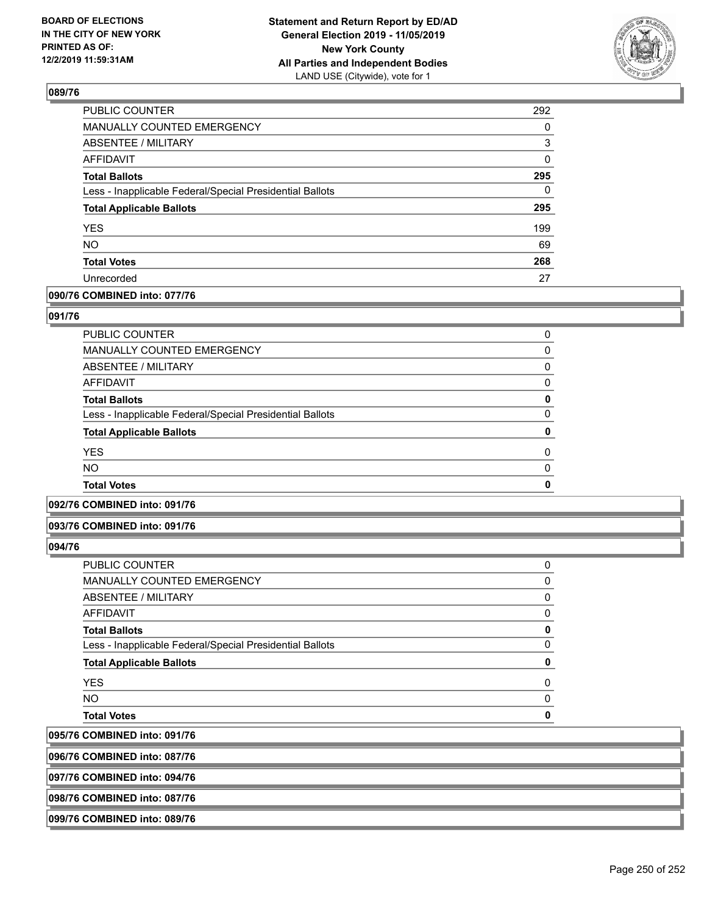**BOARD OF ELECTIONS IN THE CITY OF NEW YORK PRINTED AS OF: 12/2/2019 11:59:31AM**

**Statement and Return Report by ED/AD General Election 2019 - 11/05/2019 New York County All Parties and Independent Bodies** LAND USE (Citywide), vote for 1

### 089/76

| | |
|---|---|
| PUBLIC COUNTER | 292 |
| MANUALLY COUNTED EMERGENCY | 0 |
| ABSENTEE / MILITARY | 3 |
| AFFIDAVIT | 0 |
| **Total Ballots** | **295** |
| Less - Inapplicable Federal/Special Presidential Ballots | 0 |
| **Total Applicable Ballots** | **295** |
| YES | 199 |
| NO | 69 |
| **Total Votes** | **268** |
| Unrecorded | 27 |

### 090/76 COMBINED into: 077/76

### 091/76

| | |
|---|---|
| PUBLIC COUNTER | 0 |
| MANUALLY COUNTED EMERGENCY | 0 |
| ABSENTEE / MILITARY | 0 |
| AFFIDAVIT | 0 |
| **Total Ballots** | **0** |
| Less - Inapplicable Federal/Special Presidential Ballots | 0 |
| **Total Applicable Ballots** | **0** |
| YES | 0 |
| NO | 0 |
| **Total Votes** | **0** |

### 092/76 COMBINED into: 091/76

### 093/76 COMBINED into: 091/76

### 094/76

| | |
|---|---|
| PUBLIC COUNTER | 0 |
| MANUALLY COUNTED EMERGENCY | 0 |
| ABSENTEE / MILITARY | 0 |
| AFFIDAVIT | 0 |
| **Total Ballots** | **0** |
| Less - Inapplicable Federal/Special Presidential Ballots | 0 |
| **Total Applicable Ballots** | **0** |
| YES | 0 |
| NO | 0 |
| **Total Votes** | **0** |

### 095/76 COMBINED into: 091/76

### 096/76 COMBINED into: 087/76

### 097/76 COMBINED into: 094/76

### 098/76 COMBINED into: 087/76

### 099/76 COMBINED into: 089/76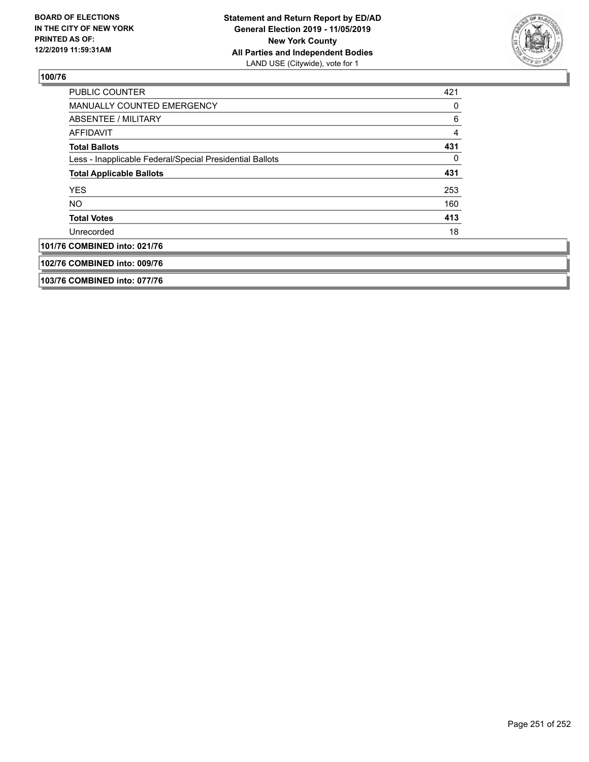**100/76**

| | |
|---|---|
| PUBLIC COUNTER | 421 |
| MANUALLY COUNTED EMERGENCY | 0 |
| ABSENTEE / MILITARY | 6 |
| AFFIDAVIT | 4 |
| **Total Ballots** | **431** |
| Less - Inapplicable Federal/Special Presidential Ballots | 0 |
| **Total Applicable Ballots** | **431** |
| YES | 253 |
| NO | 160 |
| **Total Votes** | **413** |
| Unrecorded | 18 |

**101/76 COMBINED into: 021/76**

**102/76 COMBINED into: 009/76**

**103/76 COMBINED into: 077/76**